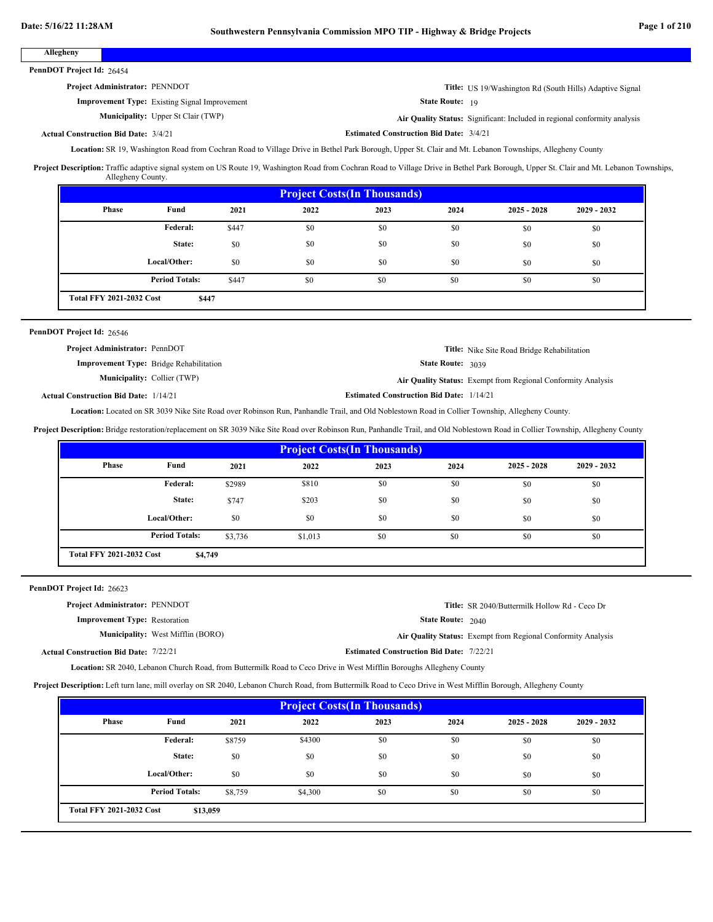## Allegheny

**PennDOT Project Id:** 26454

**Project Administrator:** PENNDOT

**Title:** US 19/Washington Rd (South Hills) Adaptive Signal

**Improvement Type:** Existing Signal Improvement

**State Route:** 19

**Municipality:** Upper St Clair (TWP)

**Air Quality Status:** Significant: Included in regional conformity analysis

**Actual Construction Bid Date:** 3/4/21

**Estimated Construction Bid Date:** 3/4/21

**Location:** SR 19, Washington Road from Cochran Road to Village Drive in Bethel Park Borough, Upper St. Clair and Mt. Lebanon Townships, Allegheny County

**Project Description:** Traffic adaptive signal system on US Route 19, Washington Road from Cochran Road to Village Drive in Bethel Park Borough, Upper St. Clair and Mt. Lebanon Townships, Allegheny County.

**Project Costs(In Thousands)**

| Phase | Fund | 2021 | 2022 | 2023 | 2024 | 2025 - 2028 | 2029 - 2032 |
|---|---|---|---|---|---|---|---|
| | Federal: | $447 | $0 | $0 | $0 | $0 | $0 |
| | State: | $0 | $0 | $0 | $0 | $0 | $0 |
| | Local/Other: | $0 | $0 | $0 | $0 | $0 | $0 |
| | Period Totals: | $447 | $0 | $0 | $0 | $0 | $0 |

**Total FFY 2021-2032 Cost** $447

---

**PennDOT Project Id:** 26546

**Project Administrator:** PennDOT

**Title:** Nike Site Road Bridge Rehabilitation

**Improvement Type:** Bridge Rehabilitation

**State Route:** 3039

**Municipality:** Collier (TWP)

**Air Quality Status:** Exempt from Regional Conformity Analysis

**Actual Construction Bid Date:** 1/14/21

**Estimated Construction Bid Date:** 1/14/21

**Location:** Located on SR 3039 Nike Site Road over Robinson Run, Panhandle Trail, and Old Noblestown Road in Collier Township, Allegheny County.

**Project Description:** Bridge restoration/replacement on SR 3039 Nike Site Road over Robinson Run, Panhandle Trail, and Old Noblestown Road in Collier Township, Allegheny County

**Project Costs(In Thousands)**

| Phase | Fund | 2021 | 2022 | 2023 | 2024 | 2025 - 2028 | 2029 - 2032 |
|---|---|---|---|---|---|---|---|
| | Federal: | $2989 | $810 | $0 | $0 | $0 | $0 |
| | State: | $747 | $203 | $0 | $0 | $0 | $0 |
| | Local/Other: | $0 | $0 | $0 | $0 | $0 | $0 |
| | Period Totals: | $3,736 | $1,013 | $0 | $0 | $0 | $0 |

**Total FFY 2021-2032 Cost** $4,749

---

**PennDOT Project Id:** 26623

**Project Administrator:** PENNDOT

**Title:** SR 2040/Buttermilk Hollow Rd - Ceco Dr

**Improvement Type:** Restoration

**State Route:** 2040

**Municipality:** West Mifflin (BORO)

**Air Quality Status:** Exempt from Regional Conformity Analysis

**Actual Construction Bid Date:** 7/22/21

**Estimated Construction Bid Date:** 7/22/21

**Location:** SR 2040, Lebanon Church Road, from Buttermilk Road to Ceco Drive in West Mifflin Boroughs Allegheny County

**Project Description:** Left turn lane, mill overlay on SR 2040, Lebanon Church Road, from Buttermilk Road to Ceco Drive in West Mifflin Borough, Allegheny County

**Project Costs(In Thousands)**

| Phase | Fund | 2021 | 2022 | 2023 | 2024 | 2025 - 2028 | 2029 - 2032 |
|---|---|---|---|---|---|---|---|
| | Federal: | $8759 | $4300 | $0 | $0 | $0 | $0 |
| | State: | $0 | $0 | $0 | $0 | $0 | $0 |
| | Local/Other: | $0 | $0 | $0 | $0 | $0 | $0 |
| | Period Totals: | $8,759 | $4,300 | $0 | $0 | $0 | $0 |

**Total FFY 2021-2032 Cost** $13,059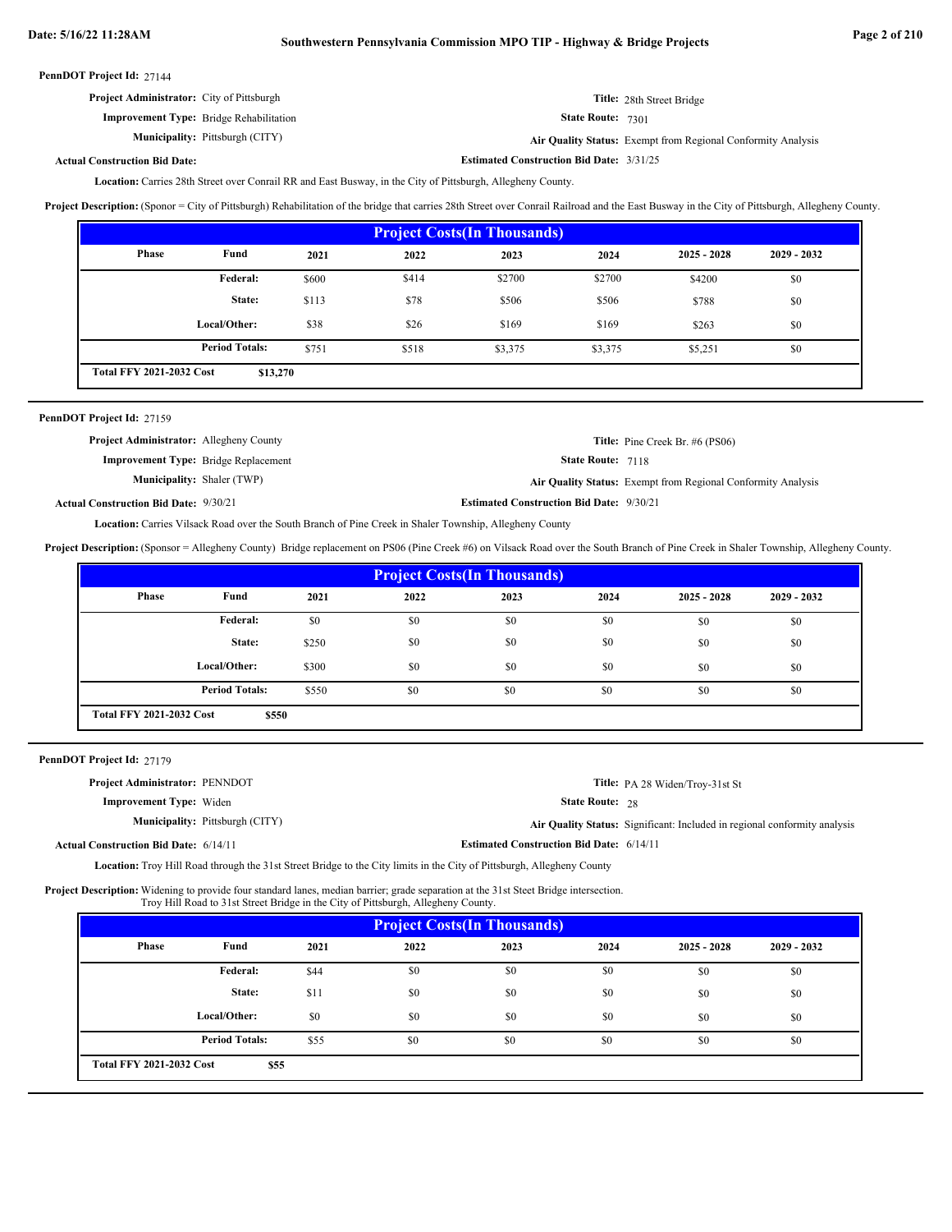**PennDOT Project Id:** 27144

**Project Administrator:** City of Pittsburgh

**Improvement Type:** Bridge Rehabilitation

**Municipality:** Pittsburgh (CITY)

**Actual Construction Bid Date:**

**Title:** 28th Street Bridge

**State Route:** 7301

**Air Quality Status:** Exempt from Regional Conformity Analysis

**Estimated Construction Bid Date:** 3/31/25

**Location:** Carries 28th Street over Conrail RR and East Busway, in the City of Pittsburgh, Allegheny County.

**Project Description:** (Sponor = City of Pittsburgh) Rehabilitation of the bridge that carries 28th Street over Conrail Railroad and the East Busway in the City of Pittsburgh, Allegheny County.

| Project Costs(In Thousands) | | | | | | | |
|---|---|---|---|---|---|---|---|
| Phase | Fund | 2021 | 2022 | 2023 | 2024 | 2025 - 2028 | 2029 - 2032 |
| | Federal: | $600 | $414 | $2700 | $2700 | $4200 | $0 |
| | State: | $113 | $78 | $506 | $506 | $788 | $0 |
| | Local/Other: | $38 | $26 | $169 | $169 | $263 | $0 |
| | Period Totals: | $751 | $518 | $3,375 | $3,375 | $5,251 | $0 |
| Total FFY 2021-2032 Cost | $13,270 | | | | | | |

---

**PennDOT Project Id:** 27159

**Project Administrator:** Allegheny County

**Improvement Type:** Bridge Replacement

**Municipality:** Shaler (TWP)

**Actual Construction Bid Date:** 9/30/21

**Title:** Pine Creek Br. #6 (PS06)

**State Route:** 7118

**Air Quality Status:** Exempt from Regional Conformity Analysis

**Estimated Construction Bid Date:** 9/30/21

**Location:** Carries Vilsack Road over the South Branch of Pine Creek in Shaler Township, Allegheny County

**Project Description:** (Sponsor = Allegheny County) Bridge replacement on PS06 (Pine Creek #6) on Vilsack Road over the South Branch of Pine Creek in Shaler Township, Allegheny County.

| Project Costs(In Thousands) | | | | | | | |
|---|---|---|---|---|---|---|---|
| Phase | Fund | 2021 | 2022 | 2023 | 2024 | 2025 - 2028 | 2029 - 2032 |
| | Federal: | $0 | $0 | $0 | $0 | $0 | $0 |
| | State: | $250 | $0 | $0 | $0 | $0 | $0 |
| | Local/Other: | $300 | $0 | $0 | $0 | $0 | $0 |
| | Period Totals: | $550 | $0 | $0 | $0 | $0 | $0 |
| Total FFY 2021-2032 Cost | $550 | | | | | | |

---

**PennDOT Project Id:** 27179

**Project Administrator:** PENNDOT

**Improvement Type:** Widen

**Municipality:** Pittsburgh (CITY)

**Actual Construction Bid Date:** 6/14/11

**Title:** PA 28 Widen/Troy-31st St

**State Route:** 28

**Air Quality Status:** Significant: Included in regional conformity analysis

**Estimated Construction Bid Date:** 6/14/11

**Location:** Troy Hill Road through the 31st Street Bridge to the City limits in the City of Pittsburgh, Allegheny County

**Project Description:** Widening to provide four standard lanes, median barrier; grade separation at the 31st Steet Bridge intersection.
Troy Hill Road to 31st Street Bridge in the City of Pittsburgh, Allegheny County.

| Project Costs(In Thousands) | | | | | | | |
|---|---|---|---|---|---|---|---|
| Phase | Fund | 2021 | 2022 | 2023 | 2024 | 2025 - 2028 | 2029 - 2032 |
| | Federal: | $44 | $0 | $0 | $0 | $0 | $0 |
| | State: | $11 | $0 | $0 | $0 | $0 | $0 |
| | Local/Other: | $0 | $0 | $0 | $0 | $0 | $0 |
| | Period Totals: | $55 | $0 | $0 | $0 | $0 | $0 |
| Total FFY 2021-2032 Cost | $55 | | | | | | |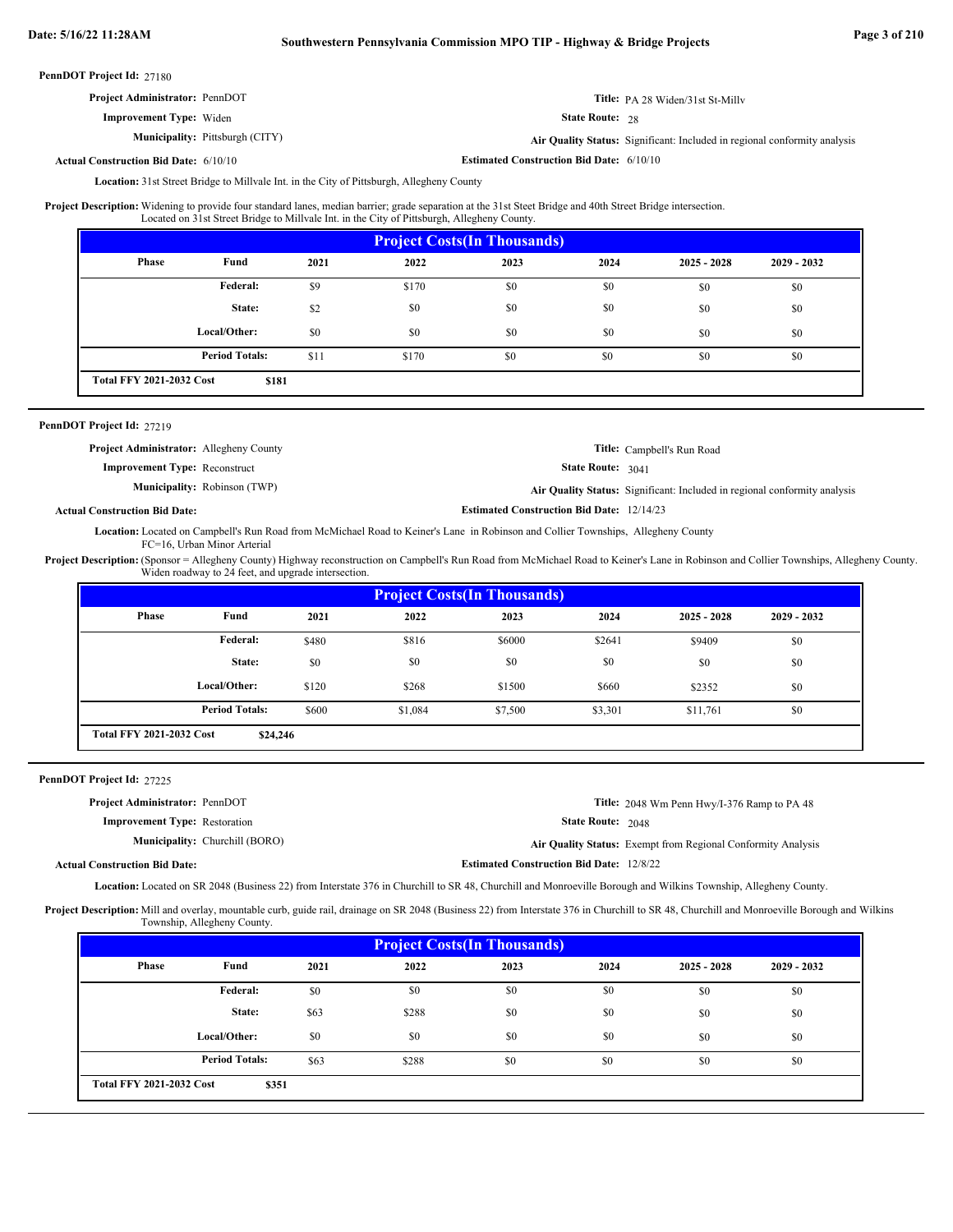**PennDOT Project Id:** 27180

**Project Administrator:** PennDOT

**Title:** PA 28 Widen/31st St-Millv

**Improvement Type:** Widen

**State Route:** 28

**Municipality:** Pittsburgh (CITY)

**Air Quality Status:** Significant: Included in regional conformity analysis

**Actual Construction Bid Date:** 6/10/10

**Estimated Construction Bid Date:** 6/10/10

**Location:** 31st Street Bridge to Millvale Int. in the City of Pittsburgh, Allegheny County

**Project Description:** Widening to provide four standard lanes, median barrier; grade separation at the 31st Steet Bridge and 40th Street Bridge intersection. Located on 31st Street Bridge to Millvale Int. in the City of Pittsburgh, Allegheny County.

| Project Costs(In Thousands) | | | | | | | |
|---|---|---|---|---|---|---|---|
| Phase | Fund | 2021 | 2022 | 2023 | 2024 | 2025 - 2028 | 2029 - 2032 |
| | Federal: | $9 | $170 | $0 | $0 | $0 | $0 |
| | State: | $2 | $0 | $0 | $0 | $0 | $0 |
| | Local/Other: | $0 | $0 | $0 | $0 | $0 | $0 |
| | Period Totals: | $11 | $170 | $0 | $0 | $0 | $0 |
| Total FFY 2021-2032 Cost | $181 | | | | | | |

---

**PennDOT Project Id:** 27219

**Project Administrator:** Allegheny County

**Title:** Campbell's Run Road

**Improvement Type:** Reconstruct

**State Route:** 3041

**Municipality:** Robinson (TWP)

**Air Quality Status:** Significant: Included in regional conformity analysis

**Actual Construction Bid Date:**

**Estimated Construction Bid Date:** 12/14/23

**Location:** Located on Campbell's Run Road from McMichael Road to Keiner's Lane in Robinson and Collier Townships, Allegheny County FC=16, Urban Minor Arterial

**Project Description:** (Sponsor = Allegheny County) Highway reconstruction on Campbell's Run Road from McMichael Road to Keiner's Lane in Robinson and Collier Townships, Allegheny County. Widen roadway to 24 feet, and upgrade intersection.

| Project Costs(In Thousands) | | | | | | | |
|---|---|---|---|---|---|---|---|
| Phase | Fund | 2021 | 2022 | 2023 | 2024 | 2025 - 2028 | 2029 - 2032 |
| | Federal: | $480 | $816 | $6000 | $2641 | $9409 | $0 |
| | State: | $0 | $0 | $0 | $0 | $0 | $0 |
| | Local/Other: | $120 | $268 | $1500 | $660 | $2352 | $0 |
| | Period Totals: | $600 | $1,084 | $7,500 | $3,301 | $11,761 | $0 |
| Total FFY 2021-2032 Cost | $24,246 | | | | | | |

---

**PennDOT Project Id:** 27225

**Project Administrator:** PennDOT

**Title:** 2048 Wm Penn Hwy/I-376 Ramp to PA 48

**Improvement Type:** Restoration

**State Route:** 2048

**Municipality:** Churchill (BORO)

**Air Quality Status:** Exempt from Regional Conformity Analysis

**Actual Construction Bid Date:**

**Estimated Construction Bid Date:** 12/8/22

**Location:** Located on SR 2048 (Business 22) from Interstate 376 in Churchill to SR 48, Churchill and Monroeville Borough and Wilkins Township, Allegheny County.

**Project Description:** Mill and overlay, mountable curb, guide rail, drainage on SR 2048 (Business 22) from Interstate 376 in Churchill to SR 48, Churchill and Monroeville Borough and Wilkins Township, Allegheny County.

| Project Costs(In Thousands) | | | | | | | |
|---|---|---|---|---|---|---|---|
| Phase | Fund | 2021 | 2022 | 2023 | 2024 | 2025 - 2028 | 2029 - 2032 |
| | Federal: | $0 | $0 | $0 | $0 | $0 | $0 |
| | State: | $63 | $288 | $0 | $0 | $0 | $0 |
| | Local/Other: | $0 | $0 | $0 | $0 | $0 | $0 |
| | Period Totals: | $63 | $288 | $0 | $0 | $0 | $0 |
| Total FFY 2021-2032 Cost | $351 | | | | | | |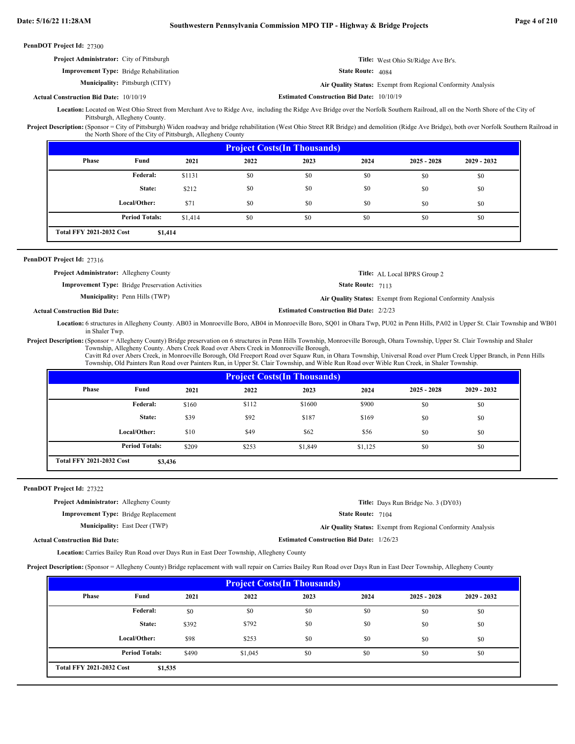**PennDOT Project Id:** 27300

**Project Administrator:** City of Pittsburgh

**Title:** West Ohio St/Ridge Ave Br's.

**Improvement Type:** Bridge Rehabilitation

**State Route:** 4084

**Municipality:** Pittsburgh (CITY)

**Air Quality Status:** Exempt from Regional Conformity Analysis

**Actual Construction Bid Date:** 10/10/19

**Estimated Construction Bid Date:** 10/10/19

**Location:** Located on West Ohio Street from Merchant Ave to Ridge Ave, including the Ridge Ave Bridge over the Norfolk Southern Railroad, all on the North Shore of the City of Pittsburgh, Allegheny County.

**Project Description:** (Sponsor = City of Pittsburgh) Widen roadway and bridge rehabilitation (West Ohio Street RR Bridge) and demolition (Ridge Ave Bridge), both over Norfolk Southern Railroad in the North Shore of the City of Pittsburgh, Allegheny County

| Project Costs(In Thousands) | | | | | | | |
|---|---|---|---|---|---|---|---|
| Phase | Fund | 2021 | 2022 | 2023 | 2024 | 2025 - 2028 | 2029 - 2032 |
| | Federal: | $1131 | $0 | $0 | $0 | $0 | $0 |
| | State: | $212 | $0 | $0 | $0 | $0 | $0 |
| | Local/Other: | $71 | $0 | $0 | $0 | $0 | $0 |
| | Period Totals: | $1,414 | $0 | $0 | $0 | $0 | $0 |
| Total FFY 2021-2032 Cost | $1,414 | | | | | | |

---

**PennDOT Project Id:** 27316

**Project Administrator:** Allegheny County

**Title:** AL Local BPRS Group 2

**Improvement Type:** Bridge Preservation Activities

**State Route:** 7113

**Municipality:** Penn Hills (TWP)

**Air Quality Status:** Exempt from Regional Conformity Analysis

**Actual Construction Bid Date:**

**Estimated Construction Bid Date:** 2/2/23

**Location:** 6 structures in Allegheny County. AB03 in Monroeville Boro, AB04 in Monroeville Boro, SQ01 in Ohara Twp, PU02 in Penn Hills, PA02 in Upper St. Clair Township and WB01 in Shaler Twp.

**Project Description:** (Sponsor = Allegheny County) Bridge preservation on 6 structures in Penn Hills Township, Monroeville Borough, Ohara Township, Upper St. Clair Township and Shaler Township, Allegheny County. Abers Creek Road over Abers Creek in Monroeville Borough,
Cavitt Rd over Abers Creek, in Monroeville Borough, Old Freeport Road over Squaw Run, in Ohara Township, Universal Road over Plum Creek Upper Branch, in Penn Hills Township, Old Painters Run Road over Painters Run, in Upper St. Clair Township, and Wible Run Road over Wible Run Creek, in Shaler Township.

| Project Costs(In Thousands) | | | | | | | |
|---|---|---|---|---|---|---|---|
| Phase | Fund | 2021 | 2022 | 2023 | 2024 | 2025 - 2028 | 2029 - 2032 |
| | Federal: | $160 | $112 | $1600 | $900 | $0 | $0 |
| | State: | $39 | $92 | $187 | $169 | $0 | $0 |
| | Local/Other: | $10 | $49 | $62 | $56 | $0 | $0 |
| | Period Totals: | $209 | $253 | $1,849 | $1,125 | $0 | $0 |
| Total FFY 2021-2032 Cost | $3,436 | | | | | | |

---

**PennDOT Project Id:** 27322

**Project Administrator:** Allegheny County

**Title:** Days Run Bridge No. 3 (DY03)

**Improvement Type:** Bridge Replacement

**State Route:** 7104

**Municipality:** East Deer (TWP)

**Air Quality Status:** Exempt from Regional Conformity Analysis

**Actual Construction Bid Date:**

**Estimated Construction Bid Date:** 1/26/23

**Location:** Carries Bailey Run Road over Days Run in East Deer Township, Allegheny County

**Project Description:** (Sponsor = Allegheny County) Bridge replacement with wall repair on Carries Bailey Run Road over Days Run in East Deer Township, Allegheny County

| Project Costs(In Thousands) | | | | | | | |
|---|---|---|---|---|---|---|---|
| Phase | Fund | 2021 | 2022 | 2023 | 2024 | 2025 - 2028 | 2029 - 2032 |
| | Federal: | $0 | $0 | $0 | $0 | $0 | $0 |
| | State: | $392 | $792 | $0 | $0 | $0 | $0 |
| | Local/Other: | $98 | $253 | $0 | $0 | $0 | $0 |
| | Period Totals: | $490 | $1,045 | $0 | $0 | $0 | $0 |
| Total FFY 2021-2032 Cost | $1,535 | | | | | | |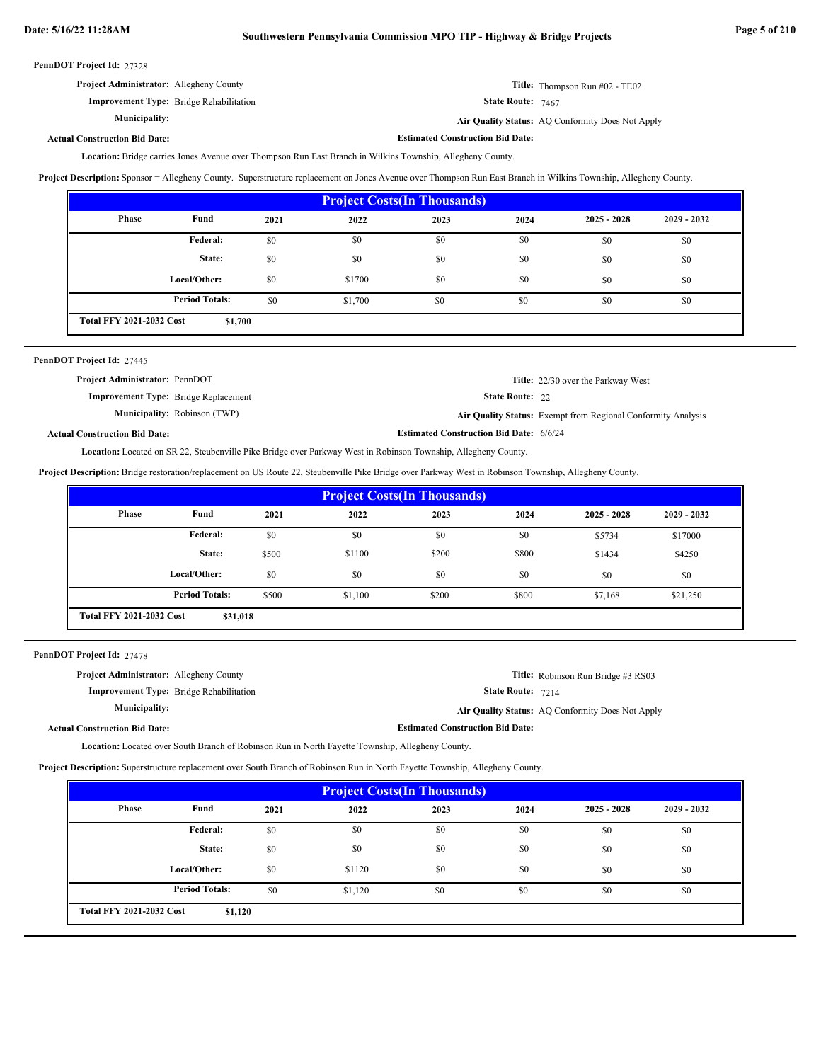**PennDOT Project Id:** 27328

**Project Administrator:** Allegheny County

**Title:** Thompson Run #02 - TE02

**Improvement Type:** Bridge Rehabilitation

**State Route:** 7467

**Municipality:**

**Air Quality Status:** AQ Conformity Does Not Apply

**Actual Construction Bid Date:**

**Estimated Construction Bid Date:**

**Location:** Bridge carries Jones Avenue over Thompson Run East Branch in Wilkins Township, Allegheny County.

**Project Description:** Sponsor = Allegheny County. Superstructure replacement on Jones Avenue over Thompson Run East Branch in Wilkins Township, Allegheny County.

| Project Costs(In Thousands) | | | | | | | |
|---|---|---|---|---|---|---|---|
| Phase | Fund | 2021 | 2022 | 2023 | 2024 | 2025 - 2028 | 2029 - 2032 |
| | Federal: | $0 | $0 | $0 | $0 | $0 | $0 |
| | State: | $0 | $0 | $0 | $0 | $0 | $0 |
| | Local/Other: | $0 | $1700 | $0 | $0 | $0 | $0 |
| | Period Totals: | $0 | $1,700 | $0 | $0 | $0 | $0 |
| Total FFY 2021-2032 Cost | $1,700 | | | | | | |

---

**PennDOT Project Id:** 27445

**Project Administrator:** PennDOT

**Title:** 22/30 over the Parkway West

**Improvement Type:** Bridge Replacement

**State Route:** 22

**Municipality:** Robinson (TWP)

**Air Quality Status:** Exempt from Regional Conformity Analysis

**Actual Construction Bid Date:**

**Estimated Construction Bid Date:** 6/6/24

**Location:** Located on SR 22, Steubenville Pike Bridge over Parkway West in Robinson Township, Allegheny County.

**Project Description:** Bridge restoration/replacement on US Route 22, Steubenville Pike Bridge over Parkway West in Robinson Township, Allegheny County.

| Project Costs(In Thousands) | | | | | | | |
|---|---|---|---|---|---|---|---|
| Phase | Fund | 2021 | 2022 | 2023 | 2024 | 2025 - 2028 | 2029 - 2032 |
| | Federal: | $0 | $0 | $0 | $0 | $5734 | $17000 |
| | State: | $500 | $1100 | $200 | $800 | $1434 | $4250 |
| | Local/Other: | $0 | $0 | $0 | $0 | $0 | $0 |
| | Period Totals: | $500 | $1,100 | $200 | $800 | $7,168 | $21,250 |
| Total FFY 2021-2032 Cost | $31,018 | | | | | | |

---

**PennDOT Project Id:** 27478

**Project Administrator:** Allegheny County

**Title:** Robinson Run Bridge #3 RS03

**Improvement Type:** Bridge Rehabilitation

**State Route:** 7214

**Municipality:**

**Air Quality Status:** AQ Conformity Does Not Apply

**Actual Construction Bid Date:**

**Estimated Construction Bid Date:**

**Location:** Located over South Branch of Robinson Run in North Fayette Township, Allegheny County.

**Project Description:** Superstructure replacement over South Branch of Robinson Run in North Fayette Township, Allegheny County.

| Project Costs(In Thousands) | | | | | | | |
|---|---|---|---|---|---|---|---|
| Phase | Fund | 2021 | 2022 | 2023 | 2024 | 2025 - 2028 | 2029 - 2032 |
| | Federal: | $0 | $0 | $0 | $0 | $0 | $0 |
| | State: | $0 | $0 | $0 | $0 | $0 | $0 |
| | Local/Other: | $0 | $1120 | $0 | $0 | $0 | $0 |
| | Period Totals: | $0 | $1,120 | $0 | $0 | $0 | $0 |
| Total FFY 2021-2032 Cost | $1,120 | | | | | | |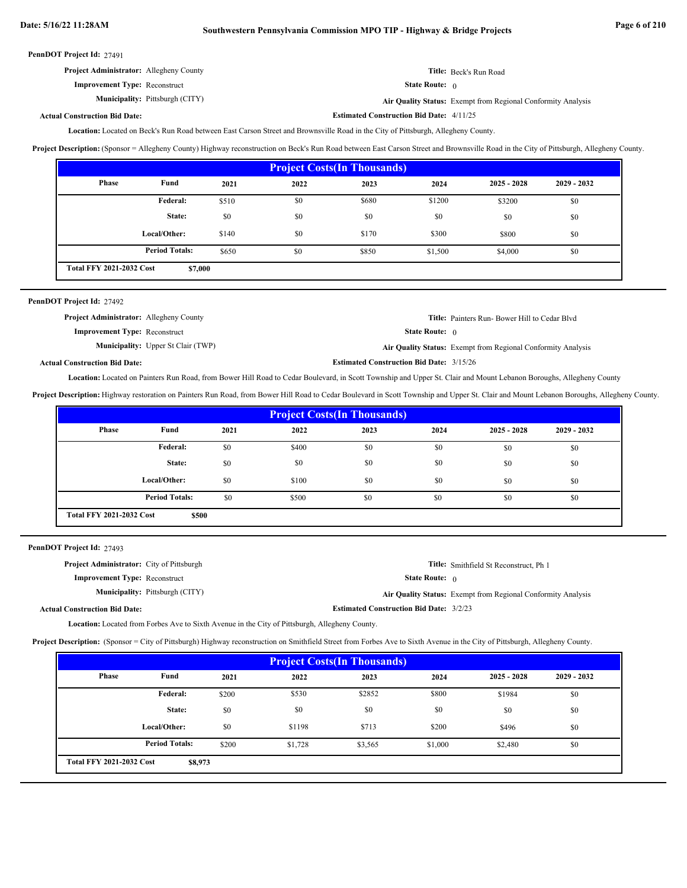**PennDOT Project Id:** 27491

**Project Administrator:** Allegheny County

**Title:** Beck's Run Road

**Improvement Type:** Reconstruct

**State Route:** 0

**Municipality:** Pittsburgh (CITY)

**Air Quality Status:** Exempt from Regional Conformity Analysis

**Actual Construction Bid Date:**

**Estimated Construction Bid Date:** 4/11/25

**Location:** Located on Beck's Run Road between East Carson Street and Brownsville Road in the City of Pittsburgh, Allegheny County.

**Project Description:** (Sponsor = Allegheny County) Highway reconstruction on Beck's Run Road between East Carson Street and Brownsville Road in the City of Pittsburgh, Allegheny County.

| Project Costs(In Thousands) | | | | | | | |
|---|---|---|---|---|---|---|---|
| Phase | Fund | 2021 | 2022 | 2023 | 2024 | 2025 - 2028 | 2029 - 2032 |
| | Federal: | $510 | $0 | $680 | $1200 | $3200 | $0 |
| | State: | $0 | $0 | $0 | $0 | $0 | $0 |
| | Local/Other: | $140 | $0 | $170 | $300 | $800 | $0 |
| | Period Totals: | $650 | $0 | $850 | $1,500 | $4,000 | $0 |
| Total FFY 2021-2032 Cost | $7,000 | | | | | | |

---

**PennDOT Project Id:** 27492

**Project Administrator:** Allegheny County

**Title:** Painters Run- Bower Hill to Cedar Blvd

**Improvement Type:** Reconstruct

**State Route:** 0

**Municipality:** Upper St Clair (TWP)

**Air Quality Status:** Exempt from Regional Conformity Analysis

**Actual Construction Bid Date:**

**Estimated Construction Bid Date:** 3/15/26

**Location:** Located on Painters Run Road, from Bower Hill Road to Cedar Boulevard, in Scott Township and Upper St. Clair and Mount Lebanon Boroughs, Allegheny County

**Project Description:** Highway restoration on Painters Run Road, from Bower Hill Road to Cedar Boulevard in Scott Township and Upper St. Clair and Mount Lebanon Boroughs, Allegheny County.

| Project Costs(In Thousands) | | | | | | | |
|---|---|---|---|---|---|---|---|
| Phase | Fund | 2021 | 2022 | 2023 | 2024 | 2025 - 2028 | 2029 - 2032 |
| | Federal: | $0 | $400 | $0 | $0 | $0 | $0 |
| | State: | $0 | $0 | $0 | $0 | $0 | $0 |
| | Local/Other: | $0 | $100 | $0 | $0 | $0 | $0 |
| | Period Totals: | $0 | $500 | $0 | $0 | $0 | $0 |
| Total FFY 2021-2032 Cost | $500 | | | | | | |

---

**PennDOT Project Id:** 27493

**Project Administrator:** City of Pittsburgh

**Title:** Smithfield St Reconstruct, Ph 1

**Improvement Type:** Reconstruct

**State Route:** 0

**Municipality:** Pittsburgh (CITY)

**Air Quality Status:** Exempt from Regional Conformity Analysis

**Actual Construction Bid Date:**

**Estimated Construction Bid Date:** 3/2/23

**Location:** Located from Forbes Ave to Sixth Avenue in the City of Pittsburgh, Allegheny County.

**Project Description:** (Sponsor = City of Pittsburgh) Highway reconstruction on Smithfield Street from Forbes Ave to Sixth Avenue in the City of Pittsburgh, Allegheny County.

| Project Costs(In Thousands) | | | | | | | |
|---|---|---|---|---|---|---|---|
| Phase | Fund | 2021 | 2022 | 2023 | 2024 | 2025 - 2028 | 2029 - 2032 |
| | Federal: | $200 | $530 | $2852 | $800 | $1984 | $0 |
| | State: | $0 | $0 | $0 | $0 | $0 | $0 |
| | Local/Other: | $0 | $1198 | $713 | $200 | $496 | $0 |
| | Period Totals: | $200 | $1,728 | $3,565 | $1,000 | $2,480 | $0 |
| Total FFY 2021-2032 Cost | $8,973 | | | | | | |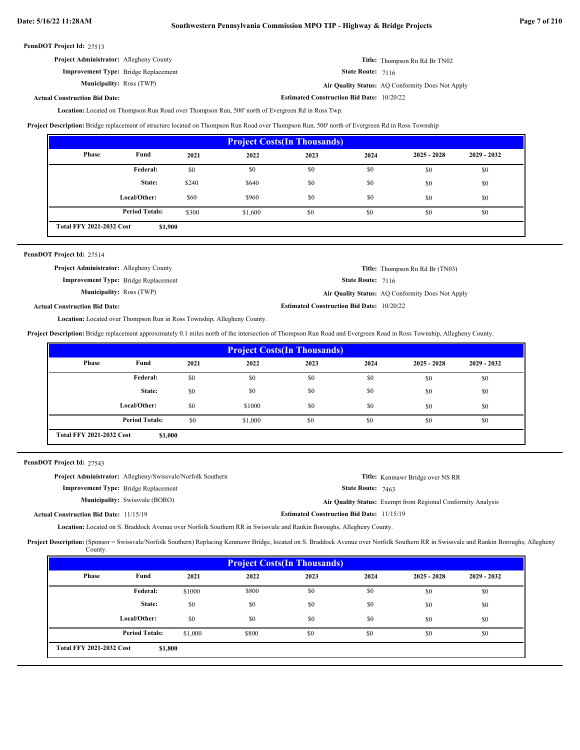**PennDOT Project Id:** 27513

**Project Administrator:** Allegheny County
**Title:** Thompson Rn Rd Br TN02
**Improvement Type:** Bridge Replacement
**State Route:** 7116
**Municipality:** Ross (TWP)
**Air Quality Status:** AQ Conformity Does Not Apply
**Actual Construction Bid Date:**
**Estimated Construction Bid Date:** 10/20/22

**Location:** Located on Thompson Run Road over Thompson Run, 500' north of Evergreen Rd in Ross Twp.

**Project Description:** Bridge replacement of structure located on Thompson Run Road over Thompson Run, 500' north of Evergreen Rd in Ross Township

| Project Costs(In Thousands) | | | | | | | |
|---|---|---|---|---|---|---|---|
| Phase | Fund | 2021 | 2022 | 2023 | 2024 | 2025 - 2028 | 2029 - 2032 |
| | Federal: | $0 | $0 | $0 | $0 | $0 | $0 |
| | State: | $240 | $640 | $0 | $0 | $0 | $0 |
| | Local/Other: | $60 | $960 | $0 | $0 | $0 | $0 |
| | Period Totals: | $300 | $1,600 | $0 | $0 | $0 | $0 |
| Total FFY 2021-2032 Cost | $1,900 | | | | | | |

**PennDOT Project Id:** 27514

**Project Administrator:** Allegheny County
**Title:** Thompson Rn Rd Br (TN03)
**Improvement Type:** Bridge Replacement
**State Route:** 7116
**Municipality:** Ross (TWP)
**Air Quality Status:** AQ Conformity Does Not Apply
**Actual Construction Bid Date:**
**Estimated Construction Bid Date:** 10/20/22

**Location:** Located over Thompson Run in Ross Township, Allegheny County.

**Project Description:** Bridge replacement approximately 0.1 miles north of the intersection of Thompson Run Road and Evergreen Road in Ross Township, Allegheny County.

| Project Costs(In Thousands) | | | | | | | |
|---|---|---|---|---|---|---|---|
| Phase | Fund | 2021 | 2022 | 2023 | 2024 | 2025 - 2028 | 2029 - 2032 |
| | Federal: | $0 | $0 | $0 | $0 | $0 | $0 |
| | State: | $0 | $0 | $0 | $0 | $0 | $0 |
| | Local/Other: | $0 | $1000 | $0 | $0 | $0 | $0 |
| | Period Totals: | $0 | $1,000 | $0 | $0 | $0 | $0 |
| Total FFY 2021-2032 Cost | $1,000 | | | | | | |

**PennDOT Project Id:** 27543

**Project Administrator:** Allegheny/Swissvale/Norfolk Southern
**Title:** Kenmawr Bridge over NS RR
**Improvement Type:** Bridge Replacement
**State Route:** 7463
**Municipality:** Swissvale (BORO)
**Air Quality Status:** Exempt from Regional Conformity Analysis
**Actual Construction Bid Date:** 11/15/19
**Estimated Construction Bid Date:** 11/15/19

**Location:** Located on S. Braddock Avenue over Norfolk Southern RR in Swissvale and Rankin Boroughs, Allegheny County.

**Project Description:** (Sponsor = Swissvale/Norfolk Southern) Replacing Kenmawr Bridge, located on S. Braddock Avenue over Norfolk Southern RR in Swissvale and Rankin Boroughs, Allegheny County.

| Project Costs(In Thousands) | | | | | | | |
|---|---|---|---|---|---|---|---|
| Phase | Fund | 2021 | 2022 | 2023 | 2024 | 2025 - 2028 | 2029 - 2032 |
| | Federal: | $1000 | $800 | $0 | $0 | $0 | $0 |
| | State: | $0 | $0 | $0 | $0 | $0 | $0 |
| | Local/Other: | $0 | $0 | $0 | $0 | $0 | $0 |
| | Period Totals: | $1,000 | $800 | $0 | $0 | $0 | $0 |
| Total FFY 2021-2032 Cost | $1,800 | | | | | | |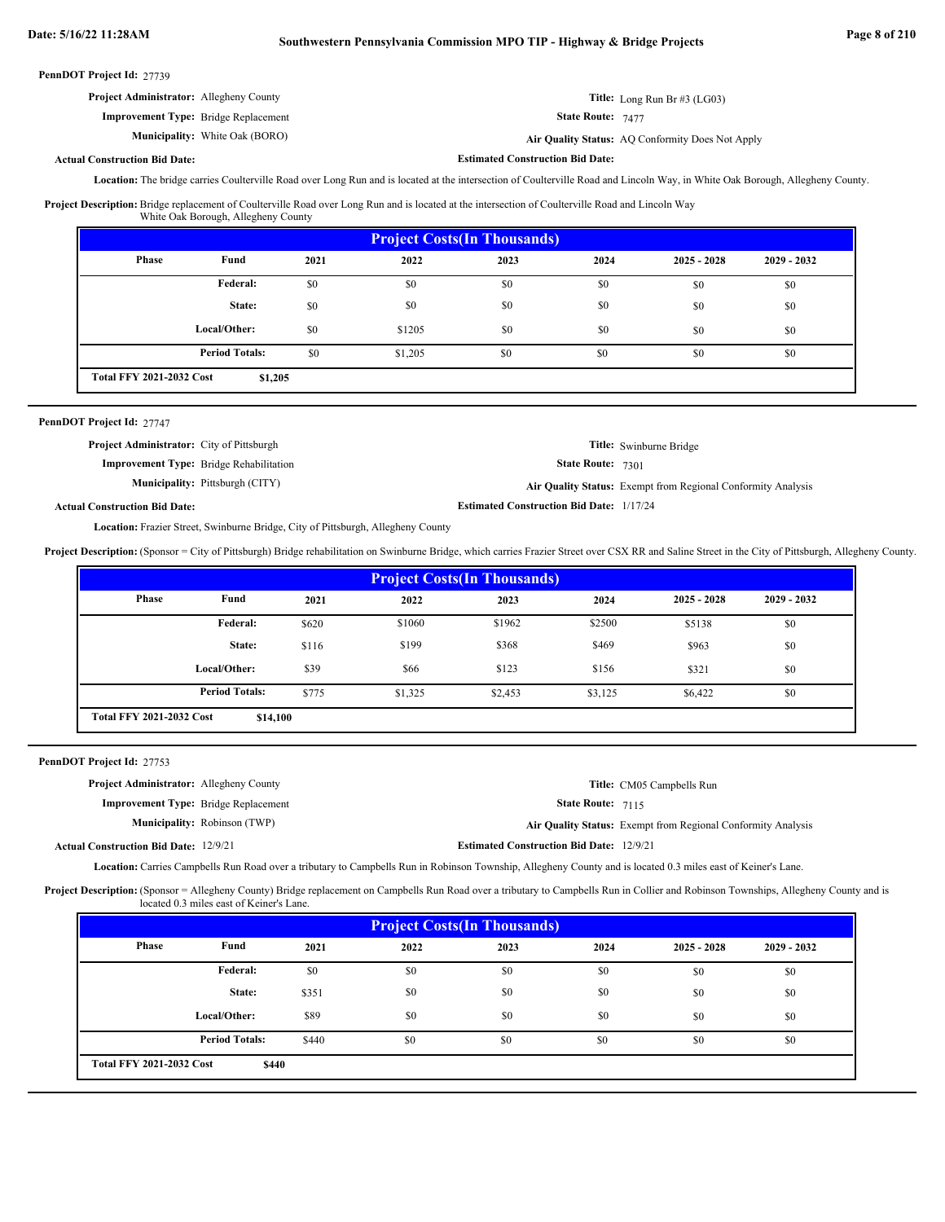**PennDOT Project Id:** 27739

**Project Administrator:** Allegheny County

**Title:** Long Run Br #3 (LG03)

**Improvement Type:** Bridge Replacement

**State Route:** 7477

**Municipality:** White Oak (BORO)

**Air Quality Status:** AQ Conformity Does Not Apply

**Actual Construction Bid Date:**

**Estimated Construction Bid Date:**

**Location:** The bridge carries Coulterville Road over Long Run and is located at the intersection of Coulterville Road and Lincoln Way, in White Oak Borough, Allegheny County.

**Project Description:** Bridge replacement of Coulterville Road over Long Run and is located at the intersection of Coulterville Road and Lincoln Way White Oak Borough, Allegheny County

| Project Costs(In Thousands) | | | | | | | |
|---|---|---|---|---|---|---|---|
| Phase | Fund | 2021 | 2022 | 2023 | 2024 | 2025 - 2028 | 2029 - 2032 |
| | Federal: | $0 | $0 | $0 | $0 | $0 | $0 |
| | State: | $0 | $0 | $0 | $0 | $0 | $0 |
| | Local/Other: | $0 | $1205 | $0 | $0 | $0 | $0 |
| | Period Totals: | $0 | $1,205 | $0 | $0 | $0 | $0 |
| Total FFY 2021-2032 Cost | $1,205 | | | | | | |

---

**PennDOT Project Id:** 27747

**Project Administrator:** City of Pittsburgh

**Title:** Swinburne Bridge

**Improvement Type:** Bridge Rehabilitation

**State Route:** 7301

**Municipality:** Pittsburgh (CITY)

**Air Quality Status:** Exempt from Regional Conformity Analysis

**Actual Construction Bid Date:**

**Estimated Construction Bid Date:** 1/17/24

**Location:** Frazier Street, Swinburne Bridge, City of Pittsburgh, Allegheny County

**Project Description:** (Sponsor = City of Pittsburgh) Bridge rehabilitation on Swinburne Bridge, which carries Frazier Street over CSX RR and Saline Street in the City of Pittsburgh, Allegheny County.

| Project Costs(In Thousands) | | | | | | | |
|---|---|---|---|---|---|---|---|
| Phase | Fund | 2021 | 2022 | 2023 | 2024 | 2025 - 2028 | 2029 - 2032 |
| | Federal: | $620 | $1060 | $1962 | $2500 | $5138 | $0 |
| | State: | $116 | $199 | $368 | $469 | $963 | $0 |
| | Local/Other: | $39 | $66 | $123 | $156 | $321 | $0 |
| | Period Totals: | $775 | $1,325 | $2,453 | $3,125 | $6,422 | $0 |
| Total FFY 2021-2032 Cost | $14,100 | | | | | | |

---

**PennDOT Project Id:** 27753

**Project Administrator:** Allegheny County

**Title:** CM05 Campbells Run

**Improvement Type:** Bridge Replacement

**State Route:** 7115

**Municipality:** Robinson (TWP)

**Air Quality Status:** Exempt from Regional Conformity Analysis

**Actual Construction Bid Date:** 12/9/21

**Estimated Construction Bid Date:** 12/9/21

**Location:** Carries Campbells Run Road over a tributary to Campbells Run in Robinson Township, Allegheny County and is located 0.3 miles east of Keiner's Lane.

**Project Description:** (Sponsor = Allegheny County) Bridge replacement on Campbells Run Road over a tributary to Campbells Run in Collier and Robinson Townships, Allegheny County and is located 0.3 miles east of Keiner's Lane.

| Project Costs(In Thousands) | | | | | | | |
|---|---|---|---|---|---|---|---|
| Phase | Fund | 2021 | 2022 | 2023 | 2024 | 2025 - 2028 | 2029 - 2032 |
| | Federal: | $0 | $0 | $0 | $0 | $0 | $0 |
| | State: | $351 | $0 | $0 | $0 | $0 | $0 |
| | Local/Other: | $89 | $0 | $0 | $0 | $0 | $0 |
| | Period Totals: | $440 | $0 | $0 | $0 | $0 | $0 |
| Total FFY 2021-2032 Cost | $440 | | | | | | |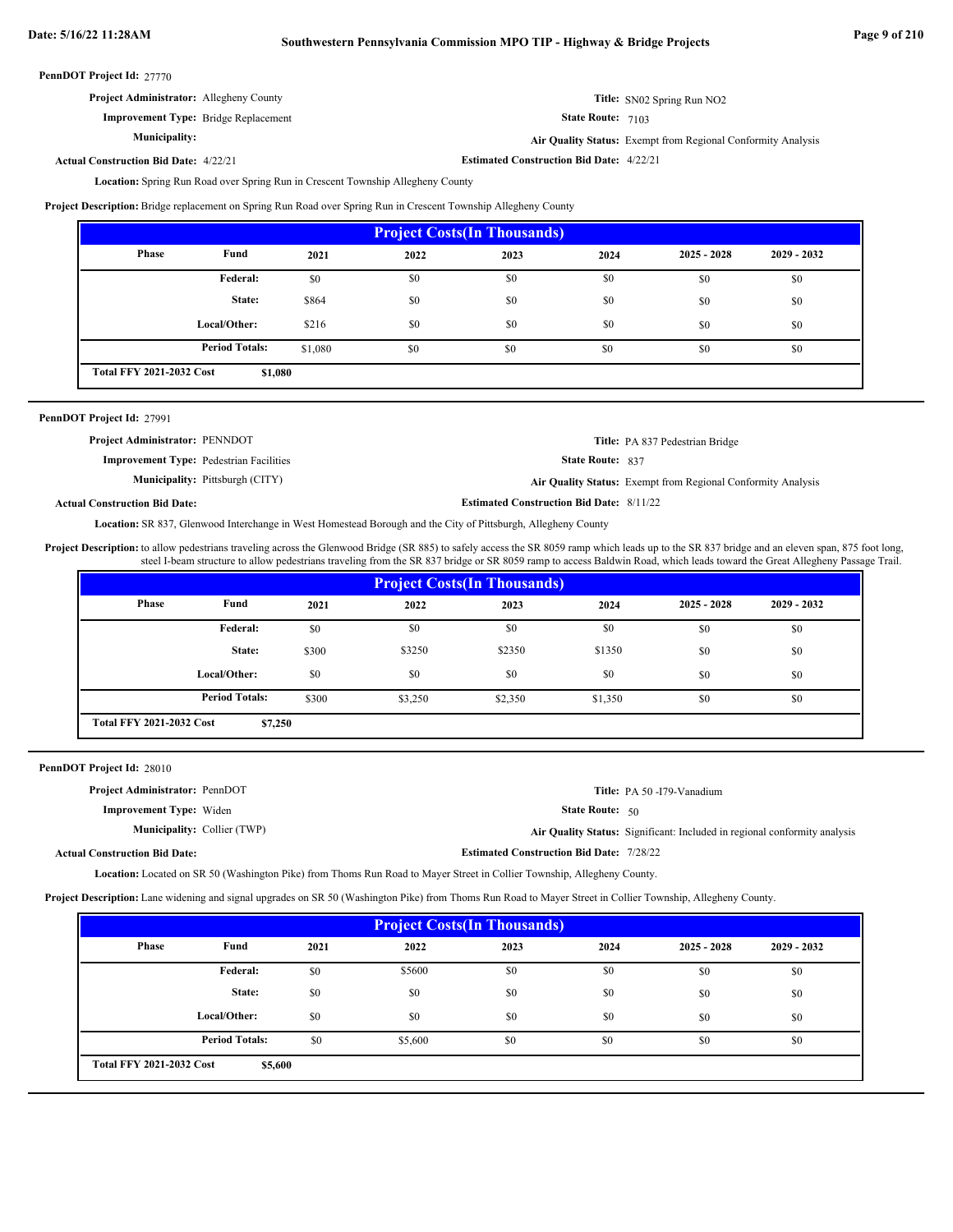**PennDOT Project Id:** 27770

**Project Administrator:** Allegheny County
**Title:** SN02 Spring Run NO2
**Improvement Type:** Bridge Replacement
**State Route:** 7103
**Municipality:**
**Air Quality Status:** Exempt from Regional Conformity Analysis
**Actual Construction Bid Date:** 4/22/21
**Estimated Construction Bid Date:** 4/22/21

**Location:** Spring Run Road over Spring Run in Crescent Township Allegheny County

**Project Description:** Bridge replacement on Spring Run Road over Spring Run in Crescent Township Allegheny County

| Phase | Fund | 2021 | 2022 | 2023 | 2024 | 2025 - 2028 | 2029 - 2032 |
|---|---|---|---|---|---|---|---|
| | Federal: | $0 | $0 | $0 | $0 | $0 | $0 |
| | State: | $864 | $0 | $0 | $0 | $0 | $0 |
| | Local/Other: | $216 | $0 | $0 | $0 | $0 | $0 |
| | Period Totals: | $1,080 | $0 | $0 | $0 | $0 | $0 |

**Total FFY 2021-2032 Cost** $1,080

---

**PennDOT Project Id:** 27991

**Project Administrator:** PENNDOT
**Title:** PA 837 Pedestrian Bridge
**Improvement Type:** Pedestrian Facilities
**State Route:** 837
**Municipality:** Pittsburgh (CITY)
**Air Quality Status:** Exempt from Regional Conformity Analysis
**Actual Construction Bid Date:**
**Estimated Construction Bid Date:** 8/11/22

**Location:** SR 837, Glenwood Interchange in West Homestead Borough and the City of Pittsburgh, Allegheny County

**Project Description:** to allow pedestrians traveling across the Glenwood Bridge (SR 885) to safely access the SR 8059 ramp which leads up to the SR 837 bridge and an eleven span, 875 foot long, steel I-beam structure to allow pedestrians traveling from the SR 837 bridge or SR 8059 ramp to access Baldwin Road, which leads toward the Great Allegheny Passage Trail.

| Phase | Fund | 2021 | 2022 | 2023 | 2024 | 2025 - 2028 | 2029 - 2032 |
|---|---|---|---|---|---|---|---|
| | Federal: | $0 | $0 | $0 | $0 | $0 | $0 |
| | State: | $300 | $3250 | $2350 | $1350 | $0 | $0 |
| | Local/Other: | $0 | $0 | $0 | $0 | $0 | $0 |
| | Period Totals: | $300 | $3,250 | $2,350 | $1,350 | $0 | $0 |

**Total FFY 2021-2032 Cost** $7,250

---

**PennDOT Project Id:** 28010

**Project Administrator:** PennDOT
**Title:** PA 50 -I79-Vanadium
**Improvement Type:** Widen
**State Route:** 50
**Municipality:** Collier (TWP)
**Air Quality Status:** Significant: Included in regional conformity analysis
**Actual Construction Bid Date:**
**Estimated Construction Bid Date:** 7/28/22

**Location:** Located on SR 50 (Washington Pike) from Thoms Run Road to Mayer Street in Collier Township, Allegheny County.

**Project Description:** Lane widening and signal upgrades on SR 50 (Washington Pike) from Thoms Run Road to Mayer Street in Collier Township, Allegheny County.

| Phase | Fund | 2021 | 2022 | 2023 | 2024 | 2025 - 2028 | 2029 - 2032 |
|---|---|---|---|---|---|---|---|
| | Federal: | $0 | $5600 | $0 | $0 | $0 | $0 |
| | State: | $0 | $0 | $0 | $0 | $0 | $0 |
| | Local/Other: | $0 | $0 | $0 | $0 | $0 | $0 |
| | Period Totals: | $0 | $5,600 | $0 | $0 | $0 | $0 |

**Total FFY 2021-2032 Cost** $5,600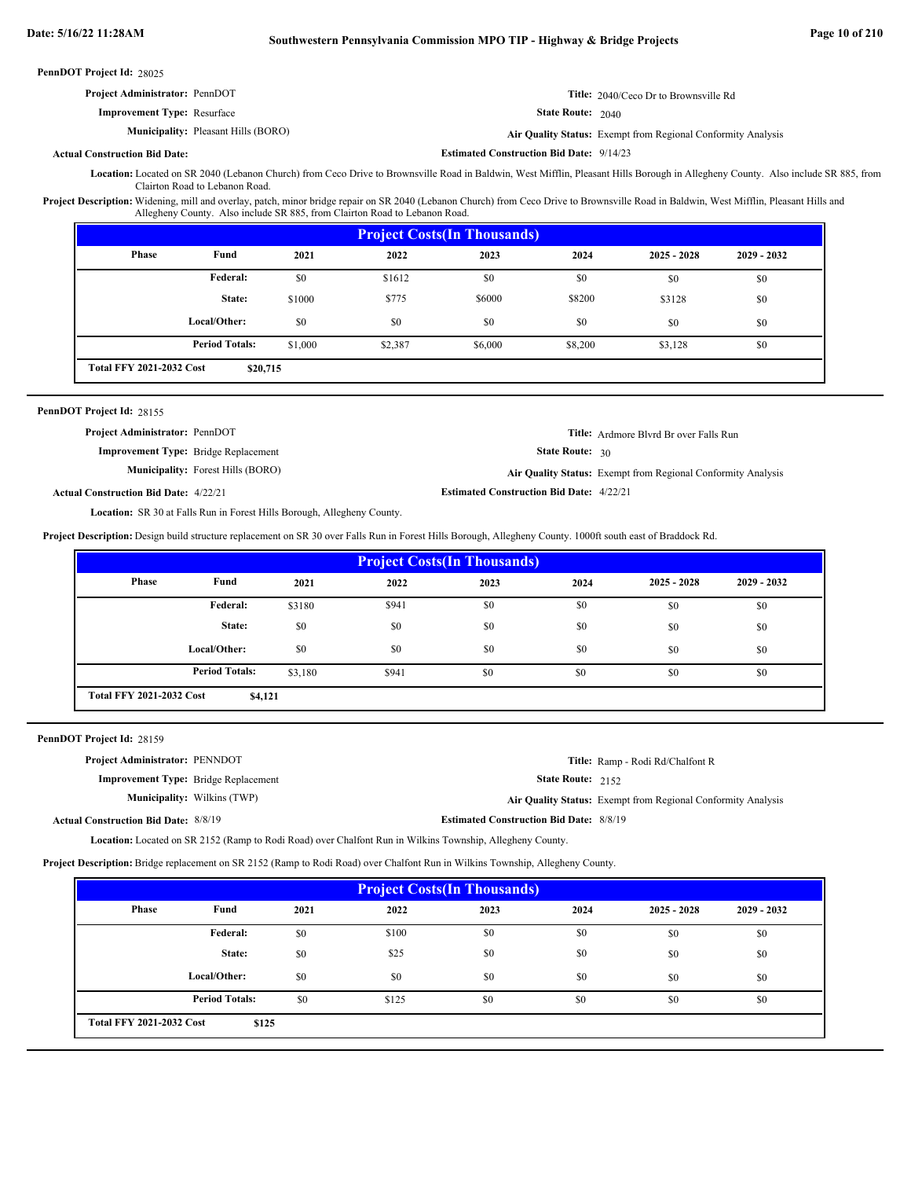**PennDOT Project Id:** 28025

**Project Administrator:** PennDOT

**Title:** 2040/Ceco Dr to Brownsville Rd

**Improvement Type:** Resurface

**State Route:** 2040

**Municipality:** Pleasant Hills (BORO)

**Air Quality Status:** Exempt from Regional Conformity Analysis

**Actual Construction Bid Date:**

**Estimated Construction Bid Date:** 9/14/23

**Location:** Located on SR 2040 (Lebanon Church) from Ceco Drive to Brownsville Road in Baldwin, West Mifflin, Pleasant Hills Borough in Allegheny County. Also include SR 885, from Clairton Road to Lebanon Road.

**Project Description:** Widening, mill and overlay, patch, minor bridge repair on SR 2040 (Lebanon Church) from Ceco Drive to Brownsville Road in Baldwin, West Mifflin, Pleasant Hills and Allegheny County. Also include SR 885, from Clairton Road to Lebanon Road.

**Project Costs(In Thousands)**

| Phase | Fund | 2021 | 2022 | 2023 | 2024 | 2025 - 2028 | 2029 - 2032 |
|---|---|---|---|---|---|---|---|
| | Federal: | $0 | $1612 | $0 | $0 | $0 | $0 |
| | State: | $1000 | $775 | $6000 | $8200 | $3128 | $0 |
| | Local/Other: | $0 | $0 | $0 | $0 | $0 | $0 |
| | Period Totals: | $1,000 | $2,387 | $6,000 | $8,200 | $3,128 | $0 |

**Total FFY 2021-2032 Cost** $20,715

---

**PennDOT Project Id:** 28155

**Project Administrator:** PennDOT

**Title:** Ardmore Blvrd Br over Falls Run

**Improvement Type:** Bridge Replacement

**State Route:** 30

**Municipality:** Forest Hills (BORO)

**Air Quality Status:** Exempt from Regional Conformity Analysis

**Actual Construction Bid Date:** 4/22/21

**Estimated Construction Bid Date:** 4/22/21

**Location:** SR 30 at Falls Run in Forest Hills Borough, Allegheny County.

**Project Description:** Design build structure replacement on SR 30 over Falls Run in Forest Hills Borough, Allegheny County. 1000ft south east of Braddock Rd.

**Project Costs(In Thousands)**

| Phase | Fund | 2021 | 2022 | 2023 | 2024 | 2025 - 2028 | 2029 - 2032 |
|---|---|---|---|---|---|---|---|
| | Federal: | $3180 | $941 | $0 | $0 | $0 | $0 |
| | State: | $0 | $0 | $0 | $0 | $0 | $0 |
| | Local/Other: | $0 | $0 | $0 | $0 | $0 | $0 |
| | Period Totals: | $3,180 | $941 | $0 | $0 | $0 | $0 |

**Total FFY 2021-2032 Cost** $4,121

---

**PennDOT Project Id:** 28159

**Project Administrator:** PENNDOT

**Title:** Ramp - Rodi Rd/Chalfont R

**Improvement Type:** Bridge Replacement

**State Route:** 2152

**Municipality:** Wilkins (TWP)

**Air Quality Status:** Exempt from Regional Conformity Analysis

**Actual Construction Bid Date:** 8/8/19

**Estimated Construction Bid Date:** 8/8/19

**Location:** Located on SR 2152 (Ramp to Rodi Road) over Chalfont Run in Wilkins Township, Allegheny County.

**Project Description:** Bridge replacement on SR 2152 (Ramp to Rodi Road) over Chalfont Run in Wilkins Township, Allegheny County.

**Project Costs(In Thousands)**

| Phase | Fund | 2021 | 2022 | 2023 | 2024 | 2025 - 2028 | 2029 - 2032 |
|---|---|---|---|---|---|---|---|
| | Federal: | $0 | $100 | $0 | $0 | $0 | $0 |
| | State: | $0 | $25 | $0 | $0 | $0 | $0 |
| | Local/Other: | $0 | $0 | $0 | $0 | $0 | $0 |
| | Period Totals: | $0 | $125 | $0 | $0 | $0 | $0 |

**Total FFY 2021-2032 Cost** $125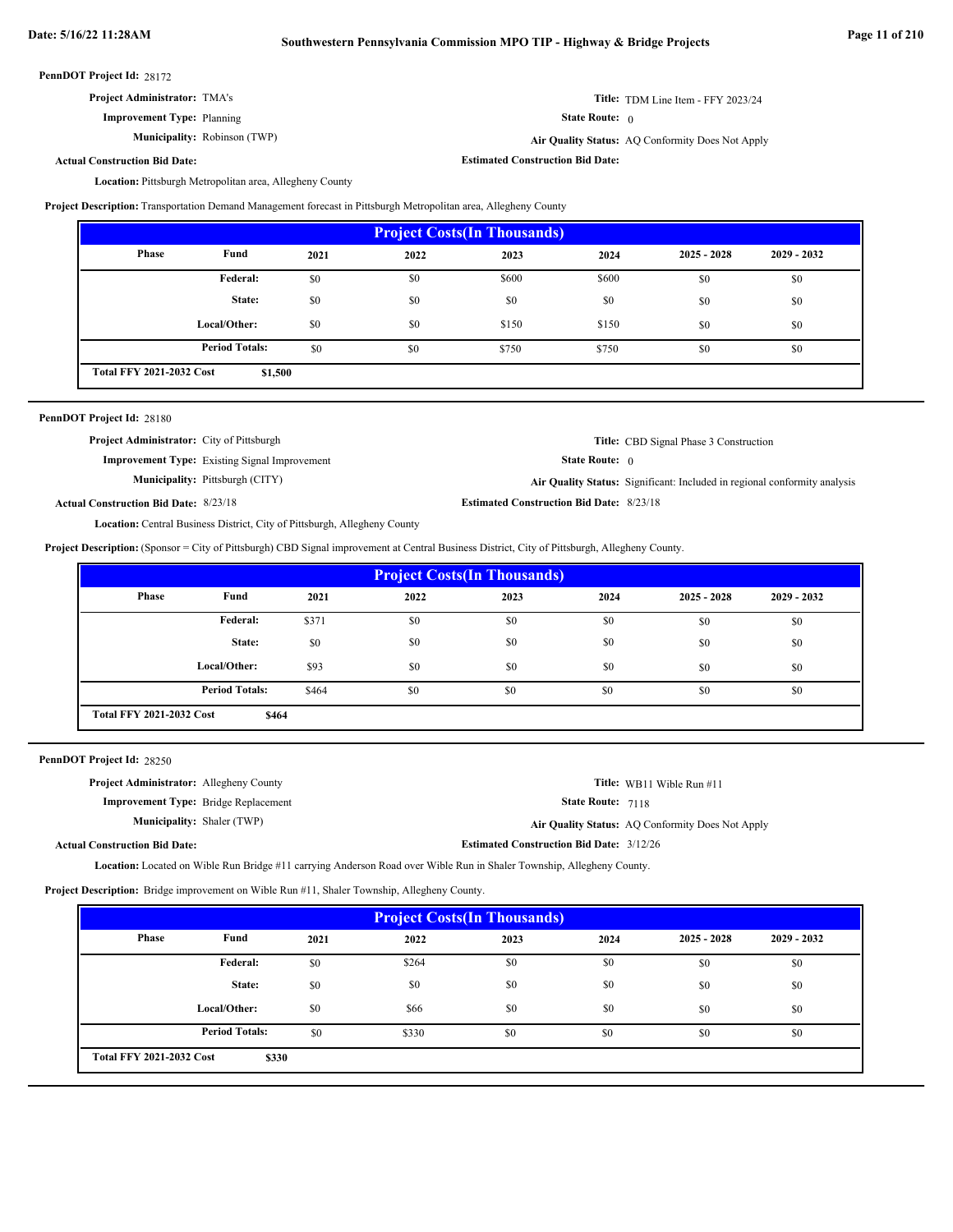**PennDOT Project Id:** 28172

**Project Administrator:** TMA's

**Title:** TDM Line Item - FFY 2023/24

**Improvement Type:** Planning

**State Route:** 0

**Municipality:** Robinson (TWP)

**Air Quality Status:** AQ Conformity Does Not Apply

**Actual Construction Bid Date:**

**Estimated Construction Bid Date:**

**Location:** Pittsburgh Metropolitan area, Allegheny County

**Project Description:** Transportation Demand Management forecast in Pittsburgh Metropolitan area, Allegheny County

| Phase | Fund | 2021 | 2022 | 2023 | 2024 | 2025 - 2028 | 2029 - 2032 |
|---|---|---|---|---|---|---|---|
| | Federal: | $0 | $0 | $600 | $600 | $0 | $0 |
| | State: | $0 | $0 | $0 | $0 | $0 | $0 |
| | Local/Other: | $0 | $0 | $150 | $150 | $0 | $0 |
| | Period Totals: | $0 | $0 | $750 | $750 | $0 | $0 |

**Total FFY 2021-2032 Cost** $1,500

---

**PennDOT Project Id:** 28180

**Project Administrator:** City of Pittsburgh

**Title:** CBD Signal Phase 3 Construction

**Improvement Type:** Existing Signal Improvement

**State Route:** 0

**Municipality:** Pittsburgh (CITY)

**Air Quality Status:** Significant: Included in regional conformity analysis

**Actual Construction Bid Date:** 8/23/18

**Estimated Construction Bid Date:** 8/23/18

**Location:** Central Business District, City of Pittsburgh, Allegheny County

**Project Description:** (Sponsor = City of Pittsburgh) CBD Signal improvement at Central Business District, City of Pittsburgh, Allegheny County.

| Phase | Fund | 2021 | 2022 | 2023 | 2024 | 2025 - 2028 | 2029 - 2032 |
|---|---|---|---|---|---|---|---|
| | Federal: | $371 | $0 | $0 | $0 | $0 | $0 |
| | State: | $0 | $0 | $0 | $0 | $0 | $0 |
| | Local/Other: | $93 | $0 | $0 | $0 | $0 | $0 |
| | Period Totals: | $464 | $0 | $0 | $0 | $0 | $0 |

**Total FFY 2021-2032 Cost** $464

---

**PennDOT Project Id:** 28250

**Project Administrator:** Allegheny County

**Title:** WB11 Wible Run #11

**Improvement Type:** Bridge Replacement

**State Route:** 7118

**Municipality:** Shaler (TWP)

**Air Quality Status:** AQ Conformity Does Not Apply

**Actual Construction Bid Date:**

**Estimated Construction Bid Date:** 3/12/26

**Location:** Located on Wible Run Bridge #11 carrying Anderson Road over Wible Run in Shaler Township, Allegheny County.

**Project Description:** Bridge improvement on Wible Run #11, Shaler Township, Allegheny County.

| Phase | Fund | 2021 | 2022 | 2023 | 2024 | 2025 - 2028 | 2029 - 2032 |
|---|---|---|---|---|---|---|---|
| | Federal: | $0 | $264 | $0 | $0 | $0 | $0 |
| | State: | $0 | $0 | $0 | $0 | $0 | $0 |
| | Local/Other: | $0 | $66 | $0 | $0 | $0 | $0 |
| | Period Totals: | $0 | $330 | $0 | $0 | $0 | $0 |

**Total FFY 2021-2032 Cost** $330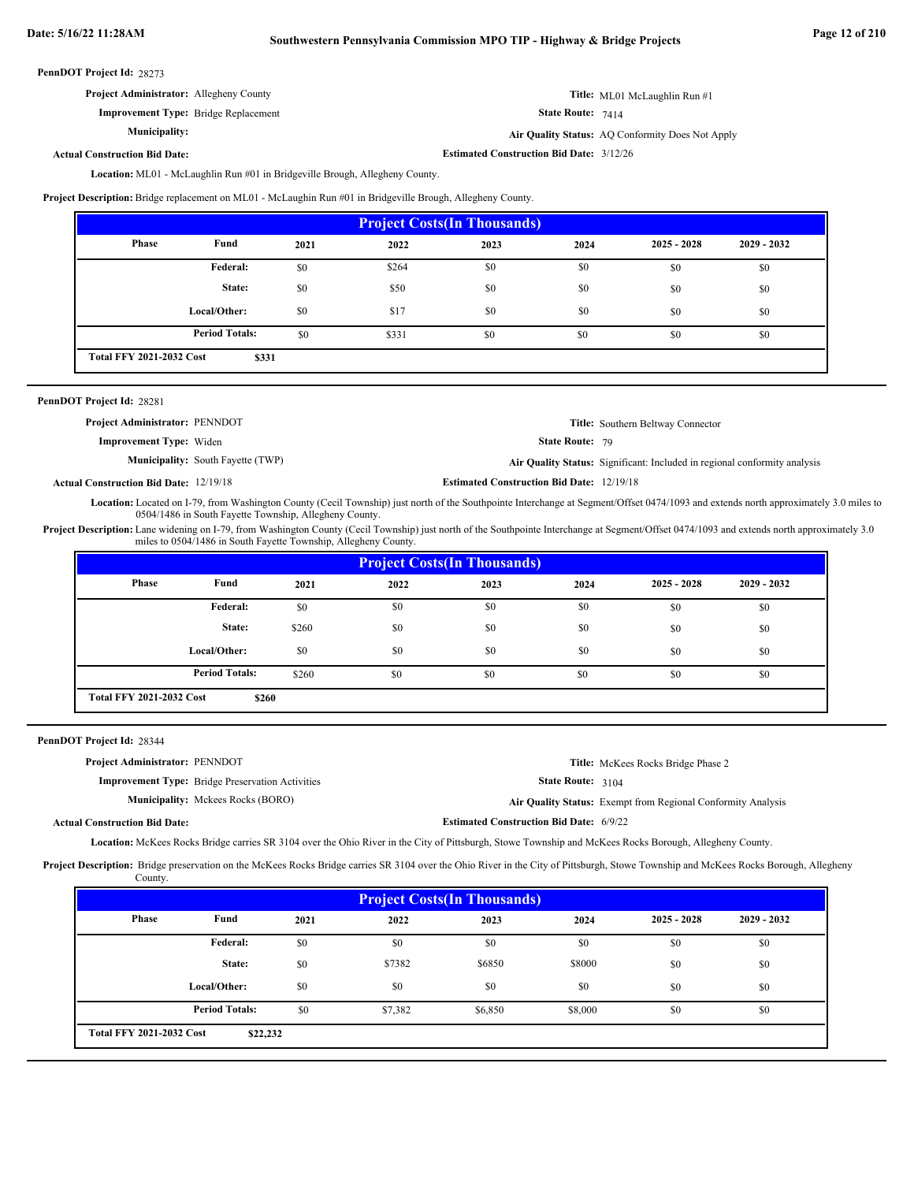**PennDOT Project Id:** 28273

**Project Administrator:** Allegheny County

**Improvement Type:** Bridge Replacement

**Municipality:**

**Actual Construction Bid Date:**

**Title:** ML01 McLaughlin Run #1

**State Route:** 7414

**Air Quality Status:** AQ Conformity Does Not Apply

**Estimated Construction Bid Date:** 3/12/26

**Location:** ML01 - McLaughlin Run #01 in Bridgeville Brough, Allegheny County.

**Project Description:** Bridge replacement on ML01 - McLaughin Run #01 in Bridgeville Brough, Allegheny County.

| Project Costs(In Thousands) | | | | | | | |
|---|---|---|---|---|---|---|---|
| Phase | Fund | 2021 | 2022 | 2023 | 2024 | 2025 - 2028 | 2029 - 2032 |
| | Federal: | $0 | $264 | $0 | $0 | $0 | $0 |
| | State: | $0 | $50 | $0 | $0 | $0 | $0 |
| | Local/Other: | $0 | $17 | $0 | $0 | $0 | $0 |
| | Period Totals: | $0 | $331 | $0 | $0 | $0 | $0 |
| Total FFY 2021-2032 Cost | $331 | | | | | | |

---

**PennDOT Project Id:** 28281

**Project Administrator:** PENNDOT

**Improvement Type:** Widen

**Municipality:** South Fayette (TWP)

**Actual Construction Bid Date:** 12/19/18

**Title:** Southern Beltway Connector

**State Route:** 79

**Air Quality Status:** Significant: Included in regional conformity analysis

**Estimated Construction Bid Date:** 12/19/18

**Location:** Located on I-79, from Washington County (Cecil Township) just north of the Southpointe Interchange at Segment/Offset 0474/1093 and extends north approximately 3.0 miles to 0504/1486 in South Fayette Township, Allegheny County.

**Project Description:** Lane widening on I-79, from Washington County (Cecil Township) just north of the Southpointe Interchange at Segment/Offset 0474/1093 and extends north approximately 3.0 miles to 0504/1486 in South Fayette Township, Allegheny County.

| Project Costs(In Thousands) | | | | | | | |
|---|---|---|---|---|---|---|---|
| Phase | Fund | 2021 | 2022 | 2023 | 2024 | 2025 - 2028 | 2029 - 2032 |
| | Federal: | $0 | $0 | $0 | $0 | $0 | $0 |
| | State: | $260 | $0 | $0 | $0 | $0 | $0 |
| | Local/Other: | $0 | $0 | $0 | $0 | $0 | $0 |
| | Period Totals: | $260 | $0 | $0 | $0 | $0 | $0 |
| Total FFY 2021-2032 Cost | $260 | | | | | | |

---

**PennDOT Project Id:** 28344

**Project Administrator:** PENNDOT

**Improvement Type:** Bridge Preservation Activities

**Municipality:** Mckees Rocks (BORO)

**Actual Construction Bid Date:**

**Title:** McKees Rocks Bridge Phase 2

**State Route:** 3104

**Air Quality Status:** Exempt from Regional Conformity Analysis

**Estimated Construction Bid Date:** 6/9/22

**Location:** McKees Rocks Bridge carries SR 3104 over the Ohio River in the City of Pittsburgh, Stowe Township and McKees Rocks Borough, Allegheny County.

**Project Description:** Bridge preservation on the McKees Rocks Bridge carries SR 3104 over the Ohio River in the City of Pittsburgh, Stowe Township and McKees Rocks Borough, Allegheny County.

| Project Costs(In Thousands) | | | | | | | |
|---|---|---|---|---|---|---|---|
| Phase | Fund | 2021 | 2022 | 2023 | 2024 | 2025 - 2028 | 2029 - 2032 |
| | Federal: | $0 | $0 | $0 | $0 | $0 | $0 |
| | State: | $0 | $7382 | $6850 | $8000 | $0 | $0 |
| | Local/Other: | $0 | $0 | $0 | $0 | $0 | $0 |
| | Period Totals: | $0 | $7,382 | $6,850 | $8,000 | $0 | $0 |
| Total FFY 2021-2032 Cost | $22,232 | | | | | | |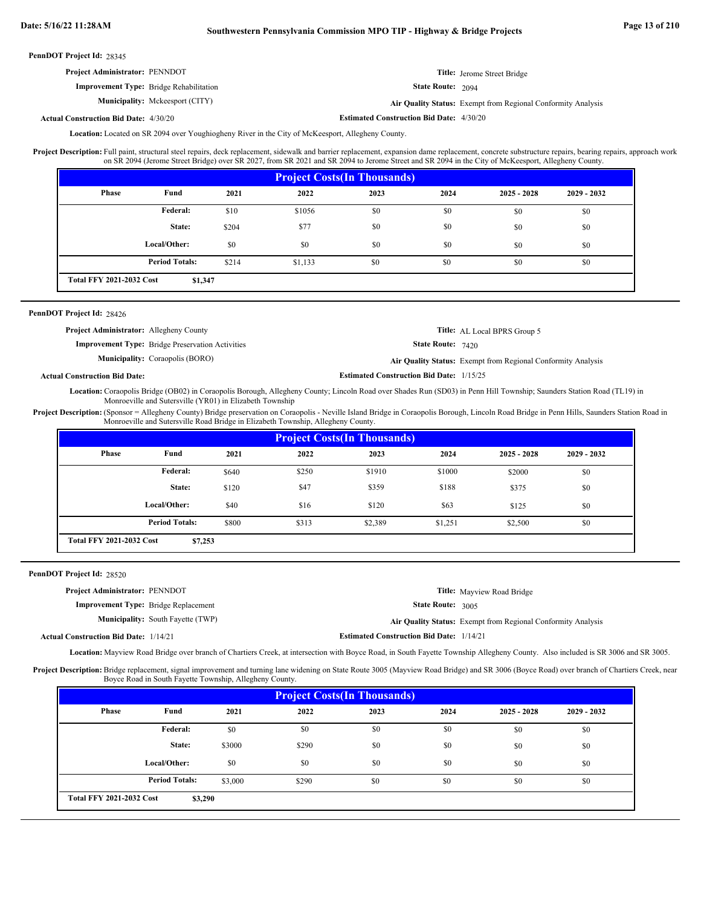**PennDOT Project Id:** 28345

**Project Administrator:** PENNDOT

**Title:** Jerome Street Bridge

**Improvement Type:** Bridge Rehabilitation

**State Route:** 2094

**Municipality:** Mckeesport (CITY)

**Air Quality Status:** Exempt from Regional Conformity Analysis

**Actual Construction Bid Date:** 4/30/20

**Estimated Construction Bid Date:** 4/30/20

**Location:** Located on SR 2094 over Youghiogheny River in the City of McKeesport, Allegheny County.

**Project Description:** Full paint, structural steel repairs, deck replacement, sidewalk and barrier replacement, expansion dame replacement, concrete substructure repairs, bearing repairs, approach work on SR 2094 (Jerome Street Bridge) over SR 2027, from SR 2021 and SR 2094 to Jerome Street and SR 2094 in the City of McKeesport, Allegheny County.

| Project Costs(In Thousands) | | | | | | | |
|---|---|---|---|---|---|---|---|
| Phase | Fund | 2021 | 2022 | 2023 | 2024 | 2025 - 2028 | 2029 - 2032 |
| | Federal: | $10 | $1056 | $0 | $0 | $0 | $0 |
| | State: | $204 | $77 | $0 | $0 | $0 | $0 |
| | Local/Other: | $0 | $0 | $0 | $0 | $0 | $0 |
| | Period Totals: | $214 | $1,133 | $0 | $0 | $0 | $0 |
| Total FFY 2021-2032 Cost | $1,347 | | | | | | |

---

**PennDOT Project Id:** 28426

**Project Administrator:** Allegheny County

**Title:** AL Local BPRS Group 5

**Improvement Type:** Bridge Preservation Activities

**State Route:** 7420

**Municipality:** Coraopolis (BORO)

**Air Quality Status:** Exempt from Regional Conformity Analysis

**Actual Construction Bid Date:**

**Estimated Construction Bid Date:** 1/15/25

**Location:** Coraopolis Bridge (OB02) in Coraopolis Borough, Allegheny County; Lincoln Road over Shades Run (SD03) in Penn Hill Township; Saunders Station Road (TL19) in Monroeville and Sutersville (YR01) in Elizabeth Township

**Project Description:** (Sponsor = Allegheny County) Bridge preservation on Coraopolis - Neville Island Bridge in Coraopolis Borough, Lincoln Road Bridge in Penn Hills, Saunders Station Road in Monroeville and Sutersville Road Bridge in Elizabeth Township, Allegheny County.

| Project Costs(In Thousands) | | | | | | | |
|---|---|---|---|---|---|---|---|
| Phase | Fund | 2021 | 2022 | 2023 | 2024 | 2025 - 2028 | 2029 - 2032 |
| | Federal: | $640 | $250 | $1910 | $1000 | $2000 | $0 |
| | State: | $120 | $47 | $359 | $188 | $375 | $0 |
| | Local/Other: | $40 | $16 | $120 | $63 | $125 | $0 |
| | Period Totals: | $800 | $313 | $2,389 | $1,251 | $2,500 | $0 |
| Total FFY 2021-2032 Cost | $7,253 | | | | | | |

---

**PennDOT Project Id:** 28520

**Project Administrator:** PENNDOT

**Title:** Mayview Road Bridge

**Improvement Type:** Bridge Replacement

**State Route:** 3005

**Municipality:** South Fayette (TWP)

**Air Quality Status:** Exempt from Regional Conformity Analysis

**Actual Construction Bid Date:** 1/14/21

**Estimated Construction Bid Date:** 1/14/21

**Location:** Mayview Road Bridge over branch of Chartiers Creek, at intersection with Boyce Road, in South Fayette Township Allegheny County. Also included is SR 3006 and SR 3005.

**Project Description:** Bridge replacement, signal improvement and turning lane widening on State Route 3005 (Mayview Road Bridge) and SR 3006 (Boyce Road) over branch of Chartiers Creek, near Boyce Road in South Fayette Township, Allegheny County.

| Project Costs(In Thousands) | | | | | | | |
|---|---|---|---|---|---|---|---|
| Phase | Fund | 2021 | 2022 | 2023 | 2024 | 2025 - 2028 | 2029 - 2032 |
| | Federal: | $0 | $0 | $0 | $0 | $0 | $0 |
| | State: | $3000 | $290 | $0 | $0 | $0 | $0 |
| | Local/Other: | $0 | $0 | $0 | $0 | $0 | $0 |
| | Period Totals: | $3,000 | $290 | $0 | $0 | $0 | $0 |
| Total FFY 2021-2032 Cost | $3,290 | | | | | | |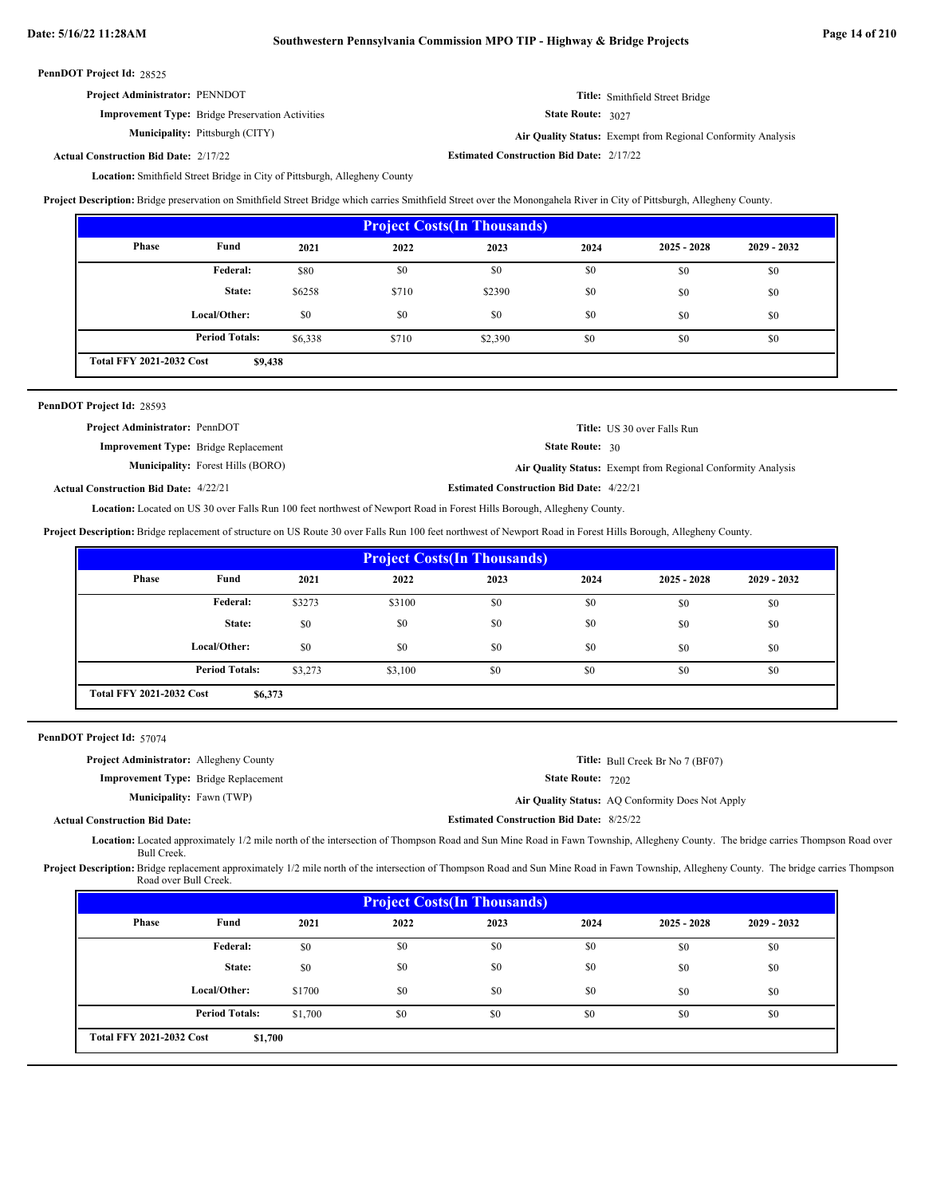**PennDOT Project Id:** 28525

**Project Administrator:** PENNDOT

**Improvement Type:** Bridge Preservation Activities

**Municipality:** Pittsburgh (CITY)

**Actual Construction Bid Date:** 2/17/22

**Title:** Smithfield Street Bridge

**State Route:** 3027

**Air Quality Status:** Exempt from Regional Conformity Analysis

**Estimated Construction Bid Date:** 2/17/22

**Location:** Smithfield Street Bridge in City of Pittsburgh, Allegheny County

**Project Description:** Bridge preservation on Smithfield Street Bridge which carries Smithfield Street over the Monongahela River in City of Pittsburgh, Allegheny County.

| Project Costs(In Thousands) | | | | | | | |
|---|---|---|---|---|---|---|---|
| Phase | Fund | 2021 | 2022 | 2023 | 2024 | 2025 - 2028 | 2029 - 2032 |
| | Federal: | $80 | $0 | $0 | $0 | $0 | $0 |
| | State: | $6258 | $710 | $2390 | $0 | $0 | $0 |
| | Local/Other: | $0 | $0 | $0 | $0 | $0 | $0 |
| | Period Totals: | $6,338 | $710 | $2,390 | $0 | $0 | $0 |
| Total FFY 2021-2032 Cost | | $9,438 | | | | | |

---

**PennDOT Project Id:** 28593

**Project Administrator:** PennDOT

**Improvement Type:** Bridge Replacement

**Municipality:** Forest Hills (BORO)

**Actual Construction Bid Date:** 4/22/21

**Title:** US 30 over Falls Run

**State Route:** 30

**Air Quality Status:** Exempt from Regional Conformity Analysis

**Estimated Construction Bid Date:** 4/22/21

**Location:** Located on US 30 over Falls Run 100 feet northwest of Newport Road in Forest Hills Borough, Allegheny County.

**Project Description:** Bridge replacement of structure on US Route 30 over Falls Run 100 feet northwest of Newport Road in Forest Hills Borough, Allegheny County.

| Project Costs(In Thousands) | | | | | | | |
|---|---|---|---|---|---|---|---|
| Phase | Fund | 2021 | 2022 | 2023 | 2024 | 2025 - 2028 | 2029 - 2032 |
| | Federal: | $3273 | $3100 | $0 | $0 | $0 | $0 |
| | State: | $0 | $0 | $0 | $0 | $0 | $0 |
| | Local/Other: | $0 | $0 | $0 | $0 | $0 | $0 |
| | Period Totals: | $3,273 | $3,100 | $0 | $0 | $0 | $0 |
| Total FFY 2021-2032 Cost | | $6,373 | | | | | |

---

**PennDOT Project Id:** 57074

**Project Administrator:** Allegheny County

**Improvement Type:** Bridge Replacement

**Municipality:** Fawn (TWP)

**Actual Construction Bid Date:**

**Title:** Bull Creek Br No 7 (BF07)

**State Route:** 7202

**Air Quality Status:** AQ Conformity Does Not Apply

**Estimated Construction Bid Date:** 8/25/22

**Location:** Located approximately 1/2 mile north of the intersection of Thompson Road and Sun Mine Road in Fawn Township, Allegheny County. The bridge carries Thompson Road over Bull Creek.

**Project Description:** Bridge replacement approximately 1/2 mile north of the intersection of Thompson Road and Sun Mine Road in Fawn Township, Allegheny County. The bridge carries Thompson Road over Bull Creek.

| Project Costs(In Thousands) | | | | | | | |
|---|---|---|---|---|---|---|---|
| Phase | Fund | 2021 | 2022 | 2023 | 2024 | 2025 - 2028 | 2029 - 2032 |
| | Federal: | $0 | $0 | $0 | $0 | $0 | $0 |
| | State: | $0 | $0 | $0 | $0 | $0 | $0 |
| | Local/Other: | $1700 | $0 | $0 | $0 | $0 | $0 |
| | Period Totals: | $1,700 | $0 | $0 | $0 | $0 | $0 |
| Total FFY 2021-2032 Cost | | $1,700 | | | | | |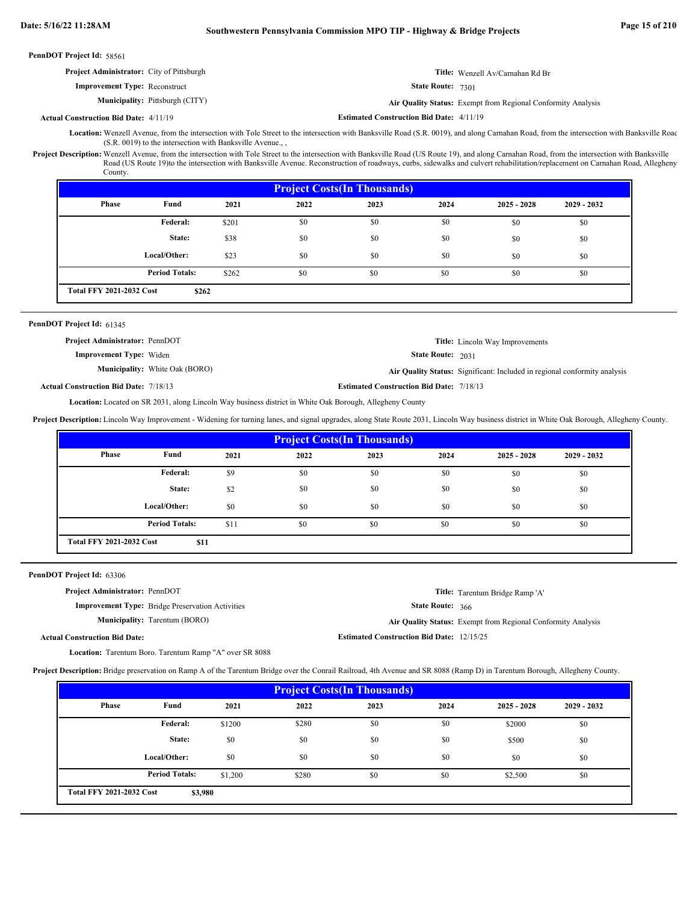**PennDOT Project Id:** 58561

**Project Administrator:** City of Pittsburgh

**Title:** Wenzell Av/Carnahan Rd Br

**Improvement Type:** Reconstruct

**State Route:** 7301

**Municipality:** Pittsburgh (CITY)

**Air Quality Status:** Exempt from Regional Conformity Analysis

**Actual Construction Bid Date:** 4/11/19

**Estimated Construction Bid Date:** 4/11/19

**Location:** Wenzell Avenue, from the intersection with Tole Street to the intersection with Banksville Road (S.R. 0019), and along Carnahan Road, from the intersection with Banksville Road (S.R. 0019) to the intersection with Banksville Avenue., ,

**Project Description:** Wenzell Avenue, from the intersection with Tole Street to the intersection with Banksville Road (US Route 19), and along Carnahan Road, from the intersection with Banksville Road (US Route 19)to the intersection with Banksville Avenue. Reconstruction of roadways, curbs, sidewalks and culvert rehabilitation/replacement on Carnahan Road, Allegheny County.

**Project Costs(In Thousands)**

| Phase | Fund | 2021 | 2022 | 2023 | 2024 | 2025 - 2028 | 2029 - 2032 |
|---|---|---|---|---|---|---|---|
| | Federal: | $201 | $0 | $0 | $0 | $0 | $0 |
| | State: | $38 | $0 | $0 | $0 | $0 | $0 |
| | Local/Other: | $23 | $0 | $0 | $0 | $0 | $0 |
| | Period Totals: | $262 | $0 | $0 | $0 | $0 | $0 |

**Total FFY 2021-2032 Cost** **$262**

---

**PennDOT Project Id:** 61345

**Project Administrator:** PennDOT

**Title:** Lincoln Way Improvements

**Improvement Type:** Widen

**State Route:** 2031

**Municipality:** White Oak (BORO)

**Air Quality Status:** Significant: Included in regional conformity analysis

**Actual Construction Bid Date:** 7/18/13

**Estimated Construction Bid Date:** 7/18/13

**Location:** Located on SR 2031, along Lincoln Way business district in White Oak Borough, Allegheny County

**Project Description:** Lincoln Way Improvement - Widening for turning lanes, and signal upgrades, along State Route 2031, Lincoln Way business district in White Oak Borough, Allegheny County.

**Project Costs(In Thousands)**

| Phase | Fund | 2021 | 2022 | 2023 | 2024 | 2025 - 2028 | 2029 - 2032 |
|---|---|---|---|---|---|---|---|
| | Federal: | $9 | $0 | $0 | $0 | $0 | $0 |
| | State: | $2 | $0 | $0 | $0 | $0 | $0 |
| | Local/Other: | $0 | $0 | $0 | $0 | $0 | $0 |
| | Period Totals: | $11 | $0 | $0 | $0 | $0 | $0 |

**Total FFY 2021-2032 Cost** **$11**

---

**PennDOT Project Id:** 63306

**Project Administrator:** PennDOT

**Title:** Tarentum Bridge Ramp 'A'

**Improvement Type:** Bridge Preservation Activities

**State Route:** 366

**Municipality:** Tarentum (BORO)

**Air Quality Status:** Exempt from Regional Conformity Analysis

**Actual Construction Bid Date:**

**Estimated Construction Bid Date:** 12/15/25

**Location:** Tarentum Boro. Tarentum Ramp "A" over SR 8088

**Project Description:** Bridge preservation on Ramp A of the Tarentum Bridge over the Conrail Railroad, 4th Avenue and SR 8088 (Ramp D) in Tarentum Borough, Allegheny County.

**Project Costs(In Thousands)**

| Phase | Fund | 2021 | 2022 | 2023 | 2024 | 2025 - 2028 | 2029 - 2032 |
|---|---|---|---|---|---|---|---|
| | Federal: | $1200 | $280 | $0 | $0 | $2000 | $0 |
| | State: | $0 | $0 | $0 | $0 | $500 | $0 |
| | Local/Other: | $0 | $0 | $0 | $0 | $0 | $0 |
| | Period Totals: | $1,200 | $280 | $0 | $0 | $2,500 | $0 |

**Total FFY 2021-2032 Cost** **$3,980**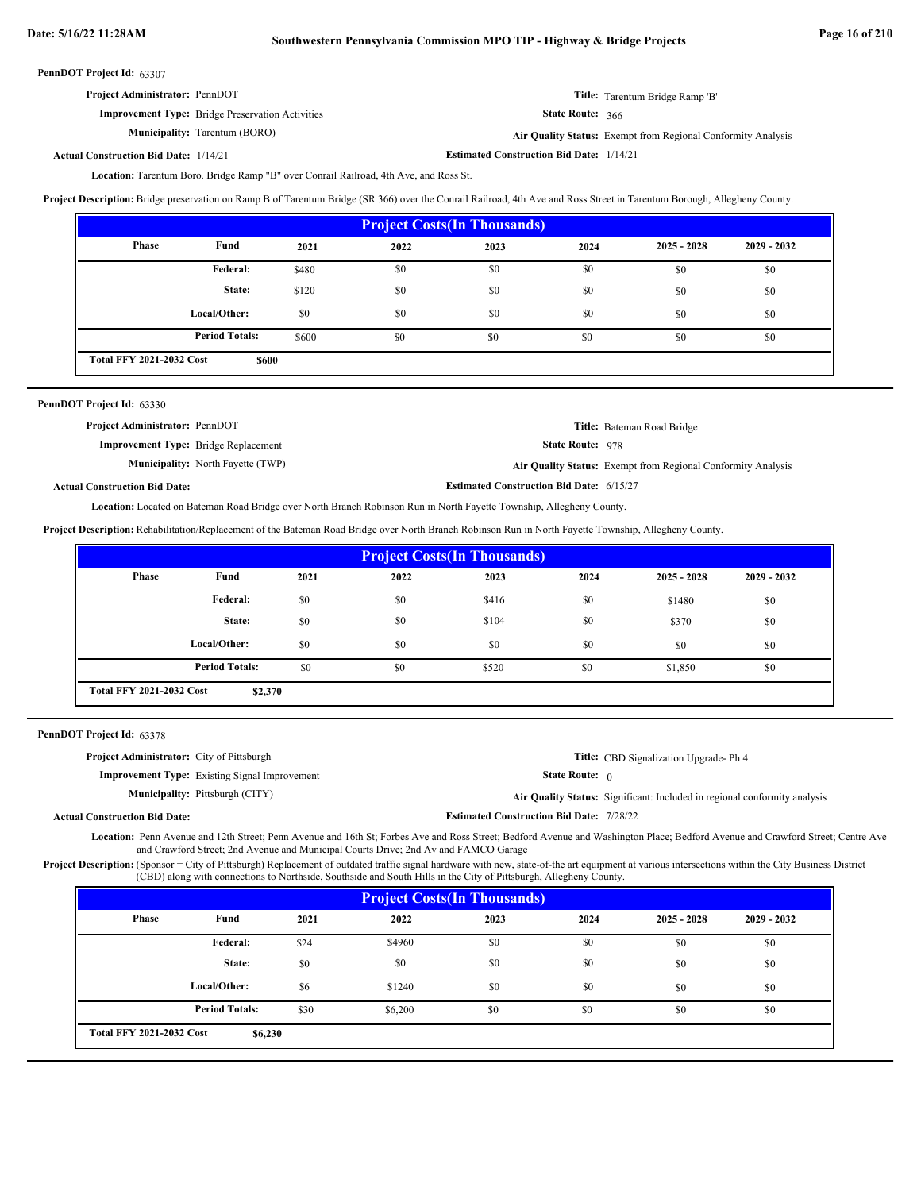**PennDOT Project Id:** 63307

**Project Administrator:** PennDOT

**Title:** Tarentum Bridge Ramp 'B'

**Improvement Type:** Bridge Preservation Activities

**State Route:** 366

**Municipality:** Tarentum (BORO)

**Air Quality Status:** Exempt from Regional Conformity Analysis

**Actual Construction Bid Date:** 1/14/21

**Estimated Construction Bid Date:** 1/14/21

**Location:** Tarentum Boro. Bridge Ramp "B" over Conrail Railroad, 4th Ave, and Ross St.

**Project Description:** Bridge preservation on Ramp B of Tarentum Bridge (SR 366) over the Conrail Railroad, 4th Ave and Ross Street in Tarentum Borough, Allegheny County.

**Project Costs(In Thousands)**

| Phase | Fund | 2021 | 2022 | 2023 | 2024 | 2025 - 2028 | 2029 - 2032 |
|---|---|---|---|---|---|---|---|
| | Federal: | $480 | $0 | $0 | $0 | $0 | $0 |
| | State: | $120 | $0 | $0 | $0 | $0 | $0 |
| | Local/Other: | $0 | $0 | $0 | $0 | $0 | $0 |
| | Period Totals: | $600 | $0 | $0 | $0 | $0 | $0 |
| Total FFY 2021-2032 Cost | $600 | | | | | | |

---

**PennDOT Project Id:** 63330

**Project Administrator:** PennDOT

**Title:** Bateman Road Bridge

**Improvement Type:** Bridge Replacement

**State Route:** 978

**Municipality:** North Fayette (TWP)

**Air Quality Status:** Exempt from Regional Conformity Analysis

**Actual Construction Bid Date:**

**Estimated Construction Bid Date:** 6/15/27

**Location:** Located on Bateman Road Bridge over North Branch Robinson Run in North Fayette Township, Allegheny County.

**Project Description:** Rehabilitation/Replacement of the Bateman Road Bridge over North Branch Robinson Run in North Fayette Township, Allegheny County.

**Project Costs(In Thousands)**

| Phase | Fund | 2021 | 2022 | 2023 | 2024 | 2025 - 2028 | 2029 - 2032 |
|---|---|---|---|---|---|---|---|
| | Federal: | $0 | $0 | $416 | $0 | $1480 | $0 |
| | State: | $0 | $0 | $104 | $0 | $370 | $0 |
| | Local/Other: | $0 | $0 | $0 | $0 | $0 | $0 |
| | Period Totals: | $0 | $0 | $520 | $0 | $1,850 | $0 |
| Total FFY 2021-2032 Cost | $2,370 | | | | | | |

---

**PennDOT Project Id:** 63378

**Project Administrator:** City of Pittsburgh

**Title:** CBD Signalization Upgrade- Ph 4

**Improvement Type:** Existing Signal Improvement

**State Route:** 0

**Municipality:** Pittsburgh (CITY)

**Air Quality Status:** Significant: Included in regional conformity analysis

**Actual Construction Bid Date:**

**Estimated Construction Bid Date:** 7/28/22

**Location:** Penn Avenue and 12th Street; Penn Avenue and 16th St; Forbes Ave and Ross Street; Bedford Avenue and Washington Place; Bedford Avenue and Crawford Street; Centre Ave and Crawford Street; 2nd Avenue and Municipal Courts Drive; 2nd Av and FAMCO Garage

**Project Description:** (Sponsor = City of Pittsburgh) Replacement of outdated traffic signal hardware with new, state-of-the art equipment at various intersections within the City Business District (CBD) along with connections to Northside, Southside and South Hills in the City of Pittsburgh, Allegheny County.

**Project Costs(In Thousands)**

| Phase | Fund | 2021 | 2022 | 2023 | 2024 | 2025 - 2028 | 2029 - 2032 |
|---|---|---|---|---|---|---|---|
| | Federal: | $24 | $4960 | $0 | $0 | $0 | $0 |
| | State: | $0 | $0 | $0 | $0 | $0 | $0 |
| | Local/Other: | $6 | $1240 | $0 | $0 | $0 | $0 |
| | Period Totals: | $30 | $6,200 | $0 | $0 | $0 | $0 |
| Total FFY 2021-2032 Cost | $6,230 | | | | | | |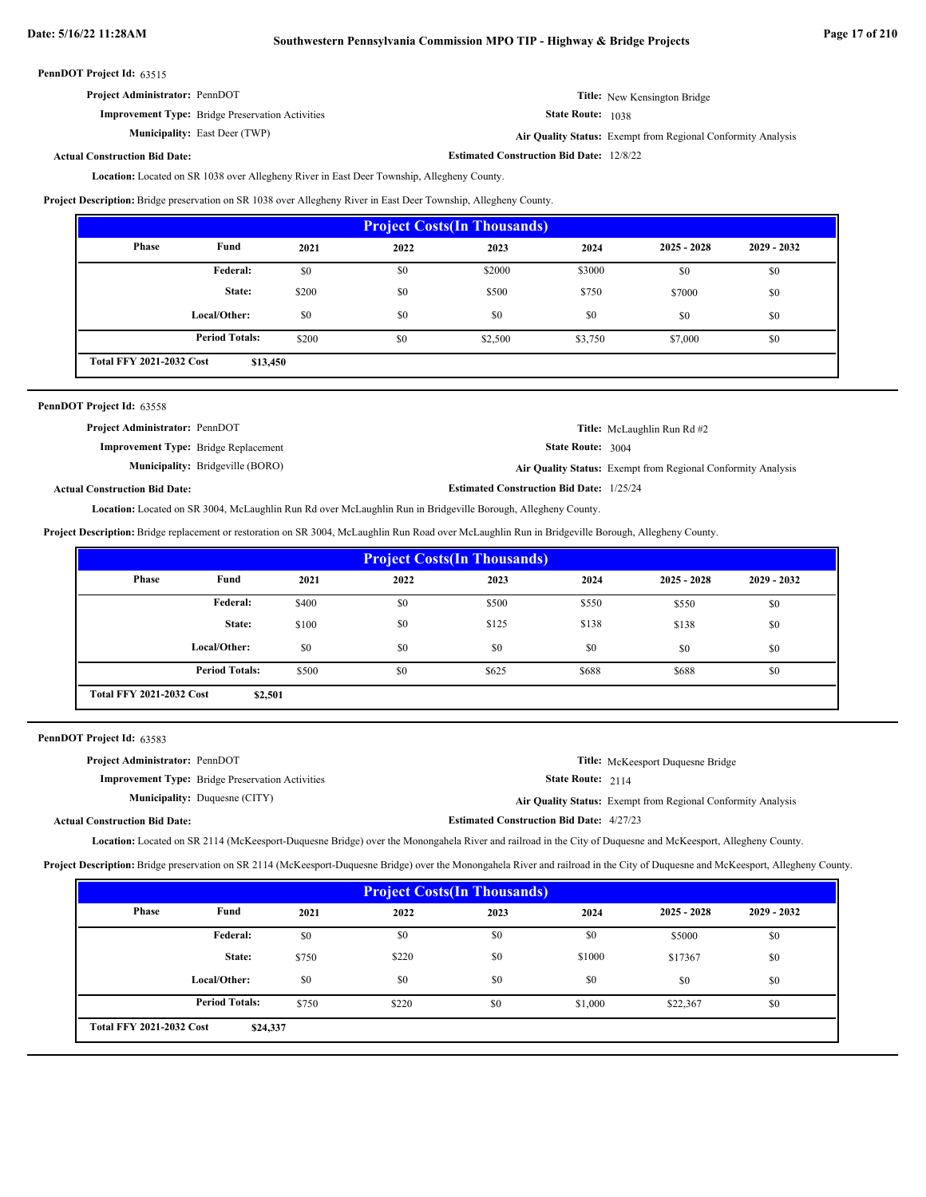**PennDOT Project Id:** 63515

**Project Administrator:** PennDOT

**Title:** New Kensington Bridge

**Improvement Type:** Bridge Preservation Activities

**State Route:** 1038

**Municipality:** East Deer (TWP)

**Air Quality Status:** Exempt from Regional Conformity Analysis

**Actual Construction Bid Date:**

**Estimated Construction Bid Date:** 12/8/22

**Location:** Located on SR 1038 over Allegheny River in East Deer Township, Allegheny County.

**Project Description:** Bridge preservation on SR 1038 over Allegheny River in East Deer Township, Allegheny County.

| Project Costs(In Thousands) | | | | | | | |
|---|---|---|---|---|---|---|---|
| Phase | Fund | 2021 | 2022 | 2023 | 2024 | 2025 - 2028 | 2029 - 2032 |
| | Federal: | $0 | $0 | $2000 | $3000 | $0 | $0 |
| | State: | $200 | $0 | $500 | $750 | $7000 | $0 |
| | Local/Other: | $0 | $0 | $0 | $0 | $0 | $0 |
| | Period Totals: | $200 | $0 | $2,500 | $3,750 | $7,000 | $0 |
| Total FFY 2021-2032 Cost | $13,450 | | | | | | |

---

**PennDOT Project Id:** 63558

**Project Administrator:** PennDOT

**Title:** McLaughlin Run Rd #2

**Improvement Type:** Bridge Replacement

**State Route:** 3004

**Municipality:** Bridgeville (BORO)

**Air Quality Status:** Exempt from Regional Conformity Analysis

**Actual Construction Bid Date:**

**Estimated Construction Bid Date:** 1/25/24

**Location:** Located on SR 3004, McLaughlin Run Rd over McLaughlin Run in Bridgeville Borough, Allegheny County.

**Project Description:** Bridge replacement or restoration on SR 3004, McLaughlin Run Road over McLaughlin Run in Bridgeville Borough, Allegheny County.

| Project Costs(In Thousands) | | | | | | | |
|---|---|---|---|---|---|---|---|
| Phase | Fund | 2021 | 2022 | 2023 | 2024 | 2025 - 2028 | 2029 - 2032 |
| | Federal: | $400 | $0 | $500 | $550 | $550 | $0 |
| | State: | $100 | $0 | $125 | $138 | $138 | $0 |
| | Local/Other: | $0 | $0 | $0 | $0 | $0 | $0 |
| | Period Totals: | $500 | $0 | $625 | $688 | $688 | $0 |
| Total FFY 2021-2032 Cost | $2,501 | | | | | | |

---

**PennDOT Project Id:** 63583

**Project Administrator:** PennDOT

**Title:** McKeesport Duquesne Bridge

**Improvement Type:** Bridge Preservation Activities

**State Route:** 2114

**Municipality:** Duquesne (CITY)

**Air Quality Status:** Exempt from Regional Conformity Analysis

**Actual Construction Bid Date:**

**Estimated Construction Bid Date:** 4/27/23

**Location:** Located on SR 2114 (McKeesport-Duquesne Bridge) over the Monongahela River and railroad in the City of Duquesne and McKeesport, Allegheny County.

**Project Description:** Bridge preservation on SR 2114 (McKeesport-Duquesne Bridge) over the Monongahela River and railroad in the City of Duquesne and McKeesport, Allegheny County.

| Project Costs(In Thousands) | | | | | | | |
|---|---|---|---|---|---|---|---|
| Phase | Fund | 2021 | 2022 | 2023 | 2024 | 2025 - 2028 | 2029 - 2032 |
| | Federal: | $0 | $0 | $0 | $0 | $5000 | $0 |
| | State: | $750 | $220 | $0 | $1000 | $17367 | $0 |
| | Local/Other: | $0 | $0 | $0 | $0 | $0 | $0 |
| | Period Totals: | $750 | $220 | $0 | $1,000 | $22,367 | $0 |
| Total FFY 2021-2032 Cost | $24,337 | | | | | | |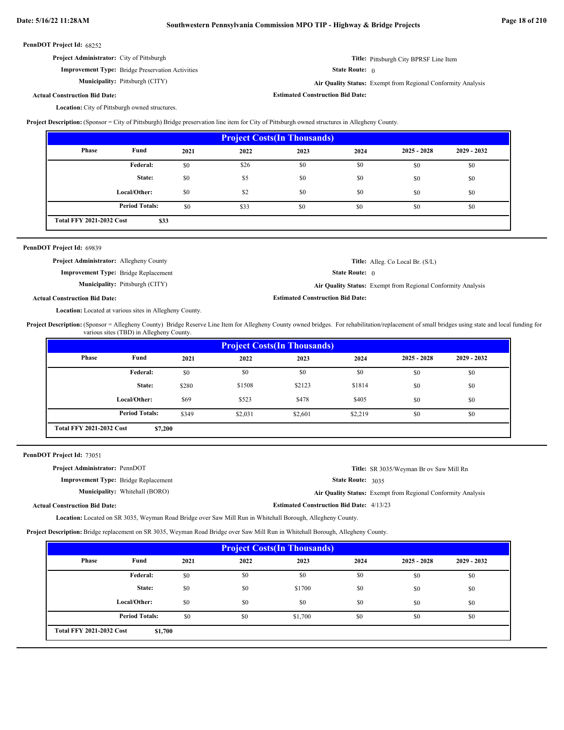**PennDOT Project Id:** 68252

**Project Administrator:** City of Pittsburgh

**Title:** Pittsburgh City BPRSF Line Item

**Improvement Type:** Bridge Preservation Activities

**State Route:** 0

**Municipality:** Pittsburgh (CITY)

**Air Quality Status:** Exempt from Regional Conformity Analysis

**Actual Construction Bid Date:**

**Estimated Construction Bid Date:**

**Location:** City of Pittsburgh owned structures.

**Project Description:** (Sponsor = City of Pittsburgh) Bridge preservation line item for City of Pittsburgh owned structures in Allegheny County.

| Project Costs(In Thousands) | | | | | | | |
|---|---|---|---|---|---|---|---|
| Phase | Fund | 2021 | 2022 | 2023 | 2024 | 2025 - 2028 | 2029 - 2032 |
| | Federal: | $0 | $26 | $0 | $0 | $0 | $0 |
| | State: | $0 | $5 | $0 | $0 | $0 | $0 |
| | Local/Other: | $0 | $2 | $0 | $0 | $0 | $0 |
| | Period Totals: | $0 | $33 | $0 | $0 | $0 | $0 |
| Total FFY 2021-2032 Cost | $33 | | | | | | |

---

**PennDOT Project Id:** 69839

**Project Administrator:** Allegheny County

**Title:** Alleg. Co Local Br. (S/L)

**Improvement Type:** Bridge Replacement

**State Route:** 0

**Municipality:** Pittsburgh (CITY)

**Air Quality Status:** Exempt from Regional Conformity Analysis

**Actual Construction Bid Date:**

**Estimated Construction Bid Date:**

**Location:** Located at various sites in Allegheny County.

**Project Description:** (Sponsor = Allegheny County) Bridge Reserve Line Item for Allegheny County owned bridges. For rehabilitation/replacement of small bridges using state and local funding for various sites (TBD) in Allegheny County.

| Project Costs(In Thousands) | | | | | | | |
|---|---|---|---|---|---|---|---|
| Phase | Fund | 2021 | 2022 | 2023 | 2024 | 2025 - 2028 | 2029 - 2032 |
| | Federal: | $0 | $0 | $0 | $0 | $0 | $0 |
| | State: | $280 | $1508 | $2123 | $1814 | $0 | $0 |
| | Local/Other: | $69 | $523 | $478 | $405 | $0 | $0 |
| | Period Totals: | $349 | $2,031 | $2,601 | $2,219 | $0 | $0 |
| Total FFY 2021-2032 Cost | $7,200 | | | | | | |

---

**PennDOT Project Id:** 73051

**Project Administrator:** PennDOT

**Title:** SR 3035/Weyman Br ov Saw Mill Rn

**Improvement Type:** Bridge Replacement

**State Route:** 3035

**Municipality:** Whitehall (BORO)

**Air Quality Status:** Exempt from Regional Conformity Analysis

**Actual Construction Bid Date:**

**Estimated Construction Bid Date:** 4/13/23

**Location:** Located on SR 3035, Weyman Road Bridge over Saw Mill Run in Whitehall Borough, Allegheny County.

**Project Description:** Bridge replacement on SR 3035, Weyman Road Bridge over Saw Mill Run in Whitehall Borough, Allegheny County.

| Project Costs(In Thousands) | | | | | | | |
|---|---|---|---|---|---|---|---|
| Phase | Fund | 2021 | 2022 | 2023 | 2024 | 2025 - 2028 | 2029 - 2032 |
| | Federal: | $0 | $0 | $0 | $0 | $0 | $0 |
| | State: | $0 | $0 | $1700 | $0 | $0 | $0 |
| | Local/Other: | $0 | $0 | $0 | $0 | $0 | $0 |
| | Period Totals: | $0 | $0 | $1,700 | $0 | $0 | $0 |
| Total FFY 2021-2032 Cost | $1,700 | | | | | | |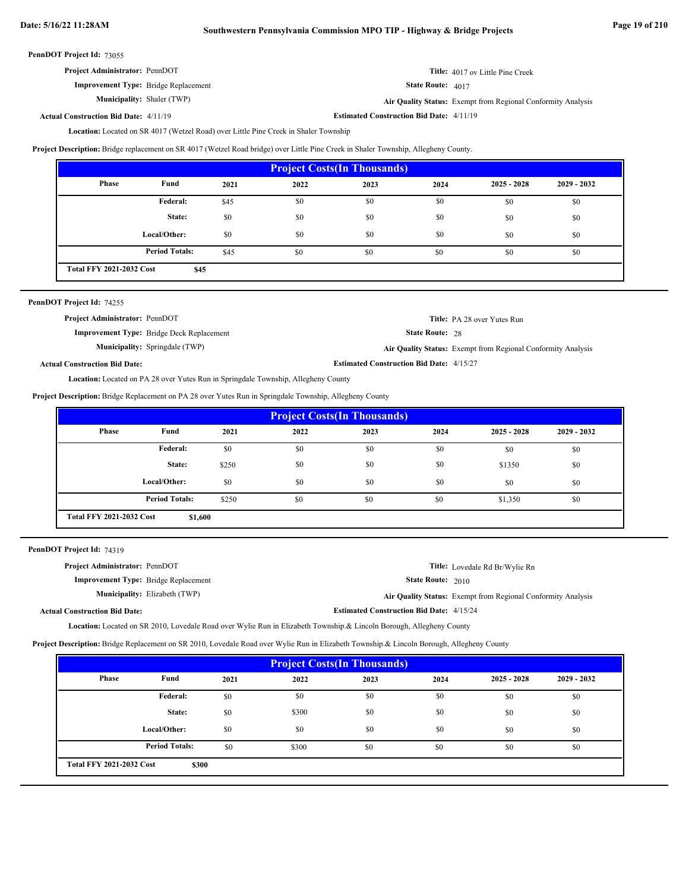**PennDOT Project Id:** 73055

**Project Administrator:** PennDOT

**Title:** 4017 ov Little Pine Creek

**Improvement Type:** Bridge Replacement

**State Route:** 4017

**Municipality:** Shaler (TWP)

**Air Quality Status:** Exempt from Regional Conformity Analysis

**Actual Construction Bid Date:** 4/11/19

**Estimated Construction Bid Date:** 4/11/19

**Location:** Located on SR 4017 (Wetzel Road) over Little Pine Creek in Shaler Township

**Project Description:** Bridge replacement on SR 4017 (Wetzel Road bridge) over Little Pine Creek in Shaler Township, Allegheny County.

| Phase | Fund | 2021 | 2022 | 2023 | 2024 | 2025 - 2028 | 2029 - 2032 |
|---|---|---|---|---|---|---|---|
| | Federal: | $45 | $0 | $0 | $0 | $0 | $0 |
| | State: | $0 | $0 | $0 | $0 | $0 | $0 |
| | Local/Other: | $0 | $0 | $0 | $0 | $0 | $0 |
| | Period Totals: | $45 | $0 | $0 | $0 | $0 | $0 |

**Total FFY 2021-2032 Cost** $45

---

**PennDOT Project Id:** 74255

**Project Administrator:** PennDOT

**Title:** PA 28 over Yutes Run

**Improvement Type:** Bridge Deck Replacement

**State Route:** 28

**Municipality:** Springdale (TWP)

**Air Quality Status:** Exempt from Regional Conformity Analysis

**Actual Construction Bid Date:**

**Estimated Construction Bid Date:** 4/15/27

**Location:** Located on PA 28 over Yutes Run in Springdale Township, Allegheny County

**Project Description:** Bridge Replacement on PA 28 over Yutes Run in Springdale Township, Allegheny County

| Phase | Fund | 2021 | 2022 | 2023 | 2024 | 2025 - 2028 | 2029 - 2032 |
|---|---|---|---|---|---|---|---|
| | Federal: | $0 | $0 | $0 | $0 | $0 | $0 |
| | State: | $250 | $0 | $0 | $0 | $1350 | $0 |
| | Local/Other: | $0 | $0 | $0 | $0 | $0 | $0 |
| | Period Totals: | $250 | $0 | $0 | $0 | $1,350 | $0 |

**Total FFY 2021-2032 Cost** $1,600

---

**PennDOT Project Id:** 74319

**Project Administrator:** PennDOT

**Title:** Lovedale Rd Br/Wylie Rn

**Improvement Type:** Bridge Replacement

**State Route:** 2010

**Municipality:** Elizabeth (TWP)

**Air Quality Status:** Exempt from Regional Conformity Analysis

**Actual Construction Bid Date:**

**Estimated Construction Bid Date:** 4/15/24

**Location:** Located on SR 2010, Lovedale Road over Wylie Run in Elizabeth Township.& Lincoln Borough, Allegheny County

**Project Description:** Bridge Replacement on SR 2010, Lovedale Road over Wylie Run in Elizabeth Township.& Lincoln Borough, Allegheny County

| Phase | Fund | 2021 | 2022 | 2023 | 2024 | 2025 - 2028 | 2029 - 2032 |
|---|---|---|---|---|---|---|---|
| | Federal: | $0 | $0 | $0 | $0 | $0 | $0 |
| | State: | $0 | $300 | $0 | $0 | $0 | $0 |
| | Local/Other: | $0 | $0 | $0 | $0 | $0 | $0 |
| | Period Totals: | $0 | $300 | $0 | $0 | $0 | $0 |

**Total FFY 2021-2032 Cost** $300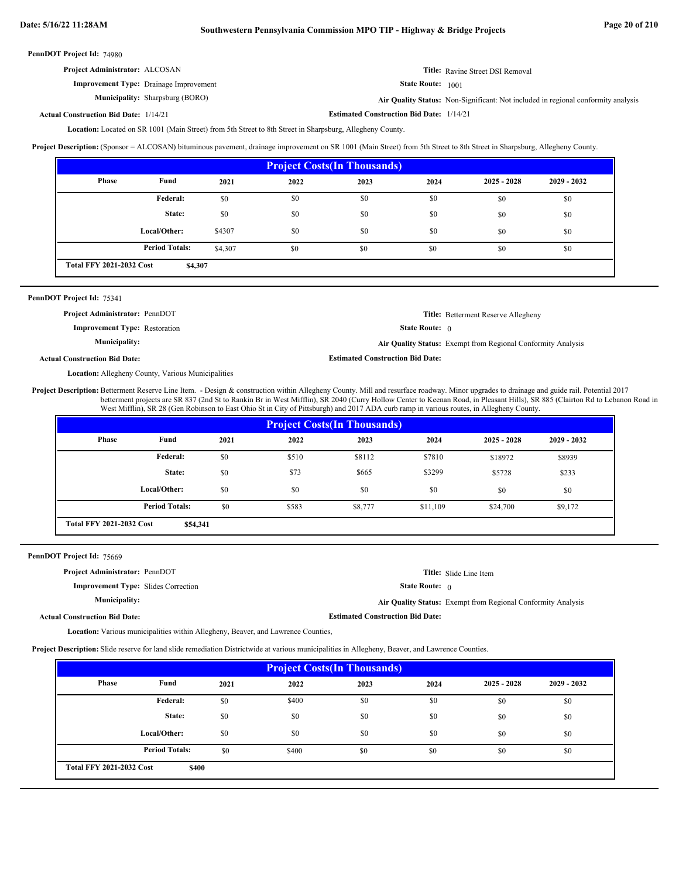**PennDOT Project Id:** 74980

**Project Administrator:** ALCOSAN
**Title:** Ravine Street DSI Removal
**Improvement Type:** Drainage Improvement
**State Route:** 1001
**Municipality:** Sharpsburg (BORO)
**Air Quality Status:** Non-Significant: Not included in regional conformity analysis
**Actual Construction Bid Date:** 1/14/21
**Estimated Construction Bid Date:** 1/14/21

**Location:** Located on SR 1001 (Main Street) from 5th Street to 8th Street in Sharpsburg, Allegheny County.

**Project Description:** (Sponsor = ALCOSAN) bituminous pavement, drainage improvement on SR 1001 (Main Street) from 5th Street to 8th Street in Sharpsburg, Allegheny County.

| Project Costs(In Thousands) | | | | | | | |
|---|---|---|---|---|---|---|---|
| Phase | Fund | 2021 | 2022 | 2023 | 2024 | 2025 - 2028 | 2029 - 2032 |
| | Federal: | $0 | $0 | $0 | $0 | $0 | $0 |
| | State: | $0 | $0 | $0 | $0 | $0 | $0 |
| | Local/Other: | $4307 | $0 | $0 | $0 | $0 | $0 |
| | Period Totals: | $4,307 | $0 | $0 | $0 | $0 | $0 |
| Total FFY 2021-2032 Cost | $4,307 | | | | | | |

---

**PennDOT Project Id:** 75341

**Project Administrator:** PennDOT
**Title:** Betterment Reserve Allegheny
**Improvement Type:** Restoration
**State Route:** 0
**Municipality:**
**Air Quality Status:** Exempt from Regional Conformity Analysis
**Actual Construction Bid Date:**
**Estimated Construction Bid Date:**

**Location:** Allegheny County, Various Municipalities

**Project Description:** Betterment Reserve Line Item. - Design & construction within Allegheny County. Mill and resurface roadway. Minor upgrades to drainage and guide rail. Potential 2017 betterment projects are SR 837 (2nd St to Rankin Br in West Mifflin), SR 2040 (Curry Hollow Center to Keenan Road, in Pleasant Hills), SR 885 (Clairton Rd to Lebanon Road in West Mifflin), SR 28 (Gen Robinson to East Ohio St in City of Pittsburgh) and 2017 ADA curb ramp in various routes, in Allegheny County.

| Project Costs(In Thousands) | | | | | | | |
|---|---|---|---|---|---|---|---|
| Phase | Fund | 2021 | 2022 | 2023 | 2024 | 2025 - 2028 | 2029 - 2032 |
| | Federal: | $0 | $510 | $8112 | $7810 | $18972 | $8939 |
| | State: | $0 | $73 | $665 | $3299 | $5728 | $233 |
| | Local/Other: | $0 | $0 | $0 | $0 | $0 | $0 |
| | Period Totals: | $0 | $583 | $8,777 | $11,109 | $24,700 | $9,172 |
| Total FFY 2021-2032 Cost | $54,341 | | | | | | |

---

**PennDOT Project Id:** 75669

**Project Administrator:** PennDOT
**Title:** Slide Line Item
**Improvement Type:** Slides Correction
**State Route:** 0
**Municipality:**
**Air Quality Status:** Exempt from Regional Conformity Analysis
**Actual Construction Bid Date:**
**Estimated Construction Bid Date:**

**Location:** Various municipalities within Allegheny, Beaver, and Lawrence Counties,

**Project Description:** Slide reserve for land slide remediation Districtwide at various municipalities in Allegheny, Beaver, and Lawrence Counties.

| Project Costs(In Thousands) | | | | | | | |
|---|---|---|---|---|---|---|---|
| Phase | Fund | 2021 | 2022 | 2023 | 2024 | 2025 - 2028 | 2029 - 2032 |
| | Federal: | $0 | $400 | $0 | $0 | $0 | $0 |
| | State: | $0 | $0 | $0 | $0 | $0 | $0 |
| | Local/Other: | $0 | $0 | $0 | $0 | $0 | $0 |
| | Period Totals: | $0 | $400 | $0 | $0 | $0 | $0 |
| Total FFY 2021-2032 Cost | $400 | | | | | | |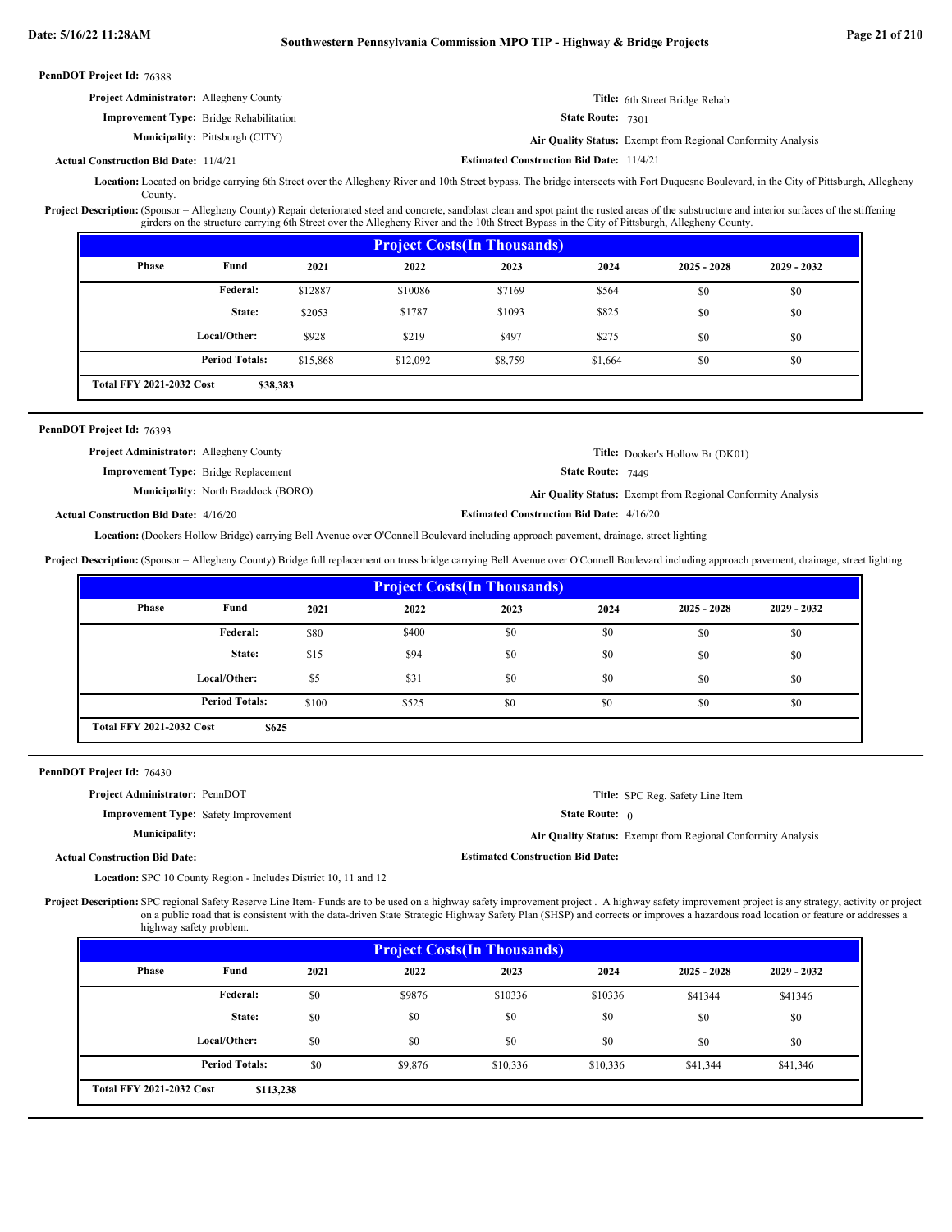**PennDOT Project Id:** 76388

**Project Administrator:** Allegheny County

**Title:** 6th Street Bridge Rehab

**Improvement Type:** Bridge Rehabilitation

**State Route:** 7301

**Municipality:** Pittsburgh (CITY)

**Air Quality Status:** Exempt from Regional Conformity Analysis

**Actual Construction Bid Date:** 11/4/21

**Estimated Construction Bid Date:** 11/4/21

**Location:** Located on bridge carrying 6th Street over the Allegheny River and 10th Street bypass. The bridge intersects with Fort Duquesne Boulevard, in the City of Pittsburgh, Allegheny County.

**Project Description:** (Sponsor = Allegheny County) Repair deteriorated steel and concrete, sandblast clean and spot paint the rusted areas of the substructure and interior surfaces of the stiffening girders on the structure carrying 6th Street over the Allegheny River and the 10th Street Bypass in the City of Pittsburgh, Allegheny County.

**Project Costs(In Thousands)**

| Phase | Fund | 2021 | 2022 | 2023 | 2024 | 2025 - 2028 | 2029 - 2032 |
|---|---|---|---|---|---|---|---|
| | Federal: | $12887 | $10086 | $7169 | $564 | $0 | $0 |
| | State: | $2053 | $1787 | $1093 | $825 | $0 | $0 |
| | Local/Other: | $928 | $219 | $497 | $275 | $0 | $0 |
| | Period Totals: | $15,868 | $12,092 | $8,759 | $1,664 | $0 | $0 |

**Total FFY 2021-2032 Cost** $38,383

---

**PennDOT Project Id:** 76393

**Project Administrator:** Allegheny County

**Title:** Dooker's Hollow Br (DK01)

**Improvement Type:** Bridge Replacement

**State Route:** 7449

**Municipality:** North Braddock (BORO)

**Air Quality Status:** Exempt from Regional Conformity Analysis

**Actual Construction Bid Date:** 4/16/20

**Estimated Construction Bid Date:** 4/16/20

**Location:** (Dookers Hollow Bridge) carrying Bell Avenue over O'Connell Boulevard including approach pavement, drainage, street lighting

**Project Description:** (Sponsor = Allegheny County) Bridge full replacement on truss bridge carrying Bell Avenue over O'Connell Boulevard including approach pavement, drainage, street lighting

**Project Costs(In Thousands)**

| Phase | Fund | 2021 | 2022 | 2023 | 2024 | 2025 - 2028 | 2029 - 2032 |
|---|---|---|---|---|---|---|---|
| | Federal: | $80 | $400 | $0 | $0 | $0 | $0 |
| | State: | $15 | $94 | $0 | $0 | $0 | $0 |
| | Local/Other: | $5 | $31 | $0 | $0 | $0 | $0 |
| | Period Totals: | $100 | $525 | $0 | $0 | $0 | $0 |

**Total FFY 2021-2032 Cost** $625

---

**PennDOT Project Id:** 76430

**Project Administrator:** PennDOT

**Title:** SPC Reg. Safety Line Item

**Improvement Type:** Safety Improvement

**State Route:** 0

**Municipality:**

**Air Quality Status:** Exempt from Regional Conformity Analysis

**Actual Construction Bid Date:**

**Estimated Construction Bid Date:**

**Location:** SPC 10 County Region - Includes District 10, 11 and 12

**Project Description:** SPC regional Safety Reserve Line Item- Funds are to be used on a highway safety improvement project . A highway safety improvement project is any strategy, activity or project on a public road that is consistent with the data-driven State Strategic Highway Safety Plan (SHSP) and corrects or improves a hazardous road location or feature or addresses a highway safety problem.

**Project Costs(In Thousands)**

| Phase | Fund | 2021 | 2022 | 2023 | 2024 | 2025 - 2028 | 2029 - 2032 |
|---|---|---|---|---|---|---|---|
| | Federal: | $0 | $9876 | $10336 | $10336 | $41344 | $41346 |
| | State: | $0 | $0 | $0 | $0 | $0 | $0 |
| | Local/Other: | $0 | $0 | $0 | $0 | $0 | $0 |
| | Period Totals: | $0 | $9,876 | $10,336 | $10,336 | $41,344 | $41,346 |

**Total FFY 2021-2032 Cost** $113,238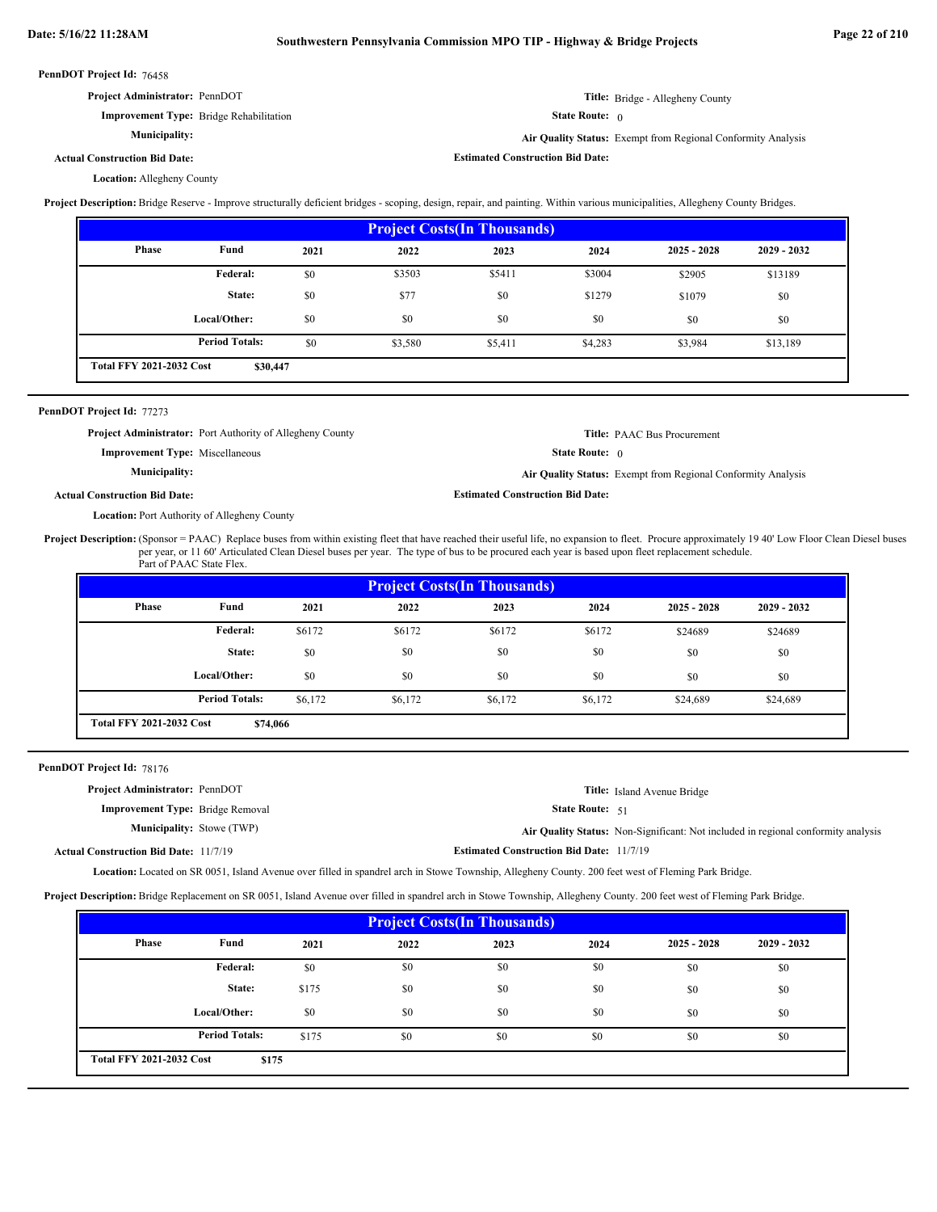**PennDOT Project Id:** 76458

**Project Administrator:** PennDOT

**Improvement Type:** Bridge Rehabilitation

**Municipality:**

**Actual Construction Bid Date:**

**Location:** Allegheny County

**Title:** Bridge - Allegheny County

**State Route:** 0

**Air Quality Status:** Exempt from Regional Conformity Analysis

**Estimated Construction Bid Date:**

**Project Description:** Bridge Reserve - Improve structurally deficient bridges - scoping, design, repair, and painting. Within various municipalities, Allegheny County Bridges.

| Project Costs(In Thousands) | | | | | | | |
|---|---|---|---|---|---|---|---|
| Phase | Fund | 2021 | 2022 | 2023 | 2024 | 2025 - 2028 | 2029 - 2032 |
| | Federal: | $0 | $3503 | $5411 | $3004 | $2905 | $13189 |
| | State: | $0 | $77 | $0 | $1279 | $1079 | $0 |
| | Local/Other: | $0 | $0 | $0 | $0 | $0 | $0 |
| | Period Totals: | $0 | $3,580 | $5,411 | $4,283 | $3,984 | $13,189 |
| Total FFY 2021-2032 Cost | $30,447 | | | | | | |

**PennDOT Project Id:** 77273

**Project Administrator:** Port Authority of Allegheny County

**Improvement Type:** Miscellaneous

**Municipality:**

**Actual Construction Bid Date:**

**Location:** Port Authority of Allegheny County

**Title:** PAAC Bus Procurement

**State Route:** 0

**Air Quality Status:** Exempt from Regional Conformity Analysis

**Estimated Construction Bid Date:**

**Project Description:** (Sponsor = PAAC) Replace buses from within existing fleet that have reached their useful life, no expansion to fleet. Procure approximately 19 40' Low Floor Clean Diesel buses per year, or 11 60' Articulated Clean Diesel buses per year. The type of bus to be procured each year is based upon fleet replacement schedule. Part of PAAC State Flex.

| Project Costs(In Thousands) | | | | | | | |
|---|---|---|---|---|---|---|---|
| Phase | Fund | 2021 | 2022 | 2023 | 2024 | 2025 - 2028 | 2029 - 2032 |
| | Federal: | $6172 | $6172 | $6172 | $6172 | $24689 | $24689 |
| | State: | $0 | $0 | $0 | $0 | $0 | $0 |
| | Local/Other: | $0 | $0 | $0 | $0 | $0 | $0 |
| | Period Totals: | $6,172 | $6,172 | $6,172 | $6,172 | $24,689 | $24,689 |
| Total FFY 2021-2032 Cost | $74,066 | | | | | | |

**PennDOT Project Id:** 78176

**Project Administrator:** PennDOT

**Improvement Type:** Bridge Removal

**Municipality:** Stowe (TWP)

**Actual Construction Bid Date:** 11/7/19

**Location:** Located on SR 0051, Island Avenue over filled in spandrel arch in Stowe Township, Allegheny County. 200 feet west of Fleming Park Bridge.

**Title:** Island Avenue Bridge

**State Route:** 51

**Air Quality Status:** Non-Significant: Not included in regional conformity analysis

**Estimated Construction Bid Date:** 11/7/19

**Project Description:** Bridge Replacement on SR 0051, Island Avenue over filled in spandrel arch in Stowe Township, Allegheny County. 200 feet west of Fleming Park Bridge.

| Project Costs(In Thousands) | | | | | | | |
|---|---|---|---|---|---|---|---|
| Phase | Fund | 2021 | 2022 | 2023 | 2024 | 2025 - 2028 | 2029 - 2032 |
| | Federal: | $0 | $0 | $0 | $0 | $0 | $0 |
| | State: | $175 | $0 | $0 | $0 | $0 | $0 |
| | Local/Other: | $0 | $0 | $0 | $0 | $0 | $0 |
| | Period Totals: | $175 | $0 | $0 | $0 | $0 | $0 |
| Total FFY 2021-2032 Cost | $175 | | | | | | |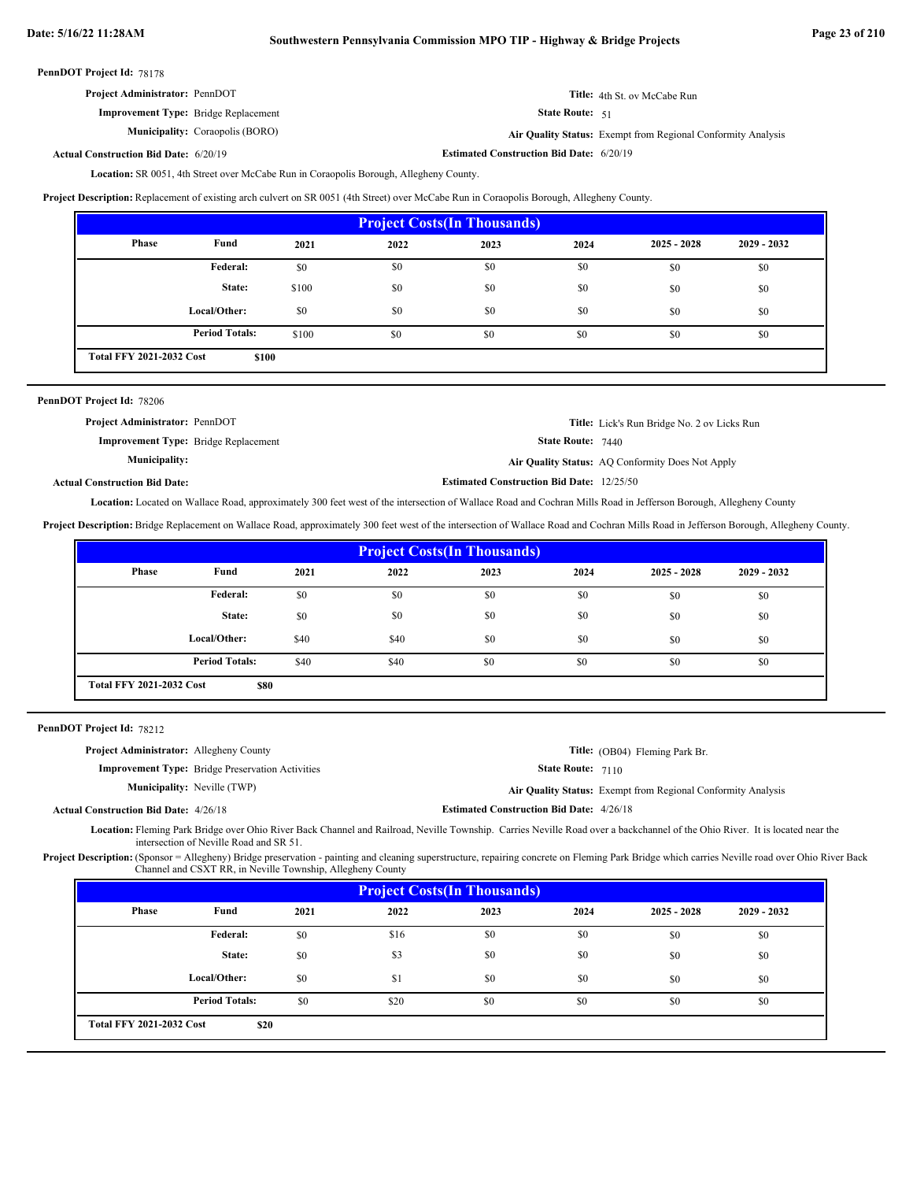**PennDOT Project Id:** 78178

**Project Administrator:** PennDOT

**Improvement Type:** Bridge Replacement

**Municipality:** Coraopolis (BORO)

**Actual Construction Bid Date:** 6/20/19

**Title:** 4th St. ov McCabe Run

**State Route:** 51

**Air Quality Status:** Exempt from Regional Conformity Analysis

**Estimated Construction Bid Date:** 6/20/19

**Location:** SR 0051, 4th Street over McCabe Run in Coraopolis Borough, Allegheny County.

**Project Description:** Replacement of existing arch culvert on SR 0051 (4th Street) over McCabe Run in Coraopolis Borough, Allegheny County.

| Project Costs(In Thousands) | | | | | | | |
|---|---|---|---|---|---|---|---|
| Phase | Fund | 2021 | 2022 | 2023 | 2024 | 2025 - 2028 | 2029 - 2032 |
| | Federal: | $0 | $0 | $0 | $0 | $0 | $0 |
| | State: | $100 | $0 | $0 | $0 | $0 | $0 |
| | Local/Other: | $0 | $0 | $0 | $0 | $0 | $0 |
| | Period Totals: | $100 | $0 | $0 | $0 | $0 | $0 |
| Total FFY 2021-2032 Cost | $100 | | | | | | |

---

**PennDOT Project Id:** 78206

**Project Administrator:** PennDOT

**Improvement Type:** Bridge Replacement

**Municipality:**

**Actual Construction Bid Date:**

**Title:** Lick's Run Bridge No. 2 ov Licks Run

**State Route:** 7440

**Air Quality Status:** AQ Conformity Does Not Apply

**Estimated Construction Bid Date:** 12/25/50

**Location:** Located on Wallace Road, approximately 300 feet west of the intersection of Wallace Road and Cochran Mills Road in Jefferson Borough, Allegheny County

**Project Description:** Bridge Replacement on Wallace Road, approximately 300 feet west of the intersection of Wallace Road and Cochran Mills Road in Jefferson Borough, Allegheny County.

| Project Costs(In Thousands) | | | | | | | |
|---|---|---|---|---|---|---|---|
| Phase | Fund | 2021 | 2022 | 2023 | 2024 | 2025 - 2028 | 2029 - 2032 |
| | Federal: | $0 | $0 | $0 | $0 | $0 | $0 |
| | State: | $0 | $0 | $0 | $0 | $0 | $0 |
| | Local/Other: | $40 | $40 | $0 | $0 | $0 | $0 |
| | Period Totals: | $40 | $40 | $0 | $0 | $0 | $0 |
| Total FFY 2021-2032 Cost | $80 | | | | | | |

---

**PennDOT Project Id:** 78212

**Project Administrator:** Allegheny County

**Improvement Type:** Bridge Preservation Activities

**Municipality:** Neville (TWP)

**Actual Construction Bid Date:** 4/26/18

**Title:** (OB04) Fleming Park Br.

**State Route:** 7110

**Air Quality Status:** Exempt from Regional Conformity Analysis

**Estimated Construction Bid Date:** 4/26/18

**Location:** Fleming Park Bridge over Ohio River Back Channel and Railroad, Neville Township. Carries Neville Road over a backchannel of the Ohio River. It is located near the intersection of Neville Road and SR 51.

**Project Description:** (Sponsor = Allegheny) Bridge preservation - painting and cleaning superstructure, repairing concrete on Fleming Park Bridge which carries Neville road over Ohio River Back Channel and CSXT RR, in Neville Township, Allegheny County

| Project Costs(In Thousands) | | | | | | | |
|---|---|---|---|---|---|---|---|
| Phase | Fund | 2021 | 2022 | 2023 | 2024 | 2025 - 2028 | 2029 - 2032 |
| | Federal: | $0 | $16 | $0 | $0 | $0 | $0 |
| | State: | $0 | $3 | $0 | $0 | $0 | $0 |
| | Local/Other: | $0 | $1 | $0 | $0 | $0 | $0 |
| | Period Totals: | $0 | $20 | $0 | $0 | $0 | $0 |
| Total FFY 2021-2032 Cost | $20 | | | | | | |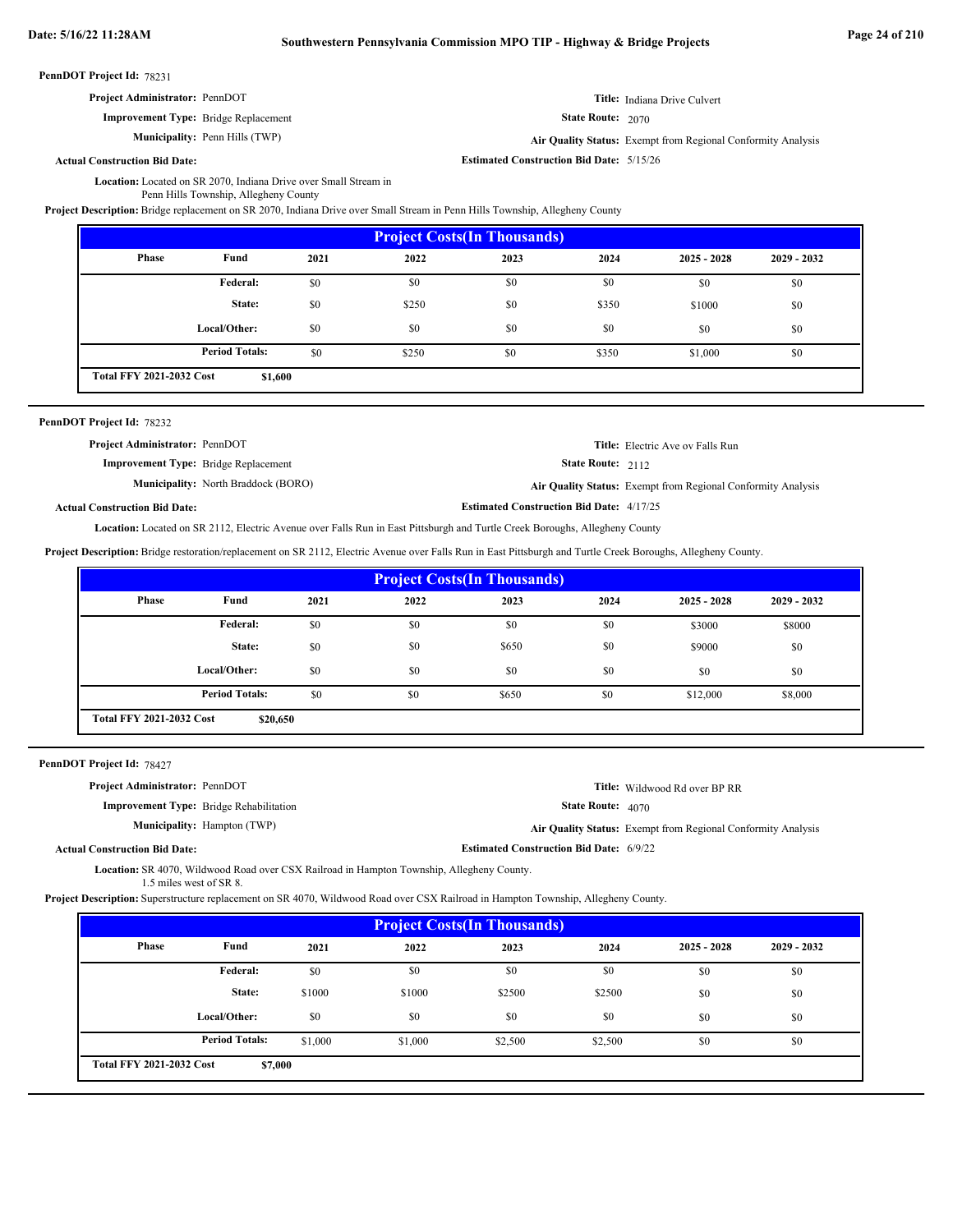**PennDOT Project Id:** 78231

**Project Administrator:** PennDOT

**Title:** Indiana Drive Culvert

**Improvement Type:** Bridge Replacement

**State Route:** 2070

**Municipality:** Penn Hills (TWP)

**Air Quality Status:** Exempt from Regional Conformity Analysis

**Actual Construction Bid Date:**

**Estimated Construction Bid Date:** 5/15/26

**Location:** Located on SR 2070, Indiana Drive over Small Stream in Penn Hills Township, Allegheny County

**Project Description:** Bridge replacement on SR 2070, Indiana Drive over Small Stream in Penn Hills Township, Allegheny County

| Project Costs(In Thousands) | | | | | | | |
|---|---|---|---|---|---|---|---|
| Phase | Fund | 2021 | 2022 | 2023 | 2024 | 2025 - 2028 | 2029 - 2032 |
| | Federal: | $0 | $0 | $0 | $0 | $0 | $0 |
| | State: | $0 | $250 | $0 | $350 | $1000 | $0 |
| | Local/Other: | $0 | $0 | $0 | $0 | $0 | $0 |
| | Period Totals: | $0 | $250 | $0 | $350 | $1,000 | $0 |
| Total FFY 2021-2032 Cost | $1,600 | | | | | | |

---

**PennDOT Project Id:** 78232

**Project Administrator:** PennDOT

**Title:** Electric Ave ov Falls Run

**Improvement Type:** Bridge Replacement

**State Route:** 2112

**Municipality:** North Braddock (BORO)

**Air Quality Status:** Exempt from Regional Conformity Analysis

**Actual Construction Bid Date:**

**Estimated Construction Bid Date:** 4/17/25

**Location:** Located on SR 2112, Electric Avenue over Falls Run in East Pittsburgh and Turtle Creek Boroughs, Allegheny County

**Project Description:** Bridge restoration/replacement on SR 2112, Electric Avenue over Falls Run in East Pittsburgh and Turtle Creek Boroughs, Allegheny County.

| Project Costs(In Thousands) | | | | | | | |
|---|---|---|---|---|---|---|---|
| Phase | Fund | 2021 | 2022 | 2023 | 2024 | 2025 - 2028 | 2029 - 2032 |
| | Federal: | $0 | $0 | $0 | $0 | $3000 | $8000 |
| | State: | $0 | $0 | $650 | $0 | $9000 | $0 |
| | Local/Other: | $0 | $0 | $0 | $0 | $0 | $0 |
| | Period Totals: | $0 | $0 | $650 | $0 | $12,000 | $8,000 |
| Total FFY 2021-2032 Cost | $20,650 | | | | | | |

---

**PennDOT Project Id:** 78427

**Project Administrator:** PennDOT

**Title:** Wildwood Rd over BP RR

**Improvement Type:** Bridge Rehabilitation

**State Route:** 4070

**Municipality:** Hampton (TWP)

**Air Quality Status:** Exempt from Regional Conformity Analysis

**Actual Construction Bid Date:**

**Estimated Construction Bid Date:** 6/9/22

**Location:** SR 4070, Wildwood Road over CSX Railroad in Hampton Township, Allegheny County. 1.5 miles west of SR 8.

**Project Description:** Superstructure replacement on SR 4070, Wildwood Road over CSX Railroad in Hampton Township, Allegheny County.

| Project Costs(In Thousands) | | | | | | | |
|---|---|---|---|---|---|---|---|
| Phase | Fund | 2021 | 2022 | 2023 | 2024 | 2025 - 2028 | 2029 - 2032 |
| | Federal: | $0 | $0 | $0 | $0 | $0 | $0 |
| | State: | $1000 | $1000 | $2500 | $2500 | $0 | $0 |
| | Local/Other: | $0 | $0 | $0 | $0 | $0 | $0 |
| | Period Totals: | $1,000 | $1,000 | $2,500 | $2,500 | $0 | $0 |
| Total FFY 2021-2032 Cost | $7,000 | | | | | | |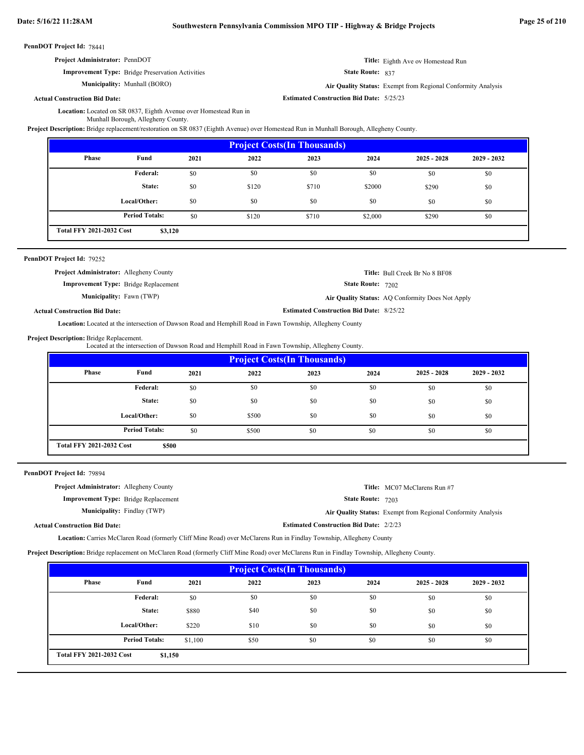**PennDOT Project Id:** 78441

**Project Administrator:** PennDOT

**Title:** Eighth Ave ov Homestead Run

**Improvement Type:** Bridge Preservation Activities

**State Route:** 837

**Municipality:** Munhall (BORO)

**Air Quality Status:** Exempt from Regional Conformity Analysis

**Actual Construction Bid Date:**

**Estimated Construction Bid Date:** 5/25/23

**Location:** Located on SR 0837, Eighth Avenue over Homestead Run in Munhall Borough, Allegheny County.

**Project Description:** Bridge replacement/restoration on SR 0837 (Eighth Avenue) over Homestead Run in Munhall Borough, Allegheny County.

| Project Costs(In Thousands) | | | | | | | |
|---|---|---|---|---|---|---|---|
| Phase | Fund | 2021 | 2022 | 2023 | 2024 | 2025 - 2028 | 2029 - 2032 |
| | Federal: | $0 | $0 | $0 | $0 | $0 | $0 |
| | State: | $0 | $120 | $710 | $2000 | $290 | $0 |
| | Local/Other: | $0 | $0 | $0 | $0 | $0 | $0 |
| | Period Totals: | $0 | $120 | $710 | $2,000 | $290 | $0 |
| Total FFY 2021-2032 Cost | $3,120 | | | | | | |

---

**PennDOT Project Id:** 79252

**Project Administrator:** Allegheny County

**Title:** Bull Creek Br No 8 BF08

**Improvement Type:** Bridge Replacement

**State Route:** 7202

**Municipality:** Fawn (TWP)

**Air Quality Status:** AQ Conformity Does Not Apply

**Actual Construction Bid Date:**

**Estimated Construction Bid Date:** 8/25/22

**Location:** Located at the intersection of Dawson Road and Hemphill Road in Fawn Township, Allegheny County

**Project Description:** Bridge Replacement.
Located at the intersection of Dawson Road and Hemphill Road in Fawn Township, Allegheny County.

| Project Costs(In Thousands) | | | | | | | |
|---|---|---|---|---|---|---|---|
| Phase | Fund | 2021 | 2022 | 2023 | 2024 | 2025 - 2028 | 2029 - 2032 |
| | Federal: | $0 | $0 | $0 | $0 | $0 | $0 |
| | State: | $0 | $0 | $0 | $0 | $0 | $0 |
| | Local/Other: | $0 | $500 | $0 | $0 | $0 | $0 |
| | Period Totals: | $0 | $500 | $0 | $0 | $0 | $0 |
| Total FFY 2021-2032 Cost | $500 | | | | | | |

---

**PennDOT Project Id:** 79894

**Project Administrator:** Allegheny County

**Title:** MC07 McClarens Run #7

**Improvement Type:** Bridge Replacement

**State Route:** 7203

**Municipality:** Findlay (TWP)

**Air Quality Status:** Exempt from Regional Conformity Analysis

**Actual Construction Bid Date:**

**Estimated Construction Bid Date:** 2/2/23

**Location:** Carries McClaren Road (formerly Cliff Mine Road) over McClarens Run in Findlay Township, Allegheny County

**Project Description:** Bridge replacement on McClaren Road (formerly Cliff Mine Road) over McClarens Run in Findlay Township, Allegheny County.

| Project Costs(In Thousands) | | | | | | | |
|---|---|---|---|---|---|---|---|
| Phase | Fund | 2021 | 2022 | 2023 | 2024 | 2025 - 2028 | 2029 - 2032 |
| | Federal: | $0 | $0 | $0 | $0 | $0 | $0 |
| | State: | $880 | $40 | $0 | $0 | $0 | $0 |
| | Local/Other: | $220 | $10 | $0 | $0 | $0 | $0 |
| | Period Totals: | $1,100 | $50 | $0 | $0 | $0 | $0 |
| Total FFY 2021-2032 Cost | $1,150 | | | | | | |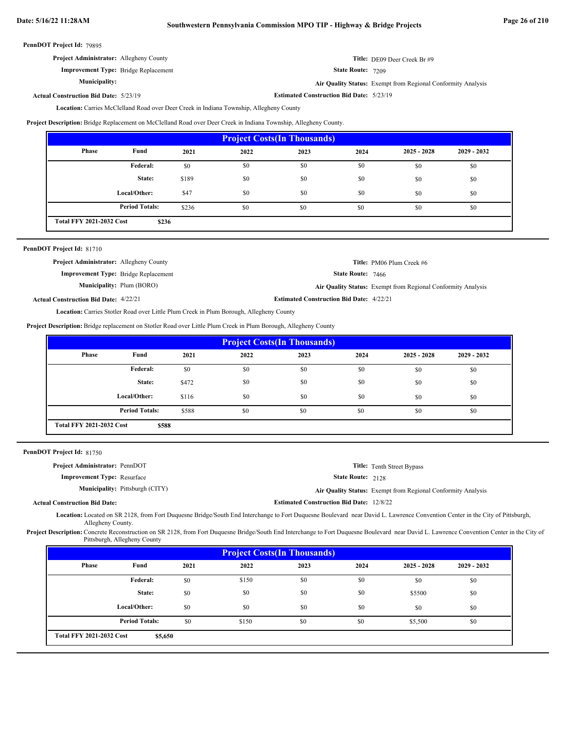**PennDOT Project Id:** 79895

**Project Administrator:** Allegheny County

**Title:** DE09 Deer Creek Br #9

**Improvement Type:** Bridge Replacement

**State Route:** 7209

**Municipality:**

**Air Quality Status:** Exempt from Regional Conformity Analysis

**Actual Construction Bid Date:** 5/23/19

**Estimated Construction Bid Date:** 5/23/19

**Location:** Carries McClelland Road over Deer Creek in Indiana Township, Allegheny County

**Project Description:** Bridge Replacement on McClelland Road over Deer Creek in Indiana Township, Allegheny County.

| Project Costs(In Thousands) | | | | | | | |
|---|---|---|---|---|---|---|---|
| Phase | Fund | 2021 | 2022 | 2023 | 2024 | 2025 - 2028 | 2029 - 2032 |
| | Federal: | $0 | $0 | $0 | $0 | $0 | $0 |
| | State: | $189 | $0 | $0 | $0 | $0 | $0 |
| | Local/Other: | $47 | $0 | $0 | $0 | $0 | $0 |
| | Period Totals: | $236 | $0 | $0 | $0 | $0 | $0 |
| Total FFY 2021-2032 Cost | $236 | | | | | | |

**PennDOT Project Id:** 81710

**Project Administrator:** Allegheny County

**Title:** PM06 Plum Creek #6

**Improvement Type:** Bridge Replacement

**State Route:** 7466

**Municipality:** Plum (BORO)

**Air Quality Status:** Exempt from Regional Conformity Analysis

**Actual Construction Bid Date:** 4/22/21

**Estimated Construction Bid Date:** 4/22/21

**Location:** Carries Stotler Road over Little Plum Creek in Plum Borough, Allegheny County

**Project Description:** Bridge replacement on Stotler Road over Little Plum Creek in Plum Borough, Allegheny County

| Project Costs(In Thousands) | | | | | | | |
|---|---|---|---|---|---|---|---|
| Phase | Fund | 2021 | 2022 | 2023 | 2024 | 2025 - 2028 | 2029 - 2032 |
| | Federal: | $0 | $0 | $0 | $0 | $0 | $0 |
| | State: | $472 | $0 | $0 | $0 | $0 | $0 |
| | Local/Other: | $116 | $0 | $0 | $0 | $0 | $0 |
| | Period Totals: | $588 | $0 | $0 | $0 | $0 | $0 |
| Total FFY 2021-2032 Cost | $588 | | | | | | |

**PennDOT Project Id:** 81750

**Project Administrator:** PennDOT

**Title:** Tenth Street Bypass

**Improvement Type:** Resurface

**State Route:** 2128

**Municipality:** Pittsburgh (CITY)

**Air Quality Status:** Exempt from Regional Conformity Analysis

**Actual Construction Bid Date:**

**Estimated Construction Bid Date:** 12/8/22

**Location:** Located on SR 2128, from Fort Duquesne Bridge/South End Interchange to Fort Duquesne Boulevard near David L. Lawrence Convention Center in the City of Pittsburgh, Allegheny County.

**Project Description:** Concrete Reconstruction on SR 2128, from Fort Duquesne Bridge/South End Interchange to Fort Duquesne Boulevard near David L. Lawrence Convention Center in the City of Pittsburgh, Allegheny County

| Project Costs(In Thousands) | | | | | | | |
|---|---|---|---|---|---|---|---|
| Phase | Fund | 2021 | 2022 | 2023 | 2024 | 2025 - 2028 | 2029 - 2032 |
| | Federal: | $0 | $150 | $0 | $0 | $0 | $0 |
| | State: | $0 | $0 | $0 | $0 | $5500 | $0 |
| | Local/Other: | $0 | $0 | $0 | $0 | $0 | $0 |
| | Period Totals: | $0 | $150 | $0 | $0 | $5,500 | $0 |
| Total FFY 2021-2032 Cost | $5,650 | | | | | | |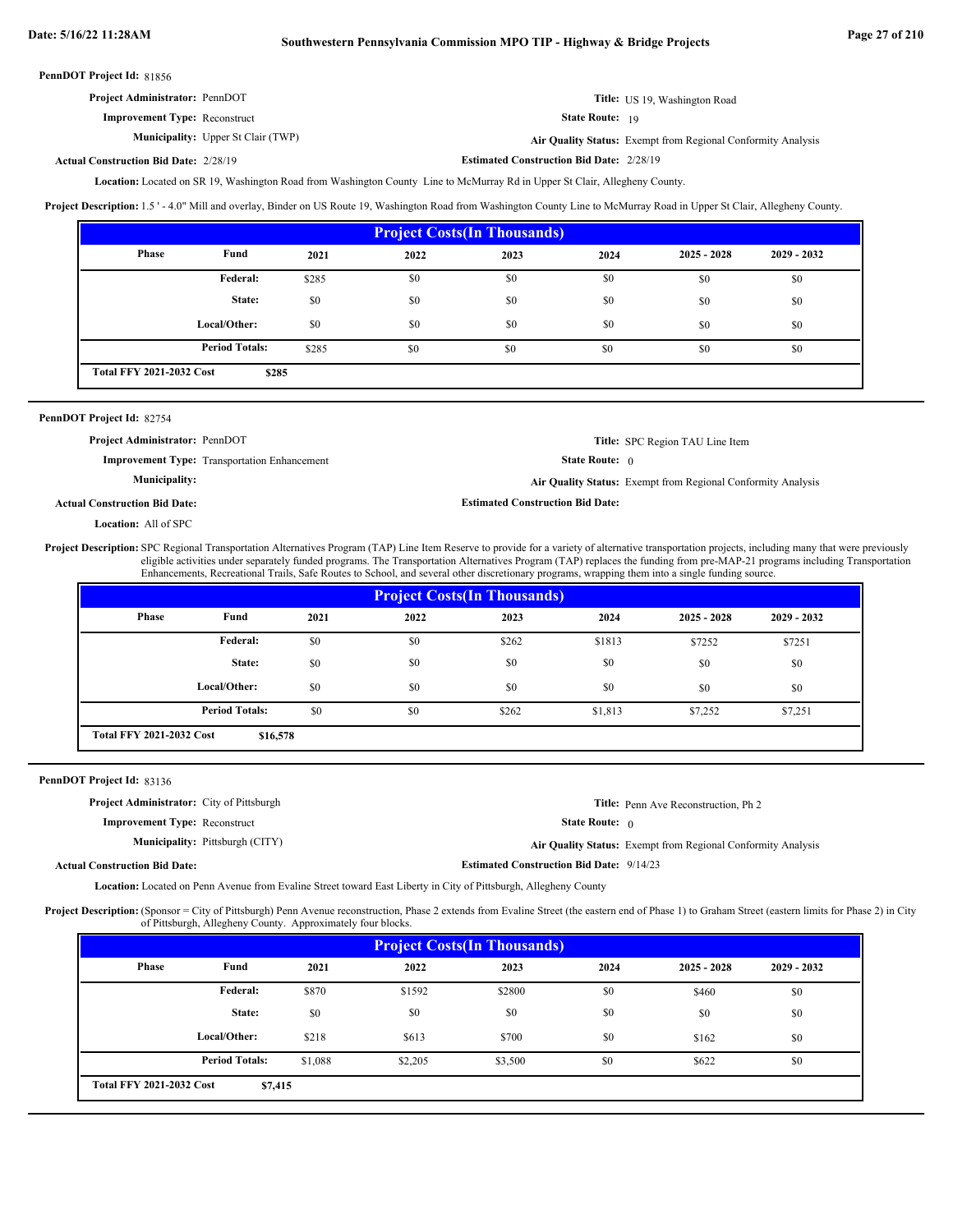**PennDOT Project Id:** 81856

**Project Administrator:** PennDOT

**Improvement Type:** Reconstruct

**Municipality:** Upper St Clair (TWP)

**Actual Construction Bid Date:** 2/28/19

**Title:** US 19, Washington Road

**State Route:** 19

**Air Quality Status:** Exempt from Regional Conformity Analysis

**Estimated Construction Bid Date:** 2/28/19

**Location:** Located on SR 19, Washington Road from Washington County Line to McMurray Rd in Upper St Clair, Allegheny County.

**Project Description:** 1.5 ' - 4.0" Mill and overlay, Binder on US Route 19, Washington Road from Washington County Line to McMurray Road in Upper St Clair, Allegheny County.

| Project Costs(In Thousands) | | | | | | | |
|---|---|---|---|---|---|---|---|
| Phase | Fund | 2021 | 2022 | 2023 | 2024 | 2025 - 2028 | 2029 - 2032 |
| | Federal: | $285 | $0 | $0 | $0 | $0 | $0 |
| | State: | $0 | $0 | $0 | $0 | $0 | $0 |
| | Local/Other: | $0 | $0 | $0 | $0 | $0 | $0 |
| | Period Totals: | $285 | $0 | $0 | $0 | $0 | $0 |
| Total FFY 2021-2032 Cost | $285 | | | | | | |

---

**PennDOT Project Id:** 82754

**Project Administrator:** PennDOT

**Improvement Type:** Transportation Enhancement

**Municipality:**

**Actual Construction Bid Date:**

**Title:** SPC Region TAU Line Item

**State Route:** 0

**Air Quality Status:** Exempt from Regional Conformity Analysis

**Estimated Construction Bid Date:**

**Location:** All of SPC

**Project Description:** SPC Regional Transportation Alternatives Program (TAP) Line Item Reserve to provide for a variety of alternative transportation projects, including many that were previously eligible activities under separately funded programs. The Transportation Alternatives Program (TAP) replaces the funding from pre-MAP-21 programs including Transportation Enhancements, Recreational Trails, Safe Routes to School, and several other discretionary programs, wrapping them into a single funding source.

| Project Costs(In Thousands) | | | | | | | |
|---|---|---|---|---|---|---|---|
| Phase | Fund | 2021 | 2022 | 2023 | 2024 | 2025 - 2028 | 2029 - 2032 |
| | Federal: | $0 | $0 | $262 | $1813 | $7252 | $7251 |
| | State: | $0 | $0 | $0 | $0 | $0 | $0 |
| | Local/Other: | $0 | $0 | $0 | $0 | $0 | $0 |
| | Period Totals: | $0 | $0 | $262 | $1,813 | $7,252 | $7,251 |
| Total FFY 2021-2032 Cost | $16,578 | | | | | | |

---

**PennDOT Project Id:** 83136

**Project Administrator:** City of Pittsburgh

**Improvement Type:** Reconstruct

**Municipality:** Pittsburgh (CITY)

**Actual Construction Bid Date:**

**Title:** Penn Ave Reconstruction, Ph 2

**State Route:** 0

**Air Quality Status:** Exempt from Regional Conformity Analysis

**Estimated Construction Bid Date:** 9/14/23

**Location:** Located on Penn Avenue from Evaline Street toward East Liberty in City of Pittsburgh, Allegheny County

**Project Description:** (Sponsor = City of Pittsburgh) Penn Avenue reconstruction, Phase 2 extends from Evaline Street (the eastern end of Phase 1) to Graham Street (eastern limits for Phase 2) in City of Pittsburgh, Allegheny County. Approximately four blocks.

| Project Costs(In Thousands) | | | | | | | |
|---|---|---|---|---|---|---|---|
| Phase | Fund | 2021 | 2022 | 2023 | 2024 | 2025 - 2028 | 2029 - 2032 |
| | Federal: | $870 | $1592 | $2800 | $0 | $460 | $0 |
| | State: | $0 | $0 | $0 | $0 | $0 | $0 |
| | Local/Other: | $218 | $613 | $700 | $0 | $162 | $0 |
| | Period Totals: | $1,088 | $2,205 | $3,500 | $0 | $622 | $0 |
| Total FFY 2021-2032 Cost | $7,415 | | | | | | |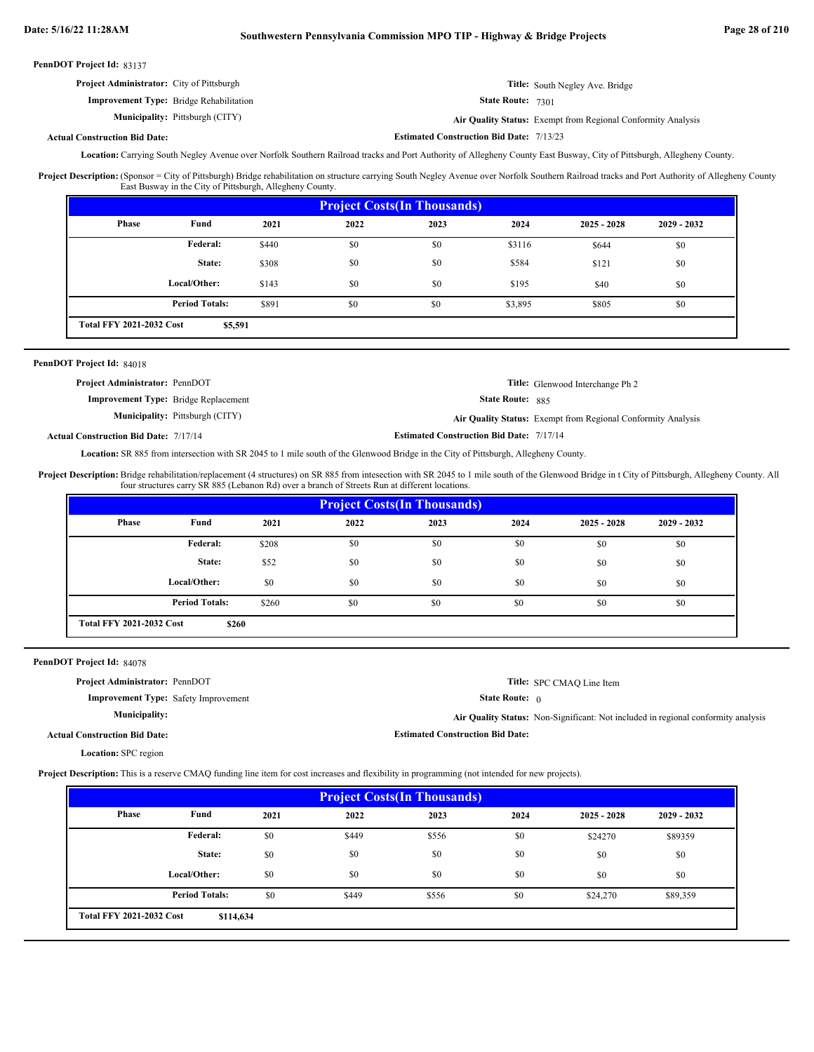**PennDOT Project Id:** 83137

**Project Administrator:** City of Pittsburgh

**Title:** South Negley Ave. Bridge

**Improvement Type:** Bridge Rehabilitation

**State Route:** 7301

**Municipality:** Pittsburgh (CITY)

**Air Quality Status:** Exempt from Regional Conformity Analysis

**Actual Construction Bid Date:**

**Estimated Construction Bid Date:** 7/13/23

**Location:** Carrying South Negley Avenue over Norfolk Southern Railroad tracks and Port Authority of Allegheny County East Busway, City of Pittsburgh, Allegheny County.

**Project Description:** (Sponsor = City of Pittsburgh) Bridge rehabilitation on structure carrying South Negley Avenue over Norfolk Southern Railroad tracks and Port Authority of Allegheny County East Busway in the City of Pittsburgh, Allegheny County.

| Project Costs(In Thousands) | | | | | | | |
|---|---|---|---|---|---|---|---|
| Phase | Fund | 2021 | 2022 | 2023 | 2024 | 2025 - 2028 | 2029 - 2032 |
| | Federal: | $440 | $0 | $0 | $3116 | $644 | $0 |
| | State: | $308 | $0 | $0 | $584 | $121 | $0 |
| | Local/Other: | $143 | $0 | $0 | $195 | $40 | $0 |
| | Period Totals: | $891 | $0 | $0 | $3,895 | $805 | $0 |
| Total FFY 2021-2032 Cost | $5,591 | | | | | | |

---

**PennDOT Project Id:** 84018

**Project Administrator:** PennDOT

**Title:** Glenwood Interchange Ph 2

**Improvement Type:** Bridge Replacement

**State Route:** 885

**Municipality:** Pittsburgh (CITY)

**Air Quality Status:** Exempt from Regional Conformity Analysis

**Actual Construction Bid Date:** 7/17/14

**Estimated Construction Bid Date:** 7/17/14

**Location:** SR 885 from intersection with SR 2045 to 1 mile south of the Glenwood Bridge in the City of Pittsburgh, Allegheny County.

**Project Description:** Bridge rehabilitation/replacement (4 structures) on SR 885 from intesection with SR 2045 to 1 mile south of the Glenwood Bridge in t City of Pittsburgh, Allegheny County. All four structures carry SR 885 (Lebanon Rd) over a branch of Streets Run at different locations.

| Project Costs(In Thousands) | | | | | | | |
|---|---|---|---|---|---|---|---|
| Phase | Fund | 2021 | 2022 | 2023 | 2024 | 2025 - 2028 | 2029 - 2032 |
| | Federal: | $208 | $0 | $0 | $0 | $0 | $0 |
| | State: | $52 | $0 | $0 | $0 | $0 | $0 |
| | Local/Other: | $0 | $0 | $0 | $0 | $0 | $0 |
| | Period Totals: | $260 | $0 | $0 | $0 | $0 | $0 |
| Total FFY 2021-2032 Cost | $260 | | | | | | |

---

**PennDOT Project Id:** 84078

**Project Administrator:** PennDOT

**Title:** SPC CMAQ Line Item

**Improvement Type:** Safety Improvement

**State Route:** 0

**Municipality:**

**Air Quality Status:** Non-Significant: Not included in regional conformity analysis

**Actual Construction Bid Date:**

**Estimated Construction Bid Date:**

**Location:** SPC region

**Project Description:** This is a reserve CMAQ funding line item for cost increases and flexibility in programming (not intended for new projects).

| Project Costs(In Thousands) | | | | | | | |
|---|---|---|---|---|---|---|---|
| Phase | Fund | 2021 | 2022 | 2023 | 2024 | 2025 - 2028 | 2029 - 2032 |
| | Federal: | $0 | $449 | $556 | $0 | $24270 | $89359 |
| | State: | $0 | $0 | $0 | $0 | $0 | $0 |
| | Local/Other: | $0 | $0 | $0 | $0 | $0 | $0 |
| | Period Totals: | $0 | $449 | $556 | $0 | $24,270 | $89,359 |
| Total FFY 2021-2032 Cost | $114,634 | | | | | | |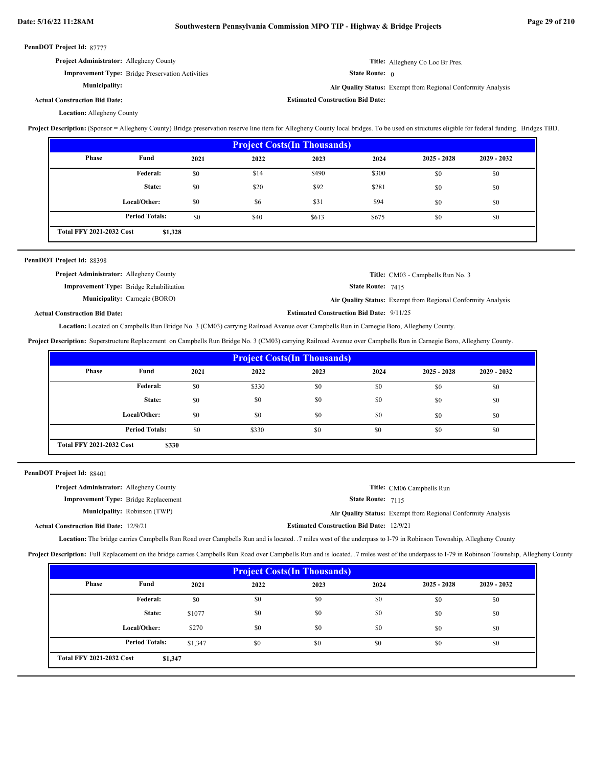**PennDOT Project Id:** 87777

**Project Administrator:** Allegheny County

**Title:** Allegheny Co Loc Br Pres.

**Improvement Type:** Bridge Preservation Activities

**State Route:** 0

**Municipality:**

**Air Quality Status:** Exempt from Regional Conformity Analysis

**Actual Construction Bid Date:**

**Estimated Construction Bid Date:**

**Location:** Allegheny County

**Project Description:** (Sponsor = Allegheny County) Bridge preservation reserve line item for Allegheny County local bridges. To be used on structures eligible for federal funding. Bridges TBD.

| Project Costs(In Thousands) | | | | | | | |
|---|---|---|---|---|---|---|---|
| Phase | Fund | 2021 | 2022 | 2023 | 2024 | 2025 - 2028 | 2029 - 2032 |
| | Federal: | $0 | $14 | $490 | $300 | $0 | $0 |
| | State: | $0 | $20 | $92 | $281 | $0 | $0 |
| | Local/Other: | $0 | $6 | $31 | $94 | $0 | $0 |
| | Period Totals: | $0 | $40 | $613 | $675 | $0 | $0 |
| Total FFY 2021-2032 Cost | $1,328 | | | | | | |

---

**PennDOT Project Id:** 88398

**Project Administrator:** Allegheny County

**Title:** CM03 - Campbells Run No. 3

**Improvement Type:** Bridge Rehabilitation

**State Route:** 7415

**Municipality:** Carnegie (BORO)

**Air Quality Status:** Exempt from Regional Conformity Analysis

**Actual Construction Bid Date:**

**Estimated Construction Bid Date:** 9/11/25

**Location:** Located on Campbells Run Bridge No. 3 (CM03) carrying Railroad Avenue over Campbells Run in Carnegie Boro, Allegheny County.

**Project Description:** Superstructure Replacement on Campbells Run Bridge No. 3 (CM03) carrying Railroad Avenue over Campbells Run in Carnegie Boro, Allegheny County.

| Project Costs(In Thousands) | | | | | | | |
|---|---|---|---|---|---|---|---|
| Phase | Fund | 2021 | 2022 | 2023 | 2024 | 2025 - 2028 | 2029 - 2032 |
| | Federal: | $0 | $330 | $0 | $0 | $0 | $0 |
| | State: | $0 | $0 | $0 | $0 | $0 | $0 |
| | Local/Other: | $0 | $0 | $0 | $0 | $0 | $0 |
| | Period Totals: | $0 | $330 | $0 | $0 | $0 | $0 |
| Total FFY 2021-2032 Cost | $330 | | | | | | |

---

**PennDOT Project Id:** 88401

**Project Administrator:** Allegheny County

**Title:** CM06 Campbells Run

**Improvement Type:** Bridge Replacement

**State Route:** 7115

**Municipality:** Robinson (TWP)

**Air Quality Status:** Exempt from Regional Conformity Analysis

**Actual Construction Bid Date:** 12/9/21

**Estimated Construction Bid Date:** 12/9/21

**Location:** The bridge carries Campbells Run Road over Campbells Run and is located. .7 miles west of the underpass to I-79 in Robinson Township, Allegheny County

**Project Description:** Full Replacement on the bridge carries Campbells Run Road over Campbells Run and is located. .7 miles west of the underpass to I-79 in Robinson Township, Allegheny County

| Project Costs(In Thousands) | | | | | | | |
|---|---|---|---|---|---|---|---|
| Phase | Fund | 2021 | 2022 | 2023 | 2024 | 2025 - 2028 | 2029 - 2032 |
| | Federal: | $0 | $0 | $0 | $0 | $0 | $0 |
| | State: | $1077 | $0 | $0 | $0 | $0 | $0 |
| | Local/Other: | $270 | $0 | $0 | $0 | $0 | $0 |
| | Period Totals: | $1,347 | $0 | $0 | $0 | $0 | $0 |
| Total FFY 2021-2032 Cost | $1,347 | | | | | | |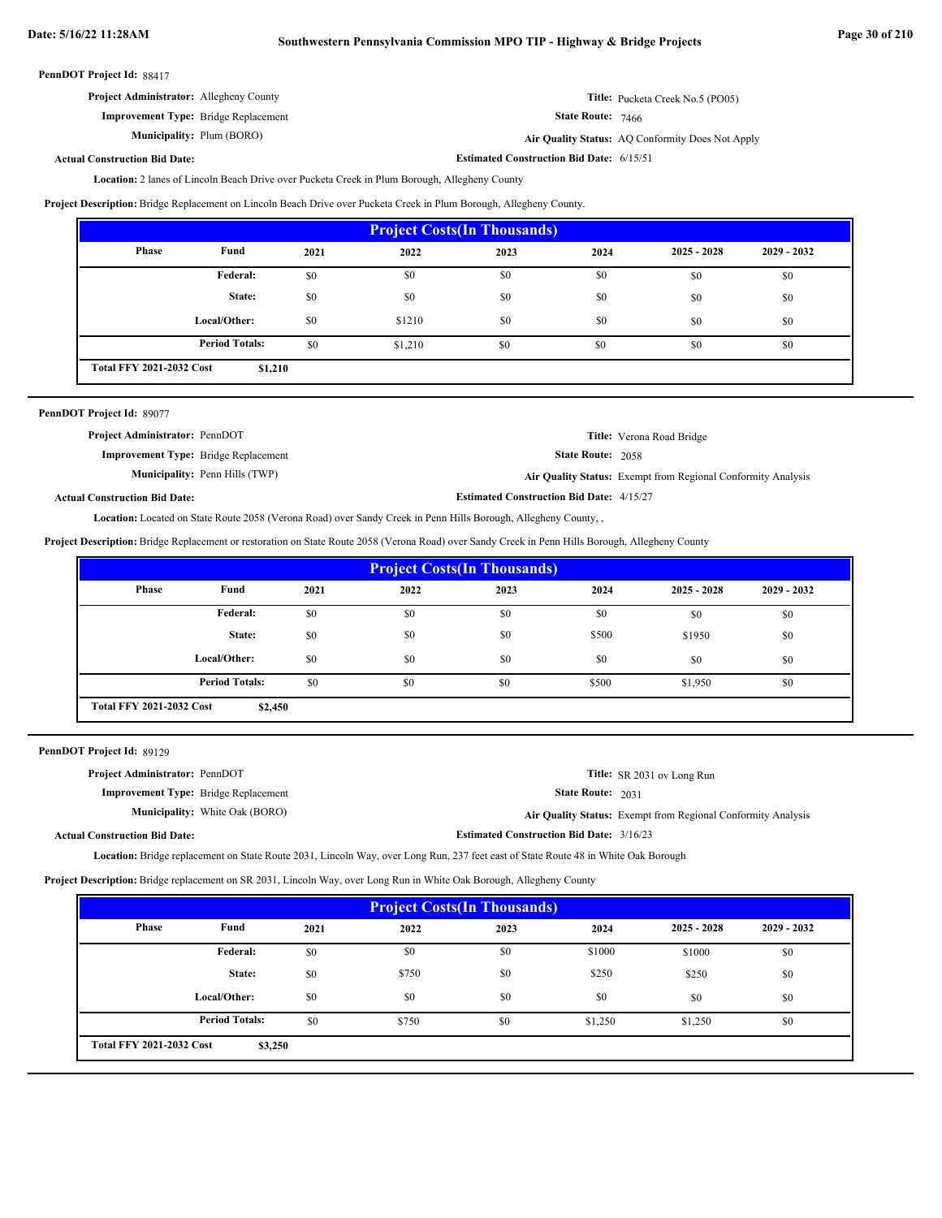**PennDOT Project Id:** 88417

**Project Administrator:** Allegheny County

**Title:** Pucketa Creek No.5 (PO05)

**Improvement Type:** Bridge Replacement

**State Route:** 7466

**Municipality:** Plum (BORO)

**Air Quality Status:** AQ Conformity Does Not Apply

**Actual Construction Bid Date:**

**Estimated Construction Bid Date:** 6/15/51

**Location:** 2 lanes of Lincoln Beach Drive over Pucketa Creek in Plum Borough, Allegheny County

**Project Description:** Bridge Replacement on Lincoln Beach Drive over Pucketa Creek in Plum Borough, Allegheny County.

**Project Costs(In Thousands)**

| Phase | Fund | 2021 | 2022 | 2023 | 2024 | 2025 - 2028 | 2029 - 2032 |
|---|---|---|---|---|---|---|---|
| | Federal: | $0 | $0 | $0 | $0 | $0 | $0 |
| | State: | $0 | $0 | $0 | $0 | $0 | $0 |
| | Local/Other: | $0 | $1210 | $0 | $0 | $0 | $0 |
| | Period Totals: | $0 | $1,210 | $0 | $0 | $0 | $0 |
| Total FFY 2021-2032 Cost | $1,210 | | | | | | |

---

**PennDOT Project Id:** 89077

**Project Administrator:** PennDOT

**Title:** Verona Road Bridge

**Improvement Type:** Bridge Replacement

**State Route:** 2058

**Municipality:** Penn Hills (TWP)

**Air Quality Status:** Exempt from Regional Conformity Analysis

**Actual Construction Bid Date:**

**Estimated Construction Bid Date:** 4/15/27

**Location:** Located on State Route 2058 (Verona Road) over Sandy Creek in Penn Hills Borough, Allegheny County, ,

**Project Description:** Bridge Replacement or restoration on State Route 2058 (Verona Road) over Sandy Creek in Penn Hills Borough, Allegheny County

**Project Costs(In Thousands)**

| Phase | Fund | 2021 | 2022 | 2023 | 2024 | 2025 - 2028 | 2029 - 2032 |
|---|---|---|---|---|---|---|---|
| | Federal: | $0 | $0 | $0 | $0 | $0 | $0 |
| | State: | $0 | $0 | $0 | $500 | $1950 | $0 |
| | Local/Other: | $0 | $0 | $0 | $0 | $0 | $0 |
| | Period Totals: | $0 | $0 | $0 | $500 | $1,950 | $0 |
| Total FFY 2021-2032 Cost | $2,450 | | | | | | |

---

**PennDOT Project Id:** 89129

**Project Administrator:** PennDOT

**Title:** SR 2031 ov Long Run

**Improvement Type:** Bridge Replacement

**State Route:** 2031

**Municipality:** White Oak (BORO)

**Air Quality Status:** Exempt from Regional Conformity Analysis

**Actual Construction Bid Date:**

**Estimated Construction Bid Date:** 3/16/23

**Location:** Bridge replacement on State Route 2031, Lincoln Way, over Long Run, 237 feet east of State Route 48 in White Oak Borough

**Project Description:** Bridge replacement on SR 2031, Lincoln Way, over Long Run in White Oak Borough, Allegheny County

**Project Costs(In Thousands)**

| Phase | Fund | 2021 | 2022 | 2023 | 2024 | 2025 - 2028 | 2029 - 2032 |
|---|---|---|---|---|---|---|---|
| | Federal: | $0 | $0 | $0 | $1000 | $1000 | $0 |
| | State: | $0 | $750 | $0 | $250 | $250 | $0 |
| | Local/Other: | $0 | $0 | $0 | $0 | $0 | $0 |
| | Period Totals: | $0 | $750 | $0 | $1,250 | $1,250 | $0 |
| Total FFY 2021-2032 Cost | $3,250 | | | | | | |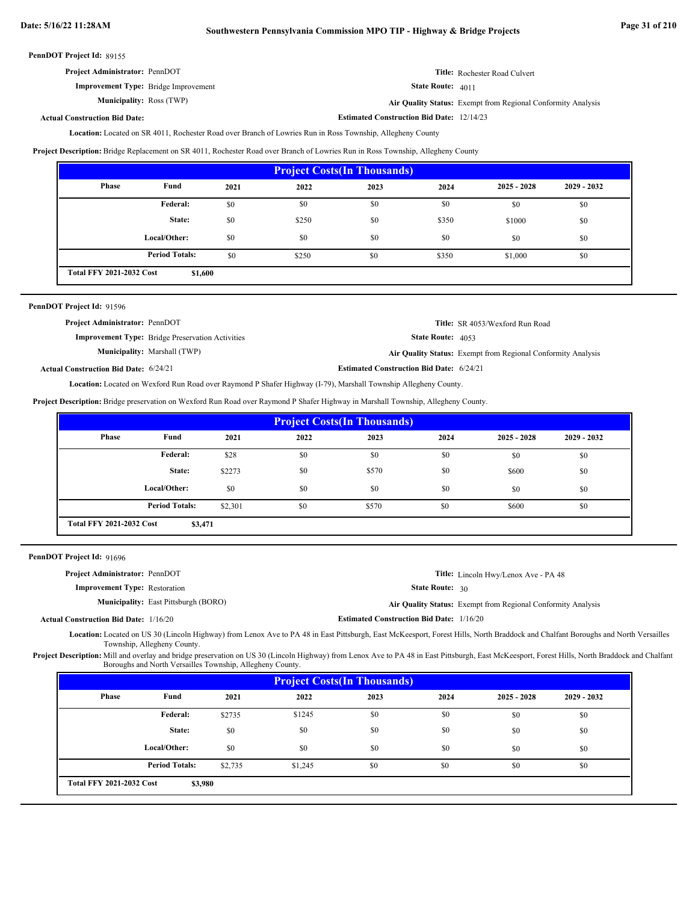**PennDOT Project Id:** 89155

**Project Administrator:** PennDOT

**Title:** Rochester Road Culvert

**Improvement Type:** Bridge Improvement

**State Route:** 4011

**Municipality:** Ross (TWP)

**Air Quality Status:** Exempt from Regional Conformity Analysis

**Actual Construction Bid Date:**

**Estimated Construction Bid Date:** 12/14/23

**Location:** Located on SR 4011, Rochester Road over Branch of Lowries Run in Ross Township, Allegheny County

**Project Description:** Bridge Replacement on SR 4011, Rochester Road over Branch of Lowries Run in Ross Township, Allegheny County

| Project Costs(In Thousands) | | | | | | | |
|---|---|---|---|---|---|---|---|
| Phase | Fund | 2021 | 2022 | 2023 | 2024 | 2025 - 2028 | 2029 - 2032 |
| | Federal: | $0 | $0 | $0 | $0 | $0 | $0 |
| | State: | $0 | $250 | $0 | $350 | $1000 | $0 |
| | Local/Other: | $0 | $0 | $0 | $0 | $0 | $0 |
| | Period Totals: | $0 | $250 | $0 | $350 | $1,000 | $0 |
| Total FFY 2021-2032 Cost | $1,600 | | | | | | |

---

**PennDOT Project Id:** 91596

**Project Administrator:** PennDOT

**Title:** SR 4053/Wexford Run Road

**Improvement Type:** Bridge Preservation Activities

**State Route:** 4053

**Municipality:** Marshall (TWP)

**Air Quality Status:** Exempt from Regional Conformity Analysis

**Actual Construction Bid Date:** 6/24/21

**Estimated Construction Bid Date:** 6/24/21

**Location:** Located on Wexford Run Road over Raymond P Shafer Highway (I-79), Marshall Township Allegheny County.

**Project Description:** Bridge preservation on Wexford Run Road over Raymond P Shafer Highway in Marshall Township, Allegheny County.

| Project Costs(In Thousands) | | | | | | | |
|---|---|---|---|---|---|---|---|
| Phase | Fund | 2021 | 2022 | 2023 | 2024 | 2025 - 2028 | 2029 - 2032 |
| | Federal: | $28 | $0 | $0 | $0 | $0 | $0 |
| | State: | $2273 | $0 | $570 | $0 | $600 | $0 |
| | Local/Other: | $0 | $0 | $0 | $0 | $0 | $0 |
| | Period Totals: | $2,301 | $0 | $570 | $0 | $600 | $0 |
| Total FFY 2021-2032 Cost | $3,471 | | | | | | |

---

**PennDOT Project Id:** 91696

**Project Administrator:** PennDOT

**Title:** Lincoln Hwy/Lenox Ave - PA 48

**Improvement Type:** Restoration

**State Route:** 30

**Municipality:** East Pittsburgh (BORO)

**Air Quality Status:** Exempt from Regional Conformity Analysis

**Actual Construction Bid Date:** 1/16/20

**Estimated Construction Bid Date:** 1/16/20

**Location:** Located on US 30 (Lincoln Highway) from Lenox Ave to PA 48 in East Pittsburgh, East McKeesport, Forest Hills, North Braddock and Chalfant Boroughs and North Versailles Township, Allegheny County.

**Project Description:** Mill and overlay and bridge preservation on US 30 (Lincoln Highway) from Lenox Ave to PA 48 in East Pittsburgh, East McKeesport, Forest Hills, North Braddock and Chalfant Boroughs and North Versailles Township, Allegheny County.

| Project Costs(In Thousands) | | | | | | | |
|---|---|---|---|---|---|---|---|
| Phase | Fund | 2021 | 2022 | 2023 | 2024 | 2025 - 2028 | 2029 - 2032 |
| | Federal: | $2735 | $1245 | $0 | $0 | $0 | $0 |
| | State: | $0 | $0 | $0 | $0 | $0 | $0 |
| | Local/Other: | $0 | $0 | $0 | $0 | $0 | $0 |
| | Period Totals: | $2,735 | $1,245 | $0 | $0 | $0 | $0 |
| Total FFY 2021-2032 Cost | $3,980 | | | | | | |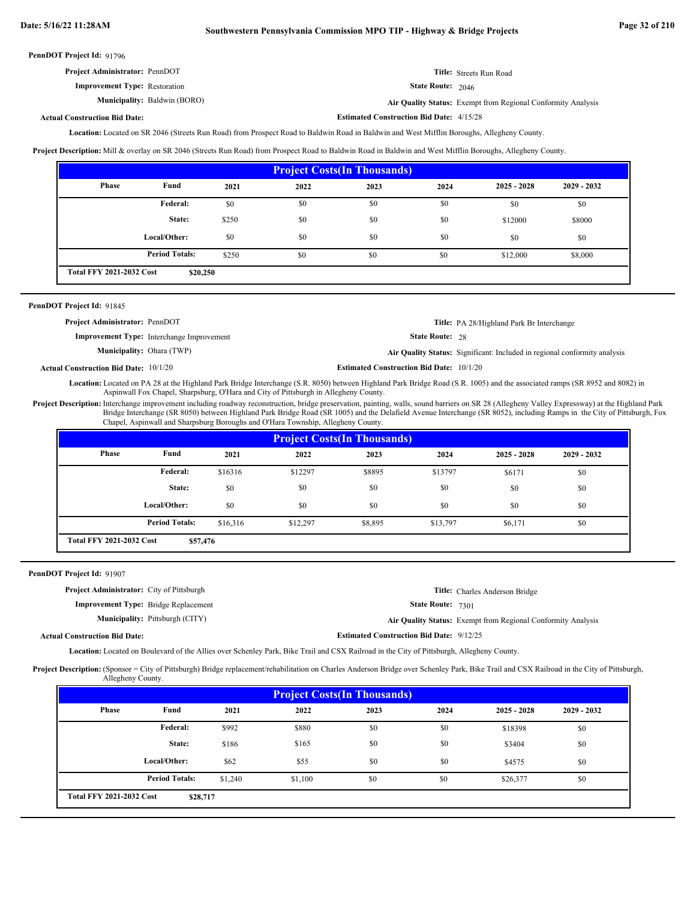**PennDOT Project Id:** 91796

**Project Administrator:** PennDOT

**Title:** Streets Run Road

**Improvement Type:** Restoration

**State Route:** 2046

**Municipality:** Baldwin (BORO)

**Air Quality Status:** Exempt from Regional Conformity Analysis

**Actual Construction Bid Date:**

**Estimated Construction Bid Date:** 4/15/28

**Location:** Located on SR 2046 (Streets Run Road) from Prospect Road to Baldwin Road in Baldwin and West Mifflin Boroughs, Allegheny County.

**Project Description:** Mill & overlay on SR 2046 (Streets Run Road) from Prospect Road to Baldwin Road in Baldwin and West Mifflin Boroughs, Allegheny County.

| Phase | Fund | 2021 | 2022 | 2023 | 2024 | 2025 - 2028 | 2029 - 2032 |
|---|---|---|---|---|---|---|---|
| | Federal: | $0 | $0 | $0 | $0 | $0 | $0 |
| | State: | $250 | $0 | $0 | $0 | $12000 | $8000 |
| | Local/Other: | $0 | $0 | $0 | $0 | $0 | $0 |
| | Period Totals: | $250 | $0 | $0 | $0 | $12,000 | $8,000 |
| Total FFY 2021-2032 Cost | $20,250 | | | | | | |

---

**PennDOT Project Id:** 91845

**Project Administrator:** PennDOT

**Title:** PA 28/Highland Park Br Interchange

**Improvement Type:** Interchange Improvement

**State Route:** 28

**Municipality:** Ohara (TWP)

**Air Quality Status:** Significant: Included in regional conformity analysis

**Actual Construction Bid Date:** 10/1/20

**Estimated Construction Bid Date:** 10/1/20

**Location:** Located on PA 28 at the Highland Park Bridge Interchange (S.R. 8050) between Highland Park Bridge Road (S.R. 1005) and the associated ramps (SR 8952 and 8082) in Aspinwall Fox Chapel, Sharpsburg, O'Hara and City of Pittsburgh in Allegheny County.

**Project Description:** Interchange improvement including roadway reconstruction, bridge preservation, painting, walls, sound barriers on SR 28 (Allegheny Valley Expressway) at the Highland Park Bridge Interchange (SR 8050) between Highland Park Bridge Road (SR 1005) and the Delafield Avenue Interchange (SR 8052), including Ramps in the City of Pittsburgh, Fox Chapel, Aspinwall and Sharpsburg Boroughs and O'Hara Township, Allegheny County.

| Phase | Fund | 2021 | 2022 | 2023 | 2024 | 2025 - 2028 | 2029 - 2032 |
|---|---|---|---|---|---|---|---|
| | Federal: | $16316 | $12297 | $8895 | $13797 | $6171 | $0 |
| | State: | $0 | $0 | $0 | $0 | $0 | $0 |
| | Local/Other: | $0 | $0 | $0 | $0 | $0 | $0 |
| | Period Totals: | $16,316 | $12,297 | $8,895 | $13,797 | $6,171 | $0 |
| Total FFY 2021-2032 Cost | $57,476 | | | | | | |

---

**PennDOT Project Id:** 91907

**Project Administrator:** City of Pittsburgh

**Title:** Charles Anderson Bridge

**Improvement Type:** Bridge Replacement

**State Route:** 7301

**Municipality:** Pittsburgh (CITY)

**Air Quality Status:** Exempt from Regional Conformity Analysis

**Actual Construction Bid Date:**

**Estimated Construction Bid Date:** 9/12/25

**Location:** Located on Boulevard of the Allies over Schenley Park, Bike Trail and CSX Railroad in the City of Pittsburgh, Allegheny County.

**Project Description:** (Sponsor = City of Pittsburgh) Bridge replacement/rehabilitation on Charles Anderson Bridge over Schenley Park, Bike Trail and CSX Railroad in the City of Pittsburgh, Allegheny County.

| Phase | Fund | 2021 | 2022 | 2023 | 2024 | 2025 - 2028 | 2029 - 2032 |
|---|---|---|---|---|---|---|---|
| | Federal: | $992 | $880 | $0 | $0 | $18398 | $0 |
| | State: | $186 | $165 | $0 | $0 | $3404 | $0 |
| | Local/Other: | $62 | $55 | $0 | $0 | $4575 | $0 |
| | Period Totals: | $1,240 | $1,100 | $0 | $0 | $26,377 | $0 |
| Total FFY 2021-2032 Cost | $28,717 | | | | | | |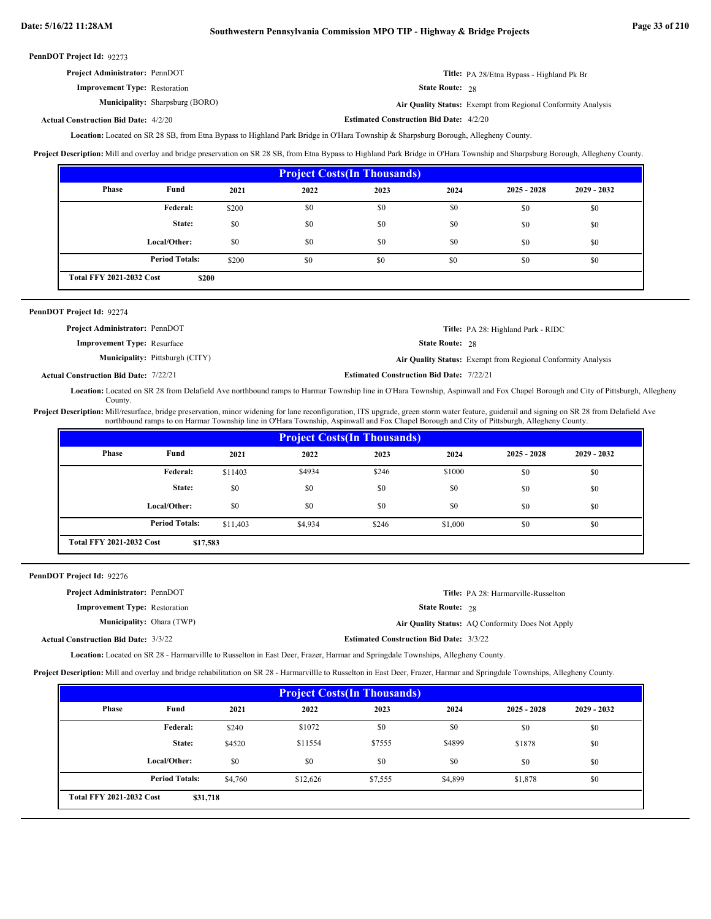**PennDOT Project Id:** 92273

**Project Administrator:** PennDOT

**Title:** PA 28/Etna Bypass - Highland Pk Br

**Improvement Type:** Restoration

**State Route:** 28

**Municipality:** Sharpsburg (BORO)

**Air Quality Status:** Exempt from Regional Conformity Analysis

**Actual Construction Bid Date:** 4/2/20

**Estimated Construction Bid Date:** 4/2/20

**Location:** Located on SR 28 SB, from Etna Bypass to Highland Park Bridge in O'Hara Township & Sharpsburg Borough, Allegheny County.

**Project Description:** Mill and overlay and bridge preservation on SR 28 SB, from Etna Bypass to Highland Park Bridge in O'Hara Township and Sharpsburg Borough, Allegheny County.

| Project Costs(In Thousands) | | | | | | | |
|---|---|---|---|---|---|---|---|
| Phase | Fund | 2021 | 2022 | 2023 | 2024 | 2025 - 2028 | 2029 - 2032 |
| | Federal: | $200 | $0 | $0 | $0 | $0 | $0 |
| | State: | $0 | $0 | $0 | $0 | $0 | $0 |
| | Local/Other: | $0 | $0 | $0 | $0 | $0 | $0 |
| | Period Totals: | $200 | $0 | $0 | $0 | $0 | $0 |
| Total FFY 2021-2032 Cost | $200 | | | | | | |

---

**PennDOT Project Id:** 92274

**Project Administrator:** PennDOT

**Title:** PA 28: Highland Park - RIDC

**Improvement Type:** Resurface

**State Route:** 28

**Municipality:** Pittsburgh (CITY)

**Air Quality Status:** Exempt from Regional Conformity Analysis

**Actual Construction Bid Date:** 7/22/21

**Estimated Construction Bid Date:** 7/22/21

**Location:** Located on SR 28 from Delafield Ave northbound ramps to Harmar Township line in O'Hara Township, Aspinwall and Fox Chapel Borough and City of Pittsburgh, Allegheny County.

**Project Description:** Mill/resurface, bridge preservation, minor widening for lane reconfiguration, ITS upgrade, green storm water feature, guiderail and signing on SR 28 from Delafield Ave northbound ramps to on Harmar Township line in O'Hara Township, Aspinwall and Fox Chapel Borough and City of Pittsburgh, Allegheny County.

| Project Costs(In Thousands) | | | | | | | |
|---|---|---|---|---|---|---|---|
| Phase | Fund | 2021 | 2022 | 2023 | 2024 | 2025 - 2028 | 2029 - 2032 |
| | Federal: | $11403 | $4934 | $246 | $1000 | $0 | $0 |
| | State: | $0 | $0 | $0 | $0 | $0 | $0 |
| | Local/Other: | $0 | $0 | $0 | $0 | $0 | $0 |
| | Period Totals: | $11,403 | $4,934 | $246 | $1,000 | $0 | $0 |
| Total FFY 2021-2032 Cost | $17,583 | | | | | | |

---

**PennDOT Project Id:** 92276

**Project Administrator:** PennDOT

**Title:** PA 28: Harmarville-Russelton

**Improvement Type:** Restoration

**State Route:** 28

**Municipality:** Ohara (TWP)

**Air Quality Status:** AQ Conformity Does Not Apply

**Actual Construction Bid Date:** 3/3/22

**Estimated Construction Bid Date:** 3/3/22

**Location:** Located on SR 28 - Harmarvillle to Russelton in East Deer, Frazer, Harmar and Springdale Townships, Allegheny County.

**Project Description:** Mill and overlay and bridge rehabilitation on SR 28 - Harmarvillle to Russelton in East Deer, Frazer, Harmar and Springdale Townships, Allegheny County.

| Project Costs(In Thousands) | | | | | | | |
|---|---|---|---|---|---|---|---|
| Phase | Fund | 2021 | 2022 | 2023 | 2024 | 2025 - 2028 | 2029 - 2032 |
| | Federal: | $240 | $1072 | $0 | $0 | $0 | $0 |
| | State: | $4520 | $11554 | $7555 | $4899 | $1878 | $0 |
| | Local/Other: | $0 | $0 | $0 | $0 | $0 | $0 |
| | Period Totals: | $4,760 | $12,626 | $7,555 | $4,899 | $1,878 | $0 |
| Total FFY 2021-2032 Cost | $31,718 | | | | | | |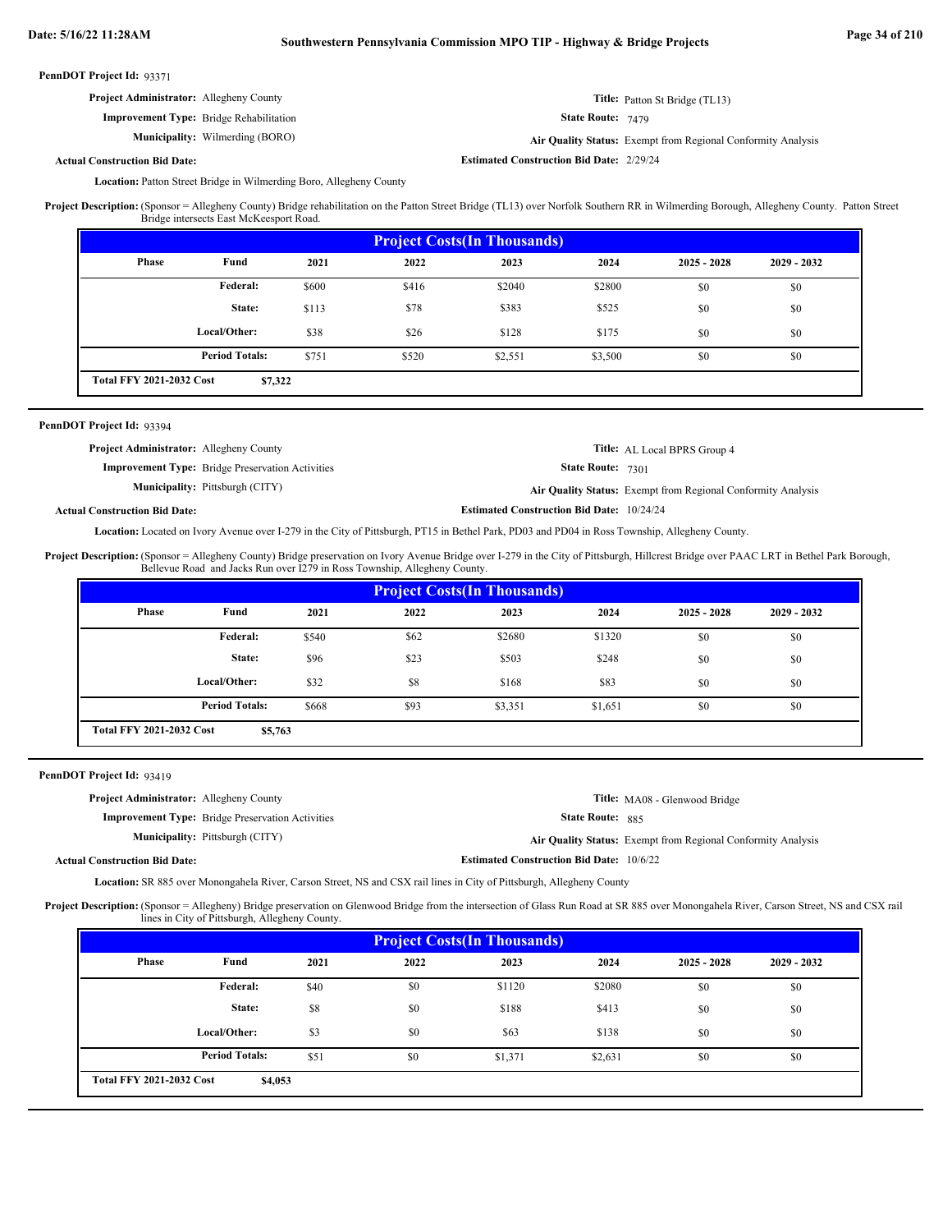**PennDOT Project Id:** 93371

**Project Administrator:** Allegheny County

**Title:** Patton St Bridge (TL13)

**Improvement Type:** Bridge Rehabilitation

**State Route:** 7479

**Municipality:** Wilmerding (BORO)

**Air Quality Status:** Exempt from Regional Conformity Analysis

**Actual Construction Bid Date:**

**Estimated Construction Bid Date:** 2/29/24

**Location:** Patton Street Bridge in Wilmerding Boro, Allegheny County

**Project Description:** (Sponsor = Allegheny County) Bridge rehabilitation on the Patton Street Bridge (TL13) over Norfolk Southern RR in Wilmerding Borough, Allegheny County. Patton Street Bridge intersects East McKeesport Road.

**Project Costs(In Thousands)**

| Phase | Fund | 2021 | 2022 | 2023 | 2024 | 2025 - 2028 | 2029 - 2032 |
|---|---|---|---|---|---|---|---|
| | Federal: | $600 | $416 | $2040 | $2800 | $0 | $0 |
| | State: | $113 | $78 | $383 | $525 | $0 | $0 |
| | Local/Other: | $38 | $26 | $128 | $175 | $0 | $0 |
| | Period Totals: | $751 | $520 | $2,551 | $3,500 | $0 | $0 |

**Total FFY 2021-2032 Cost** $7,322

---

**PennDOT Project Id:** 93394

**Project Administrator:** Allegheny County

**Title:** AL Local BPRS Group 4

**Improvement Type:** Bridge Preservation Activities

**State Route:** 7301

**Municipality:** Pittsburgh (CITY)

**Air Quality Status:** Exempt from Regional Conformity Analysis

**Actual Construction Bid Date:**

**Estimated Construction Bid Date:** 10/24/24

**Location:** Located on Ivory Avenue over I-279 in the City of Pittsburgh, PT15 in Bethel Park, PD03 and PD04 in Ross Township, Allegheny County.

**Project Description:** (Sponsor = Allegheny County) Bridge preservation on Ivory Avenue Bridge over I-279 in the City of Pittsburgh, Hillcrest Bridge over PAAC LRT in Bethel Park Borough, Bellevue Road and Jacks Run over I279 in Ross Township, Allegheny County.

**Project Costs(In Thousands)**

| Phase | Fund | 2021 | 2022 | 2023 | 2024 | 2025 - 2028 | 2029 - 2032 |
|---|---|---|---|---|---|---|---|
| | Federal: | $540 | $62 | $2680 | $1320 | $0 | $0 |
| | State: | $96 | $23 | $503 | $248 | $0 | $0 |
| | Local/Other: | $32 | $8 | $168 | $83 | $0 | $0 |
| | Period Totals: | $668 | $93 | $3,351 | $1,651 | $0 | $0 |

**Total FFY 2021-2032 Cost** $5,763

---

**PennDOT Project Id:** 93419

**Project Administrator:** Allegheny County

**Title:** MA08 - Glenwood Bridge

**Improvement Type:** Bridge Preservation Activities

**State Route:** 885

**Municipality:** Pittsburgh (CITY)

**Air Quality Status:** Exempt from Regional Conformity Analysis

**Actual Construction Bid Date:**

**Estimated Construction Bid Date:** 10/6/22

**Location:** SR 885 over Monongahela River, Carson Street, NS and CSX rail lines in City of Pittsburgh, Allegheny County

**Project Description:** (Sponsor = Allegheny) Bridge preservation on Glenwood Bridge from the intersection of Glass Run Road at SR 885 over Monongahela River, Carson Street, NS and CSX rail lines in City of Pittsburgh, Allegheny County.

**Project Costs(In Thousands)**

| Phase | Fund | 2021 | 2022 | 2023 | 2024 | 2025 - 2028 | 2029 - 2032 |
|---|---|---|---|---|---|---|---|
| | Federal: | $40 | $0 | $1120 | $2080 | $0 | $0 |
| | State: | $8 | $0 | $188 | $413 | $0 | $0 |
| | Local/Other: | $3 | $0 | $63 | $138 | $0 | $0 |
| | Period Totals: | $51 | $0 | $1,371 | $2,631 | $0 | $0 |

**Total FFY 2021-2032 Cost** $4,053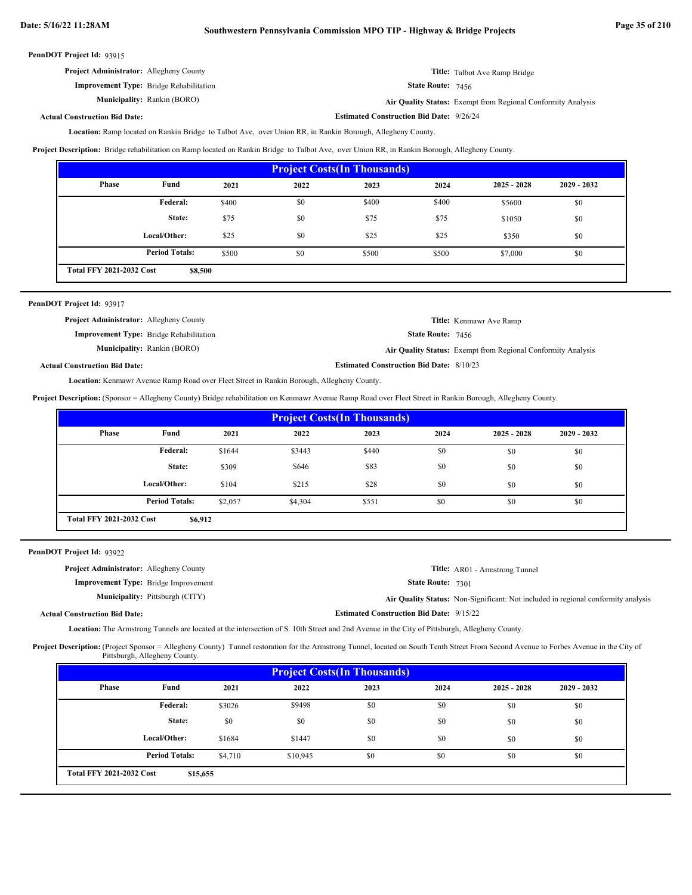**PennDOT Project Id:** 93915

**Project Administrator:** Allegheny County

**Title:** Talbot Ave Ramp Bridge

**Improvement Type:** Bridge Rehabilitation

**State Route:** 7456

**Municipality:** Rankin (BORO)

**Air Quality Status:** Exempt from Regional Conformity Analysis

**Actual Construction Bid Date:**

**Estimated Construction Bid Date:** 9/26/24

**Location:** Ramp located on Rankin Bridge to Talbot Ave, over Union RR, in Rankin Borough, Allegheny County.

**Project Description:** Bridge rehabilitation on Ramp located on Rankin Bridge to Talbot Ave, over Union RR, in Rankin Borough, Allegheny County.

| Project Costs(In Thousands) | | | | | | | |
|---|---|---|---|---|---|---|---|
| Phase | Fund | 2021 | 2022 | 2023 | 2024 | 2025 - 2028 | 2029 - 2032 |
| | Federal: | $400 | $0 | $400 | $400 | $5600 | $0 |
| | State: | $75 | $0 | $75 | $75 | $1050 | $0 |
| | Local/Other: | $25 | $0 | $25 | $25 | $350 | $0 |
| | Period Totals: | $500 | $0 | $500 | $500 | $7,000 | $0 |
| Total FFY 2021-2032 Cost | $8,500 | | | | | | |

---

**PennDOT Project Id:** 93917

**Project Administrator:** Allegheny County

**Title:** Kenmawr Ave Ramp

**Improvement Type:** Bridge Rehabilitation

**State Route:** 7456

**Municipality:** Rankin (BORO)

**Air Quality Status:** Exempt from Regional Conformity Analysis

**Actual Construction Bid Date:**

**Estimated Construction Bid Date:** 8/10/23

**Location:** Kenmawr Avenue Ramp Road over Fleet Street in Rankin Borough, Allegheny County.

**Project Description:** (Sponsor = Allegheny County) Bridge rehabilitation on Kenmawr Avenue Ramp Road over Fleet Street in Rankin Borough, Allegheny County.

| Project Costs(In Thousands) | | | | | | | |
|---|---|---|---|---|---|---|---|
| Phase | Fund | 2021 | 2022 | 2023 | 2024 | 2025 - 2028 | 2029 - 2032 |
| | Federal: | $1644 | $3443 | $440 | $0 | $0 | $0 |
| | State: | $309 | $646 | $83 | $0 | $0 | $0 |
| | Local/Other: | $104 | $215 | $28 | $0 | $0 | $0 |
| | Period Totals: | $2,057 | $4,304 | $551 | $0 | $0 | $0 |
| Total FFY 2021-2032 Cost | $6,912 | | | | | | |

---

**PennDOT Project Id:** 93922

**Project Administrator:** Allegheny County

**Title:** AR01 - Armstrong Tunnel

**Improvement Type:** Bridge Improvement

**State Route:** 7301

**Municipality:** Pittsburgh (CITY)

**Air Quality Status:** Non-Significant: Not included in regional conformity analysis

**Actual Construction Bid Date:**

**Estimated Construction Bid Date:** 9/15/22

**Location:** The Armstrong Tunnels are located at the intersection of S. 10th Street and 2nd Avenue in the City of Pittsburgh, Allegheny County.

**Project Description:** (Project Sponsor = Allegheny County) Tunnel restoration for the Armstrong Tunnel, located on South Tenth Street From Second Avenue to Forbes Avenue in the City of Pittsburgh, Allegheny County.

| Project Costs(In Thousands) | | | | | | | |
|---|---|---|---|---|---|---|---|
| Phase | Fund | 2021 | 2022 | 2023 | 2024 | 2025 - 2028 | 2029 - 2032 |
| | Federal: | $3026 | $9498 | $0 | $0 | $0 | $0 |
| | State: | $0 | $0 | $0 | $0 | $0 | $0 |
| | Local/Other: | $1684 | $1447 | $0 | $0 | $0 | $0 |
| | Period Totals: | $4,710 | $10,945 | $0 | $0 | $0 | $0 |
| Total FFY 2021-2032 Cost | $15,655 | | | | | | |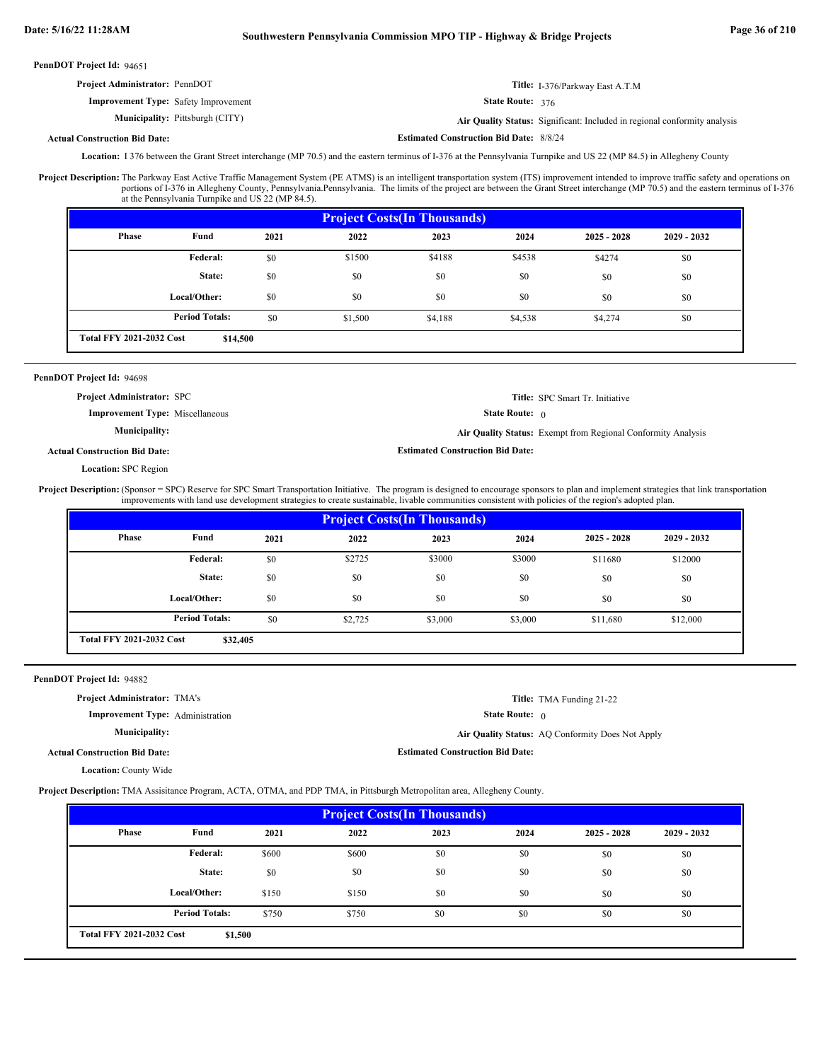**PennDOT Project Id:** 94651

**Project Administrator:** PennDOT

**Improvement Type:** Safety Improvement

**Municipality:** Pittsburgh (CITY)

**Actual Construction Bid Date:**

**Title:** I-376/Parkway East A.T.M

**State Route:** 376

**Air Quality Status:** Significant: Included in regional conformity analysis

**Estimated Construction Bid Date:** 8/8/24

**Location:** I 376 between the Grant Street interchange (MP 70.5) and the eastern terminus of I-376 at the Pennsylvania Turnpike and US 22 (MP 84.5) in Allegheny County

**Project Description:** The Parkway East Active Traffic Management System (PE ATMS) is an intelligent transportation system (ITS) improvement intended to improve traffic safety and operations on portions of I-376 in Allegheny County, Pennsylvania.Pennsylvania. The limits of the project are between the Grant Street interchange (MP 70.5) and the eastern terminus of I-376 at the Pennsylvania Turnpike and US 22 (MP 84.5).

| Project Costs(In Thousands) | | | | | | | |
|---|---|---|---|---|---|---|---|
| Phase | Fund | 2021 | 2022 | 2023 | 2024 | 2025 - 2028 | 2029 - 2032 |
| | Federal: | $0 | $1500 | $4188 | $4538 | $4274 | $0 |
| | State: | $0 | $0 | $0 | $0 | $0 | $0 |
| | Local/Other: | $0 | $0 | $0 | $0 | $0 | $0 |
| | Period Totals: | $0 | $1,500 | $4,188 | $4,538 | $4,274 | $0 |
| Total FFY 2021-2032 Cost | $14,500 | | | | | | |

**PennDOT Project Id:** 94698

**Project Administrator:** SPC

**Improvement Type:** Miscellaneous

**Municipality:**

**Actual Construction Bid Date:**

**Title:** SPC Smart Tr. Initiative

**State Route:** 0

**Air Quality Status:** Exempt from Regional Conformity Analysis

**Estimated Construction Bid Date:**

**Location:** SPC Region

**Project Description:** (Sponsor = SPC) Reserve for SPC Smart Transportation Initiative. The program is designed to encourage sponsors to plan and implement strategies that link transportation improvements with land use development strategies to create sustainable, livable communities consistent with policies of the region's adopted plan.

| Project Costs(In Thousands) | | | | | | | |
|---|---|---|---|---|---|---|---|
| Phase | Fund | 2021 | 2022 | 2023 | 2024 | 2025 - 2028 | 2029 - 2032 |
| | Federal: | $0 | $2725 | $3000 | $3000 | $11680 | $12000 |
| | State: | $0 | $0 | $0 | $0 | $0 | $0 |
| | Local/Other: | $0 | $0 | $0 | $0 | $0 | $0 |
| | Period Totals: | $0 | $2,725 | $3,000 | $3,000 | $11,680 | $12,000 |
| Total FFY 2021-2032 Cost | $32,405 | | | | | | |

**PennDOT Project Id:** 94882

**Project Administrator:** TMA's

**Improvement Type:** Administration

**Municipality:**

**Actual Construction Bid Date:**

**Title:** TMA Funding 21-22

**State Route:** 0

**Air Quality Status:** AQ Conformity Does Not Apply

**Estimated Construction Bid Date:**

**Location:** County Wide

**Project Description:** TMA Assisitance Program, ACTA, OTMA, and PDP TMA, in Pittsburgh Metropolitan area, Allegheny County.

| Project Costs(In Thousands) | | | | | | | |
|---|---|---|---|---|---|---|---|
| Phase | Fund | 2021 | 2022 | 2023 | 2024 | 2025 - 2028 | 2029 - 2032 |
| | Federal: | $600 | $600 | $0 | $0 | $0 | $0 |
| | State: | $0 | $0 | $0 | $0 | $0 | $0 |
| | Local/Other: | $150 | $150 | $0 | $0 | $0 | $0 |
| | Period Totals: | $750 | $750 | $0 | $0 | $0 | $0 |
| Total FFY 2021-2032 Cost | $1,500 | | | | | | |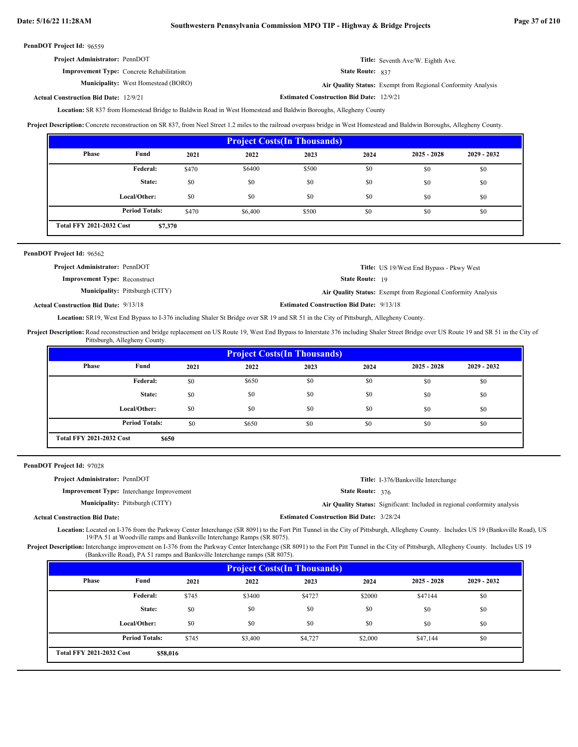**PennDOT Project Id:** 96559

**Project Administrator:** PennDOT

**Title:** Seventh Ave/W. Eighth Ave.

**Improvement Type:** Concrete Rehabilitation

**State Route:** 837

**Municipality:** West Homestead (BORO)

**Air Quality Status:** Exempt from Regional Conformity Analysis

**Actual Construction Bid Date:** 12/9/21

**Estimated Construction Bid Date:** 12/9/21

**Location:** SR 837 from Homestead Bridge to Baldwin Road in West Homestead and Baldwin Boroughs, Allegheny County

**Project Description:** Concrete reconstruction on SR 837, from Neel Street 1.2 miles to the railroad overpass bridge in West Homestead and Baldwin Boroughs, Allegheny County.

| Project Costs(In Thousands) | | | | | | | |
|---|---|---|---|---|---|---|---|
| Phase | Fund | 2021 | 2022 | 2023 | 2024 | 2025 - 2028 | 2029 - 2032 |
| | Federal: | $470 | $6400 | $500 | $0 | $0 | $0 |
| | State: | $0 | $0 | $0 | $0 | $0 | $0 |
| | Local/Other: | $0 | $0 | $0 | $0 | $0 | $0 |
| | Period Totals: | $470 | $6,400 | $500 | $0 | $0 | $0 |
| Total FFY 2021-2032 Cost | $7,370 | | | | | | |

---

**PennDOT Project Id:** 96562

**Project Administrator:** PennDOT

**Title:** US 19/West End Bypass - Pkwy West

**Improvement Type:** Reconstruct

**State Route:** 19

**Municipality:** Pittsburgh (CITY)

**Air Quality Status:** Exempt from Regional Conformity Analysis

**Actual Construction Bid Date:** 9/13/18

**Estimated Construction Bid Date:** 9/13/18

**Location:** SR19, West End Bypass to I-376 including Shaler St Bridge over SR 19 and SR 51 in the City of Pittsburgh, Allegheny County.

**Project Description:** Road reconstruction and bridge replacement on US Route 19, West End Bypass to Interstate 376 including Shaler Street Bridge over US Route 19 and SR 51 in the City of Pittsburgh, Allegheny County.

| Project Costs(In Thousands) | | | | | | | |
|---|---|---|---|---|---|---|---|
| Phase | Fund | 2021 | 2022 | 2023 | 2024 | 2025 - 2028 | 2029 - 2032 |
| | Federal: | $0 | $650 | $0 | $0 | $0 | $0 |
| | State: | $0 | $0 | $0 | $0 | $0 | $0 |
| | Local/Other: | $0 | $0 | $0 | $0 | $0 | $0 |
| | Period Totals: | $0 | $650 | $0 | $0 | $0 | $0 |
| Total FFY 2021-2032 Cost | $650 | | | | | | |

---

**PennDOT Project Id:** 97028

**Project Administrator:** PennDOT

**Title:** I-376/Banksville Interchange

**Improvement Type:** Interchange Improvement

**State Route:** 376

**Municipality:** Pittsburgh (CITY)

**Air Quality Status:** Significant: Included in regional conformity analysis

**Actual Construction Bid Date:**

**Estimated Construction Bid Date:** 3/28/24

**Location:** Located on I-376 from the Parkway Center Interchange (SR 8091) to the Fort Pitt Tunnel in the City of Pittsburgh, Allegheny County. Includes US 19 (Banksville Road), US 19/PA 51 at Woodville ramps and Banksville Interchange Ramps (SR 8075).

**Project Description:** Interchange improvement on I-376 from the Parkway Center Interchange (SR 8091) to the Fort Pitt Tunnel in the City of Pittsburgh, Allegheny County. Includes US 19 (Banksville Road), PA 51 ramps and Banksville Interchange ramps (SR 8075).

| Project Costs(In Thousands) | | | | | | | |
|---|---|---|---|---|---|---|---|
| Phase | Fund | 2021 | 2022 | 2023 | 2024 | 2025 - 2028 | 2029 - 2032 |
| | Federal: | $745 | $3400 | $4727 | $2000 | $47144 | $0 |
| | State: | $0 | $0 | $0 | $0 | $0 | $0 |
| | Local/Other: | $0 | $0 | $0 | $0 | $0 | $0 |
| | Period Totals: | $745 | $3,400 | $4,727 | $2,000 | $47,144 | $0 |
| Total FFY 2021-2032 Cost | $58,016 | | | | | | |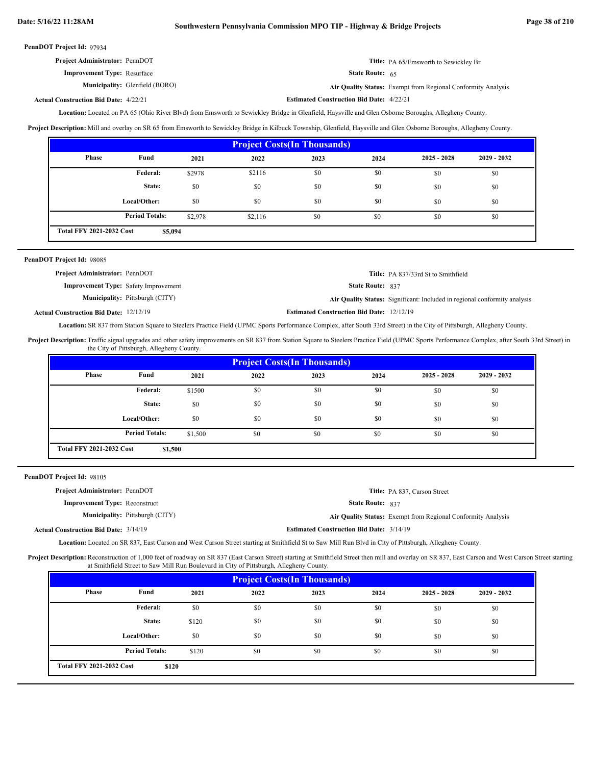**PennDOT Project Id:** 97934

**Project Administrator:** PennDOT

**Title:** PA 65/Emsworth to Sewickley Br

**Improvement Type:** Resurface

**State Route:** 65

**Municipality:** Glenfield (BORO)

**Air Quality Status:** Exempt from Regional Conformity Analysis

**Actual Construction Bid Date:** 4/22/21

**Estimated Construction Bid Date:** 4/22/21

**Location:** Located on PA 65 (Ohio River Blvd) from Emsworth to Sewickley Bridge in Glenfield, Haysville and Glen Osborne Boroughs, Allegheny County.

**Project Description:** Mill and overlay on SR 65 from Emsworth to Sewickley Bridge in Kilbuck Township, Glenfield, Haysville and Glen Osborne Boroughs, Allegheny County.

| Project Costs(In Thousands) | | | | | | | |
|---|---|---|---|---|---|---|---|
| Phase | Fund | 2021 | 2022 | 2023 | 2024 | 2025 - 2028 | 2029 - 2032 |
| | Federal: | $2978 | $2116 | $0 | $0 | $0 | $0 |
| | State: | $0 | $0 | $0 | $0 | $0 | $0 |
| | Local/Other: | $0 | $0 | $0 | $0 | $0 | $0 |
| | Period Totals: | $2,978 | $2,116 | $0 | $0 | $0 | $0 |
| Total FFY 2021-2032 Cost | $5,094 | | | | | | |

---

**PennDOT Project Id:** 98085

**Project Administrator:** PennDOT

**Title:** PA 837/33rd St to Smithfield

**Improvement Type:** Safety Improvement

**State Route:** 837

**Municipality:** Pittsburgh (CITY)

**Air Quality Status:** Significant: Included in regional conformity analysis

**Actual Construction Bid Date:** 12/12/19

**Estimated Construction Bid Date:** 12/12/19

**Location:** SR 837 from Station Square to Steelers Practice Field (UPMC Sports Performance Complex, after South 33rd Street) in the City of Pittsburgh, Allegheny County.

**Project Description:** Traffic signal upgrades and other safety improvements on SR 837 from Station Square to Steelers Practice Field (UPMC Sports Performance Complex, after South 33rd Street) in the City of Pittsburgh, Allegheny County.

| Project Costs(In Thousands) | | | | | | | |
|---|---|---|---|---|---|---|---|
| Phase | Fund | 2021 | 2022 | 2023 | 2024 | 2025 - 2028 | 2029 - 2032 |
| | Federal: | $1500 | $0 | $0 | $0 | $0 | $0 |
| | State: | $0 | $0 | $0 | $0 | $0 | $0 |
| | Local/Other: | $0 | $0 | $0 | $0 | $0 | $0 |
| | Period Totals: | $1,500 | $0 | $0 | $0 | $0 | $0 |
| Total FFY 2021-2032 Cost | $1,500 | | | | | | |

---

**PennDOT Project Id:** 98105

**Project Administrator:** PennDOT

**Title:** PA 837, Carson Street

**Improvement Type:** Reconstruct

**State Route:** 837

**Municipality:** Pittsburgh (CITY)

**Air Quality Status:** Exempt from Regional Conformity Analysis

**Actual Construction Bid Date:** 3/14/19

**Estimated Construction Bid Date:** 3/14/19

**Location:** Located on SR 837, East Carson and West Carson Street starting at Smithfield St to Saw Mill Run Blvd in City of Pittsburgh, Allegheny County.

**Project Description:** Reconstruction of 1,000 feet of roadway on SR 837 (East Carson Street) starting at Smithfield Street then mill and overlay on SR 837, East Carson and West Carson Street starting at Smithfield Street to Saw Mill Run Boulevard in City of Pittsburgh, Allegheny County.

| Project Costs(In Thousands) | | | | | | | |
|---|---|---|---|---|---|---|---|
| Phase | Fund | 2021 | 2022 | 2023 | 2024 | 2025 - 2028 | 2029 - 2032 |
| | Federal: | $0 | $0 | $0 | $0 | $0 | $0 |
| | State: | $120 | $0 | $0 | $0 | $0 | $0 |
| | Local/Other: | $0 | $0 | $0 | $0 | $0 | $0 |
| | Period Totals: | $120 | $0 | $0 | $0 | $0 | $0 |
| Total FFY 2021-2032 Cost | $120 | | | | | | |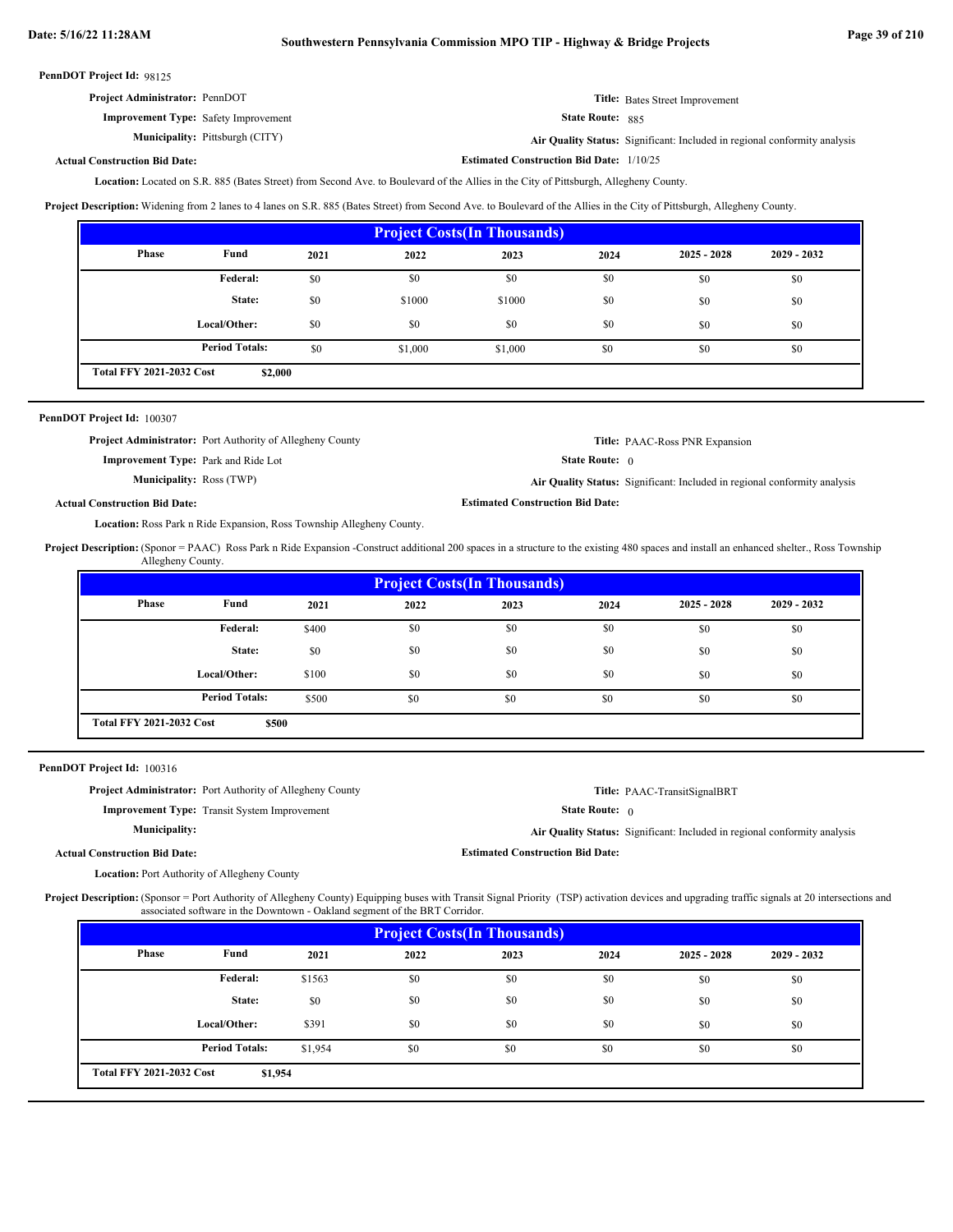**PennDOT Project Id:** 98125

**Project Administrator:** PennDOT

**Title:** Bates Street Improvement

**Improvement Type:** Safety Improvement

**State Route:** 885

**Municipality:** Pittsburgh (CITY)

**Air Quality Status:** Significant: Included in regional conformity analysis

**Actual Construction Bid Date:**

**Estimated Construction Bid Date:** 1/10/25

**Location:** Located on S.R. 885 (Bates Street) from Second Ave. to Boulevard of the Allies in the City of Pittsburgh, Allegheny County.

**Project Description:** Widening from 2 lanes to 4 lanes on S.R. 885 (Bates Street) from Second Ave. to Boulevard of the Allies in the City of Pittsburgh, Allegheny County.

**Project Costs(In Thousands)**

| Phase | Fund | 2021 | 2022 | 2023 | 2024 | 2025 - 2028 | 2029 - 2032 |
|---|---|---|---|---|---|---|---|
| | Federal: | $0 | $0 | $0 | $0 | $0 | $0 |
| | State: | $0 | $1000 | $1000 | $0 | $0 | $0 |
| | Local/Other: | $0 | $0 | $0 | $0 | $0 | $0 |
| | Period Totals: | $0 | $1,000 | $1,000 | $0 | $0 | $0 |
| Total FFY 2021-2032 Cost | $2,000 | | | | | | |

---

**PennDOT Project Id:** 100307

**Project Administrator:** Port Authority of Allegheny County

**Title:** PAAC-Ross PNR Expansion

**Improvement Type:** Park and Ride Lot

**State Route:** 0

**Municipality:** Ross (TWP)

**Air Quality Status:** Significant: Included in regional conformity analysis

**Actual Construction Bid Date:**

**Estimated Construction Bid Date:**

**Location:** Ross Park n Ride Expansion, Ross Township Allegheny County.

**Project Description:** (Sponsor = PAAC) Ross Park n Ride Expansion -Construct additional 200 spaces in a structure to the existing 480 spaces and install an enhanced shelter., Ross Township Allegheny County.

**Project Costs(In Thousands)**

| Phase | Fund | 2021 | 2022 | 2023 | 2024 | 2025 - 2028 | 2029 - 2032 |
|---|---|---|---|---|---|---|---|
| | Federal: | $400 | $0 | $0 | $0 | $0 | $0 |
| | State: | $0 | $0 | $0 | $0 | $0 | $0 |
| | Local/Other: | $100 | $0 | $0 | $0 | $0 | $0 |
| | Period Totals: | $500 | $0 | $0 | $0 | $0 | $0 |
| Total FFY 2021-2032 Cost | $500 | | | | | | |

---

**PennDOT Project Id:** 100316

**Project Administrator:** Port Authority of Allegheny County

**Title:** PAAC-TransitSignalBRT

**Improvement Type:** Transit System Improvement

**State Route:** 0

**Municipality:**

**Air Quality Status:** Significant: Included in regional conformity analysis

**Actual Construction Bid Date:**

**Estimated Construction Bid Date:**

**Location:** Port Authority of Allegheny County

**Project Description:** (Sponsor = Port Authority of Allegheny County) Equipping buses with Transit Signal Priority (TSP) activation devices and upgrading traffic signals at 20 intersections and associated software in the Downtown - Oakland segment of the BRT Corridor.

**Project Costs(In Thousands)**

| Phase | Fund | 2021 | 2022 | 2023 | 2024 | 2025 - 2028 | 2029 - 2032 |
|---|---|---|---|---|---|---|---|
| | Federal: | $1563 | $0 | $0 | $0 | $0 | $0 |
| | State: | $0 | $0 | $0 | $0 | $0 | $0 |
| | Local/Other: | $391 | $0 | $0 | $0 | $0 | $0 |
| | Period Totals: | $1,954 | $0 | $0 | $0 | $0 | $0 |
| Total FFY 2021-2032 Cost | $1,954 | | | | | | |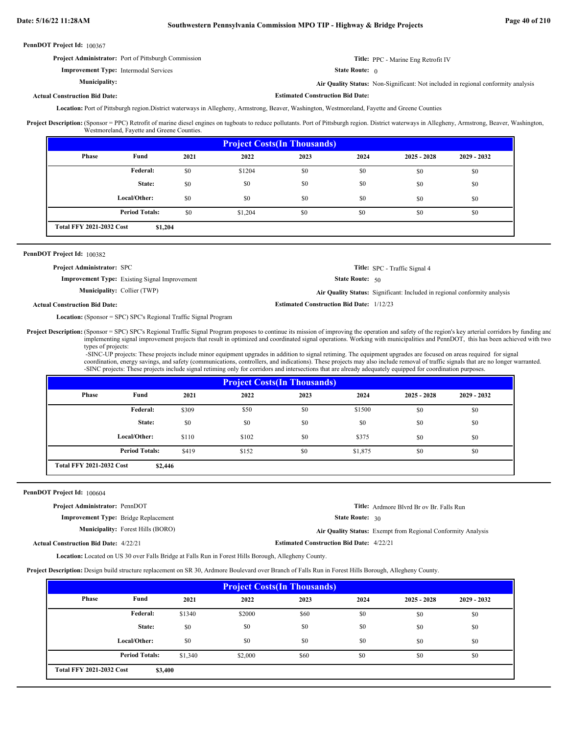**PennDOT Project Id:** 100367

**Project Administrator:** Port of Pittsburgh Commission

**Title:** PPC - Marine Eng Retrofit IV

**Improvement Type:** Intermodal Services

**State Route:** 0

**Municipality:**

**Air Quality Status:** Non-Significant: Not included in regional conformity analysis

**Actual Construction Bid Date:**

**Estimated Construction Bid Date:**

**Location:** Port of Pittsburgh region.District waterways in Allegheny, Armstrong, Beaver, Washington, Westmoreland, Fayette and Greene Counties

**Project Description:** (Sponsor = PPC) Retrofit of marine diesel engines on tugboats to reduce pollutants. Port of Pittsburgh region. District waterways in Allegheny, Armstrong, Beaver, Washington, Westmoreland, Fayette and Greene Counties.

**Project Costs(In Thousands)**

| Phase | Fund | 2021 | 2022 | 2023 | 2024 | 2025 - 2028 | 2029 - 2032 |
|---|---|---|---|---|---|---|---|
| | Federal: | $0 | $1204 | $0 | $0 | $0 | $0 |
| | State: | $0 | $0 | $0 | $0 | $0 | $0 |
| | Local/Other: | $0 | $0 | $0 | $0 | $0 | $0 |
| | Period Totals: | $0 | $1,204 | $0 | $0 | $0 | $0 |
| Total FFY 2021-2032 Cost | $1,204 | | | | | | |

---

**PennDOT Project Id:** 100382

**Project Administrator:** SPC

**Title:** SPC - Traffic Signal 4

**Improvement Type:** Existing Signal Improvement

**State Route:** 50

**Municipality:** Collier (TWP)

**Air Quality Status:** Significant: Included in regional conformity analysis

**Actual Construction Bid Date:**

**Estimated Construction Bid Date:** 1/12/23

**Location:** (Sponsor = SPC) SPC's Regional Traffic Signal Program

**Project Description:** (Sponsor = SPC) SPC's Regional Traffic Signal Program proposes to continue its mission of improving the operation and safety of the region's key arterial corridors by funding and implementing signal improvement projects that result in optimized and coordinated signal operations. Working with municipalities and PennDOT, this has been achieved with two types of projects:
-SINC-UP projects: These projects include minor equipment upgrades in addition to signal retiming. The equipment upgrades are focused on areas required for signal coordination, energy savings, and safety (communications, controllers, and indications). These projects may also include removal of traffic signals that are no longer warranted.
-SINC projects: These projects include signal retiming only for corridors and intersections that are already adequately equipped for coordination purposes.

**Project Costs(In Thousands)**

| Phase | Fund | 2021 | 2022 | 2023 | 2024 | 2025 - 2028 | 2029 - 2032 |
|---|---|---|---|---|---|---|---|
| | Federal: | $309 | $50 | $0 | $1500 | $0 | $0 |
| | State: | $0 | $0 | $0 | $0 | $0 | $0 |
| | Local/Other: | $110 | $102 | $0 | $375 | $0 | $0 |
| | Period Totals: | $419 | $152 | $0 | $1,875 | $0 | $0 |
| Total FFY 2021-2032 Cost | $2,446 | | | | | | |

---

**PennDOT Project Id:** 100604

**Project Administrator:** PennDOT

**Title:** Ardmore Blvrd Br ov Br. Falls Run

**Improvement Type:** Bridge Replacement

**State Route:** 30

**Municipality:** Forest Hills (BORO)

**Air Quality Status:** Exempt from Regional Conformity Analysis

**Actual Construction Bid Date:** 4/22/21

**Estimated Construction Bid Date:** 4/22/21

**Location:** Located on US 30 over Falls Bridge at Falls Run in Forest Hills Borough, Allegheny County.

**Project Description:** Design build structure replacement on SR 30, Ardmore Boulevard over Branch of Falls Run in Forest Hills Borough, Allegheny County.

**Project Costs(In Thousands)**

| Phase | Fund | 2021 | 2022 | 2023 | 2024 | 2025 - 2028 | 2029 - 2032 |
|---|---|---|---|---|---|---|---|
| | Federal: | $1340 | $2000 | $60 | $0 | $0 | $0 |
| | State: | $0 | $0 | $0 | $0 | $0 | $0 |
| | Local/Other: | $0 | $0 | $0 | $0 | $0 | $0 |
| | Period Totals: | $1,340 | $2,000 | $60 | $0 | $0 | $0 |
| Total FFY 2021-2032 Cost | $3,400 | | | | | | |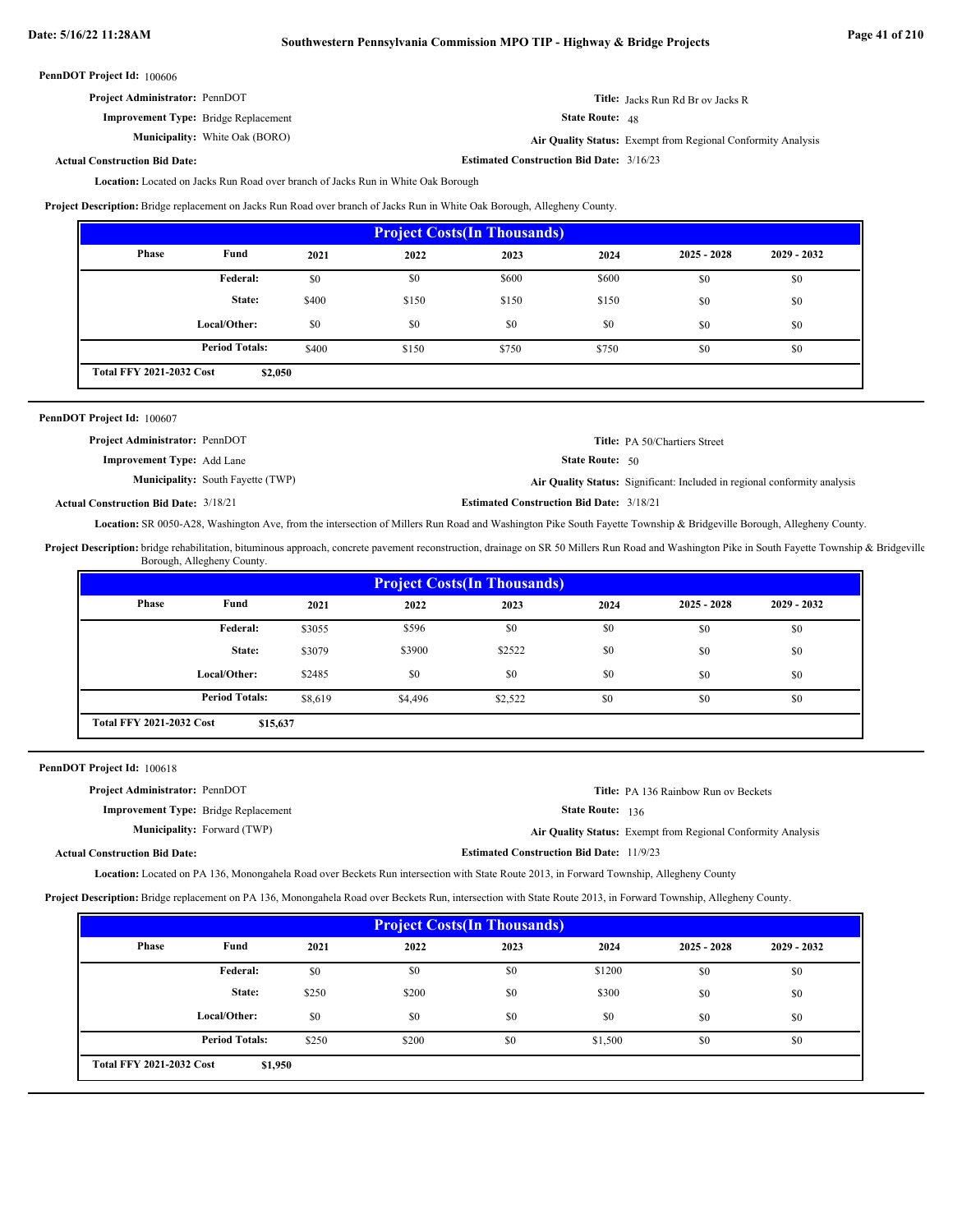**PennDOT Project Id:** 100606

**Project Administrator:** PennDOT

**Title:** Jacks Run Rd Br ov Jacks R

**Improvement Type:** Bridge Replacement

**State Route:** 48

**Municipality:** White Oak (BORO)

**Air Quality Status:** Exempt from Regional Conformity Analysis

**Actual Construction Bid Date:**

**Estimated Construction Bid Date:** 3/16/23

**Location:** Located on Jacks Run Road over branch of Jacks Run in White Oak Borough

**Project Description:** Bridge replacement on Jacks Run Road over branch of Jacks Run in White Oak Borough, Allegheny County.

| Project Costs(In Thousands) | | | | | | | |
|---|---|---|---|---|---|---|---|
| Phase | Fund | 2021 | 2022 | 2023 | 2024 | 2025 - 2028 | 2029 - 2032 |
| | Federal: | $0 | $0 | $600 | $600 | $0 | $0 |
| | State: | $400 | $150 | $150 | $150 | $0 | $0 |
| | Local/Other: | $0 | $0 | $0 | $0 | $0 | $0 |
| | Period Totals: | $400 | $150 | $750 | $750 | $0 | $0 |
| Total FFY 2021-2032 Cost | $2,050 | | | | | | |

---

**PennDOT Project Id:** 100607

**Project Administrator:** PennDOT

**Title:** PA 50/Chartiers Street

**Improvement Type:** Add Lane

**State Route:** 50

**Municipality:** South Fayette (TWP)

**Air Quality Status:** Significant: Included in regional conformity analysis

**Actual Construction Bid Date:** 3/18/21

**Estimated Construction Bid Date:** 3/18/21

**Location:** SR 0050-A28, Washington Ave, from the intersection of Millers Run Road and Washington Pike South Fayette Township & Bridgeville Borough, Allegheny County.

**Project Description:** bridge rehabilitation, bituminous approach, concrete pavement reconstruction, drainage on SR 50 Millers Run Road and Washington Pike in South Fayette Township & Bridgeville Borough, Allegheny County.

| Project Costs(In Thousands) | | | | | | | |
|---|---|---|---|---|---|---|---|
| Phase | Fund | 2021 | 2022 | 2023 | 2024 | 2025 - 2028 | 2029 - 2032 |
| | Federal: | $3055 | $596 | $0 | $0 | $0 | $0 |
| | State: | $3079 | $3900 | $2522 | $0 | $0 | $0 |
| | Local/Other: | $2485 | $0 | $0 | $0 | $0 | $0 |
| | Period Totals: | $8,619 | $4,496 | $2,522 | $0 | $0 | $0 |
| Total FFY 2021-2032 Cost | $15,637 | | | | | | |

---

**PennDOT Project Id:** 100618

**Project Administrator:** PennDOT

**Title:** PA 136 Rainbow Run ov Beckets

**Improvement Type:** Bridge Replacement

**State Route:** 136

**Municipality:** Forward (TWP)

**Air Quality Status:** Exempt from Regional Conformity Analysis

**Actual Construction Bid Date:**

**Estimated Construction Bid Date:** 11/9/23

**Location:** Located on PA 136, Monongahela Road over Beckets Run intersection with State Route 2013, in Forward Township, Allegheny County

**Project Description:** Bridge replacement on PA 136, Monongahela Road over Beckets Run, intersection with State Route 2013, in Forward Township, Allegheny County.

| Project Costs(In Thousands) | | | | | | | |
|---|---|---|---|---|---|---|---|
| Phase | Fund | 2021 | 2022 | 2023 | 2024 | 2025 - 2028 | 2029 - 2032 |
| | Federal: | $0 | $0 | $0 | $1200 | $0 | $0 |
| | State: | $250 | $200 | $0 | $300 | $0 | $0 |
| | Local/Other: | $0 | $0 | $0 | $0 | $0 | $0 |
| | Period Totals: | $250 | $200 | $0 | $1,500 | $0 | $0 |
| Total FFY 2021-2032 Cost | $1,950 | | | | | | |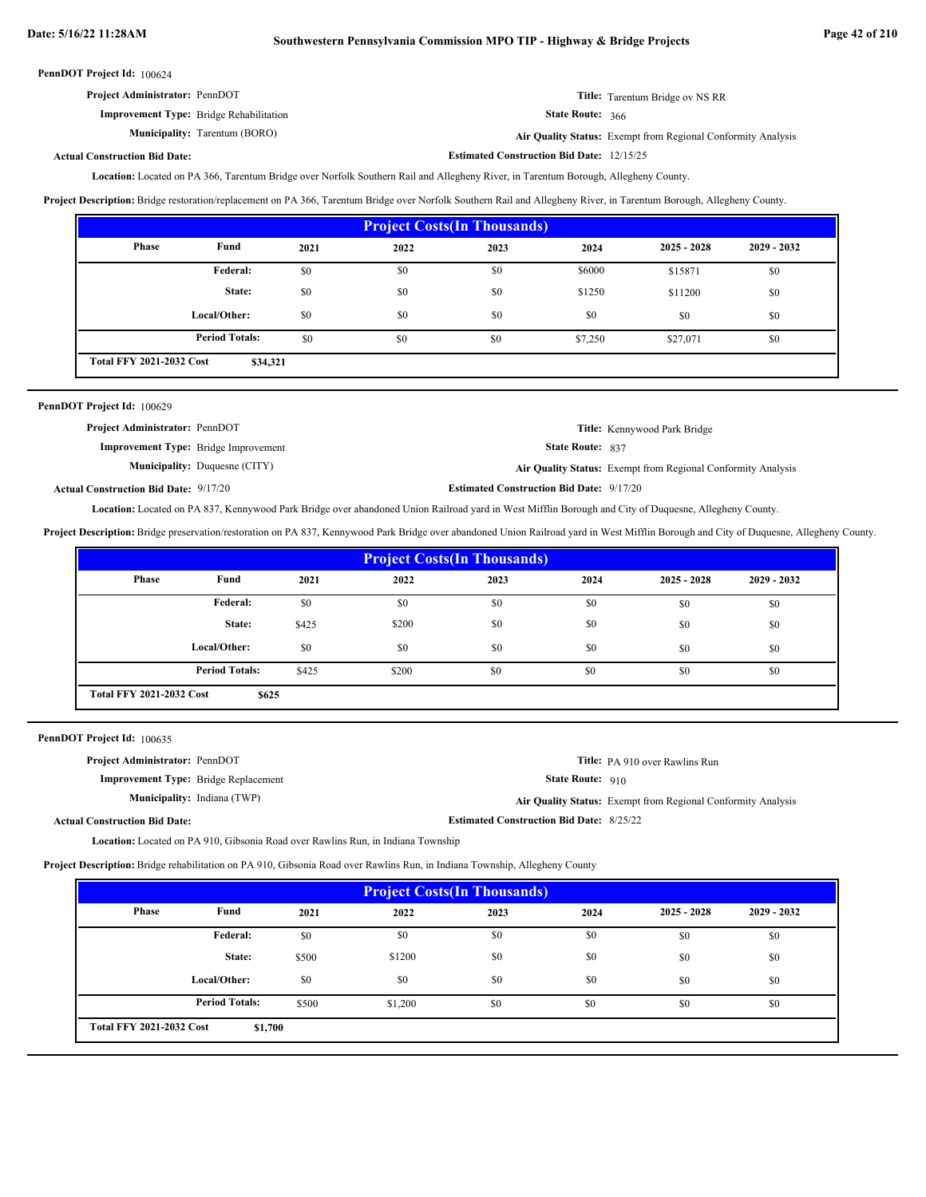**PennDOT Project Id:** 100624

**Project Administrator:** PennDOT

**Title:** Tarentum Bridge ov NS RR

**Improvement Type:** Bridge Rehabilitation

**State Route:** 366

**Municipality:** Tarentum (BORO)

**Air Quality Status:** Exempt from Regional Conformity Analysis

**Actual Construction Bid Date:**

**Estimated Construction Bid Date:** 12/15/25

**Location:** Located on PA 366, Tarentum Bridge over Norfolk Southern Rail and Allegheny River, in Tarentum Borough, Allegheny County.

**Project Description:** Bridge restoration/replacement on PA 366, Tarentum Bridge over Norfolk Southern Rail and Allegheny River, in Tarentum Borough, Allegheny County.

**Project Costs(In Thousands)**

| Phase | Fund | 2021 | 2022 | 2023 | 2024 | 2025 - 2028 | 2029 - 2032 |
|---|---|---|---|---|---|---|---|
| | Federal: | $0 | $0 | $0 | $6000 | $15871 | $0 |
| | State: | $0 | $0 | $0 | $1250 | $11200 | $0 |
| | Local/Other: | $0 | $0 | $0 | $0 | $0 | $0 |
| | Period Totals: | $0 | $0 | $0 | $7,250 | $27,071 | $0 |
| Total FFY 2021-2032 Cost | $34,321 | | | | | | |

---

**PennDOT Project Id:** 100629

**Project Administrator:** PennDOT

**Title:** Kennywood Park Bridge

**Improvement Type:** Bridge Improvement

**State Route:** 837

**Municipality:** Duquesne (CITY)

**Air Quality Status:** Exempt from Regional Conformity Analysis

**Actual Construction Bid Date:** 9/17/20

**Estimated Construction Bid Date:** 9/17/20

**Location:** Located on PA 837, Kennywood Park Bridge over abandoned Union Railroad yard in West Mifflin Borough and City of Duquesne, Allegheny County.

**Project Description:** Bridge preservation/restoration on PA 837, Kennywood Park Bridge over abandoned Union Railroad yard in West Mifflin Borough and City of Duquesne, Allegheny County.

**Project Costs(In Thousands)**

| Phase | Fund | 2021 | 2022 | 2023 | 2024 | 2025 - 2028 | 2029 - 2032 |
|---|---|---|---|---|---|---|---|
| | Federal: | $0 | $0 | $0 | $0 | $0 | $0 |
| | State: | $425 | $200 | $0 | $0 | $0 | $0 |
| | Local/Other: | $0 | $0 | $0 | $0 | $0 | $0 |
| | Period Totals: | $425 | $200 | $0 | $0 | $0 | $0 |
| Total FFY 2021-2032 Cost | $625 | | | | | | |

---

**PennDOT Project Id:** 100635

**Project Administrator:** PennDOT

**Title:** PA 910 over Rawlins Run

**Improvement Type:** Bridge Replacement

**State Route:** 910

**Municipality:** Indiana (TWP)

**Air Quality Status:** Exempt from Regional Conformity Analysis

**Actual Construction Bid Date:**

**Estimated Construction Bid Date:** 8/25/22

**Location:** Located on PA 910, Gibsonia Road over Rawlins Run, in Indiana Township

**Project Description:** Bridge rehabilitation on PA 910, Gibsonia Road over Rawlins Run, in Indiana Township, Allegheny County

**Project Costs(In Thousands)**

| Phase | Fund | 2021 | 2022 | 2023 | 2024 | 2025 - 2028 | 2029 - 2032 |
|---|---|---|---|---|---|---|---|
| | Federal: | $0 | $0 | $0 | $0 | $0 | $0 |
| | State: | $500 | $1200 | $0 | $0 | $0 | $0 |
| | Local/Other: | $0 | $0 | $0 | $0 | $0 | $0 |
| | Period Totals: | $500 | $1,200 | $0 | $0 | $0 | $0 |
| Total FFY 2021-2032 Cost | $1,700 | | | | | | |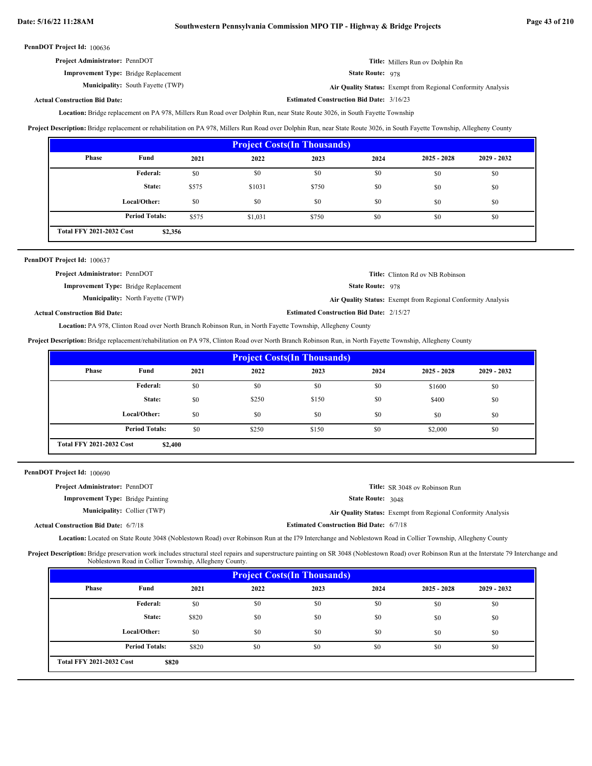**PennDOT Project Id:** 100636

**Project Administrator:** PennDOT

**Title:** Millers Run ov Dolphin Rn

**Improvement Type:** Bridge Replacement

**State Route:** 978

**Municipality:** South Fayette (TWP)

**Air Quality Status:** Exempt from Regional Conformity Analysis

**Actual Construction Bid Date:**

**Estimated Construction Bid Date:** 3/16/23

**Location:** Bridge replacement on PA 978, Millers Run Road over Dolphin Run, near State Route 3026, in South Fayette Township

**Project Description:** Bridge replacement or rehabilitation on PA 978, Millers Run Road over Dolphin Run, near State Route 3026, in South Fayette Township, Allegheny County

| Project Costs(In Thousands) | | | | | | | |
|---|---|---|---|---|---|---|---|
| Phase | Fund | 2021 | 2022 | 2023 | 2024 | 2025 - 2028 | 2029 - 2032 |
| | Federal: | $0 | $0 | $0 | $0 | $0 | $0 |
| | State: | $575 | $1031 | $750 | $0 | $0 | $0 |
| | Local/Other: | $0 | $0 | $0 | $0 | $0 | $0 |
| | Period Totals: | $575 | $1,031 | $750 | $0 | $0 | $0 |
| Total FFY 2021-2032 Cost | $2,356 | | | | | | |

---

**PennDOT Project Id:** 100637

**Project Administrator:** PennDOT

**Title:** Clinton Rd ov NB Robinson

**Improvement Type:** Bridge Replacement

**State Route:** 978

**Municipality:** North Fayette (TWP)

**Air Quality Status:** Exempt from Regional Conformity Analysis

**Actual Construction Bid Date:**

**Estimated Construction Bid Date:** 2/15/27

**Location:** PA 978, Clinton Road over North Branch Robinson Run, in North Fayette Township, Allegheny County

**Project Description:** Bridge replacement/rehabilitation on PA 978, Clinton Road over North Branch Robinson Run, in North Fayette Township, Allegheny County

| Project Costs(In Thousands) | | | | | | | |
|---|---|---|---|---|---|---|---|
| Phase | Fund | 2021 | 2022 | 2023 | 2024 | 2025 - 2028 | 2029 - 2032 |
| | Federal: | $0 | $0 | $0 | $0 | $1600 | $0 |
| | State: | $0 | $250 | $150 | $0 | $400 | $0 |
| | Local/Other: | $0 | $0 | $0 | $0 | $0 | $0 |
| | Period Totals: | $0 | $250 | $150 | $0 | $2,000 | $0 |
| Total FFY 2021-2032 Cost | $2,400 | | | | | | |

---

**PennDOT Project Id:** 100690

**Project Administrator:** PennDOT

**Title:** SR 3048 ov Robinson Run

**Improvement Type:** Bridge Painting

**State Route:** 3048

**Municipality:** Collier (TWP)

**Air Quality Status:** Exempt from Regional Conformity Analysis

**Actual Construction Bid Date:** 6/7/18

**Estimated Construction Bid Date:** 6/7/18

**Location:** Located on State Route 3048 (Noblestown Road) over Robinson Run at the I79 Interchange and Noblestown Road in Collier Township, Allegheny County

**Project Description:** Bridge preservation work includes structural steel repairs and superstructure painting on SR 3048 (Noblestown Road) over Robinson Run at the Interstate 79 Interchange and Noblestown Road in Collier Township, Allegheny County.

| Project Costs(In Thousands) | | | | | | | |
|---|---|---|---|---|---|---|---|
| Phase | Fund | 2021 | 2022 | 2023 | 2024 | 2025 - 2028 | 2029 - 2032 |
| | Federal: | $0 | $0 | $0 | $0 | $0 | $0 |
| | State: | $820 | $0 | $0 | $0 | $0 | $0 |
| | Local/Other: | $0 | $0 | $0 | $0 | $0 | $0 |
| | Period Totals: | $820 | $0 | $0 | $0 | $0 | $0 |
| Total FFY 2021-2032 Cost | $820 | | | | | | |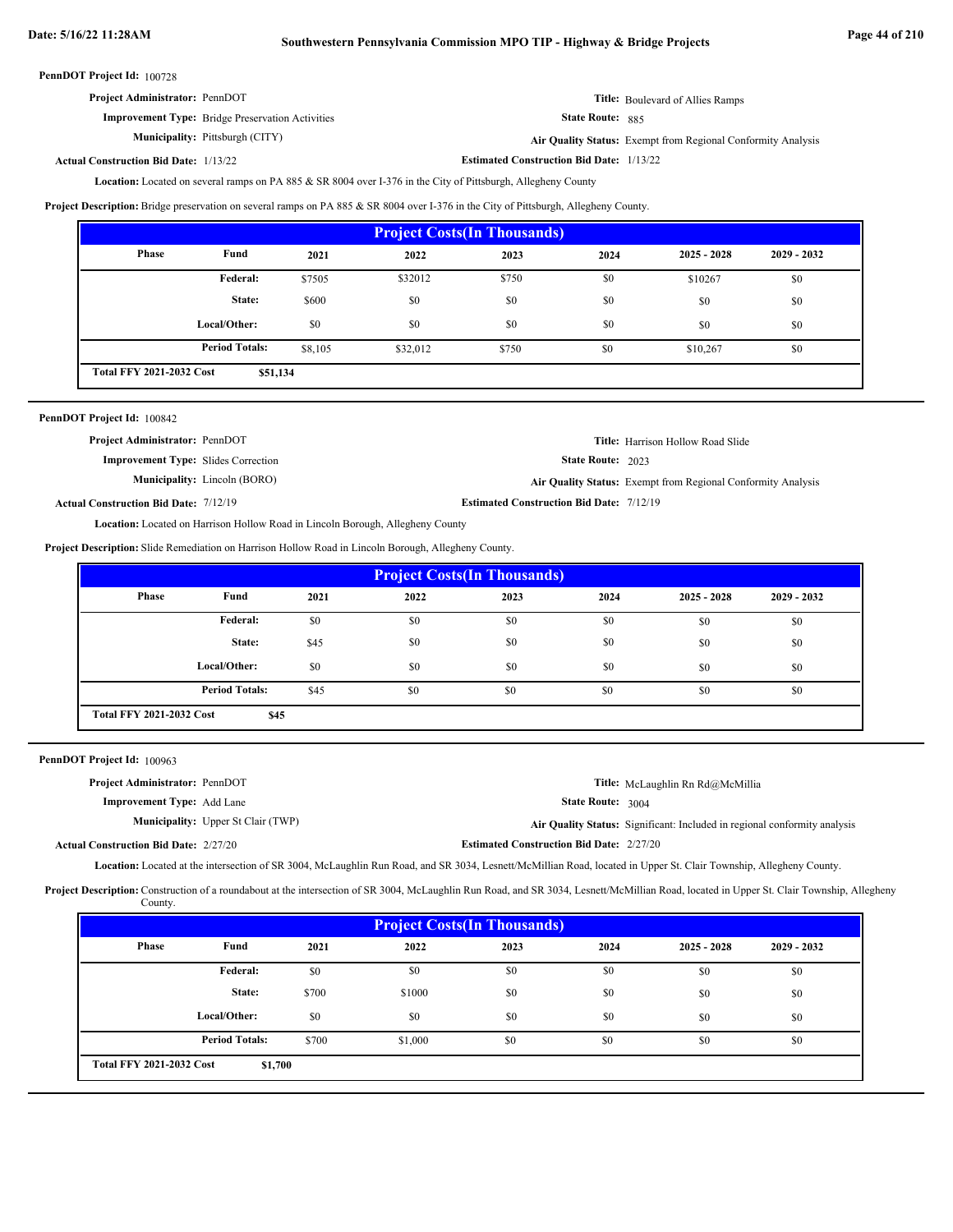**PennDOT Project Id:** 100728

**Project Administrator:** PennDOT

**Title:** Boulevard of Allies Ramps

**Improvement Type:** Bridge Preservation Activities

**State Route:** 885

**Municipality:** Pittsburgh (CITY)

**Air Quality Status:** Exempt from Regional Conformity Analysis

**Actual Construction Bid Date:** 1/13/22

**Estimated Construction Bid Date:** 1/13/22

**Location:** Located on several ramps on PA 885 & SR 8004 over I-376 in the City of Pittsburgh, Allegheny County

**Project Description:** Bridge preservation on several ramps on PA 885 & SR 8004 over I-376 in the City of Pittsburgh, Allegheny County.

| Project Costs(In Thousands) | | | | | | | |
|---|---|---|---|---|---|---|---|
| Phase | Fund | 2021 | 2022 | 2023 | 2024 | 2025 - 2028 | 2029 - 2032 |
| | Federal: | $7505 | $32012 | $750 | $0 | $10267 | $0 |
| | State: | $600 | $0 | $0 | $0 | $0 | $0 |
| | Local/Other: | $0 | $0 | $0 | $0 | $0 | $0 |
| | Period Totals: | $8,105 | $32,012 | $750 | $0 | $10,267 | $0 |
| Total FFY 2021-2032 Cost | $51,134 | | | | | | |

---

**PennDOT Project Id:** 100842

**Project Administrator:** PennDOT

**Title:** Harrison Hollow Road Slide

**Improvement Type:** Slides Correction

**State Route:** 2023

**Municipality:** Lincoln (BORO)

**Air Quality Status:** Exempt from Regional Conformity Analysis

**Actual Construction Bid Date:** 7/12/19

**Estimated Construction Bid Date:** 7/12/19

**Location:** Located on Harrison Hollow Road in Lincoln Borough, Allegheny County

**Project Description:** Slide Remediation on Harrison Hollow Road in Lincoln Borough, Allegheny County.

| Project Costs(In Thousands) | | | | | | | |
|---|---|---|---|---|---|---|---|
| Phase | Fund | 2021 | 2022 | 2023 | 2024 | 2025 - 2028 | 2029 - 2032 |
| | Federal: | $0 | $0 | $0 | $0 | $0 | $0 |
| | State: | $45 | $0 | $0 | $0 | $0 | $0 |
| | Local/Other: | $0 | $0 | $0 | $0 | $0 | $0 |
| | Period Totals: | $45 | $0 | $0 | $0 | $0 | $0 |
| Total FFY 2021-2032 Cost | $45 | | | | | | |

---

**PennDOT Project Id:** 100963

**Project Administrator:** PennDOT

**Title:** McLaughlin Rn Rd@McMillia

**Improvement Type:** Add Lane

**State Route:** 3004

**Municipality:** Upper St Clair (TWP)

**Air Quality Status:** Significant: Included in regional conformity analysis

**Actual Construction Bid Date:** 2/27/20

**Estimated Construction Bid Date:** 2/27/20

**Location:** Located at the intersection of SR 3004, McLaughlin Run Road, and SR 3034, Lesnett/McMillian Road, located in Upper St. Clair Township, Allegheny County.

**Project Description:** Construction of a roundabout at the intersection of SR 3004, McLaughlin Run Road, and SR 3034, Lesnett/McMillian Road, located in Upper St. Clair Township, Allegheny County.

| Project Costs(In Thousands) | | | | | | | |
|---|---|---|---|---|---|---|---|
| Phase | Fund | 2021 | 2022 | 2023 | 2024 | 2025 - 2028 | 2029 - 2032 |
| | Federal: | $0 | $0 | $0 | $0 | $0 | $0 |
| | State: | $700 | $1000 | $0 | $0 | $0 | $0 |
| | Local/Other: | $0 | $0 | $0 | $0 | $0 | $0 |
| | Period Totals: | $700 | $1,000 | $0 | $0 | $0 | $0 |
| Total FFY 2021-2032 Cost | $1,700 | | | | | | |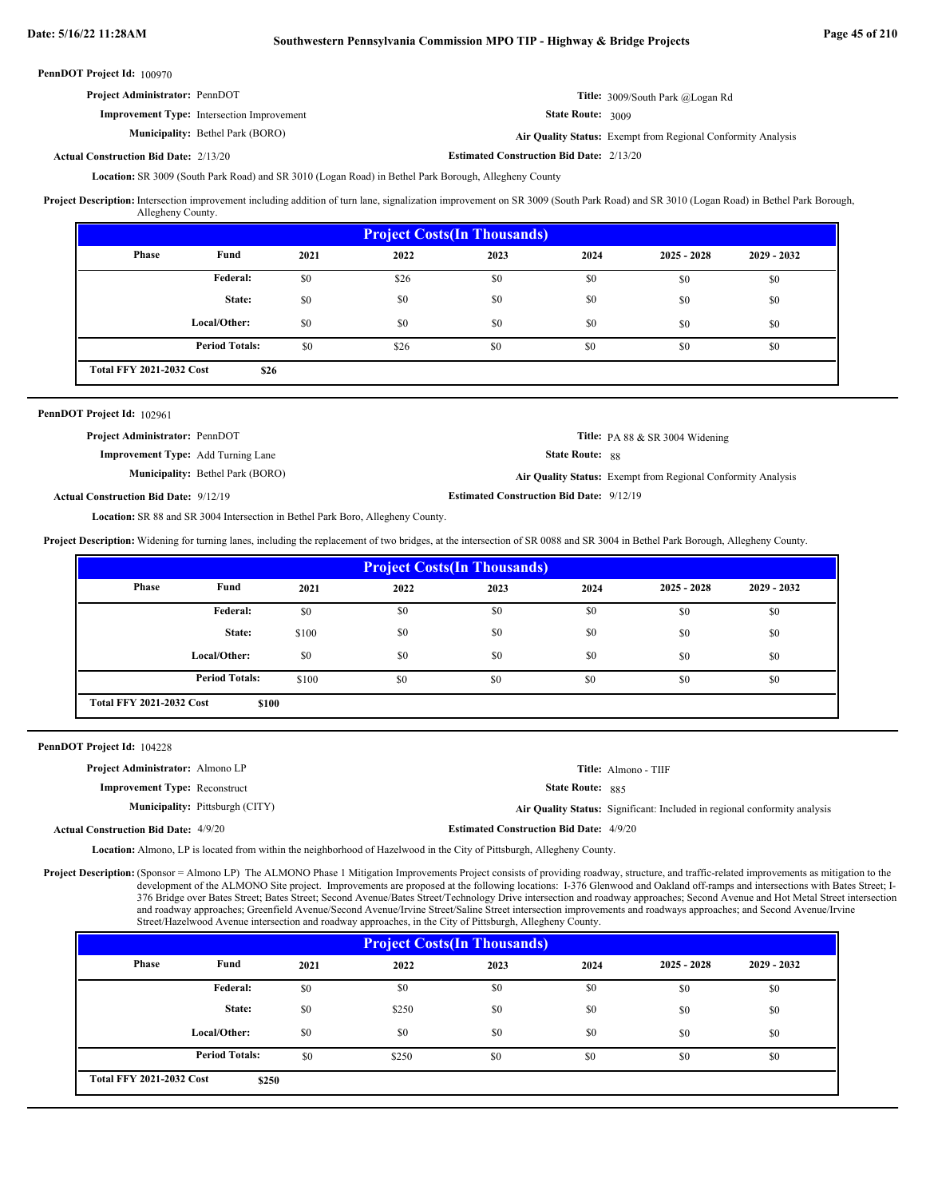**PennDOT Project Id:** 100970

**Project Administrator:** PennDOT

**Title:** 3009/South Park @Logan Rd

**Improvement Type:** Intersection Improvement

**State Route:** 3009

**Municipality:** Bethel Park (BORO)

**Air Quality Status:** Exempt from Regional Conformity Analysis

**Actual Construction Bid Date:** 2/13/20

**Estimated Construction Bid Date:** 2/13/20

**Location:** SR 3009 (South Park Road) and SR 3010 (Logan Road) in Bethel Park Borough, Allegheny County

**Project Description:** Intersection improvement including addition of turn lane, signalization improvement on SR 3009 (South Park Road) and SR 3010 (Logan Road) in Bethel Park Borough, Allegheny County.

**Project Costs(In Thousands)**

| Phase | Fund | 2021 | 2022 | 2023 | 2024 | 2025 - 2028 | 2029 - 2032 |
|---|---|---|---|---|---|---|---|
| | Federal: | $0 | $26 | $0 | $0 | $0 | $0 |
| | State: | $0 | $0 | $0 | $0 | $0 | $0 |
| | Local/Other: | $0 | $0 | $0 | $0 | $0 | $0 |
| | Period Totals: | $0 | $26 | $0 | $0 | $0 | $0 |

**Total FFY 2021-2032 Cost** $26

---

**PennDOT Project Id:** 102961

**Project Administrator:** PennDOT

**Title:** PA 88 & SR 3004 Widening

**Improvement Type:** Add Turning Lane

**State Route:** 88

**Municipality:** Bethel Park (BORO)

**Air Quality Status:** Exempt from Regional Conformity Analysis

**Actual Construction Bid Date:** 9/12/19

**Estimated Construction Bid Date:** 9/12/19

**Location:** SR 88 and SR 3004 Intersection in Bethel Park Boro, Allegheny County.

**Project Description:** Widening for turning lanes, including the replacement of two bridges, at the intersection of SR 0088 and SR 3004 in Bethel Park Borough, Allegheny County.

**Project Costs(In Thousands)**

| Phase | Fund | 2021 | 2022 | 2023 | 2024 | 2025 - 2028 | 2029 - 2032 |
|---|---|---|---|---|---|---|---|
| | Federal: | $0 | $0 | $0 | $0 | $0 | $0 |
| | State: | $100 | $0 | $0 | $0 | $0 | $0 |
| | Local/Other: | $0 | $0 | $0 | $0 | $0 | $0 |
| | Period Totals: | $100 | $0 | $0 | $0 | $0 | $0 |

**Total FFY 2021-2032 Cost** $100

---

**PennDOT Project Id:** 104228

**Project Administrator:** Almono LP

**Title:** Almono - TIIF

**Improvement Type:** Reconstruct

**State Route:** 885

**Municipality:** Pittsburgh (CITY)

**Air Quality Status:** Significant: Included in regional conformity analysis

**Actual Construction Bid Date:** 4/9/20

**Estimated Construction Bid Date:** 4/9/20

**Location:** Almono, LP is located from within the neighborhood of Hazelwood in the City of Pittsburgh, Allegheny County.

**Project Description:** (Sponsor = Almono LP) The ALMONO Phase 1 Mitigation Improvements Project consists of providing roadway, structure, and traffic-related improvements as mitigation to the development of the ALMONO Site project. Improvements are proposed at the following locations: I-376 Glenwood and Oakland off-ramps and intersections with Bates Street; I-376 Bridge over Bates Street; Bates Street; Second Avenue/Bates Street/Technology Drive intersection and roadway approaches; Second Avenue and Hot Metal Street intersection and roadway approaches; Greenfield Avenue/Second Avenue/Irvine Street/Saline Street intersection improvements and roadways approaches; and Second Avenue/Irvine Street/Hazelwood Avenue intersection and roadway approaches, in the City of Pittsburgh, Allegheny County.

**Project Costs(In Thousands)**

| Phase | Fund | 2021 | 2022 | 2023 | 2024 | 2025 - 2028 | 2029 - 2032 |
|---|---|---|---|---|---|---|---|
| | Federal: | $0 | $0 | $0 | $0 | $0 | $0 |
| | State: | $0 | $250 | $0 | $0 | $0 | $0 |
| | Local/Other: | $0 | $0 | $0 | $0 | $0 | $0 |
| | Period Totals: | $0 | $250 | $0 | $0 | $0 | $0 |

**Total FFY 2021-2032 Cost** $250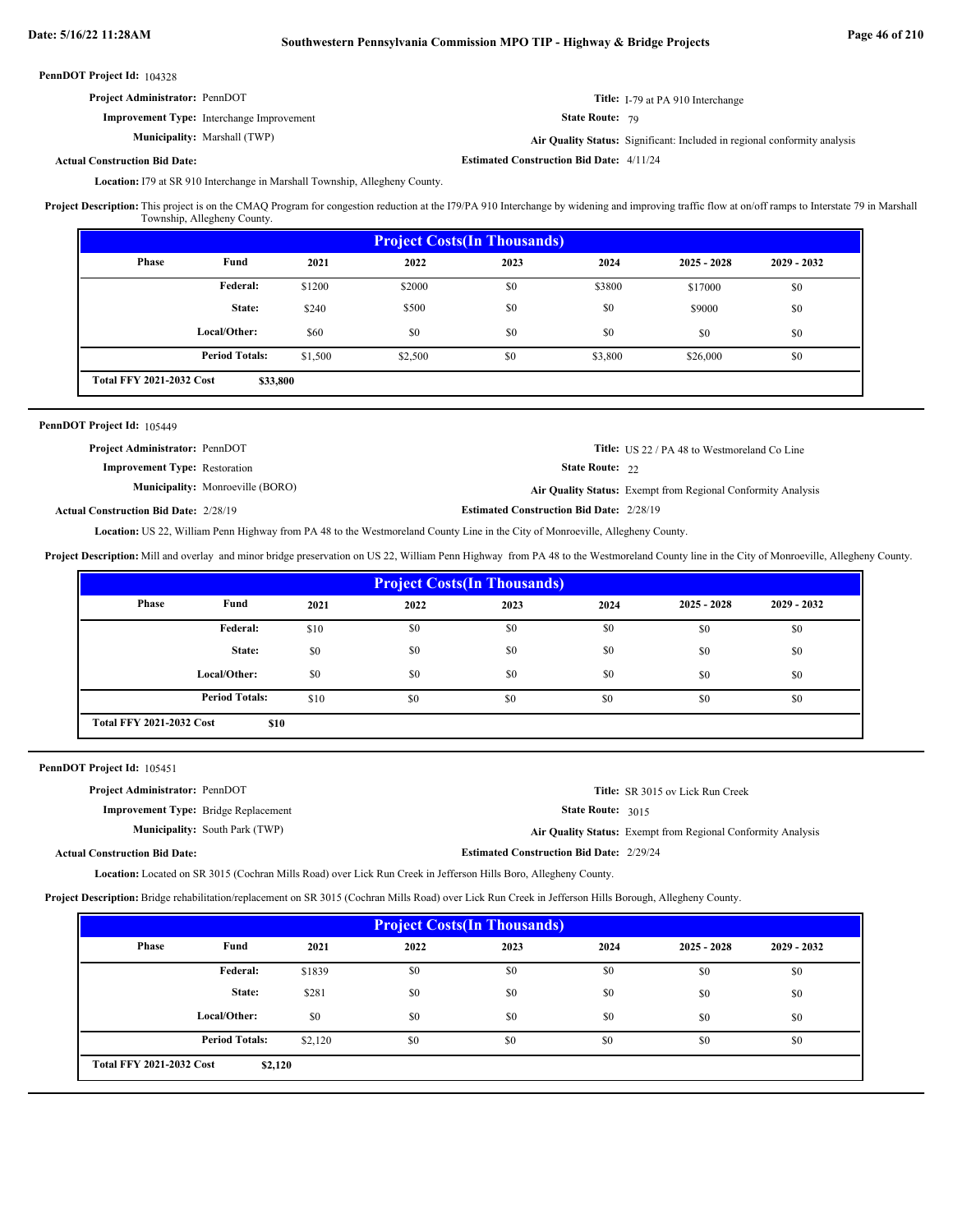**PennDOT Project Id:** 104328

**Project Administrator:** PennDOT

**Improvement Type:** Interchange Improvement

**Municipality:** Marshall (TWP)

**Actual Construction Bid Date:**

**Title:** I-79 at PA 910 Interchange

**State Route:** 79

**Air Quality Status:** Significant: Included in regional conformity analysis

**Estimated Construction Bid Date:** 4/11/24

**Location:** I79 at SR 910 Interchange in Marshall Township, Allegheny County.

**Project Description:** This project is on the CMAQ Program for congestion reduction at the I79/PA 910 Interchange by widening and improving traffic flow at on/off ramps to Interstate 79 in Marshall Township, Allegheny County.

| Project Costs(In Thousands) | | | | | | | |
|---|---|---|---|---|---|---|---|
| Phase | Fund | 2021 | 2022 | 2023 | 2024 | 2025 - 2028 | 2029 - 2032 |
| | Federal: | $1200 | $2000 | $0 | $3800 | $17000 | $0 |
| | State: | $240 | $500 | $0 | $0 | $9000 | $0 |
| | Local/Other: | $60 | $0 | $0 | $0 | $0 | $0 |
| | Period Totals: | $1,500 | $2,500 | $0 | $3,800 | $26,000 | $0 |
| Total FFY 2021-2032 Cost | $33,800 | | | | | | |

---

**PennDOT Project Id:** 105449

**Project Administrator:** PennDOT

**Improvement Type:** Restoration

**Municipality:** Monroeville (BORO)

**Actual Construction Bid Date:** 2/28/19

**Title:** US 22 / PA 48 to Westmoreland Co Line

**State Route:** 22

**Air Quality Status:** Exempt from Regional Conformity Analysis

**Estimated Construction Bid Date:** 2/28/19

**Location:** US 22, William Penn Highway from PA 48 to the Westmoreland County Line in the City of Monroeville, Allegheny County.

**Project Description:** Mill and overlay and minor bridge preservation on US 22, William Penn Highway from PA 48 to the Westmoreland County line in the City of Monroeville, Allegheny County.

| Project Costs(In Thousands) | | | | | | | |
|---|---|---|---|---|---|---|---|
| Phase | Fund | 2021 | 2022 | 2023 | 2024 | 2025 - 2028 | 2029 - 2032 |
| | Federal: | $10 | $0 | $0 | $0 | $0 | $0 |
| | State: | $0 | $0 | $0 | $0 | $0 | $0 |
| | Local/Other: | $0 | $0 | $0 | $0 | $0 | $0 |
| | Period Totals: | $10 | $0 | $0 | $0 | $0 | $0 |
| Total FFY 2021-2032 Cost | $10 | | | | | | |

---

**PennDOT Project Id:** 105451

**Project Administrator:** PennDOT

**Improvement Type:** Bridge Replacement

**Municipality:** South Park (TWP)

**Actual Construction Bid Date:**

**Title:** SR 3015 ov Lick Run Creek

**State Route:** 3015

**Air Quality Status:** Exempt from Regional Conformity Analysis

**Estimated Construction Bid Date:** 2/29/24

**Location:** Located on SR 3015 (Cochran Mills Road) over Lick Run Creek in Jefferson Hills Boro, Allegheny County.

**Project Description:** Bridge rehabilitation/replacement on SR 3015 (Cochran Mills Road) over Lick Run Creek in Jefferson Hills Borough, Allegheny County.

| Project Costs(In Thousands) | | | | | | | |
|---|---|---|---|---|---|---|---|
| Phase | Fund | 2021 | 2022 | 2023 | 2024 | 2025 - 2028 | 2029 - 2032 |
| | Federal: | $1839 | $0 | $0 | $0 | $0 | $0 |
| | State: | $281 | $0 | $0 | $0 | $0 | $0 |
| | Local/Other: | $0 | $0 | $0 | $0 | $0 | $0 |
| | Period Totals: | $2,120 | $0 | $0 | $0 | $0 | $0 |
| Total FFY 2021-2032 Cost | $2,120 | | | | | | |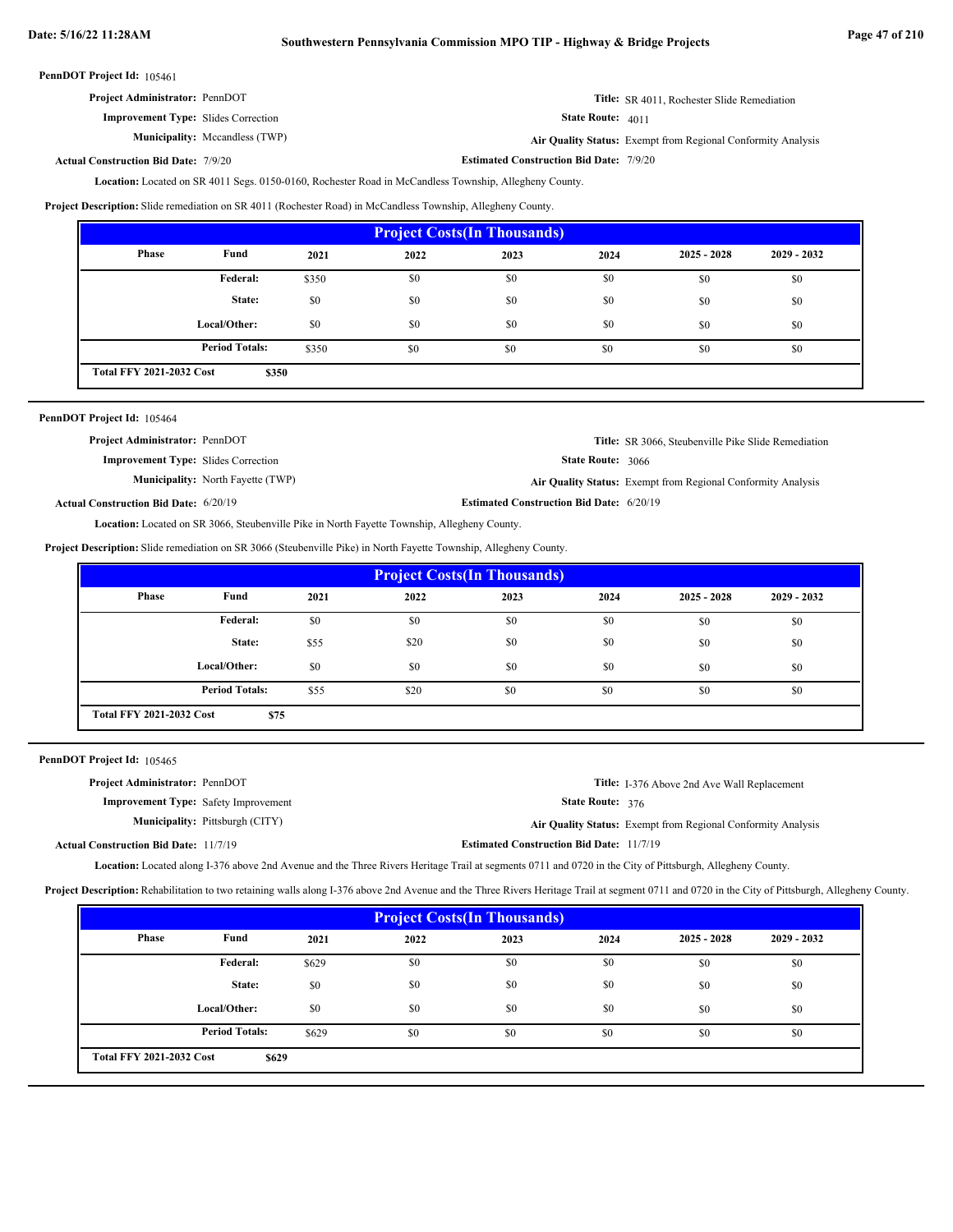**PennDOT Project Id:** 105461

**Project Administrator:** PennDOT
**Title:** SR 4011, Rochester Slide Remediation
**Improvement Type:** Slides Correction
**State Route:** 4011
**Municipality:** Mccandless (TWP)
**Air Quality Status:** Exempt from Regional Conformity Analysis
**Actual Construction Bid Date:** 7/9/20
**Estimated Construction Bid Date:** 7/9/20

**Location:** Located on SR 4011 Segs. 0150-0160, Rochester Road in McCandless Township, Allegheny County.

**Project Description:** Slide remediation on SR 4011 (Rochester Road) in McCandless Township, Allegheny County.

| Project Costs(In Thousands) | | | | | | | |
|---|---|---|---|---|---|---|---|
| Phase | Fund | 2021 | 2022 | 2023 | 2024 | 2025 - 2028 | 2029 - 2032 |
| | Federal: | $350 | $0 | $0 | $0 | $0 | $0 |
| | State: | $0 | $0 | $0 | $0 | $0 | $0 |
| | Local/Other: | $0 | $0 | $0 | $0 | $0 | $0 |
| | Period Totals: | $350 | $0 | $0 | $0 | $0 | $0 |
| Total FFY 2021-2032 Cost | $350 | | | | | | |

**PennDOT Project Id:** 105464

**Project Administrator:** PennDOT
**Title:** SR 3066, Steubenville Pike Slide Remediation
**Improvement Type:** Slides Correction
**State Route:** 3066
**Municipality:** North Fayette (TWP)
**Air Quality Status:** Exempt from Regional Conformity Analysis
**Actual Construction Bid Date:** 6/20/19
**Estimated Construction Bid Date:** 6/20/19

**Location:** Located on SR 3066, Steubenville Pike in North Fayette Township, Allegheny County.

**Project Description:** Slide remediation on SR 3066 (Steubenville Pike) in North Fayette Township, Allegheny County.

| Project Costs(In Thousands) | | | | | | | |
|---|---|---|---|---|---|---|---|
| Phase | Fund | 2021 | 2022 | 2023 | 2024 | 2025 - 2028 | 2029 - 2032 |
| | Federal: | $0 | $0 | $0 | $0 | $0 | $0 |
| | State: | $55 | $20 | $0 | $0 | $0 | $0 |
| | Local/Other: | $0 | $0 | $0 | $0 | $0 | $0 |
| | Period Totals: | $55 | $20 | $0 | $0 | $0 | $0 |
| Total FFY 2021-2032 Cost | $75 | | | | | | |

**PennDOT Project Id:** 105465

**Project Administrator:** PennDOT
**Title:** I-376 Above 2nd Ave Wall Replacement
**Improvement Type:** Safety Improvement
**State Route:** 376
**Municipality:** Pittsburgh (CITY)
**Air Quality Status:** Exempt from Regional Conformity Analysis
**Actual Construction Bid Date:** 11/7/19
**Estimated Construction Bid Date:** 11/7/19

**Location:** Located along I-376 above 2nd Avenue and the Three Rivers Heritage Trail at segments 0711 and 0720 in the City of Pittsburgh, Allegheny County.

**Project Description:** Rehabilitation to two retaining walls along I-376 above 2nd Avenue and the Three Rivers Heritage Trail at segment 0711 and 0720 in the City of Pittsburgh, Allegheny County.

| Project Costs(In Thousands) | | | | | | | |
|---|---|---|---|---|---|---|---|
| Phase | Fund | 2021 | 2022 | 2023 | 2024 | 2025 - 2028 | 2029 - 2032 |
| | Federal: | $629 | $0 | $0 | $0 | $0 | $0 |
| | State: | $0 | $0 | $0 | $0 | $0 | $0 |
| | Local/Other: | $0 | $0 | $0 | $0 | $0 | $0 |
| | Period Totals: | $629 | $0 | $0 | $0 | $0 | $0 |
| Total FFY 2021-2032 Cost | $629 | | | | | | |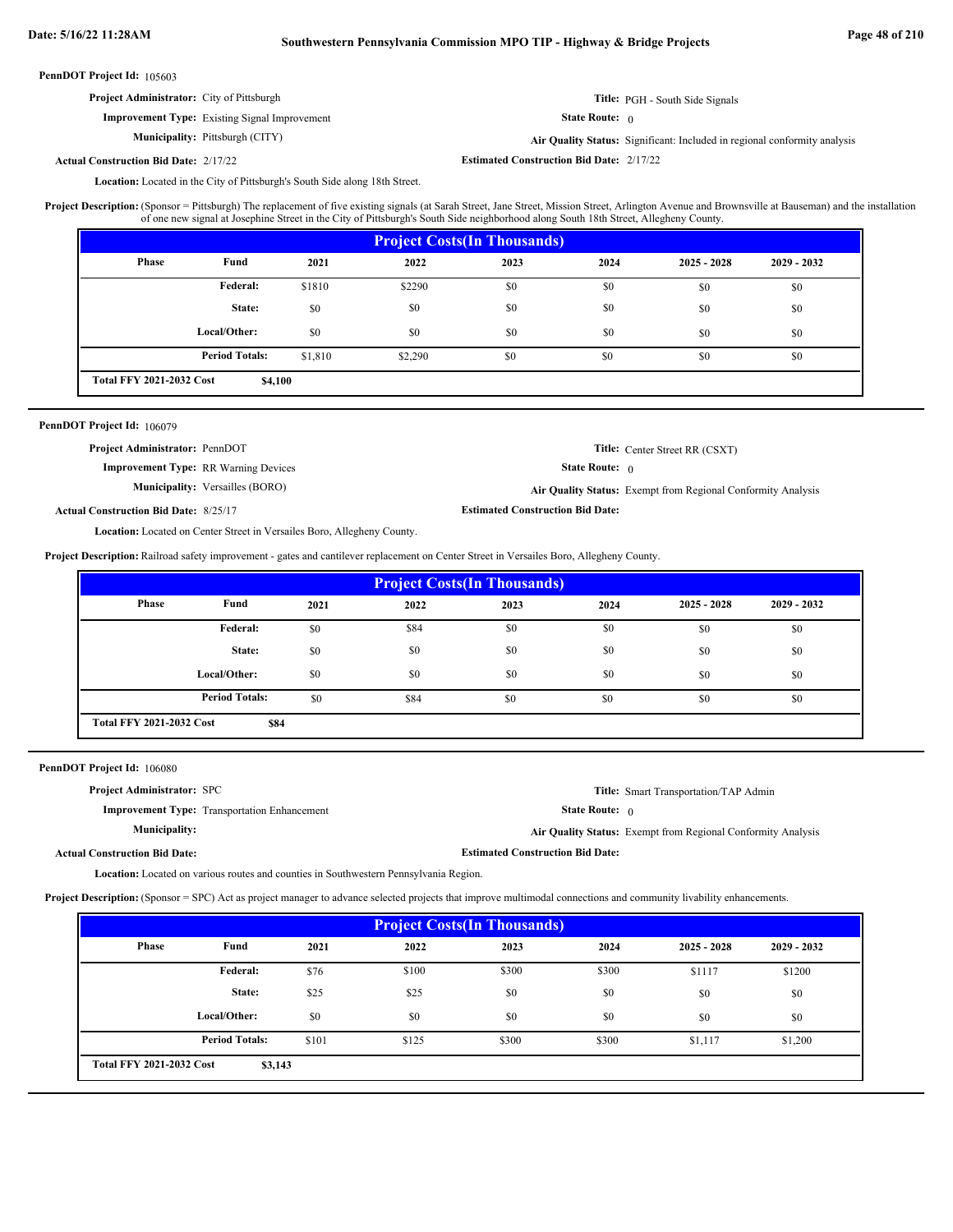**PennDOT Project Id:** 105603

**Project Administrator:** City of Pittsburgh

**Title:** PGH - South Side Signals

**Improvement Type:** Existing Signal Improvement

**State Route:** 0

**Municipality:** Pittsburgh (CITY)

**Air Quality Status:** Significant: Included in regional conformity analysis

**Actual Construction Bid Date:** 2/17/22

**Estimated Construction Bid Date:** 2/17/22

**Location:** Located in the City of Pittsburgh's South Side along 18th Street.

**Project Description:** (Sponsor = Pittsburgh) The replacement of five existing signals (at Sarah Street, Jane Street, Mission Street, Arlington Avenue and Brownsville at Bauseman) and the installation of one new signal at Josephine Street in the City of Pittsburgh's South Side neighborhood along South 18th Street, Allegheny County.

| Project Costs(In Thousands) | | | | | | | |
|---|---|---|---|---|---|---|---|
| Phase | Fund | 2021 | 2022 | 2023 | 2024 | 2025 - 2028 | 2029 - 2032 |
| | Federal: | $1810 | $2290 | $0 | $0 | $0 | $0 |
| | State: | $0 | $0 | $0 | $0 | $0 | $0 |
| | Local/Other: | $0 | $0 | $0 | $0 | $0 | $0 |
| | Period Totals: | $1,810 | $2,290 | $0 | $0 | $0 | $0 |
| Total FFY 2021-2032 Cost | $4,100 | | | | | | |

---

**PennDOT Project Id:** 106079

**Project Administrator:** PennDOT

**Title:** Center Street RR (CSXT)

**Improvement Type:** RR Warning Devices

**State Route:** 0

**Municipality:** Versailles (BORO)

**Air Quality Status:** Exempt from Regional Conformity Analysis

**Actual Construction Bid Date:** 8/25/17

**Estimated Construction Bid Date:**

**Location:** Located on Center Street in Versailes Boro, Allegheny County.

**Project Description:** Railroad safety improvement - gates and cantilever replacement on Center Street in Versailes Boro, Allegheny County.

| Project Costs(In Thousands) | | | | | | | |
|---|---|---|---|---|---|---|---|
| Phase | Fund | 2021 | 2022 | 2023 | 2024 | 2025 - 2028 | 2029 - 2032 |
| | Federal: | $0 | $84 | $0 | $0 | $0 | $0 |
| | State: | $0 | $0 | $0 | $0 | $0 | $0 |
| | Local/Other: | $0 | $0 | $0 | $0 | $0 | $0 |
| | Period Totals: | $0 | $84 | $0 | $0 | $0 | $0 |
| Total FFY 2021-2032 Cost | $84 | | | | | | |

---

**PennDOT Project Id:** 106080

**Project Administrator:** SPC

**Title:** Smart Transportation/TAP Admin

**Improvement Type:** Transportation Enhancement

**State Route:** 0

**Municipality:**

**Air Quality Status:** Exempt from Regional Conformity Analysis

**Actual Construction Bid Date:**

**Estimated Construction Bid Date:**

**Location:** Located on various routes and counties in Southwestern Pennsylvania Region.

**Project Description:** (Sponsor = SPC) Act as project manager to advance selected projects that improve multimodal connections and community livability enhancements.

| Project Costs(In Thousands) | | | | | | | |
|---|---|---|---|---|---|---|---|
| Phase | Fund | 2021 | 2022 | 2023 | 2024 | 2025 - 2028 | 2029 - 2032 |
| | Federal: | $76 | $100 | $300 | $300 | $1117 | $1200 |
| | State: | $25 | $25 | $0 | $0 | $0 | $0 |
| | Local/Other: | $0 | $0 | $0 | $0 | $0 | $0 |
| | Period Totals: | $101 | $125 | $300 | $300 | $1,117 | $1,200 |
| Total FFY 2021-2032 Cost | $3,143 | | | | | | |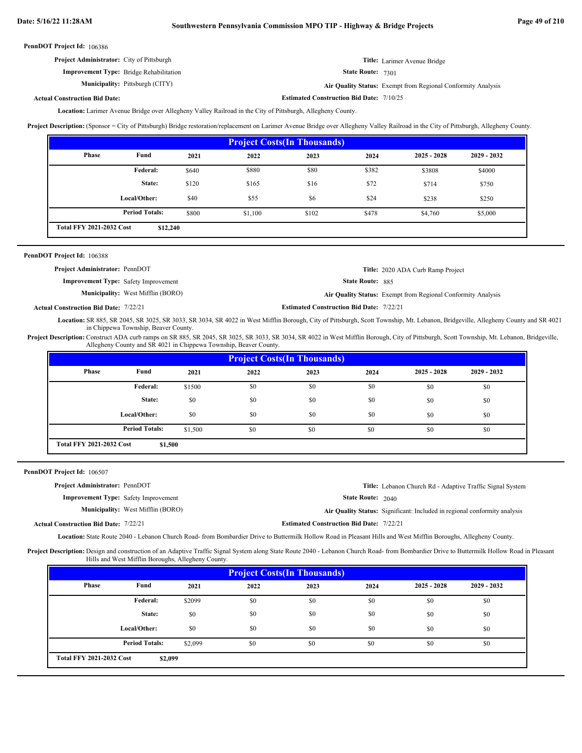**PennDOT Project Id:** 106386

**Project Administrator:** City of Pittsburgh

**Improvement Type:** Bridge Rehabilitation

**Municipality:** Pittsburgh (CITY)

**Actual Construction Bid Date:**

**Title:** Larimer Avenue Bridge

**State Route:** 7301

**Air Quality Status:** Exempt from Regional Conformity Analysis

**Estimated Construction Bid Date:** 7/10/25

**Location:** Larimer Avenue Bridge over Allegheny Valley Railroad in the City of Pittsburgh, Allegheny County.

**Project Description:** (Sponsor = City of Pittsburgh) Bridge restoration/replacement on Larimer Avenue Bridge over Allegheny Valley Railroad in the City of Pittsburgh, Allegheny County.

| Project Costs(In Thousands) | | | | | | | |
|---|---|---|---|---|---|---|---|
| Phase | Fund | 2021 | 2022 | 2023 | 2024 | 2025 - 2028 | 2029 - 2032 |
| | Federal: | $640 | $880 | $80 | $382 | $3808 | $4000 |
| | State: | $120 | $165 | $16 | $72 | $714 | $750 |
| | Local/Other: | $40 | $55 | $6 | $24 | $238 | $250 |
| | Period Totals: | $800 | $1,100 | $102 | $478 | $4,760 | $5,000 |
| Total FFY 2021-2032 Cost | | $12,240 | | | | | |

---

**PennDOT Project Id:** 106388

**Project Administrator:** PennDOT

**Improvement Type:** Safety Improvement

**Municipality:** West Mifflin (BORO)

**Actual Construction Bid Date:** 7/22/21

**Title:** 2020 ADA Curb Ramp Project

**State Route:** 885

**Air Quality Status:** Exempt from Regional Conformity Analysis

**Estimated Construction Bid Date:** 7/22/21

**Location:** SR 885, SR 2045, SR 3025, SR 3033, SR 3034, SR 4022 in West Mifflin Borough, City of Pittsburgh, Scott Township, Mt. Lebanon, Bridgeville, Allegheny County and SR 4021 in Chippewa Township, Beaver County.

**Project Description:** Construct ADA curb ramps on SR 885, SR 2045, SR 3025, SR 3033, SR 3034, SR 4022 in West Mifflin Borough, City of Pittsburgh, Scott Township, Mt. Lebanon, Bridgeville, Allegheny County and SR 4021 in Chippewa Township, Beaver County.

| Project Costs(In Thousands) | | | | | | | |
|---|---|---|---|---|---|---|---|
| Phase | Fund | 2021 | 2022 | 2023 | 2024 | 2025 - 2028 | 2029 - 2032 |
| | Federal: | $1500 | $0 | $0 | $0 | $0 | $0 |
| | State: | $0 | $0 | $0 | $0 | $0 | $0 |
| | Local/Other: | $0 | $0 | $0 | $0 | $0 | $0 |
| | Period Totals: | $1,500 | $0 | $0 | $0 | $0 | $0 |
| Total FFY 2021-2032 Cost | | $1,500 | | | | | |

---

**PennDOT Project Id:** 106507

**Project Administrator:** PennDOT

**Improvement Type:** Safety Improvement

**Municipality:** West Mifflin (BORO)

**Actual Construction Bid Date:** 7/22/21

**Title:** Lebanon Church Rd - Adaptive Traffic Signal System

**State Route:** 2040

**Air Quality Status:** Significant: Included in regional conformity analysis

**Estimated Construction Bid Date:** 7/22/21

**Location:** State Route 2040 - Lebanon Church Road- from Bombardier Drive to Buttermilk Hollow Road in Pleasant Hills and West Mifflin Boroughs, Allegheny County.

**Project Description:** Design and construction of an Adaptive Traffic Signal System along State Route 2040 - Lebanon Church Road- from Bombardier Drive to Buttermilk Hollow Road in Pleasant Hills and West Mifflin Boroughs, Allegheny County.

| Project Costs(In Thousands) | | | | | | | |
|---|---|---|---|---|---|---|---|
| Phase | Fund | 2021 | 2022 | 2023 | 2024 | 2025 - 2028 | 2029 - 2032 |
| | Federal: | $2099 | $0 | $0 | $0 | $0 | $0 |
| | State: | $0 | $0 | $0 | $0 | $0 | $0 |
| | Local/Other: | $0 | $0 | $0 | $0 | $0 | $0 |
| | Period Totals: | $2,099 | $0 | $0 | $0 | $0 | $0 |
| Total FFY 2021-2032 Cost | | $2,099 | | | | | |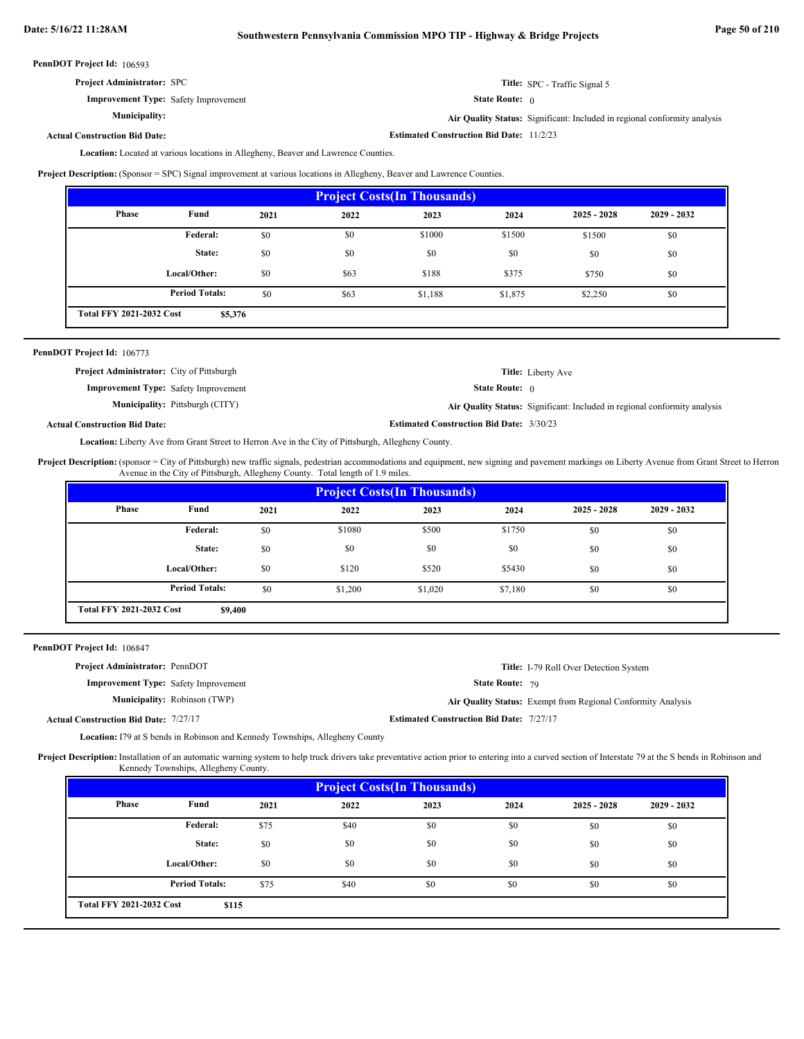**PennDOT Project Id:** 106593

**Project Administrator:** SPC

**Title:** SPC - Traffic Signal 5

**Improvement Type:** Safety Improvement

**State Route:** 0

**Municipality:**

**Air Quality Status:** Significant: Included in regional conformity analysis

**Actual Construction Bid Date:**

**Estimated Construction Bid Date:** 11/2/23

**Location:** Located at various locations in Allegheny, Beaver and Lawrence Counties.

**Project Description:** (Sponsor = SPC) Signal improvement at various locations in Allegheny, Beaver and Lawrence Counties.

| Project Costs(In Thousands) | | | | | | | |
|---|---|---|---|---|---|---|---|
| Phase | Fund | 2021 | 2022 | 2023 | 2024 | 2025 - 2028 | 2029 - 2032 |
| | Federal: | $0 | $0 | $1000 | $1500 | $1500 | $0 |
| | State: | $0 | $0 | $0 | $0 | $0 | $0 |
| | Local/Other: | $0 | $63 | $188 | $375 | $750 | $0 |
| | Period Totals: | $0 | $63 | $1,188 | $1,875 | $2,250 | $0 |
| Total FFY 2021-2032 Cost | $5,376 | | | | | | |

---

**PennDOT Project Id:** 106773

**Project Administrator:** City of Pittsburgh

**Title:** Liberty Ave

**Improvement Type:** Safety Improvement

**State Route:** 0

**Municipality:** Pittsburgh (CITY)

**Air Quality Status:** Significant: Included in regional conformity analysis

**Actual Construction Bid Date:**

**Estimated Construction Bid Date:** 3/30/23

**Location:** Liberty Ave from Grant Street to Herron Ave in the City of Pittsburgh, Allegheny County.

**Project Description:** (sponsor = City of Pittsburgh) new traffic signals, pedestrian accommodations and equipment, new signing and pavement markings on Liberty Avenue from Grant Street to Herron Avenue in the City of Pittsburgh, Allegheny County. Total length of 1.9 miles.

| Project Costs(In Thousands) | | | | | | | |
|---|---|---|---|---|---|---|---|
| Phase | Fund | 2021 | 2022 | 2023 | 2024 | 2025 - 2028 | 2029 - 2032 |
| | Federal: | $0 | $1080 | $500 | $1750 | $0 | $0 |
| | State: | $0 | $0 | $0 | $0 | $0 | $0 |
| | Local/Other: | $0 | $120 | $520 | $5430 | $0 | $0 |
| | Period Totals: | $0 | $1,200 | $1,020 | $7,180 | $0 | $0 |
| Total FFY 2021-2032 Cost | $9,400 | | | | | | |

---

**PennDOT Project Id:** 106847

**Project Administrator:** PennDOT

**Title:** I-79 Roll Over Detection System

**Improvement Type:** Safety Improvement

**State Route:** 79

**Municipality:** Robinson (TWP)

**Air Quality Status:** Exempt from Regional Conformity Analysis

**Actual Construction Bid Date:** 7/27/17

**Estimated Construction Bid Date:** 7/27/17

**Location:** I79 at S bends in Robinson and Kennedy Townships, Allegheny County

**Project Description:** Installation of an automatic warning system to help truck drivers take preventative action prior to entering into a curved section of Interstate 79 at the S bends in Robinson and Kennedy Townships, Allegheny County.

| Project Costs(In Thousands) | | | | | | | |
|---|---|---|---|---|---|---|---|
| Phase | Fund | 2021 | 2022 | 2023 | 2024 | 2025 - 2028 | 2029 - 2032 |
| | Federal: | $75 | $40 | $0 | $0 | $0 | $0 |
| | State: | $0 | $0 | $0 | $0 | $0 | $0 |
| | Local/Other: | $0 | $0 | $0 | $0 | $0 | $0 |
| | Period Totals: | $75 | $40 | $0 | $0 | $0 | $0 |
| Total FFY 2021-2032 Cost | $115 | | | | | | |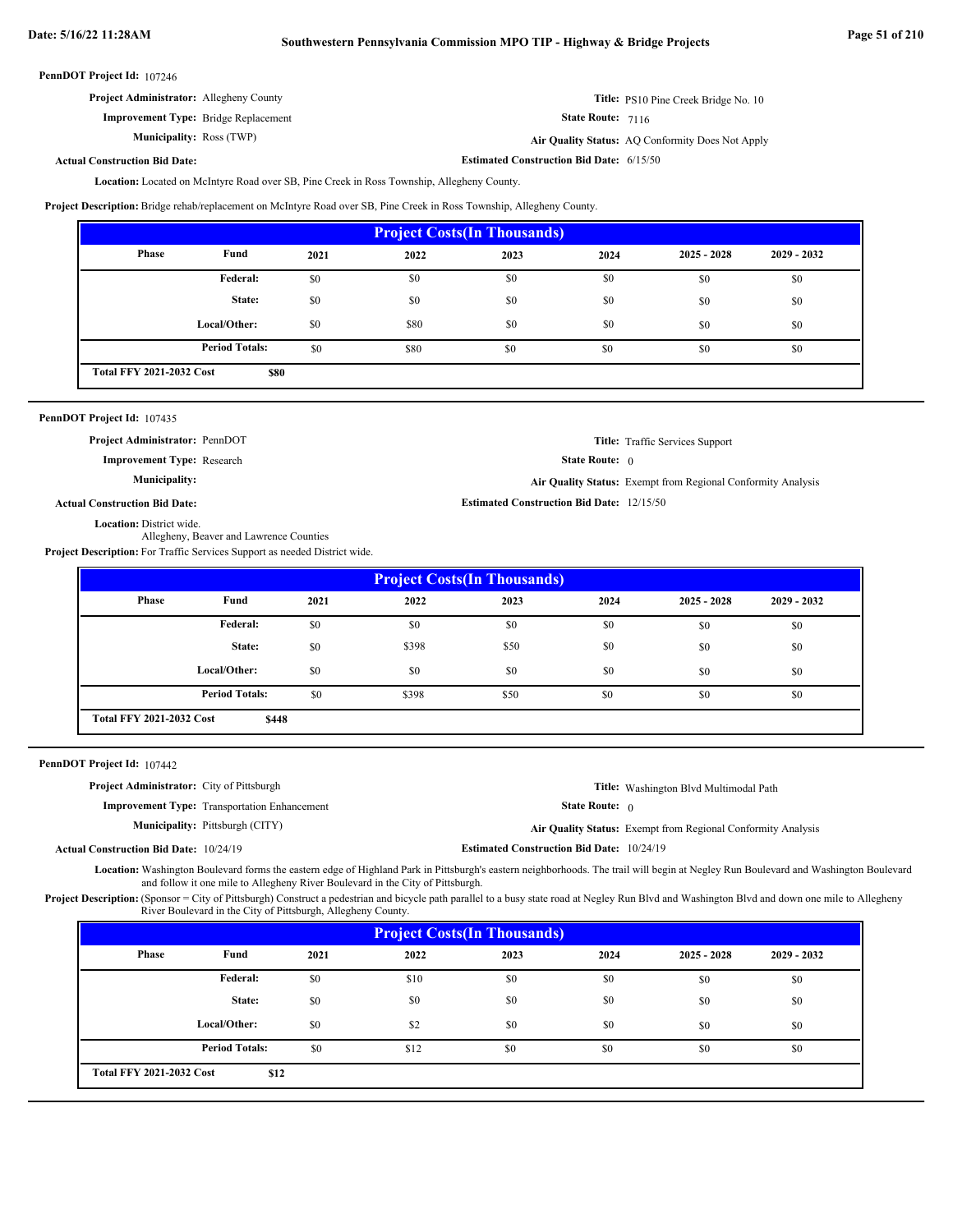**PennDOT Project Id:** 107246

**Project Administrator:** Allegheny County

**Title:** PS10 Pine Creek Bridge No. 10

**Improvement Type:** Bridge Replacement

**State Route:** 7116

**Municipality:** Ross (TWP)

**Air Quality Status:** AQ Conformity Does Not Apply

**Actual Construction Bid Date:**

**Estimated Construction Bid Date:** 6/15/50

**Location:** Located on McIntyre Road over SB, Pine Creek in Ross Township, Allegheny County.

**Project Description:** Bridge rehab/replacement on McIntyre Road over SB, Pine Creek in Ross Township, Allegheny County.

| Project Costs(In Thousands) | | | | | | | |
|---|---|---|---|---|---|---|---|
| Phase | Fund | 2021 | 2022 | 2023 | 2024 | 2025 - 2028 | 2029 - 2032 |
| | Federal: | $0 | $0 | $0 | $0 | $0 | $0 |
| | State: | $0 | $0 | $0 | $0 | $0 | $0 |
| | Local/Other: | $0 | $80 | $0 | $0 | $0 | $0 |
| | Period Totals: | $0 | $80 | $0 | $0 | $0 | $0 |
| Total FFY 2021-2032 Cost | $80 | | | | | | |

---

**PennDOT Project Id:** 107435

**Project Administrator:** PennDOT

**Title:** Traffic Services Support

**Improvement Type:** Research

**State Route:** 0

**Municipality:**

**Air Quality Status:** Exempt from Regional Conformity Analysis

**Actual Construction Bid Date:**

**Estimated Construction Bid Date:** 12/15/50

**Location:** District wide.
Allegheny, Beaver and Lawrence Counties

**Project Description:** For Traffic Services Support as needed District wide.

| Project Costs(In Thousands) | | | | | | | |
|---|---|---|---|---|---|---|---|
| Phase | Fund | 2021 | 2022 | 2023 | 2024 | 2025 - 2028 | 2029 - 2032 |
| | Federal: | $0 | $0 | $0 | $0 | $0 | $0 |
| | State: | $0 | $398 | $50 | $0 | $0 | $0 |
| | Local/Other: | $0 | $0 | $0 | $0 | $0 | $0 |
| | Period Totals: | $0 | $398 | $50 | $0 | $0 | $0 |
| Total FFY 2021-2032 Cost | $448 | | | | | | |

---

**PennDOT Project Id:** 107442

**Project Administrator:** City of Pittsburgh

**Title:** Washington Blvd Multimodal Path

**Improvement Type:** Transportation Enhancement

**State Route:** 0

**Municipality:** Pittsburgh (CITY)

**Air Quality Status:** Exempt from Regional Conformity Analysis

**Actual Construction Bid Date:** 10/24/19

**Estimated Construction Bid Date:** 10/24/19

**Location:** Washington Boulevard forms the eastern edge of Highland Park in Pittsburgh's eastern neighborhoods. The trail will begin at Negley Run Boulevard and Washington Boulevard and follow it one mile to Allegheny River Boulevard in the City of Pittsburgh.

**Project Description:** (Sponsor = City of Pittsburgh) Construct a pedestrian and bicycle path parallel to a busy state road at Negley Run Blvd and Washington Blvd and down one mile to Allegheny River Boulevard in the City of Pittsburgh, Allegheny County.

| Project Costs(In Thousands) | | | | | | | |
|---|---|---|---|---|---|---|---|
| Phase | Fund | 2021 | 2022 | 2023 | 2024 | 2025 - 2028 | 2029 - 2032 |
| | Federal: | $0 | $10 | $0 | $0 | $0 | $0 |
| | State: | $0 | $0 | $0 | $0 | $0 | $0 |
| | Local/Other: | $0 | $2 | $0 | $0 | $0 | $0 |
| | Period Totals: | $0 | $12 | $0 | $0 | $0 | $0 |
| Total FFY 2021-2032 Cost | $12 | | | | | | |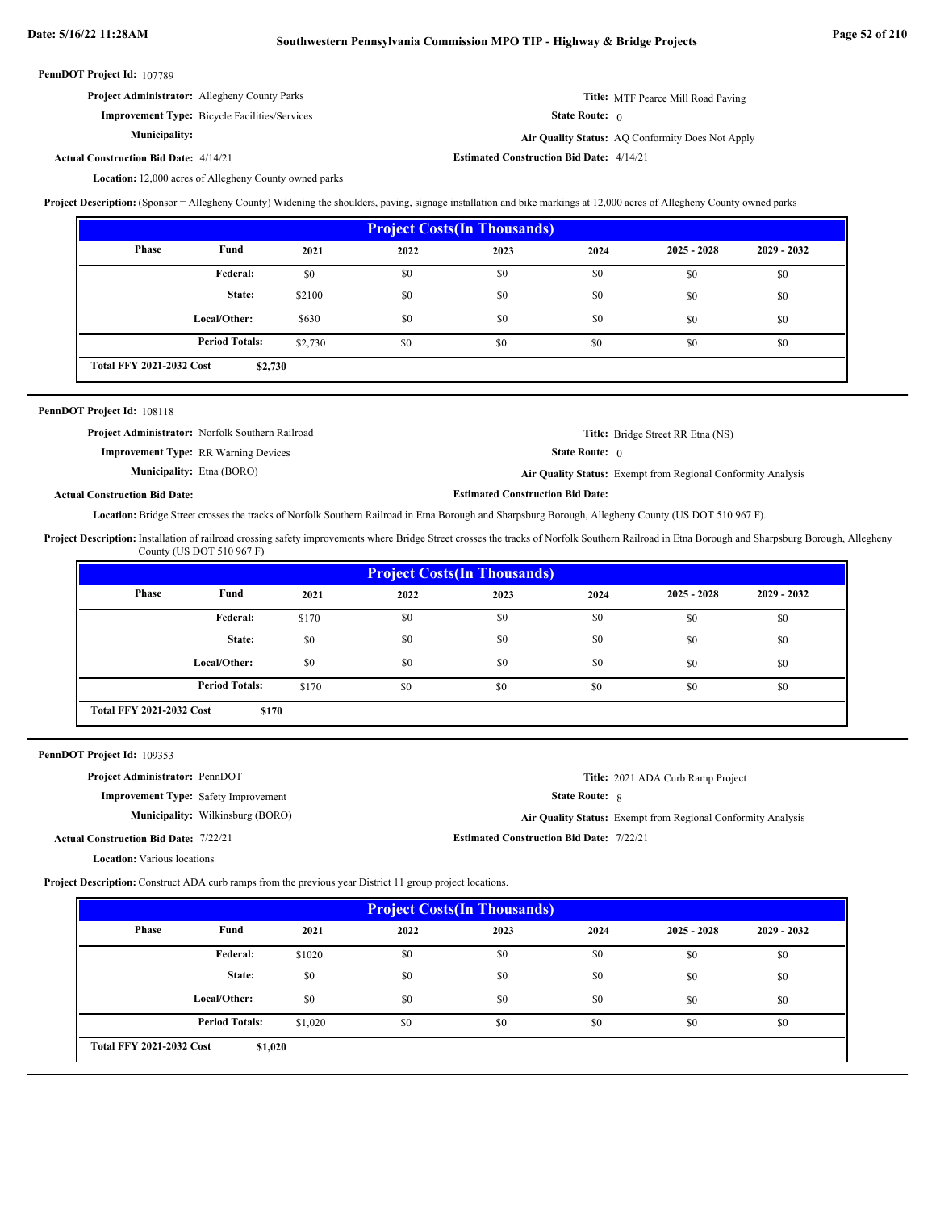**PennDOT Project Id:** 107789

**Project Administrator:** Allegheny County Parks

**Title:** MTF Pearce Mill Road Paving

**Improvement Type:** Bicycle Facilities/Services

**State Route:** 0

**Municipality:**

**Air Quality Status:** AQ Conformity Does Not Apply

**Actual Construction Bid Date:** 4/14/21

**Estimated Construction Bid Date:** 4/14/21

**Location:** 12,000 acres of Allegheny County owned parks

**Project Description:** (Sponsor = Allegheny County) Widening the shoulders, paving, signage installation and bike markings at 12,000 acres of Allegheny County owned parks

| Project Costs(In Thousands) | | | | | | | |
|---|---|---|---|---|---|---|---|
| Phase | Fund | 2021 | 2022 | 2023 | 2024 | 2025 - 2028 | 2029 - 2032 |
| | Federal: | $0 | $0 | $0 | $0 | $0 | $0 |
| | State: | $2100 | $0 | $0 | $0 | $0 | $0 |
| | Local/Other: | $630 | $0 | $0 | $0 | $0 | $0 |
| | Period Totals: | $2,730 | $0 | $0 | $0 | $0 | $0 |
| Total FFY 2021-2032 Cost | | $2,730 | | | | | |

---

**PennDOT Project Id:** 108118

**Project Administrator:** Norfolk Southern Railroad

**Title:** Bridge Street RR Etna (NS)

**Improvement Type:** RR Warning Devices

**State Route:** 0

**Municipality:** Etna (BORO)

**Air Quality Status:** Exempt from Regional Conformity Analysis

**Actual Construction Bid Date:**

**Estimated Construction Bid Date:**

**Location:** Bridge Street crosses the tracks of Norfolk Southern Railroad in Etna Borough and Sharpsburg Borough, Allegheny County (US DOT 510 967 F).

**Project Description:** Installation of railroad crossing safety improvements where Bridge Street crosses the tracks of Norfolk Southern Railroad in Etna Borough and Sharpsburg Borough, Allegheny County (US DOT 510 967 F)

| Project Costs(In Thousands) | | | | | | | |
|---|---|---|---|---|---|---|---|
| Phase | Fund | 2021 | 2022 | 2023 | 2024 | 2025 - 2028 | 2029 - 2032 |
| | Federal: | $170 | $0 | $0 | $0 | $0 | $0 |
| | State: | $0 | $0 | $0 | $0 | $0 | $0 |
| | Local/Other: | $0 | $0 | $0 | $0 | $0 | $0 |
| | Period Totals: | $170 | $0 | $0 | $0 | $0 | $0 |
| Total FFY 2021-2032 Cost | | $170 | | | | | |

---

**PennDOT Project Id:** 109353

**Project Administrator:** PennDOT

**Title:** 2021 ADA Curb Ramp Project

**Improvement Type:** Safety Improvement

**State Route:** 8

**Municipality:** Wilkinsburg (BORO)

**Air Quality Status:** Exempt from Regional Conformity Analysis

**Actual Construction Bid Date:** 7/22/21

**Estimated Construction Bid Date:** 7/22/21

**Location:** Various locations

**Project Description:** Construct ADA curb ramps from the previous year District 11 group project locations.

| Project Costs(In Thousands) | | | | | | | |
|---|---|---|---|---|---|---|---|
| Phase | Fund | 2021 | 2022 | 2023 | 2024 | 2025 - 2028 | 2029 - 2032 |
| | Federal: | $1020 | $0 | $0 | $0 | $0 | $0 |
| | State: | $0 | $0 | $0 | $0 | $0 | $0 |
| | Local/Other: | $0 | $0 | $0 | $0 | $0 | $0 |
| | Period Totals: | $1,020 | $0 | $0 | $0 | $0 | $0 |
| Total FFY 2021-2032 Cost | | $1,020 | | | | | |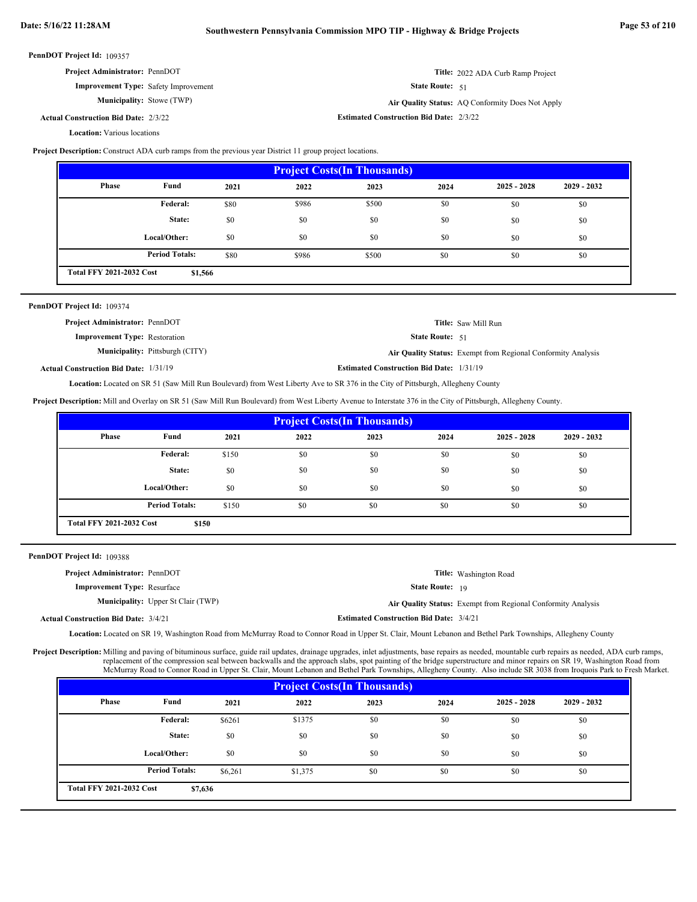**PennDOT Project Id:** 109357

**Project Administrator:** PennDOT
**Title:** 2022 ADA Curb Ramp Project
**Improvement Type:** Safety Improvement
**State Route:** 51
**Municipality:** Stowe (TWP)
**Air Quality Status:** AQ Conformity Does Not Apply
**Actual Construction Bid Date:** 2/3/22
**Estimated Construction Bid Date:** 2/3/22
**Location:** Various locations

**Project Description:** Construct ADA curb ramps from the previous year District 11 group project locations.

| Project Costs(In Thousands) | | | | | | | |
|---|---|---|---|---|---|---|---|
| Phase | Fund | 2021 | 2022 | 2023 | 2024 | 2025 - 2028 | 2029 - 2032 |
| | Federal: | $80 | $986 | $500 | $0 | $0 | $0 |
| | State: | $0 | $0 | $0 | $0 | $0 | $0 |
| | Local/Other: | $0 | $0 | $0 | $0 | $0 | $0 |
| | Period Totals: | $80 | $986 | $500 | $0 | $0 | $0 |
| Total FFY 2021-2032 Cost | $1,566 | | | | | | |

---

**PennDOT Project Id:** 109374

**Project Administrator:** PennDOT
**Title:** Saw Mill Run
**Improvement Type:** Restoration
**State Route:** 51
**Municipality:** Pittsburgh (CITY)
**Air Quality Status:** Exempt from Regional Conformity Analysis
**Actual Construction Bid Date:** 1/31/19
**Estimated Construction Bid Date:** 1/31/19
**Location:** Located on SR 51 (Saw Mill Run Boulevard) from West Liberty Ave to SR 376 in the City of Pittsburgh, Allegheny County

**Project Description:** Mill and Overlay on SR 51 (Saw Mill Run Boulevard) from West Liberty Avenue to Interstate 376 in the City of Pittsburgh, Allegheny County.

| Project Costs(In Thousands) | | | | | | | |
|---|---|---|---|---|---|---|---|
| Phase | Fund | 2021 | 2022 | 2023 | 2024 | 2025 - 2028 | 2029 - 2032 |
| | Federal: | $150 | $0 | $0 | $0 | $0 | $0 |
| | State: | $0 | $0 | $0 | $0 | $0 | $0 |
| | Local/Other: | $0 | $0 | $0 | $0 | $0 | $0 |
| | Period Totals: | $150 | $0 | $0 | $0 | $0 | $0 |
| Total FFY 2021-2032 Cost | $150 | | | | | | |

---

**PennDOT Project Id:** 109388

**Project Administrator:** PennDOT
**Title:** Washington Road
**Improvement Type:** Resurface
**State Route:** 19
**Municipality:** Upper St Clair (TWP)
**Air Quality Status:** Exempt from Regional Conformity Analysis
**Actual Construction Bid Date:** 3/4/21
**Estimated Construction Bid Date:** 3/4/21
**Location:** Located on SR 19, Washington Road from McMurray Road to Connor Road in Upper St. Clair, Mount Lebanon and Bethel Park Townships, Allegheny County

**Project Description:** Milling and paving of bituminous surface, guide rail updates, drainage upgrades, inlet adjustments, base repairs as needed, mountable curb repairs as needed, ADA curb ramps, replacement of the compression seal between backwalls and the approach slabs, spot painting of the bridge superstructure and minor repairs on SR 19, Washington Road from McMurray Road to Connor Road in Upper St. Clair, Mount Lebanon and Bethel Park Townships, Allegheny County. Also include SR 3038 from Iroquois Park to Fresh Market.

| Project Costs(In Thousands) | | | | | | | |
|---|---|---|---|---|---|---|---|
| Phase | Fund | 2021 | 2022 | 2023 | 2024 | 2025 - 2028 | 2029 - 2032 |
| | Federal: | $6261 | $1375 | $0 | $0 | $0 | $0 |
| | State: | $0 | $0 | $0 | $0 | $0 | $0 |
| | Local/Other: | $0 | $0 | $0 | $0 | $0 | $0 |
| | Period Totals: | $6,261 | $1,375 | $0 | $0 | $0 | $0 |
| Total FFY 2021-2032 Cost | $7,636 | | | | | | |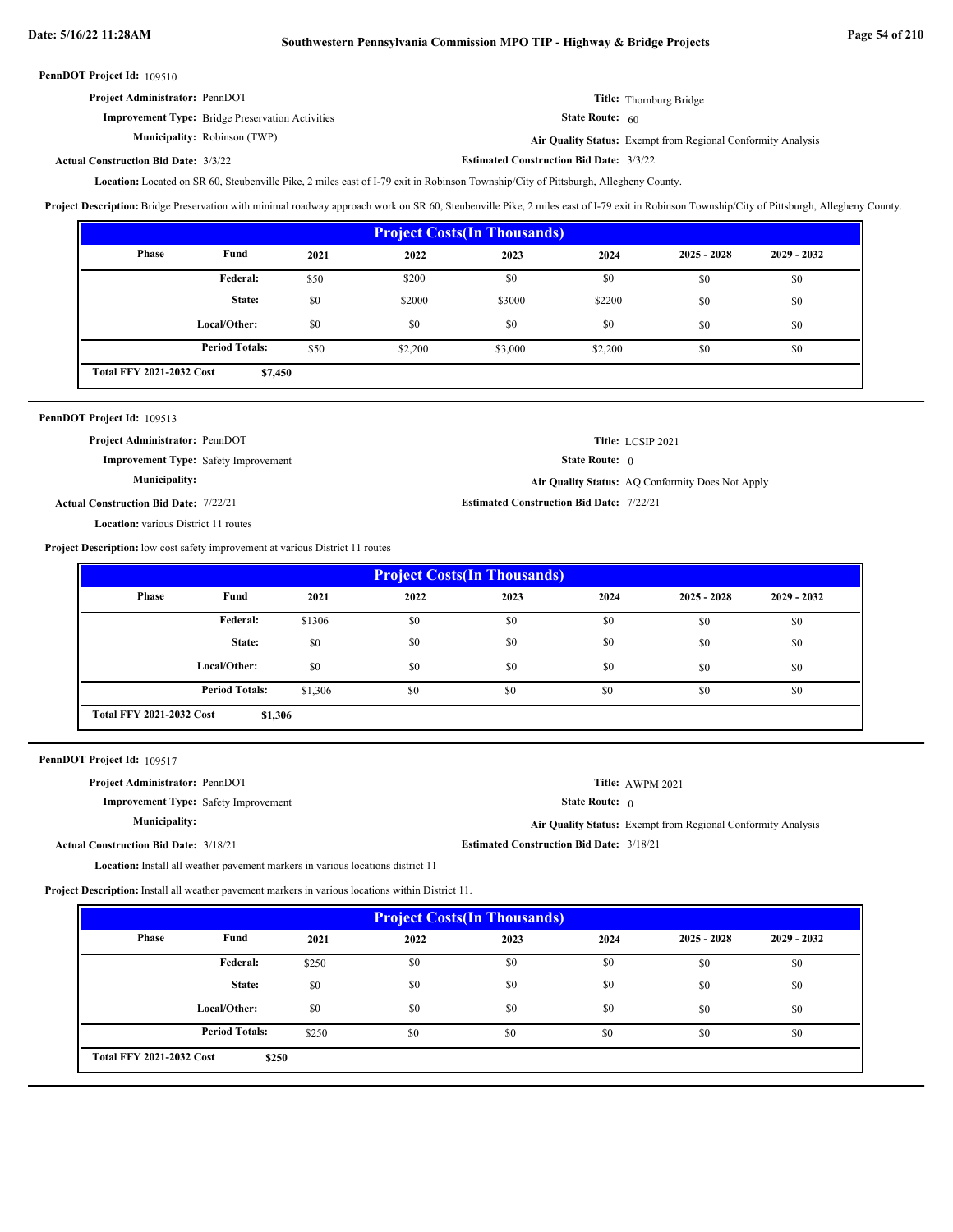**PennDOT Project Id:** 109510

**Project Administrator:** PennDOT

**Title:** Thornburg Bridge

**Improvement Type:** Bridge Preservation Activities

**State Route:** 60

**Municipality:** Robinson (TWP)

**Air Quality Status:** Exempt from Regional Conformity Analysis

**Actual Construction Bid Date:** 3/3/22

**Estimated Construction Bid Date:** 3/3/22

**Location:** Located on SR 60, Steubenville Pike, 2 miles east of I-79 exit in Robinson Township/City of Pittsburgh, Allegheny County.

**Project Description:** Bridge Preservation with minimal roadway approach work on SR 60, Steubenville Pike, 2 miles east of I-79 exit in Robinson Township/City of Pittsburgh, Allegheny County.

**Project Costs(In Thousands)**

| Phase | Fund | 2021 | 2022 | 2023 | 2024 | 2025 - 2028 | 2029 - 2032 |
|---|---|---|---|---|---|---|---|
| | Federal: | $50 | $200 | $0 | $0 | $0 | $0 |
| | State: | $0 | $2000 | $3000 | $2200 | $0 | $0 |
| | Local/Other: | $0 | $0 | $0 | $0 | $0 | $0 |
| | Period Totals: | $50 | $2,200 | $3,000 | $2,200 | $0 | $0 |

**Total FFY 2021-2032 Cost** $7,450

---

**PennDOT Project Id:** 109513

**Project Administrator:** PennDOT

**Title:** LCSIP 2021

**Improvement Type:** Safety Improvement

**State Route:** 0

**Municipality:**

**Air Quality Status:** AQ Conformity Does Not Apply

**Actual Construction Bid Date:** 7/22/21

**Estimated Construction Bid Date:** 7/22/21

**Location:** various District 11 routes

**Project Description:** low cost safety improvement at various District 11 routes

**Project Costs(In Thousands)**

| Phase | Fund | 2021 | 2022 | 2023 | 2024 | 2025 - 2028 | 2029 - 2032 |
|---|---|---|---|---|---|---|---|
| | Federal: | $1306 | $0 | $0 | $0 | $0 | $0 |
| | State: | $0 | $0 | $0 | $0 | $0 | $0 |
| | Local/Other: | $0 | $0 | $0 | $0 | $0 | $0 |
| | Period Totals: | $1,306 | $0 | $0 | $0 | $0 | $0 |

**Total FFY 2021-2032 Cost** $1,306

---

**PennDOT Project Id:** 109517

**Project Administrator:** PennDOT

**Title:** AWPM 2021

**Improvement Type:** Safety Improvement

**State Route:** 0

**Municipality:**

**Air Quality Status:** Exempt from Regional Conformity Analysis

**Actual Construction Bid Date:** 3/18/21

**Estimated Construction Bid Date:** 3/18/21

**Location:** Install all weather pavement markers in various locations district 11

**Project Description:** Install all weather pavement markers in various locations within District 11.

**Project Costs(In Thousands)**

| Phase | Fund | 2021 | 2022 | 2023 | 2024 | 2025 - 2028 | 2029 - 2032 |
|---|---|---|---|---|---|---|---|
| | Federal: | $250 | $0 | $0 | $0 | $0 | $0 |
| | State: | $0 | $0 | $0 | $0 | $0 | $0 |
| | Local/Other: | $0 | $0 | $0 | $0 | $0 | $0 |
| | Period Totals: | $250 | $0 | $0 | $0 | $0 | $0 |

**Total FFY 2021-2032 Cost** $250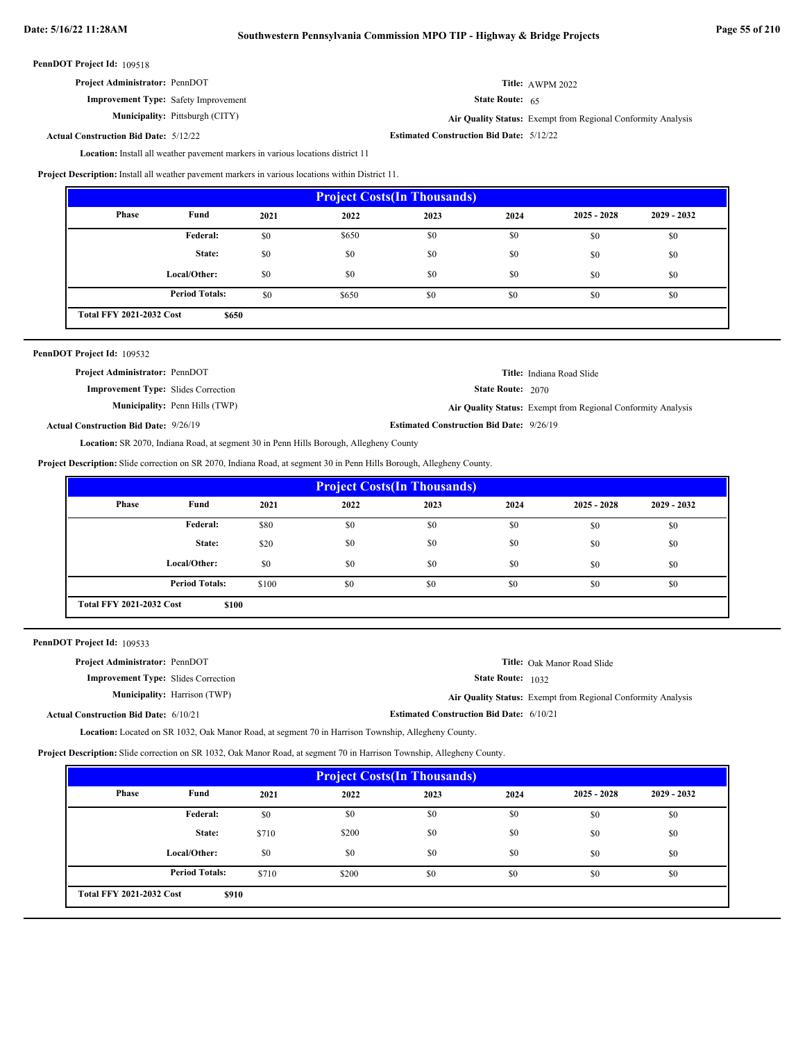**PennDOT Project Id:** 109518

**Project Administrator:** PennDOT

**Title:** AWPM 2022

**Improvement Type:** Safety Improvement

**State Route:** 65

**Municipality:** Pittsburgh (CITY)

**Air Quality Status:** Exempt from Regional Conformity Analysis

**Actual Construction Bid Date:** 5/12/22

**Estimated Construction Bid Date:** 5/12/22

**Location:** Install all weather pavement markers in various locations district 11

**Project Description:** Install all weather pavement markers in various locations within District 11.

| Project Costs(In Thousands) | | | | | | | |
|---|---|---|---|---|---|---|---|
| Phase | Fund | 2021 | 2022 | 2023 | 2024 | 2025 - 2028 | 2029 - 2032 |
| | Federal: | $0 | $650 | $0 | $0 | $0 | $0 |
| | State: | $0 | $0 | $0 | $0 | $0 | $0 |
| | Local/Other: | $0 | $0 | $0 | $0 | $0 | $0 |
| | Period Totals: | $0 | $650 | $0 | $0 | $0 | $0 |
| Total FFY 2021-2032 Cost | $650 | | | | | | |

---

**PennDOT Project Id:** 109532

**Project Administrator:** PennDOT

**Title:** Indiana Road Slide

**Improvement Type:** Slides Correction

**State Route:** 2070

**Municipality:** Penn Hills (TWP)

**Air Quality Status:** Exempt from Regional Conformity Analysis

**Actual Construction Bid Date:** 9/26/19

**Estimated Construction Bid Date:** 9/26/19

**Location:** SR 2070, Indiana Road, at segment 30 in Penn Hills Borough, Allegheny County

**Project Description:** Slide correction on SR 2070, Indiana Road, at segment 30 in Penn Hills Borough, Allegheny County.

| Project Costs(In Thousands) | | | | | | | |
|---|---|---|---|---|---|---|---|
| Phase | Fund | 2021 | 2022 | 2023 | 2024 | 2025 - 2028 | 2029 - 2032 |
| | Federal: | $80 | $0 | $0 | $0 | $0 | $0 |
| | State: | $20 | $0 | $0 | $0 | $0 | $0 |
| | Local/Other: | $0 | $0 | $0 | $0 | $0 | $0 |
| | Period Totals: | $100 | $0 | $0 | $0 | $0 | $0 |
| Total FFY 2021-2032 Cost | $100 | | | | | | |

---

**PennDOT Project Id:** 109533

**Project Administrator:** PennDOT

**Title:** Oak Manor Road Slide

**Improvement Type:** Slides Correction

**State Route:** 1032

**Municipality:** Harrison (TWP)

**Air Quality Status:** Exempt from Regional Conformity Analysis

**Actual Construction Bid Date:** 6/10/21

**Estimated Construction Bid Date:** 6/10/21

**Location:** Located on SR 1032, Oak Manor Road, at segment 70 in Harrison Township, Allegheny County.

**Project Description:** Slide correction on SR 1032, Oak Manor Road, at segment 70 in Harrison Township, Allegheny County.

| Project Costs(In Thousands) | | | | | | | |
|---|---|---|---|---|---|---|---|
| Phase | Fund | 2021 | 2022 | 2023 | 2024 | 2025 - 2028 | 2029 - 2032 |
| | Federal: | $0 | $0 | $0 | $0 | $0 | $0 |
| | State: | $710 | $200 | $0 | $0 | $0 | $0 |
| | Local/Other: | $0 | $0 | $0 | $0 | $0 | $0 |
| | Period Totals: | $710 | $200 | $0 | $0 | $0 | $0 |
| Total FFY 2021-2032 Cost | $910 | | | | | | |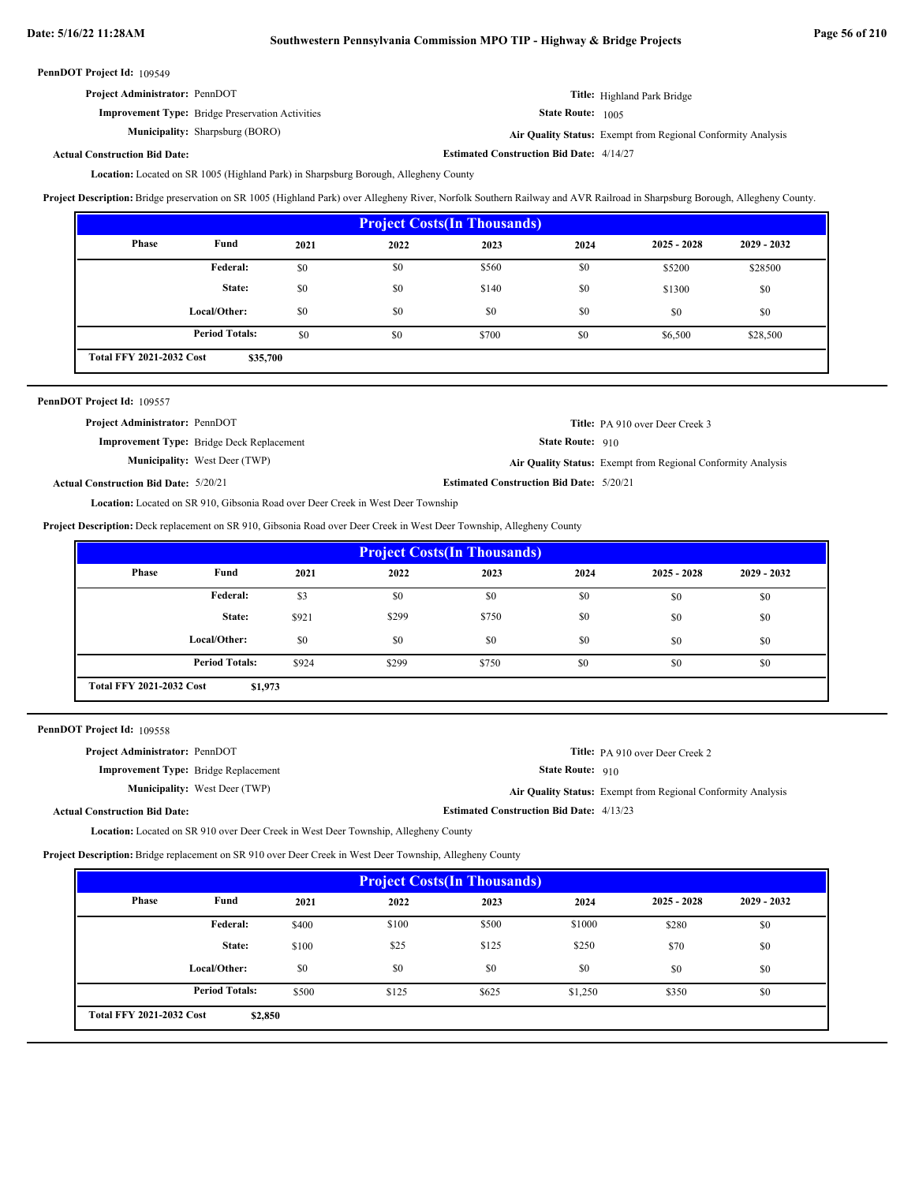**PennDOT Project Id:** 109549

**Project Administrator:** PennDOT

**Title:** Highland Park Bridge

**Improvement Type:** Bridge Preservation Activities

**State Route:** 1005

**Municipality:** Sharpsburg (BORO)

**Air Quality Status:** Exempt from Regional Conformity Analysis

**Actual Construction Bid Date:**

**Estimated Construction Bid Date:** 4/14/27

**Location:** Located on SR 1005 (Highland Park) in Sharpsburg Borough, Allegheny County

**Project Description:** Bridge preservation on SR 1005 (Highland Park) over Allegheny River, Norfolk Southern Railway and AVR Railroad in Sharpsburg Borough, Allegheny County.

| Project Costs(In Thousands) | | | | | | | |
|---|---|---|---|---|---|---|---|
| Phase | Fund | 2021 | 2022 | 2023 | 2024 | 2025 - 2028 | 2029 - 2032 |
| | Federal: | $0 | $0 | $560 | $0 | $5200 | $28500 |
| | State: | $0 | $0 | $140 | $0 | $1300 | $0 |
| | Local/Other: | $0 | $0 | $0 | $0 | $0 | $0 |
| | Period Totals: | $0 | $0 | $700 | $0 | $6,500 | $28,500 |
| Total FFY 2021-2032 Cost | $35,700 | | | | | | |

---

**PennDOT Project Id:** 109557

**Project Administrator:** PennDOT

**Title:** PA 910 over Deer Creek 3

**Improvement Type:** Bridge Deck Replacement

**State Route:** 910

**Municipality:** West Deer (TWP)

**Air Quality Status:** Exempt from Regional Conformity Analysis

**Actual Construction Bid Date:** 5/20/21

**Estimated Construction Bid Date:** 5/20/21

**Location:** Located on SR 910, Gibsonia Road over Deer Creek in West Deer Township

**Project Description:** Deck replacement on SR 910, Gibsonia Road over Deer Creek in West Deer Township, Allegheny County

| Project Costs(In Thousands) | | | | | | | |
|---|---|---|---|---|---|---|---|
| Phase | Fund | 2021 | 2022 | 2023 | 2024 | 2025 - 2028 | 2029 - 2032 |
| | Federal: | $3 | $0 | $0 | $0 | $0 | $0 |
| | State: | $921 | $299 | $750 | $0 | $0 | $0 |
| | Local/Other: | $0 | $0 | $0 | $0 | $0 | $0 |
| | Period Totals: | $924 | $299 | $750 | $0 | $0 | $0 |
| Total FFY 2021-2032 Cost | $1,973 | | | | | | |

---

**PennDOT Project Id:** 109558

**Project Administrator:** PennDOT

**Title:** PA 910 over Deer Creek 2

**Improvement Type:** Bridge Replacement

**State Route:** 910

**Municipality:** West Deer (TWP)

**Air Quality Status:** Exempt from Regional Conformity Analysis

**Actual Construction Bid Date:**

**Estimated Construction Bid Date:** 4/13/23

**Location:** Located on SR 910 over Deer Creek in West Deer Township, Allegheny County

**Project Description:** Bridge replacement on SR 910 over Deer Creek in West Deer Township, Allegheny County

| Project Costs(In Thousands) | | | | | | | |
|---|---|---|---|---|---|---|---|
| Phase | Fund | 2021 | 2022 | 2023 | 2024 | 2025 - 2028 | 2029 - 2032 |
| | Federal: | $400 | $100 | $500 | $1000 | $280 | $0 |
| | State: | $100 | $25 | $125 | $250 | $70 | $0 |
| | Local/Other: | $0 | $0 | $0 | $0 | $0 | $0 |
| | Period Totals: | $500 | $125 | $625 | $1,250 | $350 | $0 |
| Total FFY 2021-2032 Cost | $2,850 | | | | | | |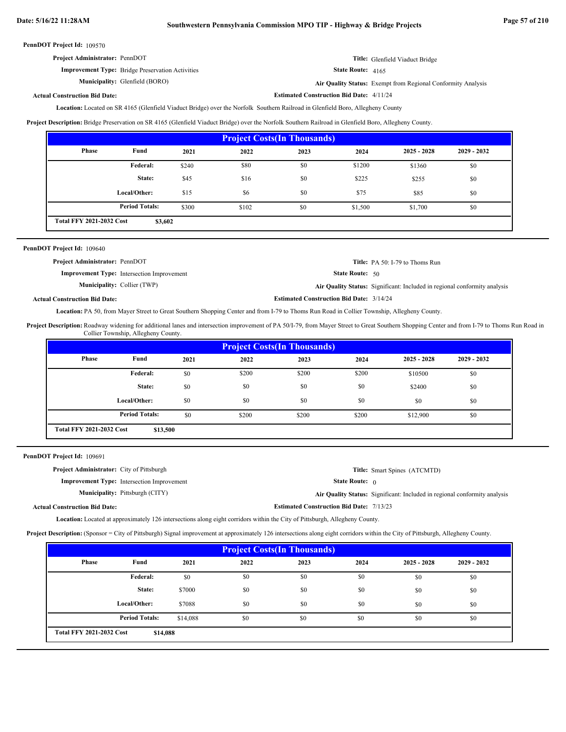**PennDOT Project Id:** 109570

**Project Administrator:** PennDOT

**Title:** Glenfield Viaduct Bridge

**Improvement Type:** Bridge Preservation Activities

**State Route:** 4165

**Municipality:** Glenfield (BORO)

**Air Quality Status:** Exempt from Regional Conformity Analysis

**Actual Construction Bid Date:**

**Estimated Construction Bid Date:** 4/11/24

**Location:** Located on SR 4165 (Glenfield Viaduct Bridge) over the Norfolk Southern Railroad in Glenfield Boro, Allegheny County

**Project Description:** Bridge Preservation on SR 4165 (Glenfield Viaduct Bridge) over the Norfolk Southern Railroad in Glenfield Boro, Allegheny County.

| Project Costs(In Thousands) | | | | | | | |
|---|---|---|---|---|---|---|---|
| Phase | Fund | 2021 | 2022 | 2023 | 2024 | 2025 - 2028 | 2029 - 2032 |
| | Federal: | $240 | $80 | $0 | $1200 | $1360 | $0 |
| | State: | $45 | $16 | $0 | $225 | $255 | $0 |
| | Local/Other: | $15 | $6 | $0 | $75 | $85 | $0 |
| | Period Totals: | $300 | $102 | $0 | $1,500 | $1,700 | $0 |
| Total FFY 2021-2032 Cost | $3,602 | | | | | | |

---

**PennDOT Project Id:** 109640

**Project Administrator:** PennDOT

**Title:** PA 50: I-79 to Thoms Run

**Improvement Type:** Intersection Improvement

**State Route:** 50

**Municipality:** Collier (TWP)

**Air Quality Status:** Significant: Included in regional conformity analysis

**Actual Construction Bid Date:**

**Estimated Construction Bid Date:** 3/14/24

**Location:** PA 50, from Mayer Street to Great Southern Shopping Center and from I-79 to Thoms Run Road in Collier Township, Allegheny County.

**Project Description:** Roadway widening for additional lanes and intersection improvement of PA 50/I-79, from Mayer Street to Great Southern Shopping Center and from I-79 to Thoms Run Road in Collier Township, Allegheny County.

| Project Costs(In Thousands) | | | | | | | |
|---|---|---|---|---|---|---|---|
| Phase | Fund | 2021 | 2022 | 2023 | 2024 | 2025 - 2028 | 2029 - 2032 |
| | Federal: | $0 | $200 | $200 | $200 | $10500 | $0 |
| | State: | $0 | $0 | $0 | $0 | $2400 | $0 |
| | Local/Other: | $0 | $0 | $0 | $0 | $0 | $0 |
| | Period Totals: | $0 | $200 | $200 | $200 | $12,900 | $0 |
| Total FFY 2021-2032 Cost | $13,500 | | | | | | |

---

**PennDOT Project Id:** 109691

**Project Administrator:** City of Pittsburgh

**Title:** Smart Spines (ATCMTD)

**Improvement Type:** Intersection Improvement

**State Route:** 0

**Municipality:** Pittsburgh (CITY)

**Air Quality Status:** Significant: Included in regional conformity analysis

**Actual Construction Bid Date:**

**Estimated Construction Bid Date:** 7/13/23

**Location:** Located at approximately 126 intersections along eight corridors within the City of Pittsburgh, Allegheny County.

**Project Description:** (Sponsor = City of Pittsburgh) Signal improvement at approximately 126 intersections along eight corridors within the City of Pittsburgh, Allegheny County.

| Project Costs(In Thousands) | | | | | | | |
|---|---|---|---|---|---|---|---|
| Phase | Fund | 2021 | 2022 | 2023 | 2024 | 2025 - 2028 | 2029 - 2032 |
| | Federal: | $0 | $0 | $0 | $0 | $0 | $0 |
| | State: | $7000 | $0 | $0 | $0 | $0 | $0 |
| | Local/Other: | $7088 | $0 | $0 | $0 | $0 | $0 |
| | Period Totals: | $14,088 | $0 | $0 | $0 | $0 | $0 |
| Total FFY 2021-2032 Cost | $14,088 | | | | | | |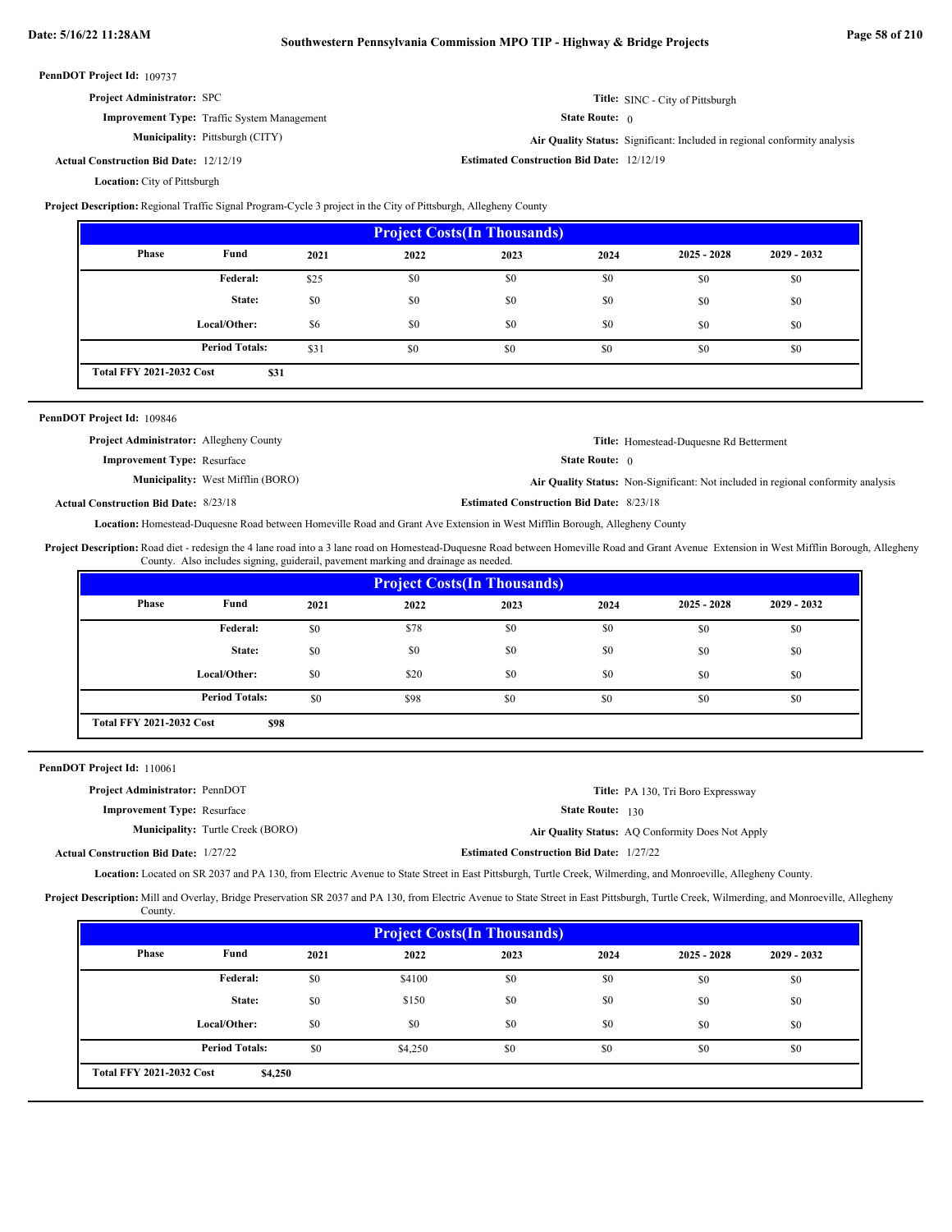**PennDOT Project Id:** 109737

**Project Administrator:** SPC

**Title:** SINC - City of Pittsburgh

**Improvement Type:** Traffic System Management

**State Route:** 0

**Municipality:** Pittsburgh (CITY)

**Air Quality Status:** Significant: Included in regional conformity analysis

**Actual Construction Bid Date:** 12/12/19

**Estimated Construction Bid Date:** 12/12/19

**Location:** City of Pittsburgh

**Project Description:** Regional Traffic Signal Program-Cycle 3 project in the City of Pittsburgh, Allegheny County

| Project Costs(In Thousands) | | | | | | | |
|---|---|---|---|---|---|---|---|
| Phase | Fund | 2021 | 2022 | 2023 | 2024 | 2025 - 2028 | 2029 - 2032 |
| | Federal: | $25 | $0 | $0 | $0 | $0 | $0 |
| | State: | $0 | $0 | $0 | $0 | $0 | $0 |
| | Local/Other: | $6 | $0 | $0 | $0 | $0 | $0 |
| | Period Totals: | $31 | $0 | $0 | $0 | $0 | $0 |
| Total FFY 2021-2032 Cost | $31 | | | | | | |

---

**PennDOT Project Id:** 109846

**Project Administrator:** Allegheny County

**Title:** Homestead-Duquesne Rd Betterment

**Improvement Type:** Resurface

**State Route:** 0

**Municipality:** West Mifflin (BORO)

**Air Quality Status:** Non-Significant: Not included in regional conformity analysis

**Actual Construction Bid Date:** 8/23/18

**Estimated Construction Bid Date:** 8/23/18

**Location:** Homestead-Duquesne Road between Homeville Road and Grant Ave Extension in West Mifflin Borough, Allegheny County

**Project Description:** Road diet - redesign the 4 lane road into a 3 lane road on Homestead-Duquesne Road between Homeville Road and Grant Avenue Extension in West Mifflin Borough, Allegheny County. Also includes signing, guiderail, pavement marking and drainage as needed.

| Project Costs(In Thousands) | | | | | | | |
|---|---|---|---|---|---|---|---|
| Phase | Fund | 2021 | 2022 | 2023 | 2024 | 2025 - 2028 | 2029 - 2032 |
| | Federal: | $0 | $78 | $0 | $0 | $0 | $0 |
| | State: | $0 | $0 | $0 | $0 | $0 | $0 |
| | Local/Other: | $0 | $20 | $0 | $0 | $0 | $0 |
| | Period Totals: | $0 | $98 | $0 | $0 | $0 | $0 |
| Total FFY 2021-2032 Cost | $98 | | | | | | |

---

**PennDOT Project Id:** 110061

**Project Administrator:** PennDOT

**Title:** PA 130, Tri Boro Expressway

**Improvement Type:** Resurface

**State Route:** 130

**Municipality:** Turtle Creek (BORO)

**Air Quality Status:** AQ Conformity Does Not Apply

**Actual Construction Bid Date:** 1/27/22

**Estimated Construction Bid Date:** 1/27/22

**Location:** Located on SR 2037 and PA 130, from Electric Avenue to State Street in East Pittsburgh, Turtle Creek, Wilmerding, and Monroeville, Allegheny County.

**Project Description:** Mill and Overlay, Bridge Preservation SR 2037 and PA 130, from Electric Avenue to State Street in East Pittsburgh, Turtle Creek, Wilmerding, and Monroeville, Allegheny County.

| Project Costs(In Thousands) | | | | | | | |
|---|---|---|---|---|---|---|---|
| Phase | Fund | 2021 | 2022 | 2023 | 2024 | 2025 - 2028 | 2029 - 2032 |
| | Federal: | $0 | $4100 | $0 | $0 | $0 | $0 |
| | State: | $0 | $150 | $0 | $0 | $0 | $0 |
| | Local/Other: | $0 | $0 | $0 | $0 | $0 | $0 |
| | Period Totals: | $0 | $4,250 | $0 | $0 | $0 | $0 |
| Total FFY 2021-2032 Cost | $4,250 | | | | | | |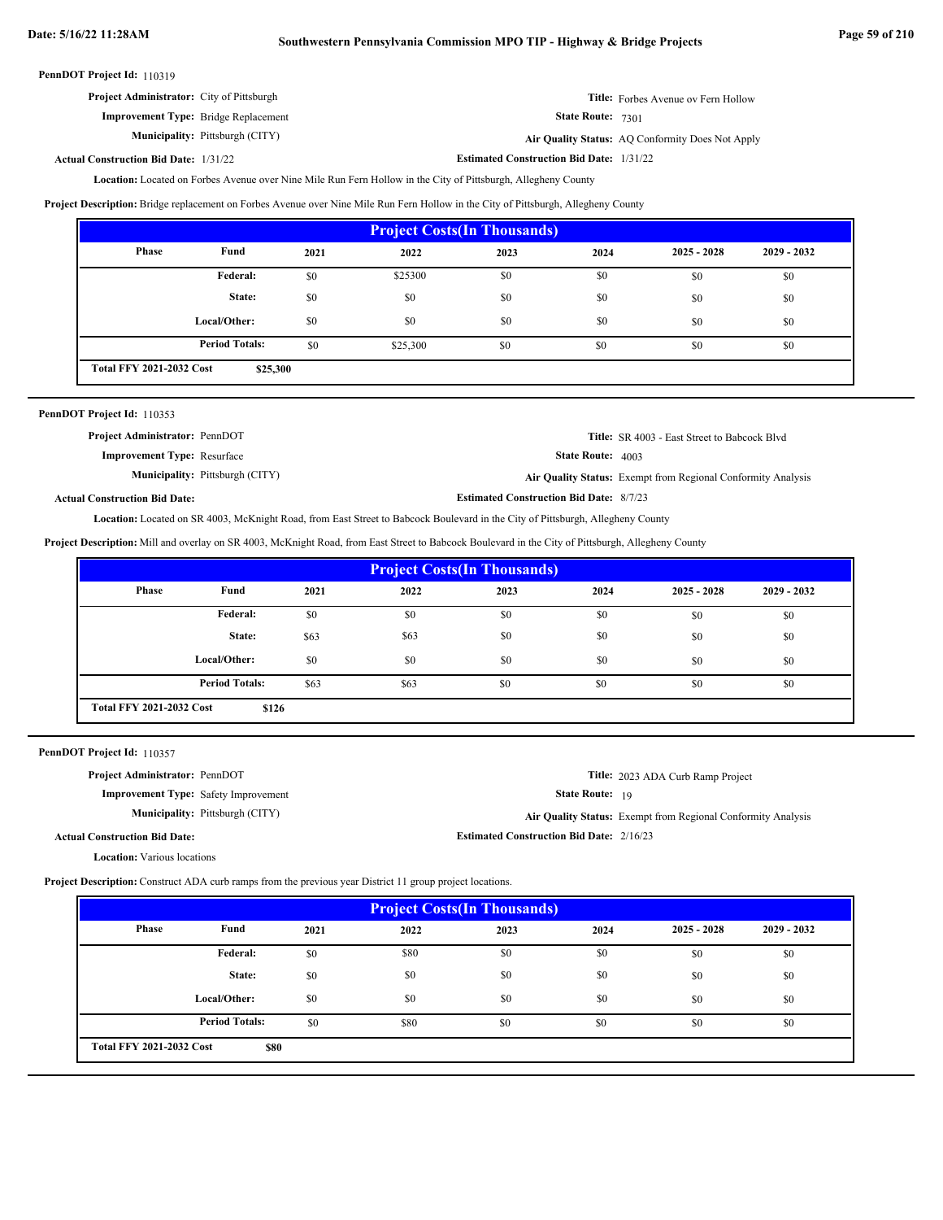**PennDOT Project Id:** 110319

**Project Administrator:** City of Pittsburgh

**Improvement Type:** Bridge Replacement

**Municipality:** Pittsburgh (CITY)

**Actual Construction Bid Date:** 1/31/22

**Title:** Forbes Avenue ov Fern Hollow

**State Route:** 7301

**Air Quality Status:** AQ Conformity Does Not Apply

**Estimated Construction Bid Date:** 1/31/22

**Location:** Located on Forbes Avenue over Nine Mile Run Fern Hollow in the City of Pittsburgh, Allegheny County

**Project Description:** Bridge replacement on Forbes Avenue over Nine Mile Run Fern Hollow in the City of Pittsburgh, Allegheny County

| Project Costs(In Thousands) | | | | | | | |
|---|---|---|---|---|---|---|---|
| Phase | Fund | 2021 | 2022 | 2023 | 2024 | 2025 - 2028 | 2029 - 2032 |
| | Federal: | $0 | $25300 | $0 | $0 | $0 | $0 |
| | State: | $0 | $0 | $0 | $0 | $0 | $0 |
| | Local/Other: | $0 | $0 | $0 | $0 | $0 | $0 |
| | Period Totals: | $0 | $25,300 | $0 | $0 | $0 | $0 |
| Total FFY 2021-2032 Cost | $25,300 | | | | | | |

**PennDOT Project Id:** 110353

**Project Administrator:** PennDOT

**Improvement Type:** Resurface

**Municipality:** Pittsburgh (CITY)

**Actual Construction Bid Date:**

**Title:** SR 4003 - East Street to Babcock Blvd

**State Route:** 4003

**Air Quality Status:** Exempt from Regional Conformity Analysis

**Estimated Construction Bid Date:** 8/7/23

**Location:** Located on SR 4003, McKnight Road, from East Street to Babcock Boulevard in the City of Pittsburgh, Allegheny County

**Project Description:** Mill and overlay on SR 4003, McKnight Road, from East Street to Babcock Boulevard in the City of Pittsburgh, Allegheny County

| Project Costs(In Thousands) | | | | | | | |
|---|---|---|---|---|---|---|---|
| Phase | Fund | 2021 | 2022 | 2023 | 2024 | 2025 - 2028 | 2029 - 2032 |
| | Federal: | $0 | $0 | $0 | $0 | $0 | $0 |
| | State: | $63 | $63 | $0 | $0 | $0 | $0 |
| | Local/Other: | $0 | $0 | $0 | $0 | $0 | $0 |
| | Period Totals: | $63 | $63 | $0 | $0 | $0 | $0 |
| Total FFY 2021-2032 Cost | $126 | | | | | | |

**PennDOT Project Id:** 110357

**Project Administrator:** PennDOT

**Improvement Type:** Safety Improvement

**Municipality:** Pittsburgh (CITY)

**Actual Construction Bid Date:**

**Title:** 2023 ADA Curb Ramp Project

**State Route:** 19

**Air Quality Status:** Exempt from Regional Conformity Analysis

**Estimated Construction Bid Date:** 2/16/23

**Location:** Various locations

**Project Description:** Construct ADA curb ramps from the previous year District 11 group project locations.

| Project Costs(In Thousands) | | | | | | | |
|---|---|---|---|---|---|---|---|
| Phase | Fund | 2021 | 2022 | 2023 | 2024 | 2025 - 2028 | 2029 - 2032 |
| | Federal: | $0 | $80 | $0 | $0 | $0 | $0 |
| | State: | $0 | $0 | $0 | $0 | $0 | $0 |
| | Local/Other: | $0 | $0 | $0 | $0 | $0 | $0 |
| | Period Totals: | $0 | $80 | $0 | $0 | $0 | $0 |
| Total FFY 2021-2032 Cost | $80 | | | | | | |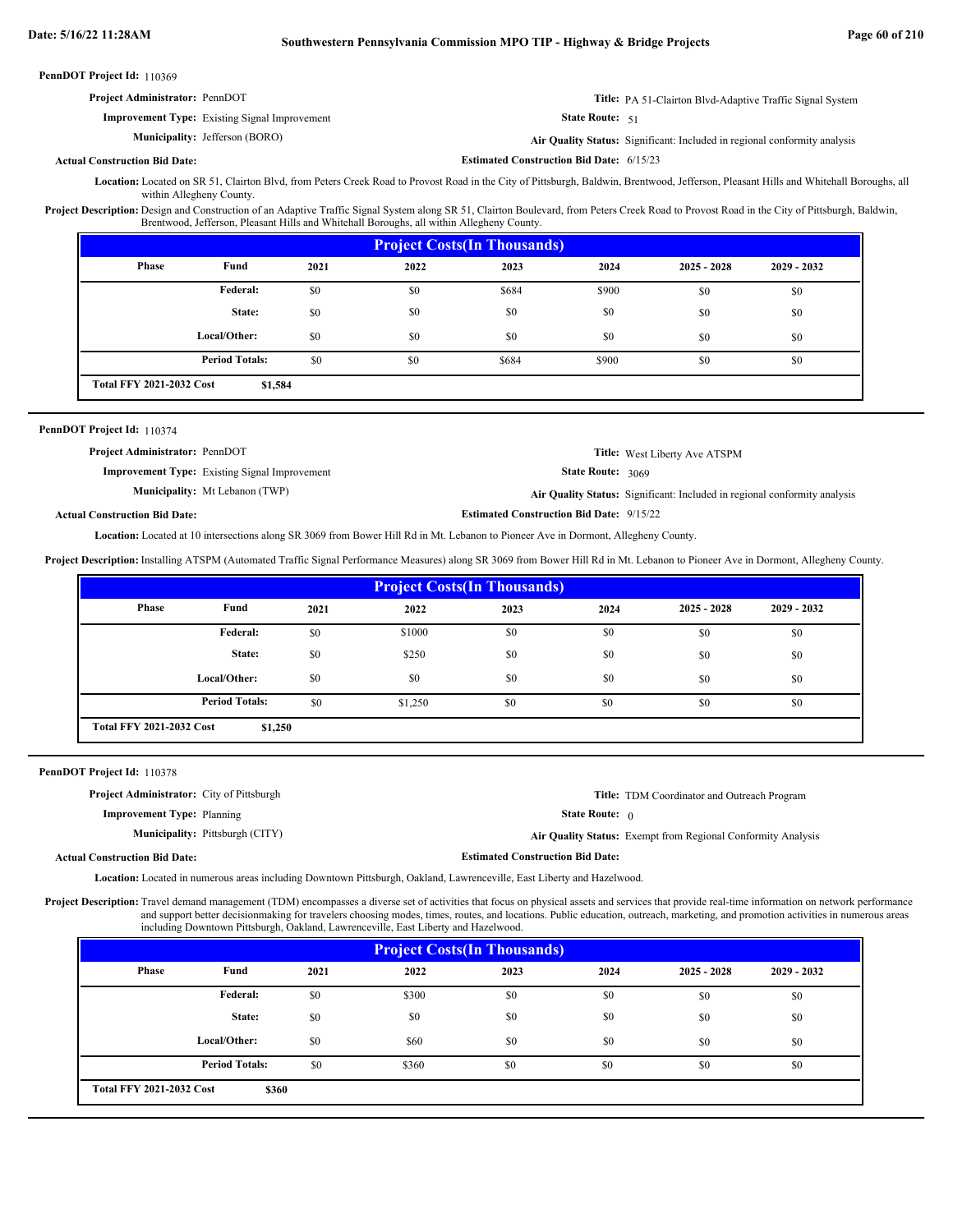**PennDOT Project Id:** 110369

**Project Administrator:** PennDOT

**Title:** PA 51-Clairton Blvd-Adaptive Traffic Signal System

**Improvement Type:** Existing Signal Improvement

**State Route:** 51

**Municipality:** Jefferson (BORO)

**Air Quality Status:** Significant: Included in regional conformity analysis

**Actual Construction Bid Date:**

**Estimated Construction Bid Date:** 6/15/23

**Location:** Located on SR 51, Clairton Blvd, from Peters Creek Road to Provost Road in the City of Pittsburgh, Baldwin, Brentwood, Jefferson, Pleasant Hills and Whitehall Boroughs, all within Allegheny County.

**Project Description:** Design and Construction of an Adaptive Traffic Signal System along SR 51, Clairton Boulevard, from Peters Creek Road to Provost Road in the City of Pittsburgh, Baldwin, Brentwood, Jefferson, Pleasant Hills and Whitehall Boroughs, all within Allegheny County.

**Project Costs(In Thousands)**

| Phase | Fund | 2021 | 2022 | 2023 | 2024 | 2025 - 2028 | 2029 - 2032 |
|---|---|---|---|---|---|---|---|
| | Federal: | $0 | $0 | $684 | $900 | $0 | $0 |
| | State: | $0 | $0 | $0 | $0 | $0 | $0 |
| | Local/Other: | $0 | $0 | $0 | $0 | $0 | $0 |
| | Period Totals: | $0 | $0 | $684 | $900 | $0 | $0 |

**Total FFY 2021-2032 Cost** $1,584

---

**PennDOT Project Id:** 110374

**Project Administrator:** PennDOT

**Title:** West Liberty Ave ATSPM

**Improvement Type:** Existing Signal Improvement

**State Route:** 3069

**Municipality:** Mt Lebanon (TWP)

**Air Quality Status:** Significant: Included in regional conformity analysis

**Actual Construction Bid Date:**

**Estimated Construction Bid Date:** 9/15/22

**Location:** Located at 10 intersections along SR 3069 from Bower Hill Rd in Mt. Lebanon to Pioneer Ave in Dormont, Allegheny County.

**Project Description:** Installing ATSPM (Automated Traffic Signal Performance Measures) along SR 3069 from Bower Hill Rd in Mt. Lebanon to Pioneer Ave in Dormont, Allegheny County.

**Project Costs(In Thousands)**

| Phase | Fund | 2021 | 2022 | 2023 | 2024 | 2025 - 2028 | 2029 - 2032 |
|---|---|---|---|---|---|---|---|
| | Federal: | $0 | $1000 | $0 | $0 | $0 | $0 |
| | State: | $0 | $250 | $0 | $0 | $0 | $0 |
| | Local/Other: | $0 | $0 | $0 | $0 | $0 | $0 |
| | Period Totals: | $0 | $1,250 | $0 | $0 | $0 | $0 |

**Total FFY 2021-2032 Cost** $1,250

---

**PennDOT Project Id:** 110378

**Project Administrator:** City of Pittsburgh

**Title:** TDM Coordinator and Outreach Program

**Improvement Type:** Planning

**State Route:** 0

**Municipality:** Pittsburgh (CITY)

**Air Quality Status:** Exempt from Regional Conformity Analysis

**Actual Construction Bid Date:**

**Estimated Construction Bid Date:**

**Location:** Located in numerous areas including Downtown Pittsburgh, Oakland, Lawrenceville, East Liberty and Hazelwood.

**Project Description:** Travel demand management (TDM) encompasses a diverse set of activities that focus on physical assets and services that provide real-time information on network performance and support better decisionmaking for travelers choosing modes, times, routes, and locations. Public education, outreach, marketing, and promotion activities in numerous areas including Downtown Pittsburgh, Oakland, Lawrenceville, East Liberty and Hazelwood.

**Project Costs(In Thousands)**

| Phase | Fund | 2021 | 2022 | 2023 | 2024 | 2025 - 2028 | 2029 - 2032 |
|---|---|---|---|---|---|---|---|
| | Federal: | $0 | $300 | $0 | $0 | $0 | $0 |
| | State: | $0 | $0 | $0 | $0 | $0 | $0 |
| | Local/Other: | $0 | $60 | $0 | $0 | $0 | $0 |
| | Period Totals: | $0 | $360 | $0 | $0 | $0 | $0 |

**Total FFY 2021-2032 Cost** $360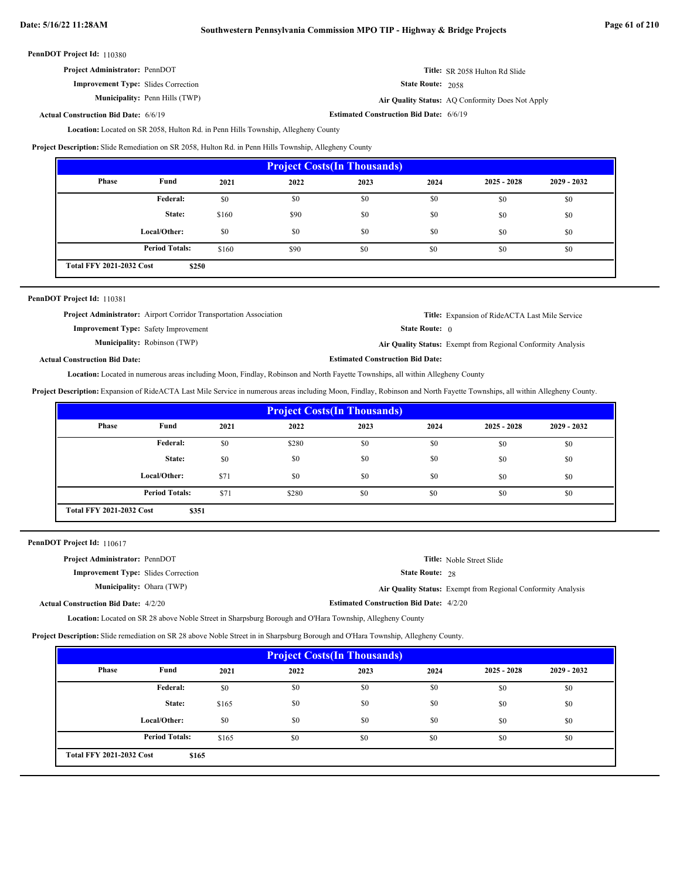**PennDOT Project Id:** 110380

**Project Administrator:** PennDOT

**Title:** SR 2058 Hulton Rd Slide

**Improvement Type:** Slides Correction

**State Route:** 2058

**Municipality:** Penn Hills (TWP)

**Air Quality Status:** AQ Conformity Does Not Apply

**Actual Construction Bid Date:** 6/6/19

**Estimated Construction Bid Date:** 6/6/19

**Location:** Located on SR 2058, Hulton Rd. in Penn Hills Township, Allegheny County

**Project Description:** Slide Remediation on SR 2058, Hulton Rd. in Penn Hills Township, Allegheny County

| Project Costs(In Thousands) | | | | | | | |
|---|---|---|---|---|---|---|---|
| Phase | Fund | 2021 | 2022 | 2023 | 2024 | 2025 - 2028 | 2029 - 2032 |
| | Federal: | $0 | $0 | $0 | $0 | $0 | $0 |
| | State: | $160 | $90 | $0 | $0 | $0 | $0 |
| | Local/Other: | $0 | $0 | $0 | $0 | $0 | $0 |
| | Period Totals: | $160 | $90 | $0 | $0 | $0 | $0 |
| Total FFY 2021-2032 Cost | $250 | | | | | | |

**PennDOT Project Id:** 110381

**Project Administrator:** Airport Corridor Transportation Association

**Title:** Expansion of RideACTA Last Mile Service

**Improvement Type:** Safety Improvement

**State Route:** 0

**Municipality:** Robinson (TWP)

**Air Quality Status:** Exempt from Regional Conformity Analysis

**Actual Construction Bid Date:**

**Estimated Construction Bid Date:**

**Location:** Located in numerous areas including Moon, Findlay, Robinson and North Fayette Townships, all within Allegheny County

**Project Description:** Expansion of RideACTA Last Mile Service in numerous areas including Moon, Findlay, Robinson and North Fayette Townships, all within Allegheny County.

| Project Costs(In Thousands) | | | | | | | |
|---|---|---|---|---|---|---|---|
| Phase | Fund | 2021 | 2022 | 2023 | 2024 | 2025 - 2028 | 2029 - 2032 |
| | Federal: | $0 | $280 | $0 | $0 | $0 | $0 |
| | State: | $0 | $0 | $0 | $0 | $0 | $0 |
| | Local/Other: | $71 | $0 | $0 | $0 | $0 | $0 |
| | Period Totals: | $71 | $280 | $0 | $0 | $0 | $0 |
| Total FFY 2021-2032 Cost | $351 | | | | | | |

**PennDOT Project Id:** 110617

**Project Administrator:** PennDOT

**Title:** Noble Street Slide

**Improvement Type:** Slides Correction

**State Route:** 28

**Municipality:** Ohara (TWP)

**Air Quality Status:** Exempt from Regional Conformity Analysis

**Actual Construction Bid Date:** 4/2/20

**Estimated Construction Bid Date:** 4/2/20

**Location:** Located on SR 28 above Noble Street in Sharpsburg Borough and O'Hara Township, Allegheny County

**Project Description:** Slide remediation on SR 28 above Noble Street in in Sharpsburg Borough and O'Hara Township, Allegheny County.

| Project Costs(In Thousands) | | | | | | | |
|---|---|---|---|---|---|---|---|
| Phase | Fund | 2021 | 2022 | 2023 | 2024 | 2025 - 2028 | 2029 - 2032 |
| | Federal: | $0 | $0 | $0 | $0 | $0 | $0 |
| | State: | $165 | $0 | $0 | $0 | $0 | $0 |
| | Local/Other: | $0 | $0 | $0 | $0 | $0 | $0 |
| | Period Totals: | $165 | $0 | $0 | $0 | $0 | $0 |
| Total FFY 2021-2032 Cost | $165 | | | | | | |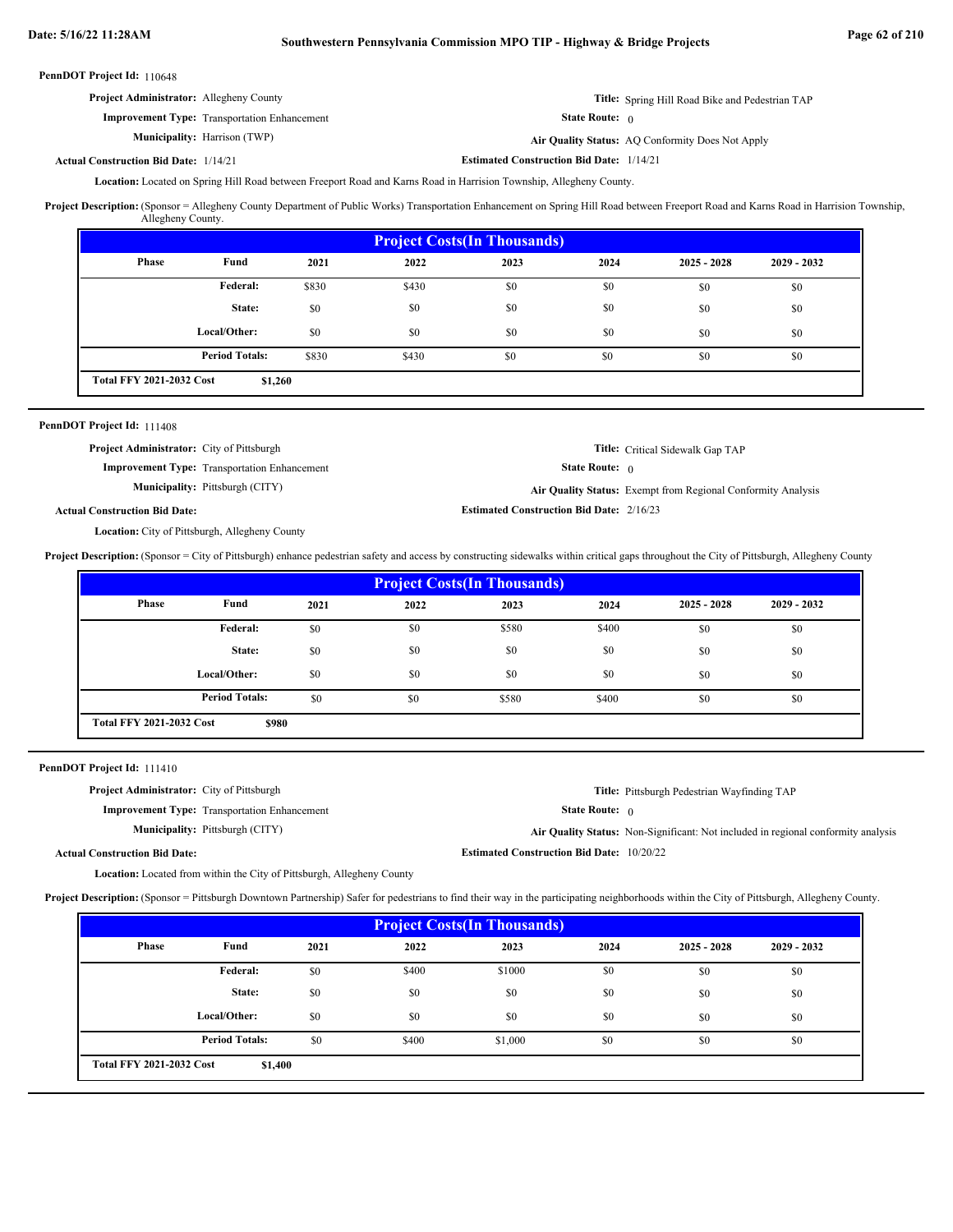**PennDOT Project Id:** 110648

**Project Administrator:** Allegheny County

**Title:** Spring Hill Road Bike and Pedestrian TAP

**Improvement Type:** Transportation Enhancement

**State Route:** 0

**Municipality:** Harrison (TWP)

**Air Quality Status:** AQ Conformity Does Not Apply

**Actual Construction Bid Date:** 1/14/21

**Estimated Construction Bid Date:** 1/14/21

**Location:** Located on Spring Hill Road between Freeport Road and Karns Road in Harrision Township, Allegheny County.

**Project Description:** (Sponsor = Allegheny County Department of Public Works) Transportation Enhancement on Spring Hill Road between Freeport Road and Karns Road in Harrision Township, Allegheny County.

| Project Costs(In Thousands) | | | | | | | |
|---|---|---|---|---|---|---|---|
| Phase | Fund | 2021 | 2022 | 2023 | 2024 | 2025 - 2028 | 2029 - 2032 |
| | Federal: | $830 | $430 | $0 | $0 | $0 | $0 |
| | State: | $0 | $0 | $0 | $0 | $0 | $0 |
| | Local/Other: | $0 | $0 | $0 | $0 | $0 | $0 |
| | Period Totals: | $830 | $430 | $0 | $0 | $0 | $0 |
| Total FFY 2021-2032 Cost | $1,260 | | | | | | |

---

**PennDOT Project Id:** 111408

**Project Administrator:** City of Pittsburgh

**Title:** Critical Sidewalk Gap TAP

**Improvement Type:** Transportation Enhancement

**State Route:** 0

**Municipality:** Pittsburgh (CITY)

**Air Quality Status:** Exempt from Regional Conformity Analysis

**Actual Construction Bid Date:**

**Estimated Construction Bid Date:** 2/16/23

**Location:** City of Pittsburgh, Allegheny County

**Project Description:** (Sponsor = City of Pittsburgh) enhance pedestrian safety and access by constructing sidewalks within critical gaps throughout the City of Pittsburgh, Allegheny County

| Project Costs(In Thousands) | | | | | | | |
|---|---|---|---|---|---|---|---|
| Phase | Fund | 2021 | 2022 | 2023 | 2024 | 2025 - 2028 | 2029 - 2032 |
| | Federal: | $0 | $0 | $580 | $400 | $0 | $0 |
| | State: | $0 | $0 | $0 | $0 | $0 | $0 |
| | Local/Other: | $0 | $0 | $0 | $0 | $0 | $0 |
| | Period Totals: | $0 | $0 | $580 | $400 | $0 | $0 |
| Total FFY 2021-2032 Cost | $980 | | | | | | |

---

**PennDOT Project Id:** 111410

**Project Administrator:** City of Pittsburgh

**Title:** Pittsburgh Pedestrian Wayfinding TAP

**Improvement Type:** Transportation Enhancement

**State Route:** 0

**Municipality:** Pittsburgh (CITY)

**Air Quality Status:** Non-Significant: Not included in regional conformity analysis

**Actual Construction Bid Date:**

**Estimated Construction Bid Date:** 10/20/22

**Location:** Located from within the City of Pittsburgh, Allegheny County

**Project Description:** (Sponsor = Pittsburgh Downtown Partnership) Safer for pedestrians to find their way in the participating neighborhoods within the City of Pittsburgh, Allegheny County.

| Project Costs(In Thousands) | | | | | | | |
|---|---|---|---|---|---|---|---|
| Phase | Fund | 2021 | 2022 | 2023 | 2024 | 2025 - 2028 | 2029 - 2032 |
| | Federal: | $0 | $400 | $1000 | $0 | $0 | $0 |
| | State: | $0 | $0 | $0 | $0 | $0 | $0 |
| | Local/Other: | $0 | $0 | $0 | $0 | $0 | $0 |
| | Period Totals: | $0 | $400 | $1,000 | $0 | $0 | $0 |
| Total FFY 2021-2032 Cost | $1,400 | | | | | | |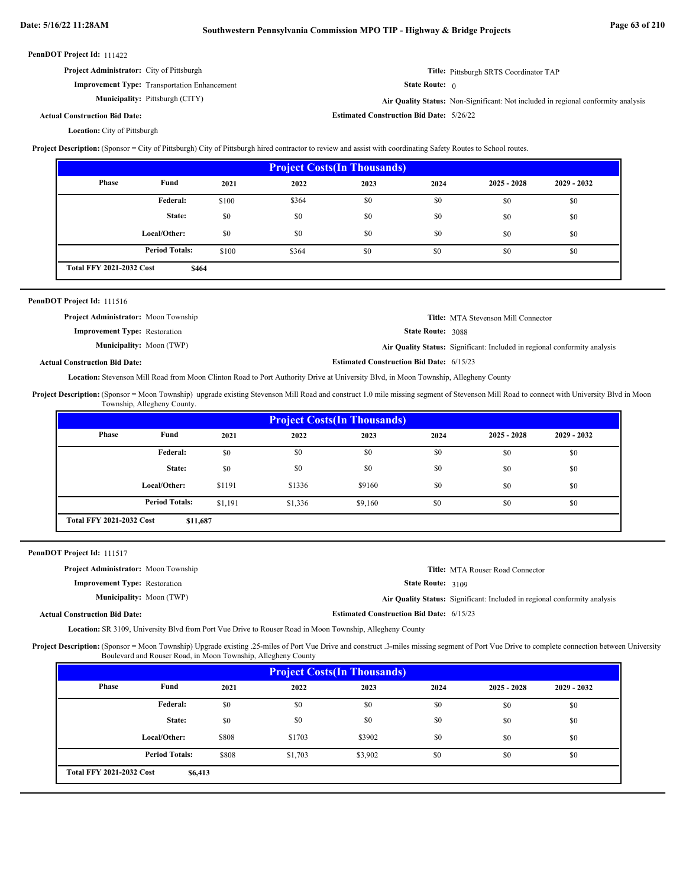**PennDOT Project Id:** 111422

**Project Administrator:** City of Pittsburgh

**Title:** Pittsburgh SRTS Coordinator TAP

**Improvement Type:** Transportation Enhancement

**State Route:** 0

**Municipality:** Pittsburgh (CITY)

**Air Quality Status:** Non-Significant: Not included in regional conformity analysis

**Actual Construction Bid Date:**

**Estimated Construction Bid Date:** 5/26/22

**Location:** City of Pittsburgh

**Project Description:** (Sponsor = City of Pittsburgh) City of Pittsburgh hired contractor to review and assist with coordinating Safety Routes to School routes.

| Project Costs(In Thousands) | | | | | | | |
|---|---|---|---|---|---|---|---|
| Phase | Fund | 2021 | 2022 | 2023 | 2024 | 2025 - 2028 | 2029 - 2032 |
| | Federal: | $100 | $364 | $0 | $0 | $0 | $0 |
| | State: | $0 | $0 | $0 | $0 | $0 | $0 |
| | Local/Other: | $0 | $0 | $0 | $0 | $0 | $0 |
| | Period Totals: | $100 | $364 | $0 | $0 | $0 | $0 |
| Total FFY 2021-2032 Cost | $464 | | | | | | |

---

**PennDOT Project Id:** 111516

**Project Administrator:** Moon Township

**Title:** MTA Stevenson Mill Connector

**Improvement Type:** Restoration

**State Route:** 3088

**Municipality:** Moon (TWP)

**Air Quality Status:** Significant: Included in regional conformity analysis

**Actual Construction Bid Date:**

**Estimated Construction Bid Date:** 6/15/23

**Location:** Stevenson Mill Road from Moon Clinton Road to Port Authority Drive at University Blvd, in Moon Township, Allegheny County

**Project Description:** (Sponsor = Moon Township) upgrade existing Stevenson Mill Road and construct 1.0 mile missing segment of Stevenson Mill Road to connect with University Blvd in Moon Township, Allegheny County.

| Project Costs(In Thousands) | | | | | | | |
|---|---|---|---|---|---|---|---|
| Phase | Fund | 2021 | 2022 | 2023 | 2024 | 2025 - 2028 | 2029 - 2032 |
| | Federal: | $0 | $0 | $0 | $0 | $0 | $0 |
| | State: | $0 | $0 | $0 | $0 | $0 | $0 |
| | Local/Other: | $1191 | $1336 | $9160 | $0 | $0 | $0 |
| | Period Totals: | $1,191 | $1,336 | $9,160 | $0 | $0 | $0 |
| Total FFY 2021-2032 Cost | $11,687 | | | | | | |

---

**PennDOT Project Id:** 111517

**Project Administrator:** Moon Township

**Title:** MTA Rouser Road Connector

**Improvement Type:** Restoration

**State Route:** 3109

**Municipality:** Moon (TWP)

**Air Quality Status:** Significant: Included in regional conformity analysis

**Actual Construction Bid Date:**

**Estimated Construction Bid Date:** 6/15/23

**Location:** SR 3109, University Blvd from Port Vue Drive to Rouser Road in Moon Township, Allegheny County

**Project Description:** (Sponsor = Moon Township) Upgrade existing .25-miles of Port Vue Drive and construct .3-miles missing segment of Port Vue Drive to complete connection between University Boulevard and Rouser Road, in Moon Township, Allegheny County

| Project Costs(In Thousands) | | | | | | | |
|---|---|---|---|---|---|---|---|
| Phase | Fund | 2021 | 2022 | 2023 | 2024 | 2025 - 2028 | 2029 - 2032 |
| | Federal: | $0 | $0 | $0 | $0 | $0 | $0 |
| | State: | $0 | $0 | $0 | $0 | $0 | $0 |
| | Local/Other: | $808 | $1703 | $3902 | $0 | $0 | $0 |
| | Period Totals: | $808 | $1,703 | $3,902 | $0 | $0 | $0 |
| Total FFY 2021-2032 Cost | $6,413 | | | | | | |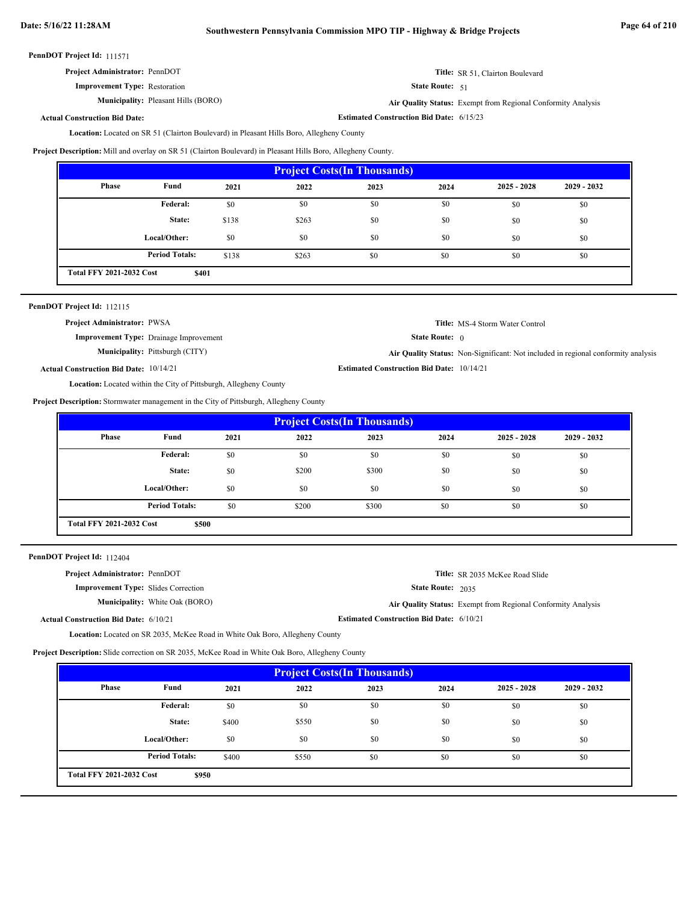**PennDOT Project Id:** 111571

**Project Administrator:** PennDOT

**Improvement Type:** Restoration

**Municipality:** Pleasant Hills (BORO)

**Actual Construction Bid Date:**

**Title:** SR 51, Clairton Boulevard

**State Route:** 51

**Air Quality Status:** Exempt from Regional Conformity Analysis

**Estimated Construction Bid Date:** 6/15/23

**Location:** Located on SR 51 (Clairton Boulevard) in Pleasant Hills Boro, Allegheny County

**Project Description:** Mill and overlay on SR 51 (Clairton Boulevard) in Pleasant Hills Boro, Allegheny County.

| Project Costs(In Thousands) | | | | | | | |
|---|---|---|---|---|---|---|---|
| Phase | Fund | 2021 | 2022 | 2023 | 2024 | 2025 - 2028 | 2029 - 2032 |
| | Federal: | $0 | $0 | $0 | $0 | $0 | $0 |
| | State: | $138 | $263 | $0 | $0 | $0 | $0 |
| | Local/Other: | $0 | $0 | $0 | $0 | $0 | $0 |
| | Period Totals: | $138 | $263 | $0 | $0 | $0 | $0 |
| Total FFY 2021-2032 Cost | $401 | | | | | | |

---

**PennDOT Project Id:** 112115

**Project Administrator:** PWSA

**Improvement Type:** Drainage Improvement

**Municipality:** Pittsburgh (CITY)

**Actual Construction Bid Date:** 10/14/21

**Title:** MS-4 Storm Water Control

**State Route:** 0

**Air Quality Status:** Non-Significant: Not included in regional conformity analysis

**Estimated Construction Bid Date:** 10/14/21

**Location:** Located within the City of Pittsburgh, Allegheny County

**Project Description:** Stormwater management in the City of Pittsburgh, Allegheny County

| Project Costs(In Thousands) | | | | | | | |
|---|---|---|---|---|---|---|---|
| Phase | Fund | 2021 | 2022 | 2023 | 2024 | 2025 - 2028 | 2029 - 2032 |
| | Federal: | $0 | $0 | $0 | $0 | $0 | $0 |
| | State: | $0 | $200 | $300 | $0 | $0 | $0 |
| | Local/Other: | $0 | $0 | $0 | $0 | $0 | $0 |
| | Period Totals: | $0 | $200 | $300 | $0 | $0 | $0 |
| Total FFY 2021-2032 Cost | $500 | | | | | | |

---

**PennDOT Project Id:** 112404

**Project Administrator:** PennDOT

**Improvement Type:** Slides Correction

**Municipality:** White Oak (BORO)

**Actual Construction Bid Date:** 6/10/21

**Title:** SR 2035 McKee Road Slide

**State Route:** 2035

**Air Quality Status:** Exempt from Regional Conformity Analysis

**Estimated Construction Bid Date:** 6/10/21

**Location:** Located on SR 2035, McKee Road in White Oak Boro, Allegheny County

**Project Description:** Slide correction on SR 2035, McKee Road in White Oak Boro, Allegheny County

| Project Costs(In Thousands) | | | | | | | |
|---|---|---|---|---|---|---|---|
| Phase | Fund | 2021 | 2022 | 2023 | 2024 | 2025 - 2028 | 2029 - 2032 |
| | Federal: | $0 | $0 | $0 | $0 | $0 | $0 |
| | State: | $400 | $550 | $0 | $0 | $0 | $0 |
| | Local/Other: | $0 | $0 | $0 | $0 | $0 | $0 |
| | Period Totals: | $400 | $550 | $0 | $0 | $0 | $0 |
| Total FFY 2021-2032 Cost | $950 | | | | | | |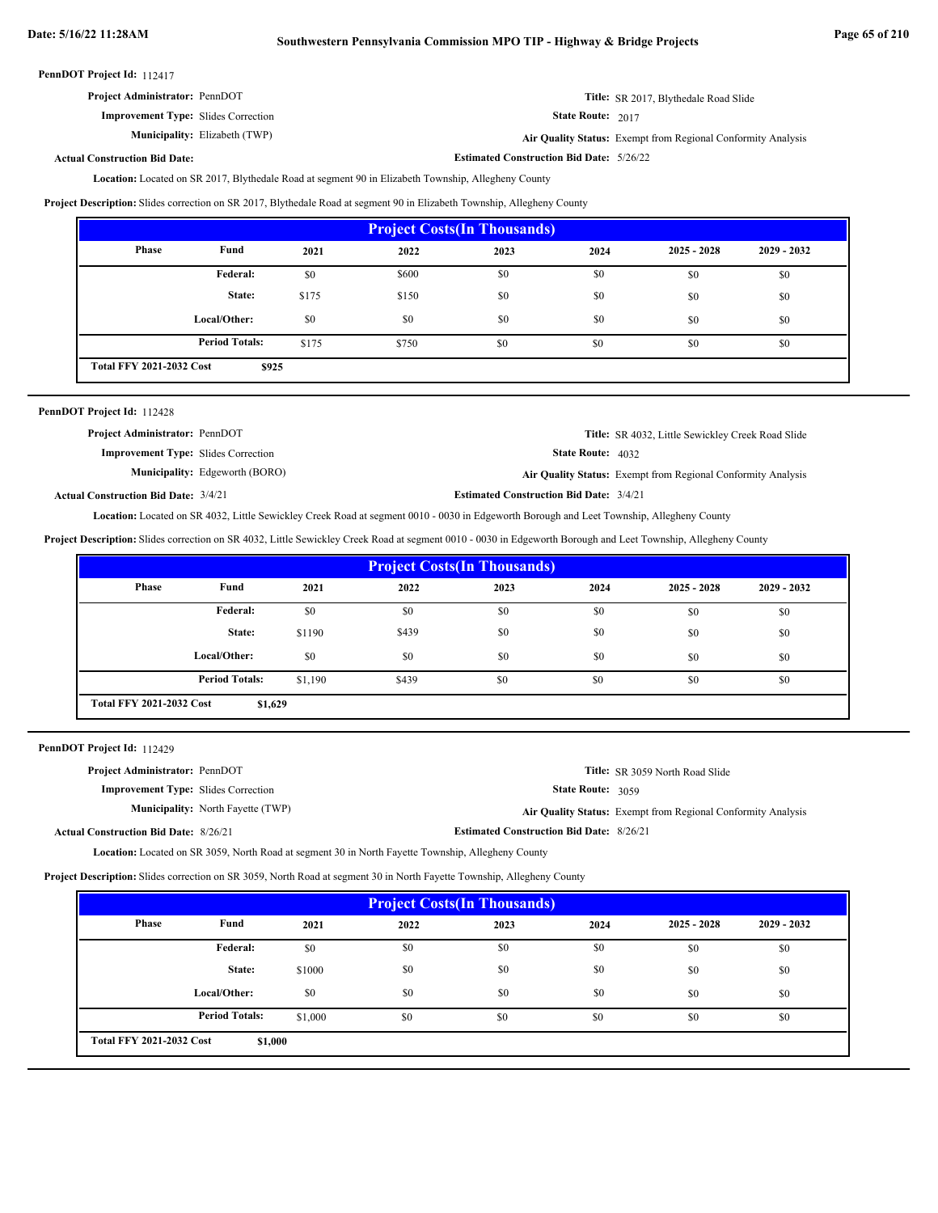**PennDOT Project Id:** 112417

**Project Administrator:** PennDOT

**Title:** SR 2017, Blythedale Road Slide

**Improvement Type:** Slides Correction

**State Route:** 2017

**Municipality:** Elizabeth (TWP)

**Air Quality Status:** Exempt from Regional Conformity Analysis

**Actual Construction Bid Date:**

**Estimated Construction Bid Date:** 5/26/22

**Location:** Located on SR 2017, Blythedale Road at segment 90 in Elizabeth Township, Allegheny County

**Project Description:** Slides correction on SR 2017, Blythedale Road at segment 90 in Elizabeth Township, Allegheny County

| Project Costs(In Thousands) | | | | | | | |
|---|---|---|---|---|---|---|---|
| Phase | Fund | 2021 | 2022 | 2023 | 2024 | 2025 - 2028 | 2029 - 2032 |
| | Federal: | $0 | $600 | $0 | $0 | $0 | $0 |
| | State: | $175 | $150 | $0 | $0 | $0 | $0 |
| | Local/Other: | $0 | $0 | $0 | $0 | $0 | $0 |
| | Period Totals: | $175 | $750 | $0 | $0 | $0 | $0 |
| Total FFY 2021-2032 Cost | $925 | | | | | | |

**PennDOT Project Id:** 112428

**Project Administrator:** PennDOT

**Title:** SR 4032, Little Sewickley Creek Road Slide

**Improvement Type:** Slides Correction

**State Route:** 4032

**Municipality:** Edgeworth (BORO)

**Air Quality Status:** Exempt from Regional Conformity Analysis

**Actual Construction Bid Date:** 3/4/21

**Estimated Construction Bid Date:** 3/4/21

**Location:** Located on SR 4032, Little Sewickley Creek Road at segment 0010 - 0030 in Edgeworth Borough and Leet Township, Allegheny County

**Project Description:** Slides correction on SR 4032, Little Sewickley Creek Road at segment 0010 - 0030 in Edgeworth Borough and Leet Township, Allegheny County

| Project Costs(In Thousands) | | | | | | | |
|---|---|---|---|---|---|---|---|
| Phase | Fund | 2021 | 2022 | 2023 | 2024 | 2025 - 2028 | 2029 - 2032 |
| | Federal: | $0 | $0 | $0 | $0 | $0 | $0 |
| | State: | $1190 | $439 | $0 | $0 | $0 | $0 |
| | Local/Other: | $0 | $0 | $0 | $0 | $0 | $0 |
| | Period Totals: | $1,190 | $439 | $0 | $0 | $0 | $0 |
| Total FFY 2021-2032 Cost | $1,629 | | | | | | |

**PennDOT Project Id:** 112429

**Project Administrator:** PennDOT

**Title:** SR 3059 North Road Slide

**Improvement Type:** Slides Correction

**State Route:** 3059

**Municipality:** North Fayette (TWP)

**Air Quality Status:** Exempt from Regional Conformity Analysis

**Actual Construction Bid Date:** 8/26/21

**Estimated Construction Bid Date:** 8/26/21

**Location:** Located on SR 3059, North Road at segment 30 in North Fayette Township, Allegheny County

**Project Description:** Slides correction on SR 3059, North Road at segment 30 in North Fayette Township, Allegheny County

| Project Costs(In Thousands) | | | | | | | |
|---|---|---|---|---|---|---|---|
| Phase | Fund | 2021 | 2022 | 2023 | 2024 | 2025 - 2028 | 2029 - 2032 |
| | Federal: | $0 | $0 | $0 | $0 | $0 | $0 |
| | State: | $1000 | $0 | $0 | $0 | $0 | $0 |
| | Local/Other: | $0 | $0 | $0 | $0 | $0 | $0 |
| | Period Totals: | $1,000 | $0 | $0 | $0 | $0 | $0 |
| Total FFY 2021-2032 Cost | $1,000 | | | | | | |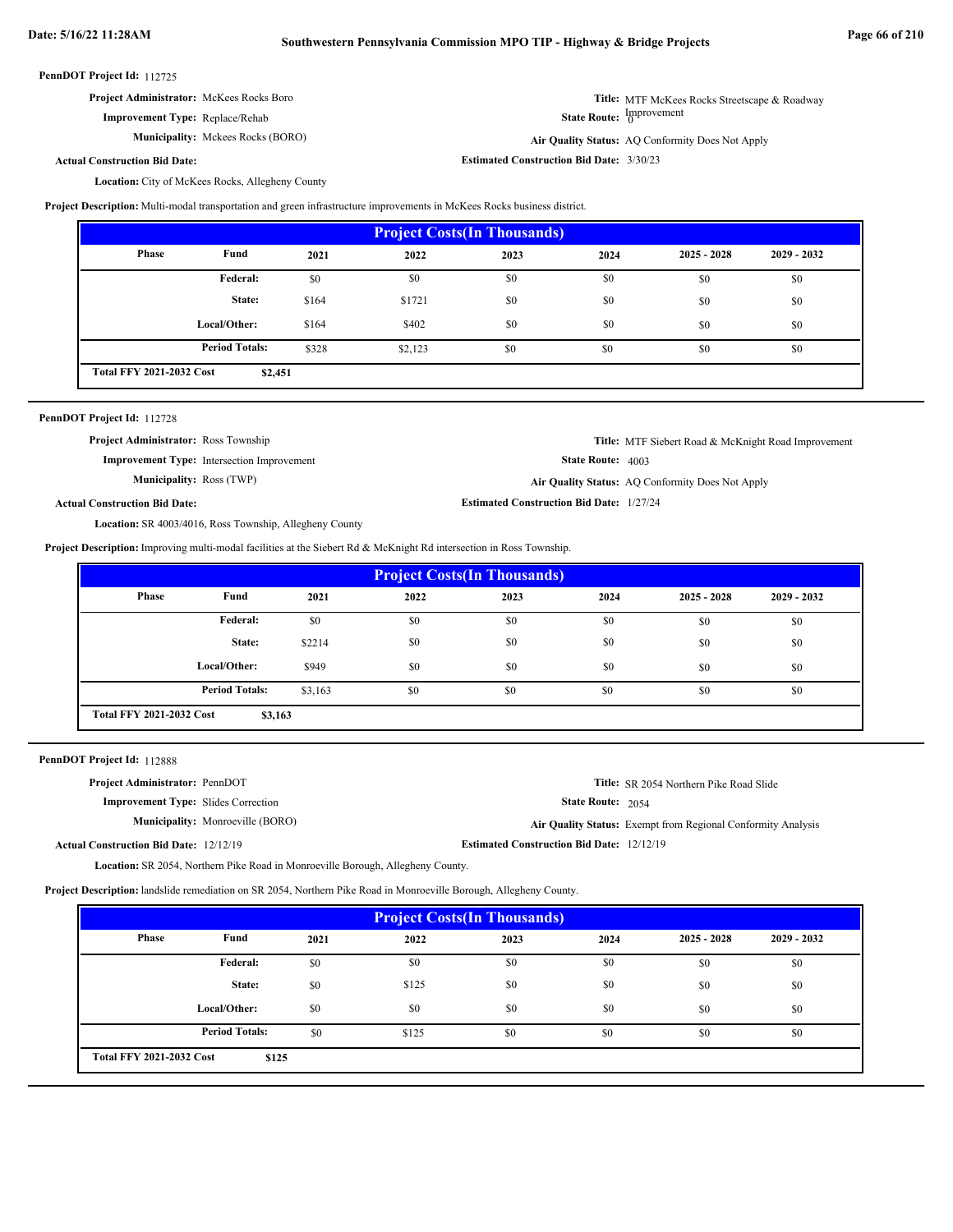**PennDOT Project Id:** 112725

**Project Administrator:** McKees Rocks Boro

**Title:** MTF McKees Rocks Streetscape & Roadway Improvement

**Improvement Type:** Replace/Rehab

**State Route:** 0

**Municipality:** Mckees Rocks (BORO)

**Air Quality Status:** AQ Conformity Does Not Apply

**Actual Construction Bid Date:**

**Estimated Construction Bid Date:** 3/30/23

**Location:** City of McKees Rocks, Allegheny County

**Project Description:** Multi-modal transportation and green infrastructure improvements in McKees Rocks business district.

| Project Costs(In Thousands) | | | | | | | |
|---|---|---|---|---|---|---|---|
| **Phase** | **Fund** | **2021** | **2022** | **2023** | **2024** | **2025 - 2028** | **2029 - 2032** |
| | **Federal:** | $0 | $0 | $0 | $0 | $0 | $0 |
| | **State:** | $164 | $1721 | $0 | $0 | $0 | $0 |
| | **Local/Other:** | $164 | $402 | $0 | $0 | $0 | $0 |
| | **Period Totals:** | $328 | $2,123 | $0 | $0 | $0 | $0 |
| **Total FFY 2021-2032 Cost** | **$2,451** | | | | | | |

---

**PennDOT Project Id:** 112728

**Project Administrator:** Ross Township

**Title:** MTF Siebert Road & McKnight Road Improvement

**Improvement Type:** Intersection Improvement

**State Route:** 4003

**Municipality:** Ross (TWP)

**Air Quality Status:** AQ Conformity Does Not Apply

**Actual Construction Bid Date:**

**Estimated Construction Bid Date:** 1/27/24

**Location:** SR 4003/4016, Ross Township, Allegheny County

**Project Description:** Improving multi-modal facilities at the Siebert Rd & McKnight Rd intersection in Ross Township.

| Project Costs(In Thousands) | | | | | | | |
|---|---|---|---|---|---|---|---|
| **Phase** | **Fund** | **2021** | **2022** | **2023** | **2024** | **2025 - 2028** | **2029 - 2032** |
| | **Federal:** | $0 | $0 | $0 | $0 | $0 | $0 |
| | **State:** | $2214 | $0 | $0 | $0 | $0 | $0 |
| | **Local/Other:** | $949 | $0 | $0 | $0 | $0 | $0 |
| | **Period Totals:** | $3,163 | $0 | $0 | $0 | $0 | $0 |
| **Total FFY 2021-2032 Cost** | **$3,163** | | | | | | |

---

**PennDOT Project Id:** 112888

**Project Administrator:** PennDOT

**Title:** SR 2054 Northern Pike Road Slide

**Improvement Type:** Slides Correction

**State Route:** 2054

**Municipality:** Monroeville (BORO)

**Air Quality Status:** Exempt from Regional Conformity Analysis

**Actual Construction Bid Date:** 12/12/19

**Estimated Construction Bid Date:** 12/12/19

**Location:** SR 2054, Northern Pike Road in Monroeville Borough, Allegheny County.

**Project Description:** landslide remediation on SR 2054, Northern Pike Road in Monroeville Borough, Allegheny County.

| Project Costs(In Thousands) | | | | | | | |
|---|---|---|---|---|---|---|---|
| **Phase** | **Fund** | **2021** | **2022** | **2023** | **2024** | **2025 - 2028** | **2029 - 2032** |
| | **Federal:** | $0 | $0 | $0 | $0 | $0 | $0 |
| | **State:** | $0 | $125 | $0 | $0 | $0 | $0 |
| | **Local/Other:** | $0 | $0 | $0 | $0 | $0 | $0 |
| | **Period Totals:** | $0 | $125 | $0 | $0 | $0 | $0 |
| **Total FFY 2021-2032 Cost** | **$125** | | | | | | |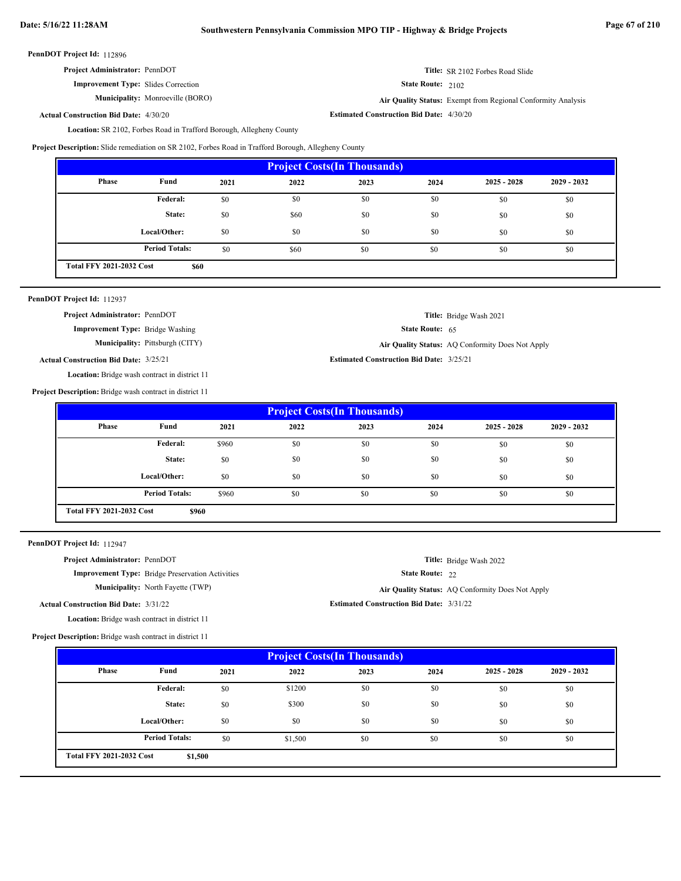**PennDOT Project Id:** 112896

**Project Administrator:** PennDOT
**Improvement Type:** Slides Correction
**Municipality:** Monroeville (BORO)
**Actual Construction Bid Date:** 4/30/20
**Title:** SR 2102 Forbes Road Slide
**State Route:** 2102
**Air Quality Status:** Exempt from Regional Conformity Analysis
**Estimated Construction Bid Date:** 4/30/20
**Location:** SR 2102, Forbes Road in Trafford Borough, Allegheny County
**Project Description:** Slide remediation on SR 2102, Forbes Road in Trafford Borough, Allegheny County

| Project Costs(In Thousands) | | | | | | | |
|---|---|---|---|---|---|---|---|
| Phase | Fund | 2021 | 2022 | 2023 | 2024 | 2025 - 2028 | 2029 - 2032 |
| | Federal: | $0 | $0 | $0 | $0 | $0 | $0 |
| | State: | $0 | $60 | $0 | $0 | $0 | $0 |
| | Local/Other: | $0 | $0 | $0 | $0 | $0 | $0 |
| | Period Totals: | $0 | $60 | $0 | $0 | $0 | $0 |
| Total FFY 2021-2032 Cost | $60 | | | | | | |

---

**PennDOT Project Id:** 112937

**Project Administrator:** PennDOT
**Improvement Type:** Bridge Washing
**Municipality:** Pittsburgh (CITY)
**Actual Construction Bid Date:** 3/25/21
**Title:** Bridge Wash 2021
**State Route:** 65
**Air Quality Status:** AQ Conformity Does Not Apply
**Estimated Construction Bid Date:** 3/25/21
**Location:** Bridge wash contract in district 11
**Project Description:** Bridge wash contract in district 11

| Project Costs(In Thousands) | | | | | | | |
|---|---|---|---|---|---|---|---|
| Phase | Fund | 2021 | 2022 | 2023 | 2024 | 2025 - 2028 | 2029 - 2032 |
| | Federal: | $960 | $0 | $0 | $0 | $0 | $0 |
| | State: | $0 | $0 | $0 | $0 | $0 | $0 |
| | Local/Other: | $0 | $0 | $0 | $0 | $0 | $0 |
| | Period Totals: | $960 | $0 | $0 | $0 | $0 | $0 |
| Total FFY 2021-2032 Cost | $960 | | | | | | |

---

**PennDOT Project Id:** 112947

**Project Administrator:** PennDOT
**Improvement Type:** Bridge Preservation Activities
**Municipality:** North Fayette (TWP)
**Actual Construction Bid Date:** 3/31/22
**Title:** Bridge Wash 2022
**State Route:** 22
**Air Quality Status:** AQ Conformity Does Not Apply
**Estimated Construction Bid Date:** 3/31/22
**Location:** Bridge wash contract in district 11
**Project Description:** Bridge wash contract in district 11

| Project Costs(In Thousands) | | | | | | | |
|---|---|---|---|---|---|---|---|
| Phase | Fund | 2021 | 2022 | 2023 | 2024 | 2025 - 2028 | 2029 - 2032 |
| | Federal: | $0 | $1200 | $0 | $0 | $0 | $0 |
| | State: | $0 | $300 | $0 | $0 | $0 | $0 |
| | Local/Other: | $0 | $0 | $0 | $0 | $0 | $0 |
| | Period Totals: | $0 | $1,500 | $0 | $0 | $0 | $0 |
| Total FFY 2021-2032 Cost | $1,500 | | | | | | |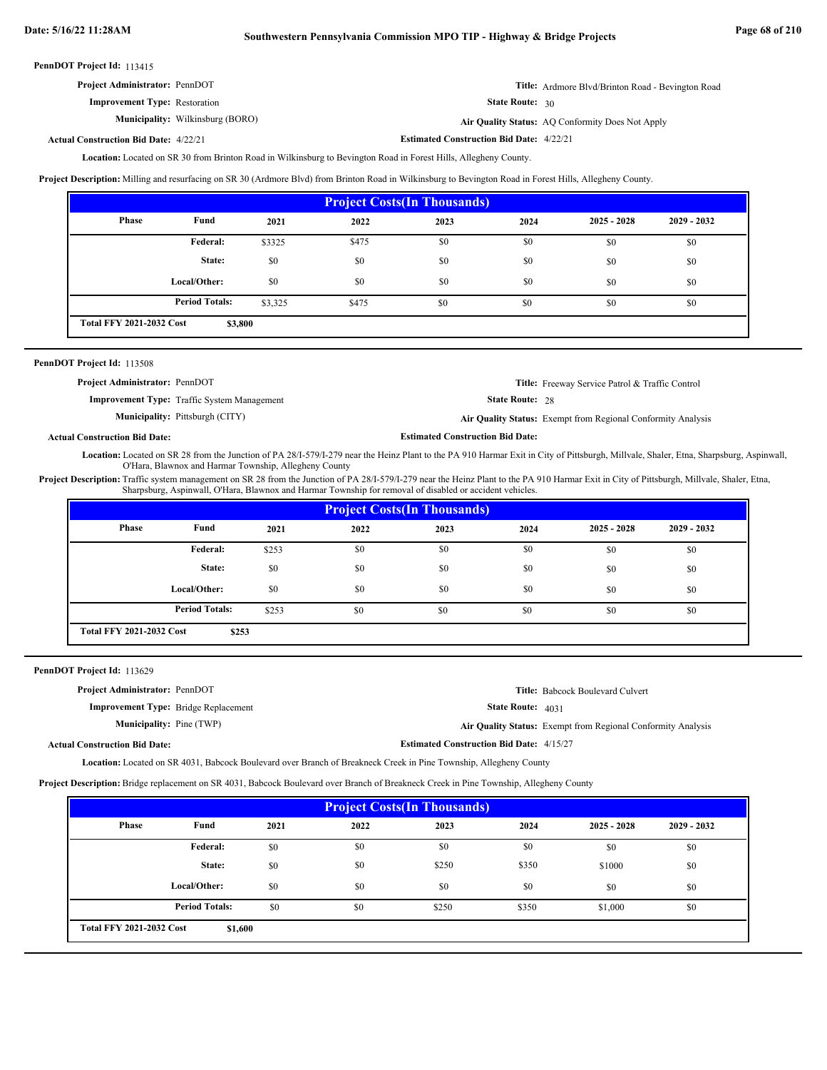**PennDOT Project Id:** 113415

**Project Administrator:** PennDOT

**Title:** Ardmore Blvd/Brinton Road - Bevington Road

**Improvement Type:** Restoration

**State Route:** 30

**Municipality:** Wilkinsburg (BORO)

**Air Quality Status:** AQ Conformity Does Not Apply

**Actual Construction Bid Date:** 4/22/21

**Estimated Construction Bid Date:** 4/22/21

**Location:** Located on SR 30 from Brinton Road in Wilkinsburg to Bevington Road in Forest Hills, Allegheny County.

**Project Description:** Milling and resurfacing on SR 30 (Ardmore Blvd) from Brinton Road in Wilkinsburg to Bevington Road in Forest Hills, Allegheny County.

| Project Costs(In Thousands) | | | | | | | |
|---|---|---|---|---|---|---|---|
| Phase | Fund | 2021 | 2022 | 2023 | 2024 | 2025 - 2028 | 2029 - 2032 |
| | Federal: | $3325 | $475 | $0 | $0 | $0 | $0 |
| | State: | $0 | $0 | $0 | $0 | $0 | $0 |
| | Local/Other: | $0 | $0 | $0 | $0 | $0 | $0 |
| | Period Totals: | $3,325 | $475 | $0 | $0 | $0 | $0 |
| Total FFY 2021-2032 Cost | $3,800 | | | | | | |

---

**PennDOT Project Id:** 113508

**Project Administrator:** PennDOT

**Title:** Freeway Service Patrol & Traffic Control

**Improvement Type:** Traffic System Management

**State Route:** 28

**Municipality:** Pittsburgh (CITY)

**Air Quality Status:** Exempt from Regional Conformity Analysis

**Actual Construction Bid Date:**

**Estimated Construction Bid Date:**

**Location:** Located on SR 28 from the Junction of PA 28/I-579/I-279 near the Heinz Plant to the PA 910 Harmar Exit in City of Pittsburgh, Millvale, Shaler, Etna, Sharpsburg, Aspinwall, O'Hara, Blawnox and Harmar Township, Allegheny County

**Project Description:** Traffic system management on SR 28 from the Junction of PA 28/I-579/I-279 near the Heinz Plant to the PA 910 Harmar Exit in City of Pittsburgh, Millvale, Shaler, Etna, Sharpsburg, Aspinwall, O'Hara, Blawnox and Harmar Township for removal of disabled or accident vehicles.

| Project Costs(In Thousands) | | | | | | | |
|---|---|---|---|---|---|---|---|
| Phase | Fund | 2021 | 2022 | 2023 | 2024 | 2025 - 2028 | 2029 - 2032 |
| | Federal: | $253 | $0 | $0 | $0 | $0 | $0 |
| | State: | $0 | $0 | $0 | $0 | $0 | $0 |
| | Local/Other: | $0 | $0 | $0 | $0 | $0 | $0 |
| | Period Totals: | $253 | $0 | $0 | $0 | $0 | $0 |
| Total FFY 2021-2032 Cost | $253 | | | | | | |

---

**PennDOT Project Id:** 113629

**Project Administrator:** PennDOT

**Title:** Babcock Boulevard Culvert

**Improvement Type:** Bridge Replacement

**State Route:** 4031

**Municipality:** Pine (TWP)

**Air Quality Status:** Exempt from Regional Conformity Analysis

**Actual Construction Bid Date:**

**Estimated Construction Bid Date:** 4/15/27

**Location:** Located on SR 4031, Babcock Boulevard over Branch of Breakneck Creek in Pine Township, Allegheny County

**Project Description:** Bridge replacement on SR 4031, Babcock Boulevard over Branch of Breakneck Creek in Pine Township, Allegheny County

| Project Costs(In Thousands) | | | | | | | |
|---|---|---|---|---|---|---|---|
| Phase | Fund | 2021 | 2022 | 2023 | 2024 | 2025 - 2028 | 2029 - 2032 |
| | Federal: | $0 | $0 | $0 | $0 | $0 | $0 |
| | State: | $0 | $0 | $250 | $350 | $1000 | $0 |
| | Local/Other: | $0 | $0 | $0 | $0 | $0 | $0 |
| | Period Totals: | $0 | $0 | $250 | $350 | $1,000 | $0 |
| Total FFY 2021-2032 Cost | $1,600 | | | | | | |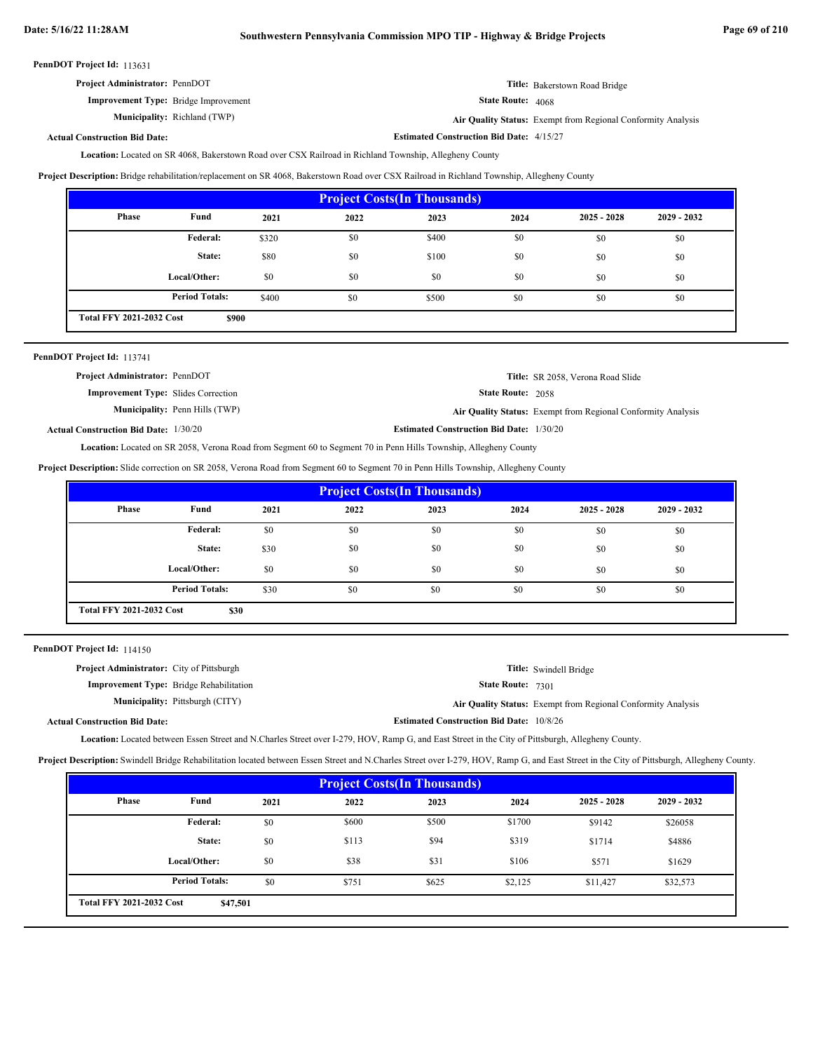**PennDOT Project Id:** 113631

**Project Administrator:** PennDOT

**Title:** Bakerstown Road Bridge

**Improvement Type:** Bridge Improvement

**State Route:** 4068

**Municipality:** Richland (TWP)

**Air Quality Status:** Exempt from Regional Conformity Analysis

**Actual Construction Bid Date:**

**Estimated Construction Bid Date:** 4/15/27

**Location:** Located on SR 4068, Bakerstown Road over CSX Railroad in Richland Township, Allegheny County

**Project Description:** Bridge rehabilitation/replacement on SR 4068, Bakerstown Road over CSX Railroad in Richland Township, Allegheny County

| Project Costs(In Thousands) | | | | | | | |
|---|---|---|---|---|---|---|---|
| Phase | Fund | 2021 | 2022 | 2023 | 2024 | 2025 - 2028 | 2029 - 2032 |
| | Federal: | $320 | $0 | $400 | $0 | $0 | $0 |
| | State: | $80 | $0 | $100 | $0 | $0 | $0 |
| | Local/Other: | $0 | $0 | $0 | $0 | $0 | $0 |
| | Period Totals: | $400 | $0 | $500 | $0 | $0 | $0 |
| Total FFY 2021-2032 Cost | $900 | | | | | | |

**PennDOT Project Id:** 113741

**Project Administrator:** PennDOT

**Title:** SR 2058, Verona Road Slide

**Improvement Type:** Slides Correction

**State Route:** 2058

**Municipality:** Penn Hills (TWP)

**Air Quality Status:** Exempt from Regional Conformity Analysis

**Actual Construction Bid Date:** 1/30/20

**Estimated Construction Bid Date:** 1/30/20

**Location:** Located on SR 2058, Verona Road from Segment 60 to Segment 70 in Penn Hills Township, Allegheny County

**Project Description:** Slide correction on SR 2058, Verona Road from Segment 60 to Segment 70 in Penn Hills Township, Allegheny County

| Project Costs(In Thousands) | | | | | | | |
|---|---|---|---|---|---|---|---|
| Phase | Fund | 2021 | 2022 | 2023 | 2024 | 2025 - 2028 | 2029 - 2032 |
| | Federal: | $0 | $0 | $0 | $0 | $0 | $0 |
| | State: | $30 | $0 | $0 | $0 | $0 | $0 |
| | Local/Other: | $0 | $0 | $0 | $0 | $0 | $0 |
| | Period Totals: | $30 | $0 | $0 | $0 | $0 | $0 |
| Total FFY 2021-2032 Cost | $30 | | | | | | |

**PennDOT Project Id:** 114150

**Project Administrator:** City of Pittsburgh

**Title:** Swindell Bridge

**Improvement Type:** Bridge Rehabilitation

**State Route:** 7301

**Municipality:** Pittsburgh (CITY)

**Air Quality Status:** Exempt from Regional Conformity Analysis

**Actual Construction Bid Date:**

**Estimated Construction Bid Date:** 10/8/26

**Location:** Located between Essen Street and N.Charles Street over I-279, HOV, Ramp G, and East Street in the City of Pittsburgh, Allegheny County.

**Project Description:** Swindell Bridge Rehabilitation located between Essen Street and N.Charles Street over I-279, HOV, Ramp G, and East Street in the City of Pittsburgh, Allegheny County.

| Project Costs(In Thousands) | | | | | | | |
|---|---|---|---|---|---|---|---|
| Phase | Fund | 2021 | 2022 | 2023 | 2024 | 2025 - 2028 | 2029 - 2032 |
| | Federal: | $0 | $600 | $500 | $1700 | $9142 | $26058 |
| | State: | $0 | $113 | $94 | $319 | $1714 | $4886 |
| | Local/Other: | $0 | $38 | $31 | $106 | $571 | $1629 |
| | Period Totals: | $0 | $751 | $625 | $2,125 | $11,427 | $32,573 |
| Total FFY 2021-2032 Cost | $47,501 | | | | | | |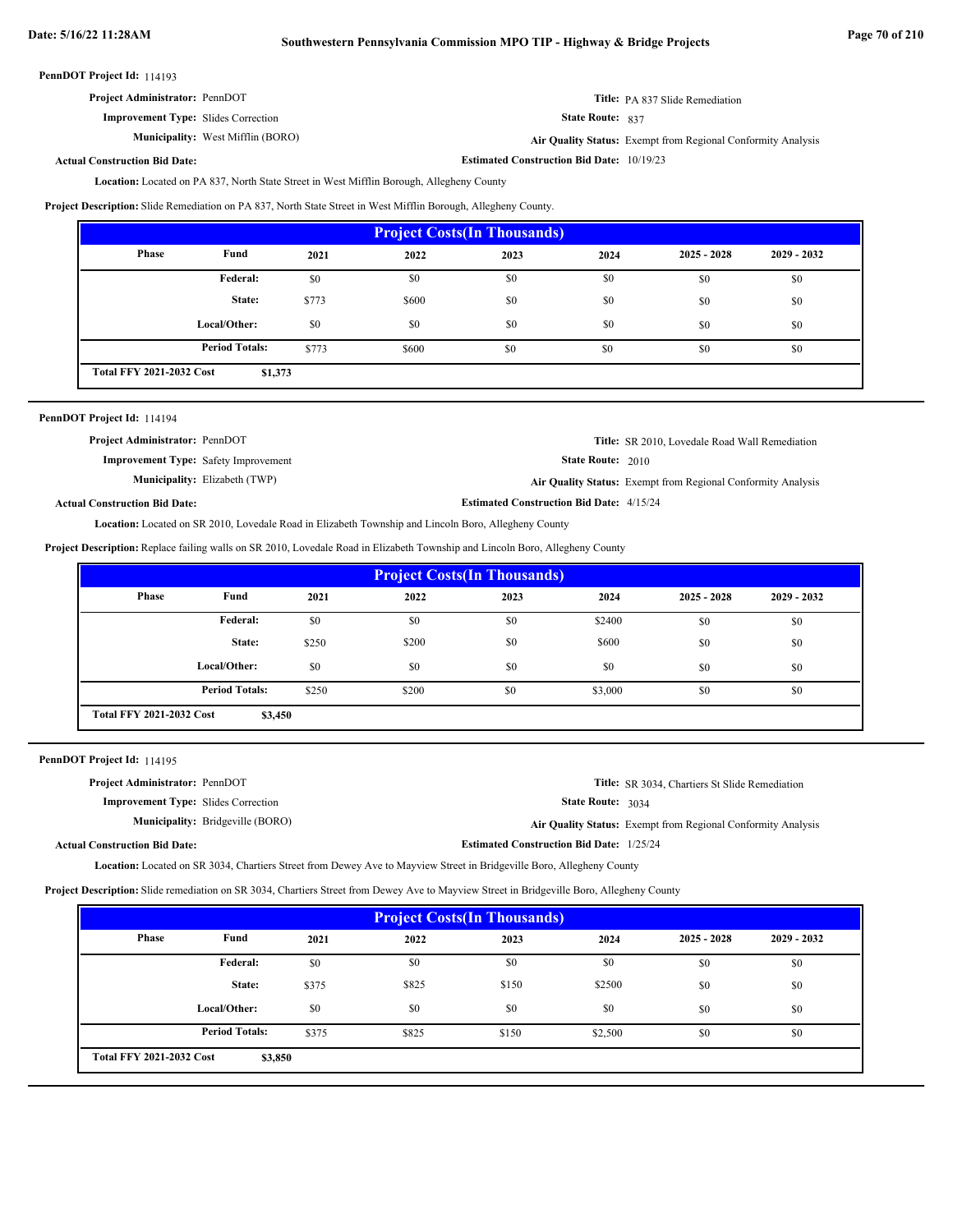**PennDOT Project Id:** 114193

**Project Administrator:** PennDOT

**Title:** PA 837 Slide Remediation

**Improvement Type:** Slides Correction

**State Route:** 837

**Municipality:** West Mifflin (BORO)

**Air Quality Status:** Exempt from Regional Conformity Analysis

**Actual Construction Bid Date:**

**Estimated Construction Bid Date:** 10/19/23

**Location:** Located on PA 837, North State Street in West Mifflin Borough, Allegheny County

**Project Description:** Slide Remediation on PA 837, North State Street in West Mifflin Borough, Allegheny County.

| Project Costs(In Thousands) | | | | | | | |
|---|---|---|---|---|---|---|---|
| Phase | Fund | 2021 | 2022 | 2023 | 2024 | 2025 - 2028 | 2029 - 2032 |
| | Federal: | $0 | $0 | $0 | $0 | $0 | $0 |
| | State: | $773 | $600 | $0 | $0 | $0 | $0 |
| | Local/Other: | $0 | $0 | $0 | $0 | $0 | $0 |
| | Period Totals: | $773 | $600 | $0 | $0 | $0 | $0 |
| Total FFY 2021-2032 Cost | $1,373 | | | | | | |

---

**PennDOT Project Id:** 114194

**Project Administrator:** PennDOT

**Title:** SR 2010, Lovedale Road Wall Remediation

**Improvement Type:** Safety Improvement

**State Route:** 2010

**Municipality:** Elizabeth (TWP)

**Air Quality Status:** Exempt from Regional Conformity Analysis

**Actual Construction Bid Date:**

**Estimated Construction Bid Date:** 4/15/24

**Location:** Located on SR 2010, Lovedale Road in Elizabeth Township and Lincoln Boro, Allegheny County

**Project Description:** Replace failing walls on SR 2010, Lovedale Road in Elizabeth Township and Lincoln Boro, Allegheny County

| Project Costs(In Thousands) | | | | | | | |
|---|---|---|---|---|---|---|---|
| Phase | Fund | 2021 | 2022 | 2023 | 2024 | 2025 - 2028 | 2029 - 2032 |
| | Federal: | $0 | $0 | $0 | $2400 | $0 | $0 |
| | State: | $250 | $200 | $0 | $600 | $0 | $0 |
| | Local/Other: | $0 | $0 | $0 | $0 | $0 | $0 |
| | Period Totals: | $250 | $200 | $0 | $3,000 | $0 | $0 |
| Total FFY 2021-2032 Cost | $3,450 | | | | | | |

---

**PennDOT Project Id:** 114195

**Project Administrator:** PennDOT

**Title:** SR 3034, Chartiers St Slide Remediation

**Improvement Type:** Slides Correction

**State Route:** 3034

**Municipality:** Bridgeville (BORO)

**Air Quality Status:** Exempt from Regional Conformity Analysis

**Actual Construction Bid Date:**

**Estimated Construction Bid Date:** 1/25/24

**Location:** Located on SR 3034, Chartiers Street from Dewey Ave to Mayview Street in Bridgeville Boro, Allegheny County

**Project Description:** Slide remediation on SR 3034, Chartiers Street from Dewey Ave to Mayview Street in Bridgeville Boro, Allegheny County

| Project Costs(In Thousands) | | | | | | | |
|---|---|---|---|---|---|---|---|
| Phase | Fund | 2021 | 2022 | 2023 | 2024 | 2025 - 2028 | 2029 - 2032 |
| | Federal: | $0 | $0 | $0 | $0 | $0 | $0 |
| | State: | $375 | $825 | $150 | $2500 | $0 | $0 |
| | Local/Other: | $0 | $0 | $0 | $0 | $0 | $0 |
| | Period Totals: | $375 | $825 | $150 | $2,500 | $0 | $0 |
| Total FFY 2021-2032 Cost | $3,850 | | | | | | |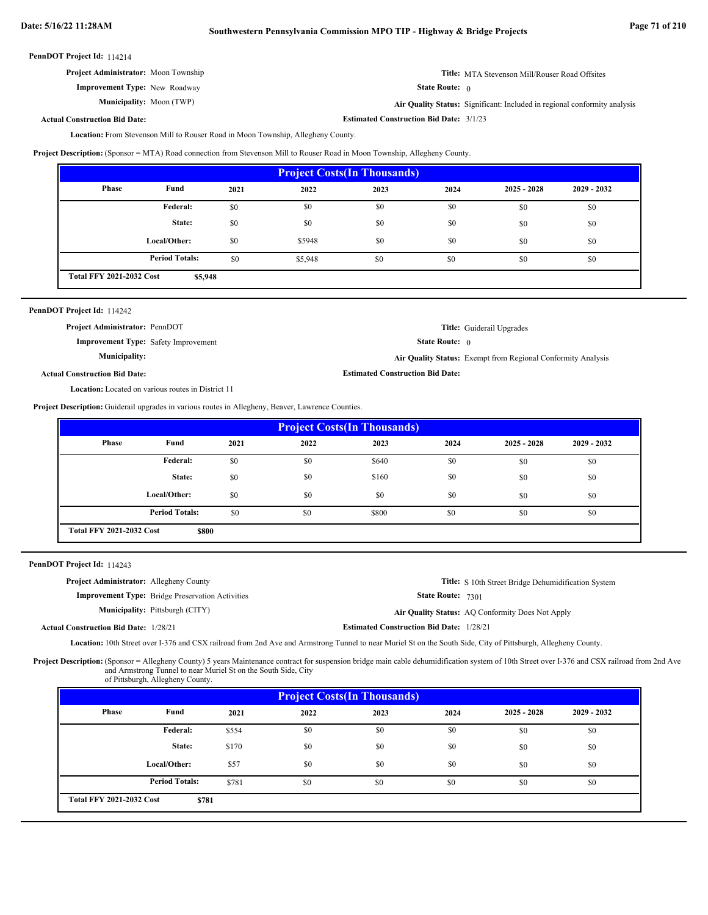**PennDOT Project Id:** 114214

**Project Administrator:** Moon Township
**Improvement Type:** New Roadway
**Municipality:** Moon (TWP)
**Actual Construction Bid Date:**

**Title:** MTA Stevenson Mill/Rouser Road Offsites
**State Route:** 0
**Air Quality Status:** Significant: Included in regional conformity analysis
**Estimated Construction Bid Date:** 3/1/23

**Location:** From Stevenson Mill to Rouser Road in Moon Township, Allegheny County.

**Project Description:** (Sponsor = MTA) Road connection from Stevenson Mill to Rouser Road in Moon Township, Allegheny County.

| Project Costs(In Thousands) | | | | | | | |
|---|---|---|---|---|---|---|---|
| Phase | Fund | 2021 | 2022 | 2023 | 2024 | 2025 - 2028 | 2029 - 2032 |
| | Federal: | $0 | $0 | $0 | $0 | $0 | $0 |
| | State: | $0 | $0 | $0 | $0 | $0 | $0 |
| | Local/Other: | $0 | $5948 | $0 | $0 | $0 | $0 |
| | Period Totals: | $0 | $5,948 | $0 | $0 | $0 | $0 |
| Total FFY 2021-2032 Cost | $5,948 | | | | | | |

**PennDOT Project Id:** 114242

**Project Administrator:** PennDOT
**Improvement Type:** Safety Improvement
**Municipality:**
**Actual Construction Bid Date:**

**Title:** Guiderail Upgrades
**State Route:** 0
**Air Quality Status:** Exempt from Regional Conformity Analysis
**Estimated Construction Bid Date:**

**Location:** Located on various routes in District 11

**Project Description:** Guiderail upgrades in various routes in Allegheny, Beaver, Lawrence Counties.

| Project Costs(In Thousands) | | | | | | | |
|---|---|---|---|---|---|---|---|
| Phase | Fund | 2021 | 2022 | 2023 | 2024 | 2025 - 2028 | 2029 - 2032 |
| | Federal: | $0 | $0 | $640 | $0 | $0 | $0 |
| | State: | $0 | $0 | $160 | $0 | $0 | $0 |
| | Local/Other: | $0 | $0 | $0 | $0 | $0 | $0 |
| | Period Totals: | $0 | $0 | $800 | $0 | $0 | $0 |
| Total FFY 2021-2032 Cost | $800 | | | | | | |

**PennDOT Project Id:** 114243

**Project Administrator:** Allegheny County
**Improvement Type:** Bridge Preservation Activities
**Municipality:** Pittsburgh (CITY)
**Actual Construction Bid Date:** 1/28/21

**Title:** S 10th Street Bridge Dehumidification System
**State Route:** 7301
**Air Quality Status:** AQ Conformity Does Not Apply
**Estimated Construction Bid Date:** 1/28/21

**Location:** 10th Street over I-376 and CSX railroad from 2nd Ave and Armstrong Tunnel to near Muriel St on the South Side, City of Pittsburgh, Allegheny County.

**Project Description:** (Sponsor = Allegheny County) 5 years Maintenance contract for suspension bridge main cable dehumidification system of 10th Street over I-376 and CSX railroad from 2nd Ave and Armstrong Tunnel to near Muriel St on the South Side, City of Pittsburgh, Allegheny County.

| Project Costs(In Thousands) | | | | | | | |
|---|---|---|---|---|---|---|---|
| Phase | Fund | 2021 | 2022 | 2023 | 2024 | 2025 - 2028 | 2029 - 2032 |
| | Federal: | $554 | $0 | $0 | $0 | $0 | $0 |
| | State: | $170 | $0 | $0 | $0 | $0 | $0 |
| | Local/Other: | $57 | $0 | $0 | $0 | $0 | $0 |
| | Period Totals: | $781 | $0 | $0 | $0 | $0 | $0 |
| Total FFY 2021-2032 Cost | $781 | | | | | | |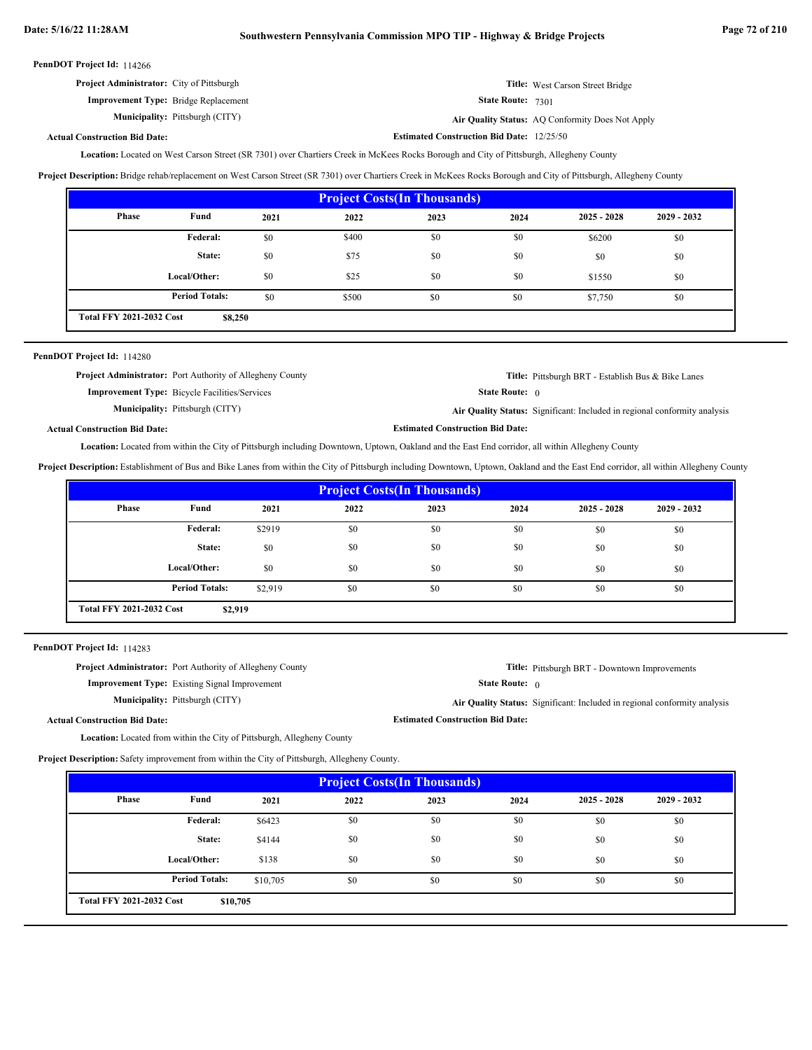**PennDOT Project Id:** 114266

**Project Administrator:** City of Pittsburgh

**Title:** West Carson Street Bridge

**Improvement Type:** Bridge Replacement

**State Route:** 7301

**Municipality:** Pittsburgh (CITY)

**Air Quality Status:** AQ Conformity Does Not Apply

**Actual Construction Bid Date:**

**Estimated Construction Bid Date:** 12/25/50

**Location:** Located on West Carson Street (SR 7301) over Chartiers Creek in McKees Rocks Borough and City of Pittsburgh, Allegheny County

**Project Description:** Bridge rehab/replacement on West Carson Street (SR 7301) over Chartiers Creek in McKees Rocks Borough and City of Pittsburgh, Allegheny County

**Project Costs(In Thousands)**

| Phase | Fund | 2021 | 2022 | 2023 | 2024 | 2025 - 2028 | 2029 - 2032 |
|---|---|---|---|---|---|---|---|
| | Federal: | $0 | $400 | $0 | $0 | $6200 | $0 |
| | State: | $0 | $75 | $0 | $0 | $0 | $0 |
| | Local/Other: | $0 | $25 | $0 | $0 | $1550 | $0 |
| | Period Totals: | $0 | $500 | $0 | $0 | $7,750 | $0 |
| Total FFY 2021-2032 Cost | $8,250 | | | | | | |

---

**PennDOT Project Id:** 114280

**Project Administrator:** Port Authority of Allegheny County

**Title:** Pittsburgh BRT - Establish Bus & Bike Lanes

**Improvement Type:** Bicycle Facilities/Services

**State Route:** 0

**Municipality:** Pittsburgh (CITY)

**Air Quality Status:** Significant: Included in regional conformity analysis

**Actual Construction Bid Date:**

**Estimated Construction Bid Date:**

**Location:** Located from within the City of Pittsburgh including Downtown, Uptown, Oakland and the East End corridor, all within Allegheny County

**Project Description:** Establishment of Bus and Bike Lanes from within the City of Pittsburgh including Downtown, Uptown, Oakland and the East End corridor, all within Allegheny County

**Project Costs(In Thousands)**

| Phase | Fund | 2021 | 2022 | 2023 | 2024 | 2025 - 2028 | 2029 - 2032 |
|---|---|---|---|---|---|---|---|
| | Federal: | $2919 | $0 | $0 | $0 | $0 | $0 |
| | State: | $0 | $0 | $0 | $0 | $0 | $0 |
| | Local/Other: | $0 | $0 | $0 | $0 | $0 | $0 |
| | Period Totals: | $2,919 | $0 | $0 | $0 | $0 | $0 |
| Total FFY 2021-2032 Cost | $2,919 | | | | | | |

---

**PennDOT Project Id:** 114283

**Project Administrator:** Port Authority of Allegheny County

**Title:** Pittsburgh BRT - Downtown Improvements

**Improvement Type:** Existing Signal Improvement

**State Route:** 0

**Municipality:** Pittsburgh (CITY)

**Air Quality Status:** Significant: Included in regional conformity analysis

**Actual Construction Bid Date:**

**Estimated Construction Bid Date:**

**Location:** Located from within the City of Pittsburgh, Allegheny County

**Project Description:** Safety improvement from within the City of Pittsburgh, Allegheny County.

**Project Costs(In Thousands)**

| Phase | Fund | 2021 | 2022 | 2023 | 2024 | 2025 - 2028 | 2029 - 2032 |
|---|---|---|---|---|---|---|---|
| | Federal: | $6423 | $0 | $0 | $0 | $0 | $0 |
| | State: | $4144 | $0 | $0 | $0 | $0 | $0 |
| | Local/Other: | $138 | $0 | $0 | $0 | $0 | $0 |
| | Period Totals: | $10,705 | $0 | $0 | $0 | $0 | $0 |
| Total FFY 2021-2032 Cost | $10,705 | | | | | | |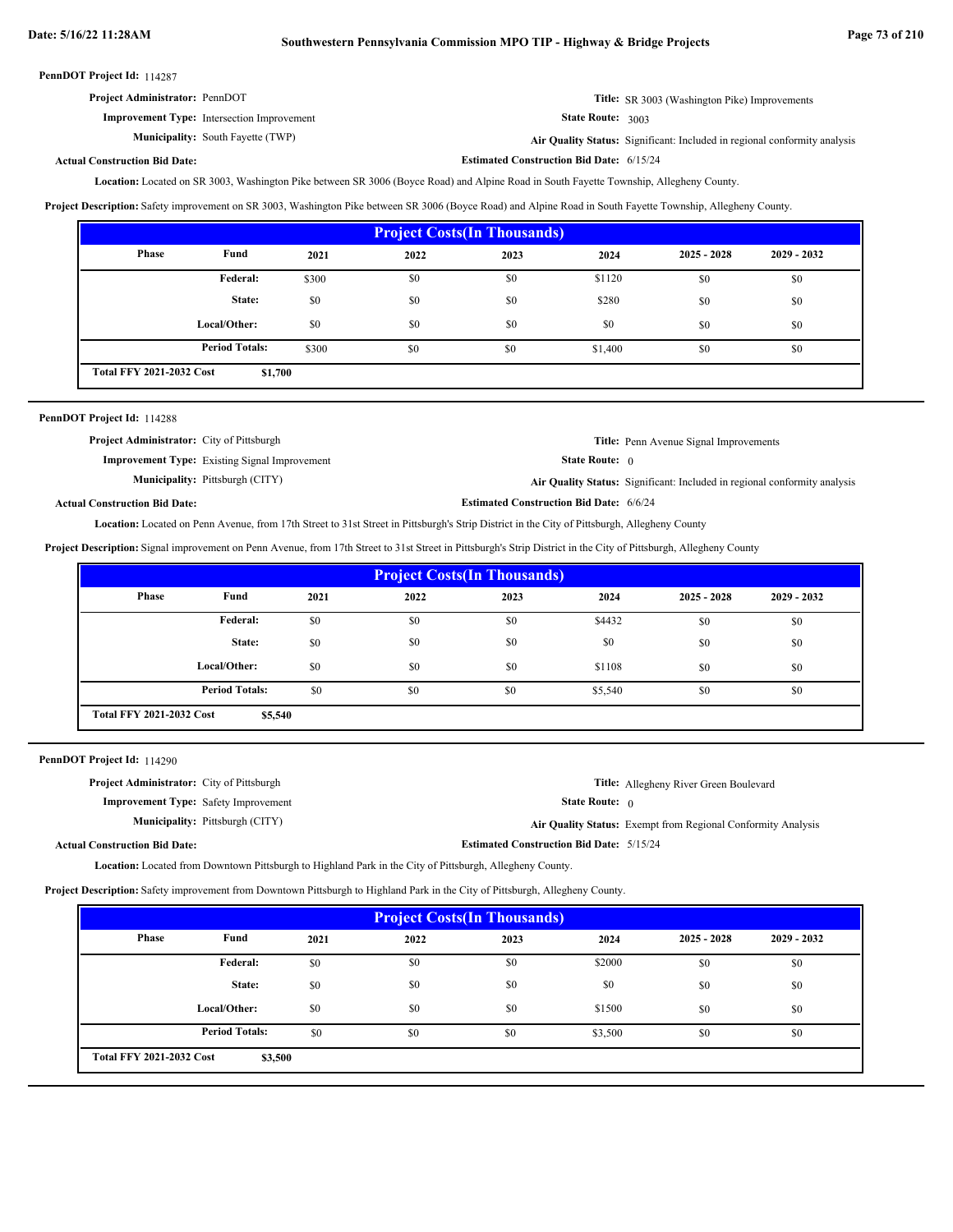**PennDOT Project Id:** 114287

**Project Administrator:** PennDOT

**Title:** SR 3003 (Washington Pike) Improvements

**Improvement Type:** Intersection Improvement

**State Route:** 3003

**Municipality:** South Fayette (TWP)

**Air Quality Status:** Significant: Included in regional conformity analysis

**Actual Construction Bid Date:**

**Estimated Construction Bid Date:** 6/15/24

**Location:** Located on SR 3003, Washington Pike between SR 3006 (Boyce Road) and Alpine Road in South Fayette Township, Allegheny County.

**Project Description:** Safety improvement on SR 3003, Washington Pike between SR 3006 (Boyce Road) and Alpine Road in South Fayette Township, Allegheny County.

| Project Costs(In Thousands) | | | | | | | |
|---|---|---|---|---|---|---|---|
| Phase | Fund | 2021 | 2022 | 2023 | 2024 | 2025 - 2028 | 2029 - 2032 |
| | Federal: | $300 | $0 | $0 | $1120 | $0 | $0 |
| | State: | $0 | $0 | $0 | $280 | $0 | $0 |
| | Local/Other: | $0 | $0 | $0 | $0 | $0 | $0 |
| | Period Totals: | $300 | $0 | $0 | $1,400 | $0 | $0 |
| Total FFY 2021-2032 Cost | $1,700 | | | | | | |

---

**PennDOT Project Id:** 114288

**Project Administrator:** City of Pittsburgh

**Title:** Penn Avenue Signal Improvements

**Improvement Type:** Existing Signal Improvement

**State Route:** 0

**Municipality:** Pittsburgh (CITY)

**Air Quality Status:** Significant: Included in regional conformity analysis

**Actual Construction Bid Date:**

**Estimated Construction Bid Date:** 6/6/24

**Location:** Located on Penn Avenue, from 17th Street to 31st Street in Pittsburgh's Strip District in the City of Pittsburgh, Allegheny County

**Project Description:** Signal improvement on Penn Avenue, from 17th Street to 31st Street in Pittsburgh's Strip District in the City of Pittsburgh, Allegheny County

| Project Costs(In Thousands) | | | | | | | |
|---|---|---|---|---|---|---|---|
| Phase | Fund | 2021 | 2022 | 2023 | 2024 | 2025 - 2028 | 2029 - 2032 |
| | Federal: | $0 | $0 | $0 | $4432 | $0 | $0 |
| | State: | $0 | $0 | $0 | $0 | $0 | $0 |
| | Local/Other: | $0 | $0 | $0 | $1108 | $0 | $0 |
| | Period Totals: | $0 | $0 | $0 | $5,540 | $0 | $0 |
| Total FFY 2021-2032 Cost | $5,540 | | | | | | |

---

**PennDOT Project Id:** 114290

**Project Administrator:** City of Pittsburgh

**Title:** Allegheny River Green Boulevard

**Improvement Type:** Safety Improvement

**State Route:** 0

**Municipality:** Pittsburgh (CITY)

**Air Quality Status:** Exempt from Regional Conformity Analysis

**Actual Construction Bid Date:**

**Estimated Construction Bid Date:** 5/15/24

**Location:** Located from Downtown Pittsburgh to Highland Park in the City of Pittsburgh, Allegheny County.

**Project Description:** Safety improvement from Downtown Pittsburgh to Highland Park in the City of Pittsburgh, Allegheny County.

| Project Costs(In Thousands) | | | | | | | |
|---|---|---|---|---|---|---|---|
| Phase | Fund | 2021 | 2022 | 2023 | 2024 | 2025 - 2028 | 2029 - 2032 |
| | Federal: | $0 | $0 | $0 | $2000 | $0 | $0 |
| | State: | $0 | $0 | $0 | $0 | $0 | $0 |
| | Local/Other: | $0 | $0 | $0 | $1500 | $0 | $0 |
| | Period Totals: | $0 | $0 | $0 | $3,500 | $0 | $0 |
| Total FFY 2021-2032 Cost | $3,500 | | | | | | |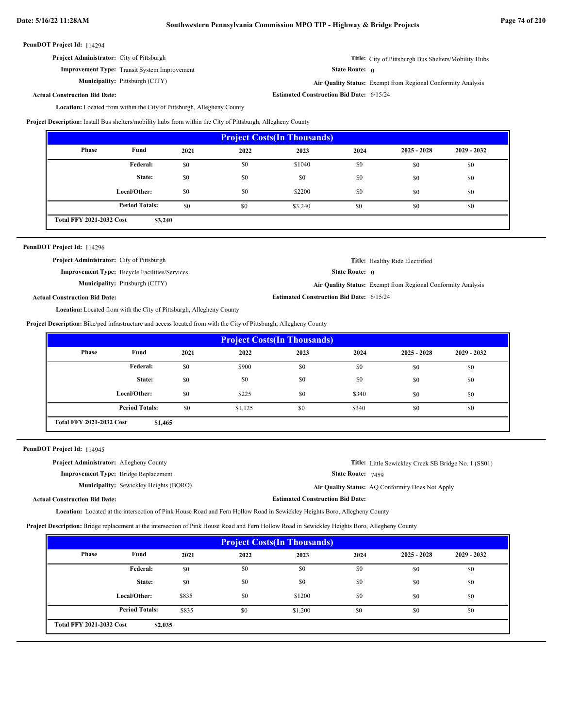**PennDOT Project Id:** 114294

**Project Administrator:** City of Pittsburgh

**Title:** City of Pittsburgh Bus Shelters/Mobility Hubs

**Improvement Type:** Transit System Improvement

**State Route:** 0

**Municipality:** Pittsburgh (CITY)

**Air Quality Status:** Exempt from Regional Conformity Analysis

**Actual Construction Bid Date:**

**Estimated Construction Bid Date:** 6/15/24

**Location:** Located from within the City of Pittsburgh, Allegheny County

**Project Description:** Install Bus shelters/mobility hubs from within the City of Pittsburgh, Allegheny County

| Project Costs(In Thousands) | | | | | | | |
|---|---|---|---|---|---|---|---|
| Phase | Fund | 2021 | 2022 | 2023 | 2024 | 2025 - 2028 | 2029 - 2032 |
| | Federal: | $0 | $0 | $1040 | $0 | $0 | $0 |
| | State: | $0 | $0 | $0 | $0 | $0 | $0 |
| | Local/Other: | $0 | $0 | $2200 | $0 | $0 | $0 |
| | Period Totals: | $0 | $0 | $3,240 | $0 | $0 | $0 |
| Total FFY 2021-2032 Cost | $3,240 | | | | | | |

---

**PennDOT Project Id:** 114296

**Project Administrator:** City of Pittsburgh

**Title:** Healthy Ride Electrified

**Improvement Type:** Bicycle Facilities/Services

**State Route:** 0

**Municipality:** Pittsburgh (CITY)

**Air Quality Status:** Exempt from Regional Conformity Analysis

**Actual Construction Bid Date:**

**Estimated Construction Bid Date:** 6/15/24

**Location:** Located from with the City of Pittsburgh, Allegheny County

**Project Description:** Bike/ped infrastructure and access located from with the City of Pittsburgh, Allegheny County

| Project Costs(In Thousands) | | | | | | | |
|---|---|---|---|---|---|---|---|
| Phase | Fund | 2021 | 2022 | 2023 | 2024 | 2025 - 2028 | 2029 - 2032 |
| | Federal: | $0 | $900 | $0 | $0 | $0 | $0 |
| | State: | $0 | $0 | $0 | $0 | $0 | $0 |
| | Local/Other: | $0 | $225 | $0 | $340 | $0 | $0 |
| | Period Totals: | $0 | $1,125 | $0 | $340 | $0 | $0 |
| Total FFY 2021-2032 Cost | $1,465 | | | | | | |

---

**PennDOT Project Id:** 114945

**Project Administrator:** Allegheny County

**Title:** Little Sewickley Creek SB Bridge No. 1 (SS01)

**Improvement Type:** Bridge Replacement

**State Route:** 7459

**Municipality:** Sewickley Heights (BORO)

**Air Quality Status:** AQ Conformity Does Not Apply

**Actual Construction Bid Date:**

**Estimated Construction Bid Date:**

**Location:** Located at the intersection of Pink House Road and Fern Hollow Road in Sewickley Heights Boro, Allegheny County

**Project Description:** Bridge replacement at the intersection of Pink House Road and Fern Hollow Road in Sewickley Heights Boro, Allegheny County

| Project Costs(In Thousands) | | | | | | | |
|---|---|---|---|---|---|---|---|
| Phase | Fund | 2021 | 2022 | 2023 | 2024 | 2025 - 2028 | 2029 - 2032 |
| | Federal: | $0 | $0 | $0 | $0 | $0 | $0 |
| | State: | $0 | $0 | $0 | $0 | $0 | $0 |
| | Local/Other: | $835 | $0 | $1200 | $0 | $0 | $0 |
| | Period Totals: | $835 | $0 | $1,200 | $0 | $0 | $0 |
| Total FFY 2021-2032 Cost | $2,035 | | | | | | |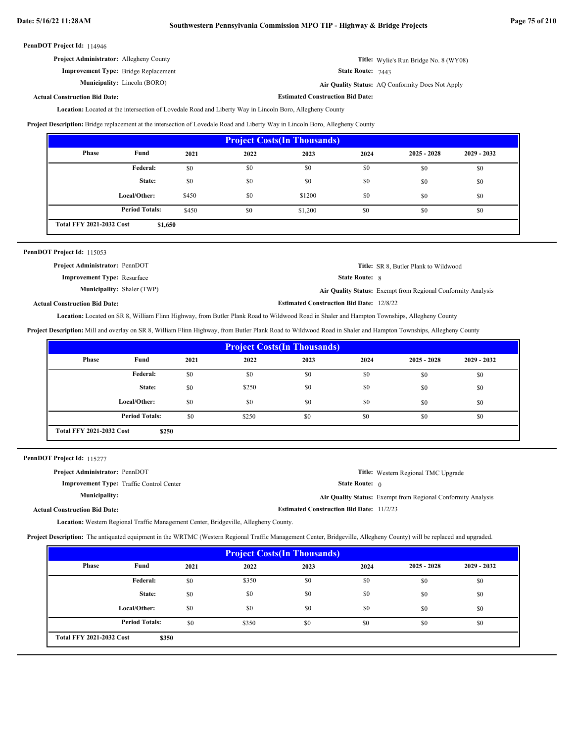**PennDOT Project Id:** 114946

**Project Administrator:** Allegheny County

**Improvement Type:** Bridge Replacement

**Municipality:** Lincoln (BORO)

**Title:** Wylie's Run Bridge No. 8 (WY08)

**State Route:** 7443

**Air Quality Status:** AQ Conformity Does Not Apply

**Actual Construction Bid Date:**

**Estimated Construction Bid Date:**

**Location:** Located at the intersection of Lovedale Road and Liberty Way in Lincoln Boro, Allegheny County

**Project Description:** Bridge replacement at the intersection of Lovedale Road and Liberty Way in Lincoln Boro, Allegheny County

| Project Costs(In Thousands) | | | | | | | |
|---|---|---|---|---|---|---|---|
| Phase | Fund | 2021 | 2022 | 2023 | 2024 | 2025 - 2028 | 2029 - 2032 |
| | Federal: | $0 | $0 | $0 | $0 | $0 | $0 |
| | State: | $0 | $0 | $0 | $0 | $0 | $0 |
| | Local/Other: | $450 | $0 | $1200 | $0 | $0 | $0 |
| | Period Totals: | $450 | $0 | $1,200 | $0 | $0 | $0 |
| Total FFY 2021-2032 Cost | $1,650 | | | | | | |

**PennDOT Project Id:** 115053

**Project Administrator:** PennDOT

**Improvement Type:** Resurface

**Municipality:** Shaler (TWP)

**Title:** SR 8, Butler Plank to Wildwood

**State Route:** 8

**Air Quality Status:** Exempt from Regional Conformity Analysis

**Actual Construction Bid Date:**

**Estimated Construction Bid Date:** 12/8/22

**Location:** Located on SR 8, William Flinn Highway, from Butler Plank Road to Wildwood Road in Shaler and Hampton Townships, Allegheny County

**Project Description:** Mill and overlay on SR 8, William Flinn Highway, from Butler Plank Road to Wildwood Road in Shaler and Hampton Townships, Allegheny County

| Project Costs(In Thousands) | | | | | | | |
|---|---|---|---|---|---|---|---|
| Phase | Fund | 2021 | 2022 | 2023 | 2024 | 2025 - 2028 | 2029 - 2032 |
| | Federal: | $0 | $0 | $0 | $0 | $0 | $0 |
| | State: | $0 | $250 | $0 | $0 | $0 | $0 |
| | Local/Other: | $0 | $0 | $0 | $0 | $0 | $0 |
| | Period Totals: | $0 | $250 | $0 | $0 | $0 | $0 |
| Total FFY 2021-2032 Cost | $250 | | | | | | |

**PennDOT Project Id:** 115277

**Project Administrator:** PennDOT

**Improvement Type:** Traffic Control Center

**Municipality:**

**Title:** Western Regional TMC Upgrade

**State Route:** 0

**Air Quality Status:** Exempt from Regional Conformity Analysis

**Actual Construction Bid Date:**

**Estimated Construction Bid Date:** 11/2/23

**Location:** Western Regional Traffic Management Center, Bridgeville, Allegheny County.

**Project Description:** The antiquated equipment in the WRTMC (Western Regional Traffic Management Center, Bridgeville, Allegheny County) will be replaced and upgraded.

| Project Costs(In Thousands) | | | | | | | |
|---|---|---|---|---|---|---|---|
| Phase | Fund | 2021 | 2022 | 2023 | 2024 | 2025 - 2028 | 2029 - 2032 |
| | Federal: | $0 | $350 | $0 | $0 | $0 | $0 |
| | State: | $0 | $0 | $0 | $0 | $0 | $0 |
| | Local/Other: | $0 | $0 | $0 | $0 | $0 | $0 |
| | Period Totals: | $0 | $350 | $0 | $0 | $0 | $0 |
| Total FFY 2021-2032 Cost | $350 | | | | | | |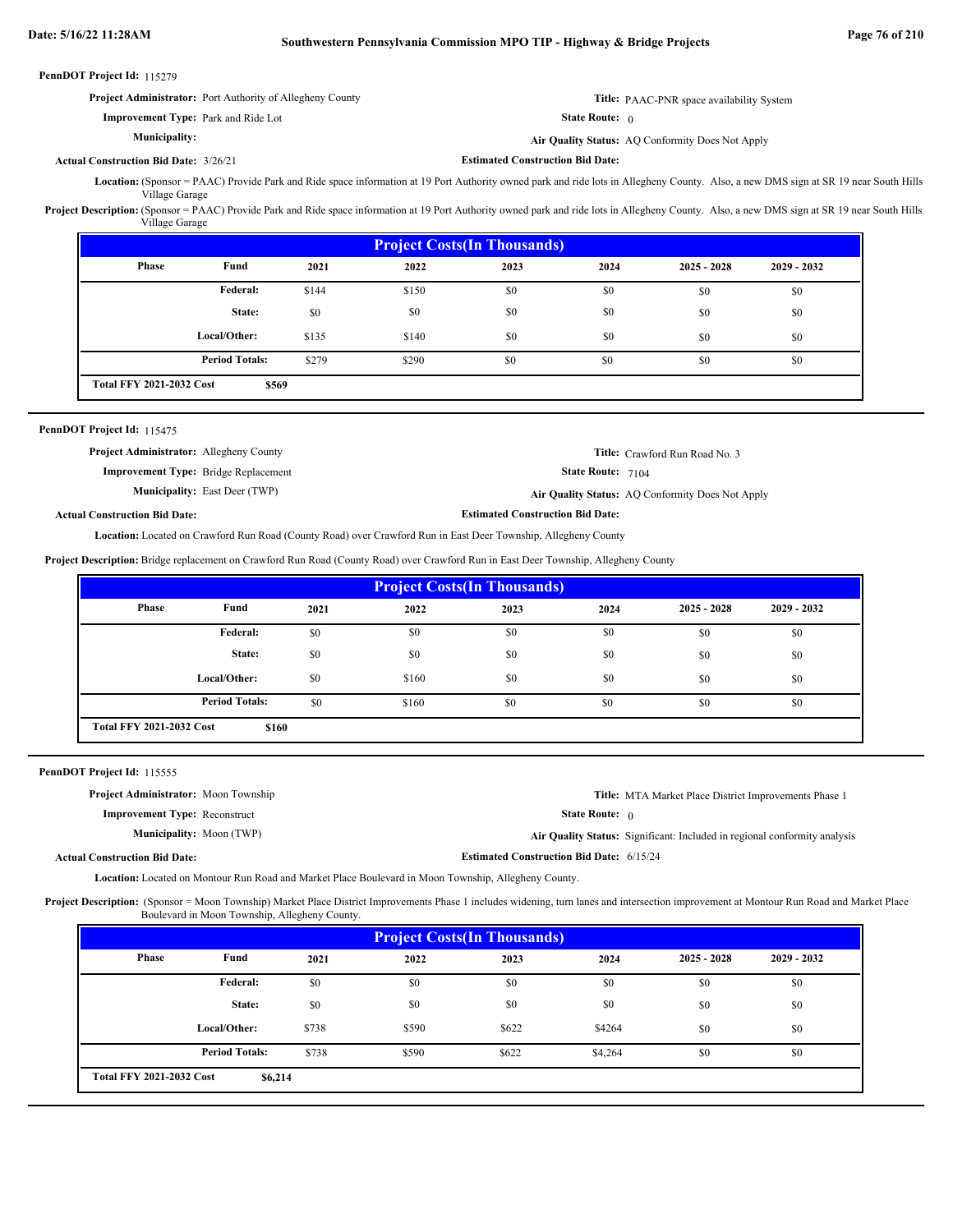**PennDOT Project Id:** 115279

**Project Administrator:** Port Authority of Allegheny County

**Title:** PAAC-PNR space availability System

**Improvement Type:** Park and Ride Lot

**State Route:** 0

**Municipality:**

**Air Quality Status:** AQ Conformity Does Not Apply

**Actual Construction Bid Date:** 3/26/21

**Estimated Construction Bid Date:**

**Location:** (Sponsor = PAAC) Provide Park and Ride space information at 19 Port Authority owned park and ride lots in Allegheny County. Also, a new DMS sign at SR 19 near South Hills Village Garage

**Project Description:** (Sponsor = PAAC) Provide Park and Ride space information at 19 Port Authority owned park and ride lots in Allegheny County. Also, a new DMS sign at SR 19 near South Hills Village Garage

**Project Costs(In Thousands)**

| Phase | Fund | 2021 | 2022 | 2023 | 2024 | 2025 - 2028 | 2029 - 2032 |
|---|---|---|---|---|---|---|---|
| | Federal: | $144 | $150 | $0 | $0 | $0 | $0 |
| | State: | $0 | $0 | $0 | $0 | $0 | $0 |
| | Local/Other: | $135 | $140 | $0 | $0 | $0 | $0 |
| | Period Totals: | $279 | $290 | $0 | $0 | $0 | $0 |

**Total FFY 2021-2032 Cost** $569

---

**PennDOT Project Id:** 115475

**Project Administrator:** Allegheny County

**Title:** Crawford Run Road No. 3

**Improvement Type:** Bridge Replacement

**State Route:** 7104

**Municipality:** East Deer (TWP)

**Air Quality Status:** AQ Conformity Does Not Apply

**Actual Construction Bid Date:**

**Estimated Construction Bid Date:**

**Location:** Located on Crawford Run Road (County Road) over Crawford Run in East Deer Township, Allegheny County

**Project Description:** Bridge replacement on Crawford Run Road (County Road) over Crawford Run in East Deer Township, Allegheny County

**Project Costs(In Thousands)**

| Phase | Fund | 2021 | 2022 | 2023 | 2024 | 2025 - 2028 | 2029 - 2032 |
|---|---|---|---|---|---|---|---|
| | Federal: | $0 | $0 | $0 | $0 | $0 | $0 |
| | State: | $0 | $0 | $0 | $0 | $0 | $0 |
| | Local/Other: | $0 | $160 | $0 | $0 | $0 | $0 |
| | Period Totals: | $0 | $160 | $0 | $0 | $0 | $0 |

**Total FFY 2021-2032 Cost** $160

---

**PennDOT Project Id:** 115555

**Project Administrator:** Moon Township

**Title:** MTA Market Place District Improvements Phase 1

**Improvement Type:** Reconstruct

**State Route:** 0

**Municipality:** Moon (TWP)

**Air Quality Status:** Significant: Included in regional conformity analysis

**Actual Construction Bid Date:**

**Estimated Construction Bid Date:** 6/15/24

**Location:** Located on Montour Run Road and Market Place Boulevard in Moon Township, Allegheny County.

**Project Description:** (Sponsor = Moon Township) Market Place District Improvements Phase 1 includes widening, turn lanes and intersection improvement at Montour Run Road and Market Place Boulevard in Moon Township, Allegheny County.

**Project Costs(In Thousands)**

| Phase | Fund | 2021 | 2022 | 2023 | 2024 | 2025 - 2028 | 2029 - 2032 |
|---|---|---|---|---|---|---|---|
| | Federal: | $0 | $0 | $0 | $0 | $0 | $0 |
| | State: | $0 | $0 | $0 | $0 | $0 | $0 |
| | Local/Other: | $738 | $590 | $622 | $4264 | $0 | $0 |
| | Period Totals: | $738 | $590 | $622 | $4,264 | $0 | $0 |

**Total FFY 2021-2032 Cost** $6,214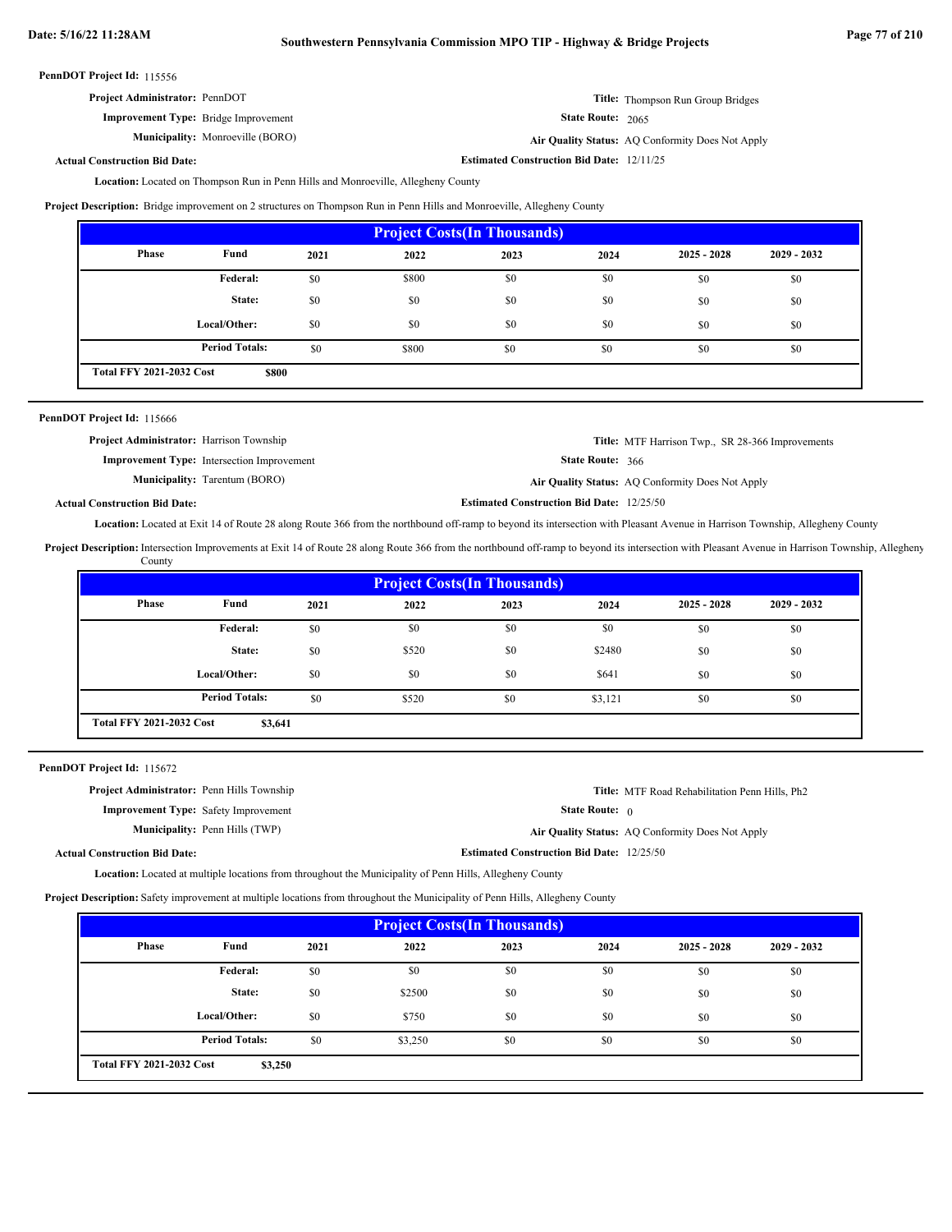**PennDOT Project Id:** 115556

**Project Administrator:** PennDOT

**Title:** Thompson Run Group Bridges

**Improvement Type:** Bridge Improvement

**State Route:** 2065

**Municipality:** Monroeville (BORO)

**Air Quality Status:** AQ Conformity Does Not Apply

**Actual Construction Bid Date:**

**Estimated Construction Bid Date:** 12/11/25

**Location:** Located on Thompson Run in Penn Hills and Monroeville, Allegheny County

**Project Description:** Bridge improvement on 2 structures on Thompson Run in Penn Hills and Monroeville, Allegheny County

| Project Costs(In Thousands) | | | | | | | |
|---|---|---|---|---|---|---|---|
| Phase | Fund | 2021 | 2022 | 2023 | 2024 | 2025 - 2028 | 2029 - 2032 |
| | Federal: | $0 | $800 | $0 | $0 | $0 | $0 |
| | State: | $0 | $0 | $0 | $0 | $0 | $0 |
| | Local/Other: | $0 | $0 | $0 | $0 | $0 | $0 |
| | Period Totals: | $0 | $800 | $0 | $0 | $0 | $0 |
| Total FFY 2021-2032 Cost | $800 | | | | | | |

---

**PennDOT Project Id:** 115666

**Project Administrator:** Harrison Township

**Title:** MTF Harrison Twp., SR 28-366 Improvements

**Improvement Type:** Intersection Improvement

**State Route:** 366

**Municipality:** Tarentum (BORO)

**Air Quality Status:** AQ Conformity Does Not Apply

**Actual Construction Bid Date:**

**Estimated Construction Bid Date:** 12/25/50

**Location:** Located at Exit 14 of Route 28 along Route 366 from the northbound off-ramp to beyond its intersection with Pleasant Avenue in Harrison Township, Allegheny County

**Project Description:** Intersection Improvements at Exit 14 of Route 28 along Route 366 from the northbound off-ramp to beyond its intersection with Pleasant Avenue in Harrison Township, Allegheny County

| Project Costs(In Thousands) | | | | | | | |
|---|---|---|---|---|---|---|---|
| Phase | Fund | 2021 | 2022 | 2023 | 2024 | 2025 - 2028 | 2029 - 2032 |
| | Federal: | $0 | $0 | $0 | $0 | $0 | $0 |
| | State: | $0 | $520 | $0 | $2480 | $0 | $0 |
| | Local/Other: | $0 | $0 | $0 | $641 | $0 | $0 |
| | Period Totals: | $0 | $520 | $0 | $3,121 | $0 | $0 |
| Total FFY 2021-2032 Cost | $3,641 | | | | | | |

---

**PennDOT Project Id:** 115672

**Project Administrator:** Penn Hills Township

**Title:** MTF Road Rehabilitation Penn Hills, Ph2

**Improvement Type:** Safety Improvement

**State Route:** 0

**Municipality:** Penn Hills (TWP)

**Air Quality Status:** AQ Conformity Does Not Apply

**Actual Construction Bid Date:**

**Estimated Construction Bid Date:** 12/25/50

**Location:** Located at multiple locations from throughout the Municipality of Penn Hills, Allegheny County

**Project Description:** Safety improvement at multiple locations from throughout the Municipality of Penn Hills, Allegheny County

| Project Costs(In Thousands) | | | | | | | |
|---|---|---|---|---|---|---|---|
| Phase | Fund | 2021 | 2022 | 2023 | 2024 | 2025 - 2028 | 2029 - 2032 |
| | Federal: | $0 | $0 | $0 | $0 | $0 | $0 |
| | State: | $0 | $2500 | $0 | $0 | $0 | $0 |
| | Local/Other: | $0 | $750 | $0 | $0 | $0 | $0 |
| | Period Totals: | $0 | $3,250 | $0 | $0 | $0 | $0 |
| Total FFY 2021-2032 Cost | $3,250 | | | | | | |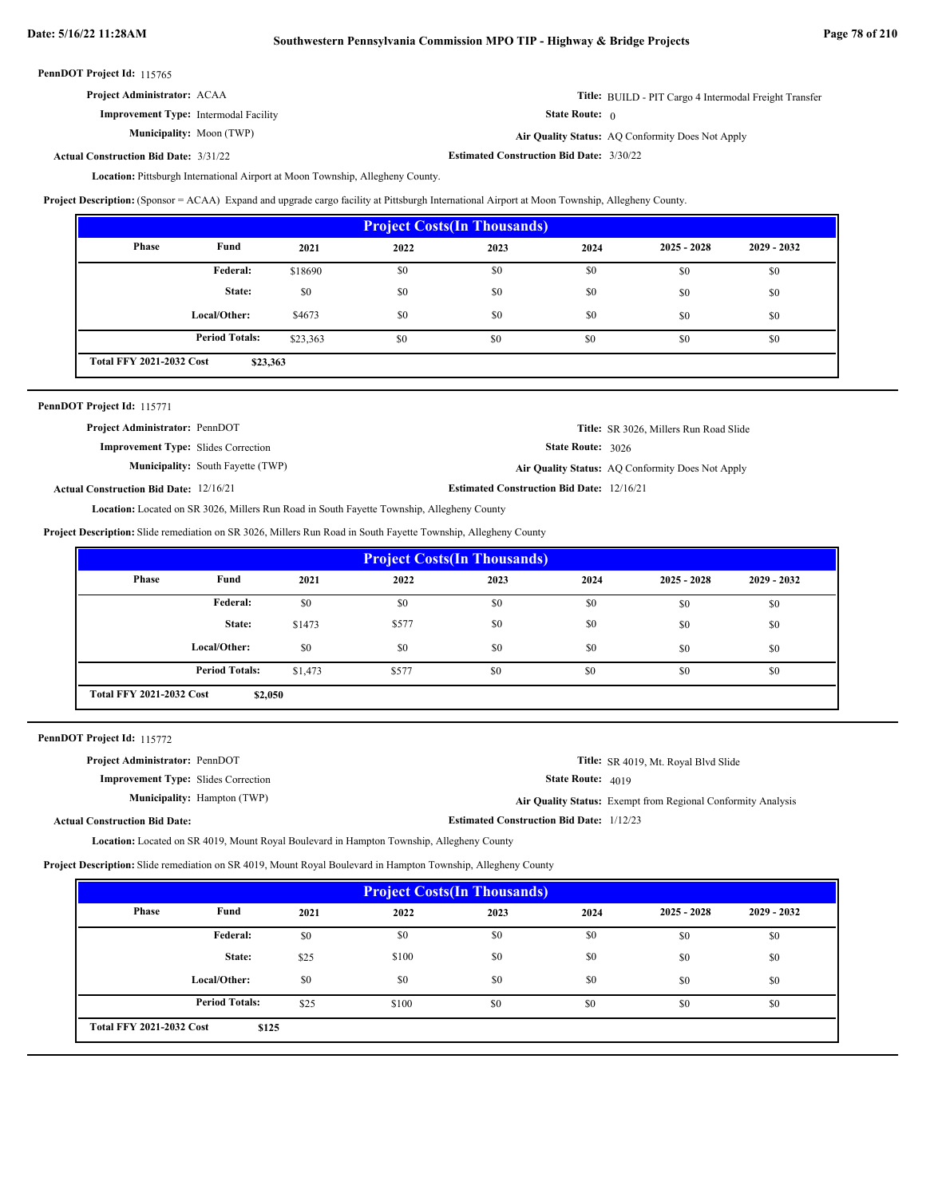**PennDOT Project Id:** 115765

**Project Administrator:** ACAA

**Title:** BUILD - PIT Cargo 4 Intermodal Freight Transfer

**Improvement Type:** Intermodal Facility

**State Route:** 0

**Municipality:** Moon (TWP)

**Air Quality Status:** AQ Conformity Does Not Apply

**Actual Construction Bid Date:** 3/31/22

**Estimated Construction Bid Date:** 3/30/22

**Location:** Pittsburgh International Airport at Moon Township, Allegheny County.

**Project Description:** (Sponsor = ACAA) Expand and upgrade cargo facility at Pittsburgh International Airport at Moon Township, Allegheny County.

| Phase | Fund | 2021 | 2022 | 2023 | 2024 | 2025 - 2028 | 2029 - 2032 |
|---|---|---|---|---|---|---|---|
| | Federal: | $18690 | $0 | $0 | $0 | $0 | $0 |
| | State: | $0 | $0 | $0 | $0 | $0 | $0 |
| | Local/Other: | $4673 | $0 | $0 | $0 | $0 | $0 |
| | Period Totals: | $23,363 | $0 | $0 | $0 | $0 | $0 |
| Total FFY 2021-2032 Cost | | $23,363 | | | | | |

---

**PennDOT Project Id:** 115771

**Project Administrator:** PennDOT

**Title:** SR 3026, Millers Run Road Slide

**Improvement Type:** Slides Correction

**State Route:** 3026

**Municipality:** South Fayette (TWP)

**Air Quality Status:** AQ Conformity Does Not Apply

**Actual Construction Bid Date:** 12/16/21

**Estimated Construction Bid Date:** 12/16/21

**Location:** Located on SR 3026, Millers Run Road in South Fayette Township, Allegheny County

**Project Description:** Slide remediation on SR 3026, Millers Run Road in South Fayette Township, Allegheny County

| Phase | Fund | 2021 | 2022 | 2023 | 2024 | 2025 - 2028 | 2029 - 2032 |
|---|---|---|---|---|---|---|---|
| | Federal: | $0 | $0 | $0 | $0 | $0 | $0 |
| | State: | $1473 | $577 | $0 | $0 | $0 | $0 |
| | Local/Other: | $0 | $0 | $0 | $0 | $0 | $0 |
| | Period Totals: | $1,473 | $577 | $0 | $0 | $0 | $0 |
| Total FFY 2021-2032 Cost | | $2,050 | | | | | |

---

**PennDOT Project Id:** 115772

**Project Administrator:** PennDOT

**Title:** SR 4019, Mt. Royal Blvd Slide

**Improvement Type:** Slides Correction

**State Route:** 4019

**Municipality:** Hampton (TWP)

**Air Quality Status:** Exempt from Regional Conformity Analysis

**Actual Construction Bid Date:**

**Estimated Construction Bid Date:** 1/12/23

**Location:** Located on SR 4019, Mount Royal Boulevard in Hampton Township, Allegheny County

**Project Description:** Slide remediation on SR 4019, Mount Royal Boulevard in Hampton Township, Allegheny County

| Phase | Fund | 2021 | 2022 | 2023 | 2024 | 2025 - 2028 | 2029 - 2032 |
|---|---|---|---|---|---|---|---|
| | Federal: | $0 | $0 | $0 | $0 | $0 | $0 |
| | State: | $25 | $100 | $0 | $0 | $0 | $0 |
| | Local/Other: | $0 | $0 | $0 | $0 | $0 | $0 |
| | Period Totals: | $25 | $100 | $0 | $0 | $0 | $0 |
| Total FFY 2021-2032 Cost | | $125 | | | | | |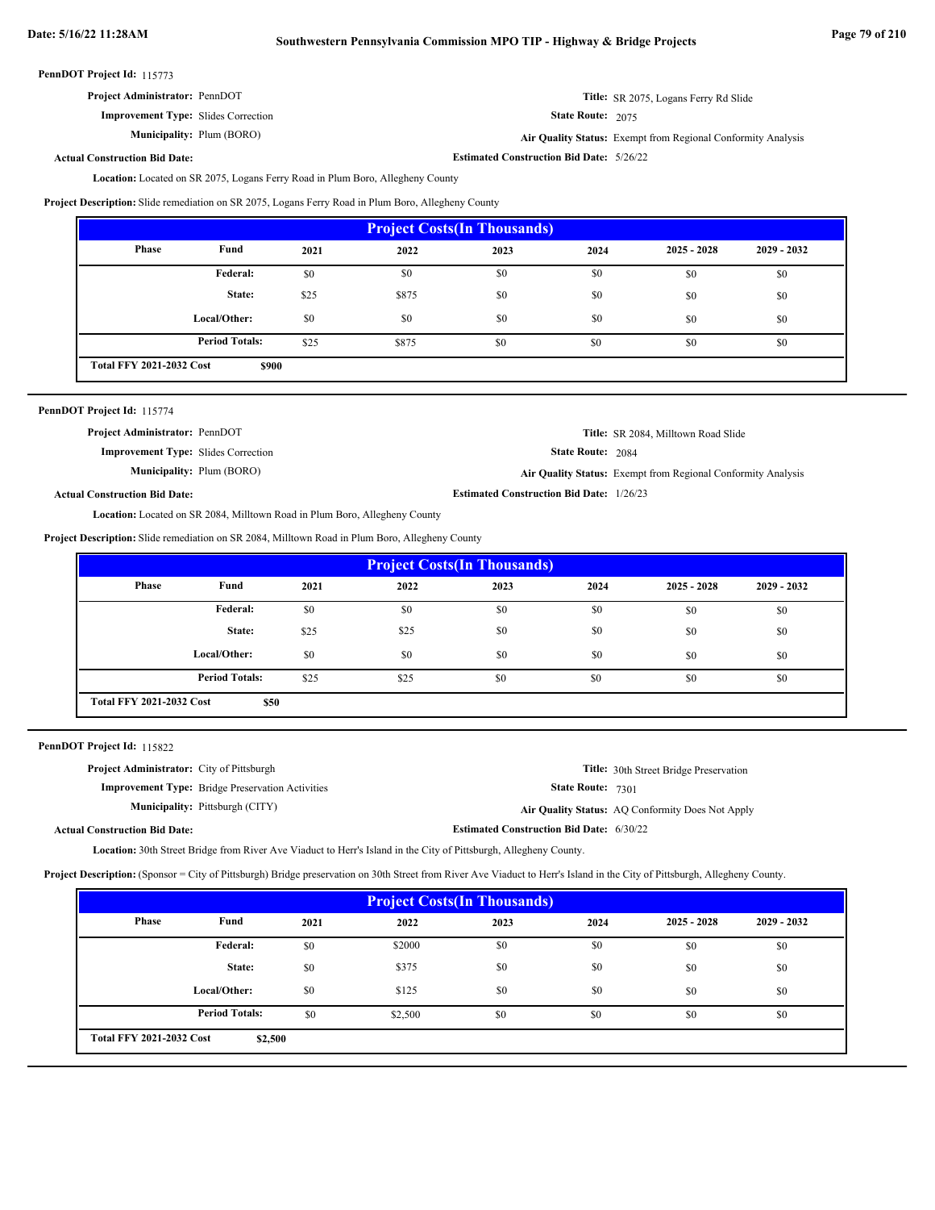**PennDOT Project Id:** 115773

**Project Administrator:** PennDOT

**Improvement Type:** Slides Correction

**Municipality:** Plum (BORO)

**Actual Construction Bid Date:**

**Title:** SR 2075, Logans Ferry Rd Slide

**State Route:** 2075

**Air Quality Status:** Exempt from Regional Conformity Analysis

**Estimated Construction Bid Date:** 5/26/22

**Location:** Located on SR 2075, Logans Ferry Road in Plum Boro, Allegheny County

**Project Description:** Slide remediation on SR 2075, Logans Ferry Road in Plum Boro, Allegheny County

| Project Costs(In Thousands) | | | | | | | |
|---|---|---|---|---|---|---|---|
| Phase | Fund | 2021 | 2022 | 2023 | 2024 | 2025 - 2028 | 2029 - 2032 |
| | Federal: | $0 | $0 | $0 | $0 | $0 | $0 |
| | State: | $25 | $875 | $0 | $0 | $0 | $0 |
| | Local/Other: | $0 | $0 | $0 | $0 | $0 | $0 |
| | Period Totals: | $25 | $875 | $0 | $0 | $0 | $0 |
| Total FFY 2021-2032 Cost | $900 | | | | | | |

**PennDOT Project Id:** 115774

**Project Administrator:** PennDOT

**Improvement Type:** Slides Correction

**Municipality:** Plum (BORO)

**Actual Construction Bid Date:**

**Title:** SR 2084, Milltown Road Slide

**State Route:** 2084

**Air Quality Status:** Exempt from Regional Conformity Analysis

**Estimated Construction Bid Date:** 1/26/23

**Location:** Located on SR 2084, Milltown Road in Plum Boro, Allegheny County

**Project Description:** Slide remediation on SR 2084, Milltown Road in Plum Boro, Allegheny County

| Project Costs(In Thousands) | | | | | | | |
|---|---|---|---|---|---|---|---|
| Phase | Fund | 2021 | 2022 | 2023 | 2024 | 2025 - 2028 | 2029 - 2032 |
| | Federal: | $0 | $0 | $0 | $0 | $0 | $0 |
| | State: | $25 | $25 | $0 | $0 | $0 | $0 |
| | Local/Other: | $0 | $0 | $0 | $0 | $0 | $0 |
| | Period Totals: | $25 | $25 | $0 | $0 | $0 | $0 |
| Total FFY 2021-2032 Cost | $50 | | | | | | |

**PennDOT Project Id:** 115822

**Project Administrator:** City of Pittsburgh

**Improvement Type:** Bridge Preservation Activities

**Municipality:** Pittsburgh (CITY)

**Actual Construction Bid Date:**

**Title:** 30th Street Bridge Preservation

**State Route:** 7301

**Air Quality Status:** AQ Conformity Does Not Apply

**Estimated Construction Bid Date:** 6/30/22

**Location:** 30th Street Bridge from River Ave Viaduct to Herr's Island in the City of Pittsburgh, Allegheny County.

**Project Description:** (Sponsor = City of Pittsburgh) Bridge preservation on 30th Street from River Ave Viaduct to Herr's Island in the City of Pittsburgh, Allegheny County.

| Project Costs(In Thousands) | | | | | | | |
|---|---|---|---|---|---|---|---|
| Phase | Fund | 2021 | 2022 | 2023 | 2024 | 2025 - 2028 | 2029 - 2032 |
| | Federal: | $0 | $2000 | $0 | $0 | $0 | $0 |
| | State: | $0 | $375 | $0 | $0 | $0 | $0 |
| | Local/Other: | $0 | $125 | $0 | $0 | $0 | $0 |
| | Period Totals: | $0 | $2,500 | $0 | $0 | $0 | $0 |
| Total FFY 2021-2032 Cost | $2,500 | | | | | | |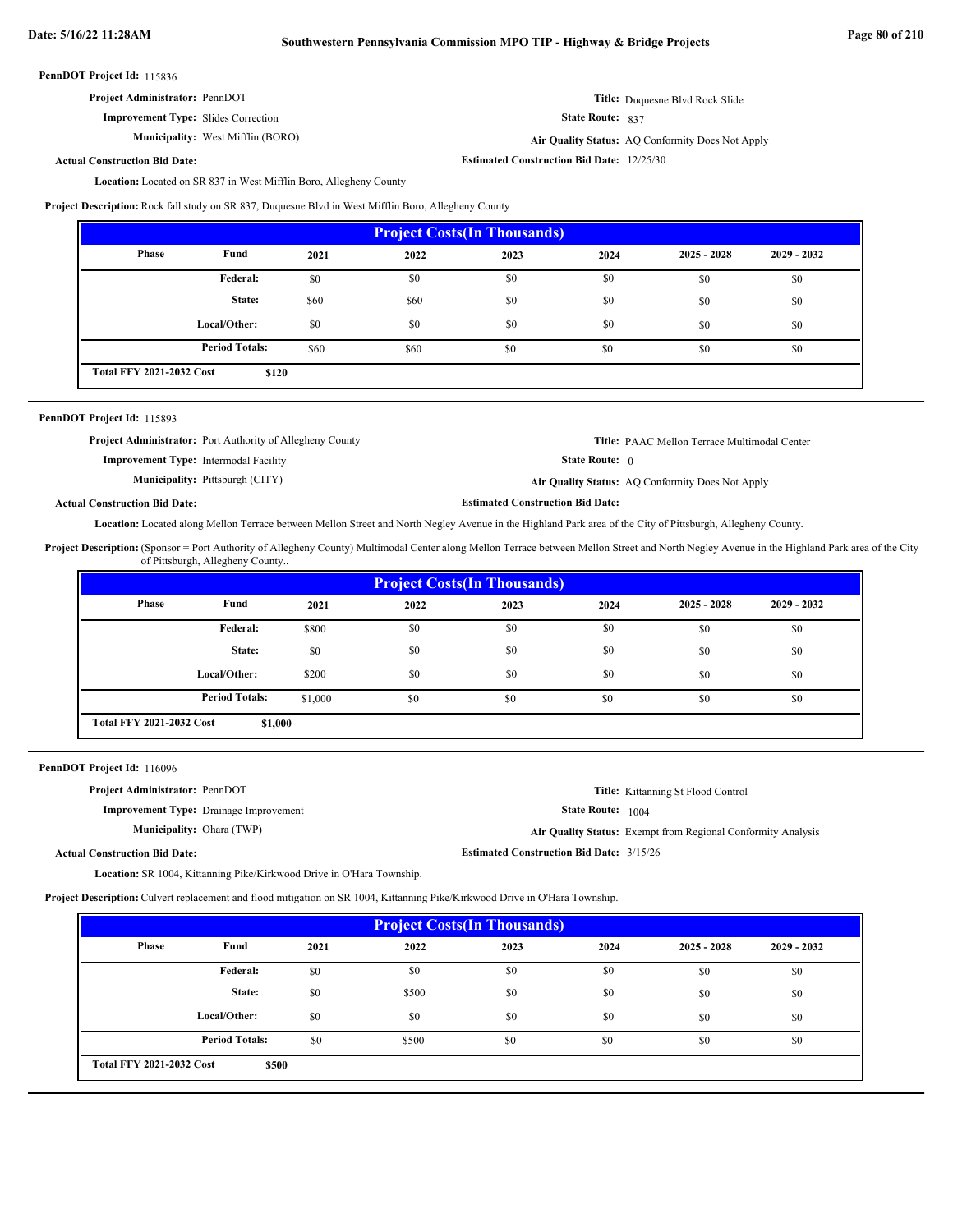**PennDOT Project Id:** 115836

**Project Administrator:** PennDOT

**Title:** Duquesne Blvd Rock Slide

**Improvement Type:** Slides Correction

**State Route:** 837

**Municipality:** West Mifflin (BORO)

**Air Quality Status:** AQ Conformity Does Not Apply

**Actual Construction Bid Date:**

**Estimated Construction Bid Date:** 12/25/30

**Location:** Located on SR 837 in West Mifflin Boro, Allegheny County

**Project Description:** Rock fall study on SR 837, Duquesne Blvd in West Mifflin Boro, Allegheny County

| Project Costs(In Thousands) | | | | | | | |
|---|---|---|---|---|---|---|---|
| Phase | Fund | 2021 | 2022 | 2023 | 2024 | 2025 - 2028 | 2029 - 2032 |
| | Federal: | $0 | $0 | $0 | $0 | $0 | $0 |
| | State: | $60 | $60 | $0 | $0 | $0 | $0 |
| | Local/Other: | $0 | $0 | $0 | $0 | $0 | $0 |
| | Period Totals: | $60 | $60 | $0 | $0 | $0 | $0 |
| Total FFY 2021-2032 Cost | $120 | | | | | | |

---

**PennDOT Project Id:** 115893

**Project Administrator:** Port Authority of Allegheny County

**Title:** PAAC Mellon Terrace Multimodal Center

**Improvement Type:** Intermodal Facility

**State Route:** 0

**Municipality:** Pittsburgh (CITY)

**Air Quality Status:** AQ Conformity Does Not Apply

**Actual Construction Bid Date:**

**Estimated Construction Bid Date:**

**Location:** Located along Mellon Terrace between Mellon Street and North Negley Avenue in the Highland Park area of the City of Pittsburgh, Allegheny County.

**Project Description:** (Sponsor = Port Authority of Allegheny County) Multimodal Center along Mellon Terrace between Mellon Street and North Negley Avenue in the Highland Park area of the City of Pittsburgh, Allegheny County..

| Project Costs(In Thousands) | | | | | | | |
|---|---|---|---|---|---|---|---|
| Phase | Fund | 2021 | 2022 | 2023 | 2024 | 2025 - 2028 | 2029 - 2032 |
| | Federal: | $800 | $0 | $0 | $0 | $0 | $0 |
| | State: | $0 | $0 | $0 | $0 | $0 | $0 |
| | Local/Other: | $200 | $0 | $0 | $0 | $0 | $0 |
| | Period Totals: | $1,000 | $0 | $0 | $0 | $0 | $0 |
| Total FFY 2021-2032 Cost | $1,000 | | | | | | |

---

**PennDOT Project Id:** 116096

**Project Administrator:** PennDOT

**Title:** Kittanning St Flood Control

**Improvement Type:** Drainage Improvement

**State Route:** 1004

**Municipality:** Ohara (TWP)

**Air Quality Status:** Exempt from Regional Conformity Analysis

**Actual Construction Bid Date:**

**Estimated Construction Bid Date:** 3/15/26

**Location:** SR 1004, Kittanning Pike/Kirkwood Drive in O'Hara Township.

**Project Description:** Culvert replacement and flood mitigation on SR 1004, Kittanning Pike/Kirkwood Drive in O'Hara Township.

| Project Costs(In Thousands) | | | | | | | |
|---|---|---|---|---|---|---|---|
| Phase | Fund | 2021 | 2022 | 2023 | 2024 | 2025 - 2028 | 2029 - 2032 |
| | Federal: | $0 | $0 | $0 | $0 | $0 | $0 |
| | State: | $0 | $500 | $0 | $0 | $0 | $0 |
| | Local/Other: | $0 | $0 | $0 | $0 | $0 | $0 |
| | Period Totals: | $0 | $500 | $0 | $0 | $0 | $0 |
| Total FFY 2021-2032 Cost | $500 | | | | | | |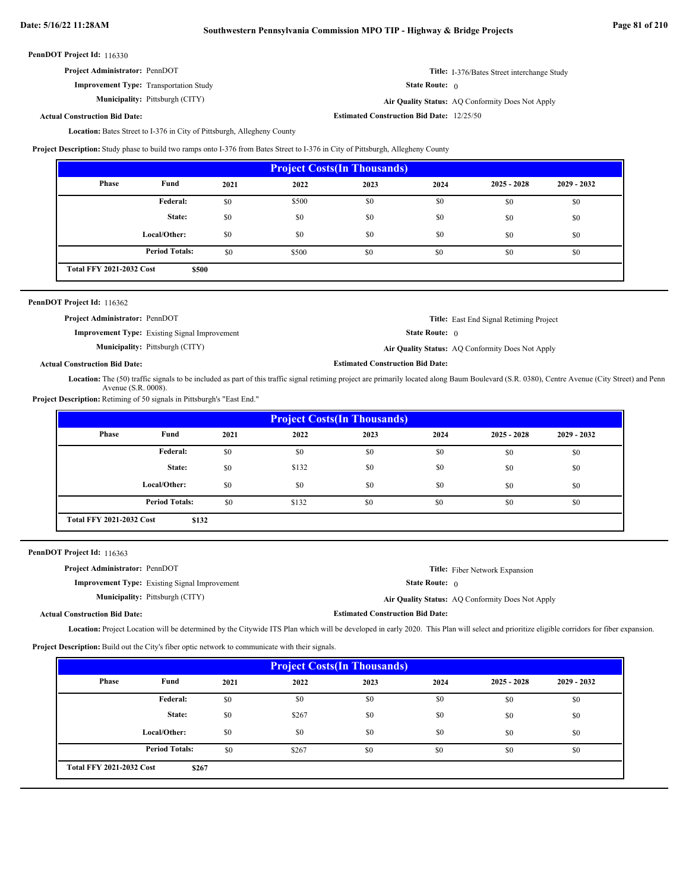**PennDOT Project Id:** 116330

**Project Administrator:** PennDOT

**Title:** I-376/Bates Street interchange Study

**Improvement Type:** Transportation Study

**State Route:** 0

**Municipality:** Pittsburgh (CITY)

**Air Quality Status:** AQ Conformity Does Not Apply

**Actual Construction Bid Date:**

**Estimated Construction Bid Date:** 12/25/50

**Location:** Bates Street to I-376 in City of Pittsburgh, Allegheny County

**Project Description:** Study phase to build two ramps onto I-376 from Bates Street to I-376 in City of Pittsburgh, Allegheny County

| Project Costs(In Thousands) | | | | | | | |
|---|---|---|---|---|---|---|---|
| Phase | Fund | 2021 | 2022 | 2023 | 2024 | 2025 - 2028 | 2029 - 2032 |
| | Federal: | $0 | $500 | $0 | $0 | $0 | $0 |
| | State: | $0 | $0 | $0 | $0 | $0 | $0 |
| | Local/Other: | $0 | $0 | $0 | $0 | $0 | $0 |
| | Period Totals: | $0 | $500 | $0 | $0 | $0 | $0 |
| Total FFY 2021-2032 Cost | $500 | | | | | | |

---

**PennDOT Project Id:** 116362

**Project Administrator:** PennDOT

**Title:** East End Signal Retiming Project

**Improvement Type:** Existing Signal Improvement

**State Route:** 0

**Municipality:** Pittsburgh (CITY)

**Air Quality Status:** AQ Conformity Does Not Apply

**Actual Construction Bid Date:**

**Estimated Construction Bid Date:**

**Location:** The (50) traffic signals to be included as part of this traffic signal retiming project are primarily located along Baum Boulevard (S.R. 0380), Centre Avenue (City Street) and Penn Avenue (S.R. 0008).

**Project Description:** Retiming of 50 signals in Pittsburgh's "East End."

| Project Costs(In Thousands) | | | | | | | |
|---|---|---|---|---|---|---|---|
| Phase | Fund | 2021 | 2022 | 2023 | 2024 | 2025 - 2028 | 2029 - 2032 |
| | Federal: | $0 | $0 | $0 | $0 | $0 | $0 |
| | State: | $0 | $132 | $0 | $0 | $0 | $0 |
| | Local/Other: | $0 | $0 | $0 | $0 | $0 | $0 |
| | Period Totals: | $0 | $132 | $0 | $0 | $0 | $0 |
| Total FFY 2021-2032 Cost | $132 | | | | | | |

---

**PennDOT Project Id:** 116363

**Project Administrator:** PennDOT

**Title:** Fiber Network Expansion

**Improvement Type:** Existing Signal Improvement

**State Route:** 0

**Municipality:** Pittsburgh (CITY)

**Air Quality Status:** AQ Conformity Does Not Apply

**Actual Construction Bid Date:**

**Estimated Construction Bid Date:**

**Location:** Project Location will be determined by the Citywide ITS Plan which will be developed in early 2020. This Plan will select and prioritize eligible corridors for fiber expansion.

**Project Description:** Build out the City's fiber optic network to communicate with their signals.

| Project Costs(In Thousands) | | | | | | | |
|---|---|---|---|---|---|---|---|
| Phase | Fund | 2021 | 2022 | 2023 | 2024 | 2025 - 2028 | 2029 - 2032 |
| | Federal: | $0 | $0 | $0 | $0 | $0 | $0 |
| | State: | $0 | $267 | $0 | $0 | $0 | $0 |
| | Local/Other: | $0 | $0 | $0 | $0 | $0 | $0 |
| | Period Totals: | $0 | $267 | $0 | $0 | $0 | $0 |
| Total FFY 2021-2032 Cost | $267 | | | | | | |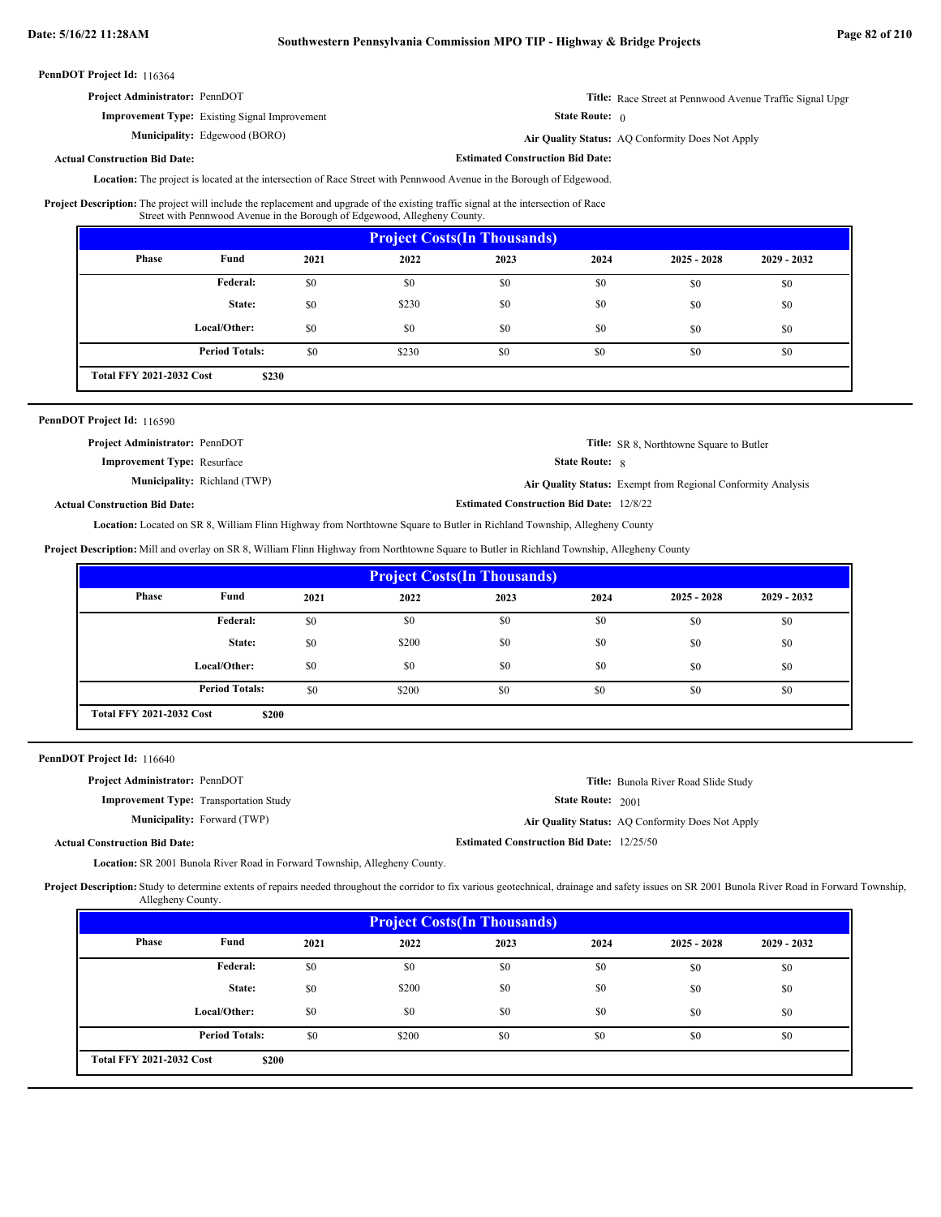**PennDOT Project Id:** 116364

**Project Administrator:** PennDOT

**Title:** Race Street at Pennwood Avenue Traffic Signal Upgr

**Improvement Type:** Existing Signal Improvement

**State Route:** 0

**Municipality:** Edgewood (BORO)

**Air Quality Status:** AQ Conformity Does Not Apply

**Actual Construction Bid Date:**

**Estimated Construction Bid Date:**

**Location:** The project is located at the intersection of Race Street with Pennwood Avenue in the Borough of Edgewood.

**Project Description:** The project will include the replacement and upgrade of the existing traffic signal at the intersection of Race Street with Pennwood Avenue in the Borough of Edgewood, Allegheny County.

| Project Costs(In Thousands) | | | | | | | |
|---|---|---|---|---|---|---|---|
| Phase | Fund | 2021 | 2022 | 2023 | 2024 | 2025 - 2028 | 2029 - 2032 |
| | Federal: | $0 | $0 | $0 | $0 | $0 | $0 |
| | State: | $0 | $230 | $0 | $0 | $0 | $0 |
| | Local/Other: | $0 | $0 | $0 | $0 | $0 | $0 |
| | Period Totals: | $0 | $230 | $0 | $0 | $0 | $0 |
| Total FFY 2021-2032 Cost | $230 | | | | | | |

---

**PennDOT Project Id:** 116590

**Project Administrator:** PennDOT

**Title:** SR 8, Northtowne Square to Butler

**Improvement Type:** Resurface

**State Route:** 8

**Municipality:** Richland (TWP)

**Air Quality Status:** Exempt from Regional Conformity Analysis

**Actual Construction Bid Date:**

**Estimated Construction Bid Date:** 12/8/22

**Location:** Located on SR 8, William Flinn Highway from Northtowne Square to Butler in Richland Township, Allegheny County

**Project Description:** Mill and overlay on SR 8, William Flinn Highway from Northtowne Square to Butler in Richland Township, Allegheny County

| Project Costs(In Thousands) | | | | | | | |
|---|---|---|---|---|---|---|---|
| Phase | Fund | 2021 | 2022 | 2023 | 2024 | 2025 - 2028 | 2029 - 2032 |
| | Federal: | $0 | $0 | $0 | $0 | $0 | $0 |
| | State: | $0 | $200 | $0 | $0 | $0 | $0 |
| | Local/Other: | $0 | $0 | $0 | $0 | $0 | $0 |
| | Period Totals: | $0 | $200 | $0 | $0 | $0 | $0 |
| Total FFY 2021-2032 Cost | $200 | | | | | | |

---

**PennDOT Project Id:** 116640

**Project Administrator:** PennDOT

**Title:** Bunola River Road Slide Study

**Improvement Type:** Transportation Study

**State Route:** 2001

**Municipality:** Forward (TWP)

**Air Quality Status:** AQ Conformity Does Not Apply

**Actual Construction Bid Date:**

**Estimated Construction Bid Date:** 12/25/50

**Location:** SR 2001 Bunola River Road in Forward Township, Allegheny County.

**Project Description:** Study to determine extents of repairs needed throughout the corridor to fix various geotechnical, drainage and safety issues on SR 2001 Bunola River Road in Forward Township, Allegheny County.

| Project Costs(In Thousands) | | | | | | | |
|---|---|---|---|---|---|---|---|
| Phase | Fund | 2021 | 2022 | 2023 | 2024 | 2025 - 2028 | 2029 - 2032 |
| | Federal: | $0 | $0 | $0 | $0 | $0 | $0 |
| | State: | $0 | $200 | $0 | $0 | $0 | $0 |
| | Local/Other: | $0 | $0 | $0 | $0 | $0 | $0 |
| | Period Totals: | $0 | $200 | $0 | $0 | $0 | $0 |
| Total FFY 2021-2032 Cost | $200 | | | | | | |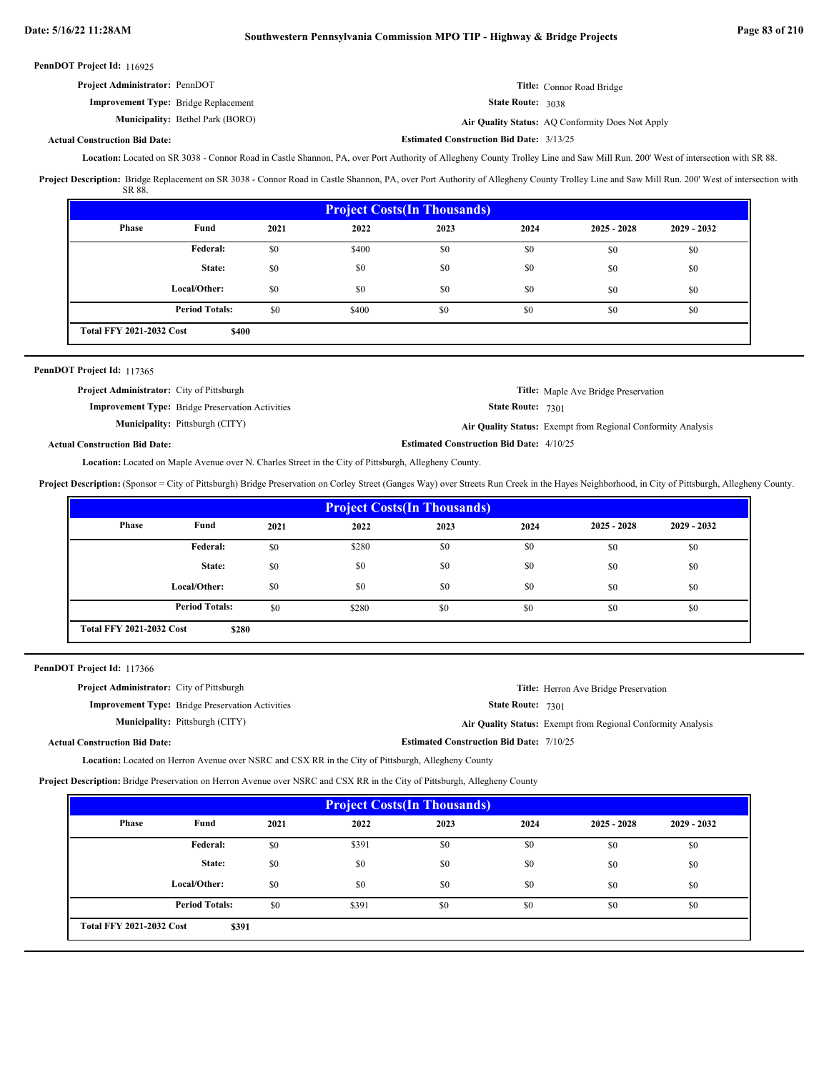**PennDOT Project Id:** 116925

**Project Administrator:** PennDOT

**Title:** Connor Road Bridge

**Improvement Type:** Bridge Replacement

**State Route:** 3038

**Municipality:** Bethel Park (BORO)

**Air Quality Status:** AQ Conformity Does Not Apply

**Actual Construction Bid Date:**

**Estimated Construction Bid Date:** 3/13/25

**Location:** Located on SR 3038 - Connor Road in Castle Shannon, PA, over Port Authority of Allegheny County Trolley Line and Saw Mill Run. 200' West of intersection with SR 88.

**Project Description:** Bridge Replacement on SR 3038 - Connor Road in Castle Shannon, PA, over Port Authority of Allegheny County Trolley Line and Saw Mill Run. 200' West of intersection with SR 88.

**Project Costs(In Thousands)**

| Phase | Fund | 2021 | 2022 | 2023 | 2024 | 2025 - 2028 | 2029 - 2032 |
|---|---|---|---|---|---|---|---|
| | Federal: | $0 | $400 | $0 | $0 | $0 | $0 |
| | State: | $0 | $0 | $0 | $0 | $0 | $0 |
| | Local/Other: | $0 | $0 | $0 | $0 | $0 | $0 |
| | Period Totals: | $0 | $400 | $0 | $0 | $0 | $0 |

**Total FFY 2021-2032 Cost** $400

---

**PennDOT Project Id:** 117365

**Project Administrator:** City of Pittsburgh

**Title:** Maple Ave Bridge Preservation

**Improvement Type:** Bridge Preservation Activities

**State Route:** 7301

**Municipality:** Pittsburgh (CITY)

**Air Quality Status:** Exempt from Regional Conformity Analysis

**Actual Construction Bid Date:**

**Estimated Construction Bid Date:** 4/10/25

**Location:** Located on Maple Avenue over N. Charles Street in the City of Pittsburgh, Allegheny County.

**Project Description:** (Sponsor = City of Pittsburgh) Bridge Preservation on Corley Street (Ganges Way) over Streets Run Creek in the Hayes Neighborhood, in City of Pittsburgh, Allegheny County.

**Project Costs(In Thousands)**

| Phase | Fund | 2021 | 2022 | 2023 | 2024 | 2025 - 2028 | 2029 - 2032 |
|---|---|---|---|---|---|---|---|
| | Federal: | $0 | $280 | $0 | $0 | $0 | $0 |
| | State: | $0 | $0 | $0 | $0 | $0 | $0 |
| | Local/Other: | $0 | $0 | $0 | $0 | $0 | $0 |
| | Period Totals: | $0 | $280 | $0 | $0 | $0 | $0 |

**Total FFY 2021-2032 Cost** $280

---

**PennDOT Project Id:** 117366

**Project Administrator:** City of Pittsburgh

**Title:** Herron Ave Bridge Preservation

**Improvement Type:** Bridge Preservation Activities

**State Route:** 7301

**Municipality:** Pittsburgh (CITY)

**Air Quality Status:** Exempt from Regional Conformity Analysis

**Actual Construction Bid Date:**

**Estimated Construction Bid Date:** 7/10/25

**Location:** Located on Herron Avenue over NSRC and CSX RR in the City of Pittsburgh, Allegheny County

**Project Description:** Bridge Preservation on Herron Avenue over NSRC and CSX RR in the City of Pittsburgh, Allegheny County

**Project Costs(In Thousands)**

| Phase | Fund | 2021 | 2022 | 2023 | 2024 | 2025 - 2028 | 2029 - 2032 |
|---|---|---|---|---|---|---|---|
| | Federal: | $0 | $391 | $0 | $0 | $0 | $0 |
| | State: | $0 | $0 | $0 | $0 | $0 | $0 |
| | Local/Other: | $0 | $0 | $0 | $0 | $0 | $0 |
| | Period Totals: | $0 | $391 | $0 | $0 | $0 | $0 |

**Total FFY 2021-2032 Cost** $391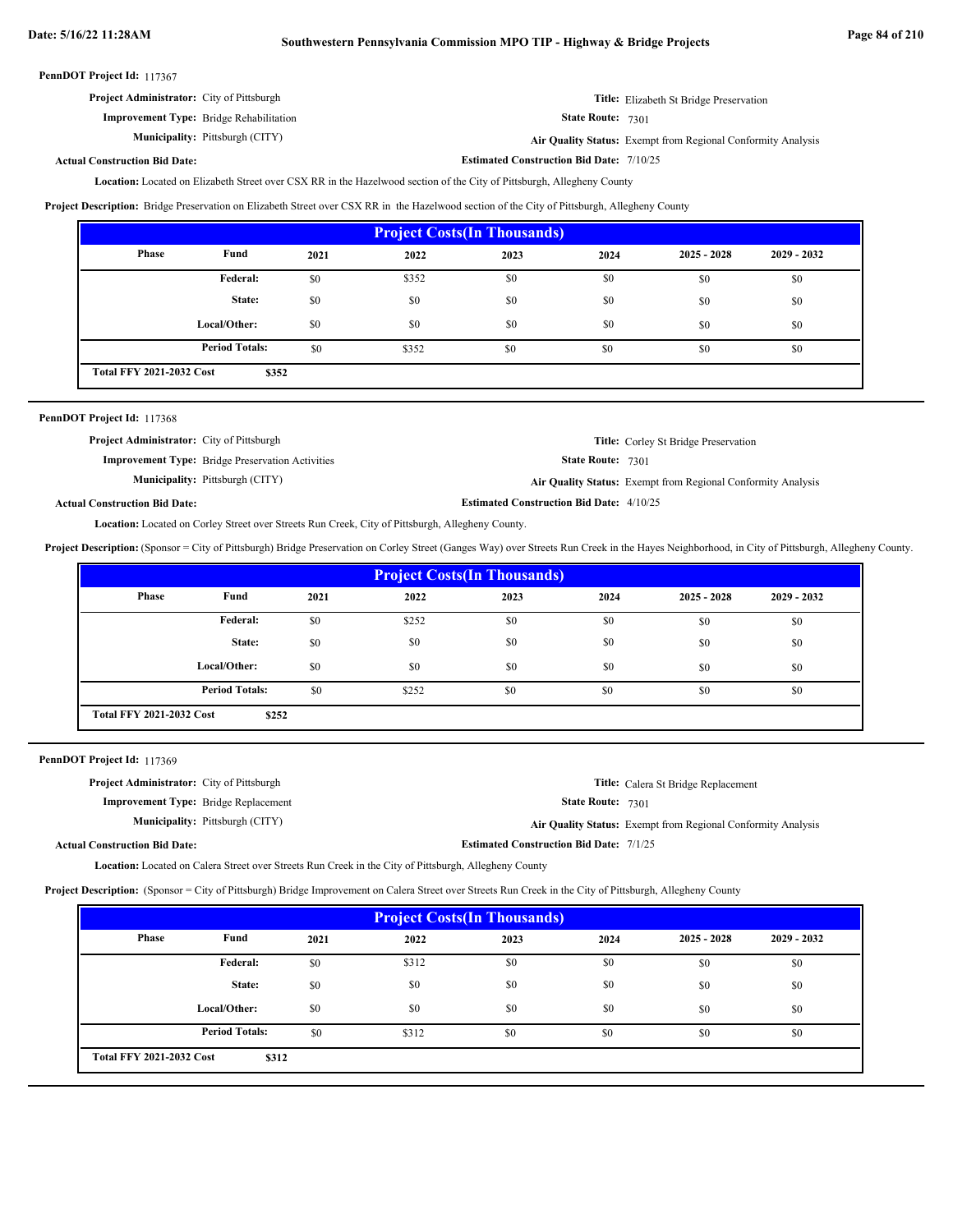**PennDOT Project Id:** 117367

**Project Administrator:** City of Pittsburgh

**Title:** Elizabeth St Bridge Preservation

**Improvement Type:** Bridge Rehabilitation

**State Route:** 7301

**Municipality:** Pittsburgh (CITY)

**Air Quality Status:** Exempt from Regional Conformity Analysis

**Actual Construction Bid Date:**

**Estimated Construction Bid Date:** 7/10/25

**Location:** Located on Elizabeth Street over CSX RR in the Hazelwood section of the City of Pittsburgh, Allegheny County

**Project Description:** Bridge Preservation on Elizabeth Street over CSX RR in the Hazelwood section of the City of Pittsburgh, Allegheny County

| Project Costs(In Thousands) | | | | | | | |
|---|---|---|---|---|---|---|---|
| **Phase** | **Fund** | **2021** | **2022** | **2023** | **2024** | **2025 - 2028** | **2029 - 2032** |
| | **Federal:** | $0 | $352 | $0 | $0 | $0 | $0 |
| | **State:** | $0 | $0 | $0 | $0 | $0 | $0 |
| | **Local/Other:** | $0 | $0 | $0 | $0 | $0 | $0 |
| | **Period Totals:** | $0 | $352 | $0 | $0 | $0 | $0 |
| **Total FFY 2021-2032 Cost** | **$352** | | | | | | |

**PennDOT Project Id:** 117368

**Project Administrator:** City of Pittsburgh

**Title:** Corley St Bridge Preservation

**Improvement Type:** Bridge Preservation Activities

**State Route:** 7301

**Municipality:** Pittsburgh (CITY)

**Air Quality Status:** Exempt from Regional Conformity Analysis

**Actual Construction Bid Date:**

**Estimated Construction Bid Date:** 4/10/25

**Location:** Located on Corley Street over Streets Run Creek, City of Pittsburgh, Allegheny County.

**Project Description:** (Sponsor = City of Pittsburgh) Bridge Preservation on Corley Street (Ganges Way) over Streets Run Creek in the Hayes Neighborhood, in City of Pittsburgh, Allegheny County.

| Project Costs(In Thousands) | | | | | | | |
|---|---|---|---|---|---|---|---|
| **Phase** | **Fund** | **2021** | **2022** | **2023** | **2024** | **2025 - 2028** | **2029 - 2032** |
| | **Federal:** | $0 | $252 | $0 | $0 | $0 | $0 |
| | **State:** | $0 | $0 | $0 | $0 | $0 | $0 |
| | **Local/Other:** | $0 | $0 | $0 | $0 | $0 | $0 |
| | **Period Totals:** | $0 | $252 | $0 | $0 | $0 | $0 |
| **Total FFY 2021-2032 Cost** | **$252** | | | | | | |

**PennDOT Project Id:** 117369

**Project Administrator:** City of Pittsburgh

**Title:** Calera St Bridge Replacement

**Improvement Type:** Bridge Replacement

**State Route:** 7301

**Municipality:** Pittsburgh (CITY)

**Air Quality Status:** Exempt from Regional Conformity Analysis

**Actual Construction Bid Date:**

**Estimated Construction Bid Date:** 7/1/25

**Location:** Located on Calera Street over Streets Run Creek in the City of Pittsburgh, Allegheny County

**Project Description:** (Sponsor = City of Pittsburgh) Bridge Improvement on Calera Street over Streets Run Creek in the City of Pittsburgh, Allegheny County

| Project Costs(In Thousands) | | | | | | | |
|---|---|---|---|---|---|---|---|
| **Phase** | **Fund** | **2021** | **2022** | **2023** | **2024** | **2025 - 2028** | **2029 - 2032** |
| | **Federal:** | $0 | $312 | $0 | $0 | $0 | $0 |
| | **State:** | $0 | $0 | $0 | $0 | $0 | $0 |
| | **Local/Other:** | $0 | $0 | $0 | $0 | $0 | $0 |
| | **Period Totals:** | $0 | $312 | $0 | $0 | $0 | $0 |
| **Total FFY 2021-2032 Cost** | **$312** | | | | | | |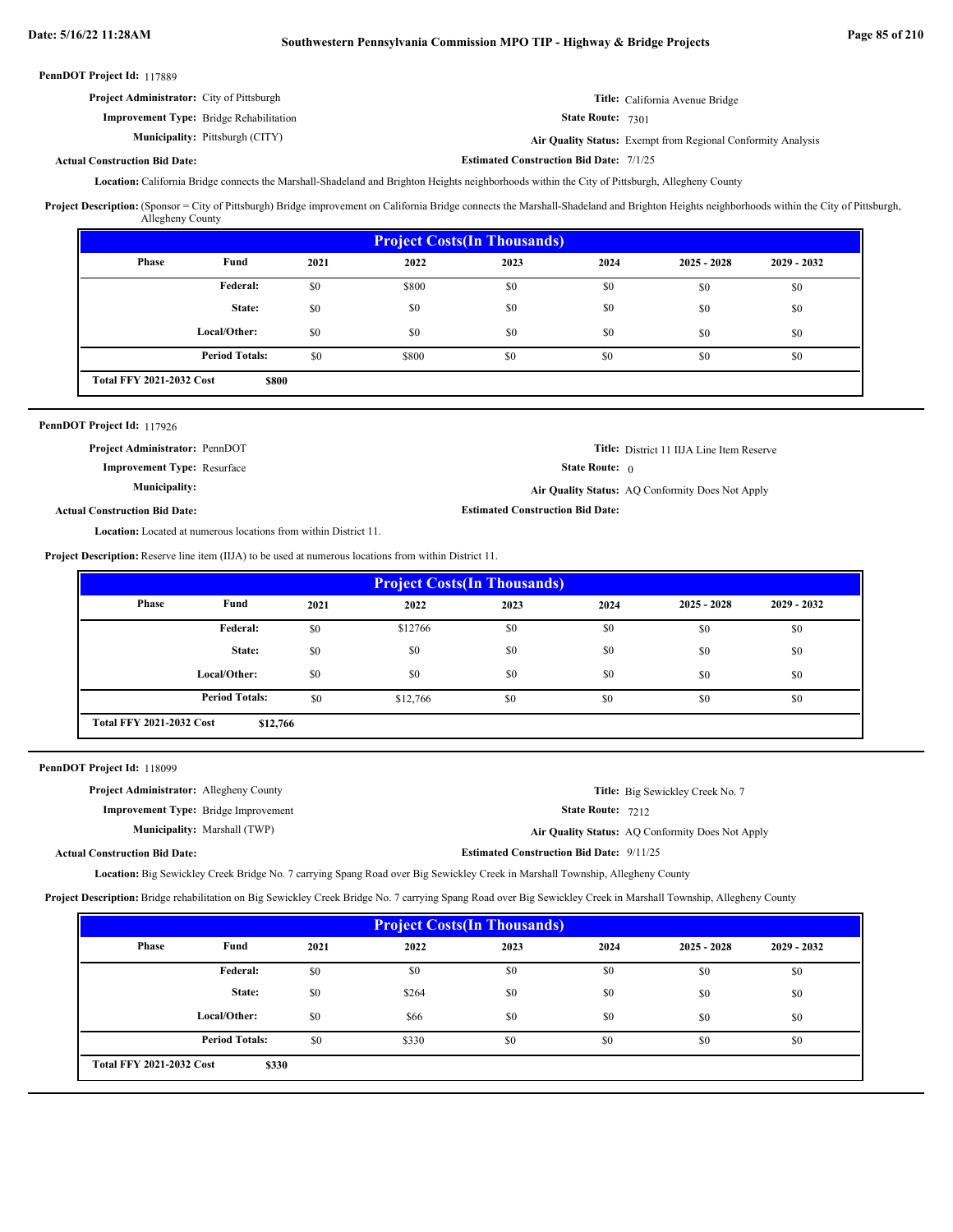**PennDOT Project Id:** 117889

**Project Administrator:** City of Pittsburgh

**Title:** California Avenue Bridge

**Improvement Type:** Bridge Rehabilitation

**State Route:** 7301

**Municipality:** Pittsburgh (CITY)

**Air Quality Status:** Exempt from Regional Conformity Analysis

**Actual Construction Bid Date:**

**Estimated Construction Bid Date:** 7/1/25

**Location:** California Bridge connects the Marshall-Shadeland and Brighton Heights neighborhoods within the City of Pittsburgh, Allegheny County

**Project Description:** (Sponsor = City of Pittsburgh) Bridge improvement on California Bridge connects the Marshall-Shadeland and Brighton Heights neighborhoods within the City of Pittsburgh, Allegheny County

| Project Costs(In Thousands) | | | | | | | |
|---|---|---|---|---|---|---|---|
| Phase | Fund | 2021 | 2022 | 2023 | 2024 | 2025 - 2028 | 2029 - 2032 |
| | Federal: | $0 | $800 | $0 | $0 | $0 | $0 |
| | State: | $0 | $0 | $0 | $0 | $0 | $0 |
| | Local/Other: | $0 | $0 | $0 | $0 | $0 | $0 |
| | Period Totals: | $0 | $800 | $0 | $0 | $0 | $0 |
| Total FFY 2021-2032 Cost | $800 | | | | | | |

---

**PennDOT Project Id:** 117926

**Project Administrator:** PennDOT

**Title:** District 11 IIJA Line Item Reserve

**Improvement Type:** Resurface

**State Route:** 0

**Municipality:**

**Air Quality Status:** AQ Conformity Does Not Apply

**Actual Construction Bid Date:**

**Estimated Construction Bid Date:**

**Location:** Located at numerous locations from within District 11.

**Project Description:** Reserve line item (IIJA) to be used at numerous locations from within District 11.

| Project Costs(In Thousands) | | | | | | | |
|---|---|---|---|---|---|---|---|
| Phase | Fund | 2021 | 2022 | 2023 | 2024 | 2025 - 2028 | 2029 - 2032 |
| | Federal: | $0 | $12766 | $0 | $0 | $0 | $0 |
| | State: | $0 | $0 | $0 | $0 | $0 | $0 |
| | Local/Other: | $0 | $0 | $0 | $0 | $0 | $0 |
| | Period Totals: | $0 | $12,766 | $0 | $0 | $0 | $0 |
| Total FFY 2021-2032 Cost | $12,766 | | | | | | |

---

**PennDOT Project Id:** 118099

**Project Administrator:** Allegheny County

**Title:** Big Sewickley Creek No. 7

**Improvement Type:** Bridge Improvement

**State Route:** 7212

**Municipality:** Marshall (TWP)

**Air Quality Status:** AQ Conformity Does Not Apply

**Actual Construction Bid Date:**

**Estimated Construction Bid Date:** 9/11/25

**Location:** Big Sewickley Creek Bridge No. 7 carrying Spang Road over Big Sewickley Creek in Marshall Township, Allegheny County

**Project Description:** Bridge rehabilitation on Big Sewickley Creek Bridge No. 7 carrying Spang Road over Big Sewickley Creek in Marshall Township, Allegheny County

| Project Costs(In Thousands) | | | | | | | |
|---|---|---|---|---|---|---|---|
| Phase | Fund | 2021 | 2022 | 2023 | 2024 | 2025 - 2028 | 2029 - 2032 |
| | Federal: | $0 | $0 | $0 | $0 | $0 | $0 |
| | State: | $0 | $264 | $0 | $0 | $0 | $0 |
| | Local/Other: | $0 | $66 | $0 | $0 | $0 | $0 |
| | Period Totals: | $0 | $330 | $0 | $0 | $0 | $0 |
| Total FFY 2021-2032 Cost | $330 | | | | | | |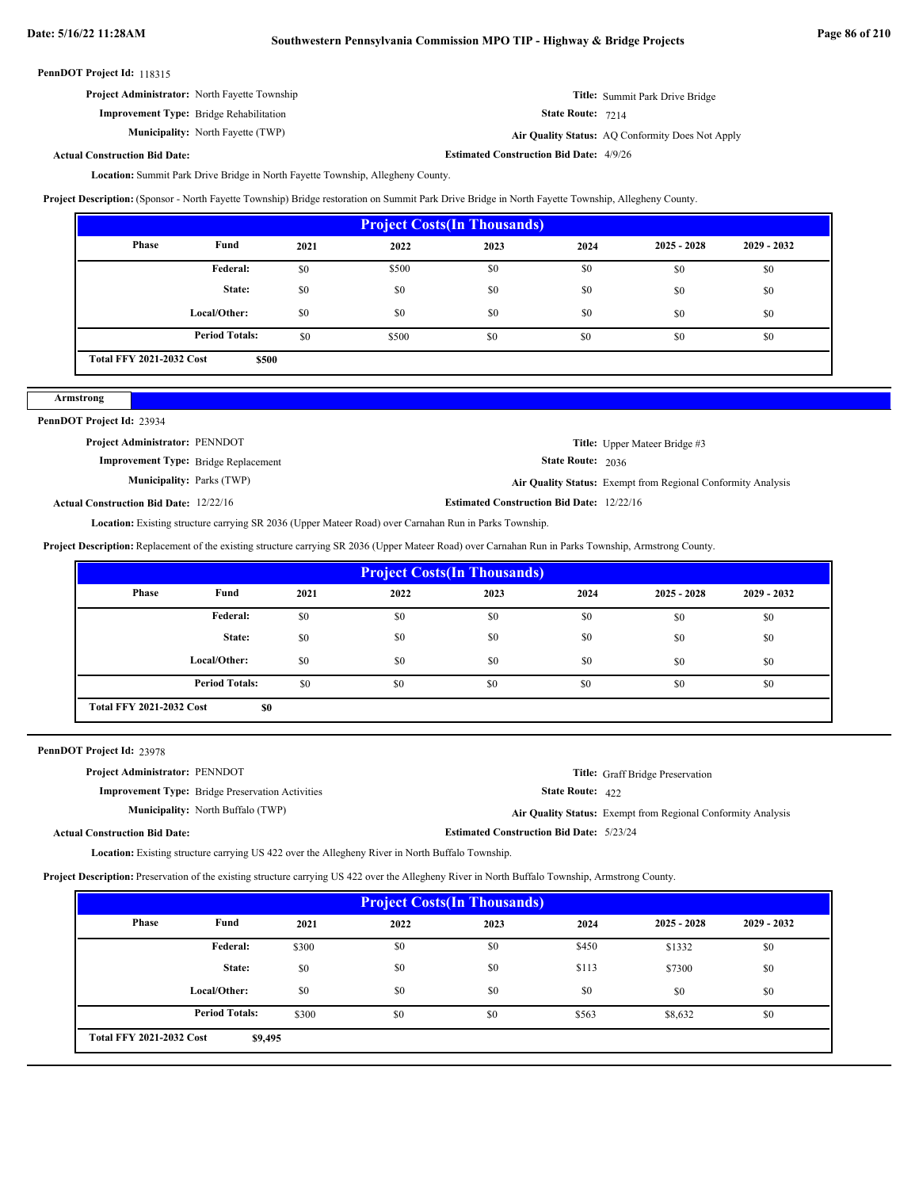**PennDOT Project Id:** 118315

**Project Administrator:** North Fayette Township

**Title:** Summit Park Drive Bridge

**Improvement Type:** Bridge Rehabilitation

**State Route:** 7214

**Municipality:** North Fayette (TWP)

**Air Quality Status:** AQ Conformity Does Not Apply

**Actual Construction Bid Date:**

**Estimated Construction Bid Date:** 4/9/26

**Location:** Summit Park Drive Bridge in North Fayette Township, Allegheny County.

**Project Description:** (Sponsor - North Fayette Township) Bridge restoration on Summit Park Drive Bridge in North Fayette Township, Allegheny County.

| Project Costs(In Thousands) | | | | | | | |
|---|---|---|---|---|---|---|---|
| Phase | Fund | 2021 | 2022 | 2023 | 2024 | 2025 - 2028 | 2029 - 2032 |
| | Federal: | $0 | $500 | $0 | $0 | $0 | $0 |
| | State: | $0 | $0 | $0 | $0 | $0 | $0 |
| | Local/Other: | $0 | $0 | $0 | $0 | $0 | $0 |
| | Period Totals: | $0 | $500 | $0 | $0 | $0 | $0 |
| Total FFY 2021-2032 Cost | $500 | | | | | | |

## Armstrong

**PennDOT Project Id:** 23934

**Project Administrator:** PENNDOT

**Title:** Upper Mateer Bridge #3

**Improvement Type:** Bridge Replacement

**State Route:** 2036

**Municipality:** Parks (TWP)

**Air Quality Status:** Exempt from Regional Conformity Analysis

**Actual Construction Bid Date:** 12/22/16

**Estimated Construction Bid Date:** 12/22/16

**Location:** Existing structure carrying SR 2036 (Upper Mateer Road) over Carnahan Run in Parks Township.

**Project Description:** Replacement of the existing structure carrying SR 2036 (Upper Mateer Road) over Carnahan Run in Parks Township, Armstrong County.

| Project Costs(In Thousands) | | | | | | | |
|---|---|---|---|---|---|---|---|
| Phase | Fund | 2021 | 2022 | 2023 | 2024 | 2025 - 2028 | 2029 - 2032 |
| | Federal: | $0 | $0 | $0 | $0 | $0 | $0 |
| | State: | $0 | $0 | $0 | $0 | $0 | $0 |
| | Local/Other: | $0 | $0 | $0 | $0 | $0 | $0 |
| | Period Totals: | $0 | $0 | $0 | $0 | $0 | $0 |
| Total FFY 2021-2032 Cost | $0 | | | | | | |

**PennDOT Project Id:** 23978

**Project Administrator:** PENNDOT

**Title:** Graff Bridge Preservation

**Improvement Type:** Bridge Preservation Activities

**State Route:** 422

**Municipality:** North Buffalo (TWP)

**Air Quality Status:** Exempt from Regional Conformity Analysis

**Actual Construction Bid Date:**

**Estimated Construction Bid Date:** 5/23/24

**Location:** Existing structure carrying US 422 over the Allegheny River in North Buffalo Township.

**Project Description:** Preservation of the existing structure carrying US 422 over the Allegheny River in North Buffalo Township, Armstrong County.

| Project Costs(In Thousands) | | | | | | | |
|---|---|---|---|---|---|---|---|
| Phase | Fund | 2021 | 2022 | 2023 | 2024 | 2025 - 2028 | 2029 - 2032 |
| | Federal: | $300 | $0 | $0 | $450 | $1332 | $0 |
| | State: | $0 | $0 | $0 | $113 | $7300 | $0 |
| | Local/Other: | $0 | $0 | $0 | $0 | $0 | $0 |
| | Period Totals: | $300 | $0 | $0 | $563 | $8,632 | $0 |
| Total FFY 2021-2032 Cost | $9,495 | | | | | | |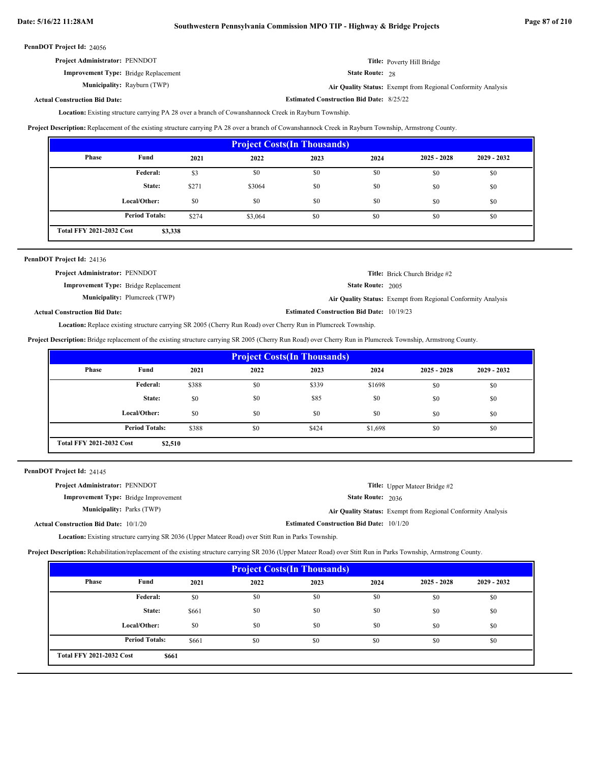**PennDOT Project Id:** 24056

**Project Administrator:** PENNDOT

**Title:** Poverty Hill Bridge

**Improvement Type:** Bridge Replacement

**State Route:** 28

**Municipality:** Rayburn (TWP)

**Air Quality Status:** Exempt from Regional Conformity Analysis

**Actual Construction Bid Date:**

**Estimated Construction Bid Date:** 8/25/22

**Location:** Existing structure carrying PA 28 over a branch of Cowanshannock Creek in Rayburn Township.

**Project Description:** Replacement of the existing structure carrying PA 28 over a branch of Cowanshannock Creek in Rayburn Township, Armstrong County.

| Project Costs(In Thousands) | | | | | | | |
|---|---|---|---|---|---|---|---|
| Phase | Fund | 2021 | 2022 | 2023 | 2024 | 2025 - 2028 | 2029 - 2032 |
| | Federal: | $3 | $0 | $0 | $0 | $0 | $0 |
| | State: | $271 | $3064 | $0 | $0 | $0 | $0 |
| | Local/Other: | $0 | $0 | $0 | $0 | $0 | $0 |
| | Period Totals: | $274 | $3,064 | $0 | $0 | $0 | $0 |
| Total FFY 2021-2032 Cost | $3,338 | | | | | | |

**PennDOT Project Id:** 24136

**Project Administrator:** PENNDOT

**Title:** Brick Church Bridge #2

**Improvement Type:** Bridge Replacement

**State Route:** 2005

**Municipality:** Plumcreek (TWP)

**Air Quality Status:** Exempt from Regional Conformity Analysis

**Actual Construction Bid Date:**

**Estimated Construction Bid Date:** 10/19/23

**Location:** Replace existing structure carrying SR 2005 (Cherry Run Road) over Cherry Run in Plumcreek Township.

**Project Description:** Bridge replacement of the existing structure carrying SR 2005 (Cherry Run Road) over Cherry Run in Plumcreek Township, Armstrong County.

| Project Costs(In Thousands) | | | | | | | |
|---|---|---|---|---|---|---|---|
| Phase | Fund | 2021 | 2022 | 2023 | 2024 | 2025 - 2028 | 2029 - 2032 |
| | Federal: | $388 | $0 | $339 | $1698 | $0 | $0 |
| | State: | $0 | $0 | $85 | $0 | $0 | $0 |
| | Local/Other: | $0 | $0 | $0 | $0 | $0 | $0 |
| | Period Totals: | $388 | $0 | $424 | $1,698 | $0 | $0 |
| Total FFY 2021-2032 Cost | $2,510 | | | | | | |

**PennDOT Project Id:** 24145

**Project Administrator:** PENNDOT

**Title:** Upper Mateer Bridge #2

**Improvement Type:** Bridge Improvement

**State Route:** 2036

**Municipality:** Parks (TWP)

**Air Quality Status:** Exempt from Regional Conformity Analysis

**Actual Construction Bid Date:** 10/1/20

**Estimated Construction Bid Date:** 10/1/20

**Location:** Existing structure carrying SR 2036 (Upper Mateer Road) over Stitt Run in Parks Township.

**Project Description:** Rehabilitation/replacement of the existing structure carrying SR 2036 (Upper Mateer Road) over Stitt Run in Parks Township, Armstrong County.

| Project Costs(In Thousands) | | | | | | | |
|---|---|---|---|---|---|---|---|
| Phase | Fund | 2021 | 2022 | 2023 | 2024 | 2025 - 2028 | 2029 - 2032 |
| | Federal: | $0 | $0 | $0 | $0 | $0 | $0 |
| | State: | $661 | $0 | $0 | $0 | $0 | $0 |
| | Local/Other: | $0 | $0 | $0 | $0 | $0 | $0 |
| | Period Totals: | $661 | $0 | $0 | $0 | $0 | $0 |
| Total FFY 2021-2032 Cost | $661 | | | | | | |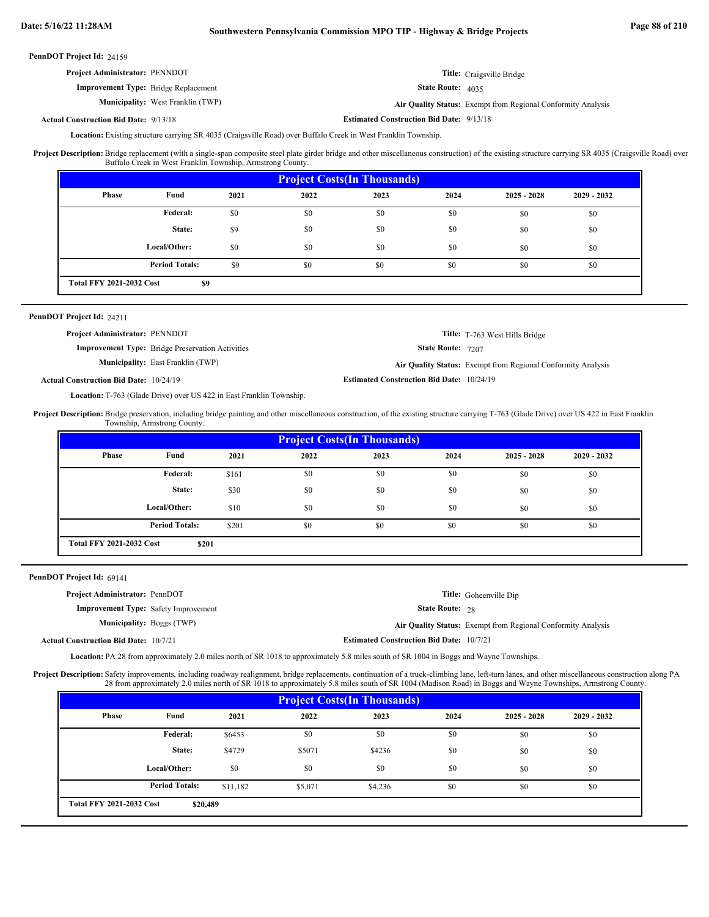**PennDOT Project Id:** 24159

**Project Administrator:** PENNDOT

**Title:** Craigsville Bridge

**Improvement Type:** Bridge Replacement

**State Route:** 4035

**Municipality:** West Franklin (TWP)

**Air Quality Status:** Exempt from Regional Conformity Analysis

**Actual Construction Bid Date:** 9/13/18

**Estimated Construction Bid Date:** 9/13/18

**Location:** Existing structure carrying SR 4035 (Craigsville Road) over Buffalo Creek in West Franklin Township.

**Project Description:** Bridge replacement (with a single-span composite steel plate girder bridge and other miscellaneous construction) of the existing structure carrying SR 4035 (Craigsville Road) over Buffalo Creek in West Franklin Township, Armstrong County.

| Phase | Fund | 2021 | 2022 | 2023 | 2024 | 2025 - 2028 | 2029 - 2032 |
|---|---|---|---|---|---|---|---|
| | Federal: | $0 | $0 | $0 | $0 | $0 | $0 |
| | State: | $9 | $0 | $0 | $0 | $0 | $0 |
| | Local/Other: | $0 | $0 | $0 | $0 | $0 | $0 |
| | Period Totals: | $9 | $0 | $0 | $0 | $0 | $0 |
| Total FFY 2021-2032 Cost | $9 | | | | | | |

---

**PennDOT Project Id:** 24211

**Project Administrator:** PENNDOT

**Title:** T-763 West Hills Bridge

**Improvement Type:** Bridge Preservation Activities

**State Route:** 7207

**Municipality:** East Franklin (TWP)

**Air Quality Status:** Exempt from Regional Conformity Analysis

**Actual Construction Bid Date:** 10/24/19

**Estimated Construction Bid Date:** 10/24/19

**Location:** T-763 (Glade Drive) over US 422 in East Franklin Township.

**Project Description:** Bridge preservation, including bridge painting and other miscellaneous construction, of the existing structure carrying T-763 (Glade Drive) over US 422 in East Franklin Township, Armstrong County.

| Phase | Fund | 2021 | 2022 | 2023 | 2024 | 2025 - 2028 | 2029 - 2032 |
|---|---|---|---|---|---|---|---|
| | Federal: | $161 | $0 | $0 | $0 | $0 | $0 |
| | State: | $30 | $0 | $0 | $0 | $0 | $0 |
| | Local/Other: | $10 | $0 | $0 | $0 | $0 | $0 |
| | Period Totals: | $201 | $0 | $0 | $0 | $0 | $0 |
| Total FFY 2021-2032 Cost | $201 | | | | | | |

---

**PennDOT Project Id:** 69141

**Project Administrator:** PennDOT

**Title:** Goheenville Dip

**Improvement Type:** Safety Improvement

**State Route:** 28

**Municipality:** Boggs (TWP)

**Air Quality Status:** Exempt from Regional Conformity Analysis

**Actual Construction Bid Date:** 10/7/21

**Estimated Construction Bid Date:** 10/7/21

**Location:** PA 28 from approximately 2.0 miles north of SR 1018 to approximately 5.8 miles south of SR 1004 in Boggs and Wayne Townships.

**Project Description:** Safety improvements, including roadway realignment, bridge replacements, continuation of a truck-climbing lane, left-turn lanes, and other miscellaneous construction along PA 28 from approximately 2.0 miles north of SR 1018 to approximately 5.8 miles south of SR 1004 (Madison Road) in Boggs and Wayne Townships, Armstrong County.

| Phase | Fund | 2021 | 2022 | 2023 | 2024 | 2025 - 2028 | 2029 - 2032 |
|---|---|---|---|---|---|---|---|
| | Federal: | $6453 | $0 | $0 | $0 | $0 | $0 |
| | State: | $4729 | $5071 | $4236 | $0 | $0 | $0 |
| | Local/Other: | $0 | $0 | $0 | $0 | $0 | $0 |
| | Period Totals: | $11,182 | $5,071 | $4,236 | $0 | $0 | $0 |
| Total FFY 2021-2032 Cost | $20,489 | | | | | | |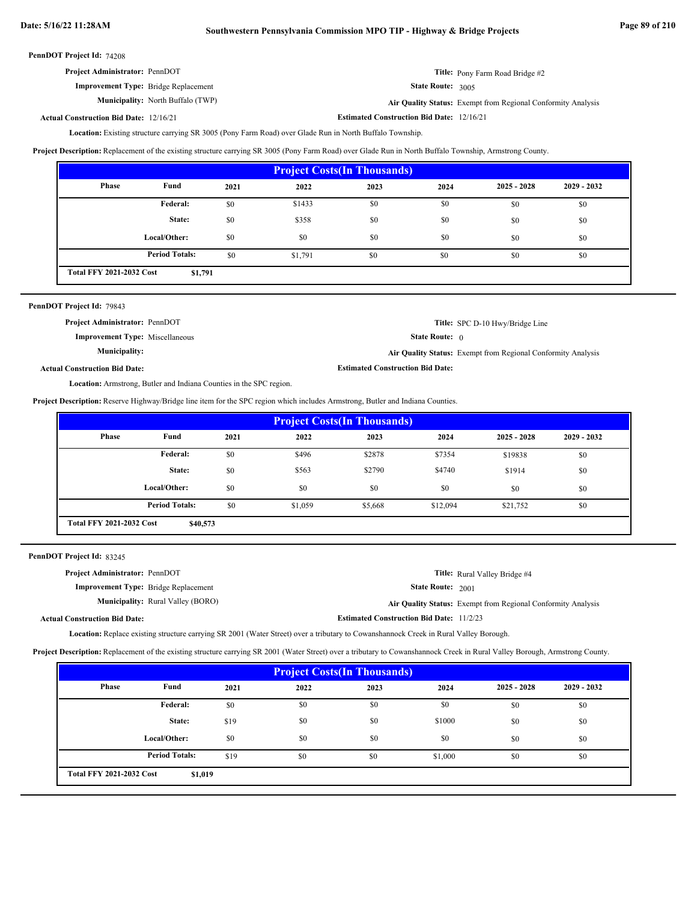**PennDOT Project Id:** 74208

**Project Administrator:** PennDOT

**Title:** Pony Farm Road Bridge #2

**Improvement Type:** Bridge Replacement

**State Route:** 3005

**Municipality:** North Buffalo (TWP)

**Air Quality Status:** Exempt from Regional Conformity Analysis

**Actual Construction Bid Date:** 12/16/21

**Estimated Construction Bid Date:** 12/16/21

**Location:** Existing structure carrying SR 3005 (Pony Farm Road) over Glade Run in North Buffalo Township.

**Project Description:** Replacement of the existing structure carrying SR 3005 (Pony Farm Road) over Glade Run in North Buffalo Township, Armstrong County.

| Project Costs(In Thousands) | | | | | | | |
|---|---|---|---|---|---|---|---|
| Phase | Fund | 2021 | 2022 | 2023 | 2024 | 2025 - 2028 | 2029 - 2032 |
| | Federal: | $0 | $1433 | $0 | $0 | $0 | $0 |
| | State: | $0 | $358 | $0 | $0 | $0 | $0 |
| | Local/Other: | $0 | $0 | $0 | $0 | $0 | $0 |
| | Period Totals: | $0 | $1,791 | $0 | $0 | $0 | $0 |
| Total FFY 2021-2032 Cost | $1,791 | | | | | | |

---

**PennDOT Project Id:** 79843

**Project Administrator:** PennDOT

**Title:** SPC D-10 Hwy/Bridge Line

**Improvement Type:** Miscellaneous

**State Route:** 0

**Municipality:**

**Air Quality Status:** Exempt from Regional Conformity Analysis

**Actual Construction Bid Date:**

**Estimated Construction Bid Date:**

**Location:** Armstrong, Butler and Indiana Counties in the SPC region.

**Project Description:** Reserve Highway/Bridge line item for the SPC region which includes Armstrong, Butler and Indiana Counties.

| Project Costs(In Thousands) | | | | | | | |
|---|---|---|---|---|---|---|---|
| Phase | Fund | 2021 | 2022 | 2023 | 2024 | 2025 - 2028 | 2029 - 2032 |
| | Federal: | $0 | $496 | $2878 | $7354 | $19838 | $0 |
| | State: | $0 | $563 | $2790 | $4740 | $1914 | $0 |
| | Local/Other: | $0 | $0 | $0 | $0 | $0 | $0 |
| | Period Totals: | $0 | $1,059 | $5,668 | $12,094 | $21,752 | $0 |
| Total FFY 2021-2032 Cost | $40,573 | | | | | | |

---

**PennDOT Project Id:** 83245

**Project Administrator:** PennDOT

**Title:** Rural Valley Bridge #4

**Improvement Type:** Bridge Replacement

**State Route:** 2001

**Municipality:** Rural Valley (BORO)

**Air Quality Status:** Exempt from Regional Conformity Analysis

**Actual Construction Bid Date:**

**Estimated Construction Bid Date:** 11/2/23

**Location:** Replace existing structure carrying SR 2001 (Water Street) over a tributary to Cowanshannock Creek in Rural Valley Borough.

**Project Description:** Replacement of the existing structure carrying SR 2001 (Water Street) over a tributary to Cowanshannock Creek in Rural Valley Borough, Armstrong County.

| Project Costs(In Thousands) | | | | | | | |
|---|---|---|---|---|---|---|---|
| Phase | Fund | 2021 | 2022 | 2023 | 2024 | 2025 - 2028 | 2029 - 2032 |
| | Federal: | $0 | $0 | $0 | $0 | $0 | $0 |
| | State: | $19 | $0 | $0 | $1000 | $0 | $0 |
| | Local/Other: | $0 | $0 | $0 | $0 | $0 | $0 |
| | Period Totals: | $19 | $0 | $0 | $1,000 | $0 | $0 |
| Total FFY 2021-2032 Cost | $1,019 | | | | | | |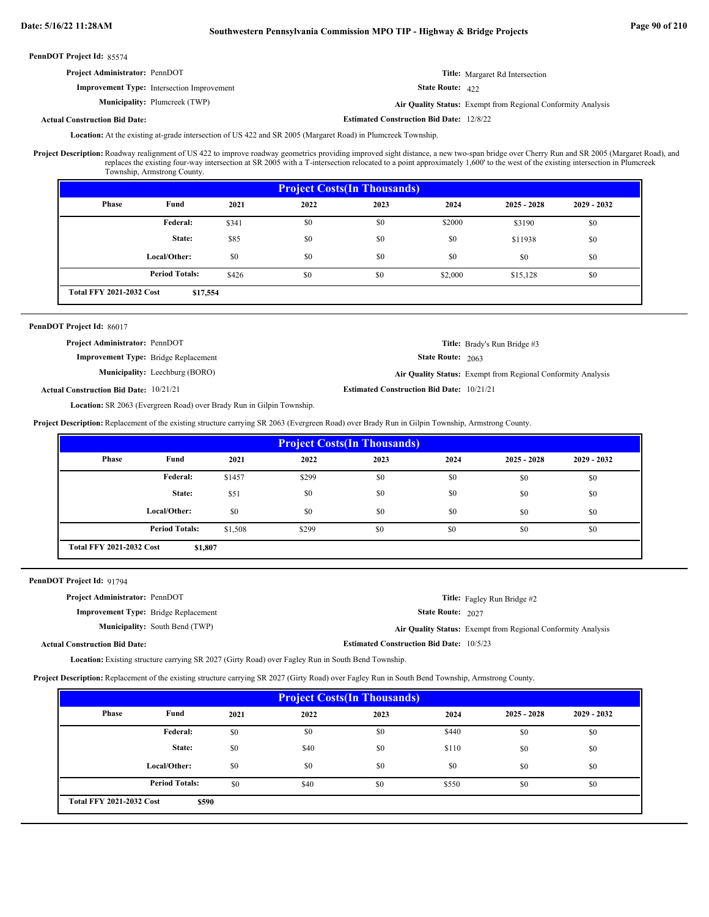**PennDOT Project Id:** 85574

**Project Administrator:** PennDOT

**Title:** Margaret Rd Intersection

**Improvement Type:** Intersection Improvement

**State Route:** 422

**Municipality:** Plumcreek (TWP)

**Air Quality Status:** Exempt from Regional Conformity Analysis

**Actual Construction Bid Date:**

**Estimated Construction Bid Date:** 12/8/22

**Location:** At the existing at-grade intersection of US 422 and SR 2005 (Margaret Road) in Plumcreek Township.

**Project Description:** Roadway realignment of US 422 to improve roadway geometrics providing improved sight distance, a new two-span bridge over Cherry Run and SR 2005 (Margaret Road), and replaces the existing four-way intersection at SR 2005 with a T-intersection relocated to a point approximately 1,600' to the west of the existing intersection in Plumcreek Township, Armstrong County.

**Project Costs(In Thousands)**

| Phase | Fund | 2021 | 2022 | 2023 | 2024 | 2025 - 2028 | 2029 - 2032 |
|---|---|---|---|---|---|---|---|
| | Federal: | $341 | $0 | $0 | $2000 | $3190 | $0 |
| | State: | $85 | $0 | $0 | $0 | $11938 | $0 |
| | Local/Other: | $0 | $0 | $0 | $0 | $0 | $0 |
| | Period Totals: | $426 | $0 | $0 | $2,000 | $15,128 | $0 |

**Total FFY 2021-2032 Cost** $17,554

---

**PennDOT Project Id:** 86017

**Project Administrator:** PennDOT

**Title:** Brady's Run Bridge #3

**Improvement Type:** Bridge Replacement

**State Route:** 2063

**Municipality:** Leechburg (BORO)

**Air Quality Status:** Exempt from Regional Conformity Analysis

**Actual Construction Bid Date:** 10/21/21

**Estimated Construction Bid Date:** 10/21/21

**Location:** SR 2063 (Evergreen Road) over Brady Run in Gilpin Township.

**Project Description:** Replacement of the existing structure carrying SR 2063 (Evergreen Road) over Brady Run in Gilpin Township, Armstrong County.

**Project Costs(In Thousands)**

| Phase | Fund | 2021 | 2022 | 2023 | 2024 | 2025 - 2028 | 2029 - 2032 |
|---|---|---|---|---|---|---|---|
| | Federal: | $1457 | $299 | $0 | $0 | $0 | $0 |
| | State: | $51 | $0 | $0 | $0 | $0 | $0 |
| | Local/Other: | $0 | $0 | $0 | $0 | $0 | $0 |
| | Period Totals: | $1,508 | $299 | $0 | $0 | $0 | $0 |

**Total FFY 2021-2032 Cost** $1,807

---

**PennDOT Project Id:** 91794

**Project Administrator:** PennDOT

**Title:** Fagley Run Bridge #2

**Improvement Type:** Bridge Replacement

**State Route:** 2027

**Municipality:** South Bend (TWP)

**Air Quality Status:** Exempt from Regional Conformity Analysis

**Actual Construction Bid Date:**

**Estimated Construction Bid Date:** 10/5/23

**Location:** Existing structure carrying SR 2027 (Girty Road) over Fagley Run in South Bend Township.

**Project Description:** Replacement of the existing structure carrying SR 2027 (Girty Road) over Fagley Run in South Bend Township, Armstrong County.

**Project Costs(In Thousands)**

| Phase | Fund | 2021 | 2022 | 2023 | 2024 | 2025 - 2028 | 2029 - 2032 |
|---|---|---|---|---|---|---|---|
| | Federal: | $0 | $0 | $0 | $440 | $0 | $0 |
| | State: | $0 | $40 | $0 | $110 | $0 | $0 |
| | Local/Other: | $0 | $0 | $0 | $0 | $0 | $0 |
| | Period Totals: | $0 | $40 | $0 | $550 | $0 | $0 |

**Total FFY 2021-2032 Cost** $590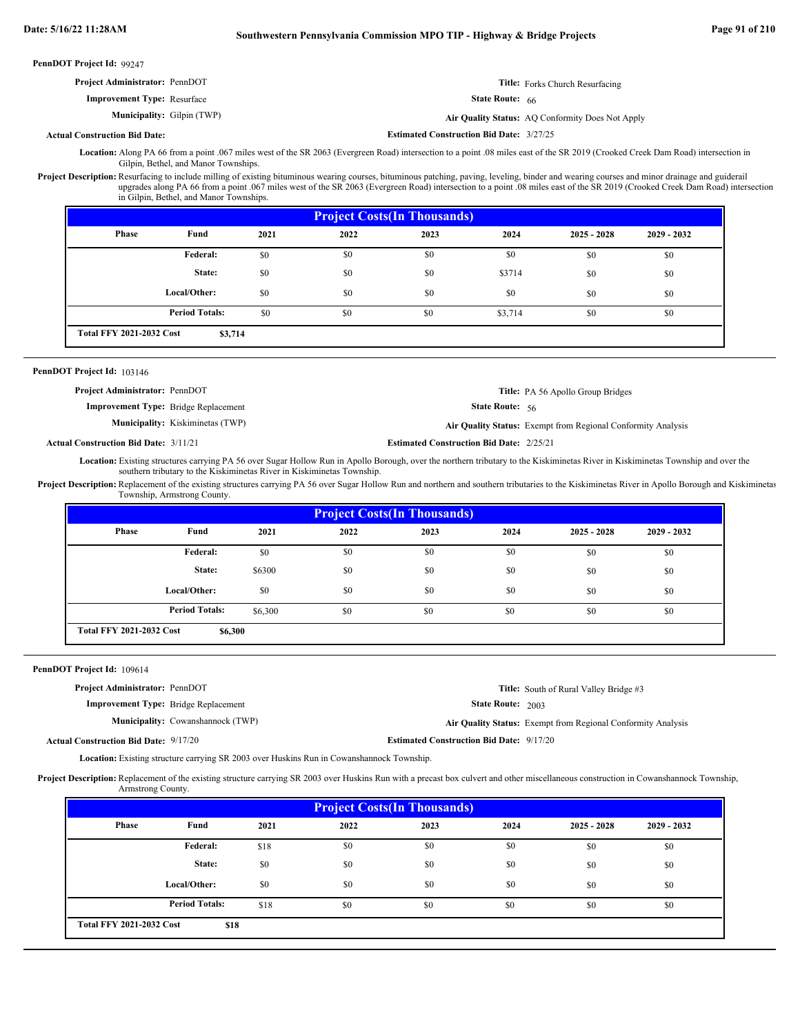**PennDOT Project Id:** 99247

**Project Administrator:** PennDOT

**Title:** Forks Church Resurfacing

**Improvement Type:** Resurface

**State Route:** 66

**Municipality:** Gilpin (TWP)

**Air Quality Status:** AQ Conformity Does Not Apply

**Actual Construction Bid Date:**

**Estimated Construction Bid Date:** 3/27/25

**Location:** Along PA 66 from a point .067 miles west of the SR 2063 (Evergreen Road) intersection to a point .08 miles east of the SR 2019 (Crooked Creek Dam Road) intersection in Gilpin, Bethel, and Manor Townships.

**Project Description:** Resurfacing to include milling of existing bituminous wearing courses, bituminous patching, paving, leveling, binder and wearing courses and minor drainage and guiderail upgrades along PA 66 from a point .067 miles west of the SR 2063 (Evergreen Road) intersection to a point .08 miles east of the SR 2019 (Crooked Creek Dam Road) intersection in Gilpin, Bethel, and Manor Townships.

| Project Costs(In Thousands) | | | | | | | |
|---|---|---|---|---|---|---|---|
| Phase | Fund | 2021 | 2022 | 2023 | 2024 | 2025 - 2028 | 2029 - 2032 |
| | Federal: | $0 | $0 | $0 | $0 | $0 | $0 |
| | State: | $0 | $0 | $0 | $3714 | $0 | $0 |
| | Local/Other: | $0 | $0 | $0 | $0 | $0 | $0 |
| | Period Totals: | $0 | $0 | $0 | $3,714 | $0 | $0 |
| Total FFY 2021-2032 Cost | $3,714 | | | | | | |

**PennDOT Project Id:** 103146

**Project Administrator:** PennDOT

**Title:** PA 56 Apollo Group Bridges

**Improvement Type:** Bridge Replacement

**State Route:** 56

**Municipality:** Kiskiminetas (TWP)

**Air Quality Status:** Exempt from Regional Conformity Analysis

**Actual Construction Bid Date:** 3/11/21

**Estimated Construction Bid Date:** 2/25/21

**Location:** Existing structures carrying PA 56 over Sugar Hollow Run in Apollo Borough, over the northern tributary to the Kiskiminetas River in Kiskiminetas Township and over the southern tributary to the Kiskiminetas River in Kiskiminetas Township.

**Project Description:** Replacement of the existing structures carrying PA 56 over Sugar Hollow Run and northern and southern tributaries to the Kiskiminetas River in Apollo Borough and Kiskiminetas Township, Armstrong County.

| Project Costs(In Thousands) | | | | | | | |
|---|---|---|---|---|---|---|---|
| Phase | Fund | 2021 | 2022 | 2023 | 2024 | 2025 - 2028 | 2029 - 2032 |
| | Federal: | $0 | $0 | $0 | $0 | $0 | $0 |
| | State: | $6300 | $0 | $0 | $0 | $0 | $0 |
| | Local/Other: | $0 | $0 | $0 | $0 | $0 | $0 |
| | Period Totals: | $6,300 | $0 | $0 | $0 | $0 | $0 |
| Total FFY 2021-2032 Cost | $6,300 | | | | | | |

**PennDOT Project Id:** 109614

**Project Administrator:** PennDOT

**Title:** South of Rural Valley Bridge #3

**Improvement Type:** Bridge Replacement

**State Route:** 2003

**Municipality:** Cowanshannock (TWP)

**Air Quality Status:** Exempt from Regional Conformity Analysis

**Actual Construction Bid Date:** 9/17/20

**Estimated Construction Bid Date:** 9/17/20

**Location:** Existing structure carrying SR 2003 over Huskins Run in Cowanshannock Township.

**Project Description:** Replacement of the existing structure carrying SR 2003 over Huskins Run with a precast box culvert and other miscellaneous construction in Cowanshannock Township, Armstrong County.

| Project Costs(In Thousands) | | | | | | | |
|---|---|---|---|---|---|---|---|
| Phase | Fund | 2021 | 2022 | 2023 | 2024 | 2025 - 2028 | 2029 - 2032 |
| | Federal: | $18 | $0 | $0 | $0 | $0 | $0 |
| | State: | $0 | $0 | $0 | $0 | $0 | $0 |
| | Local/Other: | $0 | $0 | $0 | $0 | $0 | $0 |
| | Period Totals: | $18 | $0 | $0 | $0 | $0 | $0 |
| Total FFY 2021-2032 Cost | $18 | | | | | | |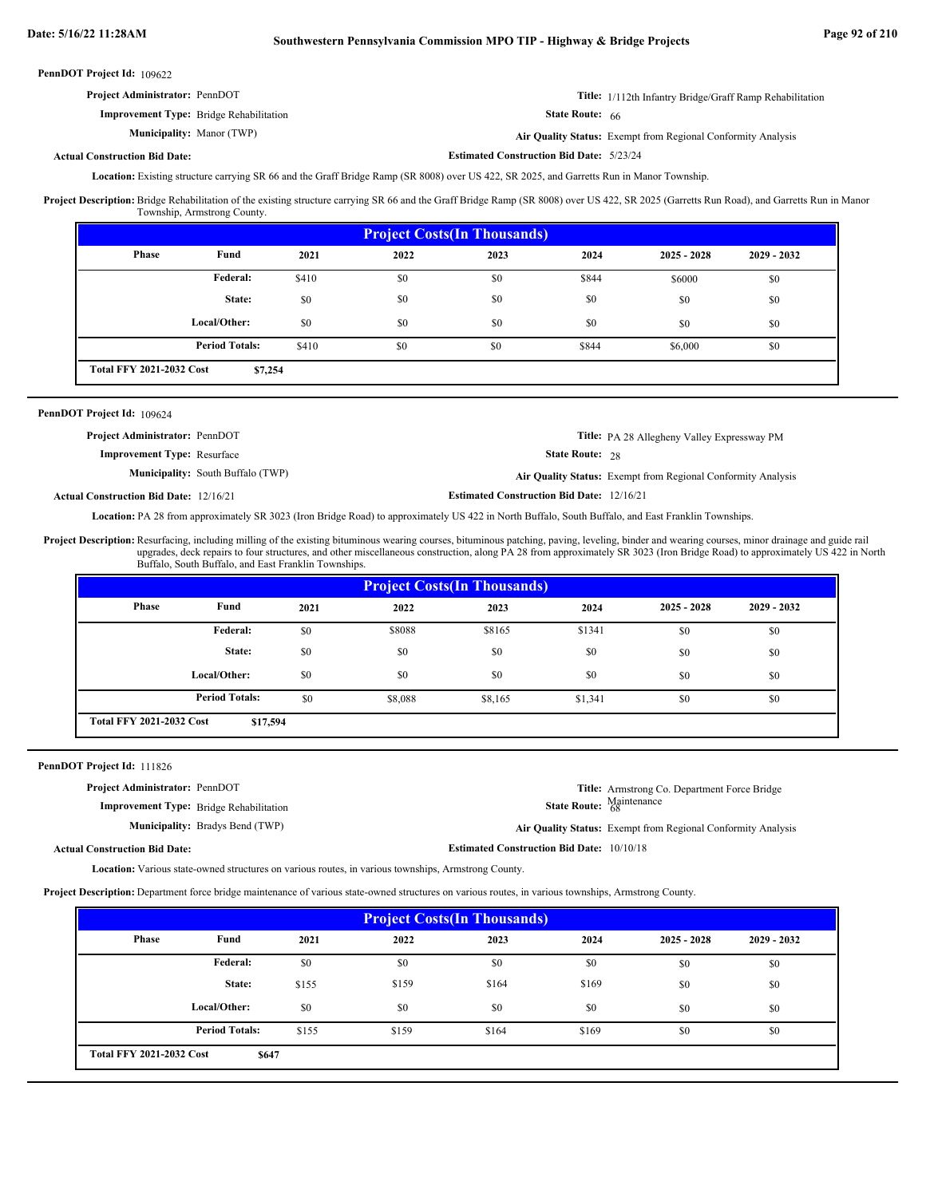**PennDOT Project Id:** 109622

**Project Administrator:** PennDOT

**Title:** 1/112th Infantry Bridge/Graff Ramp Rehabilitation

**Improvement Type:** Bridge Rehabilitation

**State Route:** 66

**Municipality:** Manor (TWP)

**Air Quality Status:** Exempt from Regional Conformity Analysis

**Actual Construction Bid Date:**

**Estimated Construction Bid Date:** 5/23/24

**Location:** Existing structure carrying SR 66 and the Graff Bridge Ramp (SR 8008) over US 422, SR 2025, and Garretts Run in Manor Township.

**Project Description:** Bridge Rehabilitation of the existing structure carrying SR 66 and the Graff Bridge Ramp (SR 8008) over US 422, SR 2025 (Garretts Run Road), and Garretts Run in Manor Township, Armstrong County.

| Project Costs(In Thousands) | | | | | | | |
|---|---|---|---|---|---|---|---|
| Phase | Fund | 2021 | 2022 | 2023 | 2024 | 2025 - 2028 | 2029 - 2032 |
| | Federal: | $410 | $0 | $0 | $844 | $6000 | $0 |
| | State: | $0 | $0 | $0 | $0 | $0 | $0 |
| | Local/Other: | $0 | $0 | $0 | $0 | $0 | $0 |
| | Period Totals: | $410 | $0 | $0 | $844 | $6,000 | $0 |
| Total FFY 2021-2032 Cost | $7,254 | | | | | | |

---

**PennDOT Project Id:** 109624

**Project Administrator:** PennDOT

**Title:** PA 28 Allegheny Valley Expressway PM

**Improvement Type:** Resurface

**State Route:** 28

**Municipality:** South Buffalo (TWP)

**Air Quality Status:** Exempt from Regional Conformity Analysis

**Actual Construction Bid Date:** 12/16/21

**Estimated Construction Bid Date:** 12/16/21

**Location:** PA 28 from approximately SR 3023 (Iron Bridge Road) to approximately US 422 in North Buffalo, South Buffalo, and East Franklin Townships.

**Project Description:** Resurfacing, including milling of the existing bituminous wearing courses, bituminous patching, paving, leveling, binder and wearing courses, minor drainage and guide rail upgrades, deck repairs to four structures, and other miscellaneous construction, along PA 28 from approximately SR 3023 (Iron Bridge Road) to approximately US 422 in North Buffalo, South Buffalo, and East Franklin Townships.

| Project Costs(In Thousands) | | | | | | | |
|---|---|---|---|---|---|---|---|
| Phase | Fund | 2021 | 2022 | 2023 | 2024 | 2025 - 2028 | 2029 - 2032 |
| | Federal: | $0 | $8088 | $8165 | $1341 | $0 | $0 |
| | State: | $0 | $0 | $0 | $0 | $0 | $0 |
| | Local/Other: | $0 | $0 | $0 | $0 | $0 | $0 |
| | Period Totals: | $0 | $8,088 | $8,165 | $1,341 | $0 | $0 |
| Total FFY 2021-2032 Cost | $17,594 | | | | | | |

---

**PennDOT Project Id:** 111826

**Project Administrator:** PennDOT

**Title:** Armstrong Co. Department Force Bridge Maintenance

**Improvement Type:** Bridge Rehabilitation

**State Route:** 68

**Municipality:** Bradys Bend (TWP)

**Air Quality Status:** Exempt from Regional Conformity Analysis

**Actual Construction Bid Date:**

**Estimated Construction Bid Date:** 10/10/18

**Location:** Various state-owned structures on various routes, in various townships, Armstrong County.

**Project Description:** Department force bridge maintenance of various state-owned structures on various routes, in various townships, Armstrong County.

| Project Costs(In Thousands) | | | | | | | |
|---|---|---|---|---|---|---|---|
| Phase | Fund | 2021 | 2022 | 2023 | 2024 | 2025 - 2028 | 2029 - 2032 |
| | Federal: | $0 | $0 | $0 | $0 | $0 | $0 |
| | State: | $155 | $159 | $164 | $169 | $0 | $0 |
| | Local/Other: | $0 | $0 | $0 | $0 | $0 | $0 |
| | Period Totals: | $155 | $159 | $164 | $169 | $0 | $0 |
| Total FFY 2021-2032 Cost | $647 | | | | | | |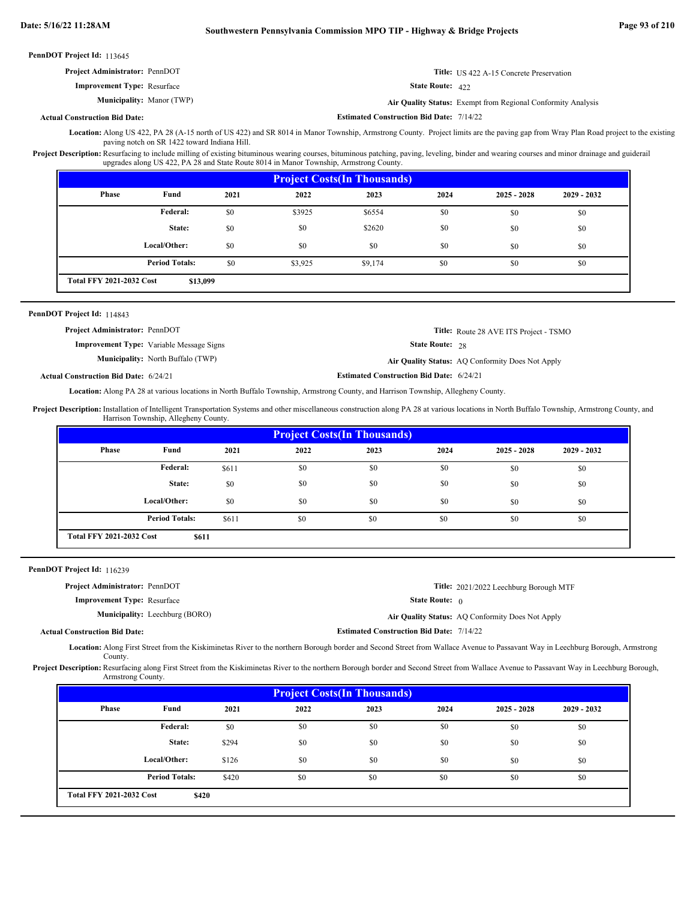**PennDOT Project Id:** 113645

**Project Administrator:** PennDOT

**Title:** US 422 A-15 Concrete Preservation

**Improvement Type:** Resurface

**State Route:** 422

**Municipality:** Manor (TWP)

**Air Quality Status:** Exempt from Regional Conformity Analysis

**Actual Construction Bid Date:**

**Estimated Construction Bid Date:** 7/14/22

**Location:** Along US 422, PA 28 (A-15 north of US 422) and SR 8014 in Manor Township, Armstrong County. Project limits are the paving gap from Wray Plan Road project to the existing paving notch on SR 1422 toward Indiana Hill.

**Project Description:** Resurfacing to include milling of existing bituminous wearing courses, bituminous patching, paving, leveling, binder and wearing courses and minor drainage and guiderail upgrades along US 422, PA 28 and State Route 8014 in Manor Township, Armstrong County.

| Project Costs(In Thousands) | | | | | | | |
|---|---|---|---|---|---|---|---|
| Phase | Fund | 2021 | 2022 | 2023 | 2024 | 2025 - 2028 | 2029 - 2032 |
| | Federal: | $0 | $3925 | $6554 | $0 | $0 | $0 |
| | State: | $0 | $0 | $2620 | $0 | $0 | $0 |
| | Local/Other: | $0 | $0 | $0 | $0 | $0 | $0 |
| | Period Totals: | $0 | $3,925 | $9,174 | $0 | $0 | $0 |
| Total FFY 2021-2032 Cost | $13,099 | | | | | | |

---

**PennDOT Project Id:** 114843

**Project Administrator:** PennDOT

**Title:** Route 28 AVE ITS Project - TSMO

**Improvement Type:** Variable Message Signs

**State Route:** 28

**Municipality:** North Buffalo (TWP)

**Air Quality Status:** AQ Conformity Does Not Apply

**Actual Construction Bid Date:** 6/24/21

**Estimated Construction Bid Date:** 6/24/21

**Location:** Along PA 28 at various locations in North Buffalo Township, Armstrong County, and Harrison Township, Allegheny County.

**Project Description:** Installation of Intelligent Transportation Systems and other miscellaneous construction along PA 28 at various locations in North Buffalo Township, Armstrong County, and Harrison Township, Allegheny County.

| Project Costs(In Thousands) | | | | | | | |
|---|---|---|---|---|---|---|---|
| Phase | Fund | 2021 | 2022 | 2023 | 2024 | 2025 - 2028 | 2029 - 2032 |
| | Federal: | $611 | $0 | $0 | $0 | $0 | $0 |
| | State: | $0 | $0 | $0 | $0 | $0 | $0 |
| | Local/Other: | $0 | $0 | $0 | $0 | $0 | $0 |
| | Period Totals: | $611 | $0 | $0 | $0 | $0 | $0 |
| Total FFY 2021-2032 Cost | $611 | | | | | | |

---

**PennDOT Project Id:** 116239

**Project Administrator:** PennDOT

**Title:** 2021/2022 Leechburg Borough MTF

**Improvement Type:** Resurface

**State Route:** 0

**Municipality:** Leechburg (BORO)

**Air Quality Status:** AQ Conformity Does Not Apply

**Actual Construction Bid Date:**

**Estimated Construction Bid Date:** 7/14/22

**Location:** Along First Street from the Kiskiminetas River to the northern Borough border and Second Street from Wallace Avenue to Passavant Way in Leechburg Borough, Armstrong County.

**Project Description:** Resurfacing along First Street from the Kiskiminetas River to the northern Borough border and Second Street from Wallace Avenue to Passavant Way in Leechburg Borough, Armstrong County.

| Project Costs(In Thousands) | | | | | | | |
|---|---|---|---|---|---|---|---|
| Phase | Fund | 2021 | 2022 | 2023 | 2024 | 2025 - 2028 | 2029 - 2032 |
| | Federal: | $0 | $0 | $0 | $0 | $0 | $0 |
| | State: | $294 | $0 | $0 | $0 | $0 | $0 |
| | Local/Other: | $126 | $0 | $0 | $0 | $0 | $0 |
| | Period Totals: | $420 | $0 | $0 | $0 | $0 | $0 |
| Total FFY 2021-2032 Cost | $420 | | | | | | |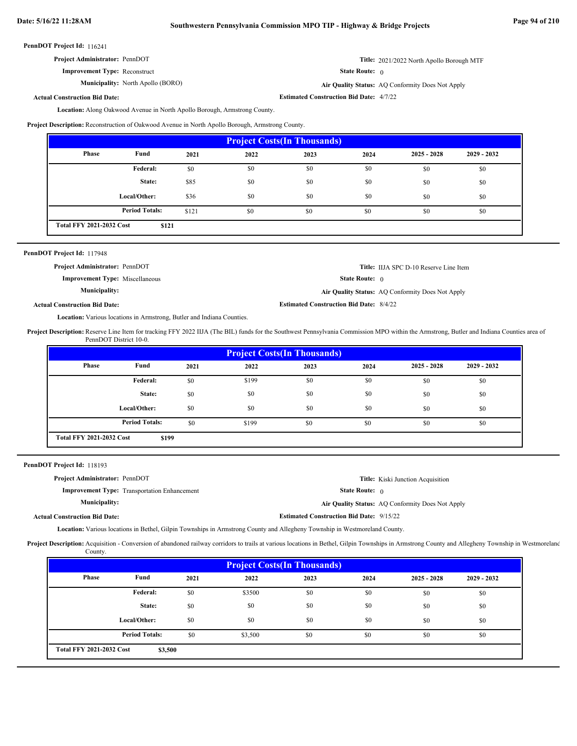**PennDOT Project Id:** 116241

**Project Administrator:** PennDOT

**Title:** 2021/2022 North Apollo Borough MTF

**Improvement Type:** Reconstruct

**State Route:** 0

**Municipality:** North Apollo (BORO)

**Air Quality Status:** AQ Conformity Does Not Apply

**Actual Construction Bid Date:**

**Estimated Construction Bid Date:** 4/7/22

**Location:** Along Oakwood Avenue in North Apollo Borough, Armstrong County.

**Project Description:** Reconstruction of Oakwood Avenue in North Apollo Borough, Armstrong County.

| Project Costs(In Thousands) | | | | | | | |
|---|---|---|---|---|---|---|---|
| Phase | Fund | 2021 | 2022 | 2023 | 2024 | 2025 - 2028 | 2029 - 2032 |
| | Federal: | $0 | $0 | $0 | $0 | $0 | $0 |
| | State: | $85 | $0 | $0 | $0 | $0 | $0 |
| | Local/Other: | $36 | $0 | $0 | $0 | $0 | $0 |
| | Period Totals: | $121 | $0 | $0 | $0 | $0 | $0 |
| Total FFY 2021-2032 Cost | $121 | | | | | | |

---

**PennDOT Project Id:** 117948

**Project Administrator:** PennDOT

**Title:** IIJA SPC D-10 Reserve Line Item

**Improvement Type:** Miscellaneous

**State Route:** 0

**Municipality:**

**Air Quality Status:** AQ Conformity Does Not Apply

**Actual Construction Bid Date:**

**Estimated Construction Bid Date:** 8/4/22

**Location:** Various locations in Armstrong, Butler and Indiana Counties.

**Project Description:** Reserve Line Item for tracking FFY 2022 IIJA (The BIL) funds for the Southwest Pennsylvania Commission MPO within the Armstrong, Butler and Indiana Counties area of PennDOT District 10-0.

| Project Costs(In Thousands) | | | | | | | |
|---|---|---|---|---|---|---|---|
| Phase | Fund | 2021 | 2022 | 2023 | 2024 | 2025 - 2028 | 2029 - 2032 |
| | Federal: | $0 | $199 | $0 | $0 | $0 | $0 |
| | State: | $0 | $0 | $0 | $0 | $0 | $0 |
| | Local/Other: | $0 | $0 | $0 | $0 | $0 | $0 |
| | Period Totals: | $0 | $199 | $0 | $0 | $0 | $0 |
| Total FFY 2021-2032 Cost | $199 | | | | | | |

---

**PennDOT Project Id:** 118193

**Project Administrator:** PennDOT

**Title:** Kiski Junction Acquisition

**Improvement Type:** Transportation Enhancement

**State Route:** 0

**Municipality:**

**Air Quality Status:** AQ Conformity Does Not Apply

**Actual Construction Bid Date:**

**Estimated Construction Bid Date:** 9/15/22

**Location:** Various locations in Bethel, Gilpin Townships in Armstrong County and Allegheny Township in Westmoreland County.

**Project Description:** Acquisition - Conversion of abandoned railway corridors to trails at various locations in Bethel, Gilpin Townships in Armstrong County and Allegheny Township in Westmoreland County.

| Project Costs(In Thousands) | | | | | | | |
|---|---|---|---|---|---|---|---|
| Phase | Fund | 2021 | 2022 | 2023 | 2024 | 2025 - 2028 | 2029 - 2032 |
| | Federal: | $0 | $3500 | $0 | $0 | $0 | $0 |
| | State: | $0 | $0 | $0 | $0 | $0 | $0 |
| | Local/Other: | $0 | $0 | $0 | $0 | $0 | $0 |
| | Period Totals: | $0 | $3,500 | $0 | $0 | $0 | $0 |
| Total FFY 2021-2032 Cost | $3,500 | | | | | | |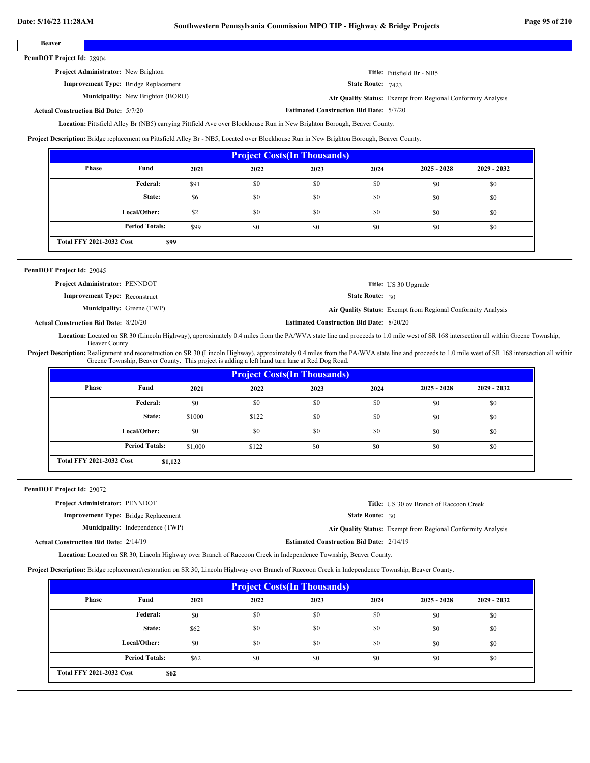**Beaver**

**PennDOT Project Id:** 28904

**Project Administrator:** New Brighton
**Title:** Pittsfield Br - NB5
**Improvement Type:** Bridge Replacement
**State Route:** 7423
**Municipality:** New Brighton (BORO)
**Air Quality Status:** Exempt from Regional Conformity Analysis
**Actual Construction Bid Date:** 5/7/20
**Estimated Construction Bid Date:** 5/7/20

**Location:** Pittsfield Alley Br (NB5) carrying Pittfield Ave over Blockhouse Run in New Brighton Borough, Beaver County.

**Project Description:** Bridge replacement on Pittsfield Alley Br - NB5, Located over Blockhouse Run in New Brighton Borough, Beaver County.

| Project Costs(In Thousands) | | | | | | | |
|---|---|---|---|---|---|---|---|
| Phase | Fund | 2021 | 2022 | 2023 | 2024 | 2025 - 2028 | 2029 - 2032 |
| | Federal: | $91 | $0 | $0 | $0 | $0 | $0 |
| | State: | $6 | $0 | $0 | $0 | $0 | $0 |
| | Local/Other: | $2 | $0 | $0 | $0 | $0 | $0 |
| | Period Totals: | $99 | $0 | $0 | $0 | $0 | $0 |
| Total FFY 2021-2032 Cost | $99 | | | | | | |

**PennDOT Project Id:** 29045

**Project Administrator:** PENNDOT
**Title:** US 30 Upgrade
**Improvement Type:** Reconstruct
**State Route:** 30
**Municipality:** Greene (TWP)
**Air Quality Status:** Exempt from Regional Conformity Analysis
**Actual Construction Bid Date:** 8/20/20
**Estimated Construction Bid Date:** 8/20/20

**Location:** Located on SR 30 (Lincoln Highway), approximately 0.4 miles from the PA/WVA state line and proceeds to 1.0 mile west of SR 168 intersection all within Greene Township, Beaver County.

**Project Description:** Realignment and reconstruction on SR 30 (Lincoln Highway), approximately 0.4 miles from the PA/WVA state line and proceeds to 1.0 mile west of SR 168 intersection all within Greene Township, Beaver County. This project is adding a left hand turn lane at Red Dog Road.

| Project Costs(In Thousands) | | | | | | | |
|---|---|---|---|---|---|---|---|
| Phase | Fund | 2021 | 2022 | 2023 | 2024 | 2025 - 2028 | 2029 - 2032 |
| | Federal: | $0 | $0 | $0 | $0 | $0 | $0 |
| | State: | $1000 | $122 | $0 | $0 | $0 | $0 |
| | Local/Other: | $0 | $0 | $0 | $0 | $0 | $0 |
| | Period Totals: | $1,000 | $122 | $0 | $0 | $0 | $0 |
| Total FFY 2021-2032 Cost | $1,122 | | | | | | |

**PennDOT Project Id:** 29072

**Project Administrator:** PENNDOT
**Title:** US 30 ov Branch of Raccoon Creek
**Improvement Type:** Bridge Replacement
**State Route:** 30
**Municipality:** Independence (TWP)
**Air Quality Status:** Exempt from Regional Conformity Analysis
**Actual Construction Bid Date:** 2/14/19
**Estimated Construction Bid Date:** 2/14/19

**Location:** Located on SR 30, Lincoln Highway over Branch of Raccoon Creek in Independence Township, Beaver County.

**Project Description:** Bridge replacement/restoration on SR 30, Lincoln Highway over Branch of Raccoon Creek in Independence Township, Beaver County.

| Project Costs(In Thousands) | | | | | | | |
|---|---|---|---|---|---|---|---|
| Phase | Fund | 2021 | 2022 | 2023 | 2024 | 2025 - 2028 | 2029 - 2032 |
| | Federal: | $0 | $0 | $0 | $0 | $0 | $0 |
| | State: | $62 | $0 | $0 | $0 | $0 | $0 |
| | Local/Other: | $0 | $0 | $0 | $0 | $0 | $0 |
| | Period Totals: | $62 | $0 | $0 | $0 | $0 | $0 |
| Total FFY 2021-2032 Cost | $62 | | | | | | |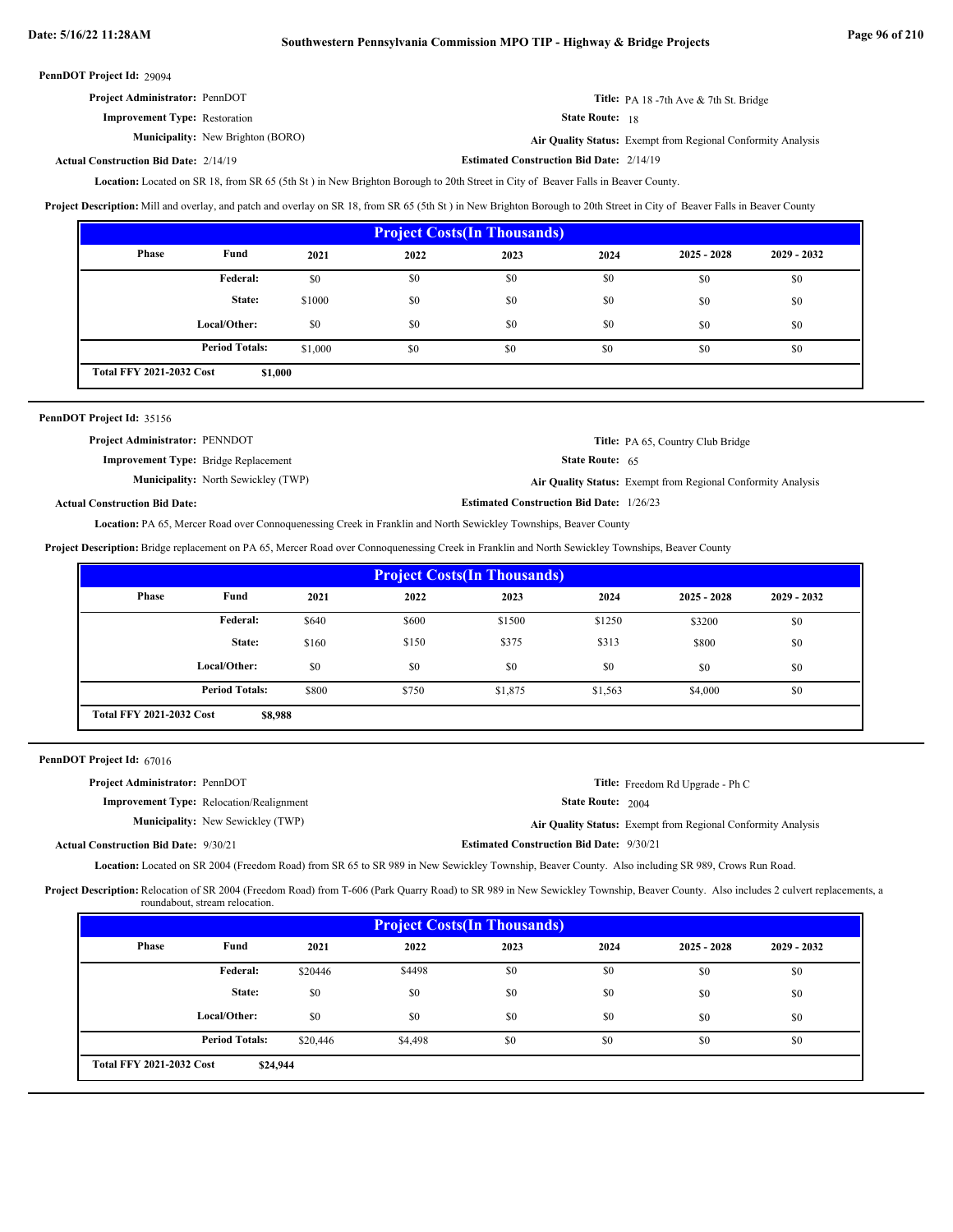**PennDOT Project Id:** 29094

**Project Administrator:** PennDOT

**Title:** PA 18 -7th Ave & 7th St. Bridge

**Improvement Type:** Restoration

**State Route:** 18

**Municipality:** New Brighton (BORO)

**Air Quality Status:** Exempt from Regional Conformity Analysis

**Actual Construction Bid Date:** 2/14/19

**Estimated Construction Bid Date:** 2/14/19

**Location:** Located on SR 18, from SR 65 (5th St ) in New Brighton Borough to 20th Street in City of Beaver Falls in Beaver County.

**Project Description:** Mill and overlay, and patch and overlay on SR 18, from SR 65 (5th St ) in New Brighton Borough to 20th Street in City of Beaver Falls in Beaver County

| Project Costs(In Thousands) | | | | | | | |
|---|---|---|---|---|---|---|---|
| Phase | Fund | 2021 | 2022 | 2023 | 2024 | 2025 - 2028 | 2029 - 2032 |
| | Federal: | $0 | $0 | $0 | $0 | $0 | $0 |
| | State: | $1000 | $0 | $0 | $0 | $0 | $0 |
| | Local/Other: | $0 | $0 | $0 | $0 | $0 | $0 |
| | Period Totals: | $1,000 | $0 | $0 | $0 | $0 | $0 |
| Total FFY 2021-2032 Cost | $1,000 | | | | | | |

---

**PennDOT Project Id:** 35156

**Project Administrator:** PENNDOT

**Title:** PA 65, Country Club Bridge

**Improvement Type:** Bridge Replacement

**State Route:** 65

**Municipality:** North Sewickley (TWP)

**Air Quality Status:** Exempt from Regional Conformity Analysis

**Actual Construction Bid Date:**

**Estimated Construction Bid Date:** 1/26/23

**Location:** PA 65, Mercer Road over Connoquenessing Creek in Franklin and North Sewickley Townships, Beaver County

**Project Description:** Bridge replacement on PA 65, Mercer Road over Connoquenessing Creek in Franklin and North Sewickley Townships, Beaver County

| Project Costs(In Thousands) | | | | | | | |
|---|---|---|---|---|---|---|---|
| Phase | Fund | 2021 | 2022 | 2023 | 2024 | 2025 - 2028 | 2029 - 2032 |
| | Federal: | $640 | $600 | $1500 | $1250 | $3200 | $0 |
| | State: | $160 | $150 | $375 | $313 | $800 | $0 |
| | Local/Other: | $0 | $0 | $0 | $0 | $0 | $0 |
| | Period Totals: | $800 | $750 | $1,875 | $1,563 | $4,000 | $0 |
| Total FFY 2021-2032 Cost | $8,988 | | | | | | |

---

**PennDOT Project Id:** 67016

**Project Administrator:** PennDOT

**Title:** Freedom Rd Upgrade - Ph C

**Improvement Type:** Relocation/Realignment

**State Route:** 2004

**Municipality:** New Sewickley (TWP)

**Air Quality Status:** Exempt from Regional Conformity Analysis

**Actual Construction Bid Date:** 9/30/21

**Estimated Construction Bid Date:** 9/30/21

**Location:** Located on SR 2004 (Freedom Road) from SR 65 to SR 989 in New Sewickley Township, Beaver County. Also including SR 989, Crows Run Road.

**Project Description:** Relocation of SR 2004 (Freedom Road) from T-606 (Park Quarry Road) to SR 989 in New Sewickley Township, Beaver County. Also includes 2 culvert replacements, a roundabout, stream relocation.

| Project Costs(In Thousands) | | | | | | | |
|---|---|---|---|---|---|---|---|
| Phase | Fund | 2021 | 2022 | 2023 | 2024 | 2025 - 2028 | 2029 - 2032 |
| | Federal: | $20446 | $4498 | $0 | $0 | $0 | $0 |
| | State: | $0 | $0 | $0 | $0 | $0 | $0 |
| | Local/Other: | $0 | $0 | $0 | $0 | $0 | $0 |
| | Period Totals: | $20,446 | $4,498 | $0 | $0 | $0 | $0 |
| Total FFY 2021-2032 Cost | $24,944 | | | | | | |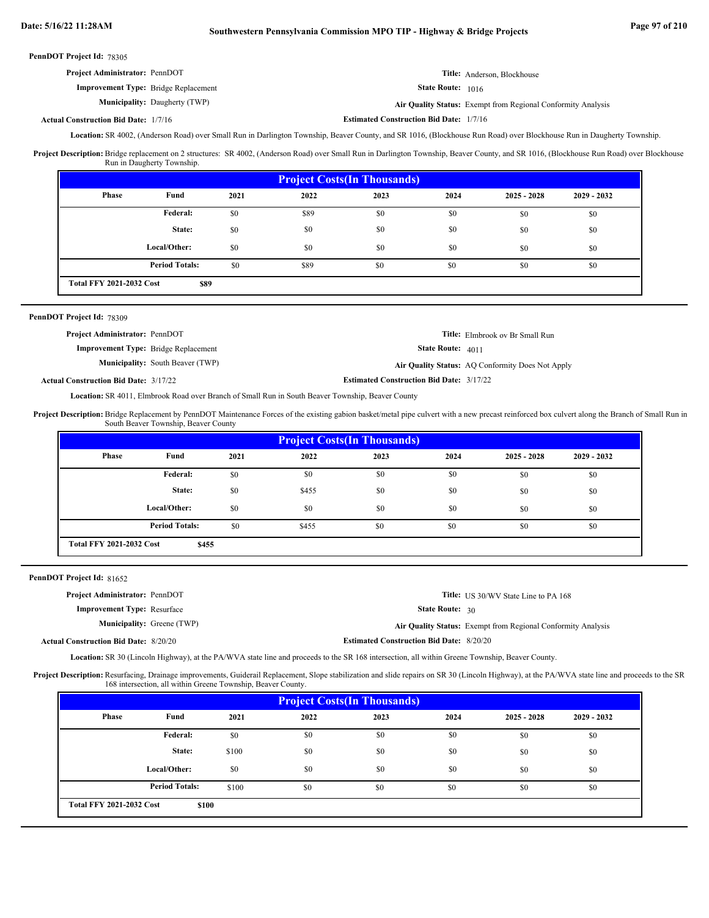**PennDOT Project Id:** 78305

**Project Administrator:** PennDOT

**Title:** Anderson, Blockhouse

**Improvement Type:** Bridge Replacement

**State Route:** 1016

**Municipality:** Daugherty (TWP)

**Air Quality Status:** Exempt from Regional Conformity Analysis

**Actual Construction Bid Date:** 1/7/16

**Estimated Construction Bid Date:** 1/7/16

**Location:** SR 4002, (Anderson Road) over Small Run in Darlington Township, Beaver County, and SR 1016, (Blockhouse Run Road) over Blockhouse Run in Daugherty Township.

**Project Description:** Bridge replacement on 2 structures: SR 4002, (Anderson Road) over Small Run in Darlington Township, Beaver County, and SR 1016, (Blockhouse Run Road) over Blockhouse Run in Daugherty Township.

| Project Costs(In Thousands) | | | | | | | |
|---|---|---|---|---|---|---|---|
| Phase | Fund | 2021 | 2022 | 2023 | 2024 | 2025 - 2028 | 2029 - 2032 |
| | Federal: | $0 | $89 | $0 | $0 | $0 | $0 |
| | State: | $0 | $0 | $0 | $0 | $0 | $0 |
| | Local/Other: | $0 | $0 | $0 | $0 | $0 | $0 |
| | Period Totals: | $0 | $89 | $0 | $0 | $0 | $0 |
| Total FFY 2021-2032 Cost | $89 | | | | | | |

**PennDOT Project Id:** 78309

**Project Administrator:** PennDOT

**Title:** Elmbrook ov Br Small Run

**Improvement Type:** Bridge Replacement

**State Route:** 4011

**Municipality:** South Beaver (TWP)

**Air Quality Status:** AQ Conformity Does Not Apply

**Actual Construction Bid Date:** 3/17/22

**Estimated Construction Bid Date:** 3/17/22

**Location:** SR 4011, Elmbrook Road over Branch of Small Run in South Beaver Township, Beaver County

**Project Description:** Bridge Replacement by PennDOT Maintenance Forces of the existing gabion basket/metal pipe culvert with a new precast reinforced box culvert along the Branch of Small Run in South Beaver Township, Beaver County

| Project Costs(In Thousands) | | | | | | | |
|---|---|---|---|---|---|---|---|
| Phase | Fund | 2021 | 2022 | 2023 | 2024 | 2025 - 2028 | 2029 - 2032 |
| | Federal: | $0 | $0 | $0 | $0 | $0 | $0 |
| | State: | $0 | $455 | $0 | $0 | $0 | $0 |
| | Local/Other: | $0 | $0 | $0 | $0 | $0 | $0 |
| | Period Totals: | $0 | $455 | $0 | $0 | $0 | $0 |
| Total FFY 2021-2032 Cost | $455 | | | | | | |

**PennDOT Project Id:** 81652

**Project Administrator:** PennDOT

**Title:** US 30/WV State Line to PA 168

**Improvement Type:** Resurface

**State Route:** 30

**Municipality:** Greene (TWP)

**Air Quality Status:** Exempt from Regional Conformity Analysis

**Actual Construction Bid Date:** 8/20/20

**Estimated Construction Bid Date:** 8/20/20

**Location:** SR 30 (Lincoln Highway), at the PA/WVA state line and proceeds to the SR 168 intersection, all within Greene Township, Beaver County.

**Project Description:** Resurfacing, Drainage improvements, Guiderail Replacement, Slope stabilization and slide repairs on SR 30 (Lincoln Highway), at the PA/WVA state line and proceeds to the SR 168 intersection, all within Greene Township, Beaver County.

| Project Costs(In Thousands) | | | | | | | |
|---|---|---|---|---|---|---|---|
| Phase | Fund | 2021 | 2022 | 2023 | 2024 | 2025 - 2028 | 2029 - 2032 |
| | Federal: | $0 | $0 | $0 | $0 | $0 | $0 |
| | State: | $100 | $0 | $0 | $0 | $0 | $0 |
| | Local/Other: | $0 | $0 | $0 | $0 | $0 | $0 |
| | Period Totals: | $100 | $0 | $0 | $0 | $0 | $0 |
| Total FFY 2021-2032 Cost | $100 | | | | | | |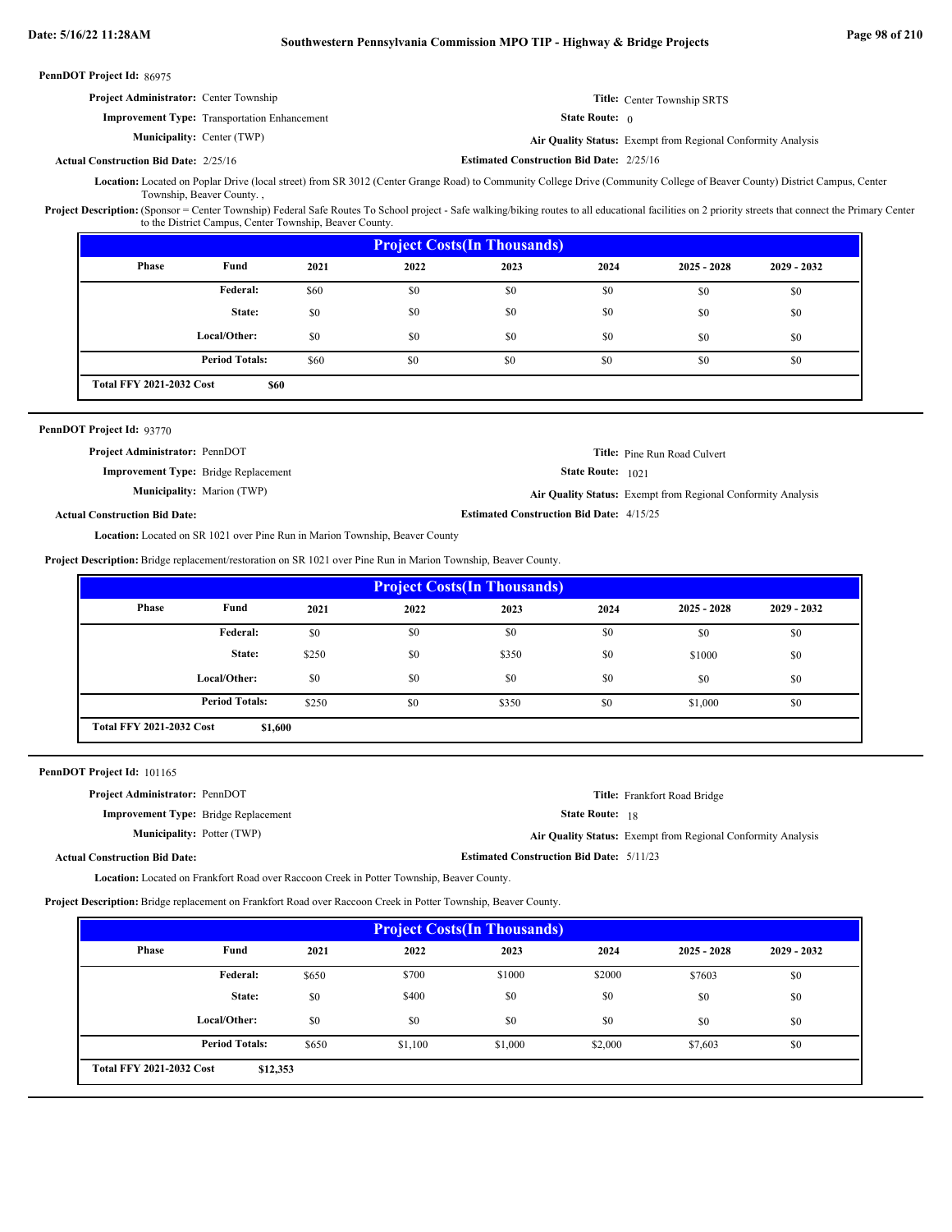**PennDOT Project Id:** 86975

**Project Administrator:** Center Township

**Title:** Center Township SRTS

**Improvement Type:** Transportation Enhancement

**State Route:** 0

**Municipality:** Center (TWP)

**Air Quality Status:** Exempt from Regional Conformity Analysis

**Actual Construction Bid Date:** 2/25/16

**Estimated Construction Bid Date:** 2/25/16

**Location:** Located on Poplar Drive (local street) from SR 3012 (Center Grange Road) to Community College Drive (Community College of Beaver County) District Campus, Center Township, Beaver County. ,

**Project Description:** (Sponsor = Center Township) Federal Safe Routes To School project - Safe walking/biking routes to all educational facilities on 2 priority streets that connect the Primary Center to the District Campus, Center Township, Beaver County.

| Phase | Fund | 2021 | 2022 | 2023 | 2024 | 2025 - 2028 | 2029 - 2032 |
|---|---|---|---|---|---|---|---|
| | Federal: | $60 | $0 | $0 | $0 | $0 | $0 |
| | State: | $0 | $0 | $0 | $0 | $0 | $0 |
| | Local/Other: | $0 | $0 | $0 | $0 | $0 | $0 |
| | Period Totals: | $60 | $0 | $0 | $0 | $0 | $0 |

**Total FFY 2021-2032 Cost** $60

---

**PennDOT Project Id:** 93770

**Project Administrator:** PennDOT

**Title:** Pine Run Road Culvert

**Improvement Type:** Bridge Replacement

**State Route:** 1021

**Municipality:** Marion (TWP)

**Air Quality Status:** Exempt from Regional Conformity Analysis

**Actual Construction Bid Date:**

**Estimated Construction Bid Date:** 4/15/25

**Location:** Located on SR 1021 over Pine Run in Marion Township, Beaver County

**Project Description:** Bridge replacement/restoration on SR 1021 over Pine Run in Marion Township, Beaver County.

| Phase | Fund | 2021 | 2022 | 2023 | 2024 | 2025 - 2028 | 2029 - 2032 |
|---|---|---|---|---|---|---|---|
| | Federal: | $0 | $0 | $0 | $0 | $0 | $0 |
| | State: | $250 | $0 | $350 | $0 | $1000 | $0 |
| | Local/Other: | $0 | $0 | $0 | $0 | $0 | $0 |
| | Period Totals: | $250 | $0 | $350 | $0 | $1,000 | $0 |

**Total FFY 2021-2032 Cost** $1,600

---

**PennDOT Project Id:** 101165

**Project Administrator:** PennDOT

**Title:** Frankfort Road Bridge

**Improvement Type:** Bridge Replacement

**State Route:** 18

**Municipality:** Potter (TWP)

**Air Quality Status:** Exempt from Regional Conformity Analysis

**Actual Construction Bid Date:**

**Estimated Construction Bid Date:** 5/11/23

**Location:** Located on Frankfort Road over Raccoon Creek in Potter Township, Beaver County.

**Project Description:** Bridge replacement on Frankfort Road over Raccoon Creek in Potter Township, Beaver County.

| Phase | Fund | 2021 | 2022 | 2023 | 2024 | 2025 - 2028 | 2029 - 2032 |
|---|---|---|---|---|---|---|---|
| | Federal: | $650 | $700 | $1000 | $2000 | $7603 | $0 |
| | State: | $0 | $400 | $0 | $0 | $0 | $0 |
| | Local/Other: | $0 | $0 | $0 | $0 | $0 | $0 |
| | Period Totals: | $650 | $1,100 | $1,000 | $2,000 | $7,603 | $0 |

**Total FFY 2021-2032 Cost** $12,353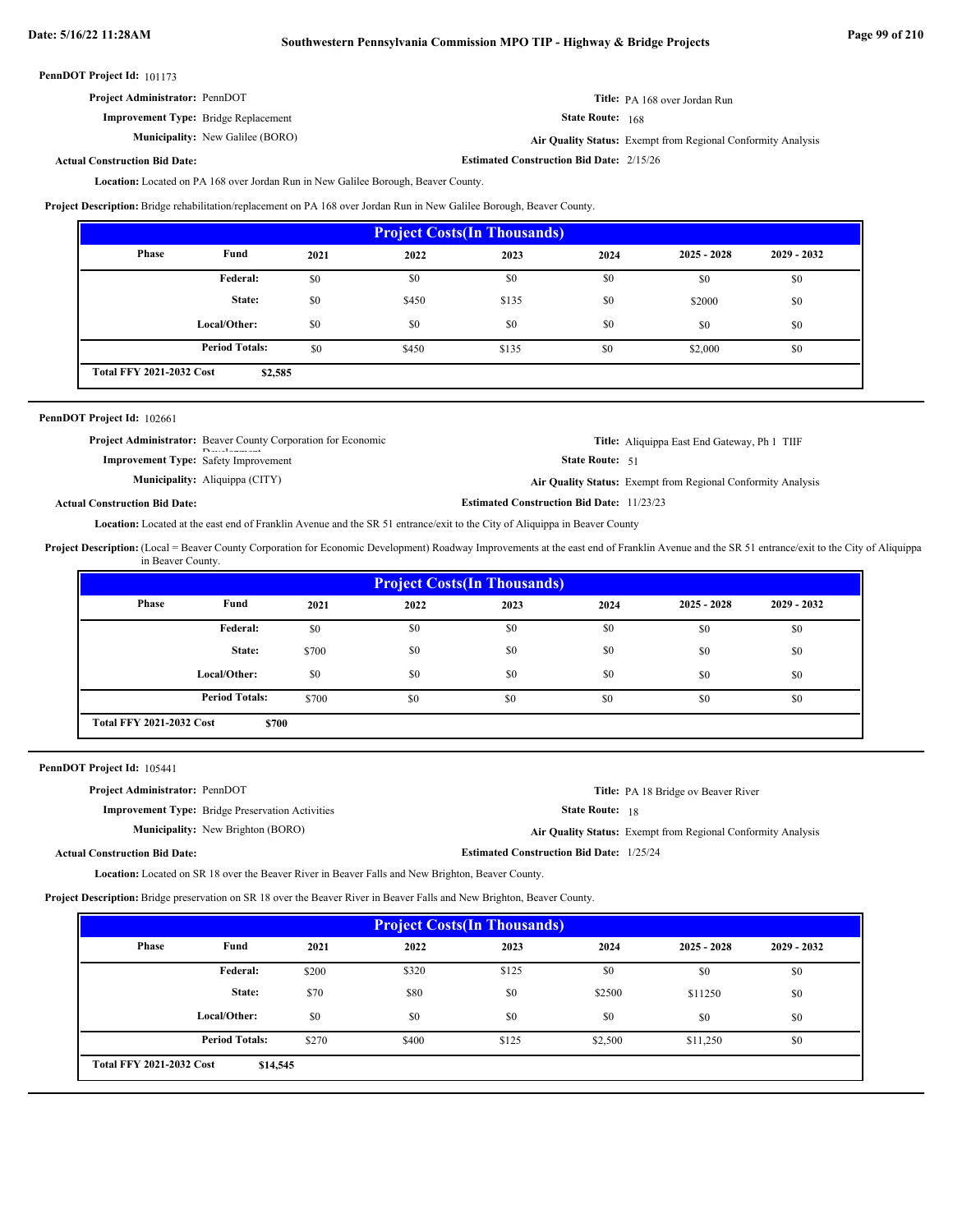**PennDOT Project Id:** 101173

**Project Administrator:** PennDOT

**Title:** PA 168 over Jordan Run

**Improvement Type:** Bridge Replacement

**State Route:** 168

**Municipality:** New Galilee (BORO)

**Air Quality Status:** Exempt from Regional Conformity Analysis

**Actual Construction Bid Date:**

**Estimated Construction Bid Date:** 2/15/26

**Location:** Located on PA 168 over Jordan Run in New Galilee Borough, Beaver County.

**Project Description:** Bridge rehabilitation/replacement on PA 168 over Jordan Run in New Galilee Borough, Beaver County.

| Project Costs(In Thousands) | | | | | | | |
|---|---|---|---|---|---|---|---|
| Phase | Fund | 2021 | 2022 | 2023 | 2024 | 2025 - 2028 | 2029 - 2032 |
| | Federal: | $0 | $0 | $0 | $0 | $0 | $0 |
| | State: | $0 | $450 | $135 | $0 | $2000 | $0 |
| | Local/Other: | $0 | $0 | $0 | $0 | $0 | $0 |
| | Period Totals: | $0 | $450 | $135 | $0 | $2,000 | $0 |
| Total FFY 2021-2032 Cost | $2,585 | | | | | | |

---

**PennDOT Project Id:** 102661

**Project Administrator:** Beaver County Corporation for Economic Development

**Title:** Aliquippa East End Gateway, Ph 1 TIIF

**Improvement Type:** Safety Improvement

**State Route:** 51

**Municipality:** Aliquippa (CITY)

**Air Quality Status:** Exempt from Regional Conformity Analysis

**Actual Construction Bid Date:**

**Estimated Construction Bid Date:** 11/23/23

**Location:** Located at the east end of Franklin Avenue and the SR 51 entrance/exit to the City of Aliquippa in Beaver County

**Project Description:** (Local = Beaver County Corporation for Economic Development) Roadway Improvements at the east end of Franklin Avenue and the SR 51 entrance/exit to the City of Aliquippa in Beaver County.

| Project Costs(In Thousands) | | | | | | | |
|---|---|---|---|---|---|---|---|
| Phase | Fund | 2021 | 2022 | 2023 | 2024 | 2025 - 2028 | 2029 - 2032 |
| | Federal: | $0 | $0 | $0 | $0 | $0 | $0 |
| | State: | $700 | $0 | $0 | $0 | $0 | $0 |
| | Local/Other: | $0 | $0 | $0 | $0 | $0 | $0 |
| | Period Totals: | $700 | $0 | $0 | $0 | $0 | $0 |
| Total FFY 2021-2032 Cost | $700 | | | | | | |

---

**PennDOT Project Id:** 105441

**Project Administrator:** PennDOT

**Title:** PA 18 Bridge ov Beaver River

**Improvement Type:** Bridge Preservation Activities

**State Route:** 18

**Municipality:** New Brighton (BORO)

**Air Quality Status:** Exempt from Regional Conformity Analysis

**Actual Construction Bid Date:**

**Estimated Construction Bid Date:** 1/25/24

**Location:** Located on SR 18 over the Beaver River in Beaver Falls and New Brighton, Beaver County.

**Project Description:** Bridge preservation on SR 18 over the Beaver River in Beaver Falls and New Brighton, Beaver County.

| Project Costs(In Thousands) | | | | | | | |
|---|---|---|---|---|---|---|---|
| Phase | Fund | 2021 | 2022 | 2023 | 2024 | 2025 - 2028 | 2029 - 2032 |
| | Federal: | $200 | $320 | $125 | $0 | $0 | $0 |
| | State: | $70 | $80 | $0 | $2500 | $11250 | $0 |
| | Local/Other: | $0 | $0 | $0 | $0 | $0 | $0 |
| | Period Totals: | $270 | $400 | $125 | $2,500 | $11,250 | $0 |
| Total FFY 2021-2032 Cost | $14,545 | | | | | | |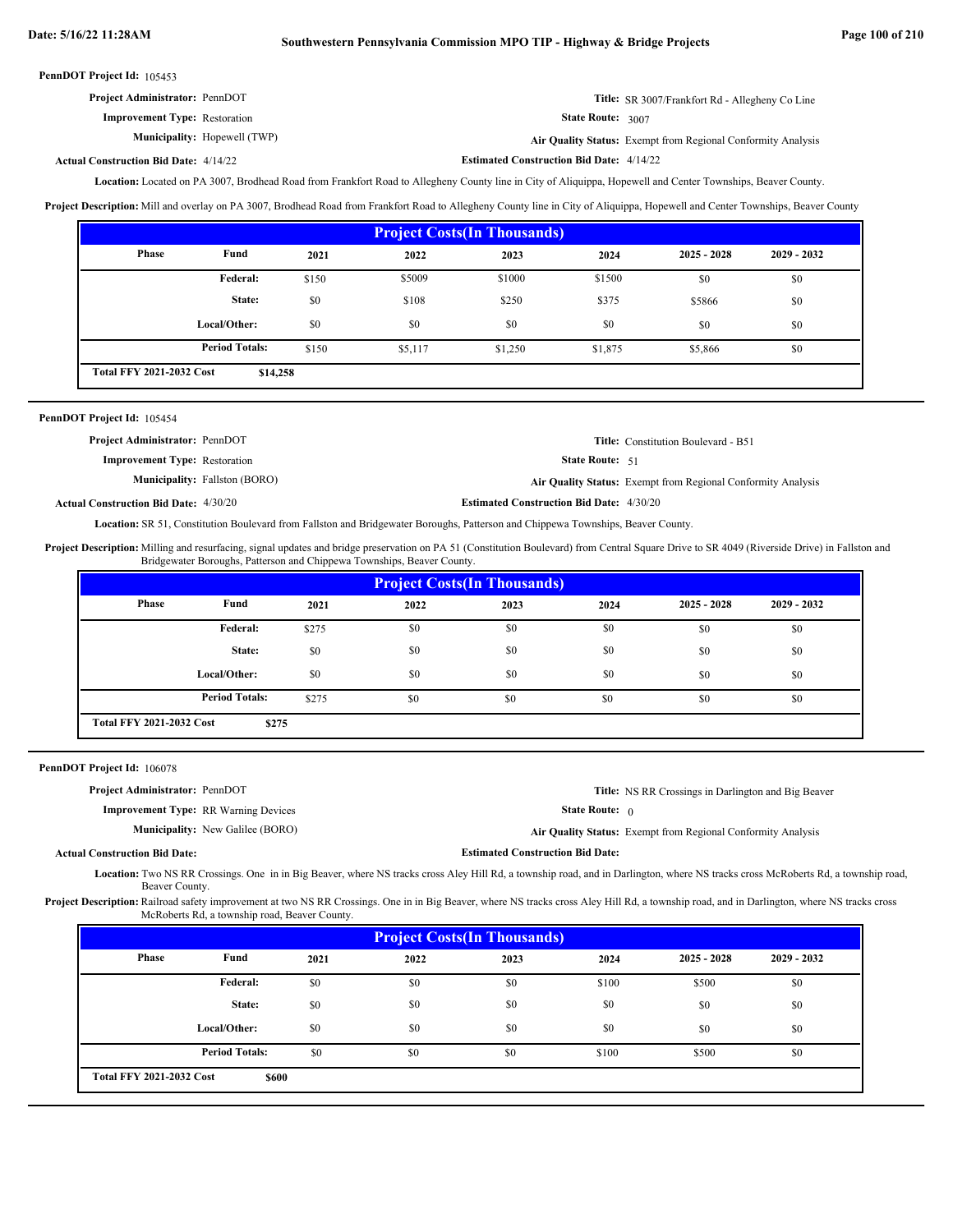**PennDOT Project Id:** 105453

**Project Administrator:** PennDOT

**Title:** SR 3007/Frankfort Rd - Allegheny Co Line

**Improvement Type:** Restoration

**State Route:** 3007

**Municipality:** Hopewell (TWP)

**Air Quality Status:** Exempt from Regional Conformity Analysis

**Actual Construction Bid Date:** 4/14/22

**Estimated Construction Bid Date:** 4/14/22

**Location:** Located on PA 3007, Brodhead Road from Frankfort Road to Allegheny County line in City of Aliquippa, Hopewell and Center Townships, Beaver County.

**Project Description:** Mill and overlay on PA 3007, Brodhead Road from Frankfort Road to Allegheny County line in City of Aliquippa, Hopewell and Center Townships, Beaver County

| Project Costs(In Thousands) | | | | | | | |
|---|---|---|---|---|---|---|---|
| Phase | Fund | 2021 | 2022 | 2023 | 2024 | 2025 - 2028 | 2029 - 2032 |
| | Federal: | $150 | $5009 | $1000 | $1500 | $0 | $0 |
| | State: | $0 | $108 | $250 | $375 | $5866 | $0 |
| | Local/Other: | $0 | $0 | $0 | $0 | $0 | $0 |
| | Period Totals: | $150 | $5,117 | $1,250 | $1,875 | $5,866 | $0 |
| Total FFY 2021-2032 Cost | $14,258 | | | | | | |

**PennDOT Project Id:** 105454

**Project Administrator:** PennDOT

**Title:** Constitution Boulevard - B51

**Improvement Type:** Restoration

**State Route:** 51

**Municipality:** Fallston (BORO)

**Air Quality Status:** Exempt from Regional Conformity Analysis

**Actual Construction Bid Date:** 4/30/20

**Estimated Construction Bid Date:** 4/30/20

**Location:** SR 51, Constitution Boulevard from Fallston and Bridgewater Boroughs, Patterson and Chippewa Townships, Beaver County.

**Project Description:** Milling and resurfacing, signal updates and bridge preservation on PA 51 (Constitution Boulevard) from Central Square Drive to SR 4049 (Riverside Drive) in Fallston and Bridgewater Boroughs, Patterson and Chippewa Townships, Beaver County.

| Project Costs(In Thousands) | | | | | | | |
|---|---|---|---|---|---|---|---|
| Phase | Fund | 2021 | 2022 | 2023 | 2024 | 2025 - 2028 | 2029 - 2032 |
| | Federal: | $275 | $0 | $0 | $0 | $0 | $0 |
| | State: | $0 | $0 | $0 | $0 | $0 | $0 |
| | Local/Other: | $0 | $0 | $0 | $0 | $0 | $0 |
| | Period Totals: | $275 | $0 | $0 | $0 | $0 | $0 |
| Total FFY 2021-2032 Cost | $275 | | | | | | |

**PennDOT Project Id:** 106078

**Project Administrator:** PennDOT

**Title:** NS RR Crossings in Darlington and Big Beaver

**Improvement Type:** RR Warning Devices

**State Route:** 0

**Municipality:** New Galilee (BORO)

**Air Quality Status:** Exempt from Regional Conformity Analysis

**Actual Construction Bid Date:**

**Estimated Construction Bid Date:**

**Location:** Two NS RR Crossings. One in in Big Beaver, where NS tracks cross Aley Hill Rd, a township road, and in Darlington, where NS tracks cross McRoberts Rd, a township road, Beaver County.

**Project Description:** Railroad safety improvement at two NS RR Crossings. One in in Big Beaver, where NS tracks cross Aley Hill Rd, a township road, and in Darlington, where NS tracks cross McRoberts Rd, a township road, Beaver County.

| Project Costs(In Thousands) | | | | | | | |
|---|---|---|---|---|---|---|---|
| Phase | Fund | 2021 | 2022 | 2023 | 2024 | 2025 - 2028 | 2029 - 2032 |
| | Federal: | $0 | $0 | $0 | $100 | $500 | $0 |
| | State: | $0 | $0 | $0 | $0 | $0 | $0 |
| | Local/Other: | $0 | $0 | $0 | $0 | $0 | $0 |
| | Period Totals: | $0 | $0 | $0 | $100 | $500 | $0 |
| Total FFY 2021-2032 Cost | $600 | | | | | | |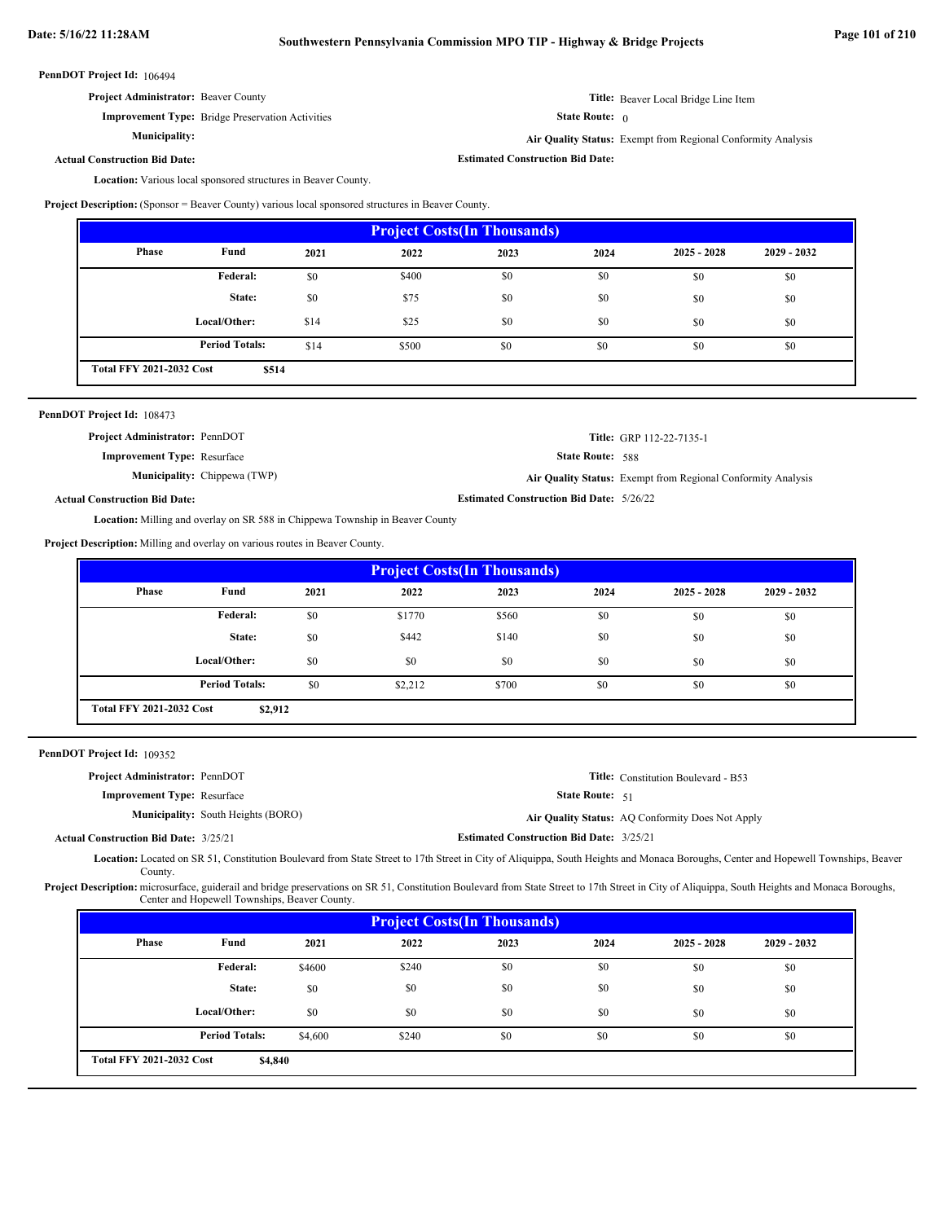**PennDOT Project Id:** 106494

**Project Administrator:** Beaver County

**Title:** Beaver Local Bridge Line Item

**Improvement Type:** Bridge Preservation Activities

**State Route:** 0

**Municipality:**

**Air Quality Status:** Exempt from Regional Conformity Analysis

**Actual Construction Bid Date:**

**Estimated Construction Bid Date:**

**Location:** Various local sponsored structures in Beaver County.

**Project Description:** (Sponsor = Beaver County) various local sponsored structures in Beaver County.

| Project Costs(In Thousands) | | | | | | | |
|---|---|---|---|---|---|---|---|
| Phase | Fund | 2021 | 2022 | 2023 | 2024 | 2025 - 2028 | 2029 - 2032 |
| | Federal: | $0 | $400 | $0 | $0 | $0 | $0 |
| | State: | $0 | $75 | $0 | $0 | $0 | $0 |
| | Local/Other: | $14 | $25 | $0 | $0 | $0 | $0 |
| | Period Totals: | $14 | $500 | $0 | $0 | $0 | $0 |
| Total FFY 2021-2032 Cost | $514 | | | | | | |

**PennDOT Project Id:** 108473

**Project Administrator:** PennDOT

**Title:** GRP 112-22-7135-1

**Improvement Type:** Resurface

**State Route:** 588

**Municipality:** Chippewa (TWP)

**Air Quality Status:** Exempt from Regional Conformity Analysis

**Actual Construction Bid Date:**

**Estimated Construction Bid Date:** 5/26/22

**Location:** Milling and overlay on SR 588 in Chippewa Township in Beaver County

**Project Description:** Milling and overlay on various routes in Beaver County.

| Project Costs(In Thousands) | | | | | | | |
|---|---|---|---|---|---|---|---|
| Phase | Fund | 2021 | 2022 | 2023 | 2024 | 2025 - 2028 | 2029 - 2032 |
| | Federal: | $0 | $1770 | $560 | $0 | $0 | $0 |
| | State: | $0 | $442 | $140 | $0 | $0 | $0 |
| | Local/Other: | $0 | $0 | $0 | $0 | $0 | $0 |
| | Period Totals: | $0 | $2,212 | $700 | $0 | $0 | $0 |
| Total FFY 2021-2032 Cost | $2,912 | | | | | | |

**PennDOT Project Id:** 109352

**Project Administrator:** PennDOT

**Title:** Constitution Boulevard - B53

**Improvement Type:** Resurface

**State Route:** 51

**Municipality:** South Heights (BORO)

**Air Quality Status:** AQ Conformity Does Not Apply

**Actual Construction Bid Date:** 3/25/21

**Estimated Construction Bid Date:** 3/25/21

**Location:** Located on SR 51, Constitution Boulevard from State Street to 17th Street in City of Aliquippa, South Heights and Monaca Boroughs, Center and Hopewell Townships, Beaver County.

**Project Description:** microsurface, guiderail and bridge preservations on SR 51, Constitution Boulevard from State Street to 17th Street in City of Aliquippa, South Heights and Monaca Boroughs, Center and Hopewell Townships, Beaver County.

| Project Costs(In Thousands) | | | | | | | |
|---|---|---|---|---|---|---|---|
| Phase | Fund | 2021 | 2022 | 2023 | 2024 | 2025 - 2028 | 2029 - 2032 |
| | Federal: | $4600 | $240 | $0 | $0 | $0 | $0 |
| | State: | $0 | $0 | $0 | $0 | $0 | $0 |
| | Local/Other: | $0 | $0 | $0 | $0 | $0 | $0 |
| | Period Totals: | $4,600 | $240 | $0 | $0 | $0 | $0 |
| Total FFY 2021-2032 Cost | $4,840 | | | | | | |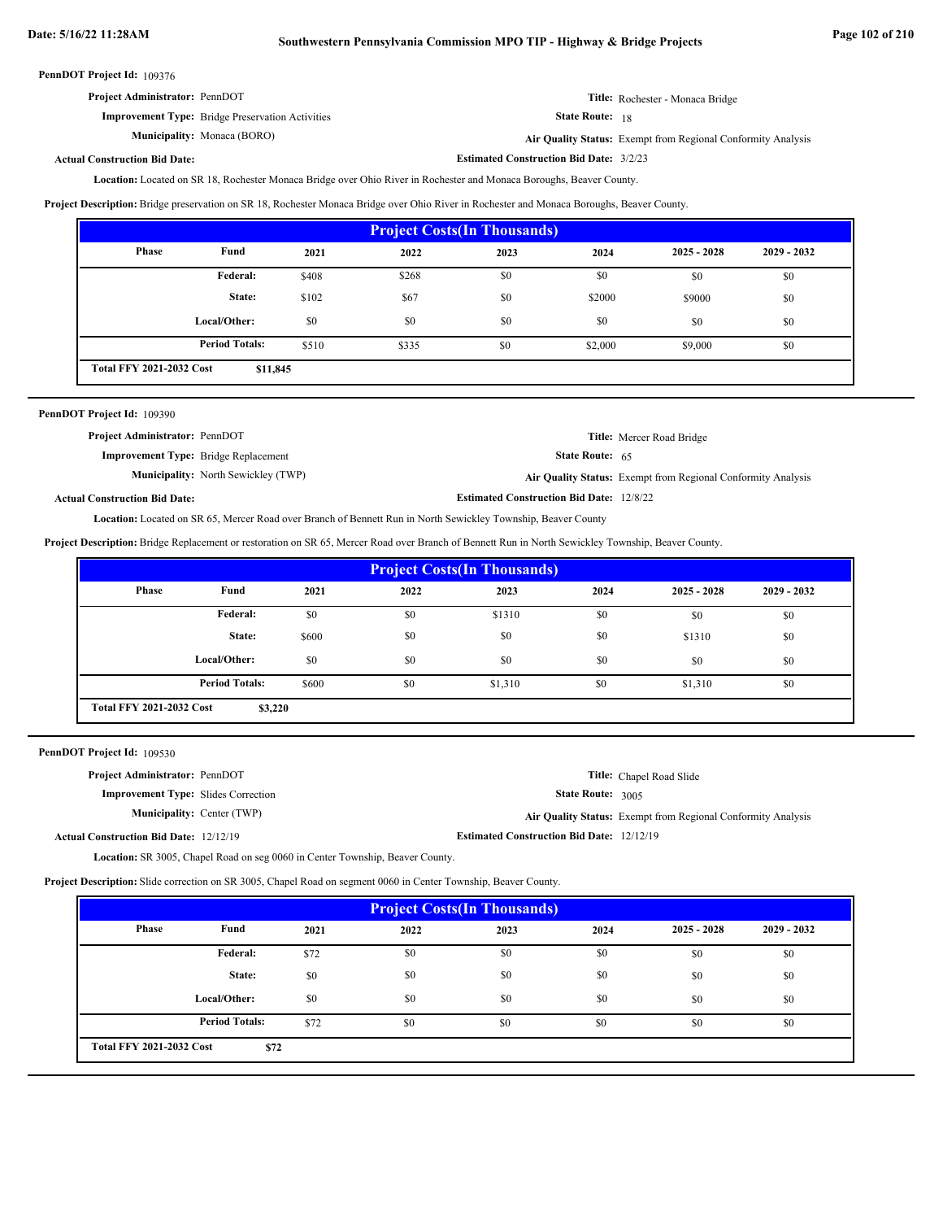**PennDOT Project Id:** 109376

**Project Administrator:** PennDOT

**Title:** Rochester - Monaca Bridge

**Improvement Type:** Bridge Preservation Activities

**State Route:** 18

**Municipality:** Monaca (BORO)

**Air Quality Status:** Exempt from Regional Conformity Analysis

**Actual Construction Bid Date:**

**Estimated Construction Bid Date:** 3/2/23

**Location:** Located on SR 18, Rochester Monaca Bridge over Ohio River in Rochester and Monaca Boroughs, Beaver County.

**Project Description:** Bridge preservation on SR 18, Rochester Monaca Bridge over Ohio River in Rochester and Monaca Boroughs, Beaver County.

| Project Costs(In Thousands) | | | | | | | |
|---|---|---|---|---|---|---|---|
| Phase | Fund | 2021 | 2022 | 2023 | 2024 | 2025 - 2028 | 2029 - 2032 |
| | Federal: | $408 | $268 | $0 | $0 | $0 | $0 |
| | State: | $102 | $67 | $0 | $2000 | $9000 | $0 |
| | Local/Other: | $0 | $0 | $0 | $0 | $0 | $0 |
| | Period Totals: | $510 | $335 | $0 | $2,000 | $9,000 | $0 |
| Total FFY 2021-2032 Cost | $11,845 | | | | | | |

---

**PennDOT Project Id:** 109390

**Project Administrator:** PennDOT

**Title:** Mercer Road Bridge

**Improvement Type:** Bridge Replacement

**State Route:** 65

**Municipality:** North Sewickley (TWP)

**Air Quality Status:** Exempt from Regional Conformity Analysis

**Actual Construction Bid Date:**

**Estimated Construction Bid Date:** 12/8/22

**Location:** Located on SR 65, Mercer Road over Branch of Bennett Run in North Sewickley Township, Beaver County

**Project Description:** Bridge Replacement or restoration on SR 65, Mercer Road over Branch of Bennett Run in North Sewickley Township, Beaver County.

| Project Costs(In Thousands) | | | | | | | |
|---|---|---|---|---|---|---|---|
| Phase | Fund | 2021 | 2022 | 2023 | 2024 | 2025 - 2028 | 2029 - 2032 |
| | Federal: | $0 | $0 | $1310 | $0 | $0 | $0 |
| | State: | $600 | $0 | $0 | $0 | $1310 | $0 |
| | Local/Other: | $0 | $0 | $0 | $0 | $0 | $0 |
| | Period Totals: | $600 | $0 | $1,310 | $0 | $1,310 | $0 |
| Total FFY 2021-2032 Cost | $3,220 | | | | | | |

---

**PennDOT Project Id:** 109530

**Project Administrator:** PennDOT

**Title:** Chapel Road Slide

**Improvement Type:** Slides Correction

**State Route:** 3005

**Municipality:** Center (TWP)

**Air Quality Status:** Exempt from Regional Conformity Analysis

**Actual Construction Bid Date:** 12/12/19

**Estimated Construction Bid Date:** 12/12/19

**Location:** SR 3005, Chapel Road on seg 0060 in Center Township, Beaver County.

**Project Description:** Slide correction on SR 3005, Chapel Road on segment 0060 in Center Township, Beaver County.

| Project Costs(In Thousands) | | | | | | | |
|---|---|---|---|---|---|---|---|
| Phase | Fund | 2021 | 2022 | 2023 | 2024 | 2025 - 2028 | 2029 - 2032 |
| | Federal: | $72 | $0 | $0 | $0 | $0 | $0 |
| | State: | $0 | $0 | $0 | $0 | $0 | $0 |
| | Local/Other: | $0 | $0 | $0 | $0 | $0 | $0 |
| | Period Totals: | $72 | $0 | $0 | $0 | $0 | $0 |
| Total FFY 2021-2032 Cost | $72 | | | | | | |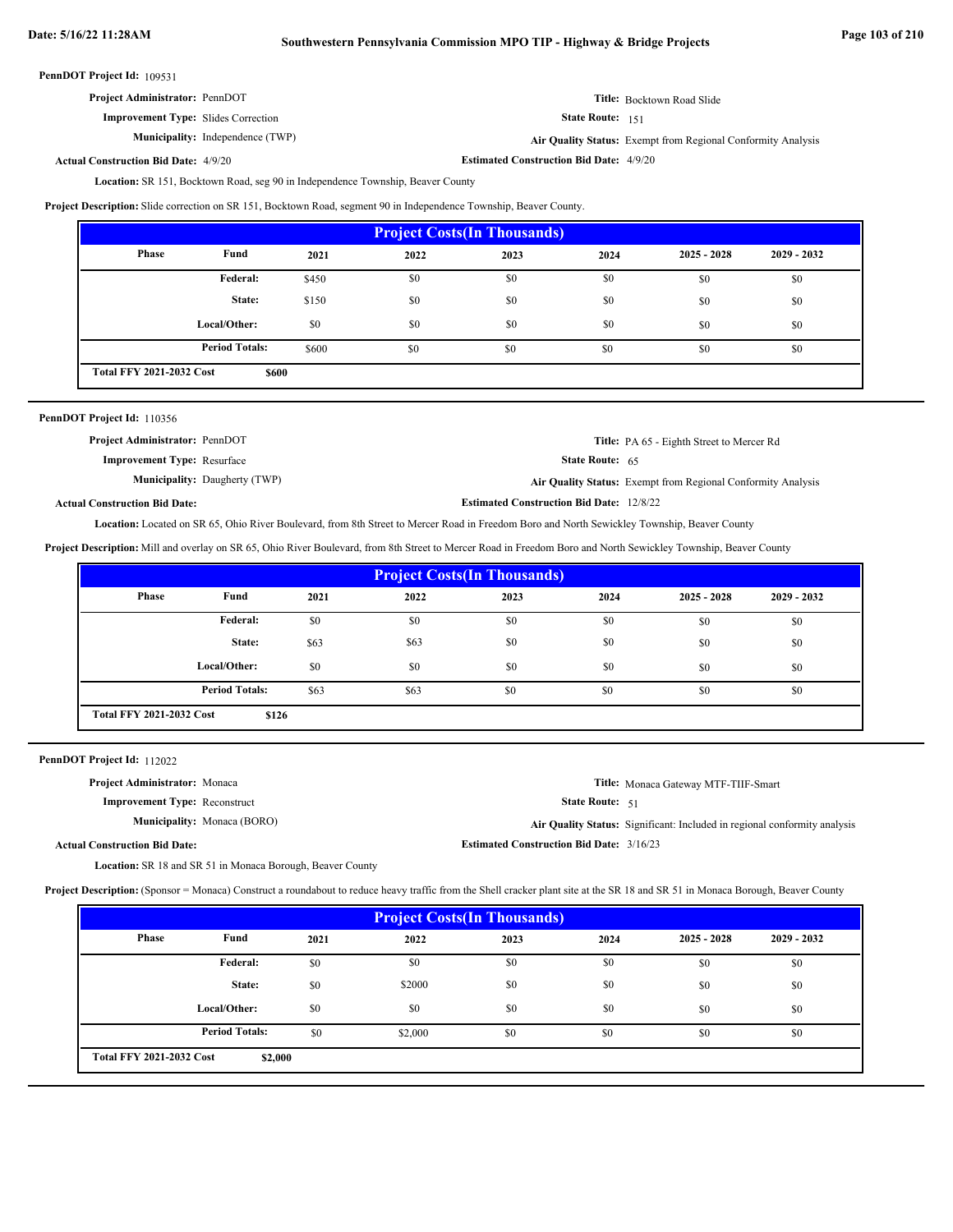**PennDOT Project Id:** 109531

**Project Administrator:** PennDOT

**Title:** Bocktown Road Slide

**Improvement Type:** Slides Correction

**State Route:** 151

**Municipality:** Independence (TWP)

**Air Quality Status:** Exempt from Regional Conformity Analysis

**Actual Construction Bid Date:** 4/9/20

**Estimated Construction Bid Date:** 4/9/20

**Location:** SR 151, Bocktown Road, seg 90 in Independence Township, Beaver County

**Project Description:** Slide correction on SR 151, Bocktown Road, segment 90 in Independence Township, Beaver County.

| Phase | Fund | 2021 | 2022 | 2023 | 2024 | 2025 - 2028 | 2029 - 2032 |
|---|---|---|---|---|---|---|---|
| | Federal: | $450 | $0 | $0 | $0 | $0 | $0 |
| | State: | $150 | $0 | $0 | $0 | $0 | $0 |
| | Local/Other: | $0 | $0 | $0 | $0 | $0 | $0 |
| | Period Totals: | $600 | $0 | $0 | $0 | $0 | $0 |
| Total FFY 2021-2032 Cost | $600 | | | | | | |

---

**PennDOT Project Id:** 110356

**Project Administrator:** PennDOT

**Title:** PA 65 - Eighth Street to Mercer Rd

**Improvement Type:** Resurface

**State Route:** 65

**Municipality:** Daugherty (TWP)

**Air Quality Status:** Exempt from Regional Conformity Analysis

**Actual Construction Bid Date:**

**Estimated Construction Bid Date:** 12/8/22

**Location:** Located on SR 65, Ohio River Boulevard, from 8th Street to Mercer Road in Freedom Boro and North Sewickley Township, Beaver County

**Project Description:** Mill and overlay on SR 65, Ohio River Boulevard, from 8th Street to Mercer Road in Freedom Boro and North Sewickley Township, Beaver County

| Phase | Fund | 2021 | 2022 | 2023 | 2024 | 2025 - 2028 | 2029 - 2032 |
|---|---|---|---|---|---|---|---|
| | Federal: | $0 | $0 | $0 | $0 | $0 | $0 |
| | State: | $63 | $63 | $0 | $0 | $0 | $0 |
| | Local/Other: | $0 | $0 | $0 | $0 | $0 | $0 |
| | Period Totals: | $63 | $63 | $0 | $0 | $0 | $0 |
| Total FFY 2021-2032 Cost | $126 | | | | | | |

---

**PennDOT Project Id:** 112022

**Project Administrator:** Monaca

**Title:** Monaca Gateway MTF-TIIF-Smart

**Improvement Type:** Reconstruct

**State Route:** 51

**Municipality:** Monaca (BORO)

**Air Quality Status:** Significant: Included in regional conformity analysis

**Actual Construction Bid Date:**

**Estimated Construction Bid Date:** 3/16/23

**Location:** SR 18 and SR 51 in Monaca Borough, Beaver County

**Project Description:** (Sponsor = Monaca) Construct a roundabout to reduce heavy traffic from the Shell cracker plant site at the SR 18 and SR 51 in Monaca Borough, Beaver County

| Phase | Fund | 2021 | 2022 | 2023 | 2024 | 2025 - 2028 | 2029 - 2032 |
|---|---|---|---|---|---|---|---|
| | Federal: | $0 | $0 | $0 | $0 | $0 | $0 |
| | State: | $0 | $2000 | $0 | $0 | $0 | $0 |
| | Local/Other: | $0 | $0 | $0 | $0 | $0 | $0 |
| | Period Totals: | $0 | $2,000 | $0 | $0 | $0 | $0 |
| Total FFY 2021-2032 Cost | $2,000 | | | | | | |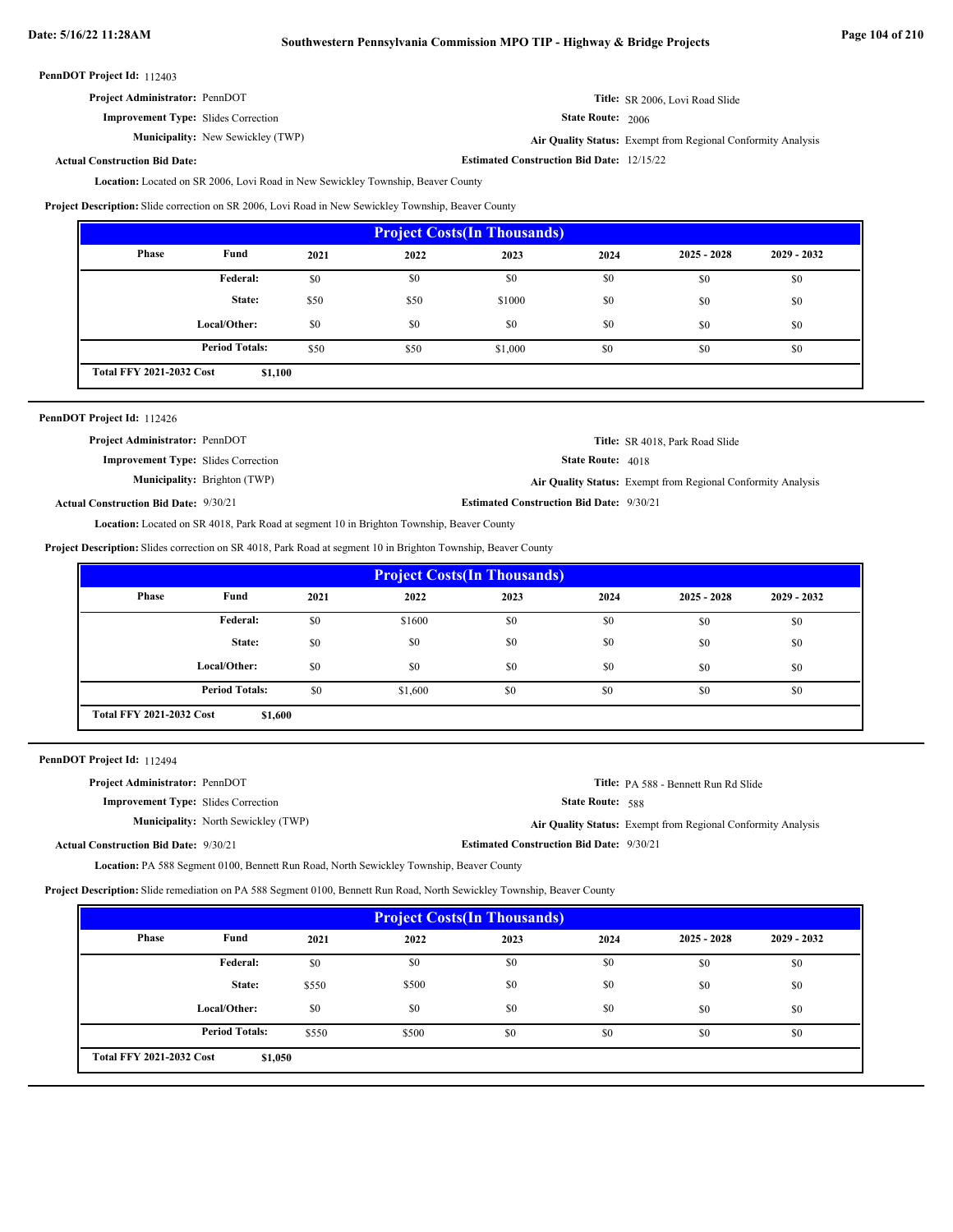**PennDOT Project Id:** 112403

**Project Administrator:** PennDOT

**Title:** SR 2006, Lovi Road Slide

**Improvement Type:** Slides Correction

**State Route:** 2006

**Municipality:** New Sewickley (TWP)

**Air Quality Status:** Exempt from Regional Conformity Analysis

**Actual Construction Bid Date:**

**Estimated Construction Bid Date:** 12/15/22

**Location:** Located on SR 2006, Lovi Road in New Sewickley Township, Beaver County

**Project Description:** Slide correction on SR 2006, Lovi Road in New Sewickley Township, Beaver County

| Project Costs(In Thousands) | | | | | | | |
|---|---|---|---|---|---|---|---|
| Phase | Fund | 2021 | 2022 | 2023 | 2024 | 2025 - 2028 | 2029 - 2032 |
| | Federal: | $0 | $0 | $0 | $0 | $0 | $0 |
| | State: | $50 | $50 | $1000 | $0 | $0 | $0 |
| | Local/Other: | $0 | $0 | $0 | $0 | $0 | $0 |
| | Period Totals: | $50 | $50 | $1,000 | $0 | $0 | $0 |
| Total FFY 2021-2032 Cost | $1,100 | | | | | | |

---

**PennDOT Project Id:** 112426

**Project Administrator:** PennDOT

**Title:** SR 4018, Park Road Slide

**Improvement Type:** Slides Correction

**State Route:** 4018

**Municipality:** Brighton (TWP)

**Air Quality Status:** Exempt from Regional Conformity Analysis

**Actual Construction Bid Date:** 9/30/21

**Estimated Construction Bid Date:** 9/30/21

**Location:** Located on SR 4018, Park Road at segment 10 in Brighton Township, Beaver County

**Project Description:** Slides correction on SR 4018, Park Road at segment 10 in Brighton Township, Beaver County

| Project Costs(In Thousands) | | | | | | | |
|---|---|---|---|---|---|---|---|
| Phase | Fund | 2021 | 2022 | 2023 | 2024 | 2025 - 2028 | 2029 - 2032 |
| | Federal: | $0 | $1600 | $0 | $0 | $0 | $0 |
| | State: | $0 | $0 | $0 | $0 | $0 | $0 |
| | Local/Other: | $0 | $0 | $0 | $0 | $0 | $0 |
| | Period Totals: | $0 | $1,600 | $0 | $0 | $0 | $0 |
| Total FFY 2021-2032 Cost | $1,600 | | | | | | |

---

**PennDOT Project Id:** 112494

**Project Administrator:** PennDOT

**Title:** PA 588 - Bennett Run Rd Slide

**Improvement Type:** Slides Correction

**State Route:** 588

**Municipality:** North Sewickley (TWP)

**Air Quality Status:** Exempt from Regional Conformity Analysis

**Actual Construction Bid Date:** 9/30/21

**Estimated Construction Bid Date:** 9/30/21

**Location:** PA 588 Segment 0100, Bennett Run Road, North Sewickley Township, Beaver County

**Project Description:** Slide remediation on PA 588 Segment 0100, Bennett Run Road, North Sewickley Township, Beaver County

| Project Costs(In Thousands) | | | | | | | |
|---|---|---|---|---|---|---|---|
| Phase | Fund | 2021 | 2022 | 2023 | 2024 | 2025 - 2028 | 2029 - 2032 |
| | Federal: | $0 | $0 | $0 | $0 | $0 | $0 |
| | State: | $550 | $500 | $0 | $0 | $0 | $0 |
| | Local/Other: | $0 | $0 | $0 | $0 | $0 | $0 |
| | Period Totals: | $550 | $500 | $0 | $0 | $0 | $0 |
| Total FFY 2021-2032 Cost | $1,050 | | | | | | |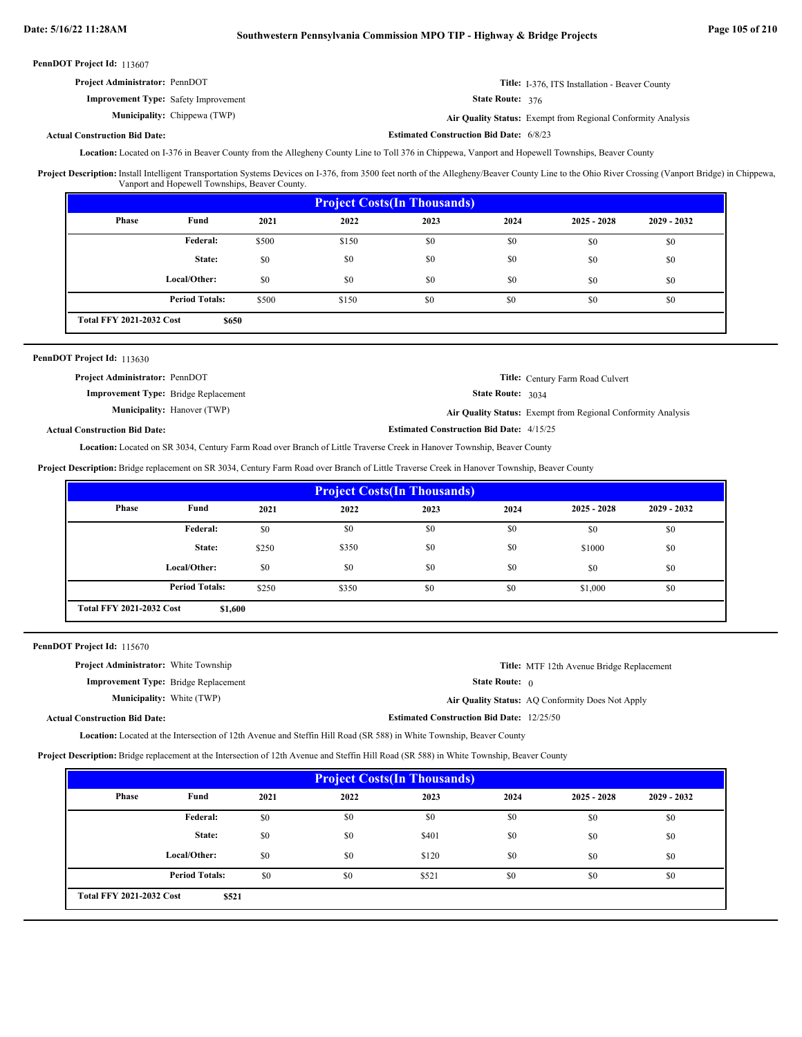**PennDOT Project Id:** 113607

**Project Administrator:** PennDOT

**Improvement Type:** Safety Improvement

**Municipality:** Chippewa (TWP)

**Actual Construction Bid Date:**

**Title:** I-376, ITS Installation - Beaver County

**State Route:** 376

**Air Quality Status:** Exempt from Regional Conformity Analysis

**Estimated Construction Bid Date:** 6/8/23

**Location:** Located on I-376 in Beaver County from the Allegheny County Line to Toll 376 in Chippewa, Vanport and Hopewell Townships, Beaver County

**Project Description:** Install Intelligent Transportation Systems Devices on I-376, from 3500 feet north of the Allegheny/Beaver County Line to the Ohio River Crossing (Vanport Bridge) in Chippewa, Vanport and Hopewell Townships, Beaver County.

| Project Costs(In Thousands) | | | | | | | |
|---|---|---|---|---|---|---|---|
| Phase | Fund | 2021 | 2022 | 2023 | 2024 | 2025 - 2028 | 2029 - 2032 |
| | Federal: | $500 | $150 | $0 | $0 | $0 | $0 |
| | State: | $0 | $0 | $0 | $0 | $0 | $0 |
| | Local/Other: | $0 | $0 | $0 | $0 | $0 | $0 |
| | Period Totals: | $500 | $150 | $0 | $0 | $0 | $0 |
| Total FFY 2021-2032 Cost | $650 | | | | | | |

---

**PennDOT Project Id:** 113630

**Project Administrator:** PennDOT

**Improvement Type:** Bridge Replacement

**Municipality:** Hanover (TWP)

**Actual Construction Bid Date:**

**Title:** Century Farm Road Culvert

**State Route:** 3034

**Air Quality Status:** Exempt from Regional Conformity Analysis

**Estimated Construction Bid Date:** 4/15/25

**Location:** Located on SR 3034, Century Farm Road over Branch of Little Traverse Creek in Hanover Township, Beaver County

**Project Description:** Bridge replacement on SR 3034, Century Farm Road over Branch of Little Traverse Creek in Hanover Township, Beaver County

| Project Costs(In Thousands) | | | | | | | |
|---|---|---|---|---|---|---|---|
| Phase | Fund | 2021 | 2022 | 2023 | 2024 | 2025 - 2028 | 2029 - 2032 |
| | Federal: | $0 | $0 | $0 | $0 | $0 | $0 |
| | State: | $250 | $350 | $0 | $0 | $1000 | $0 |
| | Local/Other: | $0 | $0 | $0 | $0 | $0 | $0 |
| | Period Totals: | $250 | $350 | $0 | $0 | $1,000 | $0 |
| Total FFY 2021-2032 Cost | $1,600 | | | | | | |

---

**PennDOT Project Id:** 115670

**Project Administrator:** White Township

**Improvement Type:** Bridge Replacement

**Municipality:** White (TWP)

**Actual Construction Bid Date:**

**Title:** MTF 12th Avenue Bridge Replacement

**State Route:** 0

**Air Quality Status:** AQ Conformity Does Not Apply

**Estimated Construction Bid Date:** 12/25/50

**Location:** Located at the Intersection of 12th Avenue and Steffin Hill Road (SR 588) in White Township, Beaver County

**Project Description:** Bridge replacement at the Intersection of 12th Avenue and Steffin Hill Road (SR 588) in White Township, Beaver County

| Project Costs(In Thousands) | | | | | | | |
|---|---|---|---|---|---|---|---|
| Phase | Fund | 2021 | 2022 | 2023 | 2024 | 2025 - 2028 | 2029 - 2032 |
| | Federal: | $0 | $0 | $0 | $0 | $0 | $0 |
| | State: | $0 | $0 | $401 | $0 | $0 | $0 |
| | Local/Other: | $0 | $0 | $120 | $0 | $0 | $0 |
| | Period Totals: | $0 | $0 | $521 | $0 | $0 | $0 |
| Total FFY 2021-2032 Cost | $521 | | | | | | |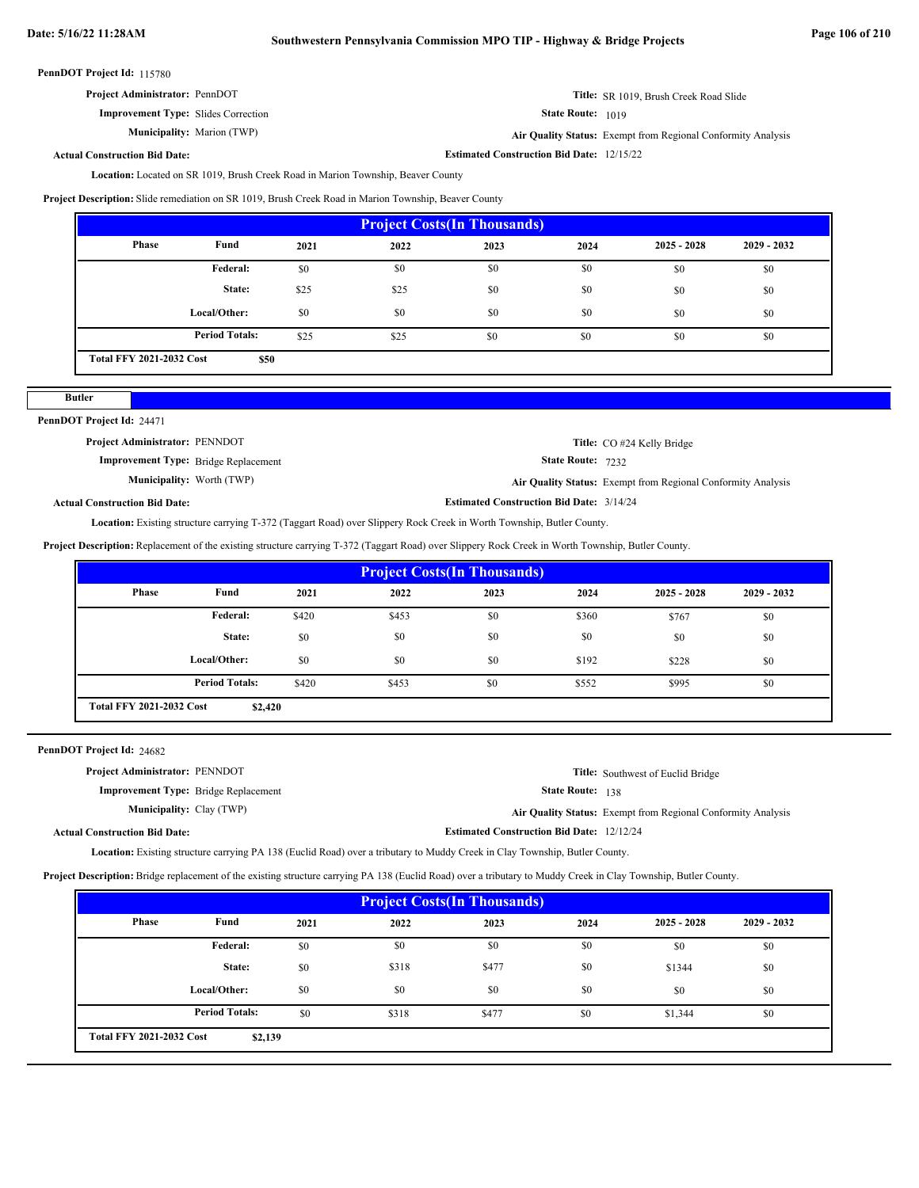**PennDOT Project Id:** 115780

**Project Administrator:** PennDOT

**Title:** SR 1019, Brush Creek Road Slide

**Improvement Type:** Slides Correction

**State Route:** 1019

**Municipality:** Marion (TWP)

**Air Quality Status:** Exempt from Regional Conformity Analysis

**Actual Construction Bid Date:**

**Estimated Construction Bid Date:** 12/15/22

**Location:** Located on SR 1019, Brush Creek Road in Marion Township, Beaver County

**Project Description:** Slide remediation on SR 1019, Brush Creek Road in Marion Township, Beaver County

| Project Costs(In Thousands) | | | | | | | |
|---|---|---|---|---|---|---|---|
| Phase | Fund | 2021 | 2022 | 2023 | 2024 | 2025 - 2028 | 2029 - 2032 |
| | Federal: | $0 | $0 | $0 | $0 | $0 | $0 |
| | State: | $25 | $25 | $0 | $0 | $0 | $0 |
| | Local/Other: | $0 | $0 | $0 | $0 | $0 | $0 |
| | Period Totals: | $25 | $25 | $0 | $0 | $0 | $0 |
| Total FFY 2021-2032 Cost | $50 | | | | | | |

## Butler

**PennDOT Project Id:** 24471

**Project Administrator:** PENNDOT

**Title:** CO #24 Kelly Bridge

**Improvement Type:** Bridge Replacement

**State Route:** 7232

**Municipality:** Worth (TWP)

**Air Quality Status:** Exempt from Regional Conformity Analysis

**Actual Construction Bid Date:**

**Estimated Construction Bid Date:** 3/14/24

**Location:** Existing structure carrying T-372 (Taggart Road) over Slippery Rock Creek in Worth Township, Butler County.

**Project Description:** Replacement of the existing structure carrying T-372 (Taggart Road) over Slippery Rock Creek in Worth Township, Butler County.

| Project Costs(In Thousands) | | | | | | | |
|---|---|---|---|---|---|---|---|
| Phase | Fund | 2021 | 2022 | 2023 | 2024 | 2025 - 2028 | 2029 - 2032 |
| | Federal: | $420 | $453 | $0 | $360 | $767 | $0 |
| | State: | $0 | $0 | $0 | $0 | $0 | $0 |
| | Local/Other: | $0 | $0 | $0 | $192 | $228 | $0 |
| | Period Totals: | $420 | $453 | $0 | $552 | $995 | $0 |
| Total FFY 2021-2032 Cost | $2,420 | | | | | | |

**PennDOT Project Id:** 24682

**Project Administrator:** PENNDOT

**Title:** Southwest of Euclid Bridge

**Improvement Type:** Bridge Replacement

**State Route:** 138

**Municipality:** Clay (TWP)

**Air Quality Status:** Exempt from Regional Conformity Analysis

**Actual Construction Bid Date:**

**Estimated Construction Bid Date:** 12/12/24

**Location:** Existing structure carrying PA 138 (Euclid Road) over a tributary to Muddy Creek in Clay Township, Butler County.

**Project Description:** Bridge replacement of the existing structure carrying PA 138 (Euclid Road) over a tributary to Muddy Creek in Clay Township, Butler County.

| Project Costs(In Thousands) | | | | | | | |
|---|---|---|---|---|---|---|---|
| Phase | Fund | 2021 | 2022 | 2023 | 2024 | 2025 - 2028 | 2029 - 2032 |
| | Federal: | $0 | $0 | $0 | $0 | $0 | $0 |
| | State: | $0 | $318 | $477 | $0 | $1344 | $0 |
| | Local/Other: | $0 | $0 | $0 | $0 | $0 | $0 |
| | Period Totals: | $0 | $318 | $477 | $0 | $1,344 | $0 |
| Total FFY 2021-2032 Cost | $2,139 | | | | | | |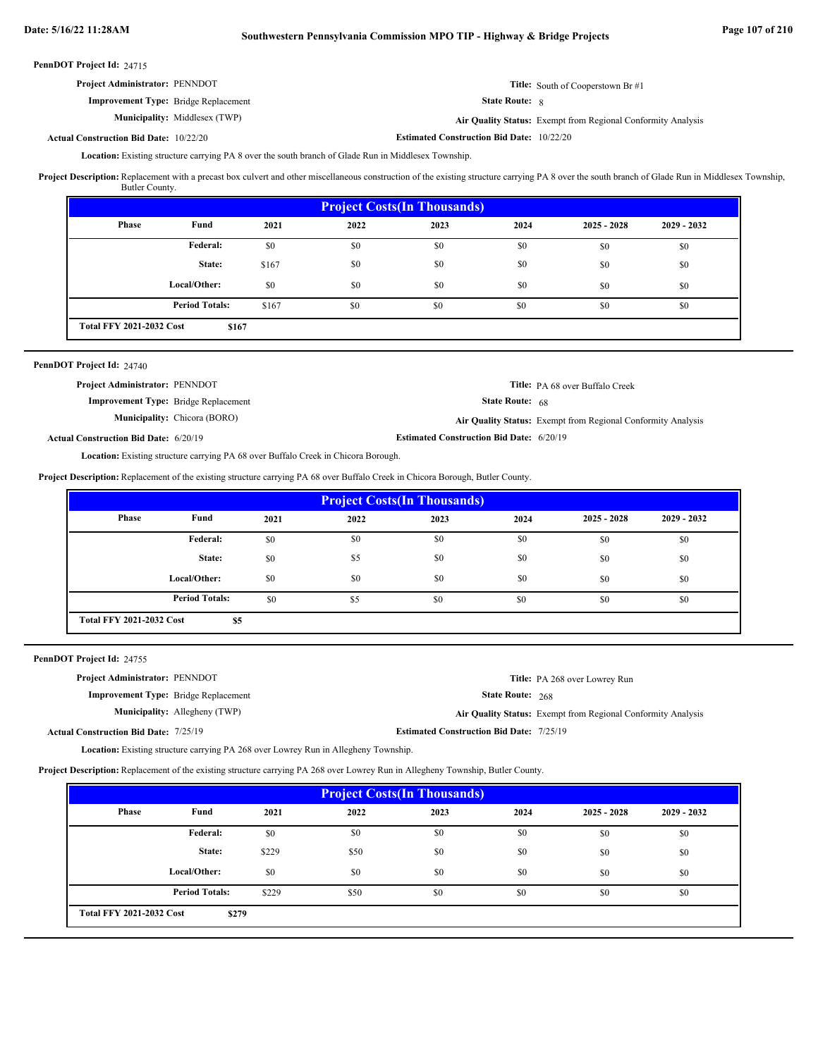**PennDOT Project Id:** 24715

**Project Administrator:** PENNDOT

**Title:** South of Cooperstown Br #1

**Improvement Type:** Bridge Replacement

**State Route:** 8

**Municipality:** Middlesex (TWP)

**Air Quality Status:** Exempt from Regional Conformity Analysis

**Actual Construction Bid Date:** 10/22/20

**Estimated Construction Bid Date:** 10/22/20

**Location:** Existing structure carrying PA 8 over the south branch of Glade Run in Middlesex Township.

**Project Description:** Replacement with a precast box culvert and other miscellaneous construction of the existing structure carrying PA 8 over the south branch of Glade Run in Middlesex Township, Butler County.

| Project Costs(In Thousands) | | | | | | | |
|---|---|---|---|---|---|---|---|
| Phase | Fund | 2021 | 2022 | 2023 | 2024 | 2025 - 2028 | 2029 - 2032 |
| | Federal: | $0 | $0 | $0 | $0 | $0 | $0 |
| | State: | $167 | $0 | $0 | $0 | $0 | $0 |
| | Local/Other: | $0 | $0 | $0 | $0 | $0 | $0 |
| | Period Totals: | $167 | $0 | $0 | $0 | $0 | $0 |
| Total FFY 2021-2032 Cost | $167 | | | | | | |

---

**PennDOT Project Id:** 24740

**Project Administrator:** PENNDOT

**Title:** PA 68 over Buffalo Creek

**Improvement Type:** Bridge Replacement

**State Route:** 68

**Municipality:** Chicora (BORO)

**Air Quality Status:** Exempt from Regional Conformity Analysis

**Actual Construction Bid Date:** 6/20/19

**Estimated Construction Bid Date:** 6/20/19

**Location:** Existing structure carrying PA 68 over Buffalo Creek in Chicora Borough.

**Project Description:** Replacement of the existing structure carrying PA 68 over Buffalo Creek in Chicora Borough, Butler County.

| Project Costs(In Thousands) | | | | | | | |
|---|---|---|---|---|---|---|---|
| Phase | Fund | 2021 | 2022 | 2023 | 2024 | 2025 - 2028 | 2029 - 2032 |
| | Federal: | $0 | $0 | $0 | $0 | $0 | $0 |
| | State: | $0 | $5 | $0 | $0 | $0 | $0 |
| | Local/Other: | $0 | $0 | $0 | $0 | $0 | $0 |
| | Period Totals: | $0 | $5 | $0 | $0 | $0 | $0 |
| Total FFY 2021-2032 Cost | $5 | | | | | | |

---

**PennDOT Project Id:** 24755

**Project Administrator:** PENNDOT

**Title:** PA 268 over Lowrey Run

**Improvement Type:** Bridge Replacement

**State Route:** 268

**Municipality:** Allegheny (TWP)

**Air Quality Status:** Exempt from Regional Conformity Analysis

**Actual Construction Bid Date:** 7/25/19

**Estimated Construction Bid Date:** 7/25/19

**Location:** Existing structure carrying PA 268 over Lowrey Run in Allegheny Township.

**Project Description:** Replacement of the existing structure carrying PA 268 over Lowrey Run in Allegheny Township, Butler County.

| Project Costs(In Thousands) | | | | | | | |
|---|---|---|---|---|---|---|---|
| Phase | Fund | 2021 | 2022 | 2023 | 2024 | 2025 - 2028 | 2029 - 2032 |
| | Federal: | $0 | $0 | $0 | $0 | $0 | $0 |
| | State: | $229 | $50 | $0 | $0 | $0 | $0 |
| | Local/Other: | $0 | $0 | $0 | $0 | $0 | $0 |
| | Period Totals: | $229 | $50 | $0 | $0 | $0 | $0 |
| Total FFY 2021-2032 Cost | $279 | | | | | | |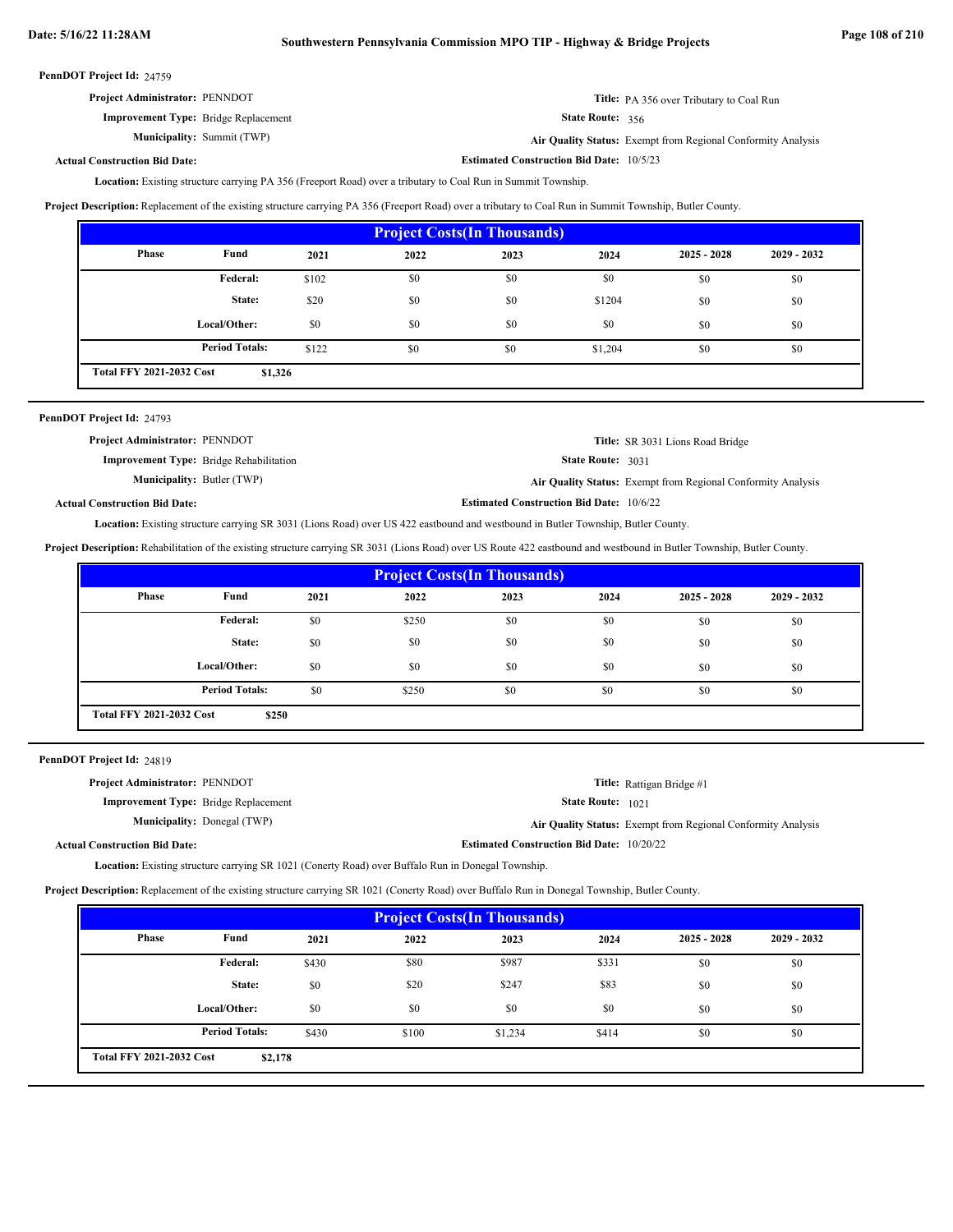**PennDOT Project Id:** 24759

**Project Administrator:** PENNDOT

**Title:** PA 356 over Tributary to Coal Run

**Improvement Type:** Bridge Replacement

**State Route:** 356

**Municipality:** Summit (TWP)

**Air Quality Status:** Exempt from Regional Conformity Analysis

**Actual Construction Bid Date:**

**Estimated Construction Bid Date:** 10/5/23

**Location:** Existing structure carrying PA 356 (Freeport Road) over a tributary to Coal Run in Summit Township.

**Project Description:** Replacement of the existing structure carrying PA 356 (Freeport Road) over a tributary to Coal Run in Summit Township, Butler County.

**Project Costs(In Thousands)**

| Phase | Fund | 2021 | 2022 | 2023 | 2024 | 2025 - 2028 | 2029 - 2032 |
|---|---|---|---|---|---|---|---|
| | Federal: | $102 | $0 | $0 | $0 | $0 | $0 |
| | State: | $20 | $0 | $0 | $1204 | $0 | $0 |
| | Local/Other: | $0 | $0 | $0 | $0 | $0 | $0 |
| | Period Totals: | $122 | $0 | $0 | $1,204 | $0 | $0 |
| Total FFY 2021-2032 Cost | $1,326 | | | | | | |

---

**PennDOT Project Id:** 24793

**Project Administrator:** PENNDOT

**Title:** SR 3031 Lions Road Bridge

**Improvement Type:** Bridge Rehabilitation

**State Route:** 3031

**Municipality:** Butler (TWP)

**Air Quality Status:** Exempt from Regional Conformity Analysis

**Actual Construction Bid Date:**

**Estimated Construction Bid Date:** 10/6/22

**Location:** Existing structure carrying SR 3031 (Lions Road) over US 422 eastbound and westbound in Butler Township, Butler County.

**Project Description:** Rehabilitation of the existing structure carrying SR 3031 (Lions Road) over US Route 422 eastbound and westbound in Butler Township, Butler County.

**Project Costs(In Thousands)**

| Phase | Fund | 2021 | 2022 | 2023 | 2024 | 2025 - 2028 | 2029 - 2032 |
|---|---|---|---|---|---|---|---|
| | Federal: | $0 | $250 | $0 | $0 | $0 | $0 |
| | State: | $0 | $0 | $0 | $0 | $0 | $0 |
| | Local/Other: | $0 | $0 | $0 | $0 | $0 | $0 |
| | Period Totals: | $0 | $250 | $0 | $0 | $0 | $0 |
| Total FFY 2021-2032 Cost | $250 | | | | | | |

---

**PennDOT Project Id:** 24819

**Project Administrator:** PENNDOT

**Title:** Rattigan Bridge #1

**Improvement Type:** Bridge Replacement

**State Route:** 1021

**Municipality:** Donegal (TWP)

**Air Quality Status:** Exempt from Regional Conformity Analysis

**Actual Construction Bid Date:**

**Estimated Construction Bid Date:** 10/20/22

**Location:** Existing structure carrying SR 1021 (Conerty Road) over Buffalo Run in Donegal Township.

**Project Description:** Replacement of the existing structure carrying SR 1021 (Conerty Road) over Buffalo Run in Donegal Township, Butler County.

**Project Costs(In Thousands)**

| Phase | Fund | 2021 | 2022 | 2023 | 2024 | 2025 - 2028 | 2029 - 2032 |
|---|---|---|---|---|---|---|---|
| | Federal: | $430 | $80 | $987 | $331 | $0 | $0 |
| | State: | $0 | $20 | $247 | $83 | $0 | $0 |
| | Local/Other: | $0 | $0 | $0 | $0 | $0 | $0 |
| | Period Totals: | $430 | $100 | $1,234 | $414 | $0 | $0 |
| Total FFY 2021-2032 Cost | $2,178 | | | | | | |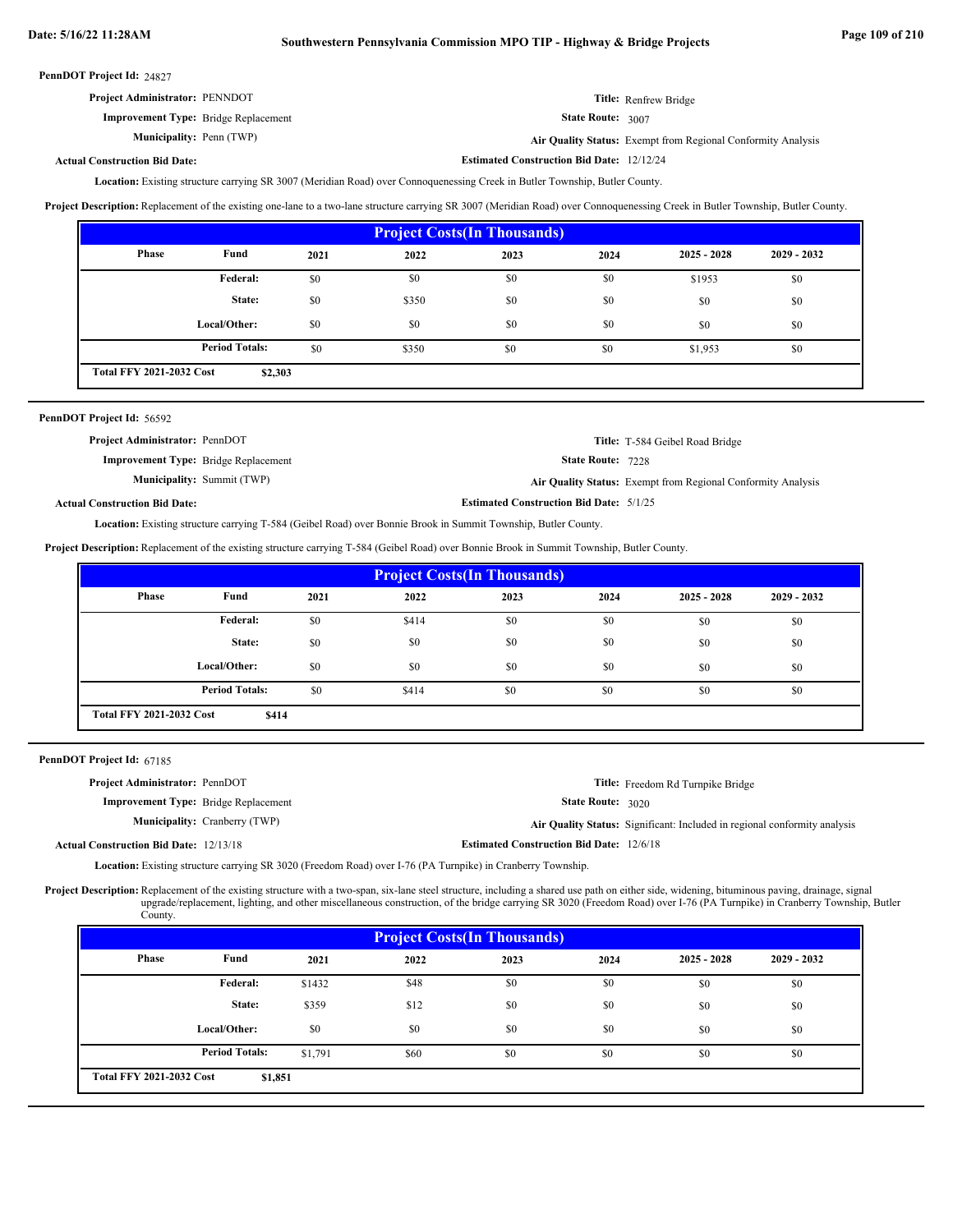**PennDOT Project Id:** 24827

**Project Administrator:** PENNDOT

**Title:** Renfrew Bridge

**Improvement Type:** Bridge Replacement

**State Route:** 3007

**Municipality:** Penn (TWP)

**Air Quality Status:** Exempt from Regional Conformity Analysis

**Actual Construction Bid Date:**

**Estimated Construction Bid Date:** 12/12/24

**Location:** Existing structure carrying SR 3007 (Meridian Road) over Connoquenessing Creek in Butler Township, Butler County.

**Project Description:** Replacement of the existing one-lane to a two-lane structure carrying SR 3007 (Meridian Road) over Connoquenessing Creek in Butler Township, Butler County.

| Project Costs(In Thousands) | | | | | | | |
|---|---|---|---|---|---|---|---|
| Phase | Fund | 2021 | 2022 | 2023 | 2024 | 2025 - 2028 | 2029 - 2032 |
| | Federal: | $0 | $0 | $0 | $0 | $1953 | $0 |
| | State: | $0 | $350 | $0 | $0 | $0 | $0 |
| | Local/Other: | $0 | $0 | $0 | $0 | $0 | $0 |
| | Period Totals: | $0 | $350 | $0 | $0 | $1,953 | $0 |
| Total FFY 2021-2032 Cost | $2,303 | | | | | | |

---

**PennDOT Project Id:** 56592

**Project Administrator:** PennDOT

**Title:** T-584 Geibel Road Bridge

**Improvement Type:** Bridge Replacement

**State Route:** 7228

**Municipality:** Summit (TWP)

**Air Quality Status:** Exempt from Regional Conformity Analysis

**Actual Construction Bid Date:**

**Estimated Construction Bid Date:** 5/1/25

**Location:** Existing structure carrying T-584 (Geibel Road) over Bonnie Brook in Summit Township, Butler County.

**Project Description:** Replacement of the existing structure carrying T-584 (Geibel Road) over Bonnie Brook in Summit Township, Butler County.

| Project Costs(In Thousands) | | | | | | | |
|---|---|---|---|---|---|---|---|
| Phase | Fund | 2021 | 2022 | 2023 | 2024 | 2025 - 2028 | 2029 - 2032 |
| | Federal: | $0 | $414 | $0 | $0 | $0 | $0 |
| | State: | $0 | $0 | $0 | $0 | $0 | $0 |
| | Local/Other: | $0 | $0 | $0 | $0 | $0 | $0 |
| | Period Totals: | $0 | $414 | $0 | $0 | $0 | $0 |
| Total FFY 2021-2032 Cost | $414 | | | | | | |

---

**PennDOT Project Id:** 67185

**Project Administrator:** PennDOT

**Title:** Freedom Rd Turnpike Bridge

**Improvement Type:** Bridge Replacement

**State Route:** 3020

**Municipality:** Cranberry (TWP)

**Air Quality Status:** Significant: Included in regional conformity analysis

**Actual Construction Bid Date:** 12/13/18

**Estimated Construction Bid Date:** 12/6/18

**Location:** Existing structure carrying SR 3020 (Freedom Road) over I-76 (PA Turnpike) in Cranberry Township.

**Project Description:** Replacement of the existing structure with a two-span, six-lane steel structure, including a shared use path on either side, widening, bituminous paving, drainage, signal upgrade/replacement, lighting, and other miscellaneous construction, of the bridge carrying SR 3020 (Freedom Road) over I-76 (PA Turnpike) in Cranberry Township, Butler County.

| Project Costs(In Thousands) | | | | | | | |
|---|---|---|---|---|---|---|---|
| Phase | Fund | 2021 | 2022 | 2023 | 2024 | 2025 - 2028 | 2029 - 2032 |
| | Federal: | $1432 | $48 | $0 | $0 | $0 | $0 |
| | State: | $359 | $12 | $0 | $0 | $0 | $0 |
| | Local/Other: | $0 | $0 | $0 | $0 | $0 | $0 |
| | Period Totals: | $1,791 | $60 | $0 | $0 | $0 | $0 |
| Total FFY 2021-2032 Cost | $1,851 | | | | | | |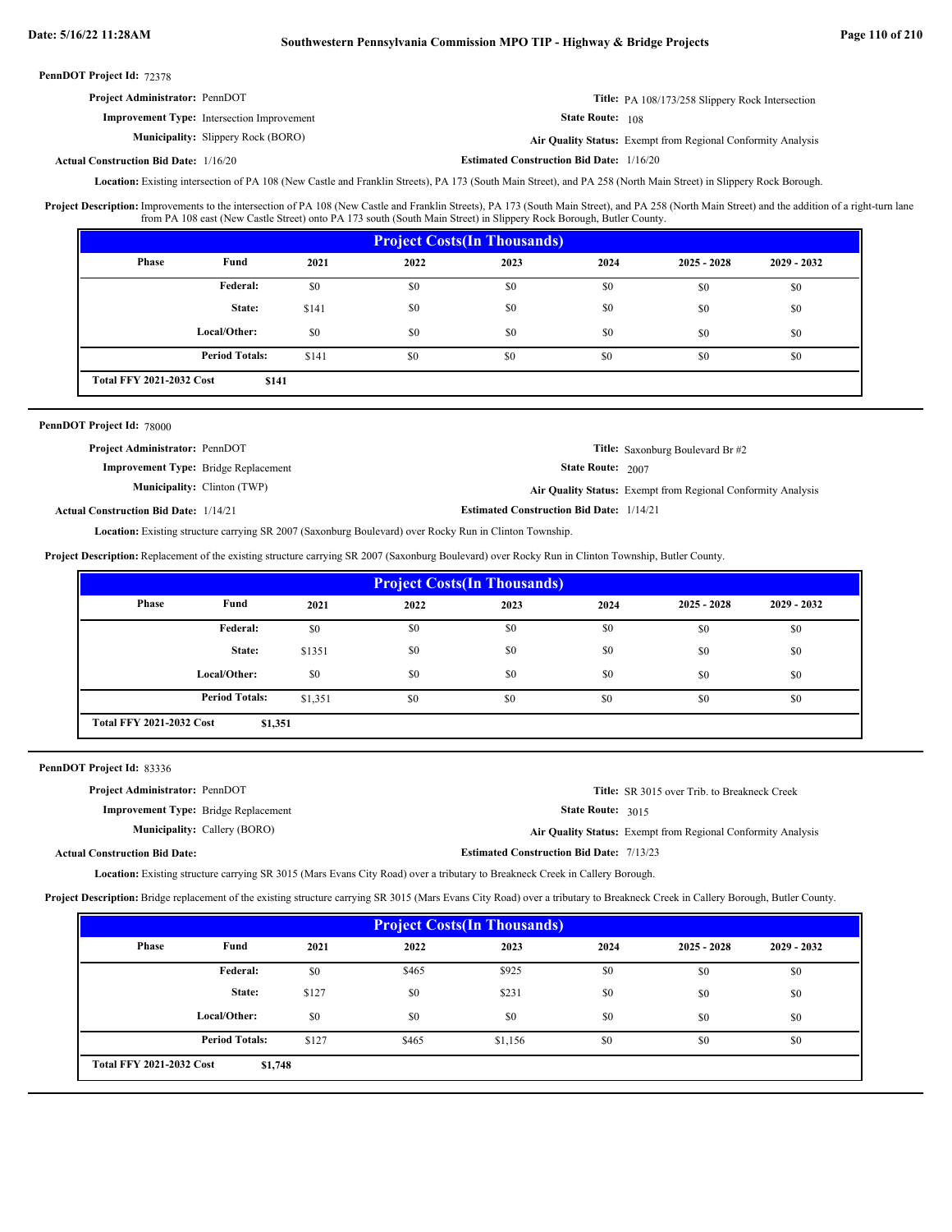**PennDOT Project Id:** 72378

**Project Administrator:** PennDOT

**Title:** PA 108/173/258 Slippery Rock Intersection

**Improvement Type:** Intersection Improvement

**State Route:** 108

**Municipality:** Slippery Rock (BORO)

**Air Quality Status:** Exempt from Regional Conformity Analysis

**Actual Construction Bid Date:** 1/16/20

**Estimated Construction Bid Date:** 1/16/20

**Location:** Existing intersection of PA 108 (New Castle and Franklin Streets), PA 173 (South Main Street), and PA 258 (North Main Street) in Slippery Rock Borough.

**Project Description:** Improvements to the intersection of PA 108 (New Castle and Franklin Streets), PA 173 (South Main Street), and PA 258 (North Main Street) and the addition of a right-turn lane from PA 108 east (New Castle Street) onto PA 173 south (South Main Street) in Slippery Rock Borough, Butler County.

**Project Costs(In Thousands)**

| Phase | Fund | 2021 | 2022 | 2023 | 2024 | 2025 - 2028 | 2029 - 2032 |
|---|---|---|---|---|---|---|---|
| | Federal: | $0 | $0 | $0 | $0 | $0 | $0 |
| | State: | $141 | $0 | $0 | $0 | $0 | $0 |
| | Local/Other: | $0 | $0 | $0 | $0 | $0 | $0 |
| | Period Totals: | $141 | $0 | $0 | $0 | $0 | $0 |

**Total FFY 2021-2032 Cost** $141

---

**PennDOT Project Id:** 78000

**Project Administrator:** PennDOT

**Title:** Saxonburg Boulevard Br #2

**Improvement Type:** Bridge Replacement

**State Route:** 2007

**Municipality:** Clinton (TWP)

**Air Quality Status:** Exempt from Regional Conformity Analysis

**Actual Construction Bid Date:** 1/14/21

**Estimated Construction Bid Date:** 1/14/21

**Location:** Existing structure carrying SR 2007 (Saxonburg Boulevard) over Rocky Run in Clinton Township.

**Project Description:** Replacement of the existing structure carrying SR 2007 (Saxonburg Boulevard) over Rocky Run in Clinton Township, Butler County.

**Project Costs(In Thousands)**

| Phase | Fund | 2021 | 2022 | 2023 | 2024 | 2025 - 2028 | 2029 - 2032 |
|---|---|---|---|---|---|---|---|
| | Federal: | $0 | $0 | $0 | $0 | $0 | $0 |
| | State: | $1351 | $0 | $0 | $0 | $0 | $0 |
| | Local/Other: | $0 | $0 | $0 | $0 | $0 | $0 |
| | Period Totals: | $1,351 | $0 | $0 | $0 | $0 | $0 |

**Total FFY 2021-2032 Cost** $1,351

---

**PennDOT Project Id:** 83336

**Project Administrator:** PennDOT

**Title:** SR 3015 over Trib. to Breakneck Creek

**Improvement Type:** Bridge Replacement

**State Route:** 3015

**Municipality:** Callery (BORO)

**Air Quality Status:** Exempt from Regional Conformity Analysis

**Actual Construction Bid Date:**

**Estimated Construction Bid Date:** 7/13/23

**Location:** Existing structure carrying SR 3015 (Mars Evans City Road) over a tributary to Breakneck Creek in Callery Borough.

**Project Description:** Bridge replacement of the existing structure carrying SR 3015 (Mars Evans City Road) over a tributary to Breakneck Creek in Callery Borough, Butler County.

**Project Costs(In Thousands)**

| Phase | Fund | 2021 | 2022 | 2023 | 2024 | 2025 - 2028 | 2029 - 2032 |
|---|---|---|---|---|---|---|---|
| | Federal: | $0 | $465 | $925 | $0 | $0 | $0 |
| | State: | $127 | $0 | $231 | $0 | $0 | $0 |
| | Local/Other: | $0 | $0 | $0 | $0 | $0 | $0 |
| | Period Totals: | $127 | $465 | $1,156 | $0 | $0 | $0 |

**Total FFY 2021-2032 Cost** $1,748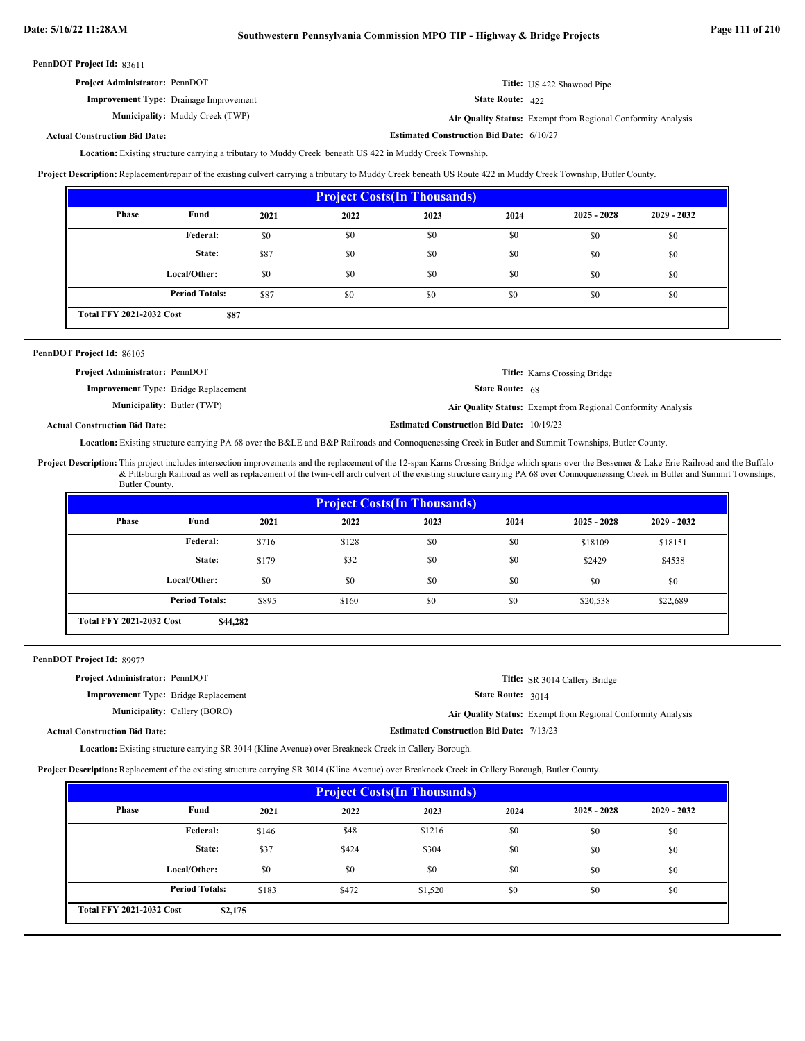**PennDOT Project Id:** 83611

**Project Administrator:** PennDOT

**Title:** US 422 Shawood Pipe

**Improvement Type:** Drainage Improvement

**State Route:** 422

**Municipality:** Muddy Creek (TWP)

**Air Quality Status:** Exempt from Regional Conformity Analysis

**Actual Construction Bid Date:**

**Estimated Construction Bid Date:** 6/10/27

**Location:** Existing structure carrying a tributary to Muddy Creek beneath US 422 in Muddy Creek Township.

**Project Description:** Replacement/repair of the existing culvert carrying a tributary to Muddy Creek beneath US Route 422 in Muddy Creek Township, Butler County.

| Project Costs(In Thousands) | | | | | | | |
|---|---|---|---|---|---|---|---|
| Phase | Fund | 2021 | 2022 | 2023 | 2024 | 2025 - 2028 | 2029 - 2032 |
| | Federal: | $0 | $0 | $0 | $0 | $0 | $0 |
| | State: | $87 | $0 | $0 | $0 | $0 | $0 |
| | Local/Other: | $0 | $0 | $0 | $0 | $0 | $0 |
| | Period Totals: | $87 | $0 | $0 | $0 | $0 | $0 |
| Total FFY 2021-2032 Cost | $87 | | | | | | |

---

**PennDOT Project Id:** 86105

**Project Administrator:** PennDOT

**Title:** Karns Crossing Bridge

**Improvement Type:** Bridge Replacement

**State Route:** 68

**Municipality:** Butler (TWP)

**Air Quality Status:** Exempt from Regional Conformity Analysis

**Actual Construction Bid Date:**

**Estimated Construction Bid Date:** 10/19/23

**Location:** Existing structure carrying PA 68 over the B&LE and B&P Railroads and Connoquenessing Creek in Butler and Summit Townships, Butler County.

**Project Description:** This project includes intersection improvements and the replacement of the 12-span Karns Crossing Bridge which spans over the Bessemer & Lake Erie Railroad and the Buffalo & Pittsburgh Railroad as well as replacement of the twin-cell arch culvert of the existing structure carrying PA 68 over Connoquenessing Creek in Butler and Summit Townships, Butler County.

| Project Costs(In Thousands) | | | | | | | |
|---|---|---|---|---|---|---|---|
| Phase | Fund | 2021 | 2022 | 2023 | 2024 | 2025 - 2028 | 2029 - 2032 |
| | Federal: | $716 | $128 | $0 | $0 | $18109 | $18151 |
| | State: | $179 | $32 | $0 | $0 | $2429 | $4538 |
| | Local/Other: | $0 | $0 | $0 | $0 | $0 | $0 |
| | Period Totals: | $895 | $160 | $0 | $0 | $20,538 | $22,689 |
| Total FFY 2021-2032 Cost | $44,282 | | | | | | |

---

**PennDOT Project Id:** 89972

**Project Administrator:** PennDOT

**Title:** SR 3014 Callery Bridge

**Improvement Type:** Bridge Replacement

**State Route:** 3014

**Municipality:** Callery (BORO)

**Air Quality Status:** Exempt from Regional Conformity Analysis

**Actual Construction Bid Date:**

**Estimated Construction Bid Date:** 7/13/23

**Location:** Existing structure carrying SR 3014 (Kline Avenue) over Breakneck Creek in Callery Borough.

**Project Description:** Replacement of the existing structure carrying SR 3014 (Kline Avenue) over Breakneck Creek in Callery Borough, Butler County.

| Project Costs(In Thousands) | | | | | | | |
|---|---|---|---|---|---|---|---|
| Phase | Fund | 2021 | 2022 | 2023 | 2024 | 2025 - 2028 | 2029 - 2032 |
| | Federal: | $146 | $48 | $1216 | $0 | $0 | $0 |
| | State: | $37 | $424 | $304 | $0 | $0 | $0 |
| | Local/Other: | $0 | $0 | $0 | $0 | $0 | $0 |
| | Period Totals: | $183 | $472 | $1,520 | $0 | $0 | $0 |
| Total FFY 2021-2032 Cost | $2,175 | | | | | | |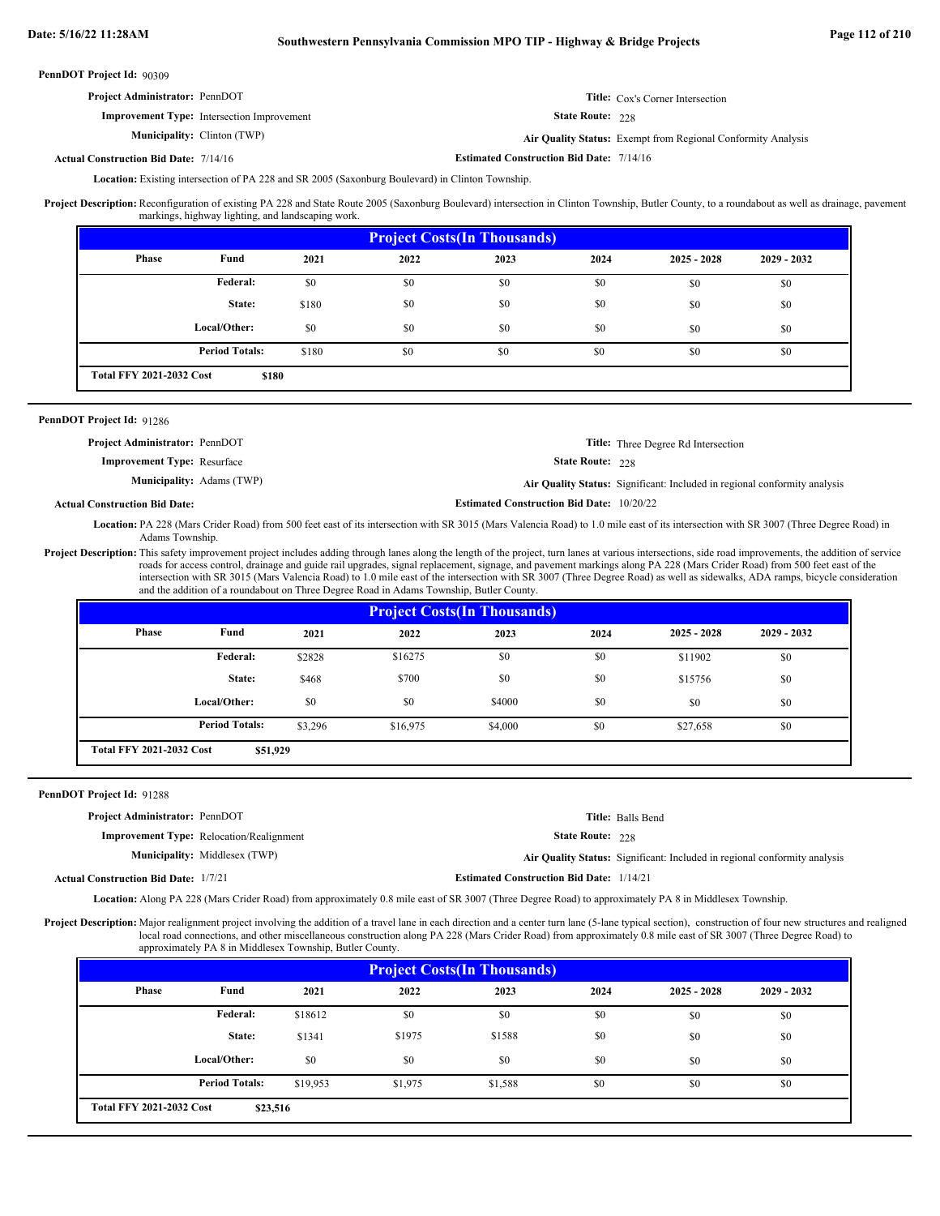**PennDOT Project Id:** 90309

**Project Administrator:** PennDOT

**Title:** Cox's Corner Intersection

**Improvement Type:** Intersection Improvement

**State Route:** 228

**Municipality:** Clinton (TWP)

**Air Quality Status:** Exempt from Regional Conformity Analysis

**Actual Construction Bid Date:** 7/14/16

**Estimated Construction Bid Date:** 7/14/16

**Location:** Existing intersection of PA 228 and SR 2005 (Saxonburg Boulevard) in Clinton Township.

**Project Description:** Reconfiguration of existing PA 228 and State Route 2005 (Saxonburg Boulevard) intersection in Clinton Township, Butler County, to a roundabout as well as drainage, pavement markings, highway lighting, and landscaping work.

| Project Costs(In Thousands) | | | | | | | |
|---|---|---|---|---|---|---|---|
| Phase | Fund | 2021 | 2022 | 2023 | 2024 | 2025 - 2028 | 2029 - 2032 |
| | Federal: | $0 | $0 | $0 | $0 | $0 | $0 |
| | State: | $180 | $0 | $0 | $0 | $0 | $0 |
| | Local/Other: | $0 | $0 | $0 | $0 | $0 | $0 |
| | Period Totals: | $180 | $0 | $0 | $0 | $0 | $0 |
| Total FFY 2021-2032 Cost | $180 | | | | | | |

---

**PennDOT Project Id:** 91286

**Project Administrator:** PennDOT

**Title:** Three Degree Rd Intersection

**Improvement Type:** Resurface

**State Route:** 228

**Municipality:** Adams (TWP)

**Air Quality Status:** Significant: Included in regional conformity analysis

**Actual Construction Bid Date:**

**Estimated Construction Bid Date:** 10/20/22

**Location:** PA 228 (Mars Crider Road) from 500 feet east of its intersection with SR 3015 (Mars Valencia Road) to 1.0 mile east of its intersection with SR 3007 (Three Degree Road) in Adams Township.

**Project Description:** This safety improvement project includes adding through lanes along the length of the project, turn lanes at various intersections, side road improvements, the addition of service roads for access control, drainage and guide rail upgrades, signal replacement, signage, and pavement markings along PA 228 (Mars Crider Road) from 500 feet east of the intersection with SR 3015 (Mars Valencia Road) to 1.0 mile east of the intersection with SR 3007 (Three Degree Road) as well as sidewalks, ADA ramps, bicycle consideration and the addition of a roundabout on Three Degree Road in Adams Township, Butler County.

| Project Costs(In Thousands) | | | | | | | |
|---|---|---|---|---|---|---|---|
| Phase | Fund | 2021 | 2022 | 2023 | 2024 | 2025 - 2028 | 2029 - 2032 |
| | Federal: | $2828 | $16275 | $0 | $0 | $11902 | $0 |
| | State: | $468 | $700 | $0 | $0 | $15756 | $0 |
| | Local/Other: | $0 | $0 | $4000 | $0 | $0 | $0 |
| | Period Totals: | $3,296 | $16,975 | $4,000 | $0 | $27,658 | $0 |
| Total FFY 2021-2032 Cost | $51,929 | | | | | | |

---

**PennDOT Project Id:** 91288

**Project Administrator:** PennDOT

**Title:** Balls Bend

**Improvement Type:** Relocation/Realignment

**State Route:** 228

**Municipality:** Middlesex (TWP)

**Air Quality Status:** Significant: Included in regional conformity analysis

**Actual Construction Bid Date:** 1/7/21

**Estimated Construction Bid Date:** 1/14/21

**Location:** Along PA 228 (Mars Crider Road) from approximately 0.8 mile east of SR 3007 (Three Degree Road) to approximately PA 8 in Middlesex Township.

**Project Description:** Major realignment project involving the addition of a travel lane in each direction and a center turn lane (5-lane typical section), construction of four new structures and realigned local road connections, and other miscellaneous construction along PA 228 (Mars Crider Road) from approximately 0.8 mile east of SR 3007 (Three Degree Road) to approximately PA 8 in Middlesex Township, Butler County.

| Project Costs(In Thousands) | | | | | | | |
|---|---|---|---|---|---|---|---|
| Phase | Fund | 2021 | 2022 | 2023 | 2024 | 2025 - 2028 | 2029 - 2032 |
| | Federal: | $18612 | $0 | $0 | $0 | $0 | $0 |
| | State: | $1341 | $1975 | $1588 | $0 | $0 | $0 |
| | Local/Other: | $0 | $0 | $0 | $0 | $0 | $0 |
| | Period Totals: | $19,953 | $1,975 | $1,588 | $0 | $0 | $0 |
| Total FFY 2021-2032 Cost | $23,516 | | | | | | |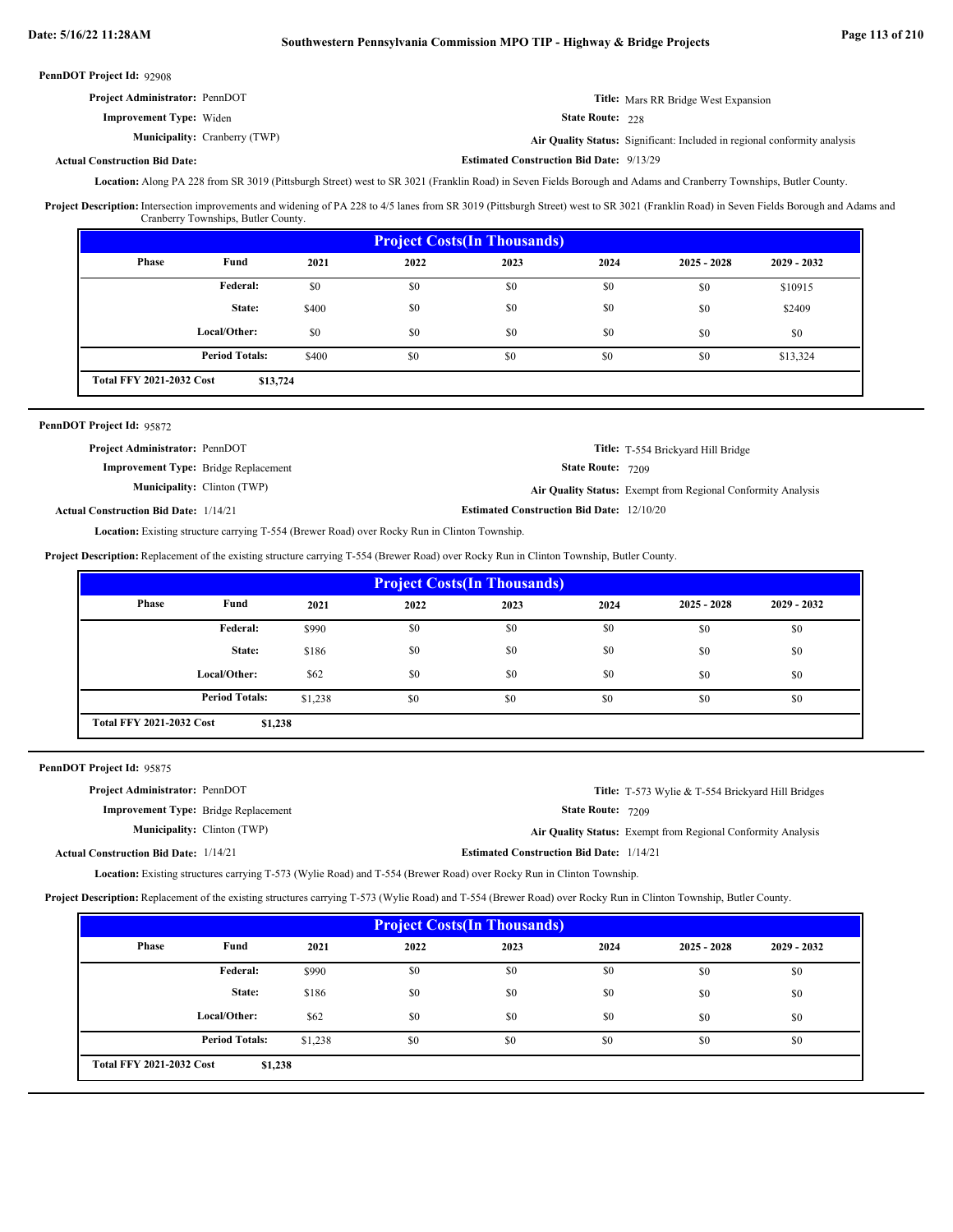**PennDOT Project Id:** 92908

**Project Administrator:** PennDOT

**Title:** Mars RR Bridge West Expansion

**Improvement Type:** Widen

**State Route:** 228

**Municipality:** Cranberry (TWP)

**Air Quality Status:** Significant: Included in regional conformity analysis

**Actual Construction Bid Date:**

**Estimated Construction Bid Date:** 9/13/29

**Location:** Along PA 228 from SR 3019 (Pittsburgh Street) west to SR 3021 (Franklin Road) in Seven Fields Borough and Adams and Cranberry Townships, Butler County.

**Project Description:** Intersection improvements and widening of PA 228 to 4/5 lanes from SR 3019 (Pittsburgh Street) west to SR 3021 (Franklin Road) in Seven Fields Borough and Adams and Cranberry Townships, Butler County.

**Project Costs(In Thousands)**

| Phase | Fund | 2021 | 2022 | 2023 | 2024 | 2025 - 2028 | 2029 - 2032 |
|---|---|---|---|---|---|---|---|
| | Federal: | $0 | $0 | $0 | $0 | $0 | $10915 |
| | State: | $400 | $0 | $0 | $0 | $0 | $2409 |
| | Local/Other: | $0 | $0 | $0 | $0 | $0 | $0 |
| | Period Totals: | $400 | $0 | $0 | $0 | $0 | $13,324 |

**Total FFY 2021-2032 Cost** $13,724

---

**PennDOT Project Id:** 95872

**Project Administrator:** PennDOT

**Title:** T-554 Brickyard Hill Bridge

**Improvement Type:** Bridge Replacement

**State Route:** 7209

**Municipality:** Clinton (TWP)

**Air Quality Status:** Exempt from Regional Conformity Analysis

**Actual Construction Bid Date:** 1/14/21

**Estimated Construction Bid Date:** 12/10/20

**Location:** Existing structure carrying T-554 (Brewer Road) over Rocky Run in Clinton Township.

**Project Description:** Replacement of the existing structure carrying T-554 (Brewer Road) over Rocky Run in Clinton Township, Butler County.

**Project Costs(In Thousands)**

| Phase | Fund | 2021 | 2022 | 2023 | 2024 | 2025 - 2028 | 2029 - 2032 |
|---|---|---|---|---|---|---|---|
| | Federal: | $990 | $0 | $0 | $0 | $0 | $0 |
| | State: | $186 | $0 | $0 | $0 | $0 | $0 |
| | Local/Other: | $62 | $0 | $0 | $0 | $0 | $0 |
| | Period Totals: | $1,238 | $0 | $0 | $0 | $0 | $0 |

**Total FFY 2021-2032 Cost** $1,238

---

**PennDOT Project Id:** 95875

**Project Administrator:** PennDOT

**Title:** T-573 Wylie & T-554 Brickyard Hill Bridges

**Improvement Type:** Bridge Replacement

**State Route:** 7209

**Municipality:** Clinton (TWP)

**Air Quality Status:** Exempt from Regional Conformity Analysis

**Actual Construction Bid Date:** 1/14/21

**Estimated Construction Bid Date:** 1/14/21

**Location:** Existing structures carrying T-573 (Wylie Road) and T-554 (Brewer Road) over Rocky Run in Clinton Township.

**Project Description:** Replacement of the existing structures carrying T-573 (Wylie Road) and T-554 (Brewer Road) over Rocky Run in Clinton Township, Butler County.

**Project Costs(In Thousands)**

| Phase | Fund | 2021 | 2022 | 2023 | 2024 | 2025 - 2028 | 2029 - 2032 |
|---|---|---|---|---|---|---|---|
| | Federal: | $990 | $0 | $0 | $0 | $0 | $0 |
| | State: | $186 | $0 | $0 | $0 | $0 | $0 |
| | Local/Other: | $62 | $0 | $0 | $0 | $0 | $0 |
| | Period Totals: | $1,238 | $0 | $0 | $0 | $0 | $0 |

**Total FFY 2021-2032 Cost** $1,238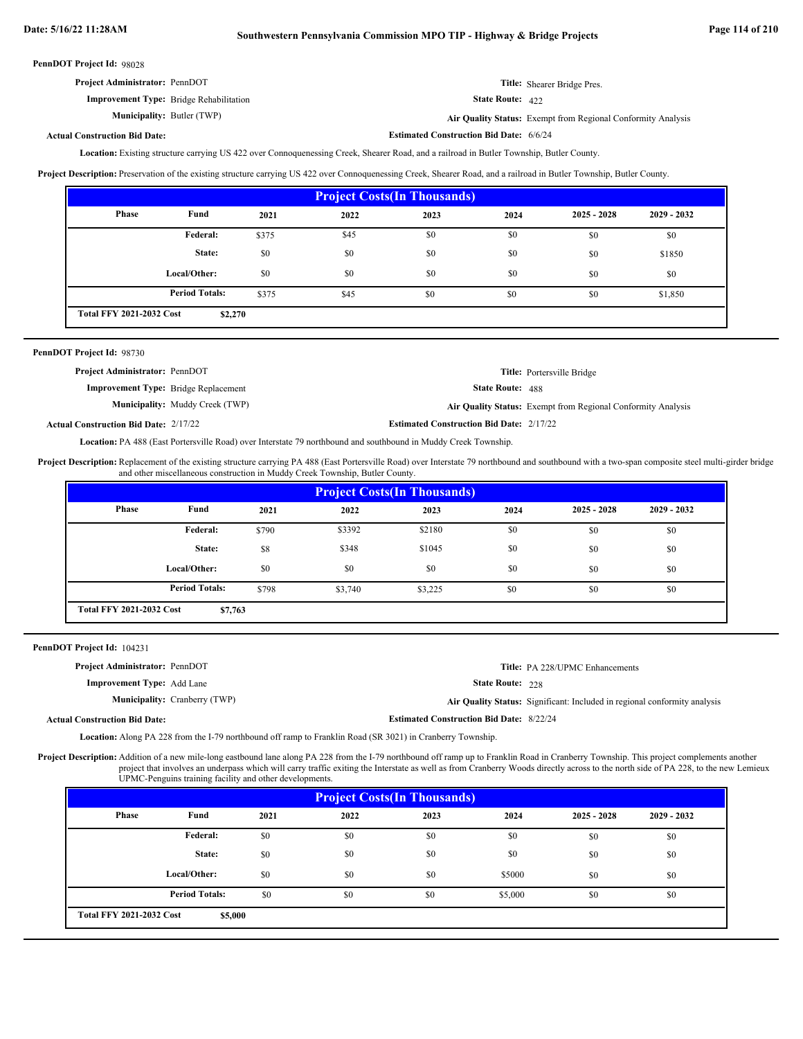**PennDOT Project Id:** 98028

**Project Administrator:** PennDOT

**Title:** Shearer Bridge Pres.

**Improvement Type:** Bridge Rehabilitation

**State Route:** 422

**Municipality:** Butler (TWP)

**Air Quality Status:** Exempt from Regional Conformity Analysis

**Actual Construction Bid Date:**

**Estimated Construction Bid Date:** 6/6/24

**Location:** Existing structure carrying US 422 over Connoquenessing Creek, Shearer Road, and a railroad in Butler Township, Butler County.

**Project Description:** Preservation of the existing structure carrying US 422 over Connoquenessing Creek, Shearer Road, and a railroad in Butler Township, Butler County.

| Project Costs(In Thousands) | | | | | | | |
|---|---|---|---|---|---|---|---|
| Phase | Fund | 2021 | 2022 | 2023 | 2024 | 2025 - 2028 | 2029 - 2032 |
| | Federal: | $375 | $45 | $0 | $0 | $0 | $0 |
| | State: | $0 | $0 | $0 | $0 | $0 | $1850 |
| | Local/Other: | $0 | $0 | $0 | $0 | $0 | $0 |
| | Period Totals: | $375 | $45 | $0 | $0 | $0 | $1,850 |
| Total FFY 2021-2032 Cost | $2,270 | | | | | | |

---

**PennDOT Project Id:** 98730

**Project Administrator:** PennDOT

**Title:** Portersville Bridge

**Improvement Type:** Bridge Replacement

**State Route:** 488

**Municipality:** Muddy Creek (TWP)

**Air Quality Status:** Exempt from Regional Conformity Analysis

**Actual Construction Bid Date:** 2/17/22

**Estimated Construction Bid Date:** 2/17/22

**Location:** PA 488 (East Portersville Road) over Interstate 79 northbound and southbound in Muddy Creek Township.

**Project Description:** Replacement of the existing structure carrying PA 488 (East Portersville Road) over Interstate 79 northbound and southbound with a two-span composite steel multi-girder bridge and other miscellaneous construction in Muddy Creek Township, Butler County.

| Project Costs(In Thousands) | | | | | | | |
|---|---|---|---|---|---|---|---|
| Phase | Fund | 2021 | 2022 | 2023 | 2024 | 2025 - 2028 | 2029 - 2032 |
| | Federal: | $790 | $3392 | $2180 | $0 | $0 | $0 |
| | State: | $8 | $348 | $1045 | $0 | $0 | $0 |
| | Local/Other: | $0 | $0 | $0 | $0 | $0 | $0 |
| | Period Totals: | $798 | $3,740 | $3,225 | $0 | $0 | $0 |
| Total FFY 2021-2032 Cost | $7,763 | | | | | | |

---

**PennDOT Project Id:** 104231

**Project Administrator:** PennDOT

**Title:** PA 228/UPMC Enhancements

**Improvement Type:** Add Lane

**State Route:** 228

**Municipality:** Cranberry (TWP)

**Air Quality Status:** Significant: Included in regional conformity analysis

**Actual Construction Bid Date:**

**Estimated Construction Bid Date:** 8/22/24

**Location:** Along PA 228 from the I-79 northbound off ramp to Franklin Road (SR 3021) in Cranberry Township.

**Project Description:** Addition of a new mile-long eastbound lane along PA 228 from the I-79 northbound off ramp up to Franklin Road in Cranberry Township. This project complements another project that involves an underpass which will carry traffic exiting the Interstate as well as from Cranberry Woods directly across to the north side of PA 228, to the new Lemieux UPMC-Penguins training facility and other developments.

| Project Costs(In Thousands) | | | | | | | |
|---|---|---|---|---|---|---|---|
| Phase | Fund | 2021 | 2022 | 2023 | 2024 | 2025 - 2028 | 2029 - 2032 |
| | Federal: | $0 | $0 | $0 | $0 | $0 | $0 |
| | State: | $0 | $0 | $0 | $0 | $0 | $0 |
| | Local/Other: | $0 | $0 | $0 | $5000 | $0 | $0 |
| | Period Totals: | $0 | $0 | $0 | $5,000 | $0 | $0 |
| Total FFY 2021-2032 Cost | $5,000 | | | | | | |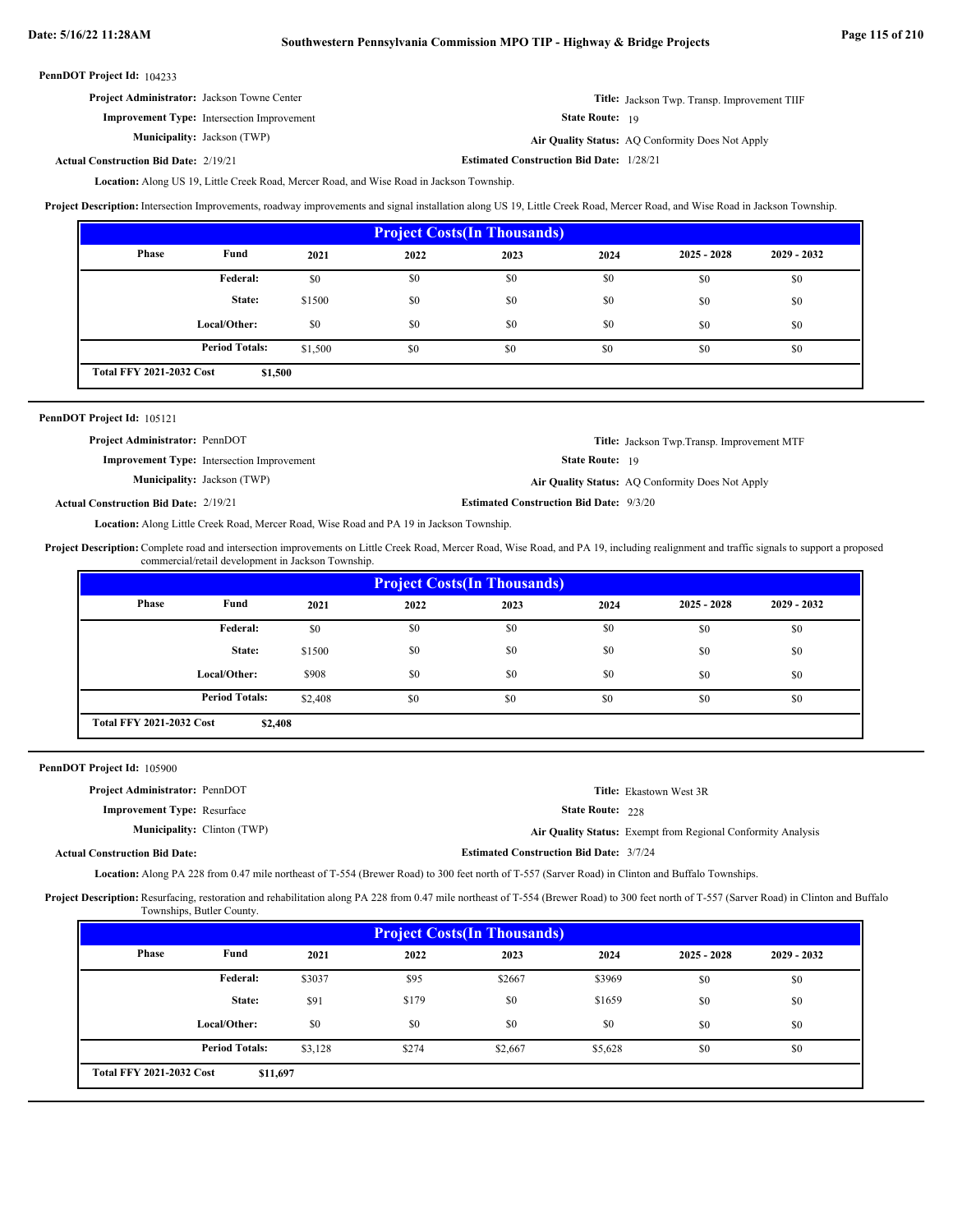**PennDOT Project Id:** 104233

**Project Administrator:** Jackson Towne Center
**Title:** Jackson Twp. Transp. Improvement TIIF
**Improvement Type:** Intersection Improvement
**State Route:** 19
**Municipality:** Jackson (TWP)
**Air Quality Status:** AQ Conformity Does Not Apply
**Actual Construction Bid Date:** 2/19/21
**Estimated Construction Bid Date:** 1/28/21

**Location:** Along US 19, Little Creek Road, Mercer Road, and Wise Road in Jackson Township.

**Project Description:** Intersection Improvements, roadway improvements and signal installation along US 19, Little Creek Road, Mercer Road, and Wise Road in Jackson Township.

| Project Costs(In Thousands) | | | | | | | |
|---|---|---|---|---|---|---|---|
| Phase | Fund | 2021 | 2022 | 2023 | 2024 | 2025 - 2028 | 2029 - 2032 |
| | Federal: | $0 | $0 | $0 | $0 | $0 | $0 |
| | State: | $1500 | $0 | $0 | $0 | $0 | $0 |
| | Local/Other: | $0 | $0 | $0 | $0 | $0 | $0 |
| | Period Totals: | $1,500 | $0 | $0 | $0 | $0 | $0 |
| Total FFY 2021-2032 Cost | $1,500 | | | | | | |

---

**PennDOT Project Id:** 105121

**Project Administrator:** PennDOT
**Title:** Jackson Twp.Transp. Improvement MTF
**Improvement Type:** Intersection Improvement
**State Route:** 19
**Municipality:** Jackson (TWP)
**Air Quality Status:** AQ Conformity Does Not Apply
**Actual Construction Bid Date:** 2/19/21
**Estimated Construction Bid Date:** 9/3/20

**Location:** Along Little Creek Road, Mercer Road, Wise Road and PA 19 in Jackson Township.

**Project Description:** Complete road and intersection improvements on Little Creek Road, Mercer Road, Wise Road, and PA 19, including realignment and traffic signals to support a proposed commercial/retail development in Jackson Township.

| Project Costs(In Thousands) | | | | | | | |
|---|---|---|---|---|---|---|---|
| Phase | Fund | 2021 | 2022 | 2023 | 2024 | 2025 - 2028 | 2029 - 2032 |
| | Federal: | $0 | $0 | $0 | $0 | $0 | $0 |
| | State: | $1500 | $0 | $0 | $0 | $0 | $0 |
| | Local/Other: | $908 | $0 | $0 | $0 | $0 | $0 |
| | Period Totals: | $2,408 | $0 | $0 | $0 | $0 | $0 |
| Total FFY 2021-2032 Cost | $2,408 | | | | | | |

---

**PennDOT Project Id:** 105900

**Project Administrator:** PennDOT
**Title:** Ekastown West 3R
**Improvement Type:** Resurface
**State Route:** 228
**Municipality:** Clinton (TWP)
**Air Quality Status:** Exempt from Regional Conformity Analysis
**Actual Construction Bid Date:**
**Estimated Construction Bid Date:** 3/7/24

**Location:** Along PA 228 from 0.47 mile northeast of T-554 (Brewer Road) to 300 feet north of T-557 (Sarver Road) in Clinton and Buffalo Townships.

**Project Description:** Resurfacing, restoration and rehabilitation along PA 228 from 0.47 mile northeast of T-554 (Brewer Road) to 300 feet north of T-557 (Sarver Road) in Clinton and Buffalo Townships, Butler County.

| Project Costs(In Thousands) | | | | | | | |
|---|---|---|---|---|---|---|---|
| Phase | Fund | 2021 | 2022 | 2023 | 2024 | 2025 - 2028 | 2029 - 2032 |
| | Federal: | $3037 | $95 | $2667 | $3969 | $0 | $0 |
| | State: | $91 | $179 | $0 | $1659 | $0 | $0 |
| | Local/Other: | $0 | $0 | $0 | $0 | $0 | $0 |
| | Period Totals: | $3,128 | $274 | $2,667 | $5,628 | $0 | $0 |
| Total FFY 2021-2032 Cost | $11,697 | | | | | | |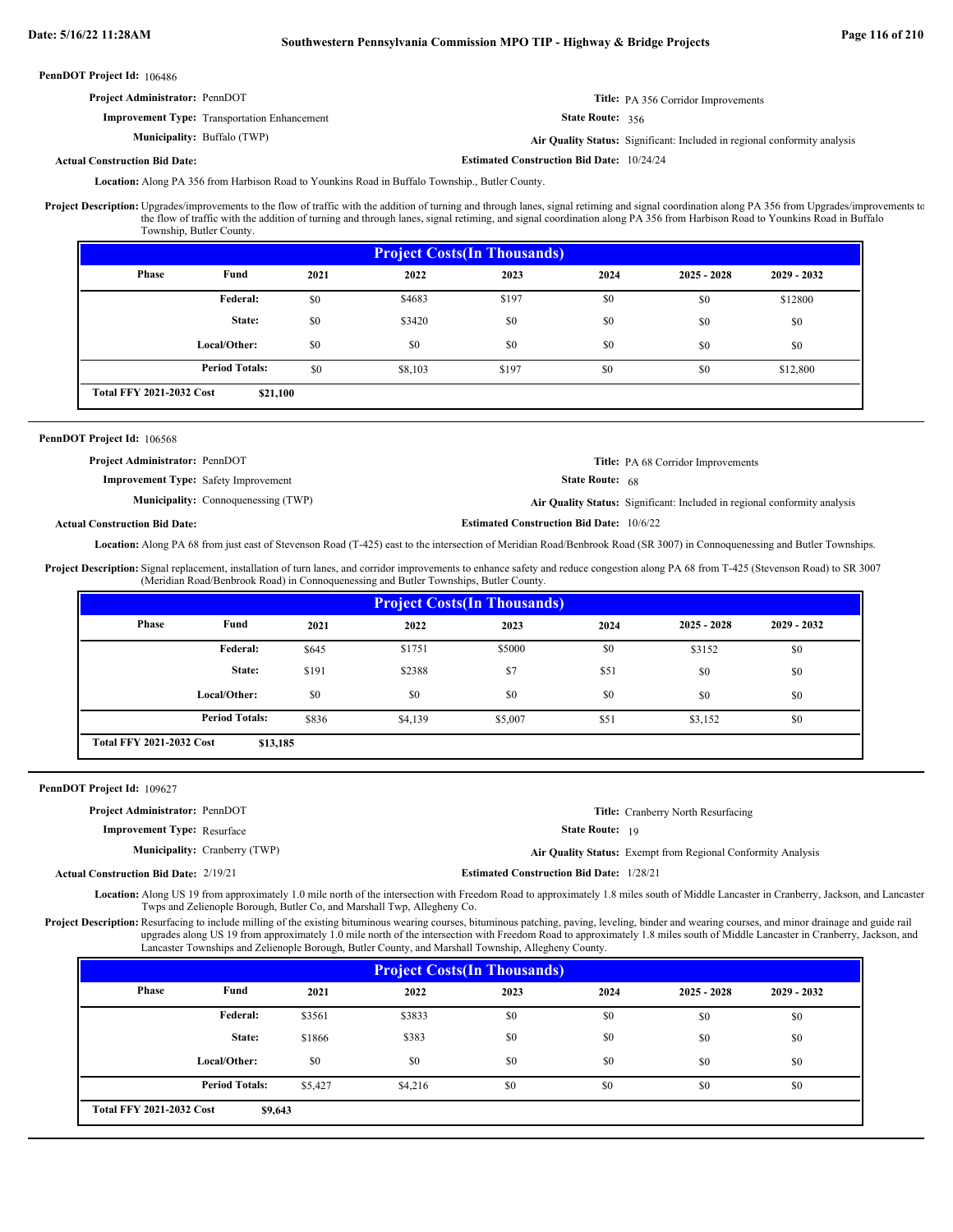**PennDOT Project Id:** 106486

**Project Administrator:** PennDOT

**Title:** PA 356 Corridor Improvements

**Improvement Type:** Transportation Enhancement

**State Route:** 356

**Municipality:** Buffalo (TWP)

**Air Quality Status:** Significant: Included in regional conformity analysis

**Actual Construction Bid Date:**

**Estimated Construction Bid Date:** 10/24/24

**Location:** Along PA 356 from Harbison Road to Younkins Road in Buffalo Township., Butler County.

**Project Description:** Upgrades/improvements to the flow of traffic with the addition of turning and through lanes, signal retiming and signal coordination along PA 356 from Upgrades/improvements to the flow of traffic with the addition of turning and through lanes, signal retiming, and signal coordination along PA 356 from Harbison Road to Younkins Road in Buffalo Township, Butler County.

**Project Costs(In Thousands)**

| Phase | Fund | 2021 | 2022 | 2023 | 2024 | 2025 - 2028 | 2029 - 2032 |
|---|---|---|---|---|---|---|---|
| | Federal: | $0 | $4683 | $197 | $0 | $0 | $12800 |
| | State: | $0 | $3420 | $0 | $0 | $0 | $0 |
| | Local/Other: | $0 | $0 | $0 | $0 | $0 | $0 |
| | Period Totals: | $0 | $8,103 | $197 | $0 | $0 | $12,800 |
| Total FFY 2021-2032 Cost | $21,100 | | | | | | |

---

**PennDOT Project Id:** 106568

**Project Administrator:** PennDOT

**Title:** PA 68 Corridor Improvements

**Improvement Type:** Safety Improvement

**State Route:** 68

**Municipality:** Connoquenessing (TWP)

**Air Quality Status:** Significant: Included in regional conformity analysis

**Actual Construction Bid Date:**

**Estimated Construction Bid Date:** 10/6/22

**Location:** Along PA 68 from just east of Stevenson Road (T-425) east to the intersection of Meridian Road/Benbrook Road (SR 3007) in Connoquenessing and Butler Townships.

**Project Description:** Signal replacement, installation of turn lanes, and corridor improvements to enhance safety and reduce congestion along PA 68 from T-425 (Stevenson Road) to SR 3007 (Meridian Road/Benbrook Road) in Connoquenessing and Butler Townships, Butler County.

**Project Costs(In Thousands)**

| Phase | Fund | 2021 | 2022 | 2023 | 2024 | 2025 - 2028 | 2029 - 2032 |
|---|---|---|---|---|---|---|---|
| | Federal: | $645 | $1751 | $5000 | $0 | $3152 | $0 |
| | State: | $191 | $2388 | $7 | $51 | $0 | $0 |
| | Local/Other: | $0 | $0 | $0 | $0 | $0 | $0 |
| | Period Totals: | $836 | $4,139 | $5,007 | $51 | $3,152 | $0 |
| Total FFY 2021-2032 Cost | $13,185 | | | | | | |

---

**PennDOT Project Id:** 109627

**Project Administrator:** PennDOT

**Title:** Cranberry North Resurfacing

**Improvement Type:** Resurface

**State Route:** 19

**Municipality:** Cranberry (TWP)

**Air Quality Status:** Exempt from Regional Conformity Analysis

**Actual Construction Bid Date:** 2/19/21

**Estimated Construction Bid Date:** 1/28/21

**Location:** Along US 19 from approximately 1.0 mile north of the intersection with Freedom Road to approximately 1.8 miles south of Middle Lancaster in Cranberry, Jackson, and Lancaster Twps and Zelienople Borough, Butler Co, and Marshall Twp, Allegheny Co.

**Project Description:** Resurfacing to include milling of the existing bituminous wearing courses, bituminous patching, paving, leveling, binder and wearing courses, and minor drainage and guide rail upgrades along US 19 from approximately 1.0 mile north of the intersection with Freedom Road to approximately 1.8 miles south of Middle Lancaster in Cranberry, Jackson, and Lancaster Townships and Zelienople Borough, Butler County, and Marshall Township, Allegheny County.

**Project Costs(In Thousands)**

| Phase | Fund | 2021 | 2022 | 2023 | 2024 | 2025 - 2028 | 2029 - 2032 |
|---|---|---|---|---|---|---|---|
| | Federal: | $3561 | $3833 | $0 | $0 | $0 | $0 |
| | State: | $1866 | $383 | $0 | $0 | $0 | $0 |
| | Local/Other: | $0 | $0 | $0 | $0 | $0 | $0 |
| | Period Totals: | $5,427 | $4,216 | $0 | $0 | $0 | $0 |
| Total FFY 2021-2032 Cost | $9,643 | | | | | | |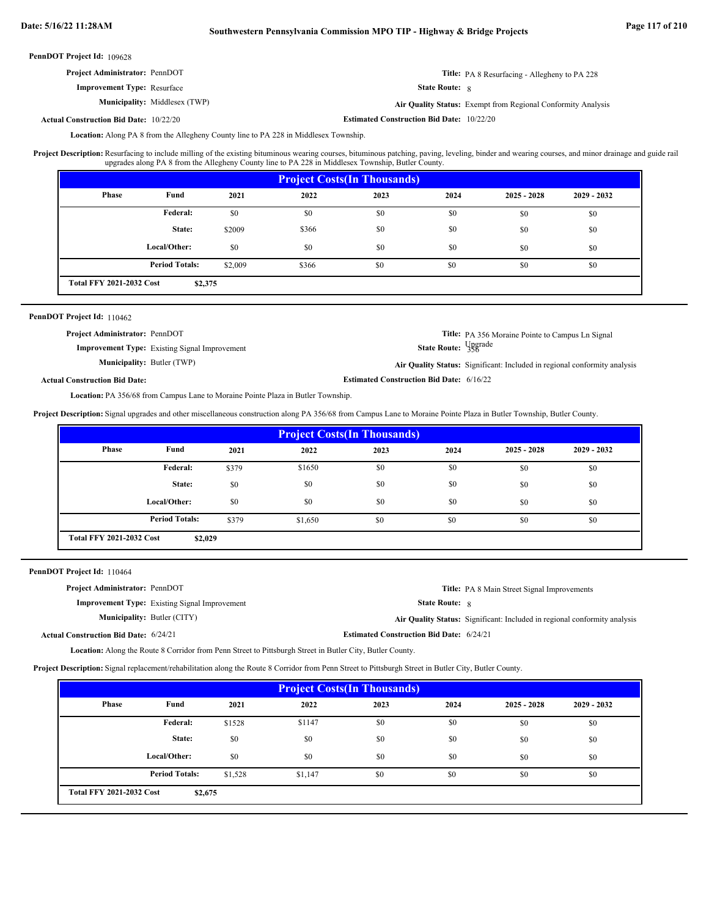**PennDOT Project Id:** 109628

**Project Administrator:** PennDOT

**Title:** PA 8 Resurfacing - Allegheny to PA 228

**Improvement Type:** Resurface

**State Route:** 8

**Municipality:** Middlesex (TWP)

**Air Quality Status:** Exempt from Regional Conformity Analysis

**Actual Construction Bid Date:** 10/22/20

**Estimated Construction Bid Date:** 10/22/20

**Location:** Along PA 8 from the Allegheny County line to PA 228 in Middlesex Township.

**Project Description:** Resurfacing to include milling of the existing bituminous wearing courses, bituminous patching, paving, leveling, binder and wearing courses, and minor drainage and guide rail upgrades along PA 8 from the Allegheny County line to PA 228 in Middlesex Township, Butler County.

| Project Costs(In Thousands) | | | | | | | |
|---|---|---|---|---|---|---|---|
| Phase | Fund | 2021 | 2022 | 2023 | 2024 | 2025 - 2028 | 2029 - 2032 |
| | Federal: | $0 | $0 | $0 | $0 | $0 | $0 |
| | State: | $2009 | $366 | $0 | $0 | $0 | $0 |
| | Local/Other: | $0 | $0 | $0 | $0 | $0 | $0 |
| | Period Totals: | $2,009 | $366 | $0 | $0 | $0 | $0 |
| Total FFY 2021-2032 Cost | $2,375 | | | | | | |

---

**PennDOT Project Id:** 110462

**Project Administrator:** PennDOT

**Title:** PA 356 Moraine Pointe to Campus Ln Signal Upgrade

**Improvement Type:** Existing Signal Improvement

**State Route:** 356

**Municipality:** Butler (TWP)

**Air Quality Status:** Significant: Included in regional conformity analysis

**Actual Construction Bid Date:**

**Estimated Construction Bid Date:** 6/16/22

**Location:** PA 356/68 from Campus Lane to Moraine Pointe Plaza in Butler Township.

**Project Description:** Signal upgrades and other miscellaneous construction along PA 356/68 from Campus Lane to Moraine Pointe Plaza in Butler Township, Butler County.

| Project Costs(In Thousands) | | | | | | | |
|---|---|---|---|---|---|---|---|
| Phase | Fund | 2021 | 2022 | 2023 | 2024 | 2025 - 2028 | 2029 - 2032 |
| | Federal: | $379 | $1650 | $0 | $0 | $0 | $0 |
| | State: | $0 | $0 | $0 | $0 | $0 | $0 |
| | Local/Other: | $0 | $0 | $0 | $0 | $0 | $0 |
| | Period Totals: | $379 | $1,650 | $0 | $0 | $0 | $0 |
| Total FFY 2021-2032 Cost | $2,029 | | | | | | |

---

**PennDOT Project Id:** 110464

**Project Administrator:** PennDOT

**Title:** PA 8 Main Street Signal Improvements

**Improvement Type:** Existing Signal Improvement

**State Route:** 8

**Municipality:** Butler (CITY)

**Air Quality Status:** Significant: Included in regional conformity analysis

**Actual Construction Bid Date:** 6/24/21

**Estimated Construction Bid Date:** 6/24/21

**Location:** Along the Route 8 Corridor from Penn Street to Pittsburgh Street in Butler City, Butler County.

**Project Description:** Signal replacement/rehabilitation along the Route 8 Corridor from Penn Street to Pittsburgh Street in Butler City, Butler County.

| Project Costs(In Thousands) | | | | | | | |
|---|---|---|---|---|---|---|---|
| Phase | Fund | 2021 | 2022 | 2023 | 2024 | 2025 - 2028 | 2029 - 2032 |
| | Federal: | $1528 | $1147 | $0 | $0 | $0 | $0 |
| | State: | $0 | $0 | $0 | $0 | $0 | $0 |
| | Local/Other: | $0 | $0 | $0 | $0 | $0 | $0 |
| | Period Totals: | $1,528 | $1,147 | $0 | $0 | $0 | $0 |
| Total FFY 2021-2032 Cost | $2,675 | | | | | | |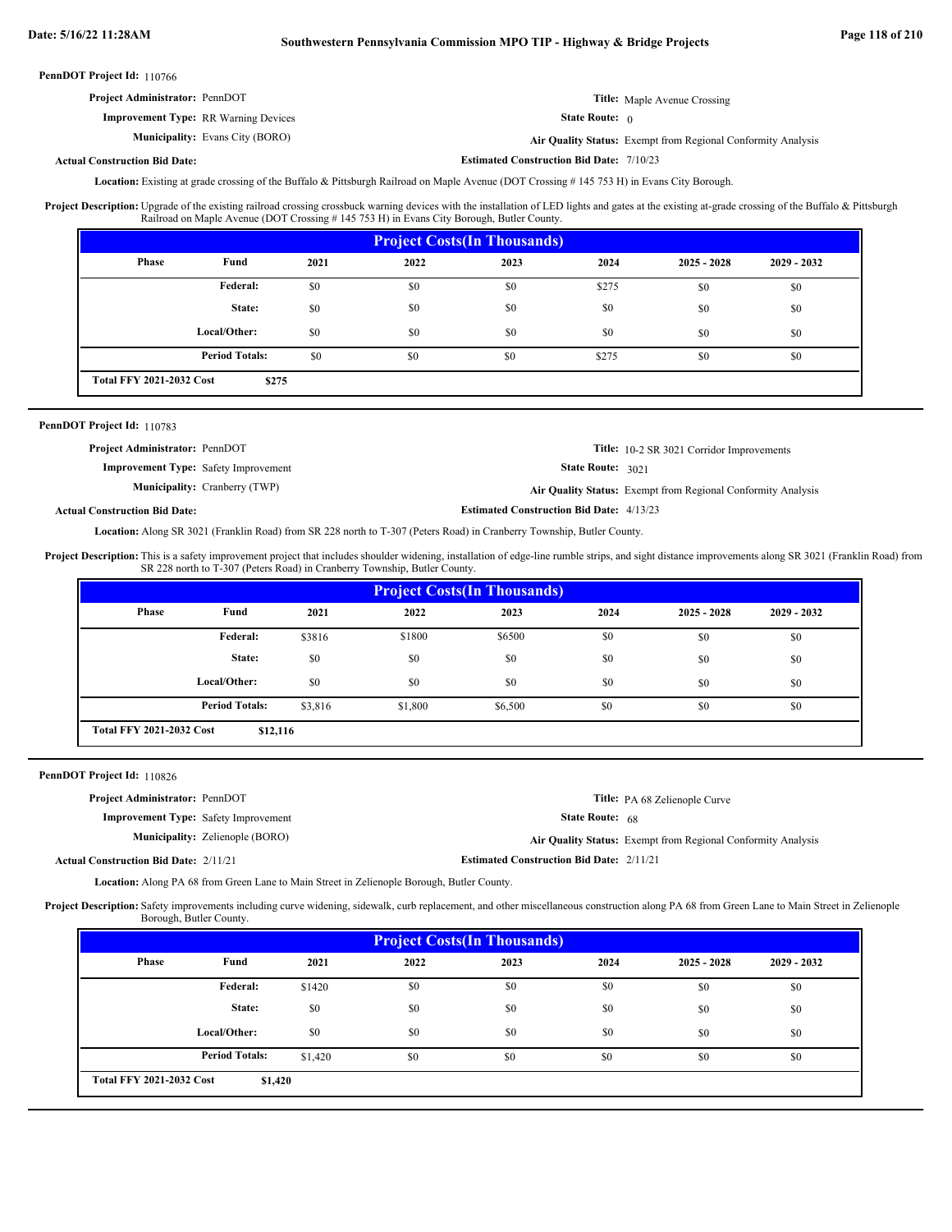**PennDOT Project Id:** 110766

**Project Administrator:** PennDOT

**Title:** Maple Avenue Crossing

**Improvement Type:** RR Warning Devices

**State Route:** 0

**Municipality:** Evans City (BORO)

**Air Quality Status:** Exempt from Regional Conformity Analysis

**Actual Construction Bid Date:**

**Estimated Construction Bid Date:** 7/10/23

**Location:** Existing at grade crossing of the Buffalo & Pittsburgh Railroad on Maple Avenue (DOT Crossing # 145 753 H) in Evans City Borough.

**Project Description:** Upgrade of the existing railroad crossing crossbuck warning devices with the installation of LED lights and gates at the existing at-grade crossing of the Buffalo & Pittsburgh Railroad on Maple Avenue (DOT Crossing # 145 753 H) in Evans City Borough, Butler County.

**Project Costs(In Thousands)**

| Phase | Fund | 2021 | 2022 | 2023 | 2024 | 2025 - 2028 | 2029 - 2032 |
|---|---|---|---|---|---|---|---|
| | Federal: | $0 | $0 | $0 | $275 | $0 | $0 |
| | State: | $0 | $0 | $0 | $0 | $0 | $0 |
| | Local/Other: | $0 | $0 | $0 | $0 | $0 | $0 |
| | Period Totals: | $0 | $0 | $0 | $275 | $0 | $0 |
| Total FFY 2021-2032 Cost | $275 | | | | | | |

---

**PennDOT Project Id:** 110783

**Project Administrator:** PennDOT

**Title:** 10-2 SR 3021 Corridor Improvements

**Improvement Type:** Safety Improvement

**State Route:** 3021

**Municipality:** Cranberry (TWP)

**Air Quality Status:** Exempt from Regional Conformity Analysis

**Actual Construction Bid Date:**

**Estimated Construction Bid Date:** 4/13/23

**Location:** Along SR 3021 (Franklin Road) from SR 228 north to T-307 (Peters Road) in Cranberry Township, Butler County.

**Project Description:** This is a safety improvement project that includes shoulder widening, installation of edge-line rumble strips, and sight distance improvements along SR 3021 (Franklin Road) from SR 228 north to T-307 (Peters Road) in Cranberry Township, Butler County.

**Project Costs(In Thousands)**

| Phase | Fund | 2021 | 2022 | 2023 | 2024 | 2025 - 2028 | 2029 - 2032 |
|---|---|---|---|---|---|---|---|
| | Federal: | $3816 | $1800 | $6500 | $0 | $0 | $0 |
| | State: | $0 | $0 | $0 | $0 | $0 | $0 |
| | Local/Other: | $0 | $0 | $0 | $0 | $0 | $0 |
| | Period Totals: | $3,816 | $1,800 | $6,500 | $0 | $0 | $0 |
| Total FFY 2021-2032 Cost | $12,116 | | | | | | |

---

**PennDOT Project Id:** 110826

**Project Administrator:** PennDOT

**Title:** PA 68 Zelienople Curve

**Improvement Type:** Safety Improvement

**State Route:** 68

**Municipality:** Zelienople (BORO)

**Air Quality Status:** Exempt from Regional Conformity Analysis

**Actual Construction Bid Date:** 2/11/21

**Estimated Construction Bid Date:** 2/11/21

**Location:** Along PA 68 from Green Lane to Main Street in Zelienople Borough, Butler County.

**Project Description:** Safety improvements including curve widening, sidewalk, curb replacement, and other miscellaneous construction along PA 68 from Green Lane to Main Street in Zelienople Borough, Butler County.

**Project Costs(In Thousands)**

| Phase | Fund | 2021 | 2022 | 2023 | 2024 | 2025 - 2028 | 2029 - 2032 |
|---|---|---|---|---|---|---|---|
| | Federal: | $1420 | $0 | $0 | $0 | $0 | $0 |
| | State: | $0 | $0 | $0 | $0 | $0 | $0 |
| | Local/Other: | $0 | $0 | $0 | $0 | $0 | $0 |
| | Period Totals: | $1,420 | $0 | $0 | $0 | $0 | $0 |
| Total FFY 2021-2032 Cost | $1,420 | | | | | | |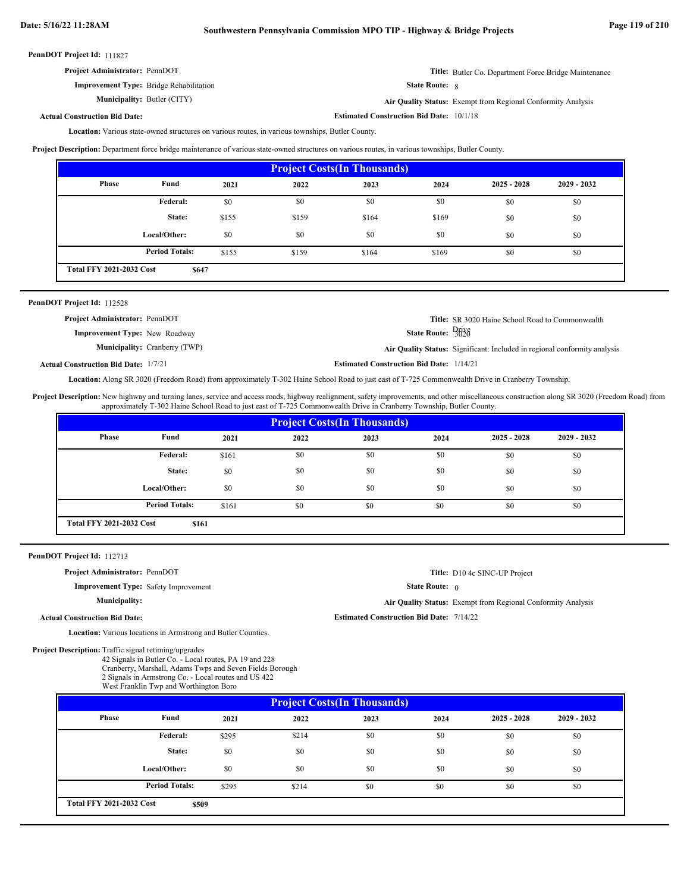**PennDOT Project Id:** 111827

**Project Administrator:** PennDOT

**Title:** Butler Co. Department Force Bridge Maintenance

**Improvement Type:** Bridge Rehabilitation

**State Route:** 8

**Municipality:** Butler (CITY)

**Air Quality Status:** Exempt from Regional Conformity Analysis

**Actual Construction Bid Date:**

**Estimated Construction Bid Date:** 10/1/18

**Location:** Various state-owned structures on various routes, in various townships, Butler County.

**Project Description:** Department force bridge maintenance of various state-owned structures on various routes, in various townships, Butler County.

| Project Costs(In Thousands) | | | | | | | |
|---|---|---|---|---|---|---|---|
| Phase | Fund | 2021 | 2022 | 2023 | 2024 | 2025 - 2028 | 2029 - 2032 |
| | Federal: | $0 | $0 | $0 | $0 | $0 | $0 |
| | State: | $155 | $159 | $164 | $169 | $0 | $0 |
| | Local/Other: | $0 | $0 | $0 | $0 | $0 | $0 |
| | Period Totals: | $155 | $159 | $164 | $169 | $0 | $0 |
| Total FFY 2021-2032 Cost | $647 | | | | | | |

---

**PennDOT Project Id:** 112528

**Project Administrator:** PennDOT

**Title:** SR 3020 Haine School Road to Commonwealth Drive

**Improvement Type:** New Roadway

**State Route:** 3020

**Municipality:** Cranberry (TWP)

**Air Quality Status:** Significant: Included in regional conformity analysis

**Actual Construction Bid Date:** 1/7/21

**Estimated Construction Bid Date:** 1/14/21

**Location:** Along SR 3020 (Freedom Road) from approximately T-302 Haine School Road to just east of T-725 Commonwealth Drive in Cranberry Township.

**Project Description:** New highway and turning lanes, service and access roads, highway realignment, safety improvements, and other miscellaneous construction along SR 3020 (Freedom Road) from approximately T-302 Haine School Road to just east of T-725 Commonwealth Drive in Cranberry Township, Butler County.

| Project Costs(In Thousands) | | | | | | | |
|---|---|---|---|---|---|---|---|
| Phase | Fund | 2021 | 2022 | 2023 | 2024 | 2025 - 2028 | 2029 - 2032 |
| | Federal: | $161 | $0 | $0 | $0 | $0 | $0 |
| | State: | $0 | $0 | $0 | $0 | $0 | $0 |
| | Local/Other: | $0 | $0 | $0 | $0 | $0 | $0 |
| | Period Totals: | $161 | $0 | $0 | $0 | $0 | $0 |
| Total FFY 2021-2032 Cost | $161 | | | | | | |

---

**PennDOT Project Id:** 112713

**Project Administrator:** PennDOT

**Title:** D10 4c SINC-UP Project

**Improvement Type:** Safety Improvement

**State Route:** 0

**Municipality:**

**Air Quality Status:** Exempt from Regional Conformity Analysis

**Actual Construction Bid Date:**

**Estimated Construction Bid Date:** 7/14/22

**Location:** Various locations in Armstrong and Butler Counties.

**Project Description:** Traffic signal retiming/upgrades
42 Signals in Butler Co. - Local routes, PA 19 and 228
Cranberry, Marshall, Adams Twps and Seven Fields Borough
2 Signals in Armstrong Co. - Local routes and US 422
West Franklin Twp and Worthington Boro

| Project Costs(In Thousands) | | | | | | | |
|---|---|---|---|---|---|---|---|
| Phase | Fund | 2021 | 2022 | 2023 | 2024 | 2025 - 2028 | 2029 - 2032 |
| | Federal: | $295 | $214 | $0 | $0 | $0 | $0 |
| | State: | $0 | $0 | $0 | $0 | $0 | $0 |
| | Local/Other: | $0 | $0 | $0 | $0 | $0 | $0 |
| | Period Totals: | $295 | $214 | $0 | $0 | $0 | $0 |
| Total FFY 2021-2032 Cost | $509 | | | | | | |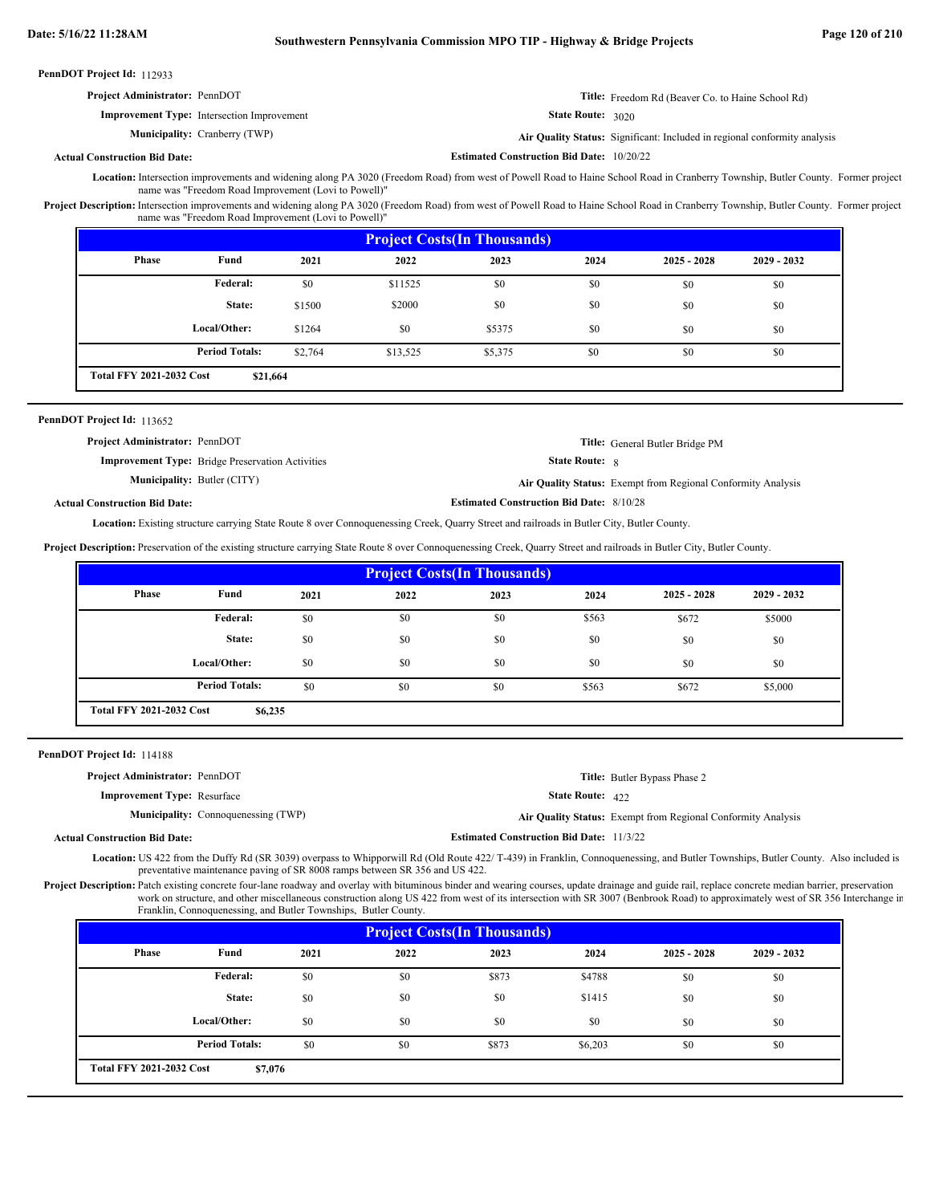**PennDOT Project Id:** 112933

**Project Administrator:** PennDOT

**Title:** Freedom Rd (Beaver Co. to Haine School Rd)

**Improvement Type:** Intersection Improvement

**State Route:** 3020

**Municipality:** Cranberry (TWP)

**Air Quality Status:** Significant: Included in regional conformity analysis

**Actual Construction Bid Date:**

**Estimated Construction Bid Date:** 10/20/22

**Location:** Intersection improvements and widening along PA 3020 (Freedom Road) from west of Powell Road to Haine School Road in Cranberry Township, Butler County. Former project name was "Freedom Road Improvement (Lovi to Powell)"

**Project Description:** Intersection improvements and widening along PA 3020 (Freedom Road) from west of Powell Road to Haine School Road in Cranberry Township, Butler County. Former project name was "Freedom Road Improvement (Lovi to Powell)"

| Project Costs(In Thousands) | | | | | | | |
|---|---|---|---|---|---|---|---|
| Phase | Fund | 2021 | 2022 | 2023 | 2024 | 2025 - 2028 | 2029 - 2032 |
| | Federal: | $0 | $11525 | $0 | $0 | $0 | $0 |
| | State: | $1500 | $2000 | $0 | $0 | $0 | $0 |
| | Local/Other: | $1264 | $0 | $5375 | $0 | $0 | $0 |
| | Period Totals: | $2,764 | $13,525 | $5,375 | $0 | $0 | $0 |
| Total FFY 2021-2032 Cost | $21,664 | | | | | | |

---

**PennDOT Project Id:** 113652

**Project Administrator:** PennDOT

**Title:** General Butler Bridge PM

**Improvement Type:** Bridge Preservation Activities

**State Route:** 8

**Municipality:** Butler (CITY)

**Air Quality Status:** Exempt from Regional Conformity Analysis

**Actual Construction Bid Date:**

**Estimated Construction Bid Date:** 8/10/28

**Location:** Existing structure carrying State Route 8 over Connoquenessing Creek, Quarry Street and railroads in Butler City, Butler County.

**Project Description:** Preservation of the existing structure carrying State Route 8 over Connoquenessing Creek, Quarry Street and railroads in Butler City, Butler County.

| Project Costs(In Thousands) | | | | | | | |
|---|---|---|---|---|---|---|---|
| Phase | Fund | 2021 | 2022 | 2023 | 2024 | 2025 - 2028 | 2029 - 2032 |
| | Federal: | $0 | $0 | $0 | $563 | $672 | $5000 |
| | State: | $0 | $0 | $0 | $0 | $0 | $0 |
| | Local/Other: | $0 | $0 | $0 | $0 | $0 | $0 |
| | Period Totals: | $0 | $0 | $0 | $563 | $672 | $5,000 |
| Total FFY 2021-2032 Cost | $6,235 | | | | | | |

---

**PennDOT Project Id:** 114188

**Project Administrator:** PennDOT

**Title:** Butler Bypass Phase 2

**Improvement Type:** Resurface

**State Route:** 422

**Municipality:** Connoquenessing (TWP)

**Air Quality Status:** Exempt from Regional Conformity Analysis

**Actual Construction Bid Date:**

**Estimated Construction Bid Date:** 11/3/22

**Location:** US 422 from the Duffy Rd (SR 3039) overpass to Whipporwill Rd (Old Route 422/ T-439) in Franklin, Connoquenessing, and Butler Townships, Butler County. Also included is preventative maintenance paving of SR 8008 ramps between SR 356 and US 422.

**Project Description:** Patch existing concrete four-lane roadway and overlay with bituminous binder and wearing courses, update drainage and guide rail, replace concrete median barrier, preservation work on structure, and other miscellaneous construction along US 422 from west of its intersection with SR 3007 (Benbrook Road) to approximately west of SR 356 Interchange in Franklin, Connoquenessing, and Butler Townships, Butler County.

| Project Costs(In Thousands) | | | | | | | |
|---|---|---|---|---|---|---|---|
| Phase | Fund | 2021 | 2022 | 2023 | 2024 | 2025 - 2028 | 2029 - 2032 |
| | Federal: | $0 | $0 | $873 | $4788 | $0 | $0 |
| | State: | $0 | $0 | $0 | $1415 | $0 | $0 |
| | Local/Other: | $0 | $0 | $0 | $0 | $0 | $0 |
| | Period Totals: | $0 | $0 | $873 | $6,203 | $0 | $0 |
| Total FFY 2021-2032 Cost | $7,076 | | | | | | |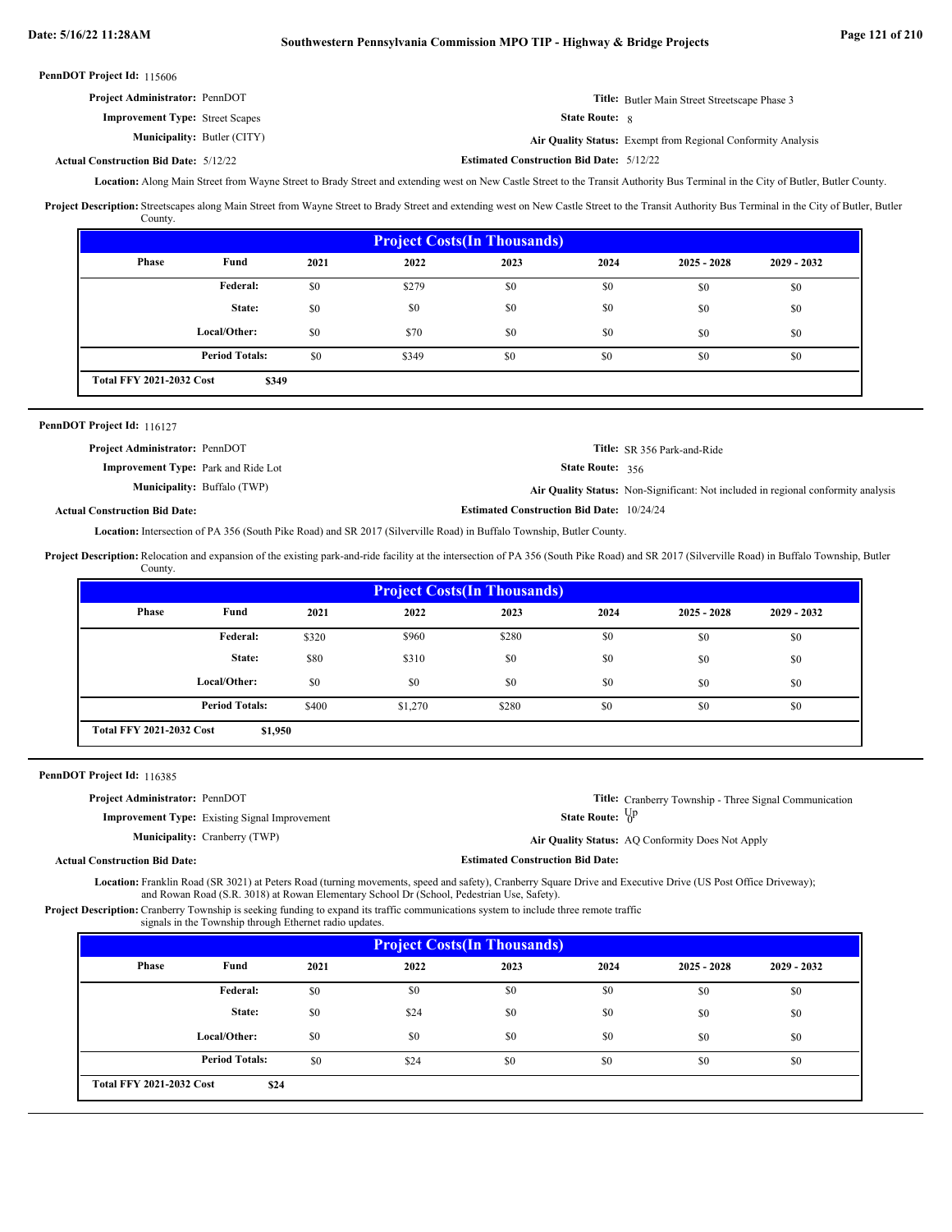**PennDOT Project Id:** 115606

**Project Administrator:** PennDOT

**Title:** Butler Main Street Streetscape Phase 3

**Improvement Type:** Street Scapes

**State Route:** 8

**Municipality:** Butler (CITY)

**Air Quality Status:** Exempt from Regional Conformity Analysis

**Actual Construction Bid Date:** 5/12/22

**Estimated Construction Bid Date:** 5/12/22

**Location:** Along Main Street from Wayne Street to Brady Street and extending west on New Castle Street to the Transit Authority Bus Terminal in the City of Butler, Butler County.

**Project Description:** Streetscapes along Main Street from Wayne Street to Brady Street and extending west on New Castle Street to the Transit Authority Bus Terminal in the City of Butler, Butler County.

| Project Costs(In Thousands) | | | | | | | |
|---|---|---|---|---|---|---|---|
| Phase | Fund | 2021 | 2022 | 2023 | 2024 | 2025 - 2028 | 2029 - 2032 |
| | Federal: | $0 | $279 | $0 | $0 | $0 | $0 |
| | State: | $0 | $0 | $0 | $0 | $0 | $0 |
| | Local/Other: | $0 | $70 | $0 | $0 | $0 | $0 |
| | Period Totals: | $0 | $349 | $0 | $0 | $0 | $0 |
| Total FFY 2021-2032 Cost | $349 | | | | | | |

---

**PennDOT Project Id:** 116127

**Project Administrator:** PennDOT

**Title:** SR 356 Park-and-Ride

**Improvement Type:** Park and Ride Lot

**State Route:** 356

**Municipality:** Buffalo (TWP)

**Air Quality Status:** Non-Significant: Not included in regional conformity analysis

**Actual Construction Bid Date:**

**Estimated Construction Bid Date:** 10/24/24

**Location:** Intersection of PA 356 (South Pike Road) and SR 2017 (Silverville Road) in Buffalo Township, Butler County.

**Project Description:** Relocation and expansion of the existing park-and-ride facility at the intersection of PA 356 (South Pike Road) and SR 2017 (Silverville Road) in Buffalo Township, Butler County.

| Project Costs(In Thousands) | | | | | | | |
|---|---|---|---|---|---|---|---|
| Phase | Fund | 2021 | 2022 | 2023 | 2024 | 2025 - 2028 | 2029 - 2032 |
| | Federal: | $320 | $960 | $280 | $0 | $0 | $0 |
| | State: | $80 | $310 | $0 | $0 | $0 | $0 |
| | Local/Other: | $0 | $0 | $0 | $0 | $0 | $0 |
| | Period Totals: | $400 | $1,270 | $280 | $0 | $0 | $0 |
| Total FFY 2021-2032 Cost | $1,950 | | | | | | |

---

**PennDOT Project Id:** 116385

**Project Administrator:** PennDOT

**Title:** Cranberry Township - Three Signal Communication Up

**Improvement Type:** Existing Signal Improvement

**State Route:** 0

**Municipality:** Cranberry (TWP)

**Air Quality Status:** AQ Conformity Does Not Apply

**Actual Construction Bid Date:**

**Estimated Construction Bid Date:**

**Location:** Franklin Road (SR 3021) at Peters Road (turning movements, speed and safety), Cranberry Square Drive and Executive Drive (US Post Office Driveway); and Rowan Road (S.R. 3018) at Rowan Elementary School Dr (School, Pedestrian Use, Safety).

**Project Description:** Cranberry Township is seeking funding to expand its traffic communications system to include three remote traffic signals in the Township through Ethernet radio updates.

| Project Costs(In Thousands) | | | | | | | |
|---|---|---|---|---|---|---|---|
| Phase | Fund | 2021 | 2022 | 2023 | 2024 | 2025 - 2028 | 2029 - 2032 |
| | Federal: | $0 | $0 | $0 | $0 | $0 | $0 |
| | State: | $0 | $24 | $0 | $0 | $0 | $0 |
| | Local/Other: | $0 | $0 | $0 | $0 | $0 | $0 |
| | Period Totals: | $0 | $24 | $0 | $0 | $0 | $0 |
| Total FFY 2021-2032 Cost | $24 | | | | | | |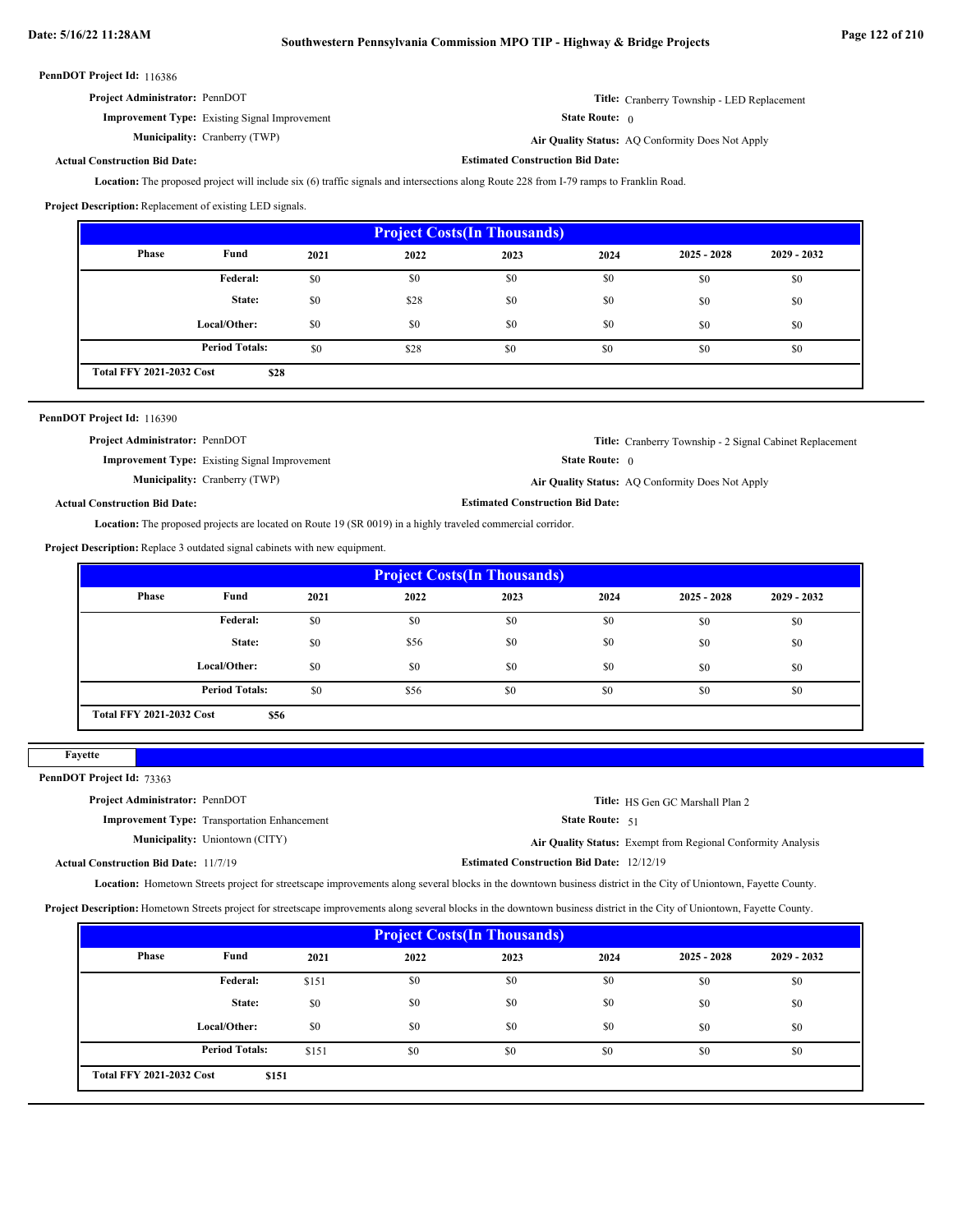**PennDOT Project Id:** 116386

**Project Administrator:** PennDOT

**Title:** Cranberry Township - LED Replacement

**Improvement Type:** Existing Signal Improvement

**State Route:** 0

**Municipality:** Cranberry (TWP)

**Air Quality Status:** AQ Conformity Does Not Apply

**Actual Construction Bid Date:**

**Estimated Construction Bid Date:**

**Location:** The proposed project will include six (6) traffic signals and intersections along Route 228 from I-79 ramps to Franklin Road.

**Project Description:** Replacement of existing LED signals.

| Project Costs(In Thousands) | | | | | | | |
|---|---|---|---|---|---|---|---|
| Phase | Fund | 2021 | 2022 | 2023 | 2024 | 2025 - 2028 | 2029 - 2032 |
| | Federal: | $0 | $0 | $0 | $0 | $0 | $0 |
| | State: | $0 | $28 | $0 | $0 | $0 | $0 |
| | Local/Other: | $0 | $0 | $0 | $0 | $0 | $0 |
| | Period Totals: | $0 | $28 | $0 | $0 | $0 | $0 |
| Total FFY 2021-2032 Cost | $28 | | | | | | |

**PennDOT Project Id:** 116390

**Project Administrator:** PennDOT

**Title:** Cranberry Township - 2 Signal Cabinet Replacement

**Improvement Type:** Existing Signal Improvement

**State Route:** 0

**Municipality:** Cranberry (TWP)

**Air Quality Status:** AQ Conformity Does Not Apply

**Actual Construction Bid Date:**

**Estimated Construction Bid Date:**

**Location:** The proposed projects are located on Route 19 (SR 0019) in a highly traveled commercial corridor.

**Project Description:** Replace 3 outdated signal cabinets with new equipment.

| Project Costs(In Thousands) | | | | | | | |
|---|---|---|---|---|---|---|---|
| Phase | Fund | 2021 | 2022 | 2023 | 2024 | 2025 - 2028 | 2029 - 2032 |
| | Federal: | $0 | $0 | $0 | $0 | $0 | $0 |
| | State: | $0 | $56 | $0 | $0 | $0 | $0 |
| | Local/Other: | $0 | $0 | $0 | $0 | $0 | $0 |
| | Period Totals: | $0 | $56 | $0 | $0 | $0 | $0 |
| Total FFY 2021-2032 Cost | $56 | | | | | | |

## Fayette

**PennDOT Project Id:** 73363

**Project Administrator:** PennDOT

**Title:** HS Gen GC Marshall Plan 2

**Improvement Type:** Transportation Enhancement

**State Route:** 51

**Municipality:** Uniontown (CITY)

**Air Quality Status:** Exempt from Regional Conformity Analysis

**Actual Construction Bid Date:** 11/7/19

**Estimated Construction Bid Date:** 12/12/19

**Location:** Hometown Streets project for streetscape improvements along several blocks in the downtown business district in the City of Uniontown, Fayette County.

**Project Description:** Hometown Streets project for streetscape improvements along several blocks in the downtown business district in the City of Uniontown, Fayette County.

| Project Costs(In Thousands) | | | | | | | |
|---|---|---|---|---|---|---|---|
| Phase | Fund | 2021 | 2022 | 2023 | 2024 | 2025 - 2028 | 2029 - 2032 |
| | Federal: | $151 | $0 | $0 | $0 | $0 | $0 |
| | State: | $0 | $0 | $0 | $0 | $0 | $0 |
| | Local/Other: | $0 | $0 | $0 | $0 | $0 | $0 |
| | Period Totals: | $151 | $0 | $0 | $0 | $0 | $0 |
| Total FFY 2021-2032 Cost | $151 | | | | | | |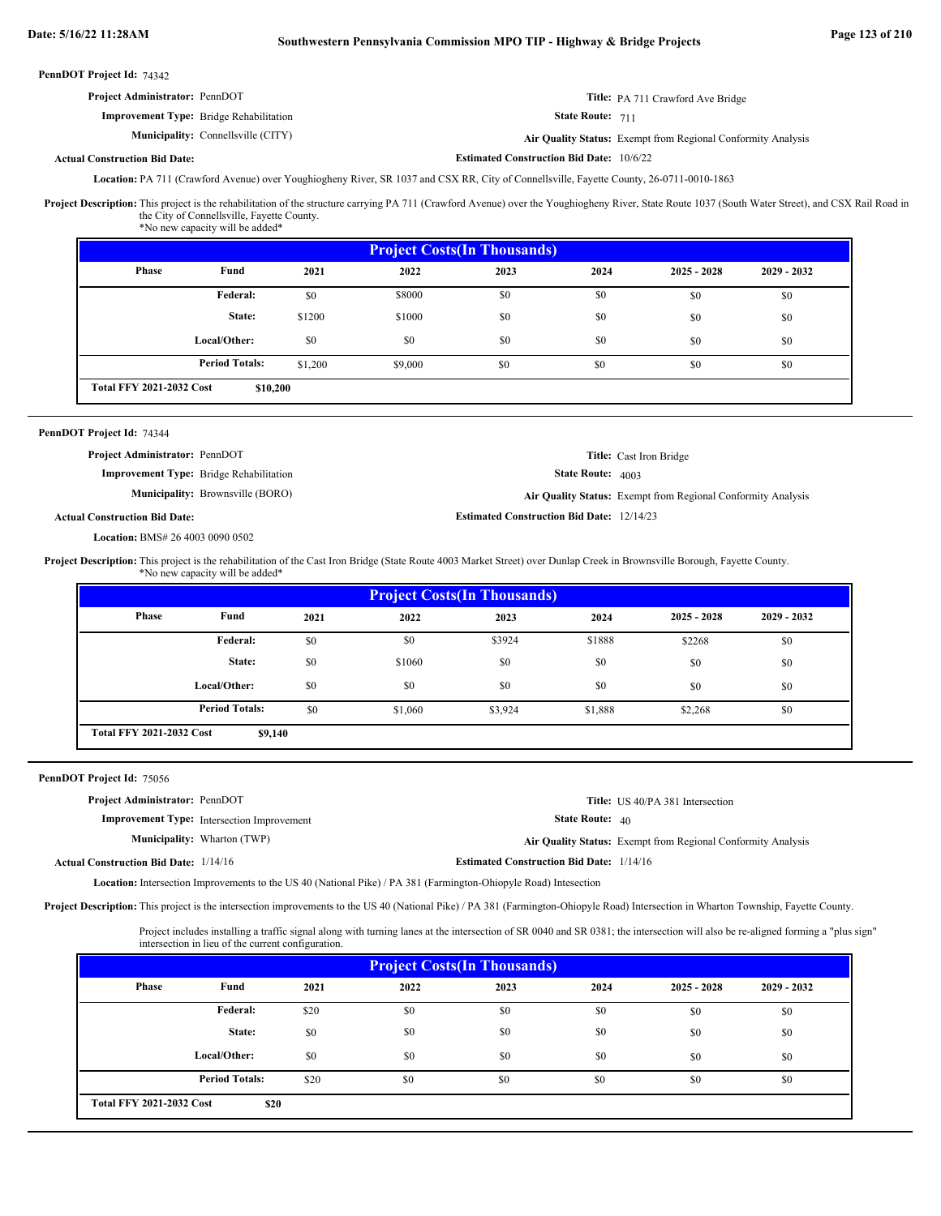**PennDOT Project Id:** 74342

**Project Administrator:** PennDOT

**Title:** PA 711 Crawford Ave Bridge

**Improvement Type:** Bridge Rehabilitation

**State Route:** 711

**Municipality:** Connellsville (CITY)

**Air Quality Status:** Exempt from Regional Conformity Analysis

**Actual Construction Bid Date:**

**Estimated Construction Bid Date:** 10/6/22

**Location:** PA 711 (Crawford Avenue) over Youghiogheny River, SR 1037 and CSX RR, City of Connellsville, Fayette County, 26-0711-0010-1863

**Project Description:** This project is the rehabilitation of the structure carrying PA 711 (Crawford Avenue) over the Youghiogheny River, State Route 1037 (South Water Street), and CSX Rail Road in the City of Connellsville, Fayette County.
*No new capacity will be added*

| Project Costs(In Thousands) | | | | | | | |
|---|---|---|---|---|---|---|---|
| Phase | Fund | 2021 | 2022 | 2023 | 2024 | 2025 - 2028 | 2029 - 2032 |
| | Federal: | $0 | $8000 | $0 | $0 | $0 | $0 |
| | State: | $1200 | $1000 | $0 | $0 | $0 | $0 |
| | Local/Other: | $0 | $0 | $0 | $0 | $0 | $0 |
| | Period Totals: | $1,200 | $9,000 | $0 | $0 | $0 | $0 |
| Total FFY 2021-2032 Cost | $10,200 | | | | | | |

---

**PennDOT Project Id:** 74344

**Project Administrator:** PennDOT

**Title:** Cast Iron Bridge

**Improvement Type:** Bridge Rehabilitation

**State Route:** 4003

**Municipality:** Brownsville (BORO)

**Air Quality Status:** Exempt from Regional Conformity Analysis

**Actual Construction Bid Date:**

**Estimated Construction Bid Date:** 12/14/23

**Location:** BMS# 26 4003 0090 0502

**Project Description:** This project is the rehabilitation of the Cast Iron Bridge (State Route 4003 Market Street) over Dunlap Creek in Brownsville Borough, Fayette County.
*No new capacity will be added*

| Project Costs(In Thousands) | | | | | | | |
|---|---|---|---|---|---|---|---|
| Phase | Fund | 2021 | 2022 | 2023 | 2024 | 2025 - 2028 | 2029 - 2032 |
| | Federal: | $0 | $0 | $3924 | $1888 | $2268 | $0 |
| | State: | $0 | $1060 | $0 | $0 | $0 | $0 |
| | Local/Other: | $0 | $0 | $0 | $0 | $0 | $0 |
| | Period Totals: | $0 | $1,060 | $3,924 | $1,888 | $2,268 | $0 |
| Total FFY 2021-2032 Cost | $9,140 | | | | | | |

---

**PennDOT Project Id:** 75056

**Project Administrator:** PennDOT

**Title:** US 40/PA 381 Intersection

**Improvement Type:** Intersection Improvement

**State Route:** 40

**Municipality:** Wharton (TWP)

**Air Quality Status:** Exempt from Regional Conformity Analysis

**Actual Construction Bid Date:** 1/14/16

**Estimated Construction Bid Date:** 1/14/16

**Location:** Intersection Improvements to the US 40 (National Pike) / PA 381 (Farmington-Ohiopyle Road) Intesection

**Project Description:** This project is the intersection improvements to the US 40 (National Pike) / PA 381 (Farmington-Ohiopyle Road) Intersection in Wharton Township, Fayette County.

Project includes installing a traffic signal along with turning lanes at the intersection of SR 0040 and SR 0381; the intersection will also be re-aligned forming a "plus sign" intersection in lieu of the current configuration.

| Project Costs(In Thousands) | | | | | | | |
|---|---|---|---|---|---|---|---|
| Phase | Fund | 2021 | 2022 | 2023 | 2024 | 2025 - 2028 | 2029 - 2032 |
| | Federal: | $20 | $0 | $0 | $0 | $0 | $0 |
| | State: | $0 | $0 | $0 | $0 | $0 | $0 |
| | Local/Other: | $0 | $0 | $0 | $0 | $0 | $0 |
| | Period Totals: | $20 | $0 | $0 | $0 | $0 | $0 |
| Total FFY 2021-2032 Cost | $20 | | | | | | |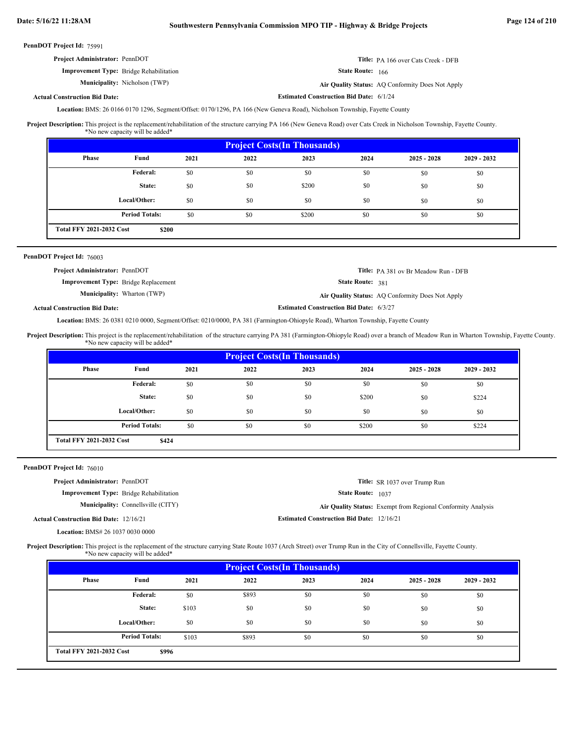**PennDOT Project Id:** 75991

**Project Administrator:** PennDOT

**Title:** PA 166 over Cats Creek - DFB

**Improvement Type:** Bridge Rehabilitation

**State Route:** 166

**Municipality:** Nicholson (TWP)

**Air Quality Status:** AQ Conformity Does Not Apply

**Actual Construction Bid Date:**

**Estimated Construction Bid Date:** 6/1/24

**Location:** BMS: 26 0166 0170 1296, Segment/Offset: 0170/1296, PA 166 (New Geneva Road), Nicholson Township, Fayette County

**Project Description:** This project is the replacement/rehabilitation of the structure carrying PA 166 (New Geneva Road) over Cats Creek in Nicholson Township, Fayette County.
*No new capacity will be added*

| Project Costs(In Thousands) | | | | | | | |
|---|---|---|---|---|---|---|---|
| Phase | Fund | 2021 | 2022 | 2023 | 2024 | 2025 - 2028 | 2029 - 2032 |
| | Federal: | $0 | $0 | $0 | $0 | $0 | $0 |
| | State: | $0 | $0 | $200 | $0 | $0 | $0 |
| | Local/Other: | $0 | $0 | $0 | $0 | $0 | $0 |
| | Period Totals: | $0 | $0 | $200 | $0 | $0 | $0 |
| Total FFY 2021-2032 Cost | $200 | | | | | | |

---

**PennDOT Project Id:** 76003

**Project Administrator:** PennDOT

**Title:** PA 381 ov Br Meadow Run - DFB

**Improvement Type:** Bridge Replacement

**State Route:** 381

**Municipality:** Wharton (TWP)

**Air Quality Status:** AQ Conformity Does Not Apply

**Actual Construction Bid Date:**

**Estimated Construction Bid Date:** 6/3/27

**Location:** BMS: 26 0381 0210 0000, Segment/Offset: 0210/0000, PA 381 (Farmington-Ohiopyle Road), Wharton Township, Fayette County

**Project Description:** This project is the replacement/rehabilitation of the structure carrying PA 381 (Farmington-Ohiopyle Road) over a branch of Meadow Run in Wharton Township, Fayette County.
*No new capacity will be added*

| Project Costs(In Thousands) | | | | | | | |
|---|---|---|---|---|---|---|---|
| Phase | Fund | 2021 | 2022 | 2023 | 2024 | 2025 - 2028 | 2029 - 2032 |
| | Federal: | $0 | $0 | $0 | $0 | $0 | $0 |
| | State: | $0 | $0 | $0 | $200 | $0 | $224 |
| | Local/Other: | $0 | $0 | $0 | $0 | $0 | $0 |
| | Period Totals: | $0 | $0 | $0 | $200 | $0 | $224 |
| Total FFY 2021-2032 Cost | $424 | | | | | | |

---

**PennDOT Project Id:** 76010

**Project Administrator:** PennDOT

**Title:** SR 1037 over Trump Run

**Improvement Type:** Bridge Rehabilitation

**State Route:** 1037

**Municipality:** Connellsville (CITY)

**Air Quality Status:** Exempt from Regional Conformity Analysis

**Actual Construction Bid Date:** 12/16/21

**Estimated Construction Bid Date:** 12/16/21

**Location:** BMS# 26 1037 0030 0000

**Project Description:** This project is the replacement of the structure carrying State Route 1037 (Arch Street) over Trump Run in the City of Connellsville, Fayette County.
*No new capacity will be added*

| Project Costs(In Thousands) | | | | | | | |
|---|---|---|---|---|---|---|---|
| Phase | Fund | 2021 | 2022 | 2023 | 2024 | 2025 - 2028 | 2029 - 2032 |
| | Federal: | $0 | $893 | $0 | $0 | $0 | $0 |
| | State: | $103 | $0 | $0 | $0 | $0 | $0 |
| | Local/Other: | $0 | $0 | $0 | $0 | $0 | $0 |
| | Period Totals: | $103 | $893 | $0 | $0 | $0 | $0 |
| Total FFY 2021-2032 Cost | $996 | | | | | | |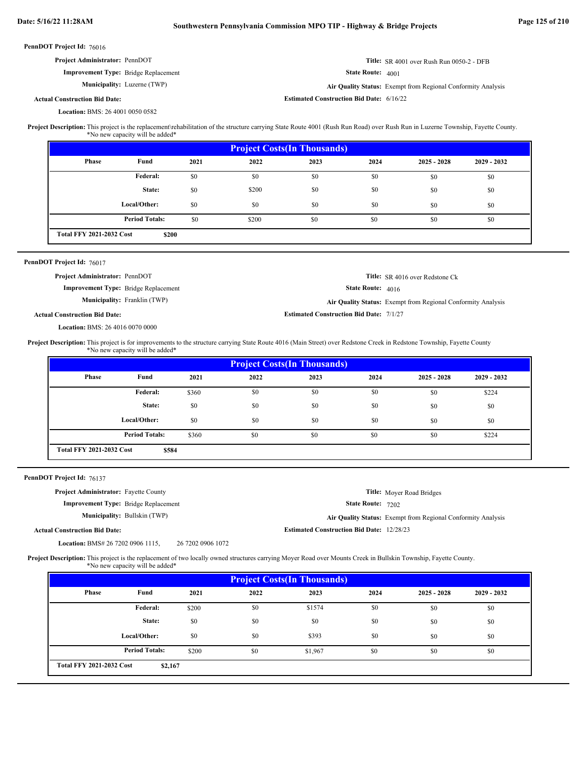**PennDOT Project Id:** 76016

**Project Administrator:** PennDOT

**Improvement Type:** Bridge Replacement

**Municipality:** Luzerne (TWP)

**Actual Construction Bid Date:**

**Location:** BMS: 26 4001 0050 0582

**Title:** SR 4001 over Rush Run 0050-2 - DFB

**State Route:** 4001

**Air Quality Status:** Exempt from Regional Conformity Analysis

**Estimated Construction Bid Date:** 6/16/22

**Project Description:** This project is the replacement\rehabilitation of the structure carrying State Route 4001 (Rush Run Road) over Rush Run in Luzerne Township, Fayette County.
*No new capacity will be added*

| Project Costs(In Thousands) | | | | | | | |
|---|---|---|---|---|---|---|---|
| Phase | Fund | 2021 | 2022 | 2023 | 2024 | 2025 - 2028 | 2029 - 2032 |
| | Federal: | $0 | $0 | $0 | $0 | $0 | $0 |
| | State: | $0 | $200 | $0 | $0 | $0 | $0 |
| | Local/Other: | $0 | $0 | $0 | $0 | $0 | $0 |
| | Period Totals: | $0 | $200 | $0 | $0 | $0 | $0 |
| Total FFY 2021-2032 Cost | $200 | | | | | | |

---

**PennDOT Project Id:** 76017

**Project Administrator:** PennDOT

**Improvement Type:** Bridge Replacement

**Municipality:** Franklin (TWP)

**Actual Construction Bid Date:**

**Location:** BMS: 26 4016 0070 0000

**Title:** SR 4016 over Redstone Ck

**State Route:** 4016

**Air Quality Status:** Exempt from Regional Conformity Analysis

**Estimated Construction Bid Date:** 7/1/27

**Project Description:** This project is for improvements to the structure carrying State Route 4016 (Main Street) over Redstone Creek in Redstone Township, Fayette County
*No new capacity will be added*

| Project Costs(In Thousands) | | | | | | | |
|---|---|---|---|---|---|---|---|
| Phase | Fund | 2021 | 2022 | 2023 | 2024 | 2025 - 2028 | 2029 - 2032 |
| | Federal: | $360 | $0 | $0 | $0 | $0 | $224 |
| | State: | $0 | $0 | $0 | $0 | $0 | $0 |
| | Local/Other: | $0 | $0 | $0 | $0 | $0 | $0 |
| | Period Totals: | $360 | $0 | $0 | $0 | $0 | $224 |
| Total FFY 2021-2032 Cost | $584 | | | | | | |

---

**PennDOT Project Id:** 76137

**Project Administrator:** Fayette County

**Improvement Type:** Bridge Replacement

**Municipality:** Bullskin (TWP)

**Actual Construction Bid Date:**

**Location:** BMS# 26 7202 0906 1115, 26 7202 0906 1072

**Title:** Moyer Road Bridges

**State Route:** 7202

**Air Quality Status:** Exempt from Regional Conformity Analysis

**Estimated Construction Bid Date:** 12/28/23

**Project Description:** This project is the replacement of two locally owned structures carrying Moyer Road over Mounts Creek in Bullskin Township, Fayette County.
*No new capacity will be added*

| Project Costs(In Thousands) | | | | | | | |
|---|---|---|---|---|---|---|---|
| Phase | Fund | 2021 | 2022 | 2023 | 2024 | 2025 - 2028 | 2029 - 2032 |
| | Federal: | $200 | $0 | $1574 | $0 | $0 | $0 |
| | State: | $0 | $0 | $0 | $0 | $0 | $0 |
| | Local/Other: | $0 | $0 | $393 | $0 | $0 | $0 |
| | Period Totals: | $200 | $0 | $1,967 | $0 | $0 | $0 |
| Total FFY 2021-2032 Cost | $2,167 | | | | | | |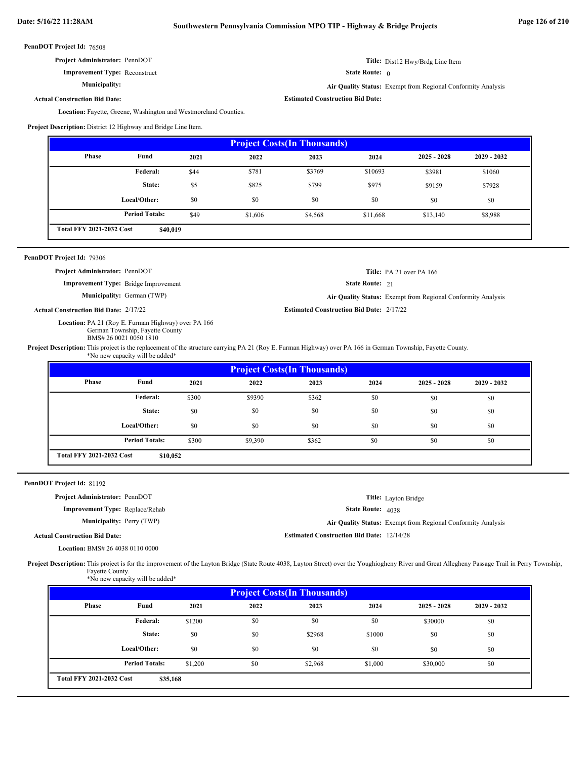**PennDOT Project Id:** 76508

**Project Administrator:** PennDOT

**Title:** Dist12 Hwy/Brdg Line Item

**Improvement Type:** Reconstruct

**State Route:** 0

**Municipality:**

**Air Quality Status:** Exempt from Regional Conformity Analysis

**Actual Construction Bid Date:**

**Estimated Construction Bid Date:**

**Location:** Fayette, Greene, Washington and Westmoreland Counties.

**Project Description:** District 12 Highway and Bridge Line Item.

| Phase | Fund | 2021 | 2022 | 2023 | 2024 | 2025 - 2028 | 2029 - 2032 |
|---|---|---|---|---|---|---|---|
| | Federal: | $44 | $781 | $3769 | $10693 | $3981 | $1060 |
| | State: | $5 | $825 | $799 | $975 | $9159 | $7928 |
| | Local/Other: | $0 | $0 | $0 | $0 | $0 | $0 |
| | Period Totals: | $49 | $1,606 | $4,568 | $11,668 | $13,140 | $8,988 |

**Total FFY 2021-2032 Cost** $40,019

---

**PennDOT Project Id:** 79306

**Project Administrator:** PennDOT

**Title:** PA 21 over PA 166

**Improvement Type:** Bridge Improvement

**State Route:** 21

**Municipality:** German (TWP)

**Air Quality Status:** Exempt from Regional Conformity Analysis

**Actual Construction Bid Date:** 2/17/22

**Estimated Construction Bid Date:** 2/17/22

**Location:** PA 21 (Roy E. Furman Highway) over PA 166
German Township, Fayette County
BMS# 26 0021 0050 1810

**Project Description:** This project is the replacement of the structure carrying PA 21 (Roy E. Furman Highway) over PA 166 in German Township, Fayette County.
*No new capacity will be added*

| Phase | Fund | 2021 | 2022 | 2023 | 2024 | 2025 - 2028 | 2029 - 2032 |
|---|---|---|---|---|---|---|---|
| | Federal: | $300 | $9390 | $362 | $0 | $0 | $0 |
| | State: | $0 | $0 | $0 | $0 | $0 | $0 |
| | Local/Other: | $0 | $0 | $0 | $0 | $0 | $0 |
| | Period Totals: | $300 | $9,390 | $362 | $0 | $0 | $0 |

**Total FFY 2021-2032 Cost** $10,052

---

**PennDOT Project Id:** 81192

**Project Administrator:** PennDOT

**Title:** Layton Bridge

**Improvement Type:** Replace/Rehab

**State Route:** 4038

**Municipality:** Perry (TWP)

**Air Quality Status:** Exempt from Regional Conformity Analysis

**Actual Construction Bid Date:**

**Estimated Construction Bid Date:** 12/14/28

**Location:** BMS# 26 4038 0110 0000

**Project Description:** This project is for the improvement of the Layton Bridge (State Route 4038, Layton Street) over the Youghiogheny River and Great Allegheny Passage Trail in Perry Township, Fayette County.
*No new capacity will be added*

| Phase | Fund | 2021 | 2022 | 2023 | 2024 | 2025 - 2028 | 2029 - 2032 |
|---|---|---|---|---|---|---|---|
| | Federal: | $1200 | $0 | $0 | $0 | $30000 | $0 |
| | State: | $0 | $0 | $2968 | $1000 | $0 | $0 |
| | Local/Other: | $0 | $0 | $0 | $0 | $0 | $0 |
| | Period Totals: | $1,200 | $0 | $2,968 | $1,000 | $30,000 | $0 |

**Total FFY 2021-2032 Cost** $35,168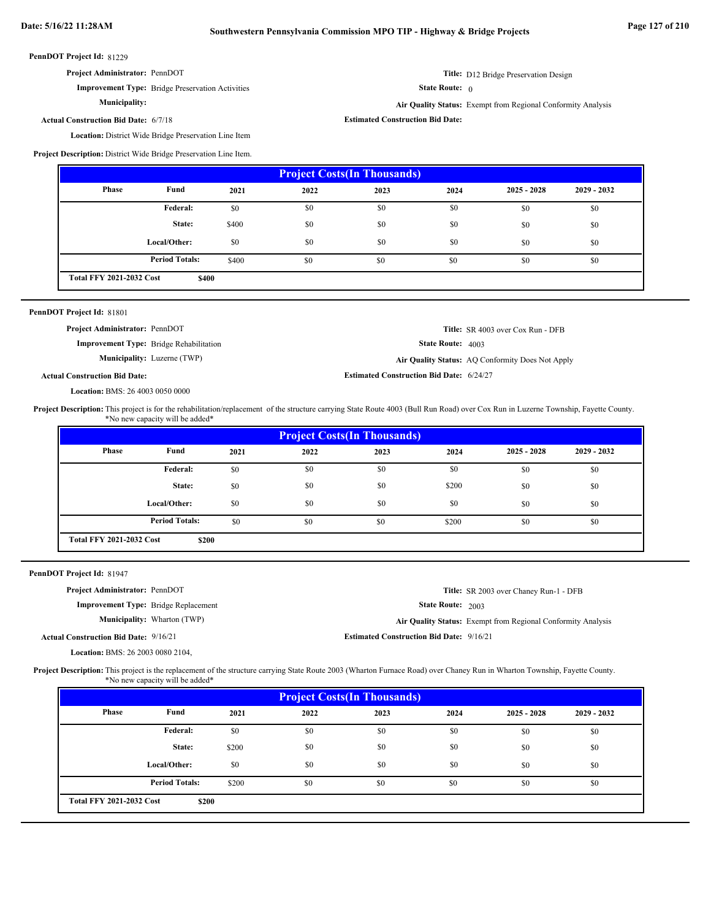**PennDOT Project Id:** 81229

**Project Administrator:** PennDOT

**Title:** D12 Bridge Preservation Design

**Improvement Type:** Bridge Preservation Activities

**State Route:** 0

**Municipality:**

**Air Quality Status:** Exempt from Regional Conformity Analysis

**Actual Construction Bid Date:** 6/7/18

**Estimated Construction Bid Date:**

**Location:** District Wide Bridge Preservation Line Item

**Project Description:** District Wide Bridge Preservation Line Item.

| Project Costs(In Thousands) | | | | | | | |
|---|---|---|---|---|---|---|---|
| Phase | Fund | 2021 | 2022 | 2023 | 2024 | 2025 - 2028 | 2029 - 2032 |
| | Federal: | $0 | $0 | $0 | $0 | $0 | $0 |
| | State: | $400 | $0 | $0 | $0 | $0 | $0 |
| | Local/Other: | $0 | $0 | $0 | $0 | $0 | $0 |
| | Period Totals: | $400 | $0 | $0 | $0 | $0 | $0 |
| Total FFY 2021-2032 Cost | | $400 | | | | | |

---

**PennDOT Project Id:** 81801

**Project Administrator:** PennDOT

**Title:** SR 4003 over Cox Run - DFB

**Improvement Type:** Bridge Rehabilitation

**State Route:** 4003

**Municipality:** Luzerne (TWP)

**Air Quality Status:** AQ Conformity Does Not Apply

**Actual Construction Bid Date:**

**Estimated Construction Bid Date:** 6/24/27

**Location:** BMS: 26 4003 0050 0000

**Project Description:** This project is for the rehabilitation/replacement of the structure carrying State Route 4003 (Bull Run Road) over Cox Run in Luzerne Township, Fayette County. *No new capacity will be added*

| Project Costs(In Thousands) | | | | | | | |
|---|---|---|---|---|---|---|---|
| Phase | Fund | 2021 | 2022 | 2023 | 2024 | 2025 - 2028 | 2029 - 2032 |
| | Federal: | $0 | $0 | $0 | $0 | $0 | $0 |
| | State: | $0 | $0 | $0 | $200 | $0 | $0 |
| | Local/Other: | $0 | $0 | $0 | $0 | $0 | $0 |
| | Period Totals: | $0 | $0 | $0 | $200 | $0 | $0 |
| Total FFY 2021-2032 Cost | | $200 | | | | | |

---

**PennDOT Project Id:** 81947

**Project Administrator:** PennDOT

**Title:** SR 2003 over Chaney Run-1 - DFB

**Improvement Type:** Bridge Replacement

**State Route:** 2003

**Municipality:** Wharton (TWP)

**Air Quality Status:** Exempt from Regional Conformity Analysis

**Actual Construction Bid Date:** 9/16/21

**Estimated Construction Bid Date:** 9/16/21

**Location:** BMS: 26 2003 0080 2104,

**Project Description:** This project is the replacement of the structure carrying State Route 2003 (Wharton Furnace Road) over Chaney Run in Wharton Township, Fayette County. *No new capacity will be added*

| Project Costs(In Thousands) | | | | | | | |
|---|---|---|---|---|---|---|---|
| Phase | Fund | 2021 | 2022 | 2023 | 2024 | 2025 - 2028 | 2029 - 2032 |
| | Federal: | $0 | $0 | $0 | $0 | $0 | $0 |
| | State: | $200 | $0 | $0 | $0 | $0 | $0 |
| | Local/Other: | $0 | $0 | $0 | $0 | $0 | $0 |
| | Period Totals: | $200 | $0 | $0 | $0 | $0 | $0 |
| Total FFY 2021-2032 Cost | | $200 | | | | | |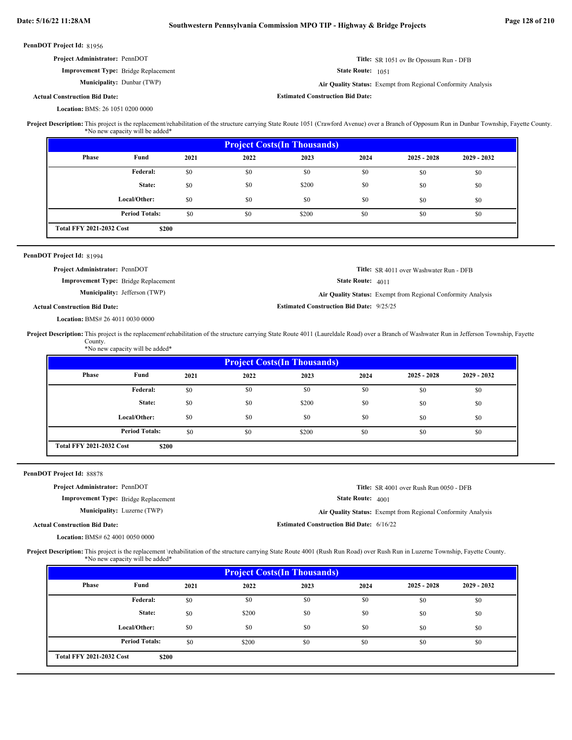**PennDOT Project Id:** 81956

**Project Administrator:** PennDOT

**Improvement Type:** Bridge Replacement

**Municipality:** Dunbar (TWP)

**Actual Construction Bid Date:**

**Location:** BMS: 26 1051 0200 0000

**Title:** SR 1051 ov Br Opossum Run - DFB

**State Route:** 1051

**Air Quality Status:** Exempt from Regional Conformity Analysis

**Estimated Construction Bid Date:**

**Project Description:** This project is the replacement/rehabilitation of the structure carrying State Route 1051 (Crawford Avenue) over a Branch of Opposum Run in Dunbar Township, Fayette County.
*No new capacity will be added*

| Phase | Fund | 2021 | 2022 | 2023 | 2024 | 2025 - 2028 | 2029 - 2032 |
|---|---|---|---|---|---|---|---|
| | Federal: | $0 | $0 | $0 | $0 | $0 | $0 |
| | State: | $0 | $0 | $200 | $0 | $0 | $0 |
| | Local/Other: | $0 | $0 | $0 | $0 | $0 | $0 |
| | Period Totals: | $0 | $0 | $200 | $0 | $0 | $0 |

**Total FFY 2021-2032 Cost** $200

---

**PennDOT Project Id:** 81994

**Project Administrator:** PennDOT

**Improvement Type:** Bridge Replacement

**Municipality:** Jefferson (TWP)

**Actual Construction Bid Date:**

**Location:** BMS# 26 4011 0030 0000

**Title:** SR 4011 over Washwater Run - DFB

**State Route:** 4011

**Air Quality Status:** Exempt from Regional Conformity Analysis

**Estimated Construction Bid Date:** 9/25/25

**Project Description:** This project is the replacement\rehabilitation of the structure carrying State Route 4011 (Laureldale Road) over a Branch of Washwater Run in Jefferson Township, Fayette County.
*No new capacity will be added*

| Phase | Fund | 2021 | 2022 | 2023 | 2024 | 2025 - 2028 | 2029 - 2032 |
|---|---|---|---|---|---|---|---|
| | Federal: | $0 | $0 | $0 | $0 | $0 | $0 |
| | State: | $0 | $0 | $200 | $0 | $0 | $0 |
| | Local/Other: | $0 | $0 | $0 | $0 | $0 | $0 |
| | Period Totals: | $0 | $0 | $200 | $0 | $0 | $0 |

**Total FFY 2021-2032 Cost** $200

---

**PennDOT Project Id:** 88878

**Project Administrator:** PennDOT

**Improvement Type:** Bridge Replacement

**Municipality:** Luzerne (TWP)

**Actual Construction Bid Date:**

**Location:** BMS# 62 4001 0050 0000

**Title:** SR 4001 over Rush Run 0050 - DFB

**State Route:** 4001

**Air Quality Status:** Exempt from Regional Conformity Analysis

**Estimated Construction Bid Date:** 6/16/22

**Project Description:** This project is the replacement \rehabilitation of the structure carrying State Route 4001 (Rush Run Road) over Rush Run in Luzerne Township, Fayette County.
*No new capacity will be added*

| Phase | Fund | 2021 | 2022 | 2023 | 2024 | 2025 - 2028 | 2029 - 2032 |
|---|---|---|---|---|---|---|---|
| | Federal: | $0 | $0 | $0 | $0 | $0 | $0 |
| | State: | $0 | $200 | $0 | $0 | $0 | $0 |
| | Local/Other: | $0 | $0 | $0 | $0 | $0 | $0 |
| | Period Totals: | $0 | $200 | $0 | $0 | $0 | $0 |

**Total FFY 2021-2032 Cost** $200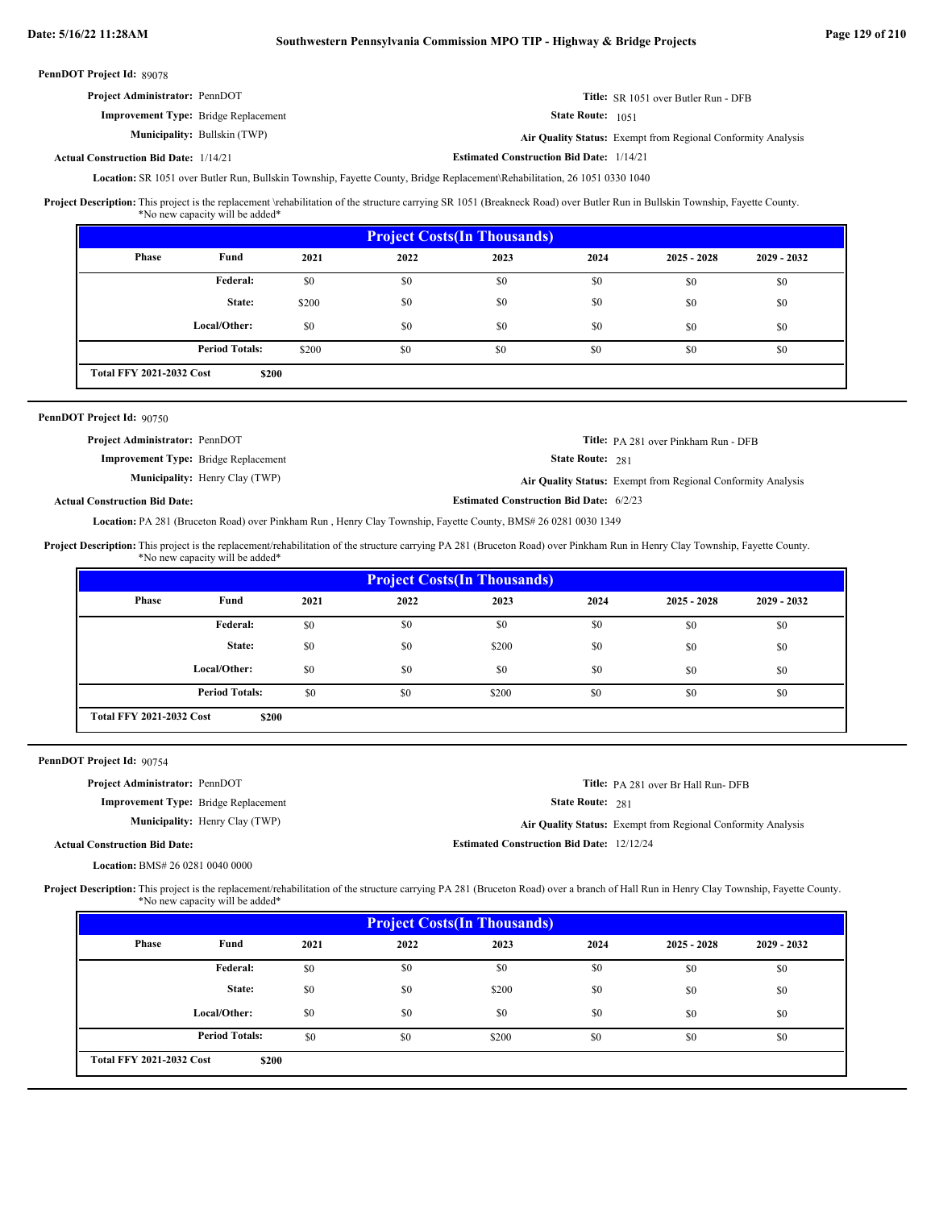**PennDOT Project Id:** 89078

**Project Administrator:** PennDOT

**Title:** SR 1051 over Butler Run - DFB

**Improvement Type:** Bridge Replacement

**State Route:** 1051

**Municipality:** Bullskin (TWP)

**Air Quality Status:** Exempt from Regional Conformity Analysis

**Actual Construction Bid Date:** 1/14/21

**Estimated Construction Bid Date:** 1/14/21

**Location:** SR 1051 over Butler Run, Bullskin Township, Fayette County, Bridge Replacement\Rehabilitation, 26 1051 0330 1040

**Project Description:** This project is the replacement \rehabilitation of the structure carrying SR 1051 (Breakneck Road) over Butler Run in Bullskin Township, Fayette County. *No new capacity will be added*

**Project Costs(In Thousands)**

| Phase | Fund | 2021 | 2022 | 2023 | 2024 | 2025 - 2028 | 2029 - 2032 |
|---|---|---|---|---|---|---|---|
| | Federal: | $0 | $0 | $0 | $0 | $0 | $0 |
| | State: | $200 | $0 | $0 | $0 | $0 | $0 |
| | Local/Other: | $0 | $0 | $0 | $0 | $0 | $0 |
| | Period Totals: | $200 | $0 | $0 | $0 | $0 | $0 |

**Total FFY 2021-2032 Cost** $200

---

**PennDOT Project Id:** 90750

**Project Administrator:** PennDOT

**Title:** PA 281 over Pinkham Run - DFB

**Improvement Type:** Bridge Replacement

**State Route:** 281

**Municipality:** Henry Clay (TWP)

**Air Quality Status:** Exempt from Regional Conformity Analysis

**Actual Construction Bid Date:**

**Estimated Construction Bid Date:** 6/2/23

**Location:** PA 281 (Bruceton Road) over Pinkham Run , Henry Clay Township, Fayette County, BMS# 26 0281 0030 1349

**Project Description:** This project is the replacement/rehabilitation of the structure carrying PA 281 (Bruceton Road) over Pinkham Run in Henry Clay Township, Fayette County. *No new capacity will be added*

**Project Costs(In Thousands)**

| Phase | Fund | 2021 | 2022 | 2023 | 2024 | 2025 - 2028 | 2029 - 2032 |
|---|---|---|---|---|---|---|---|
| | Federal: | $0 | $0 | $0 | $0 | $0 | $0 |
| | State: | $0 | $0 | $200 | $0 | $0 | $0 |
| | Local/Other: | $0 | $0 | $0 | $0 | $0 | $0 |
| | Period Totals: | $0 | $0 | $200 | $0 | $0 | $0 |

**Total FFY 2021-2032 Cost** $200

---

**PennDOT Project Id:** 90754

**Project Administrator:** PennDOT

**Title:** PA 281 over Br Hall Run- DFB

**Improvement Type:** Bridge Replacement

**State Route:** 281

**Municipality:** Henry Clay (TWP)

**Air Quality Status:** Exempt from Regional Conformity Analysis

**Actual Construction Bid Date:**

**Estimated Construction Bid Date:** 12/12/24

**Location:** BMS# 26 0281 0040 0000

**Project Description:** This project is the replacement/rehabilitation of the structure carrying PA 281 (Bruceton Road) over a branch of Hall Run in Henry Clay Township, Fayette County. *No new capacity will be added*

**Project Costs(In Thousands)**

| Phase | Fund | 2021 | 2022 | 2023 | 2024 | 2025 - 2028 | 2029 - 2032 |
|---|---|---|---|---|---|---|---|
| | Federal: | $0 | $0 | $0 | $0 | $0 | $0 |
| | State: | $0 | $0 | $200 | $0 | $0 | $0 |
| | Local/Other: | $0 | $0 | $0 | $0 | $0 | $0 |
| | Period Totals: | $0 | $0 | $200 | $0 | $0 | $0 |

**Total FFY 2021-2032 Cost** $200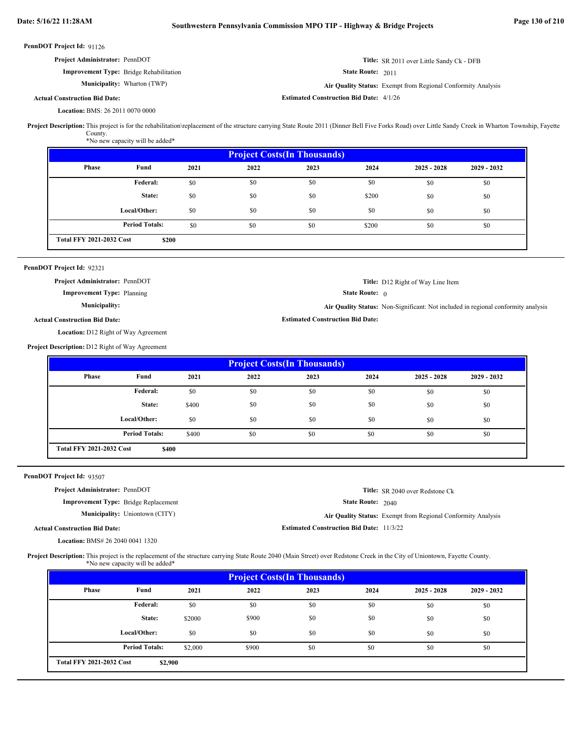**PennDOT Project Id:** 91126

**Project Administrator:** PennDOT

**Improvement Type:** Bridge Rehabilitation

**Municipality:** Wharton (TWP)

**Actual Construction Bid Date:**

**Location:** BMS: 26 2011 0070 0000

**Title:** SR 2011 over Little Sandy Ck - DFB

**State Route:** 2011

**Air Quality Status:** Exempt from Regional Conformity Analysis

**Estimated Construction Bid Date:** 4/1/26

**Project Description:** This project is for the rehabilitation\replacement of the structure carrying State Route 2011 (Dinner Bell Five Forks Road) over Little Sandy Creek in Wharton Township, Fayette County.
*No new capacity will be added*

| Project Costs(In Thousands) | | | | | | | |
|---|---|---|---|---|---|---|---|
| Phase | Fund | 2021 | 2022 | 2023 | 2024 | 2025 - 2028 | 2029 - 2032 |
| | Federal: | $0 | $0 | $0 | $0 | $0 | $0 |
| | State: | $0 | $0 | $0 | $200 | $0 | $0 |
| | Local/Other: | $0 | $0 | $0 | $0 | $0 | $0 |
| | Period Totals: | $0 | $0 | $0 | $200 | $0 | $0 |
| Total FFY 2021-2032 Cost | $200 | | | | | | |

**PennDOT Project Id:** 92321

**Project Administrator:** PennDOT

**Improvement Type:** Planning

**Municipality:**

**Actual Construction Bid Date:**

**Location:** D12 Right of Way Agreement

**Title:** D12 Right of Way Line Item

**State Route:** 0

**Air Quality Status:** Non-Significant: Not included in regional conformity analysis

**Estimated Construction Bid Date:**

**Project Description:** D12 Right of Way Agreement

| Project Costs(In Thousands) | | | | | | | |
|---|---|---|---|---|---|---|---|
| Phase | Fund | 2021 | 2022 | 2023 | 2024 | 2025 - 2028 | 2029 - 2032 |
| | Federal: | $0 | $0 | $0 | $0 | $0 | $0 |
| | State: | $400 | $0 | $0 | $0 | $0 | $0 |
| | Local/Other: | $0 | $0 | $0 | $0 | $0 | $0 |
| | Period Totals: | $400 | $0 | $0 | $0 | $0 | $0 |
| Total FFY 2021-2032 Cost | $400 | | | | | | |

**PennDOT Project Id:** 93507

**Project Administrator:** PennDOT

**Improvement Type:** Bridge Replacement

**Municipality:** Uniontown (CITY)

**Actual Construction Bid Date:**

**Location:** BMS# 26 2040 0041 1320

**Title:** SR 2040 over Redstone Ck

**State Route:** 2040

**Air Quality Status:** Exempt from Regional Conformity Analysis

**Estimated Construction Bid Date:** 11/3/22

**Project Description:** This project is the replacement of the structure carrying State Route 2040 (Main Street) over Redstone Creek in the City of Uniontown, Fayette County.
*No new capacity will be added*

| Project Costs(In Thousands) | | | | | | | |
|---|---|---|---|---|---|---|---|
| Phase | Fund | 2021 | 2022 | 2023 | 2024 | 2025 - 2028 | 2029 - 2032 |
| | Federal: | $0 | $0 | $0 | $0 | $0 | $0 |
| | State: | $2000 | $900 | $0 | $0 | $0 | $0 |
| | Local/Other: | $0 | $0 | $0 | $0 | $0 | $0 |
| | Period Totals: | $2,000 | $900 | $0 | $0 | $0 | $0 |
| Total FFY 2021-2032 Cost | $2,900 | | | | | | |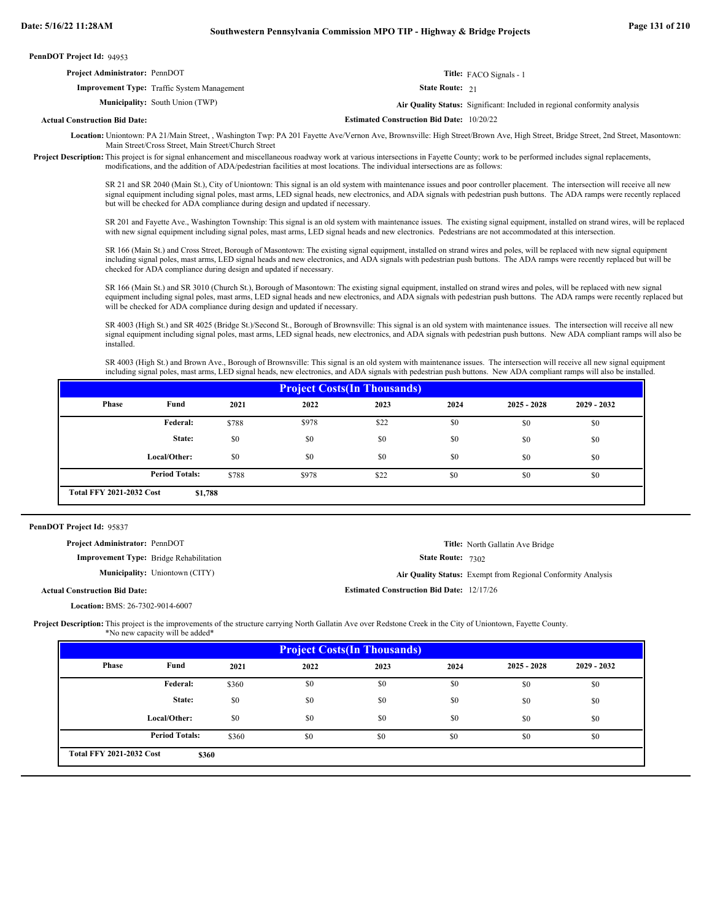**PennDOT Project Id:** 94953

**Project Administrator:** PennDOT

**Title:** FACO Signals - 1

**Improvement Type:** Traffic System Management

**State Route:** 21

**Municipality:** South Union (TWP)

**Air Quality Status:** Significant: Included in regional conformity analysis

**Actual Construction Bid Date:**

**Estimated Construction Bid Date:** 10/20/22

**Location:** Uniontown: PA 21/Main Street, , Washington Twp: PA 201 Fayette Ave/Vernon Ave, Brownsville: High Street/Brown Ave, High Street, Bridge Street, 2nd Street, Masontown: Main Street/Cross Street, Main Street/Church Street

**Project Description:** This project is for signal enhancement and miscellaneous roadway work at various intersections in Fayette County; work to be performed includes signal replacements, modifications, and the addition of ADA/pedestrian facilities at most locations. The individual intersections are as follows:

SR 21 and SR 2040 (Main St.), City of Uniontown: This signal is an old system with maintenance issues and poor controller placement. The intersection will receive all new signal equipment including signal poles, mast arms, LED signal heads, new electronics, and ADA signals with pedestrian push buttons. The ADA ramps were recently replaced but will be checked for ADA compliance during design and updated if necessary.

SR 201 and Fayette Ave., Washington Township: This signal is an old system with maintenance issues. The existing signal equipment, installed on strand wires, will be replaced with new signal equipment including signal poles, mast arms, LED signal heads and new electronics. Pedestrians are not accommodated at this intersection.

SR 166 (Main St.) and Cross Street, Borough of Masontown: The existing signal equipment, installed on strand wires and poles, will be replaced with new signal equipment including signal poles, mast arms, LED signal heads and new electronics, and ADA signals with pedestrian push buttons. The ADA ramps were recently replaced but will be checked for ADA compliance during design and updated if necessary.

SR 166 (Main St.) and SR 3010 (Church St.), Borough of Masontown: The existing signal equipment, installed on strand wires and poles, will be replaced with new signal equipment including signal poles, mast arms, LED signal heads and new electronics, and ADA signals with pedestrian push buttons. The ADA ramps were recently replaced but will be checked for ADA compliance during design and updated if necessary.

SR 4003 (High St.) and SR 4025 (Bridge St.)/Second St., Borough of Brownsville: This signal is an old system with maintenance issues. The intersection will receive all new signal equipment including signal poles, mast arms, LED signal heads, new electronics, and ADA signals with pedestrian push buttons. New ADA compliant ramps will also be installed.

SR 4003 (High St.) and Brown Ave., Borough of Brownsville: This signal is an old system with maintenance issues. The intersection will receive all new signal equipment including signal poles, mast arms, LED signal heads, new electronics, and ADA signals with pedestrian push buttons. New ADA compliant ramps will also be installed.

**Project Costs(In Thousands)**

| Phase | Fund | 2021 | 2022 | 2023 | 2024 | 2025 - 2028 | 2029 - 2032 |
|---|---|---|---|---|---|---|---|
| | Federal: | $788 | $978 | $22 | $0 | $0 | $0 |
| | State: | $0 | $0 | $0 | $0 | $0 | $0 |
| | Local/Other: | $0 | $0 | $0 | $0 | $0 | $0 |
| | Period Totals: | $788 | $978 | $22 | $0 | $0 | $0 |

**Total FFY 2021-2032 Cost** $1,788

---

**PennDOT Project Id:** 95837

**Project Administrator:** PennDOT

**Title:** North Gallatin Ave Bridge

**Improvement Type:** Bridge Rehabilitation

**State Route:** 7302

**Municipality:** Uniontown (CITY)

**Air Quality Status:** Exempt from Regional Conformity Analysis

**Actual Construction Bid Date:**

**Estimated Construction Bid Date:** 12/17/26

**Location:** BMS: 26-7302-9014-6007

**Project Description:** This project is the improvements of the structure carrying North Gallatin Ave over Redstone Creek in the City of Uniontown, Fayette County.
*No new capacity will be added*

**Project Costs(In Thousands)**

| Phase | Fund | 2021 | 2022 | 2023 | 2024 | 2025 - 2028 | 2029 - 2032 |
|---|---|---|---|---|---|---|---|
| | Federal: | $360 | $0 | $0 | $0 | $0 | $0 |
| | State: | $0 | $0 | $0 | $0 | $0 | $0 |
| | Local/Other: | $0 | $0 | $0 | $0 | $0 | $0 |
| | Period Totals: | $360 | $0 | $0 | $0 | $0 | $0 |

**Total FFY 2021-2032 Cost** $360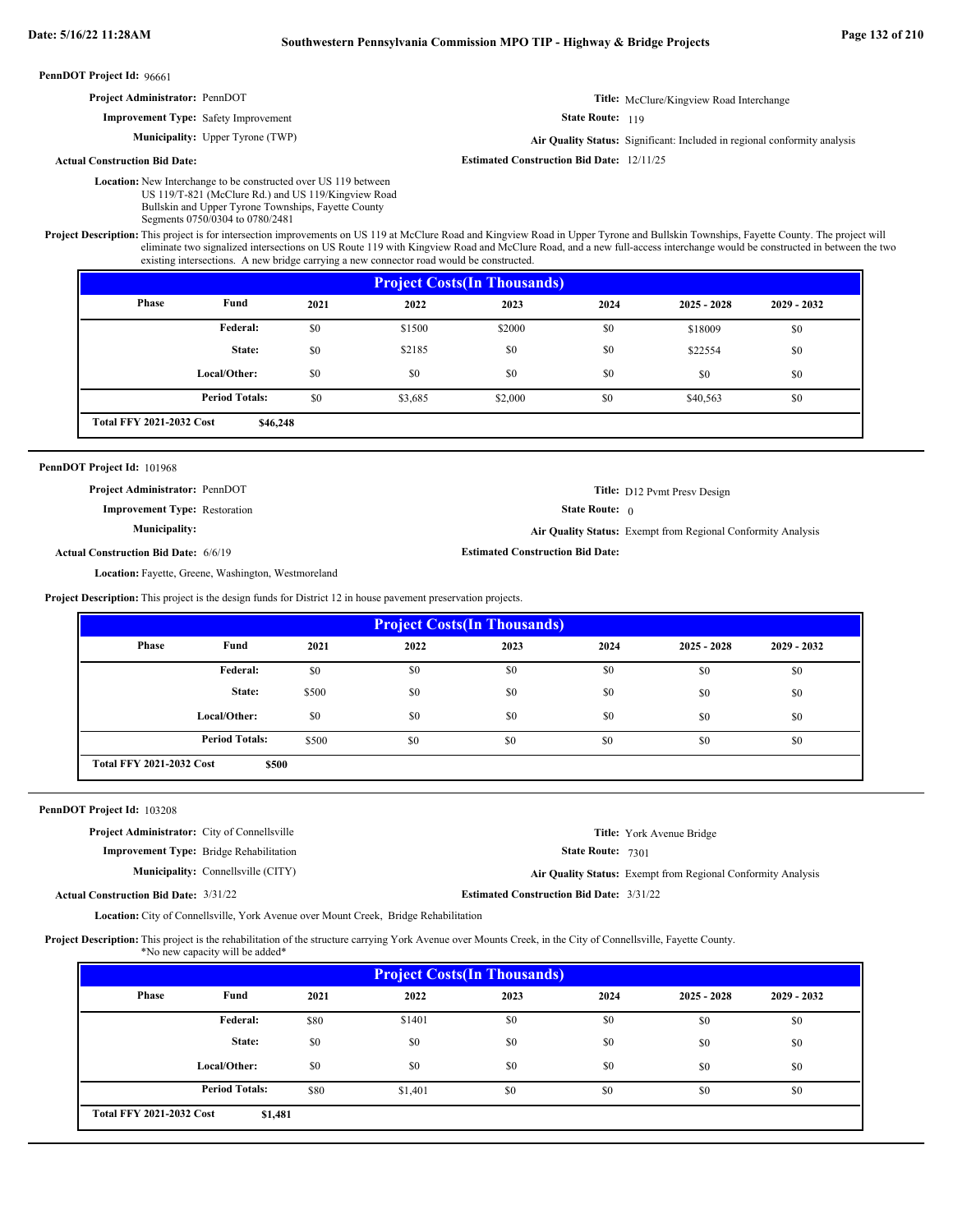**PennDOT Project Id:** 96661

**Project Administrator:** PennDOT

**Title:** McClure/Kingview Road Interchange

**Improvement Type:** Safety Improvement

**State Route:** 119

**Municipality:** Upper Tyrone (TWP)

**Air Quality Status:** Significant: Included in regional conformity analysis

**Actual Construction Bid Date:**

**Estimated Construction Bid Date:** 12/11/25

**Location:** New Interchange to be constructed over US 119 between US 119/T-821 (McClure Rd.) and US 119/Kingview Road Bullskin and Upper Tyrone Townships, Fayette County Segments 0750/0304 to 0780/2481

**Project Description:** This project is for intersection improvements on US 119 at McClure Road and Kingview Road in Upper Tyrone and Bullskin Townships, Fayette County. The project will eliminate two signalized intersections on US Route 119 with Kingview Road and McClure Road, and a new full-access interchange would be constructed in between the two existing intersections. A new bridge carrying a new connector road would be constructed.

| Project Costs(In Thousands) | | | | | | | |
|---|---|---|---|---|---|---|---|
| Phase | Fund | 2021 | 2022 | 2023 | 2024 | 2025 - 2028 | 2029 - 2032 |
| | Federal: | $0 | $1500 | $2000 | $0 | $18009 | $0 |
| | State: | $0 | $2185 | $0 | $0 | $22554 | $0 |
| | Local/Other: | $0 | $0 | $0 | $0 | $0 | $0 |
| | Period Totals: | $0 | $3,685 | $2,000 | $0 | $40,563 | $0 |
| Total FFY 2021-2032 Cost | $46,248 | | | | | | |

---

**PennDOT Project Id:** 101968

**Project Administrator:** PennDOT

**Title:** D12 Pvmt Presv Design

**Improvement Type:** Restoration

**State Route:** 0

**Municipality:**

**Air Quality Status:** Exempt from Regional Conformity Analysis

**Actual Construction Bid Date:** 6/6/19

**Estimated Construction Bid Date:**

**Location:** Fayette, Greene, Washington, Westmoreland

**Project Description:** This project is the design funds for District 12 in house pavement preservation projects.

| Project Costs(In Thousands) | | | | | | | |
|---|---|---|---|---|---|---|---|
| Phase | Fund | 2021 | 2022 | 2023 | 2024 | 2025 - 2028 | 2029 - 2032 |
| | Federal: | $0 | $0 | $0 | $0 | $0 | $0 |
| | State: | $500 | $0 | $0 | $0 | $0 | $0 |
| | Local/Other: | $0 | $0 | $0 | $0 | $0 | $0 |
| | Period Totals: | $500 | $0 | $0 | $0 | $0 | $0 |
| Total FFY 2021-2032 Cost | $500 | | | | | | |

---

**PennDOT Project Id:** 103208

**Project Administrator:** City of Connellsville

**Title:** York Avenue Bridge

**Improvement Type:** Bridge Rehabilitation

**State Route:** 7301

**Municipality:** Connellsville (CITY)

**Air Quality Status:** Exempt from Regional Conformity Analysis

**Actual Construction Bid Date:** 3/31/22

**Estimated Construction Bid Date:** 3/31/22

**Location:** City of Connellsville, York Avenue over Mount Creek, Bridge Rehabilitation

**Project Description:** This project is the rehabilitation of the structure carrying York Avenue over Mounts Creek, in the City of Connellsville, Fayette County. *No new capacity will be added*

| Project Costs(In Thousands) | | | | | | | |
|---|---|---|---|---|---|---|---|
| Phase | Fund | 2021 | 2022 | 2023 | 2024 | 2025 - 2028 | 2029 - 2032 |
| | Federal: | $80 | $1401 | $0 | $0 | $0 | $0 |
| | State: | $0 | $0 | $0 | $0 | $0 | $0 |
| | Local/Other: | $0 | $0 | $0 | $0 | $0 | $0 |
| | Period Totals: | $80 | $1,401 | $0 | $0 | $0 | $0 |
| Total FFY 2021-2032 Cost | $1,481 | | | | | | |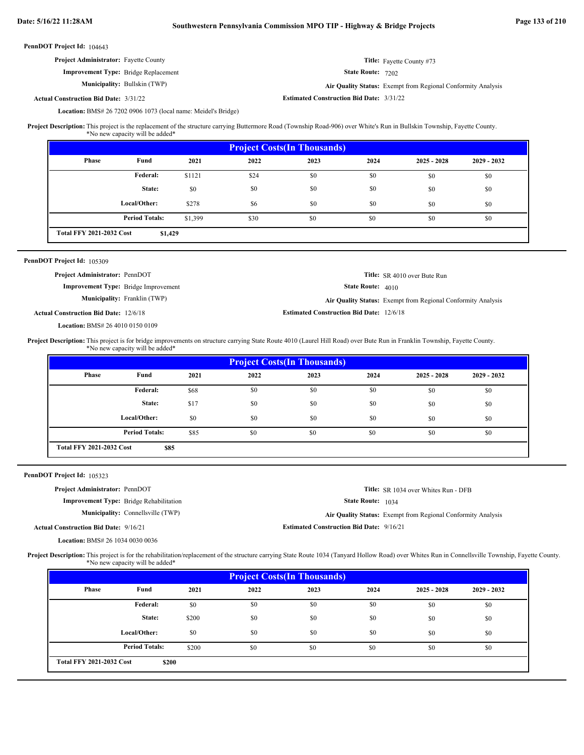**PennDOT Project Id:** 104643

**Project Administrator:** Fayette County

**Title:** Fayette County #73

**Improvement Type:** Bridge Replacement

**State Route:** 7202

**Municipality:** Bullskin (TWP)

**Air Quality Status:** Exempt from Regional Conformity Analysis

**Actual Construction Bid Date:** 3/31/22

**Estimated Construction Bid Date:** 3/31/22

**Location:** BMS# 26 7202 0906 1073 (local name: Meidel's Bridge)

**Project Description:** This project is the replacement of the structure carrying Buttermore Road (Township Road-906) over White's Run in Bullskin Township, Fayette County.
*No new capacity will be added*

| Project Costs(In Thousands) | | | | | | | |
|---|---|---|---|---|---|---|---|
| Phase | Fund | 2021 | 2022 | 2023 | 2024 | 2025 - 2028 | 2029 - 2032 |
| | Federal: | $1121 | $24 | $0 | $0 | $0 | $0 |
| | State: | $0 | $0 | $0 | $0 | $0 | $0 |
| | Local/Other: | $278 | $6 | $0 | $0 | $0 | $0 |
| | Period Totals: | $1,399 | $30 | $0 | $0 | $0 | $0 |
| Total FFY 2021-2032 Cost | | $1,429 | | | | | |

---

**PennDOT Project Id:** 105309

**Project Administrator:** PennDOT

**Title:** SR 4010 over Bute Run

**Improvement Type:** Bridge Improvement

**State Route:** 4010

**Municipality:** Franklin (TWP)

**Air Quality Status:** Exempt from Regional Conformity Analysis

**Actual Construction Bid Date:** 12/6/18

**Estimated Construction Bid Date:** 12/6/18

**Location:** BMS# 26 4010 0150 0109

**Project Description:** This project is for bridge improvements on structure carrying State Route 4010 (Laurel Hill Road) over Bute Run in Franklin Township, Fayette County.
*No new capacity will be added*

| Project Costs(In Thousands) | | | | | | | |
|---|---|---|---|---|---|---|---|
| Phase | Fund | 2021 | 2022 | 2023 | 2024 | 2025 - 2028 | 2029 - 2032 |
| | Federal: | $68 | $0 | $0 | $0 | $0 | $0 |
| | State: | $17 | $0 | $0 | $0 | $0 | $0 |
| | Local/Other: | $0 | $0 | $0 | $0 | $0 | $0 |
| | Period Totals: | $85 | $0 | $0 | $0 | $0 | $0 |
| Total FFY 2021-2032 Cost | | $85 | | | | | |

---

**PennDOT Project Id:** 105323

**Project Administrator:** PennDOT

**Title:** SR 1034 over Whites Run - DFB

**Improvement Type:** Bridge Rehabilitation

**State Route:** 1034

**Municipality:** Connellsville (TWP)

**Air Quality Status:** Exempt from Regional Conformity Analysis

**Actual Construction Bid Date:** 9/16/21

**Estimated Construction Bid Date:** 9/16/21

**Location:** BMS# 26 1034 0030 0036

**Project Description:** This project is for the rehabilitation/replacement of the structure carrying State Route 1034 (Tanyard Hollow Road) over Whites Run in Connellsville Township, Fayette County.
*No new capacity will be added*

| Project Costs(In Thousands) | | | | | | | |
|---|---|---|---|---|---|---|---|
| Phase | Fund | 2021 | 2022 | 2023 | 2024 | 2025 - 2028 | 2029 - 2032 |
| | Federal: | $0 | $0 | $0 | $0 | $0 | $0 |
| | State: | $200 | $0 | $0 | $0 | $0 | $0 |
| | Local/Other: | $0 | $0 | $0 | $0 | $0 | $0 |
| | Period Totals: | $200 | $0 | $0 | $0 | $0 | $0 |
| Total FFY 2021-2032 Cost | | $200 | | | | | |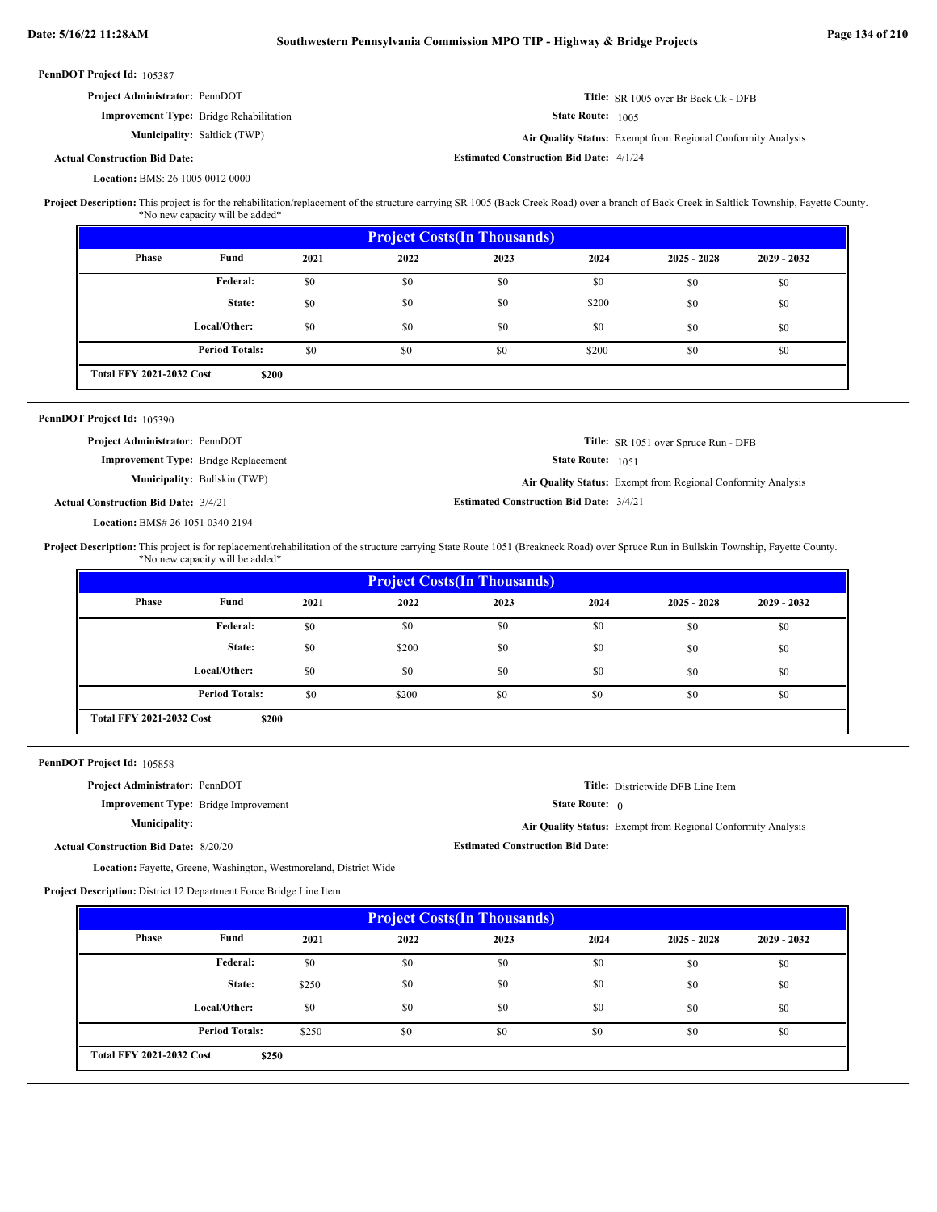**PennDOT Project Id:** 105387

**Project Administrator:** PennDOT

**Improvement Type:** Bridge Rehabilitation

**Municipality:** Saltlick (TWP)

**Actual Construction Bid Date:**

**Location:** BMS: 26 1005 0012 0000

**Title:** SR 1005 over Br Back Ck - DFB

**State Route:** 1005

**Air Quality Status:** Exempt from Regional Conformity Analysis

**Estimated Construction Bid Date:** 4/1/24

**Project Description:** This project is for the rehabilitation/replacement of the structure carrying SR 1005 (Back Creek Road) over a branch of Back Creek in Saltlick Township, Fayette County. *No new capacity will be added*

| Project Costs(In Thousands) | | | | | | | |
|---|---|---|---|---|---|---|---|
| Phase | Fund | 2021 | 2022 | 2023 | 2024 | 2025 - 2028 | 2029 - 2032 |
| | Federal: | $0 | $0 | $0 | $0 | $0 | $0 |
| | State: | $0 | $0 | $0 | $200 | $0 | $0 |
| | Local/Other: | $0 | $0 | $0 | $0 | $0 | $0 |
| | Period Totals: | $0 | $0 | $0 | $200 | $0 | $0 |
| Total FFY 2021-2032 Cost | $200 | | | | | | |

---

**PennDOT Project Id:** 105390

**Project Administrator:** PennDOT

**Improvement Type:** Bridge Replacement

**Municipality:** Bullskin (TWP)

**Actual Construction Bid Date:** 3/4/21

**Location:** BMS# 26 1051 0340 2194

**Title:** SR 1051 over Spruce Run - DFB

**State Route:** 1051

**Air Quality Status:** Exempt from Regional Conformity Analysis

**Estimated Construction Bid Date:** 3/4/21

**Project Description:** This project is for replacement\rehabilitation of the structure carrying State Route 1051 (Breakneck Road) over Spruce Run in Bullskin Township, Fayette County. *No new capacity will be added*

| Project Costs(In Thousands) | | | | | | | |
|---|---|---|---|---|---|---|---|
| Phase | Fund | 2021 | 2022 | 2023 | 2024 | 2025 - 2028 | 2029 - 2032 |
| | Federal: | $0 | $0 | $0 | $0 | $0 | $0 |
| | State: | $0 | $200 | $0 | $0 | $0 | $0 |
| | Local/Other: | $0 | $0 | $0 | $0 | $0 | $0 |
| | Period Totals: | $0 | $200 | $0 | $0 | $0 | $0 |
| Total FFY 2021-2032 Cost | $200 | | | | | | |

---

**PennDOT Project Id:** 105858

**Project Administrator:** PennDOT

**Improvement Type:** Bridge Improvement

**Municipality:**

**Actual Construction Bid Date:** 8/20/20

**Location:** Fayette, Greene, Washington, Westmoreland, District Wide

**Title:** Districtwide DFB Line Item

**State Route:** 0

**Air Quality Status:** Exempt from Regional Conformity Analysis

**Estimated Construction Bid Date:**

**Project Description:** District 12 Department Force Bridge Line Item.

| Project Costs(In Thousands) | | | | | | | |
|---|---|---|---|---|---|---|---|
| Phase | Fund | 2021 | 2022 | 2023 | 2024 | 2025 - 2028 | 2029 - 2032 |
| | Federal: | $0 | $0 | $0 | $0 | $0 | $0 |
| | State: | $250 | $0 | $0 | $0 | $0 | $0 |
| | Local/Other: | $0 | $0 | $0 | $0 | $0 | $0 |
| | Period Totals: | $250 | $0 | $0 | $0 | $0 | $0 |
| Total FFY 2021-2032 Cost | $250 | | | | | | |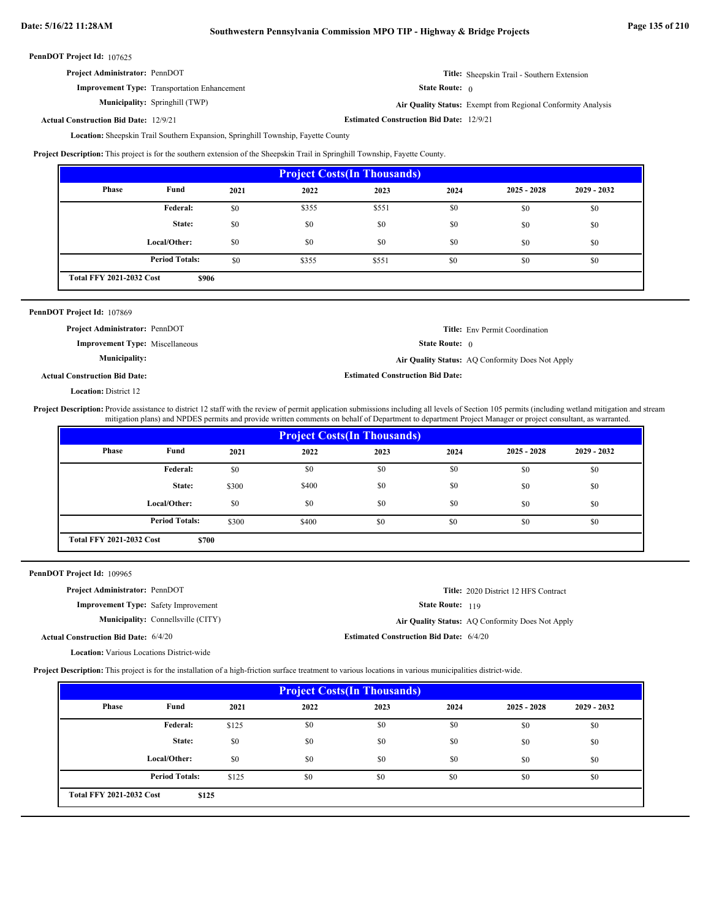**PennDOT Project Id:** 107625

**Project Administrator:** PennDOT
**Title:** Sheepskin Trail - Southern Extension
**Improvement Type:** Transportation Enhancement
**State Route:** 0
**Municipality:** Springhill (TWP)
**Air Quality Status:** Exempt from Regional Conformity Analysis
**Actual Construction Bid Date:** 12/9/21
**Estimated Construction Bid Date:** 12/9/21
**Location:** Sheepskin Trail Southern Expansion, Springhill Township, Fayette County

**Project Description:** This project is for the southern extension of the Sheepskin Trail in Springhill Township, Fayette County.

| Project Costs(In Thousands) | | | | | | | |
|---|---|---|---|---|---|---|---|
| Phase | Fund | 2021 | 2022 | 2023 | 2024 | 2025 - 2028 | 2029 - 2032 |
| | Federal: | $0 | $355 | $551 | $0 | $0 | $0 |
| | State: | $0 | $0 | $0 | $0 | $0 | $0 |
| | Local/Other: | $0 | $0 | $0 | $0 | $0 | $0 |
| | Period Totals: | $0 | $355 | $551 | $0 | $0 | $0 |
| Total FFY 2021-2032 Cost | $906 | | | | | | |

---

**PennDOT Project Id:** 107869

**Project Administrator:** PennDOT
**Title:** Env Permit Coordination
**Improvement Type:** Miscellaneous
**State Route:** 0
**Municipality:**
**Air Quality Status:** AQ Conformity Does Not Apply
**Actual Construction Bid Date:**
**Estimated Construction Bid Date:**
**Location:** District 12

**Project Description:** Provide assistance to district 12 staff with the review of permit application submissions including all levels of Section 105 permits (including wetland mitigation and stream mitigation plans) and NPDES permits and provide written comments on behalf of Department to department Project Manager or project consultant, as warranted.

| Project Costs(In Thousands) | | | | | | | |
|---|---|---|---|---|---|---|---|
| Phase | Fund | 2021 | 2022 | 2023 | 2024 | 2025 - 2028 | 2029 - 2032 |
| | Federal: | $0 | $0 | $0 | $0 | $0 | $0 |
| | State: | $300 | $400 | $0 | $0 | $0 | $0 |
| | Local/Other: | $0 | $0 | $0 | $0 | $0 | $0 |
| | Period Totals: | $300 | $400 | $0 | $0 | $0 | $0 |
| Total FFY 2021-2032 Cost | $700 | | | | | | |

---

**PennDOT Project Id:** 109965

**Project Administrator:** PennDOT
**Title:** 2020 District 12 HFS Contract
**Improvement Type:** Safety Improvement
**State Route:** 119
**Municipality:** Connellsville (CITY)
**Air Quality Status:** AQ Conformity Does Not Apply
**Actual Construction Bid Date:** 6/4/20
**Estimated Construction Bid Date:** 6/4/20
**Location:** Various Locations District-wide

**Project Description:** This project is for the installation of a high-friction surface treatment to various locations in various municipalities district-wide.

| Project Costs(In Thousands) | | | | | | | |
|---|---|---|---|---|---|---|---|
| Phase | Fund | 2021 | 2022 | 2023 | 2024 | 2025 - 2028 | 2029 - 2032 |
| | Federal: | $125 | $0 | $0 | $0 | $0 | $0 |
| | State: | $0 | $0 | $0 | $0 | $0 | $0 |
| | Local/Other: | $0 | $0 | $0 | $0 | $0 | $0 |
| | Period Totals: | $125 | $0 | $0 | $0 | $0 | $0 |
| Total FFY 2021-2032 Cost | $125 | | | | | | |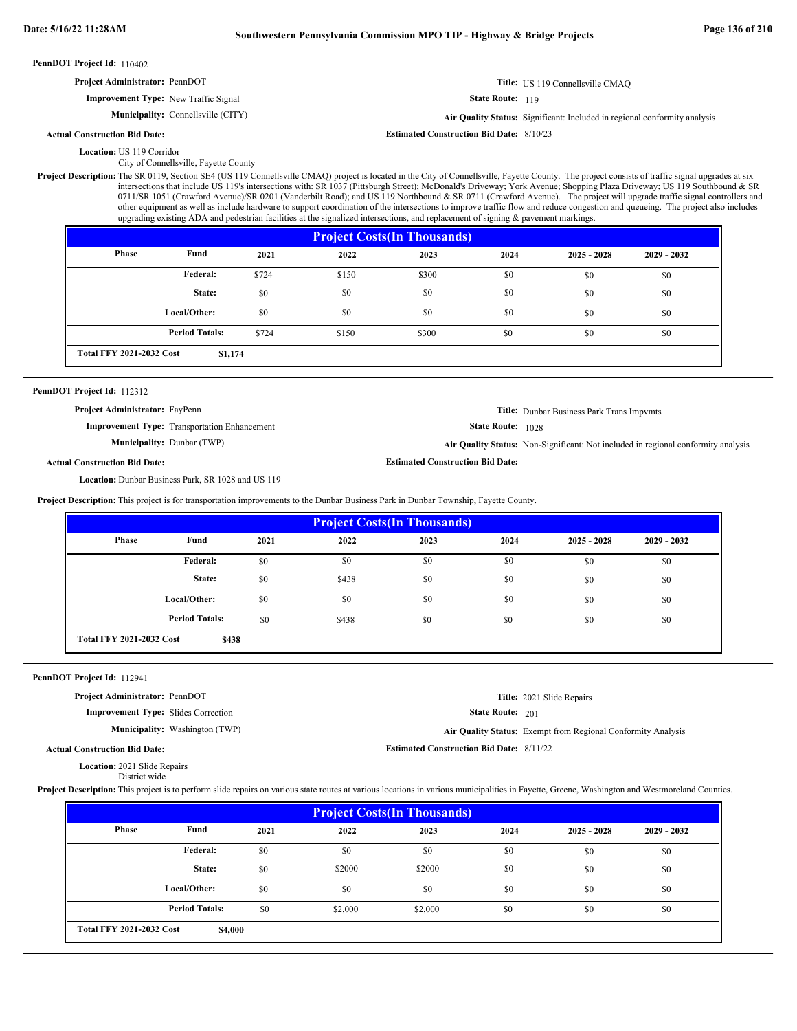**PennDOT Project Id:** 110402

**Project Administrator:** PennDOT

**Title:** US 119 Connellsville CMAQ

**Improvement Type:** New Traffic Signal

**State Route:** 119

**Municipality:** Connellsville (CITY)

**Air Quality Status:** Significant: Included in regional conformity analysis

**Actual Construction Bid Date:**

**Estimated Construction Bid Date:** 8/10/23

**Location:** US 119 Corridor
City of Connellsville, Fayette County

**Project Description:** The SR 0119, Section SE4 (US 119 Connellsville CMAQ) project is located in the City of Connellsville, Fayette County. The project consists of traffic signal upgrades at six intersections that include US 119's intersections with: SR 1037 (Pittsburgh Street); McDonald's Driveway; York Avenue; Shopping Plaza Driveway; US 119 Southbound & SR 0711/SR 1051 (Crawford Avenue)/SR 0201 (Vanderbilt Road); and US 119 Northbound & SR 0711 (Crawford Avenue). The project will upgrade traffic signal controllers and other equipment as well as include hardware to support coordination of the intersections to improve traffic flow and reduce congestion and queueing. The project also includes upgrading existing ADA and pedestrian facilities at the signalized intersections, and replacement of signing & pavement markings.

| Project Costs(In Thousands) | | | | | | | |
|---|---|---|---|---|---|---|---|
| Phase | Fund | 2021 | 2022 | 2023 | 2024 | 2025 - 2028 | 2029 - 2032 |
| | Federal: | $724 | $150 | $300 | $0 | $0 | $0 |
| | State: | $0 | $0 | $0 | $0 | $0 | $0 |
| | Local/Other: | $0 | $0 | $0 | $0 | $0 | $0 |
| | Period Totals: | $724 | $150 | $300 | $0 | $0 | $0 |
| Total FFY 2021-2032 Cost | $1,174 | | | | | | |

---

**PennDOT Project Id:** 112312

**Project Administrator:** FayPenn

**Title:** Dunbar Business Park Trans Impvmts

**Improvement Type:** Transportation Enhancement

**State Route:** 1028

**Municipality:** Dunbar (TWP)

**Air Quality Status:** Non-Significant: Not included in regional conformity analysis

**Actual Construction Bid Date:**

**Estimated Construction Bid Date:**

**Location:** Dunbar Business Park, SR 1028 and US 119

**Project Description:** This project is for transportation improvements to the Dunbar Business Park in Dunbar Township, Fayette County.

| Project Costs(In Thousands) | | | | | | | |
|---|---|---|---|---|---|---|---|
| Phase | Fund | 2021 | 2022 | 2023 | 2024 | 2025 - 2028 | 2029 - 2032 |
| | Federal: | $0 | $0 | $0 | $0 | $0 | $0 |
| | State: | $0 | $438 | $0 | $0 | $0 | $0 |
| | Local/Other: | $0 | $0 | $0 | $0 | $0 | $0 |
| | Period Totals: | $0 | $438 | $0 | $0 | $0 | $0 |
| Total FFY 2021-2032 Cost | $438 | | | | | | |

---

**PennDOT Project Id:** 112941

**Project Administrator:** PennDOT

**Title:** 2021 Slide Repairs

**Improvement Type:** Slides Correction

**State Route:** 201

**Municipality:** Washington (TWP)

**Air Quality Status:** Exempt from Regional Conformity Analysis

**Actual Construction Bid Date:**

**Estimated Construction Bid Date:** 8/11/22

**Location:** 2021 Slide Repairs
District wide

**Project Description:** This project is to perform slide repairs on various state routes at various locations in various municipalities in Fayette, Greene, Washington and Westmoreland Counties.

| Project Costs(In Thousands) | | | | | | | |
|---|---|---|---|---|---|---|---|
| Phase | Fund | 2021 | 2022 | 2023 | 2024 | 2025 - 2028 | 2029 - 2032 |
| | Federal: | $0 | $0 | $0 | $0 | $0 | $0 |
| | State: | $0 | $2000 | $2000 | $0 | $0 | $0 |
| | Local/Other: | $0 | $0 | $0 | $0 | $0 | $0 |
| | Period Totals: | $0 | $2,000 | $2,000 | $0 | $0 | $0 |
| Total FFY 2021-2032 Cost | $4,000 | | | | | | |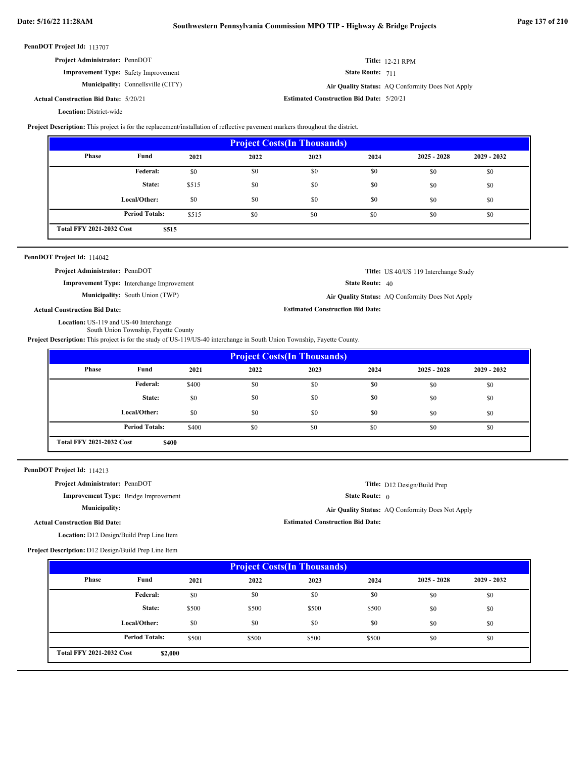**PennDOT Project Id:** 113707

**Project Administrator:** PennDOT

**Improvement Type:** Safety Improvement

**Municipality:** Connellsville (CITY)

**Actual Construction Bid Date:** 5/20/21

**Location:** District-wide

**Title:** 12-21 RPM

**State Route:** 711

**Air Quality Status:** AQ Conformity Does Not Apply

**Estimated Construction Bid Date:** 5/20/21

**Project Description:** This project is for the replacement/installation of reflective pavement markers throughout the district.

| Project Costs(In Thousands) | | | | | | | |
|---|---|---|---|---|---|---|---|
| Phase | Fund | 2021 | 2022 | 2023 | 2024 | 2025 - 2028 | 2029 - 2032 |
| | Federal: | $0 | $0 | $0 | $0 | $0 | $0 |
| | State: | $515 | $0 | $0 | $0 | $0 | $0 |
| | Local/Other: | $0 | $0 | $0 | $0 | $0 | $0 |
| | Period Totals: | $515 | $0 | $0 | $0 | $0 | $0 |
| Total FFY 2021-2032 Cost | $515 | | | | | | |

---

**PennDOT Project Id:** 114042

**Project Administrator:** PennDOT

**Improvement Type:** Interchange Improvement

**Municipality:** South Union (TWP)

**Actual Construction Bid Date:**

**Location:** US-119 and US-40 Interchange
South Union Township, Fayette County

**Title:** US 40/US 119 Interchange Study

**State Route:** 40

**Air Quality Status:** AQ Conformity Does Not Apply

**Estimated Construction Bid Date:**

**Project Description:** This project is for the study of US-119/US-40 interchange in South Union Township, Fayette County.

| Project Costs(In Thousands) | | | | | | | |
|---|---|---|---|---|---|---|---|
| Phase | Fund | 2021 | 2022 | 2023 | 2024 | 2025 - 2028 | 2029 - 2032 |
| | Federal: | $400 | $0 | $0 | $0 | $0 | $0 |
| | State: | $0 | $0 | $0 | $0 | $0 | $0 |
| | Local/Other: | $0 | $0 | $0 | $0 | $0 | $0 |
| | Period Totals: | $400 | $0 | $0 | $0 | $0 | $0 |
| Total FFY 2021-2032 Cost | $400 | | | | | | |

---

**PennDOT Project Id:** 114213

**Project Administrator:** PennDOT

**Improvement Type:** Bridge Improvement

**Municipality:**

**Actual Construction Bid Date:**

**Location:** D12 Design/Build Prep Line Item

**Title:** D12 Design/Build Prep

**State Route:** 0

**Air Quality Status:** AQ Conformity Does Not Apply

**Estimated Construction Bid Date:**

**Project Description:** D12 Design/Build Prep Line Item

| Project Costs(In Thousands) | | | | | | | |
|---|---|---|---|---|---|---|---|
| Phase | Fund | 2021 | 2022 | 2023 | 2024 | 2025 - 2028 | 2029 - 2032 |
| | Federal: | $0 | $0 | $0 | $0 | $0 | $0 |
| | State: | $500 | $500 | $500 | $500 | $0 | $0 |
| | Local/Other: | $0 | $0 | $0 | $0 | $0 | $0 |
| | Period Totals: | $500 | $500 | $500 | $500 | $0 | $0 |
| Total FFY 2021-2032 Cost | $2,000 | | | | | | |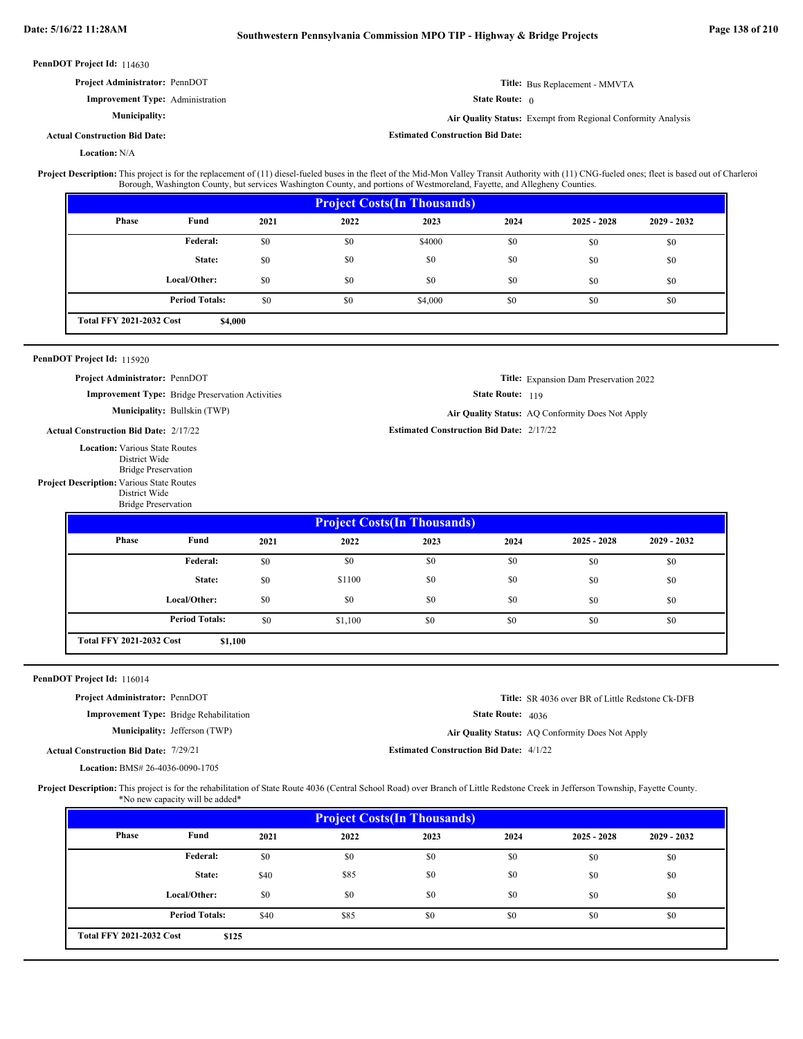**PennDOT Project Id:** 114630

**Project Administrator:** PennDOT

**Title:** Bus Replacement - MMVTA

**Improvement Type:** Administration

**State Route:** 0

**Municipality:**

**Air Quality Status:** Exempt from Regional Conformity Analysis

**Actual Construction Bid Date:**

**Estimated Construction Bid Date:**

**Location:** N/A

**Project Description:** This project is for the replacement of (11) diesel-fueled buses in the fleet of the Mid-Mon Valley Transit Authority with (11) CNG-fueled ones; fleet is based out of Charleroi Borough, Washington County, but services Washington County, and portions of Westmoreland, Fayette, and Allegheny Counties.

| Project Costs(In Thousands) | | | | | | | |
|---|---|---|---|---|---|---|---|
| Phase | Fund | 2021 | 2022 | 2023 | 2024 | 2025 - 2028 | 2029 - 2032 |
| | Federal: | $0 | $0 | $4000 | $0 | $0 | $0 |
| | State: | $0 | $0 | $0 | $0 | $0 | $0 |
| | Local/Other: | $0 | $0 | $0 | $0 | $0 | $0 |
| | Period Totals: | $0 | $0 | $4,000 | $0 | $0 | $0 |
| Total FFY 2021-2032 Cost | $4,000 | | | | | | |

---

**PennDOT Project Id:** 115920

**Project Administrator:** PennDOT

**Title:** Expansion Dam Preservation 2022

**Improvement Type:** Bridge Preservation Activities

**State Route:** 119

**Municipality:** Bullskin (TWP)

**Air Quality Status:** AQ Conformity Does Not Apply

**Actual Construction Bid Date:** 2/17/22

**Estimated Construction Bid Date:** 2/17/22

**Location:** Various State Routes
District Wide
Bridge Preservation

**Project Description:** Various State Routes
District Wide
Bridge Preservation

| Project Costs(In Thousands) | | | | | | | |
|---|---|---|---|---|---|---|---|
| Phase | Fund | 2021 | 2022 | 2023 | 2024 | 2025 - 2028 | 2029 - 2032 |
| | Federal: | $0 | $0 | $0 | $0 | $0 | $0 |
| | State: | $0 | $1100 | $0 | $0 | $0 | $0 |
| | Local/Other: | $0 | $0 | $0 | $0 | $0 | $0 |
| | Period Totals: | $0 | $1,100 | $0 | $0 | $0 | $0 |
| Total FFY 2021-2032 Cost | $1,100 | | | | | | |

---

**PennDOT Project Id:** 116014

**Project Administrator:** PennDOT

**Title:** SR 4036 over BR of Little Redstone Ck-DFB

**Improvement Type:** Bridge Rehabilitation

**State Route:** 4036

**Municipality:** Jefferson (TWP)

**Air Quality Status:** AQ Conformity Does Not Apply

**Actual Construction Bid Date:** 7/29/21

**Estimated Construction Bid Date:** 4/1/22

**Location:** BMS# 26-4036-0090-1705

**Project Description:** This project is for the rehabilitation of State Route 4036 (Central School Road) over Branch of Little Redstone Creek in Jefferson Township, Fayette County.
*No new capacity will be added*

| Project Costs(In Thousands) | | | | | | | |
|---|---|---|---|---|---|---|---|
| Phase | Fund | 2021 | 2022 | 2023 | 2024 | 2025 - 2028 | 2029 - 2032 |
| | Federal: | $0 | $0 | $0 | $0 | $0 | $0 |
| | State: | $40 | $85 | $0 | $0 | $0 | $0 |
| | Local/Other: | $0 | $0 | $0 | $0 | $0 | $0 |
| | Period Totals: | $40 | $85 | $0 | $0 | $0 | $0 |
| Total FFY 2021-2032 Cost | $125 | | | | | | |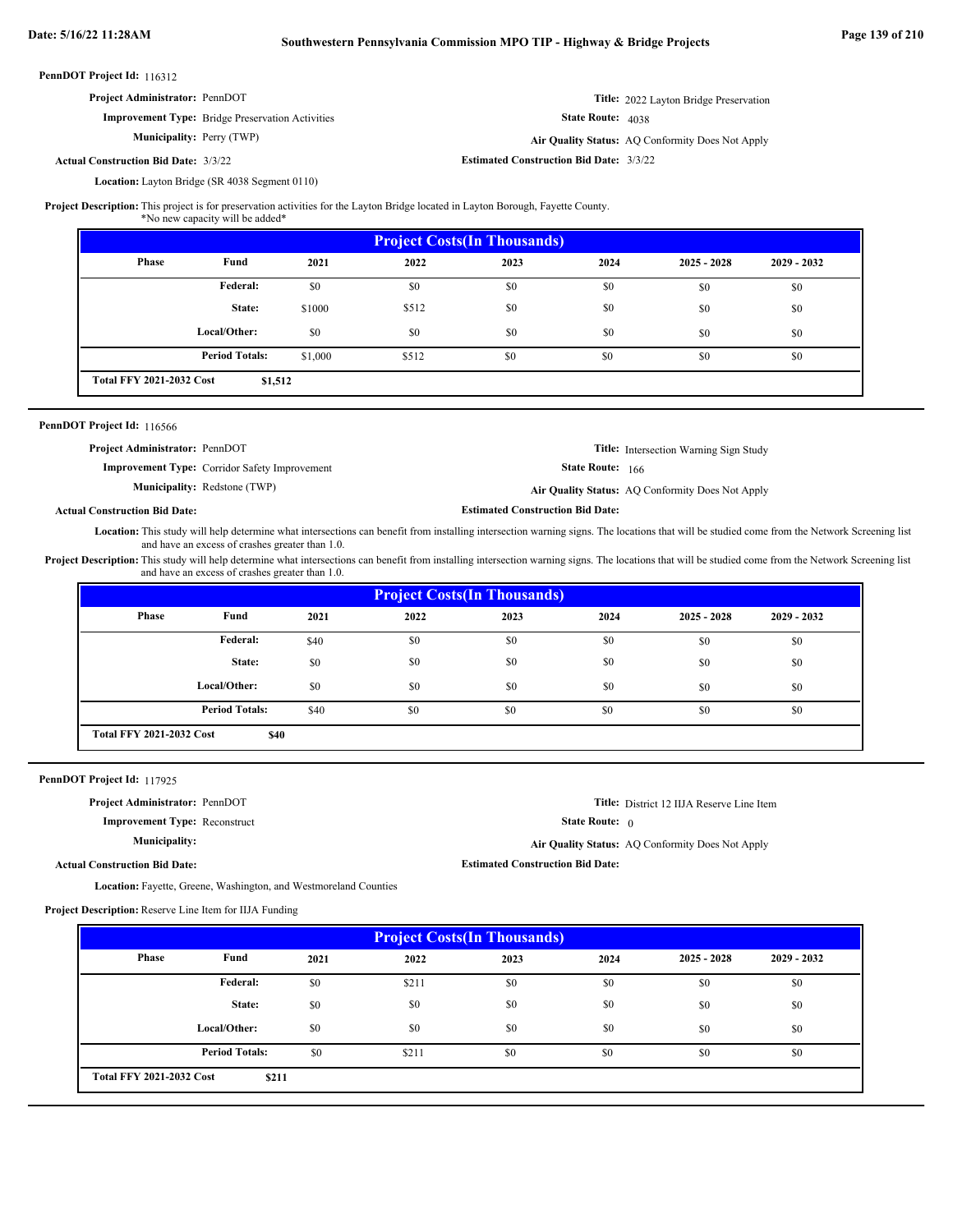**PennDOT Project Id:** 116312

**Project Administrator:** PennDOT

**Title:** 2022 Layton Bridge Preservation

**Improvement Type:** Bridge Preservation Activities

**State Route:** 4038

**Municipality:** Perry (TWP)

**Air Quality Status:** AQ Conformity Does Not Apply

**Actual Construction Bid Date:** 3/3/22

**Estimated Construction Bid Date:** 3/3/22

**Location:** Layton Bridge (SR 4038 Segment 0110)

**Project Description:** This project is for preservation activities for the Layton Bridge located in Layton Borough, Fayette County.
*No new capacity will be added*

| Phase | Fund | 2021 | 2022 | 2023 | 2024 | 2025 - 2028 | 2029 - 2032 |
|---|---|---|---|---|---|---|---|
| | Federal: | $0 | $0 | $0 | $0 | $0 | $0 |
| | State: | $1000 | $512 | $0 | $0 | $0 | $0 |
| | Local/Other: | $0 | $0 | $0 | $0 | $0 | $0 |
| | Period Totals: | $1,000 | $512 | $0 | $0 | $0 | $0 |

**Total FFY 2021-2032 Cost** $1,512

---

**PennDOT Project Id:** 116566

**Project Administrator:** PennDOT

**Title:** Intersection Warning Sign Study

**Improvement Type:** Corridor Safety Improvement

**State Route:** 166

**Municipality:** Redstone (TWP)

**Air Quality Status:** AQ Conformity Does Not Apply

**Actual Construction Bid Date:**

**Estimated Construction Bid Date:**

**Location:** This study will help determine what intersections can benefit from installing intersection warning signs. The locations that will be studied come from the Network Screening list and have an excess of crashes greater than 1.0.

**Project Description:** This study will help determine what intersections can benefit from installing intersection warning signs. The locations that will be studied come from the Network Screening list and have an excess of crashes greater than 1.0.

| Phase | Fund | 2021 | 2022 | 2023 | 2024 | 2025 - 2028 | 2029 - 2032 |
|---|---|---|---|---|---|---|---|
| | Federal: | $40 | $0 | $0 | $0 | $0 | $0 |
| | State: | $0 | $0 | $0 | $0 | $0 | $0 |
| | Local/Other: | $0 | $0 | $0 | $0 | $0 | $0 |
| | Period Totals: | $40 | $0 | $0 | $0 | $0 | $0 |

**Total FFY 2021-2032 Cost** $40

---

**PennDOT Project Id:** 117925

**Project Administrator:** PennDOT

**Title:** District 12 IIJA Reserve Line Item

**Improvement Type:** Reconstruct

**State Route:** 0

**Municipality:**

**Air Quality Status:** AQ Conformity Does Not Apply

**Actual Construction Bid Date:**

**Estimated Construction Bid Date:**

**Location:** Fayette, Greene, Washington, and Westmoreland Counties

**Project Description:** Reserve Line Item for IIJA Funding

| Phase | Fund | 2021 | 2022 | 2023 | 2024 | 2025 - 2028 | 2029 - 2032 |
|---|---|---|---|---|---|---|---|
| | Federal: | $0 | $211 | $0 | $0 | $0 | $0 |
| | State: | $0 | $0 | $0 | $0 | $0 | $0 |
| | Local/Other: | $0 | $0 | $0 | $0 | $0 | $0 |
| | Period Totals: | $0 | $211 | $0 | $0 | $0 | $0 |

**Total FFY 2021-2032 Cost** $211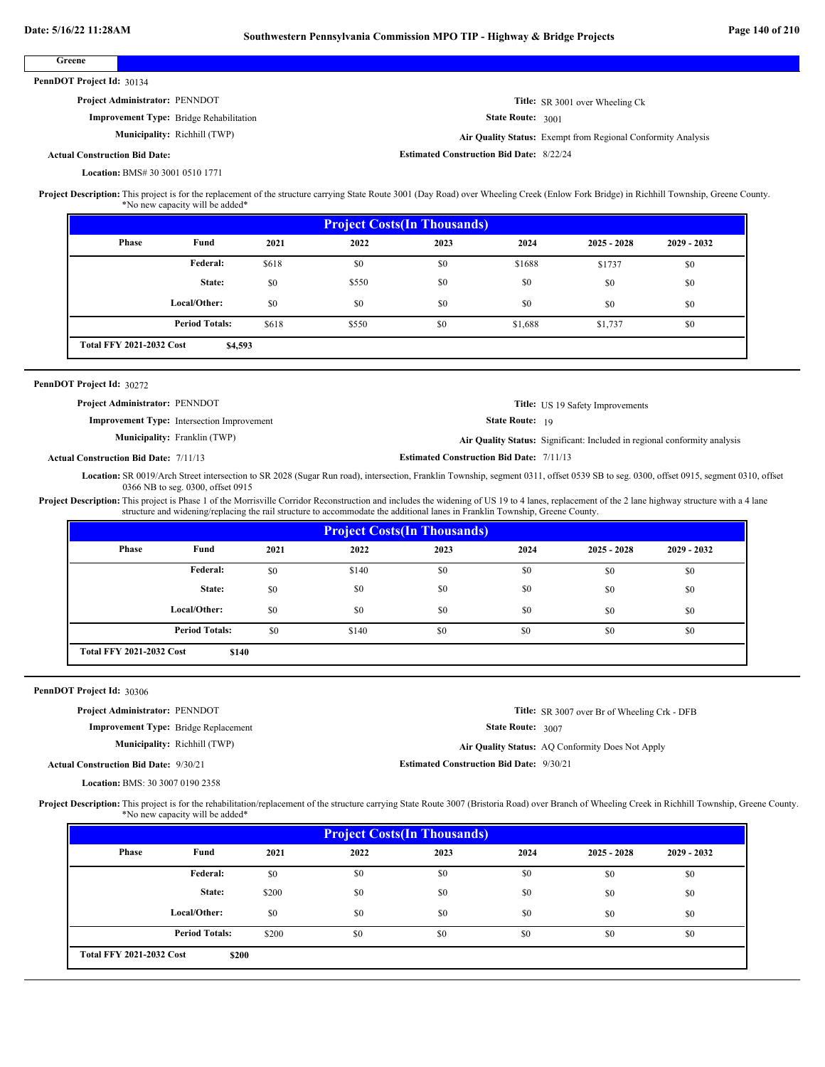## Greene

**PennDOT Project Id:** 30134

**Project Administrator:** PENNDOT

**Title:** SR 3001 over Wheeling Ck

**Improvement Type:** Bridge Rehabilitation

**State Route:** 3001

**Municipality:** Richhill (TWP)

**Air Quality Status:** Exempt from Regional Conformity Analysis

**Actual Construction Bid Date:**

**Estimated Construction Bid Date:** 8/22/24

**Location:** BMS# 30 3001 0510 1771

**Project Description:** This project is for the replacement of the structure carrying State Route 3001 (Day Road) over Wheeling Creek (Enlow Fork Bridge) in Richhill Township, Greene County. *No new capacity will be added*

**Project Costs(In Thousands)**

| Phase | Fund | 2021 | 2022 | 2023 | 2024 | 2025 - 2028 | 2029 - 2032 |
|---|---|---|---|---|---|---|---|
| | Federal: | $618 | $0 | $0 | $1688 | $1737 | $0 |
| | State: | $0 | $550 | $0 | $0 | $0 | $0 |
| | Local/Other: | $0 | $0 | $0 | $0 | $0 | $0 |
| | Period Totals: | $618 | $550 | $0 | $1,688 | $1,737 | $0 |

**Total FFY 2021-2032 Cost** $4,593

---

**PennDOT Project Id:** 30272

**Project Administrator:** PENNDOT

**Title:** US 19 Safety Improvements

**Improvement Type:** Intersection Improvement

**State Route:** 19

**Municipality:** Franklin (TWP)

**Air Quality Status:** Significant: Included in regional conformity analysis

**Actual Construction Bid Date:** 7/11/13

**Estimated Construction Bid Date:** 7/11/13

**Location:** SR 0019/Arch Street intersection to SR 2028 (Sugar Run road), intersection, Franklin Township, segment 0311, offset 0539 SB to seg. 0300, offset 0915, segment 0310, offset 0366 NB to seg. 0300, offset 0915

**Project Description:** This project is Phase 1 of the Morrisville Corridor Reconstruction and includes the widening of US 19 to 4 lanes, replacement of the 2 lane highway structure with a 4 lane structure and widening/replacing the rail structure to accommodate the additional lanes in Franklin Township, Greene County.

**Project Costs(In Thousands)**

| Phase | Fund | 2021 | 2022 | 2023 | 2024 | 2025 - 2028 | 2029 - 2032 |
|---|---|---|---|---|---|---|---|
| | Federal: | $0 | $140 | $0 | $0 | $0 | $0 |
| | State: | $0 | $0 | $0 | $0 | $0 | $0 |
| | Local/Other: | $0 | $0 | $0 | $0 | $0 | $0 |
| | Period Totals: | $0 | $140 | $0 | $0 | $0 | $0 |

**Total FFY 2021-2032 Cost** $140

---

**PennDOT Project Id:** 30306

**Project Administrator:** PENNDOT

**Title:** SR 3007 over Br of Wheeling Crk - DFB

**Improvement Type:** Bridge Replacement

**State Route:** 3007

**Municipality:** Richhill (TWP)

**Air Quality Status:** AQ Conformity Does Not Apply

**Actual Construction Bid Date:** 9/30/21

**Estimated Construction Bid Date:** 9/30/21

**Location:** BMS: 30 3007 0190 2358

**Project Description:** This project is for the rehabilitation/replacement of the structure carrying State Route 3007 (Bristoria Road) over Branch of Wheeling Creek in Richhill Township, Greene County. *No new capacity will be added*

**Project Costs(In Thousands)**

| Phase | Fund | 2021 | 2022 | 2023 | 2024 | 2025 - 2028 | 2029 - 2032 |
|---|---|---|---|---|---|---|---|
| | Federal: | $0 | $0 | $0 | $0 | $0 | $0 |
| | State: | $200 | $0 | $0 | $0 | $0 | $0 |
| | Local/Other: | $0 | $0 | $0 | $0 | $0 | $0 |
| | Period Totals: | $200 | $0 | $0 | $0 | $0 | $0 |

**Total FFY 2021-2032 Cost** $200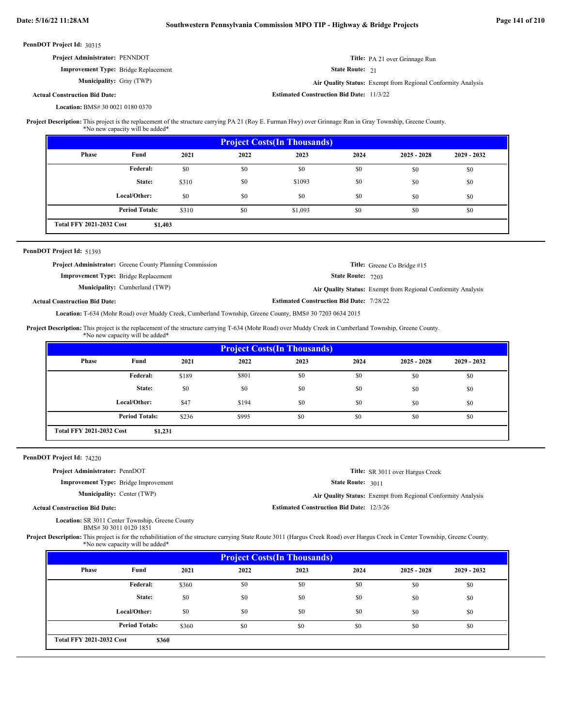**PennDOT Project Id:** 30315

**Project Administrator:** PENNDOT

**Title:** PA 21 over Grinnage Run

**Improvement Type:** Bridge Replacement

**State Route:** 21

**Municipality:** Gray (TWP)

**Air Quality Status:** Exempt from Regional Conformity Analysis

**Actual Construction Bid Date:**

**Estimated Construction Bid Date:** 11/3/22

**Location:** BMS# 30 0021 0180 0370

**Project Description:** This project is the replacement of the structure carrying PA 21 (Roy E. Furman Hwy) over Grinnage Run in Gray Township, Greene County.
*No new capacity will be added*

| Project Costs(In Thousands) | | | | | | | |
|---|---|---|---|---|---|---|---|
| Phase | Fund | 2021 | 2022 | 2023 | 2024 | 2025 - 2028 | 2029 - 2032 |
| | Federal: | $0 | $0 | $0 | $0 | $0 | $0 |
| | State: | $310 | $0 | $1093 | $0 | $0 | $0 |
| | Local/Other: | $0 | $0 | $0 | $0 | $0 | $0 |
| | Period Totals: | $310 | $0 | $1,093 | $0 | $0 | $0 |
| Total FFY 2021-2032 Cost | $1,403 | | | | | | |

---

**PennDOT Project Id:** 51393

**Project Administrator:** Greene County Planning Commission

**Title:** Greene Co Bridge #15

**Improvement Type:** Bridge Replacement

**State Route:** 7203

**Municipality:** Cumberland (TWP)

**Air Quality Status:** Exempt from Regional Conformity Analysis

**Actual Construction Bid Date:**

**Estimated Construction Bid Date:** 7/28/22

**Location:** T-634 (Mohr Road) over Muddy Creek, Cumberland Township, Greene County, BMS# 30 7203 0634 2015

**Project Description:** This project is the replacement of the structure carrying T-634 (Mohr Road) over Muddy Creek in Cumberland Township, Greene County.
*No new capacity will be added*

| Project Costs(In Thousands) | | | | | | | |
|---|---|---|---|---|---|---|---|
| Phase | Fund | 2021 | 2022 | 2023 | 2024 | 2025 - 2028 | 2029 - 2032 |
| | Federal: | $189 | $801 | $0 | $0 | $0 | $0 |
| | State: | $0 | $0 | $0 | $0 | $0 | $0 |
| | Local/Other: | $47 | $194 | $0 | $0 | $0 | $0 |
| | Period Totals: | $236 | $995 | $0 | $0 | $0 | $0 |
| Total FFY 2021-2032 Cost | $1,231 | | | | | | |

---

**PennDOT Project Id:** 74220

**Project Administrator:** PennDOT

**Title:** SR 3011 over Hargus Creek

**Improvement Type:** Bridge Improvement

**State Route:** 3011

**Municipality:** Center (TWP)

**Air Quality Status:** Exempt from Regional Conformity Analysis

**Actual Construction Bid Date:**

**Estimated Construction Bid Date:** 12/3/26

**Location:** SR 3011 Center Township, Greene County
BMS# 30 3011 0120 1851

**Project Description:** This project is for the rehabilitiation of the structure carrying State Route 3011 (Hargus Creek Road) over Hargus Creek in Center Township, Greene County.
*No new capacity will be added*

| Project Costs(In Thousands) | | | | | | | |
|---|---|---|---|---|---|---|---|
| Phase | Fund | 2021 | 2022 | 2023 | 2024 | 2025 - 2028 | 2029 - 2032 |
| | Federal: | $360 | $0 | $0 | $0 | $0 | $0 |
| | State: | $0 | $0 | $0 | $0 | $0 | $0 |
| | Local/Other: | $0 | $0 | $0 | $0 | $0 | $0 |
| | Period Totals: | $360 | $0 | $0 | $0 | $0 | $0 |
| Total FFY 2021-2032 Cost | $360 | | | | | | |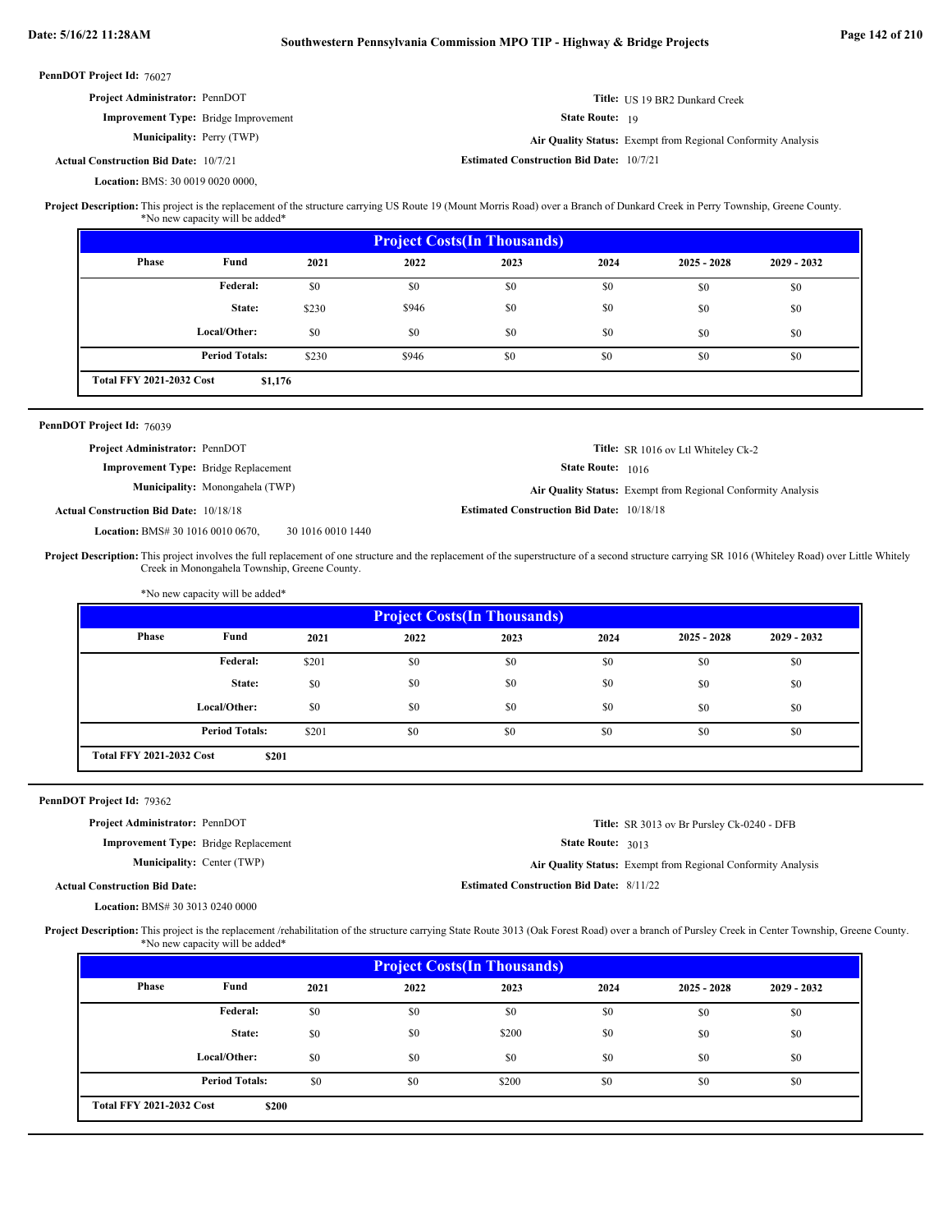**PennDOT Project Id:** 76027

**Project Administrator:** PennDOT

**Title:** US 19 BR2 Dunkard Creek

**Improvement Type:** Bridge Improvement

**State Route:** 19

**Municipality:** Perry (TWP)

**Air Quality Status:** Exempt from Regional Conformity Analysis

**Actual Construction Bid Date:** 10/7/21

**Estimated Construction Bid Date:** 10/7/21

**Location:** BMS: 30 0019 0020 0000,

**Project Description:** This project is the replacement of the structure carrying US Route 19 (Mount Morris Road) over a Branch of Dunkard Creek in Perry Township, Greene County.
*No new capacity will be added*

| Project Costs(In Thousands) | | | | | | | |
|---|---|---|---|---|---|---|---|
| Phase | Fund | 2021 | 2022 | 2023 | 2024 | 2025 - 2028 | 2029 - 2032 |
| | Federal: | $0 | $0 | $0 | $0 | $0 | $0 |
| | State: | $230 | $946 | $0 | $0 | $0 | $0 |
| | Local/Other: | $0 | $0 | $0 | $0 | $0 | $0 |
| | Period Totals: | $230 | $946 | $0 | $0 | $0 | $0 |
| Total FFY 2021-2032 Cost | $1,176 | | | | | | |

---

**PennDOT Project Id:** 76039

**Project Administrator:** PennDOT

**Title:** SR 1016 ov Ltl Whiteley Ck-2

**Improvement Type:** Bridge Replacement

**State Route:** 1016

**Municipality:** Monongahela (TWP)

**Air Quality Status:** Exempt from Regional Conformity Analysis

**Actual Construction Bid Date:** 10/18/18

**Estimated Construction Bid Date:** 10/18/18

**Location:** BMS# 30 1016 0010 0670, 30 1016 0010 1440

**Project Description:** This project involves the full replacement of one structure and the replacement of the superstructure of a second structure carrying SR 1016 (Whiteley Road) over Little Whitely Creek in Monongahela Township, Greene County.

*No new capacity will be added*

| Project Costs(In Thousands) | | | | | | | |
|---|---|---|---|---|---|---|---|
| Phase | Fund | 2021 | 2022 | 2023 | 2024 | 2025 - 2028 | 2029 - 2032 |
| | Federal: | $201 | $0 | $0 | $0 | $0 | $0 |
| | State: | $0 | $0 | $0 | $0 | $0 | $0 |
| | Local/Other: | $0 | $0 | $0 | $0 | $0 | $0 |
| | Period Totals: | $201 | $0 | $0 | $0 | $0 | $0 |
| Total FFY 2021-2032 Cost | $201 | | | | | | |

---

**PennDOT Project Id:** 79362

**Project Administrator:** PennDOT

**Title:** SR 3013 ov Br Pursley Ck-0240 - DFB

**Improvement Type:** Bridge Replacement

**State Route:** 3013

**Municipality:** Center (TWP)

**Air Quality Status:** Exempt from Regional Conformity Analysis

**Actual Construction Bid Date:**

**Estimated Construction Bid Date:** 8/11/22

**Location:** BMS# 30 3013 0240 0000

**Project Description:** This project is the replacement /rehabilitation of the structure carrying State Route 3013 (Oak Forest Road) over a branch of Pursley Creek in Center Township, Greene County.
*No new capacity will be added*

| Project Costs(In Thousands) | | | | | | | |
|---|---|---|---|---|---|---|---|
| Phase | Fund | 2021 | 2022 | 2023 | 2024 | 2025 - 2028 | 2029 - 2032 |
| | Federal: | $0 | $0 | $0 | $0 | $0 | $0 |
| | State: | $0 | $0 | $200 | $0 | $0 | $0 |
| | Local/Other: | $0 | $0 | $0 | $0 | $0 | $0 |
| | Period Totals: | $0 | $0 | $200 | $0 | $0 | $0 |
| Total FFY 2021-2032 Cost | $200 | | | | | | |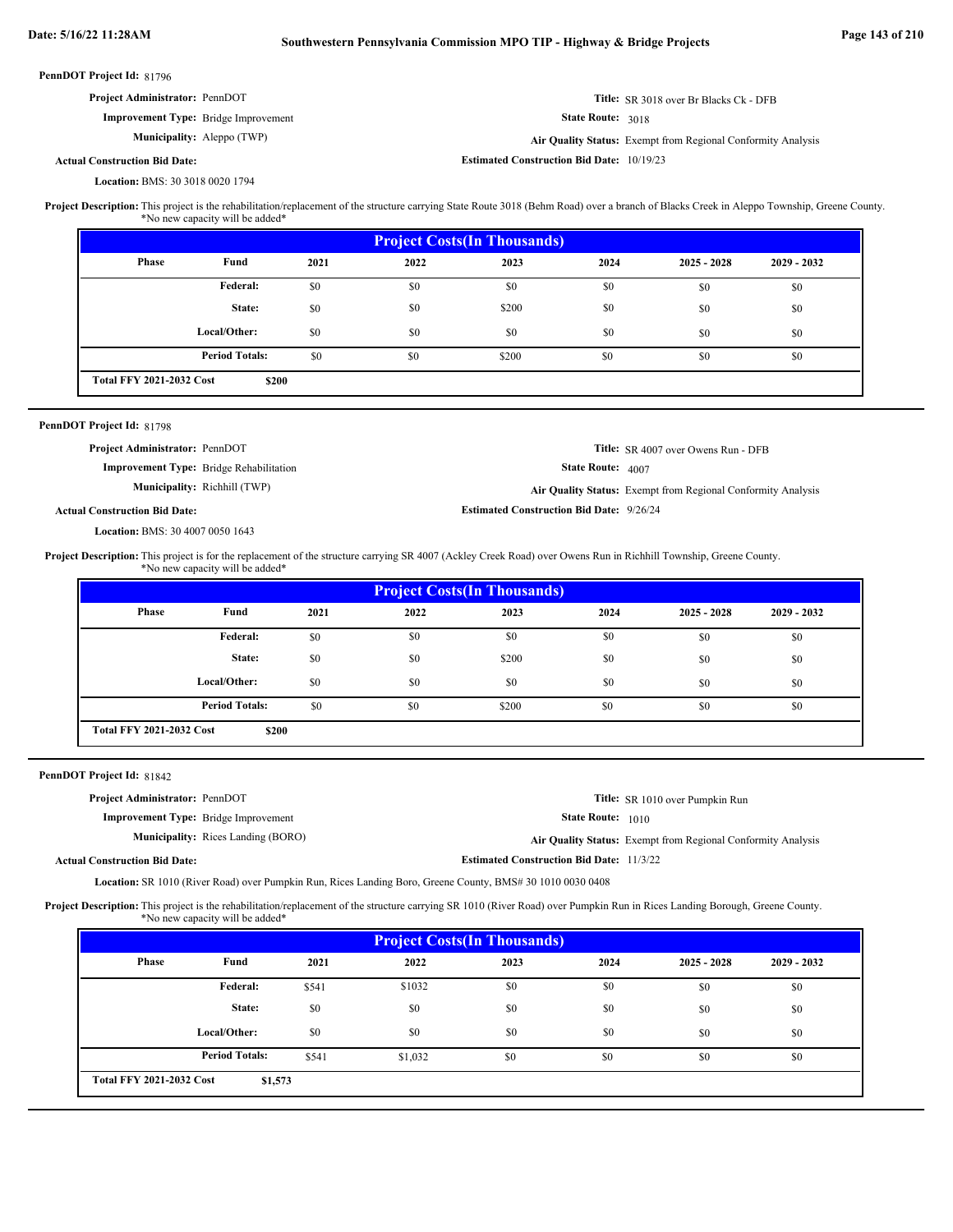**PennDOT Project Id:** 81796

**Project Administrator:** PennDOT

**Improvement Type:** Bridge Improvement

**Municipality:** Aleppo (TWP)

**Actual Construction Bid Date:**

**Location:** BMS: 30 3018 0020 1794

**Title:** SR 3018 over Br Blacks Ck - DFB

**State Route:** 3018

**Air Quality Status:** Exempt from Regional Conformity Analysis

**Estimated Construction Bid Date:** 10/19/23

**Project Description:** This project is the rehabilitation/replacement of the structure carrying State Route 3018 (Behm Road) over a branch of Blacks Creek in Aleppo Township, Greene County. *No new capacity will be added*

| Project Costs(In Thousands) | | | | | | | |
|---|---|---|---|---|---|---|---|
| Phase | Fund | 2021 | 2022 | 2023 | 2024 | 2025 - 2028 | 2029 - 2032 |
| | Federal: | $0 | $0 | $0 | $0 | $0 | $0 |
| | State: | $0 | $0 | $200 | $0 | $0 | $0 |
| | Local/Other: | $0 | $0 | $0 | $0 | $0 | $0 |
| | Period Totals: | $0 | $0 | $200 | $0 | $0 | $0 |
| Total FFY 2021-2032 Cost | $200 | | | | | | |

---

**PennDOT Project Id:** 81798

**Project Administrator:** PennDOT

**Improvement Type:** Bridge Rehabilitation

**Municipality:** Richhill (TWP)

**Actual Construction Bid Date:**

**Location:** BMS: 30 4007 0050 1643

**Title:** SR 4007 over Owens Run - DFB

**State Route:** 4007

**Air Quality Status:** Exempt from Regional Conformity Analysis

**Estimated Construction Bid Date:** 9/26/24

**Project Description:** This project is for the replacement of the structure carrying SR 4007 (Ackley Creek Road) over Owens Run in Richhill Township, Greene County. *No new capacity will be added*

| Project Costs(In Thousands) | | | | | | | |
|---|---|---|---|---|---|---|---|
| Phase | Fund | 2021 | 2022 | 2023 | 2024 | 2025 - 2028 | 2029 - 2032 |
| | Federal: | $0 | $0 | $0 | $0 | $0 | $0 |
| | State: | $0 | $0 | $200 | $0 | $0 | $0 |
| | Local/Other: | $0 | $0 | $0 | $0 | $0 | $0 |
| | Period Totals: | $0 | $0 | $200 | $0 | $0 | $0 |
| Total FFY 2021-2032 Cost | $200 | | | | | | |

---

**PennDOT Project Id:** 81842

**Project Administrator:** PennDOT

**Improvement Type:** Bridge Improvement

**Municipality:** Rices Landing (BORO)

**Actual Construction Bid Date:**

**Location:** SR 1010 (River Road) over Pumpkin Run, Rices Landing Boro, Greene County, BMS# 30 1010 0030 0408

**Title:** SR 1010 over Pumpkin Run

**State Route:** 1010

**Air Quality Status:** Exempt from Regional Conformity Analysis

**Estimated Construction Bid Date:** 11/3/22

**Project Description:** This project is the rehabilitation/replacement of the structure carrying SR 1010 (River Road) over Pumpkin Run in Rices Landing Borough, Greene County. *No new capacity will be added*

| Project Costs(In Thousands) | | | | | | | |
|---|---|---|---|---|---|---|---|
| Phase | Fund | 2021 | 2022 | 2023 | 2024 | 2025 - 2028 | 2029 - 2032 |
| | Federal: | $541 | $1032 | $0 | $0 | $0 | $0 |
| | State: | $0 | $0 | $0 | $0 | $0 | $0 |
| | Local/Other: | $0 | $0 | $0 | $0 | $0 | $0 |
| | Period Totals: | $541 | $1,032 | $0 | $0 | $0 | $0 |
| Total FFY 2021-2032 Cost | $1,573 | | | | | | |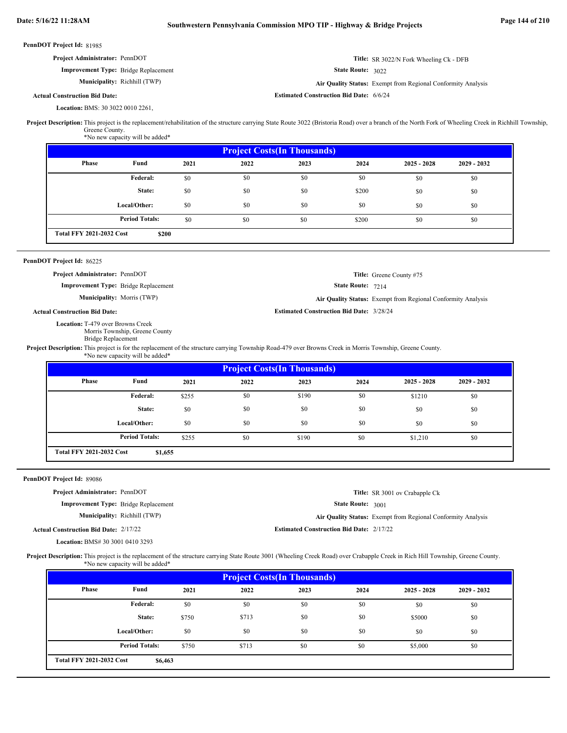**PennDOT Project Id:** 81985

**Project Administrator:** PennDOT

**Improvement Type:** Bridge Replacement

**Municipality:** Richhill (TWP)

**Actual Construction Bid Date:**

**Location:** BMS: 30 3022 0010 2261,

**Title:** SR 3022/N Fork Wheeling Ck - DFB

**State Route:** 3022

**Air Quality Status:** Exempt from Regional Conformity Analysis

**Estimated Construction Bid Date:** 6/6/24

**Project Description:** This project is the replacement/rehabilitation of the structure carrying State Route 3022 (Bristoria Road) over a branch of the North Fork of Wheeling Creek in Richhill Township, Greene County.
*No new capacity will be added*

| Project Costs(In Thousands) | | | | | | | |
|---|---|---|---|---|---|---|---|
| Phase | Fund | 2021 | 2022 | 2023 | 2024 | 2025 - 2028 | 2029 - 2032 |
| | Federal: | $0 | $0 | $0 | $0 | $0 | $0 |
| | State: | $0 | $0 | $0 | $200 | $0 | $0 |
| | Local/Other: | $0 | $0 | $0 | $0 | $0 | $0 |
| | Period Totals: | $0 | $0 | $0 | $200 | $0 | $0 |
| Total FFY 2021-2032 Cost | $200 | | | | | | |

---

**PennDOT Project Id:** 86225

**Project Administrator:** PennDOT

**Improvement Type:** Bridge Replacement

**Municipality:** Morris (TWP)

**Actual Construction Bid Date:**

**Location:** T-479 over Browns Creek
Morris Township, Greene County
Bridge Replacement

**Title:** Greene County #75

**State Route:** 7214

**Air Quality Status:** Exempt from Regional Conformity Analysis

**Estimated Construction Bid Date:** 3/28/24

**Project Description:** This project is for the replacement of the structure carrying Township Road-479 over Browns Creek in Morris Township, Greene County.
*No new capacity will be added*

| Project Costs(In Thousands) | | | | | | | |
|---|---|---|---|---|---|---|---|
| Phase | Fund | 2021 | 2022 | 2023 | 2024 | 2025 - 2028 | 2029 - 2032 |
| | Federal: | $255 | $0 | $190 | $0 | $1210 | $0 |
| | State: | $0 | $0 | $0 | $0 | $0 | $0 |
| | Local/Other: | $0 | $0 | $0 | $0 | $0 | $0 |
| | Period Totals: | $255 | $0 | $190 | $0 | $1,210 | $0 |
| Total FFY 2021-2032 Cost | $1,655 | | | | | | |

---

**PennDOT Project Id:** 89086

**Project Administrator:** PennDOT

**Improvement Type:** Bridge Replacement

**Municipality:** Richhill (TWP)

**Actual Construction Bid Date:** 2/17/22

**Location:** BMS# 30 3001 0410 3293

**Title:** SR 3001 ov Crabapple Ck

**State Route:** 3001

**Air Quality Status:** Exempt from Regional Conformity Analysis

**Estimated Construction Bid Date:** 2/17/22

**Project Description:** This project is the replacement of the structure carrying State Route 3001 (Wheeling Creek Road) over Crabapple Creek in Rich Hill Township, Greene County.
*No new capacity will be added*

| Project Costs(In Thousands) | | | | | | | |
|---|---|---|---|---|---|---|---|
| Phase | Fund | 2021 | 2022 | 2023 | 2024 | 2025 - 2028 | 2029 - 2032 |
| | Federal: | $0 | $0 | $0 | $0 | $0 | $0 |
| | State: | $750 | $713 | $0 | $0 | $5000 | $0 |
| | Local/Other: | $0 | $0 | $0 | $0 | $0 | $0 |
| | Period Totals: | $750 | $713 | $0 | $0 | $5,000 | $0 |
| Total FFY 2021-2032 Cost | $6,463 | | | | | | |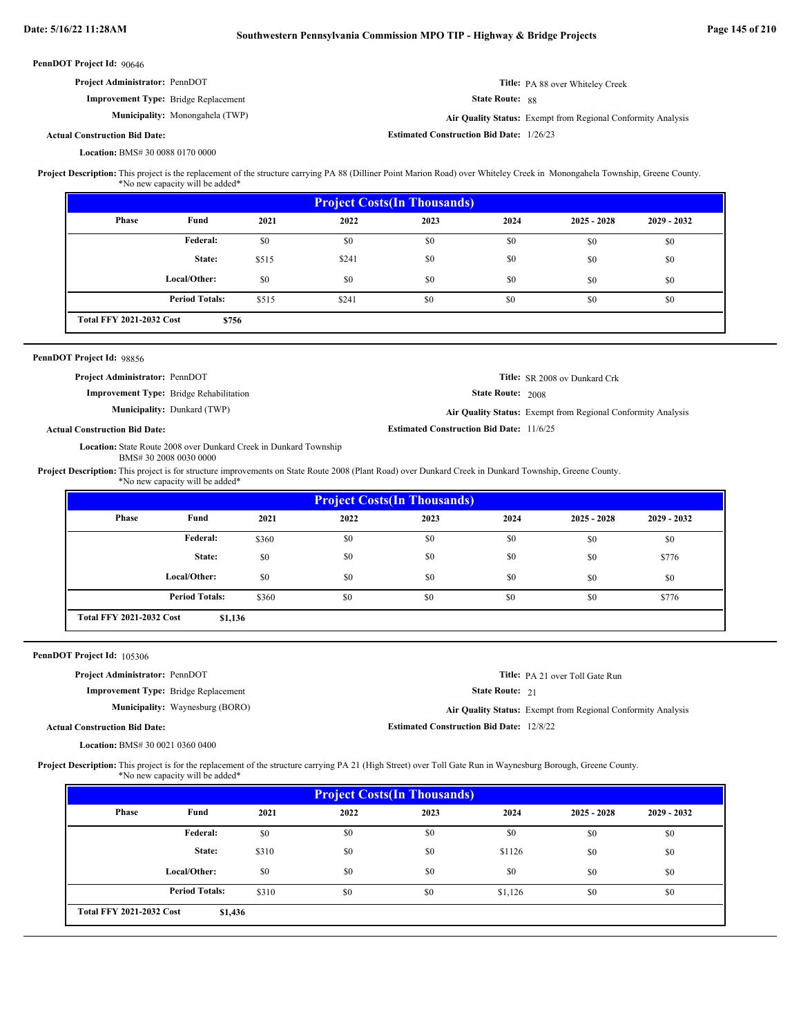**PennDOT Project Id:** 90646

**Project Administrator:** PennDOT

**Improvement Type:** Bridge Replacement

**Municipality:** Monongahela (TWP)

**Actual Construction Bid Date:**

**Location:** BMS# 30 0088 0170 0000

**Title:** PA 88 over Whiteley Creek

**State Route:** 88

**Air Quality Status:** Exempt from Regional Conformity Analysis

**Estimated Construction Bid Date:** 1/26/23

**Project Description:** This project is the replacement of the structure carrying PA 88 (Dilliner Point Marion Road) over Whiteley Creek in Monongahela Township, Greene County. *No new capacity will be added*

| Project Costs(In Thousands) | | | | | | | |
|---|---|---|---|---|---|---|---|
| Phase | Fund | 2021 | 2022 | 2023 | 2024 | 2025 - 2028 | 2029 - 2032 |
| | Federal: | $0 | $0 | $0 | $0 | $0 | $0 |
| | State: | $515 | $241 | $0 | $0 | $0 | $0 |
| | Local/Other: | $0 | $0 | $0 | $0 | $0 | $0 |
| | Period Totals: | $515 | $241 | $0 | $0 | $0 | $0 |
| Total FFY 2021-2032 Cost | $756 | | | | | | |

---

**PennDOT Project Id:** 98856

**Project Administrator:** PennDOT

**Improvement Type:** Bridge Rehabilitation

**Municipality:** Dunkard (TWP)

**Actual Construction Bid Date:**

**Location:** State Route 2008 over Dunkard Creek in Dunkard Township BMS# 30 2008 0030 0000

**Title:** SR 2008 ov Dunkard Crk

**State Route:** 2008

**Air Quality Status:** Exempt from Regional Conformity Analysis

**Estimated Construction Bid Date:** 11/6/25

**Project Description:** This project is for structure improvements on State Route 2008 (Plant Road) over Dunkard Creek in Dunkard Township, Greene County. *No new capacity will be added*

| Project Costs(In Thousands) | | | | | | | |
|---|---|---|---|---|---|---|---|
| Phase | Fund | 2021 | 2022 | 2023 | 2024 | 2025 - 2028 | 2029 - 2032 |
| | Federal: | $360 | $0 | $0 | $0 | $0 | $0 |
| | State: | $0 | $0 | $0 | $0 | $0 | $776 |
| | Local/Other: | $0 | $0 | $0 | $0 | $0 | $0 |
| | Period Totals: | $360 | $0 | $0 | $0 | $0 | $776 |
| Total FFY 2021-2032 Cost | $1,136 | | | | | | |

---

**PennDOT Project Id:** 105306

**Project Administrator:** PennDOT

**Improvement Type:** Bridge Replacement

**Municipality:** Waynesburg (BORO)

**Actual Construction Bid Date:**

**Location:** BMS# 30 0021 0360 0400

**Title:** PA 21 over Toll Gate Run

**State Route:** 21

**Air Quality Status:** Exempt from Regional Conformity Analysis

**Estimated Construction Bid Date:** 12/8/22

**Project Description:** This project is for the replacement of the structure carrying PA 21 (High Street) over Toll Gate Run in Waynesburg Borough, Greene County. *No new capacity will be added*

| Project Costs(In Thousands) | | | | | | | |
|---|---|---|---|---|---|---|---|
| Phase | Fund | 2021 | 2022 | 2023 | 2024 | 2025 - 2028 | 2029 - 2032 |
| | Federal: | $0 | $0 | $0 | $0 | $0 | $0 |
| | State: | $310 | $0 | $0 | $1126 | $0 | $0 |
| | Local/Other: | $0 | $0 | $0 | $0 | $0 | $0 |
| | Period Totals: | $310 | $0 | $0 | $1,126 | $0 | $0 |
| Total FFY 2021-2032 Cost | $1,436 | | | | | | |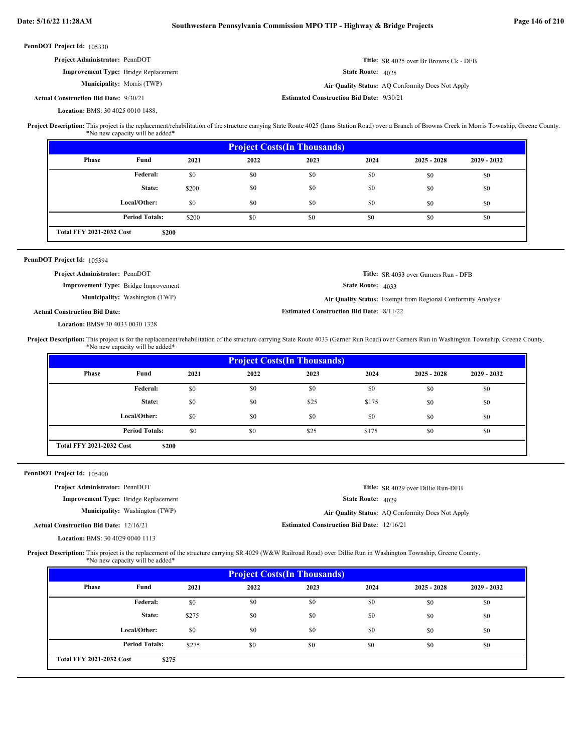**PennDOT Project Id:** 105330

**Project Administrator:** PennDOT

**Improvement Type:** Bridge Replacement

**Municipality:** Morris (TWP)

**Actual Construction Bid Date:** 9/30/21

**Location:** BMS: 30 4025 0010 1488,

**Title:** SR 4025 over Br Browns Ck - DFB

**State Route:** 4025

**Air Quality Status:** AQ Conformity Does Not Apply

**Estimated Construction Bid Date:** 9/30/21

**Project Description:** This project is the replacement/rehabilitation of the structure carrying State Route 4025 (Iams Station Road) over a Branch of Browns Creek in Morris Township, Greene County. *No new capacity will be added*

**Project Costs(In Thousands)**

| Phase | Fund | 2021 | 2022 | 2023 | 2024 | 2025 - 2028 | 2029 - 2032 |
|---|---|---|---|---|---|---|---|
| | Federal: | $0 | $0 | $0 | $0 | $0 | $0 |
| | State: | $200 | $0 | $0 | $0 | $0 | $0 |
| | Local/Other: | $0 | $0 | $0 | $0 | $0 | $0 |
| | Period Totals: | $200 | $0 | $0 | $0 | $0 | $0 |
| Total FFY 2021-2032 Cost | $200 | | | | | | |

---

**PennDOT Project Id:** 105394

**Project Administrator:** PennDOT

**Improvement Type:** Bridge Improvement

**Municipality:** Washington (TWP)

**Actual Construction Bid Date:**

**Location:** BMS# 30 4033 0030 1328

**Title:** SR 4033 over Garners Run - DFB

**State Route:** 4033

**Air Quality Status:** Exempt from Regional Conformity Analysis

**Estimated Construction Bid Date:** 8/11/22

**Project Description:** This project is for the replacement/rehabilitation of the structure carrying State Route 4033 (Garner Run Road) over Garners Run in Washington Township, Greene County. *No new capacity will be added*

**Project Costs(In Thousands)**

| Phase | Fund | 2021 | 2022 | 2023 | 2024 | 2025 - 2028 | 2029 - 2032 |
|---|---|---|---|---|---|---|---|
| | Federal: | $0 | $0 | $0 | $0 | $0 | $0 |
| | State: | $0 | $0 | $25 | $175 | $0 | $0 |
| | Local/Other: | $0 | $0 | $0 | $0 | $0 | $0 |
| | Period Totals: | $0 | $0 | $25 | $175 | $0 | $0 |
| Total FFY 2021-2032 Cost | $200 | | | | | | |

---

**PennDOT Project Id:** 105400

**Project Administrator:** PennDOT

**Improvement Type:** Bridge Replacement

**Municipality:** Washington (TWP)

**Actual Construction Bid Date:** 12/16/21

**Location:** BMS: 30 4029 0040 1113

**Title:** SR 4029 over Dillie Run-DFB

**State Route:** 4029

**Air Quality Status:** AQ Conformity Does Not Apply

**Estimated Construction Bid Date:** 12/16/21

**Project Description:** This project is the replacement of the structure carrying SR 4029 (W&W Railroad Road) over Dillie Run in Washington Township, Greene County. *No new capacity will be added*

**Project Costs(In Thousands)**

| Phase | Fund | 2021 | 2022 | 2023 | 2024 | 2025 - 2028 | 2029 - 2032 |
|---|---|---|---|---|---|---|---|
| | Federal: | $0 | $0 | $0 | $0 | $0 | $0 |
| | State: | $275 | $0 | $0 | $0 | $0 | $0 |
| | Local/Other: | $0 | $0 | $0 | $0 | $0 | $0 |
| | Period Totals: | $275 | $0 | $0 | $0 | $0 | $0 |
| Total FFY 2021-2032 Cost | $275 | | | | | | |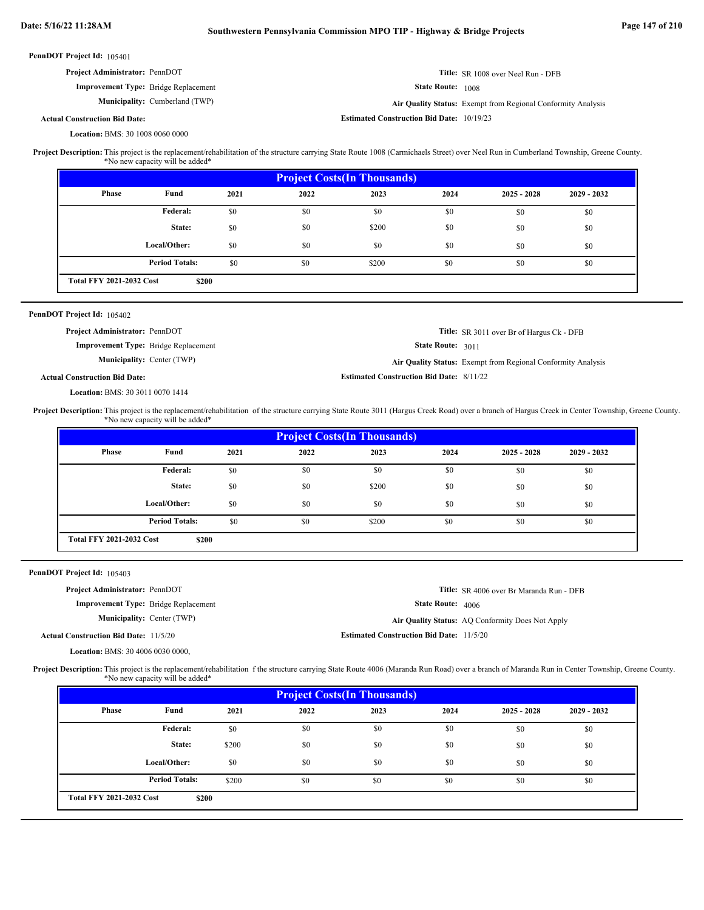**PennDOT Project Id:** 105401

**Project Administrator:** PennDOT

**Improvement Type:** Bridge Replacement

**Municipality:** Cumberland (TWP)

**Actual Construction Bid Date:**

**Location:** BMS: 30 1008 0060 0000

**Title:** SR 1008 over Neel Run - DFB

**State Route:** 1008

**Air Quality Status:** Exempt from Regional Conformity Analysis

**Estimated Construction Bid Date:** 10/19/23

**Project Description:** This project is the replacement/rehabilitation of the structure carrying State Route 1008 (Carmichaels Street) over Neel Run in Cumberland Township, Greene County. *No new capacity will be added*

| Project Costs(In Thousands) | | | | | | | |
|---|---|---|---|---|---|---|---|
| Phase | Fund | 2021 | 2022 | 2023 | 2024 | 2025 - 2028 | 2029 - 2032 |
| | Federal: | $0 | $0 | $0 | $0 | $0 | $0 |
| | State: | $0 | $0 | $200 | $0 | $0 | $0 |
| | Local/Other: | $0 | $0 | $0 | $0 | $0 | $0 |
| | Period Totals: | $0 | $0 | $200 | $0 | $0 | $0 |
| Total FFY 2021-2032 Cost | $200 | | | | | | |

---

**PennDOT Project Id:** 105402

**Project Administrator:** PennDOT

**Improvement Type:** Bridge Replacement

**Municipality:** Center (TWP)

**Actual Construction Bid Date:**

**Location:** BMS: 30 3011 0070 1414

**Title:** SR 3011 over Br of Hargus Ck - DFB

**State Route:** 3011

**Air Quality Status:** Exempt from Regional Conformity Analysis

**Estimated Construction Bid Date:** 8/11/22

**Project Description:** This project is the replacement/rehabilitation of the structure carrying State Route 3011 (Hargus Creek Road) over a branch of Hargus Creek in Center Township, Greene County. *No new capacity will be added*

| Project Costs(In Thousands) | | | | | | | |
|---|---|---|---|---|---|---|---|
| Phase | Fund | 2021 | 2022 | 2023 | 2024 | 2025 - 2028 | 2029 - 2032 |
| | Federal: | $0 | $0 | $0 | $0 | $0 | $0 |
| | State: | $0 | $0 | $200 | $0 | $0 | $0 |
| | Local/Other: | $0 | $0 | $0 | $0 | $0 | $0 |
| | Period Totals: | $0 | $0 | $200 | $0 | $0 | $0 |
| Total FFY 2021-2032 Cost | $200 | | | | | | |

---

**PennDOT Project Id:** 105403

**Project Administrator:** PennDOT

**Improvement Type:** Bridge Replacement

**Municipality:** Center (TWP)

**Actual Construction Bid Date:** 11/5/20

**Location:** BMS: 30 4006 0030 0000,

**Title:** SR 4006 over Br Maranda Run - DFB

**State Route:** 4006

**Air Quality Status:** AQ Conformity Does Not Apply

**Estimated Construction Bid Date:** 11/5/20

**Project Description:** This project is the replacement/rehabilitation f the structure carrying State Route 4006 (Maranda Run Road) over a branch of Maranda Run in Center Township, Greene County. *No new capacity will be added*

| Project Costs(In Thousands) | | | | | | | |
|---|---|---|---|---|---|---|---|
| Phase | Fund | 2021 | 2022 | 2023 | 2024 | 2025 - 2028 | 2029 - 2032 |
| | Federal: | $0 | $0 | $0 | $0 | $0 | $0 |
| | State: | $200 | $0 | $0 | $0 | $0 | $0 |
| | Local/Other: | $0 | $0 | $0 | $0 | $0 | $0 |
| | Period Totals: | $200 | $0 | $0 | $0 | $0 | $0 |
| Total FFY 2021-2032 Cost | $200 | | | | | | |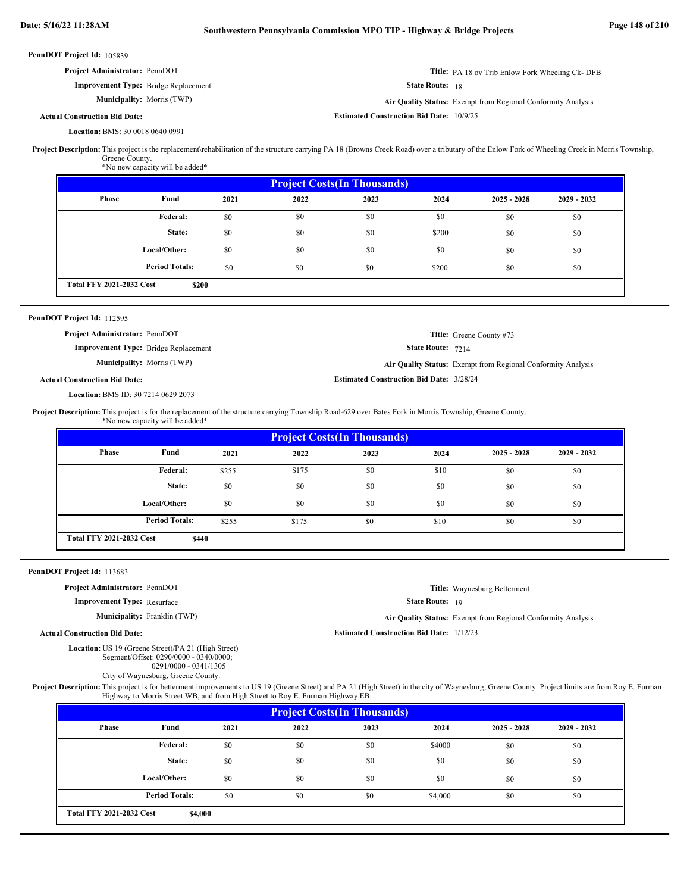**PennDOT Project Id:** 105839

**Project Administrator:** PennDOT

**Improvement Type:** Bridge Replacement

**Municipality:** Morris (TWP)

**Actual Construction Bid Date:**

**Location:** BMS: 30 0018 0640 0991

**Title:** PA 18 ov Trib Enlow Fork Wheeling Ck- DFB

**State Route:** 18

**Air Quality Status:** Exempt from Regional Conformity Analysis

**Estimated Construction Bid Date:** 10/9/25

**Project Description:** This project is the replacement\rehabilitation of the structure carrying PA 18 (Browns Creek Road) over a tributary of the Enlow Fork of Wheeling Creek in Morris Township, Greene County.
*No new capacity will be added*

| Project Costs(In Thousands) | | | | | | | |
|---|---|---|---|---|---|---|---|
| Phase | Fund | 2021 | 2022 | 2023 | 2024 | 2025 - 2028 | 2029 - 2032 |
| | Federal: | $0 | $0 | $0 | $0 | $0 | $0 |
| | State: | $0 | $0 | $0 | $200 | $0 | $0 |
| | Local/Other: | $0 | $0 | $0 | $0 | $0 | $0 |
| | Period Totals: | $0 | $0 | $0 | $200 | $0 | $0 |
| Total FFY 2021-2032 Cost | $200 | | | | | | |

**PennDOT Project Id:** 112595

**Project Administrator:** PennDOT

**Improvement Type:** Bridge Replacement

**Municipality:** Morris (TWP)

**Actual Construction Bid Date:**

**Location:** BMS ID: 30 7214 0629 2073

**Title:** Greene County #73

**State Route:** 7214

**Air Quality Status:** Exempt from Regional Conformity Analysis

**Estimated Construction Bid Date:** 3/28/24

**Project Description:** This project is for the replacement of the structure carrying Township Road-629 over Bates Fork in Morris Township, Greene County.
*No new capacity will be added*

| Project Costs(In Thousands) | | | | | | | |
|---|---|---|---|---|---|---|---|
| Phase | Fund | 2021 | 2022 | 2023 | 2024 | 2025 - 2028 | 2029 - 2032 |
| | Federal: | $255 | $175 | $0 | $10 | $0 | $0 |
| | State: | $0 | $0 | $0 | $0 | $0 | $0 |
| | Local/Other: | $0 | $0 | $0 | $0 | $0 | $0 |
| | Period Totals: | $255 | $175 | $0 | $10 | $0 | $0 |
| Total FFY 2021-2032 Cost | $440 | | | | | | |

**PennDOT Project Id:** 113683

**Project Administrator:** PennDOT

**Improvement Type:** Resurface

**Municipality:** Franklin (TWP)

**Actual Construction Bid Date:**

**Location:** US 19 (Greene Street)/PA 21 (High Street)
Segment/Offset: 0290/0000 - 0340/0000;
0291/0000 - 0341/1305
City of Waynesburg, Greene County.

**Title:** Waynesburg Betterment

**State Route:** 19

**Air Quality Status:** Exempt from Regional Conformity Analysis

**Estimated Construction Bid Date:** 1/12/23

**Project Description:** This project is for betterment improvements to US 19 (Greene Street) and PA 21 (High Street) in the city of Waynesburg, Greene County. Project limits are from Roy E. Furman Highway to Morris Street WB, and from High Street to Roy E. Furman Highway EB.

| Project Costs(In Thousands) | | | | | | | |
|---|---|---|---|---|---|---|---|
| Phase | Fund | 2021 | 2022 | 2023 | 2024 | 2025 - 2028 | 2029 - 2032 |
| | Federal: | $0 | $0 | $0 | $4000 | $0 | $0 |
| | State: | $0 | $0 | $0 | $0 | $0 | $0 |
| | Local/Other: | $0 | $0 | $0 | $0 | $0 | $0 |
| | Period Totals: | $0 | $0 | $0 | $4,000 | $0 | $0 |
| Total FFY 2021-2032 Cost | $4,000 | | | | | | |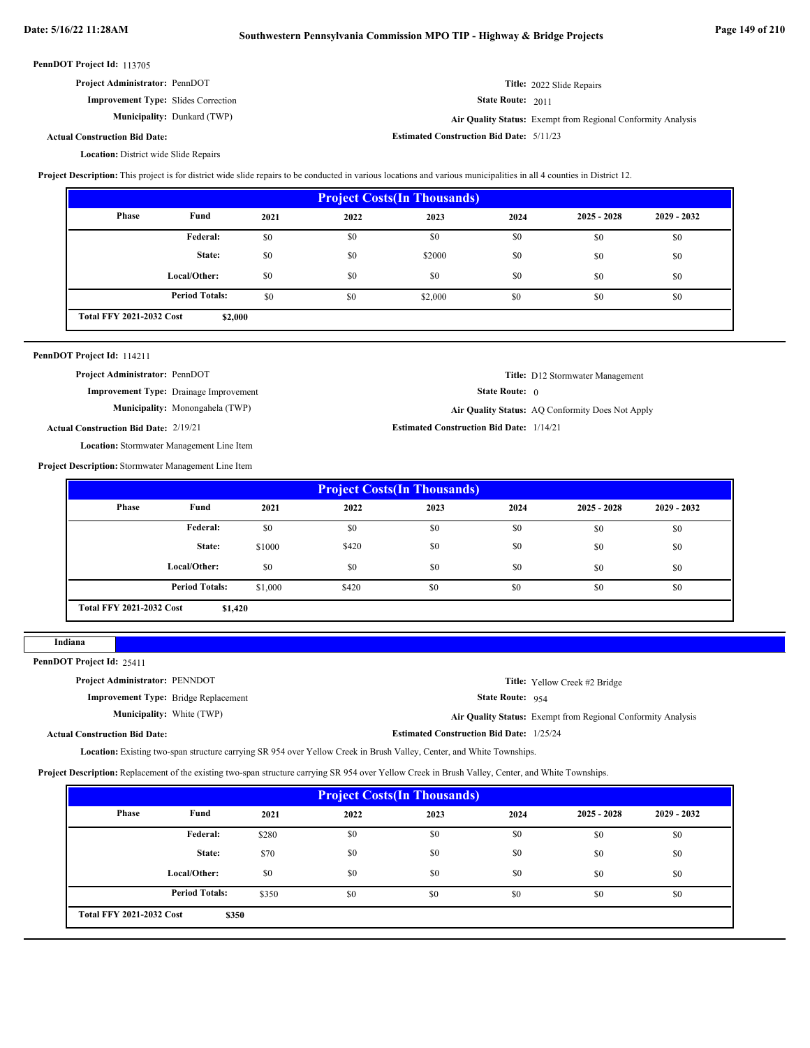**PennDOT Project Id:** 113705

**Project Administrator:** PennDOT

**Improvement Type:** Slides Correction

**Municipality:** Dunkard (TWP)

**Actual Construction Bid Date:**

**Location:** District wide Slide Repairs

**Title:** 2022 Slide Repairs

**State Route:** 2011

**Air Quality Status:** Exempt from Regional Conformity Analysis

**Estimated Construction Bid Date:** 5/11/23

**Project Description:** This project is for district wide slide repairs to be conducted in various locations and various municipalities in all 4 counties in District 12.

| Project Costs(In Thousands) | | | | | | | |
|---|---|---|---|---|---|---|---|
| Phase | Fund | 2021 | 2022 | 2023 | 2024 | 2025 - 2028 | 2029 - 2032 |
| | Federal: | $0 | $0 | $0 | $0 | $0 | $0 |
| | State: | $0 | $0 | $2000 | $0 | $0 | $0 |
| | Local/Other: | $0 | $0 | $0 | $0 | $0 | $0 |
| | Period Totals: | $0 | $0 | $2,000 | $0 | $0 | $0 |
| Total FFY 2021-2032 Cost | $2,000 | | | | | | |

---

**PennDOT Project Id:** 114211

**Project Administrator:** PennDOT

**Improvement Type:** Drainage Improvement

**Municipality:** Monongahela (TWP)

**Actual Construction Bid Date:** 2/19/21

**Location:** Stormwater Management Line Item

**Title:** D12 Stormwater Management

**State Route:** 0

**Air Quality Status:** AQ Conformity Does Not Apply

**Estimated Construction Bid Date:** 1/14/21

**Project Description:** Stormwater Management Line Item

| Project Costs(In Thousands) | | | | | | | |
|---|---|---|---|---|---|---|---|
| Phase | Fund | 2021 | 2022 | 2023 | 2024 | 2025 - 2028 | 2029 - 2032 |
| | Federal: | $0 | $0 | $0 | $0 | $0 | $0 |
| | State: | $1000 | $420 | $0 | $0 | $0 | $0 |
| | Local/Other: | $0 | $0 | $0 | $0 | $0 | $0 |
| | Period Totals: | $1,000 | $420 | $0 | $0 | $0 | $0 |
| Total FFY 2021-2032 Cost | $1,420 | | | | | | |

---

## Indiana

**PennDOT Project Id:** 25411

**Project Administrator:** PENNDOT

**Improvement Type:** Bridge Replacement

**Municipality:** White (TWP)

**Actual Construction Bid Date:**

**Location:** Existing two-span structure carrying SR 954 over Yellow Creek in Brush Valley, Center, and White Townships.

**Title:** Yellow Creek #2 Bridge

**State Route:** 954

**Air Quality Status:** Exempt from Regional Conformity Analysis

**Estimated Construction Bid Date:** 1/25/24

**Project Description:** Replacement of the existing two-span structure carrying SR 954 over Yellow Creek in Brush Valley, Center, and White Townships.

| Project Costs(In Thousands) | | | | | | | |
|---|---|---|---|---|---|---|---|
| Phase | Fund | 2021 | 2022 | 2023 | 2024 | 2025 - 2028 | 2029 - 2032 |
| | Federal: | $280 | $0 | $0 | $0 | $0 | $0 |
| | State: | $70 | $0 | $0 | $0 | $0 | $0 |
| | Local/Other: | $0 | $0 | $0 | $0 | $0 | $0 |
| | Period Totals: | $350 | $0 | $0 | $0 | $0 | $0 |
| Total FFY 2021-2032 Cost | $350 | | | | | | |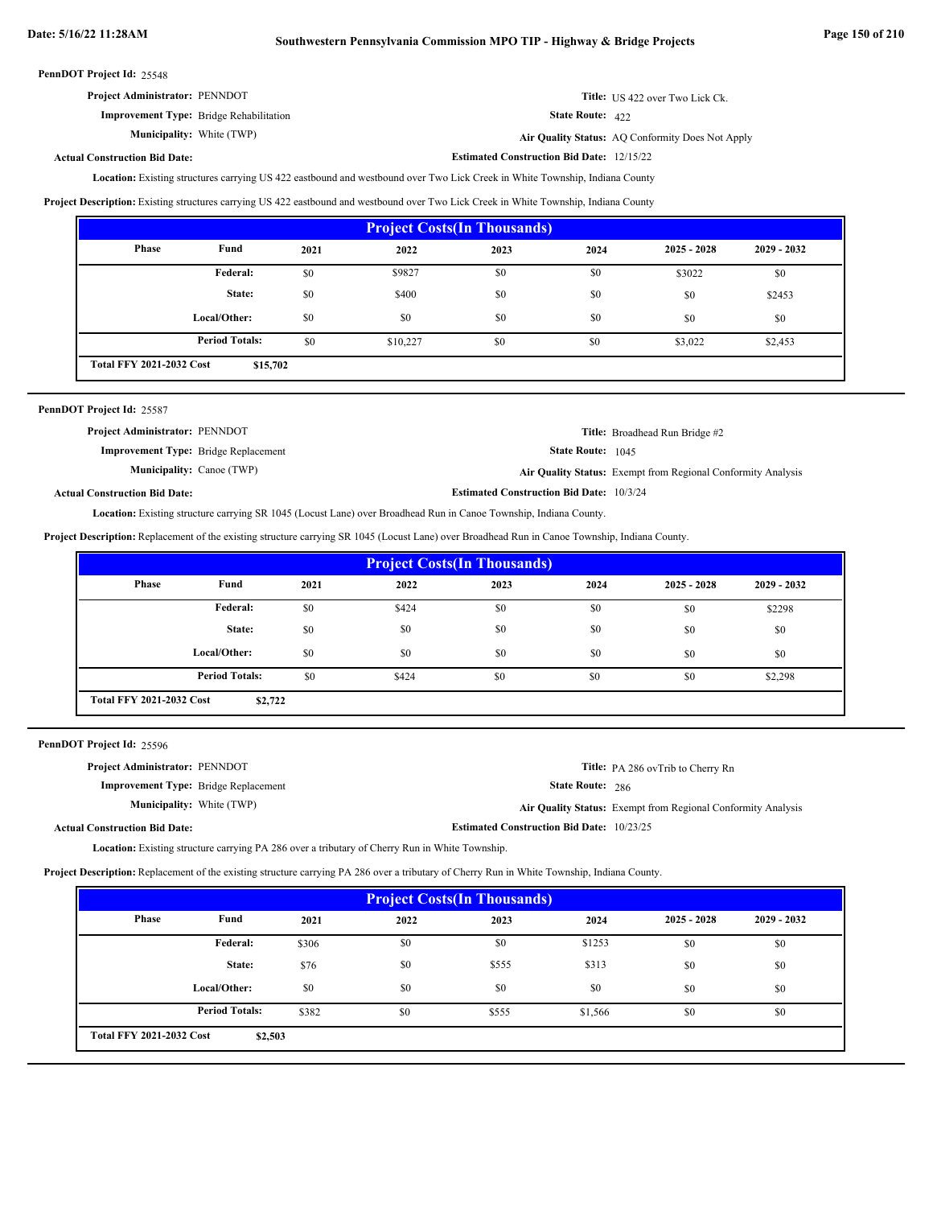**PennDOT Project Id:** 25548

**Project Administrator:** PENNDOT

**Title:** US 422 over Two Lick Ck.

**Improvement Type:** Bridge Rehabilitation

**State Route:** 422

**Municipality:** White (TWP)

**Air Quality Status:** AQ Conformity Does Not Apply

**Actual Construction Bid Date:**

**Estimated Construction Bid Date:** 12/15/22

**Location:** Existing structures carrying US 422 eastbound and westbound over Two Lick Creek in White Township, Indiana County

**Project Description:** Existing structures carrying US 422 eastbound and westbound over Two Lick Creek in White Township, Indiana County

| Project Costs(In Thousands) | | | | | | | |
|---|---|---|---|---|---|---|---|
| Phase | Fund | 2021 | 2022 | 2023 | 2024 | 2025 - 2028 | 2029 - 2032 |
| | Federal: | $0 | $9827 | $0 | $0 | $3022 | $0 |
| | State: | $0 | $400 | $0 | $0 | $0 | $2453 |
| | Local/Other: | $0 | $0 | $0 | $0 | $0 | $0 |
| | Period Totals: | $0 | $10,227 | $0 | $0 | $3,022 | $2,453 |
| Total FFY 2021-2032 Cost | $15,702 | | | | | | |

---

**PennDOT Project Id:** 25587

**Project Administrator:** PENNDOT

**Title:** Broadhead Run Bridge #2

**Improvement Type:** Bridge Replacement

**State Route:** 1045

**Municipality:** Canoe (TWP)

**Air Quality Status:** Exempt from Regional Conformity Analysis

**Actual Construction Bid Date:**

**Estimated Construction Bid Date:** 10/3/24

**Location:** Existing structure carrying SR 1045 (Locust Lane) over Broadhead Run in Canoe Township, Indiana County.

**Project Description:** Replacement of the existing structure carrying SR 1045 (Locust Lane) over Broadhead Run in Canoe Township, Indiana County.

| Project Costs(In Thousands) | | | | | | | |
|---|---|---|---|---|---|---|---|
| Phase | Fund | 2021 | 2022 | 2023 | 2024 | 2025 - 2028 | 2029 - 2032 |
| | Federal: | $0 | $424 | $0 | $0 | $0 | $2298 |
| | State: | $0 | $0 | $0 | $0 | $0 | $0 |
| | Local/Other: | $0 | $0 | $0 | $0 | $0 | $0 |
| | Period Totals: | $0 | $424 | $0 | $0 | $0 | $2,298 |
| Total FFY 2021-2032 Cost | $2,722 | | | | | | |

---

**PennDOT Project Id:** 25596

**Project Administrator:** PENNDOT

**Title:** PA 286 ovTrib to Cherry Rn

**Improvement Type:** Bridge Replacement

**State Route:** 286

**Municipality:** White (TWP)

**Air Quality Status:** Exempt from Regional Conformity Analysis

**Actual Construction Bid Date:**

**Estimated Construction Bid Date:** 10/23/25

**Location:** Existing structure carrying PA 286 over a tributary of Cherry Run in White Township.

**Project Description:** Replacement of the existing structure carrying PA 286 over a tributary of Cherry Run in White Township, Indiana County.

| Project Costs(In Thousands) | | | | | | | |
|---|---|---|---|---|---|---|---|
| Phase | Fund | 2021 | 2022 | 2023 | 2024 | 2025 - 2028 | 2029 - 2032 |
| | Federal: | $306 | $0 | $0 | $1253 | $0 | $0 |
| | State: | $76 | $0 | $555 | $313 | $0 | $0 |
| | Local/Other: | $0 | $0 | $0 | $0 | $0 | $0 |
| | Period Totals: | $382 | $0 | $555 | $1,566 | $0 | $0 |
| Total FFY 2021-2032 Cost | $2,503 | | | | | | |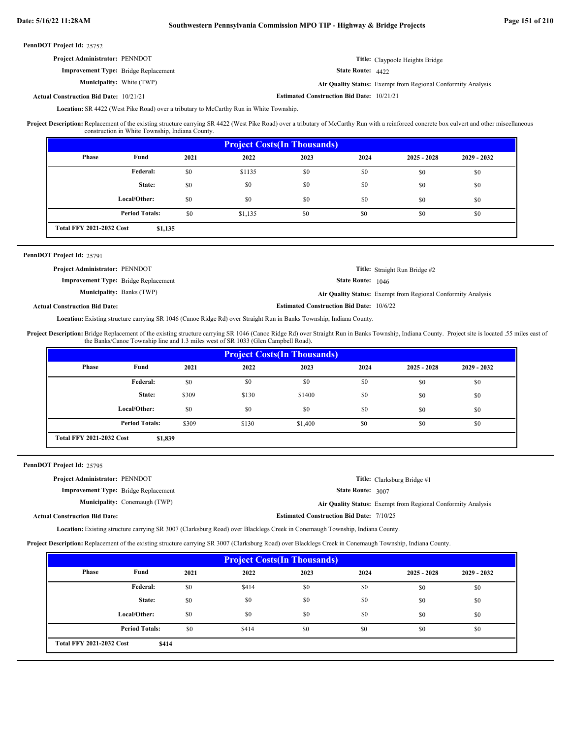**PennDOT Project Id:** 25752

**Project Administrator:** PENNDOT

**Title:** Claypoole Heights Bridge

**Improvement Type:** Bridge Replacement

**State Route:** 4422

**Municipality:** White (TWP)

**Air Quality Status:** Exempt from Regional Conformity Analysis

**Actual Construction Bid Date:** 10/21/21

**Estimated Construction Bid Date:** 10/21/21

**Location:** SR 4422 (West Pike Road) over a tributary to McCarthy Run in White Township.

**Project Description:** Replacement of the existing structure carrying SR 4422 (West Pike Road) over a tributary of McCarthy Run with a reinforced concrete box culvert and other miscellaneous construction in White Township, Indiana County.

**Project Costs(In Thousands)**

| Phase | Fund | 2021 | 2022 | 2023 | 2024 | 2025 - 2028 | 2029 - 2032 |
|---|---|---|---|---|---|---|---|
| | Federal: | $0 | $1135 | $0 | $0 | $0 | $0 |
| | State: | $0 | $0 | $0 | $0 | $0 | $0 |
| | Local/Other: | $0 | $0 | $0 | $0 | $0 | $0 |
| | Period Totals: | $0 | $1,135 | $0 | $0 | $0 | $0 |

**Total FFY 2021-2032 Cost** $1,135

---

**PennDOT Project Id:** 25791

**Project Administrator:** PENNDOT

**Title:** Straight Run Bridge #2

**Improvement Type:** Bridge Replacement

**State Route:** 1046

**Municipality:** Banks (TWP)

**Air Quality Status:** Exempt from Regional Conformity Analysis

**Actual Construction Bid Date:**

**Estimated Construction Bid Date:** 10/6/22

**Location:** Existing structure carrying SR 1046 (Canoe Ridge Rd) over Straight Run in Banks Township, Indiana County.

**Project Description:** Bridge Replacement of the existing structure carrying SR 1046 (Canoe Ridge Rd) over Straight Run in Banks Township, Indiana County. Project site is located .55 miles east of the Banks/Canoe Township line and 1.3 miles west of SR 1033 (Glen Campbell Road).

**Project Costs(In Thousands)**

| Phase | Fund | 2021 | 2022 | 2023 | 2024 | 2025 - 2028 | 2029 - 2032 |
|---|---|---|---|---|---|---|---|
| | Federal: | $0 | $0 | $0 | $0 | $0 | $0 |
| | State: | $309 | $130 | $1400 | $0 | $0 | $0 |
| | Local/Other: | $0 | $0 | $0 | $0 | $0 | $0 |
| | Period Totals: | $309 | $130 | $1,400 | $0 | $0 | $0 |

**Total FFY 2021-2032 Cost** $1,839

---

**PennDOT Project Id:** 25795

**Project Administrator:** PENNDOT

**Title:** Clarksburg Bridge #1

**Improvement Type:** Bridge Replacement

**State Route:** 3007

**Municipality:** Conemaugh (TWP)

**Air Quality Status:** Exempt from Regional Conformity Analysis

**Actual Construction Bid Date:**

**Estimated Construction Bid Date:** 7/10/25

**Location:** Existing structure carrying SR 3007 (Clarksburg Road) over Blacklegs Creek in Conemaugh Township, Indiana County.

**Project Description:** Replacement of the existing structure carrying SR 3007 (Clarksburg Road) over Blacklegs Creek in Conemaugh Township, Indiana County.

**Project Costs(In Thousands)**

| Phase | Fund | 2021 | 2022 | 2023 | 2024 | 2025 - 2028 | 2029 - 2032 |
|---|---|---|---|---|---|---|---|
| | Federal: | $0 | $414 | $0 | $0 | $0 | $0 |
| | State: | $0 | $0 | $0 | $0 | $0 | $0 |
| | Local/Other: | $0 | $0 | $0 | $0 | $0 | $0 |
| | Period Totals: | $0 | $414 | $0 | $0 | $0 | $0 |

**Total FFY 2021-2032 Cost** $414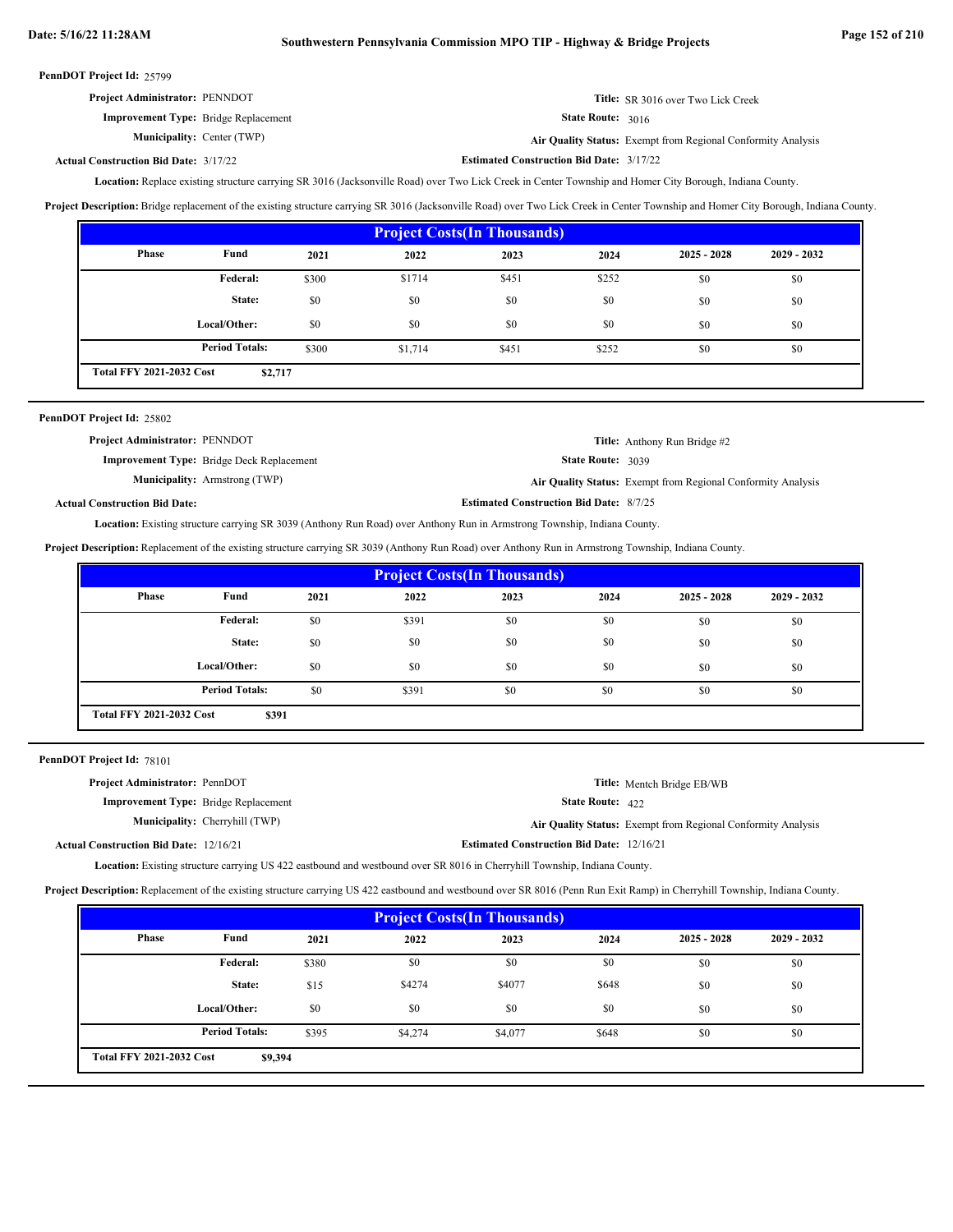**PennDOT Project Id:** 25799

**Project Administrator:** PENNDOT

**Title:** SR 3016 over Two Lick Creek

**Improvement Type:** Bridge Replacement

**State Route:** 3016

**Municipality:** Center (TWP)

**Air Quality Status:** Exempt from Regional Conformity Analysis

**Actual Construction Bid Date:** 3/17/22

**Estimated Construction Bid Date:** 3/17/22

**Location:** Replace existing structure carrying SR 3016 (Jacksonville Road) over Two Lick Creek in Center Township and Homer City Borough, Indiana County.

**Project Description:** Bridge replacement of the existing structure carrying SR 3016 (Jacksonville Road) over Two Lick Creek in Center Township and Homer City Borough, Indiana County.

| Project Costs(In Thousands) | | | | | | | |
|---|---|---|---|---|---|---|---|
| Phase | Fund | 2021 | 2022 | 2023 | 2024 | 2025 - 2028 | 2029 - 2032 |
| | Federal: | $300 | $1714 | $451 | $252 | $0 | $0 |
| | State: | $0 | $0 | $0 | $0 | $0 | $0 |
| | Local/Other: | $0 | $0 | $0 | $0 | $0 | $0 |
| | Period Totals: | $300 | $1,714 | $451 | $252 | $0 | $0 |
| Total FFY 2021-2032 Cost | $2,717 | | | | | | |

---

**PennDOT Project Id:** 25802

**Project Administrator:** PENNDOT

**Title:** Anthony Run Bridge #2

**Improvement Type:** Bridge Deck Replacement

**State Route:** 3039

**Municipality:** Armstrong (TWP)

**Air Quality Status:** Exempt from Regional Conformity Analysis

**Actual Construction Bid Date:**

**Estimated Construction Bid Date:** 8/7/25

**Location:** Existing structure carrying SR 3039 (Anthony Run Road) over Anthony Run in Armstrong Township, Indiana County.

**Project Description:** Replacement of the existing structure carrying SR 3039 (Anthony Run Road) over Anthony Run in Armstrong Township, Indiana County.

| Project Costs(In Thousands) | | | | | | | |
|---|---|---|---|---|---|---|---|
| Phase | Fund | 2021 | 2022 | 2023 | 2024 | 2025 - 2028 | 2029 - 2032 |
| | Federal: | $0 | $391 | $0 | $0 | $0 | $0 |
| | State: | $0 | $0 | $0 | $0 | $0 | $0 |
| | Local/Other: | $0 | $0 | $0 | $0 | $0 | $0 |
| | Period Totals: | $0 | $391 | $0 | $0 | $0 | $0 |
| Total FFY 2021-2032 Cost | $391 | | | | | | |

---

**PennDOT Project Id:** 78101

**Project Administrator:** PennDOT

**Title:** Mentch Bridge EB/WB

**Improvement Type:** Bridge Replacement

**State Route:** 422

**Municipality:** Cherryhill (TWP)

**Air Quality Status:** Exempt from Regional Conformity Analysis

**Actual Construction Bid Date:** 12/16/21

**Estimated Construction Bid Date:** 12/16/21

**Location:** Existing structure carrying US 422 eastbound and westbound over SR 8016 in Cherryhill Township, Indiana County.

**Project Description:** Replacement of the existing structure carrying US 422 eastbound and westbound over SR 8016 (Penn Run Exit Ramp) in Cherryhill Township, Indiana County.

| Project Costs(In Thousands) | | | | | | | |
|---|---|---|---|---|---|---|---|
| Phase | Fund | 2021 | 2022 | 2023 | 2024 | 2025 - 2028 | 2029 - 2032 |
| | Federal: | $380 | $0 | $0 | $0 | $0 | $0 |
| | State: | $15 | $4274 | $4077 | $648 | $0 | $0 |
| | Local/Other: | $0 | $0 | $0 | $0 | $0 | $0 |
| | Period Totals: | $395 | $4,274 | $4,077 | $648 | $0 | $0 |
| Total FFY 2021-2032 Cost | $9,394 | | | | | | |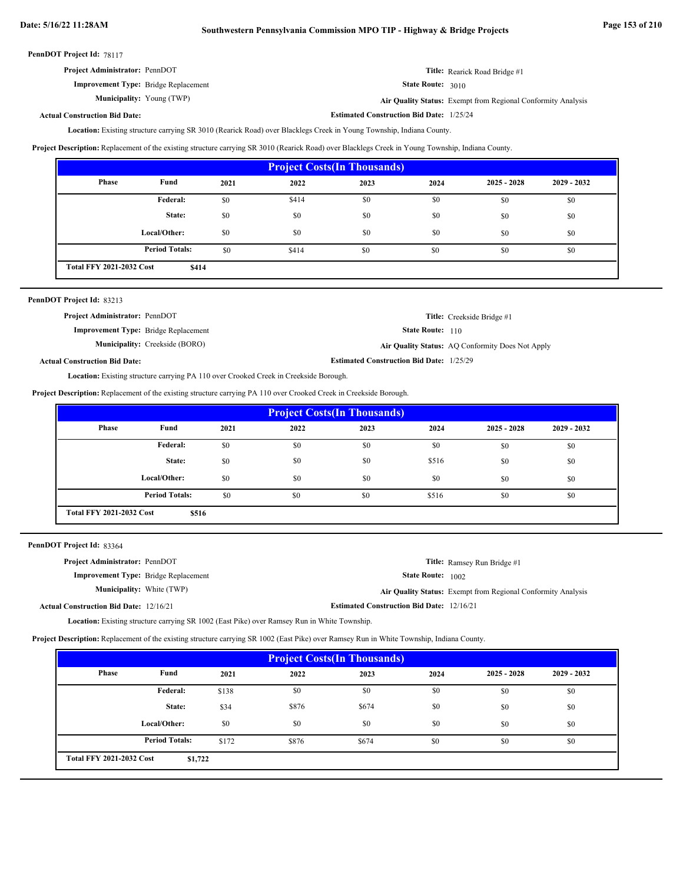**PennDOT Project Id:** 78117

**Project Administrator:** PennDOT
**Title:** Rearick Road Bridge #1
**Improvement Type:** Bridge Replacement
**State Route:** 3010
**Municipality:** Young (TWP)
**Air Quality Status:** Exempt from Regional Conformity Analysis
**Actual Construction Bid Date:**
**Estimated Construction Bid Date:** 1/25/24

**Location:** Existing structure carrying SR 3010 (Rearick Road) over Blacklegs Creek in Young Township, Indiana County.

**Project Description:** Replacement of the existing structure carrying SR 3010 (Rearick Road) over Blacklegs Creek in Young Township, Indiana County.

| Project Costs(In Thousands) | | | | | | | |
|---|---|---|---|---|---|---|---|
| Phase | Fund | 2021 | 2022 | 2023 | 2024 | 2025 - 2028 | 2029 - 2032 |
| | Federal: | $0 | $414 | $0 | $0 | $0 | $0 |
| | State: | $0 | $0 | $0 | $0 | $0 | $0 |
| | Local/Other: | $0 | $0 | $0 | $0 | $0 | $0 |
| | Period Totals: | $0 | $414 | $0 | $0 | $0 | $0 |
| Total FFY 2021-2032 Cost | $414 | | | | | | |

---

**PennDOT Project Id:** 83213

**Project Administrator:** PennDOT
**Title:** Creekside Bridge #1
**Improvement Type:** Bridge Replacement
**State Route:** 110
**Municipality:** Creekside (BORO)
**Air Quality Status:** AQ Conformity Does Not Apply
**Actual Construction Bid Date:**
**Estimated Construction Bid Date:** 1/25/29

**Location:** Existing structure carrying PA 110 over Crooked Creek in Creekside Borough.

**Project Description:** Replacement of the existing structure carrying PA 110 over Crooked Creek in Creekside Borough.

| Project Costs(In Thousands) | | | | | | | |
|---|---|---|---|---|---|---|---|
| Phase | Fund | 2021 | 2022 | 2023 | 2024 | 2025 - 2028 | 2029 - 2032 |
| | Federal: | $0 | $0 | $0 | $0 | $0 | $0 |
| | State: | $0 | $0 | $0 | $516 | $0 | $0 |
| | Local/Other: | $0 | $0 | $0 | $0 | $0 | $0 |
| | Period Totals: | $0 | $0 | $0 | $516 | $0 | $0 |
| Total FFY 2021-2032 Cost | $516 | | | | | | |

---

**PennDOT Project Id:** 83364

**Project Administrator:** PennDOT
**Title:** Ramsey Run Bridge #1
**Improvement Type:** Bridge Replacement
**State Route:** 1002
**Municipality:** White (TWP)
**Air Quality Status:** Exempt from Regional Conformity Analysis
**Actual Construction Bid Date:** 12/16/21
**Estimated Construction Bid Date:** 12/16/21

**Location:** Existing structure carrying SR 1002 (East Pike) over Ramsey Run in White Township.

**Project Description:** Replacement of the existing structure carrying SR 1002 (East Pike) over Ramsey Run in White Township, Indiana County.

| Project Costs(In Thousands) | | | | | | | |
|---|---|---|---|---|---|---|---|
| Phase | Fund | 2021 | 2022 | 2023 | 2024 | 2025 - 2028 | 2029 - 2032 |
| | Federal: | $138 | $0 | $0 | $0 | $0 | $0 |
| | State: | $34 | $876 | $674 | $0 | $0 | $0 |
| | Local/Other: | $0 | $0 | $0 | $0 | $0 | $0 |
| | Period Totals: | $172 | $876 | $674 | $0 | $0 | $0 |
| Total FFY 2021-2032 Cost | $1,722 | | | | | | |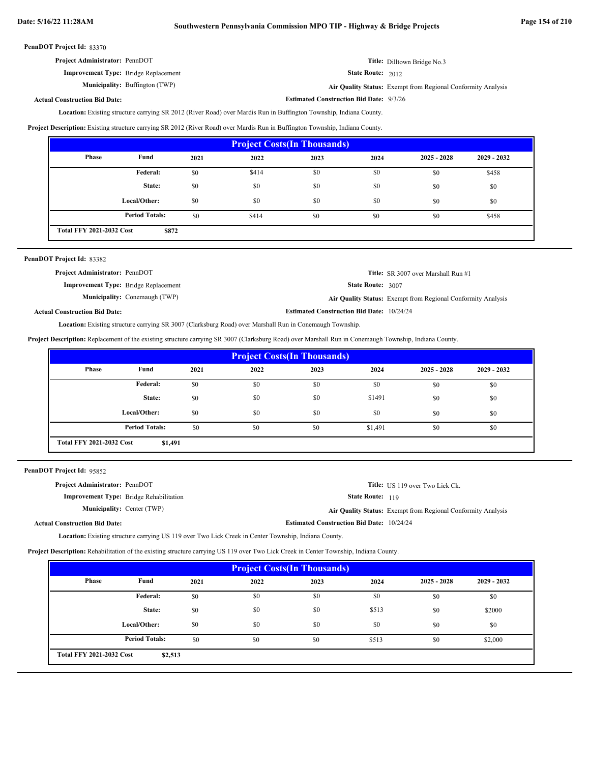**PennDOT Project Id:** 83370

**Project Administrator:** PennDOT
**Title:** Dilltown Bridge No.3
**Improvement Type:** Bridge Replacement
**State Route:** 2012
**Municipality:** Buffington (TWP)
**Air Quality Status:** Exempt from Regional Conformity Analysis
**Actual Construction Bid Date:**
**Estimated Construction Bid Date:** 9/3/26

**Location:** Existing structure carrying SR 2012 (River Road) over Mardis Run in Buffington Township, Indiana County.

**Project Description:** Existing structure carrying SR 2012 (River Road) over Mardis Run in Buffington Township, Indiana County.

| Project Costs(In Thousands) | | | | | | | |
|---|---|---|---|---|---|---|---|
| Phase | Fund | 2021 | 2022 | 2023 | 2024 | 2025 - 2028 | 2029 - 2032 |
| | Federal: | $0 | $414 | $0 | $0 | $0 | $458 |
| | State: | $0 | $0 | $0 | $0 | $0 | $0 |
| | Local/Other: | $0 | $0 | $0 | $0 | $0 | $0 |
| | Period Totals: | $0 | $414 | $0 | $0 | $0 | $458 |
| Total FFY 2021-2032 Cost | $872 | | | | | | |

---

**PennDOT Project Id:** 83382

**Project Administrator:** PennDOT
**Title:** SR 3007 over Marshall Run #1
**Improvement Type:** Bridge Replacement
**State Route:** 3007
**Municipality:** Conemaugh (TWP)
**Air Quality Status:** Exempt from Regional Conformity Analysis
**Actual Construction Bid Date:**
**Estimated Construction Bid Date:** 10/24/24

**Location:** Existing structure carrying SR 3007 (Clarksburg Road) over Marshall Run in Conemaugh Township.

**Project Description:** Replacement of the existing structure carrying SR 3007 (Clarksburg Road) over Marshall Run in Conemaugh Township, Indiana County.

| Project Costs(In Thousands) | | | | | | | |
|---|---|---|---|---|---|---|---|
| Phase | Fund | 2021 | 2022 | 2023 | 2024 | 2025 - 2028 | 2029 - 2032 |
| | Federal: | $0 | $0 | $0 | $0 | $0 | $0 |
| | State: | $0 | $0 | $0 | $1491 | $0 | $0 |
| | Local/Other: | $0 | $0 | $0 | $0 | $0 | $0 |
| | Period Totals: | $0 | $0 | $0 | $1,491 | $0 | $0 |
| Total FFY 2021-2032 Cost | $1,491 | | | | | | |

---

**PennDOT Project Id:** 95852

**Project Administrator:** PennDOT
**Title:** US 119 over Two Lick Ck.
**Improvement Type:** Bridge Rehabilitation
**State Route:** 119
**Municipality:** Center (TWP)
**Air Quality Status:** Exempt from Regional Conformity Analysis
**Actual Construction Bid Date:**
**Estimated Construction Bid Date:** 10/24/24

**Location:** Existing structure carrying US 119 over Two Lick Creek in Center Township, Indiana County.

**Project Description:** Rehabilitation of the existing structure carrying US 119 over Two Lick Creek in Center Township, Indiana County.

| Project Costs(In Thousands) | | | | | | | |
|---|---|---|---|---|---|---|---|
| Phase | Fund | 2021 | 2022 | 2023 | 2024 | 2025 - 2028 | 2029 - 2032 |
| | Federal: | $0 | $0 | $0 | $0 | $0 | $0 |
| | State: | $0 | $0 | $0 | $513 | $0 | $2000 |
| | Local/Other: | $0 | $0 | $0 | $0 | $0 | $0 |
| | Period Totals: | $0 | $0 | $0 | $513 | $0 | $2,000 |
| Total FFY 2021-2032 Cost | $2,513 | | | | | | |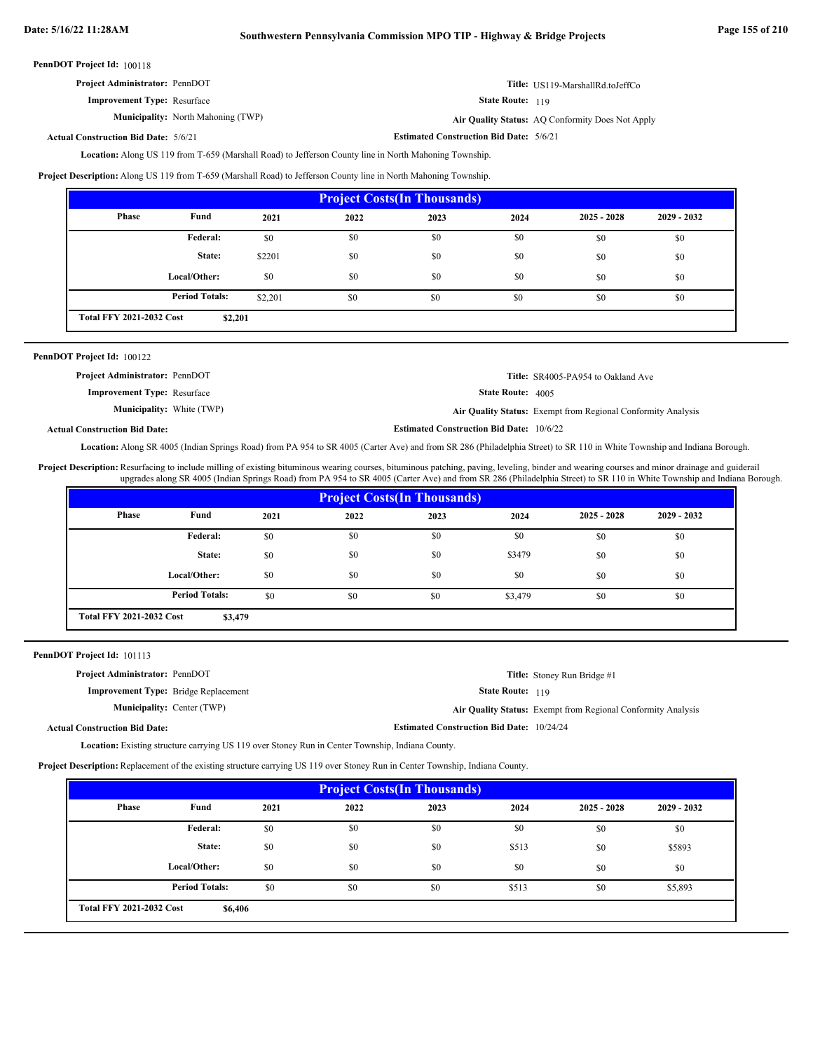**PennDOT Project Id:** 100118

**Project Administrator:** PennDOT

**Title:** US119-MarshallRd.toJeffCo

**Improvement Type:** Resurface

**State Route:** 119

**Municipality:** North Mahoning (TWP)

**Air Quality Status:** AQ Conformity Does Not Apply

**Actual Construction Bid Date:** 5/6/21

**Estimated Construction Bid Date:** 5/6/21

**Location:** Along US 119 from T-659 (Marshall Road) to Jefferson County line in North Mahoning Township.

**Project Description:** Along US 119 from T-659 (Marshall Road) to Jefferson County line in North Mahoning Township.

| Project Costs(In Thousands) | | | | | | | |
|---|---|---|---|---|---|---|---|
| Phase | Fund | 2021 | 2022 | 2023 | 2024 | 2025 - 2028 | 2029 - 2032 |
| | Federal: | $0 | $0 | $0 | $0 | $0 | $0 |
| | State: | $2201 | $0 | $0 | $0 | $0 | $0 |
| | Local/Other: | $0 | $0 | $0 | $0 | $0 | $0 |
| | Period Totals: | $2,201 | $0 | $0 | $0 | $0 | $0 |
| Total FFY 2021-2032 Cost | $2,201 | | | | | | |

---

**PennDOT Project Id:** 100122

**Project Administrator:** PennDOT

**Title:** SR4005-PA954 to Oakland Ave

**Improvement Type:** Resurface

**State Route:** 4005

**Municipality:** White (TWP)

**Air Quality Status:** Exempt from Regional Conformity Analysis

**Actual Construction Bid Date:**

**Estimated Construction Bid Date:** 10/6/22

**Location:** Along SR 4005 (Indian Springs Road) from PA 954 to SR 4005 (Carter Ave) and from SR 286 (Philadelphia Street) to SR 110 in White Township and Indiana Borough.

**Project Description:** Resurfacing to include milling of existing bituminous wearing courses, bituminous patching, paving, leveling, binder and wearing courses and minor drainage and guiderail upgrades along SR 4005 (Indian Springs Road) from PA 954 to SR 4005 (Carter Ave) and from SR 286 (Philadelphia Street) to SR 110 in White Township and Indiana Borough.

| Project Costs(In Thousands) | | | | | | | |
|---|---|---|---|---|---|---|---|
| Phase | Fund | 2021 | 2022 | 2023 | 2024 | 2025 - 2028 | 2029 - 2032 |
| | Federal: | $0 | $0 | $0 | $0 | $0 | $0 |
| | State: | $0 | $0 | $0 | $3479 | $0 | $0 |
| | Local/Other: | $0 | $0 | $0 | $0 | $0 | $0 |
| | Period Totals: | $0 | $0 | $0 | $3,479 | $0 | $0 |
| Total FFY 2021-2032 Cost | $3,479 | | | | | | |

---

**PennDOT Project Id:** 101113

**Project Administrator:** PennDOT

**Title:** Stoney Run Bridge #1

**Improvement Type:** Bridge Replacement

**State Route:** 119

**Municipality:** Center (TWP)

**Air Quality Status:** Exempt from Regional Conformity Analysis

**Actual Construction Bid Date:**

**Estimated Construction Bid Date:** 10/24/24

**Location:** Existing structure carrying US 119 over Stoney Run in Center Township, Indiana County.

**Project Description:** Replacement of the existing structure carrying US 119 over Stoney Run in Center Township, Indiana County.

| Project Costs(In Thousands) | | | | | | | |
|---|---|---|---|---|---|---|---|
| Phase | Fund | 2021 | 2022 | 2023 | 2024 | 2025 - 2028 | 2029 - 2032 |
| | Federal: | $0 | $0 | $0 | $0 | $0 | $0 |
| | State: | $0 | $0 | $0 | $513 | $0 | $5893 |
| | Local/Other: | $0 | $0 | $0 | $0 | $0 | $0 |
| | Period Totals: | $0 | $0 | $0 | $513 | $0 | $5,893 |
| Total FFY 2021-2032 Cost | $6,406 | | | | | | |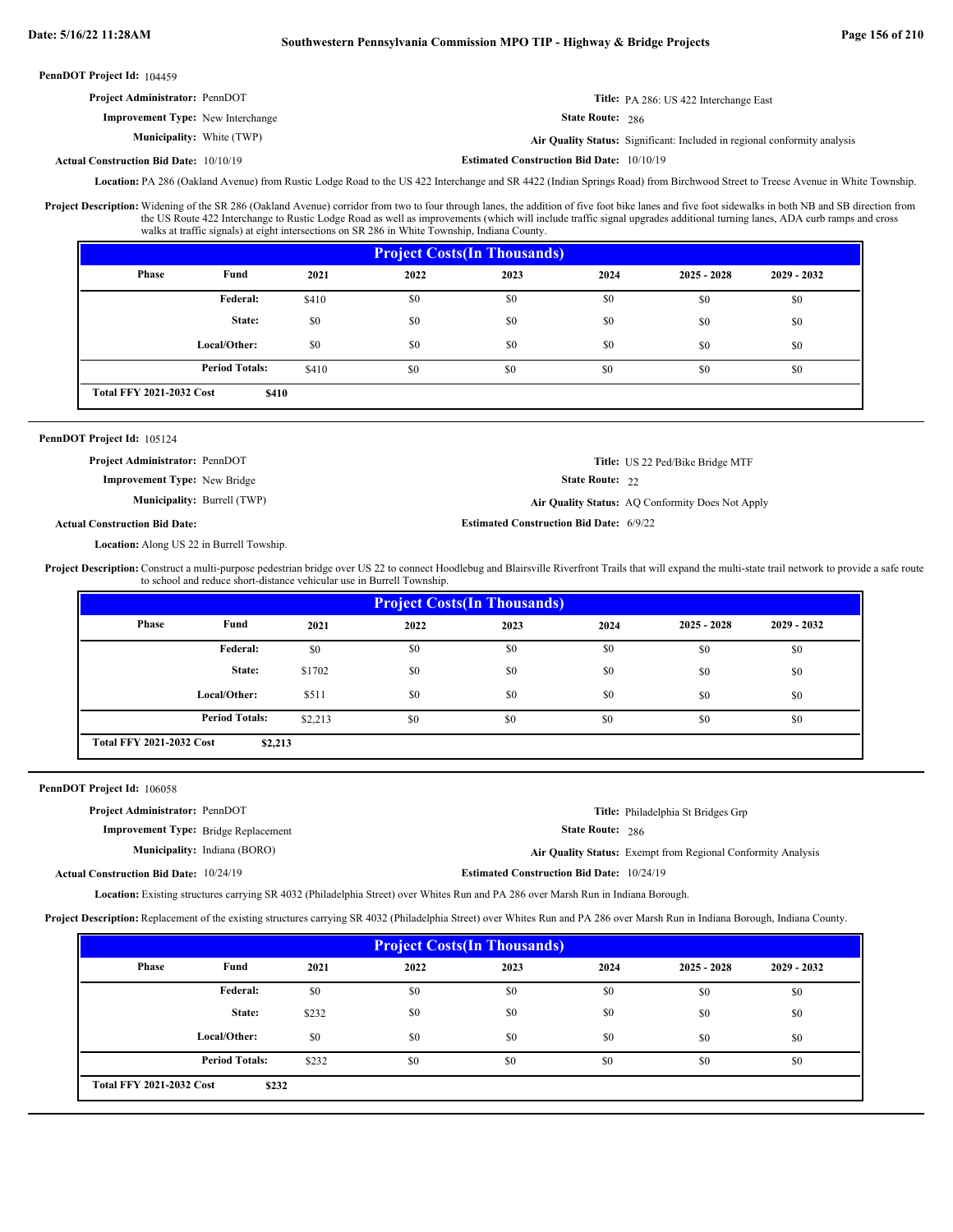**PennDOT Project Id:** 104459

**Project Administrator:** PennDOT

**Title:** PA 286: US 422 Interchange East

**Improvement Type:** New Interchange

**State Route:** 286

**Municipality:** White (TWP)

**Air Quality Status:** Significant: Included in regional conformity analysis

**Actual Construction Bid Date:** 10/10/19

**Estimated Construction Bid Date:** 10/10/19

**Location:** PA 286 (Oakland Avenue) from Rustic Lodge Road to the US 422 Interchange and SR 4422 (Indian Springs Road) from Birchwood Street to Treese Avenue in White Township.

**Project Description:** Widening of the SR 286 (Oakland Avenue) corridor from two to four through lanes, the addition of five foot bike lanes and five foot sidewalks in both NB and SB direction from the US Route 422 Interchange to Rustic Lodge Road as well as improvements (which will include traffic signal upgrades additional turning lanes, ADA curb ramps and cross walks at traffic signals) at eight intersections on SR 286 in White Township, Indiana County.

**Project Costs(In Thousands)**

| Phase | Fund | 2021 | 2022 | 2023 | 2024 | 2025 - 2028 | 2029 - 2032 |
|---|---|---|---|---|---|---|---|
| | Federal: | $410 | $0 | $0 | $0 | $0 | $0 |
| | State: | $0 | $0 | $0 | $0 | $0 | $0 |
| | Local/Other: | $0 | $0 | $0 | $0 | $0 | $0 |
| | Period Totals: | $410 | $0 | $0 | $0 | $0 | $0 |

**Total FFY 2021-2032 Cost** $410

---

**PennDOT Project Id:** 105124

**Project Administrator:** PennDOT

**Title:** US 22 Ped/Bike Bridge MTF

**Improvement Type:** New Bridge

**State Route:** 22

**Municipality:** Burrell (TWP)

**Air Quality Status:** AQ Conformity Does Not Apply

**Actual Construction Bid Date:**

**Estimated Construction Bid Date:** 6/9/22

**Location:** Along US 22 in Burrell Township.

**Project Description:** Construct a multi-purpose pedestrian bridge over US 22 to connect Hoodlebug and Blairsville Riverfront Trails that will expand the multi-state trail network to provide a safe route to school and reduce short-distance vehicular use in Burrell Township.

**Project Costs(In Thousands)**

| Phase | Fund | 2021 | 2022 | 2023 | 2024 | 2025 - 2028 | 2029 - 2032 |
|---|---|---|---|---|---|---|---|
| | Federal: | $0 | $0 | $0 | $0 | $0 | $0 |
| | State: | $1702 | $0 | $0 | $0 | $0 | $0 |
| | Local/Other: | $511 | $0 | $0 | $0 | $0 | $0 |
| | Period Totals: | $2,213 | $0 | $0 | $0 | $0 | $0 |

**Total FFY 2021-2032 Cost** $2,213

---

**PennDOT Project Id:** 106058

**Project Administrator:** PennDOT

**Title:** Philadelphia St Bridges Grp

**Improvement Type:** Bridge Replacement

**State Route:** 286

**Municipality:** Indiana (BORO)

**Air Quality Status:** Exempt from Regional Conformity Analysis

**Actual Construction Bid Date:** 10/24/19

**Estimated Construction Bid Date:** 10/24/19

**Location:** Existing structures carrying SR 4032 (Philadelphia Street) over Whites Run and PA 286 over Marsh Run in Indiana Borough.

**Project Description:** Replacement of the existing structures carrying SR 4032 (Philadelphia Street) over Whites Run and PA 286 over Marsh Run in Indiana Borough, Indiana County.

**Project Costs(In Thousands)**

| Phase | Fund | 2021 | 2022 | 2023 | 2024 | 2025 - 2028 | 2029 - 2032 |
|---|---|---|---|---|---|---|---|
| | Federal: | $0 | $0 | $0 | $0 | $0 | $0 |
| | State: | $232 | $0 | $0 | $0 | $0 | $0 |
| | Local/Other: | $0 | $0 | $0 | $0 | $0 | $0 |
| | Period Totals: | $232 | $0 | $0 | $0 | $0 | $0 |

**Total FFY 2021-2032 Cost** $232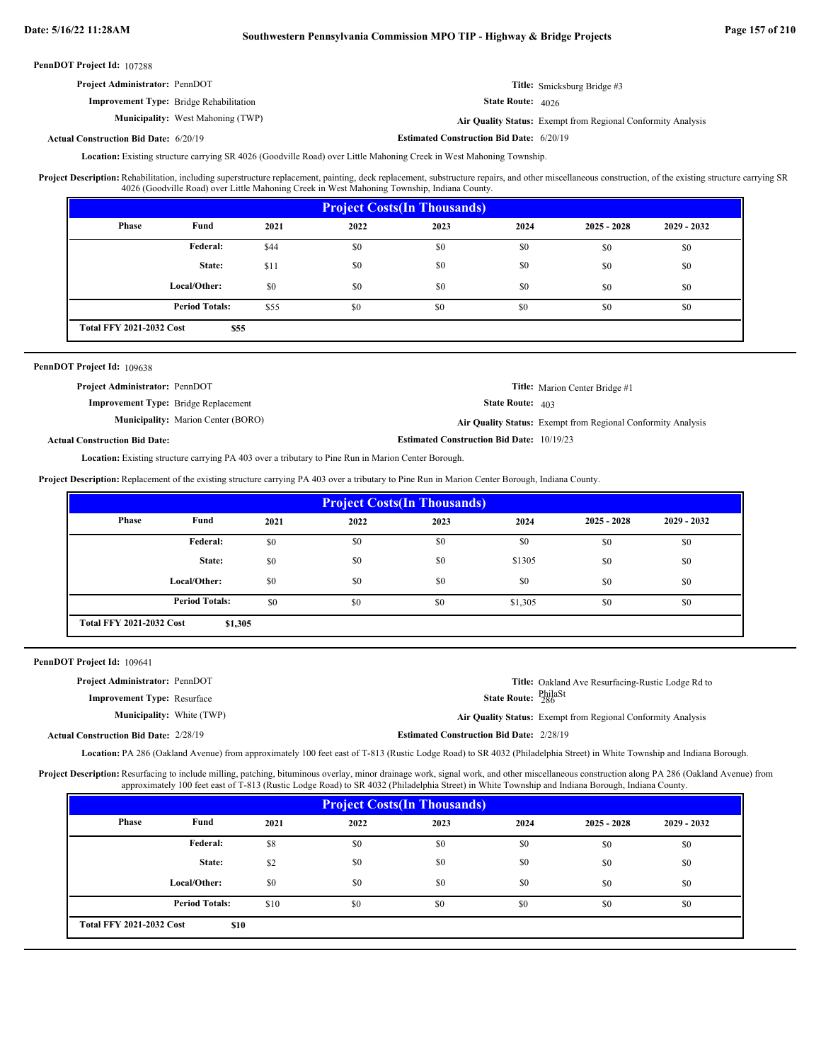**PennDOT Project Id:** 107288

**Project Administrator:** PennDOT

**Title:** Smicksburg Bridge #3

**Improvement Type:** Bridge Rehabilitation

**State Route:** 4026

**Municipality:** West Mahoning (TWP)

**Air Quality Status:** Exempt from Regional Conformity Analysis

**Actual Construction Bid Date:** 6/20/19

**Estimated Construction Bid Date:** 6/20/19

**Location:** Existing structure carrying SR 4026 (Goodville Road) over Little Mahoning Creek in West Mahoning Township.

**Project Description:** Rehabilitation, including superstructure replacement, painting, deck replacement, substructure repairs, and other miscellaneous construction, of the existing structure carrying SR 4026 (Goodville Road) over Little Mahoning Creek in West Mahoning Township, Indiana County.

**Project Costs(In Thousands)**

| Phase | Fund | 2021 | 2022 | 2023 | 2024 | 2025 - 2028 | 2029 - 2032 |
|---|---|---|---|---|---|---|---|
| | Federal: | $44 | $0 | $0 | $0 | $0 | $0 |
| | State: | $11 | $0 | $0 | $0 | $0 | $0 |
| | Local/Other: | $0 | $0 | $0 | $0 | $0 | $0 |
| | Period Totals: | $55 | $0 | $0 | $0 | $0 | $0 |

**Total FFY 2021-2032 Cost** $55

---

**PennDOT Project Id:** 109638

**Project Administrator:** PennDOT

**Title:** Marion Center Bridge #1

**Improvement Type:** Bridge Replacement

**State Route:** 403

**Municipality:** Marion Center (BORO)

**Air Quality Status:** Exempt from Regional Conformity Analysis

**Actual Construction Bid Date:**

**Estimated Construction Bid Date:** 10/19/23

**Location:** Existing structure carrying PA 403 over a tributary to Pine Run in Marion Center Borough.

**Project Description:** Replacement of the existing structure carrying PA 403 over a tributary to Pine Run in Marion Center Borough, Indiana County.

**Project Costs(In Thousands)**

| Phase | Fund | 2021 | 2022 | 2023 | 2024 | 2025 - 2028 | 2029 - 2032 |
|---|---|---|---|---|---|---|---|
| | Federal: | $0 | $0 | $0 | $0 | $0 | $0 |
| | State: | $0 | $0 | $0 | $1305 | $0 | $0 |
| | Local/Other: | $0 | $0 | $0 | $0 | $0 | $0 |
| | Period Totals: | $0 | $0 | $0 | $1,305 | $0 | $0 |

**Total FFY 2021-2032 Cost** $1,305

---

**PennDOT Project Id:** 109641

**Project Administrator:** PennDOT

**Title:** Oakland Ave Resurfacing-Rustic Lodge Rd to PhilaSt

**Improvement Type:** Resurface

**State Route:** 286

**Municipality:** White (TWP)

**Air Quality Status:** Exempt from Regional Conformity Analysis

**Actual Construction Bid Date:** 2/28/19

**Estimated Construction Bid Date:** 2/28/19

**Location:** PA 286 (Oakland Avenue) from approximately 100 feet east of T-813 (Rustic Lodge Road) to SR 4032 (Philadelphia Street) in White Township and Indiana Borough.

**Project Description:** Resurfacing to include milling, patching, bituminous overlay, minor drainage work, signal work, and other miscellaneous construction along PA 286 (Oakland Avenue) from approximately 100 feet east of T-813 (Rustic Lodge Road) to SR 4032 (Philadelphia Street) in White Township and Indiana Borough, Indiana County.

**Project Costs(In Thousands)**

| Phase | Fund | 2021 | 2022 | 2023 | 2024 | 2025 - 2028 | 2029 - 2032 |
|---|---|---|---|---|---|---|---|
| | Federal: | $8 | $0 | $0 | $0 | $0 | $0 |
| | State: | $2 | $0 | $0 | $0 | $0 | $0 |
| | Local/Other: | $0 | $0 | $0 | $0 | $0 | $0 |
| | Period Totals: | $10 | $0 | $0 | $0 | $0 | $0 |

**Total FFY 2021-2032 Cost** $10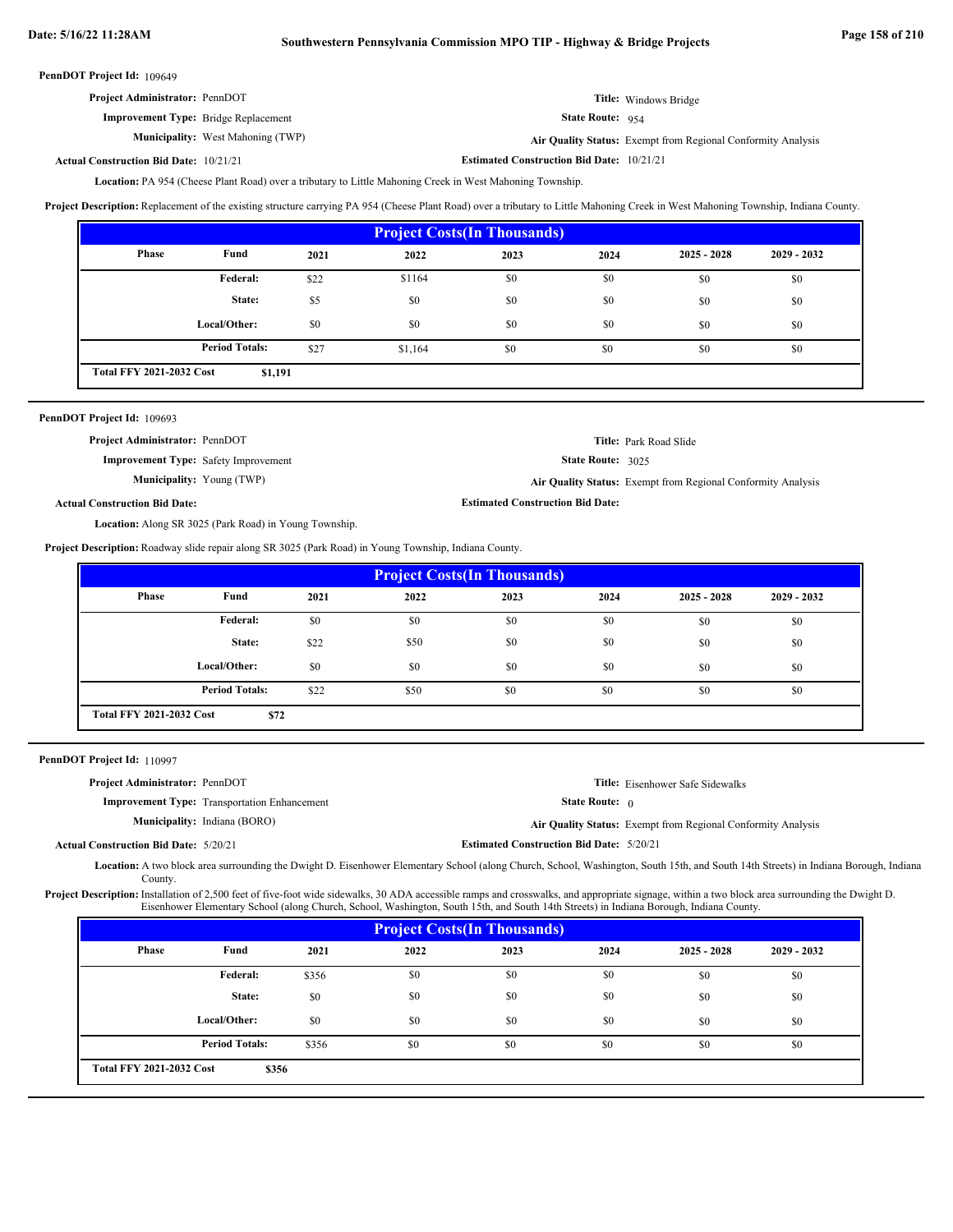**PennDOT Project Id:** 109649

**Project Administrator:** PennDOT

**Improvement Type:** Bridge Replacement

**Municipality:** West Mahoning (TWP)

**Actual Construction Bid Date:** 10/21/21

**Title:** Windows Bridge

**State Route:** 954

**Air Quality Status:** Exempt from Regional Conformity Analysis

**Estimated Construction Bid Date:** 10/21/21

**Location:** PA 954 (Cheese Plant Road) over a tributary to Little Mahoning Creek in West Mahoning Township.

**Project Description:** Replacement of the existing structure carrying PA 954 (Cheese Plant Road) over a tributary to Little Mahoning Creek in West Mahoning Township, Indiana County.

| Project Costs(In Thousands) | | | | | | | |
|---|---|---|---|---|---|---|---|
| Phase | Fund | 2021 | 2022 | 2023 | 2024 | 2025 - 2028 | 2029 - 2032 |
| | Federal: | $22 | $1164 | $0 | $0 | $0 | $0 |
| | State: | $5 | $0 | $0 | $0 | $0 | $0 |
| | Local/Other: | $0 | $0 | $0 | $0 | $0 | $0 |
| | Period Totals: | $27 | $1,164 | $0 | $0 | $0 | $0 |
| Total FFY 2021-2032 Cost | $1,191 | | | | | | |

---

**PennDOT Project Id:** 109693

**Project Administrator:** PennDOT

**Improvement Type:** Safety Improvement

**Municipality:** Young (TWP)

**Actual Construction Bid Date:**

**Title:** Park Road Slide

**State Route:** 3025

**Air Quality Status:** Exempt from Regional Conformity Analysis

**Estimated Construction Bid Date:**

**Location:** Along SR 3025 (Park Road) in Young Township.

**Project Description:** Roadway slide repair along SR 3025 (Park Road) in Young Township, Indiana County.

| Project Costs(In Thousands) | | | | | | | |
|---|---|---|---|---|---|---|---|
| Phase | Fund | 2021 | 2022 | 2023 | 2024 | 2025 - 2028 | 2029 - 2032 |
| | Federal: | $0 | $0 | $0 | $0 | $0 | $0 |
| | State: | $22 | $50 | $0 | $0 | $0 | $0 |
| | Local/Other: | $0 | $0 | $0 | $0 | $0 | $0 |
| | Period Totals: | $22 | $50 | $0 | $0 | $0 | $0 |
| Total FFY 2021-2032 Cost | $72 | | | | | | |

---

**PennDOT Project Id:** 110997

**Project Administrator:** PennDOT

**Improvement Type:** Transportation Enhancement

**Municipality:** Indiana (BORO)

**Actual Construction Bid Date:** 5/20/21

**Title:** Eisenhower Safe Sidewalks

**State Route:** 0

**Air Quality Status:** Exempt from Regional Conformity Analysis

**Estimated Construction Bid Date:** 5/20/21

**Location:** A two block area surrounding the Dwight D. Eisenhower Elementary School (along Church, School, Washington, South 15th, and South 14th Streets) in Indiana Borough, Indiana County.

**Project Description:** Installation of 2,500 feet of five-foot wide sidewalks, 30 ADA accessible ramps and crosswalks, and appropriate signage, within a two block area surrounding the Dwight D. Eisenhower Elementary School (along Church, School, Washington, South 15th, and South 14th Streets) in Indiana Borough, Indiana County.

| Project Costs(In Thousands) | | | | | | | |
|---|---|---|---|---|---|---|---|
| Phase | Fund | 2021 | 2022 | 2023 | 2024 | 2025 - 2028 | 2029 - 2032 |
| | Federal: | $356 | $0 | $0 | $0 | $0 | $0 |
| | State: | $0 | $0 | $0 | $0 | $0 | $0 |
| | Local/Other: | $0 | $0 | $0 | $0 | $0 | $0 |
| | Period Totals: | $356 | $0 | $0 | $0 | $0 | $0 |
| Total FFY 2021-2032 Cost | $356 | | | | | | |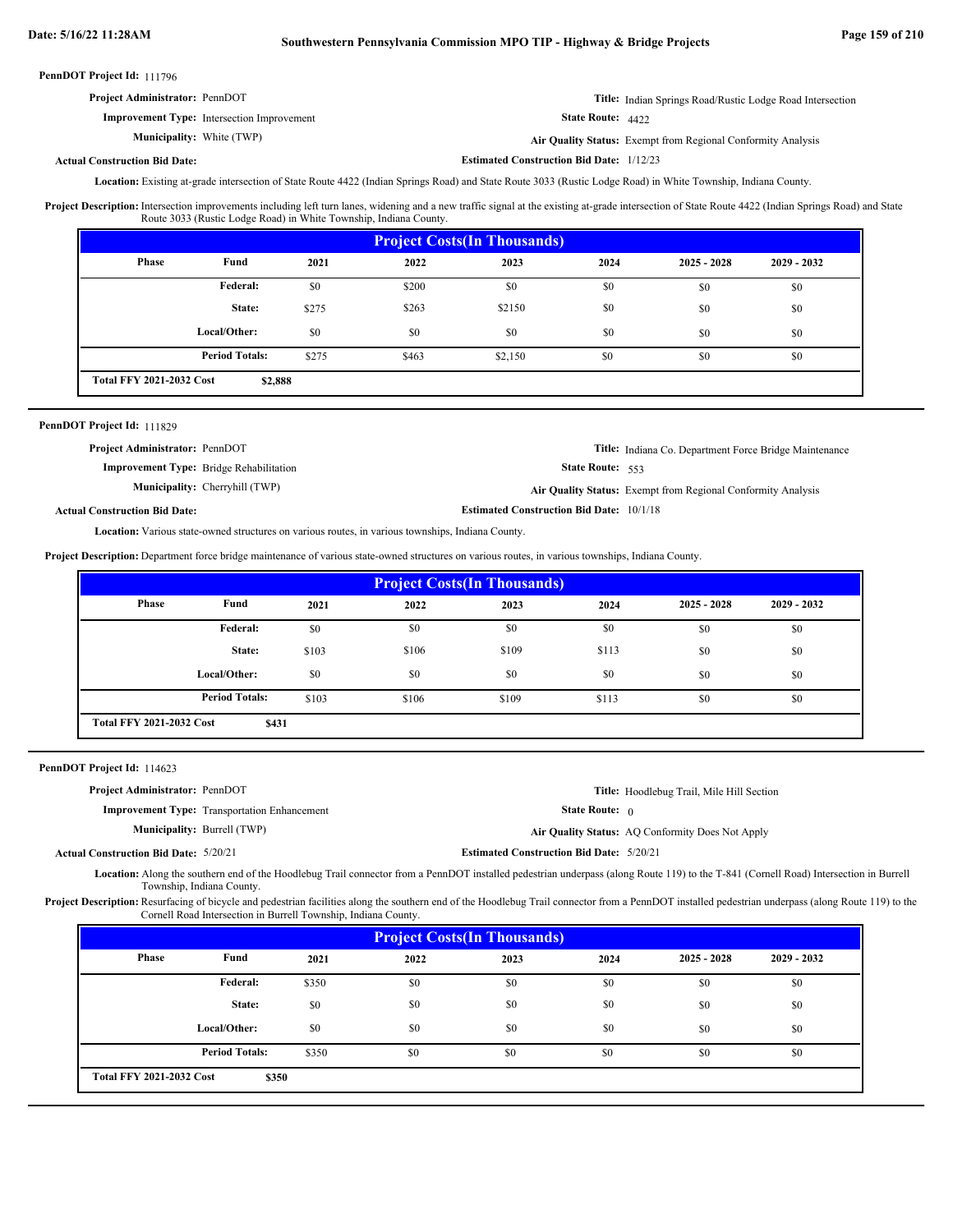**PennDOT Project Id:** 111796

**Project Administrator:** PennDOT

**Title:** Indian Springs Road/Rustic Lodge Road Intersection

**Improvement Type:** Intersection Improvement

**State Route:** 4422

**Municipality:** White (TWP)

**Air Quality Status:** Exempt from Regional Conformity Analysis

**Actual Construction Bid Date:**

**Estimated Construction Bid Date:** 1/12/23

**Location:** Existing at-grade intersection of State Route 4422 (Indian Springs Road) and State Route 3033 (Rustic Lodge Road) in White Township, Indiana County.

**Project Description:** Intersection improvements including left turn lanes, widening and a new traffic signal at the existing at-grade intersection of State Route 4422 (Indian Springs Road) and State Route 3033 (Rustic Lodge Road) in White Township, Indiana County.

| Project Costs(In Thousands) | | | | | | | |
|---|---|---|---|---|---|---|---|
| Phase | Fund | 2021 | 2022 | 2023 | 2024 | 2025 - 2028 | 2029 - 2032 |
| | Federal: | $0 | $200 | $0 | $0 | $0 | $0 |
| | State: | $275 | $263 | $2150 | $0 | $0 | $0 |
| | Local/Other: | $0 | $0 | $0 | $0 | $0 | $0 |
| | Period Totals: | $275 | $463 | $2,150 | $0 | $0 | $0 |
| Total FFY 2021-2032 Cost | $2,888 | | | | | | |

---

**PennDOT Project Id:** 111829

**Project Administrator:** PennDOT

**Title:** Indiana Co. Department Force Bridge Maintenance

**Improvement Type:** Bridge Rehabilitation

**State Route:** 553

**Municipality:** Cherryhill (TWP)

**Air Quality Status:** Exempt from Regional Conformity Analysis

**Actual Construction Bid Date:**

**Estimated Construction Bid Date:** 10/1/18

**Location:** Various state-owned structures on various routes, in various townships, Indiana County.

**Project Description:** Department force bridge maintenance of various state-owned structures on various routes, in various townships, Indiana County.

| Project Costs(In Thousands) | | | | | | | |
|---|---|---|---|---|---|---|---|
| Phase | Fund | 2021 | 2022 | 2023 | 2024 | 2025 - 2028 | 2029 - 2032 |
| | Federal: | $0 | $0 | $0 | $0 | $0 | $0 |
| | State: | $103 | $106 | $109 | $113 | $0 | $0 |
| | Local/Other: | $0 | $0 | $0 | $0 | $0 | $0 |
| | Period Totals: | $103 | $106 | $109 | $113 | $0 | $0 |
| Total FFY 2021-2032 Cost | $431 | | | | | | |

---

**PennDOT Project Id:** 114623

**Project Administrator:** PennDOT

**Title:** Hoodlebug Trail, Mile Hill Section

**Improvement Type:** Transportation Enhancement

**State Route:** 0

**Municipality:** Burrell (TWP)

**Air Quality Status:** AQ Conformity Does Not Apply

**Actual Construction Bid Date:** 5/20/21

**Estimated Construction Bid Date:** 5/20/21

**Location:** Along the southern end of the Hoodlebug Trail connector from a PennDOT installed pedestrian underpass (along Route 119) to the T-841 (Cornell Road) Intersection in Burrell Township, Indiana County.

**Project Description:** Resurfacing of bicycle and pedestrian facilities along the southern end of the Hoodlebug Trail connector from a PennDOT installed pedestrian underpass (along Route 119) to the Cornell Road Intersection in Burrell Township, Indiana County.

| Project Costs(In Thousands) | | | | | | | |
|---|---|---|---|---|---|---|---|
| Phase | Fund | 2021 | 2022 | 2023 | 2024 | 2025 - 2028 | 2029 - 2032 |
| | Federal: | $350 | $0 | $0 | $0 | $0 | $0 |
| | State: | $0 | $0 | $0 | $0 | $0 | $0 |
| | Local/Other: | $0 | $0 | $0 | $0 | $0 | $0 |
| | Period Totals: | $350 | $0 | $0 | $0 | $0 | $0 |
| Total FFY 2021-2032 Cost | $350 | | | | | | |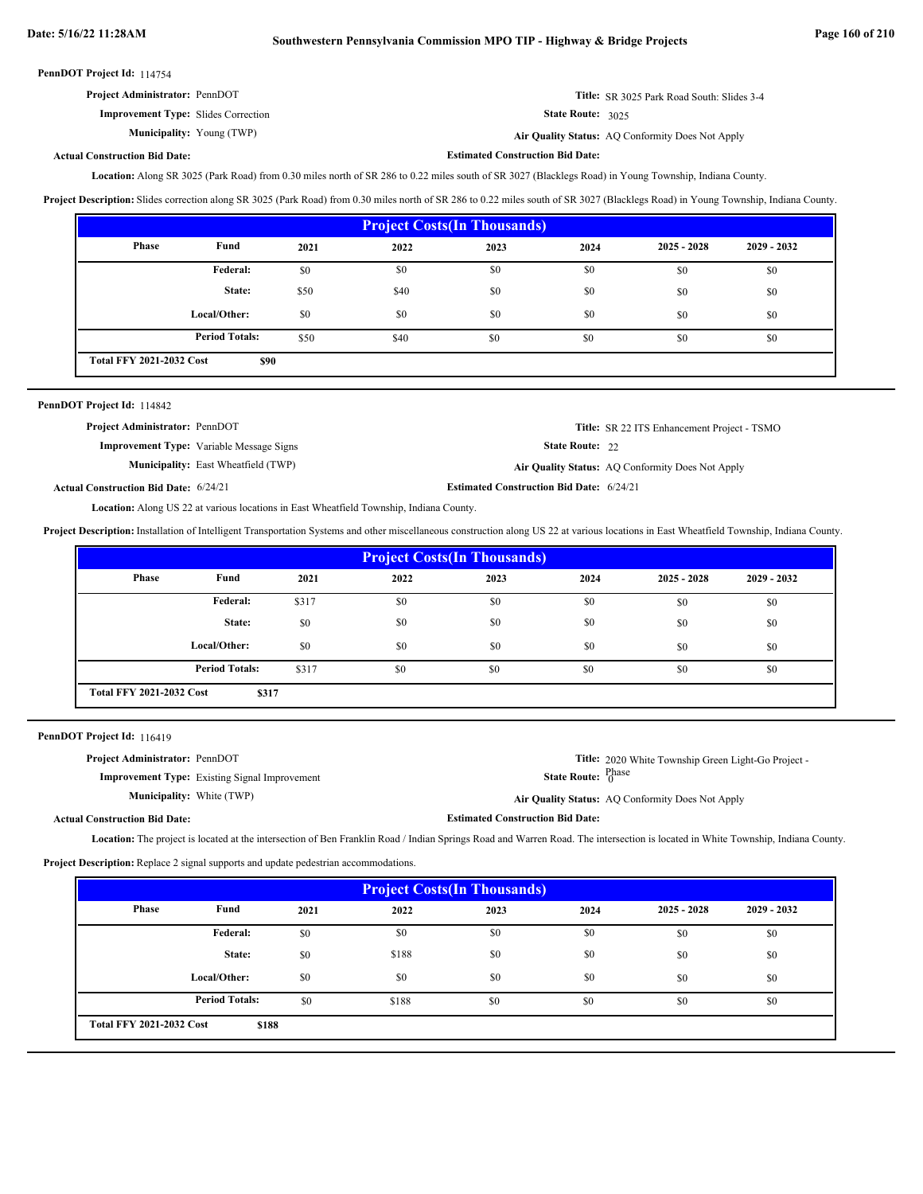**PennDOT Project Id:** 114754

**Project Administrator:** PennDOT

**Title:** SR 3025 Park Road South: Slides 3-4

**Improvement Type:** Slides Correction

**State Route:** 3025

**Municipality:** Young (TWP)

**Air Quality Status:** AQ Conformity Does Not Apply

**Actual Construction Bid Date:**

**Estimated Construction Bid Date:**

**Location:** Along SR 3025 (Park Road) from 0.30 miles north of SR 286 to 0.22 miles south of SR 3027 (Blacklegs Road) in Young Township, Indiana County.

**Project Description:** Slides correction along SR 3025 (Park Road) from 0.30 miles north of SR 286 to 0.22 miles south of SR 3027 (Blacklegs Road) in Young Township, Indiana County.

| Project Costs(In Thousands) | | | | | | | |
|---|---|---|---|---|---|---|---|
| Phase | Fund | 2021 | 2022 | 2023 | 2024 | 2025 - 2028 | 2029 - 2032 |
| | Federal: | $0 | $0 | $0 | $0 | $0 | $0 |
| | State: | $50 | $40 | $0 | $0 | $0 | $0 |
| | Local/Other: | $0 | $0 | $0 | $0 | $0 | $0 |
| | Period Totals: | $50 | $40 | $0 | $0 | $0 | $0 |
| Total FFY 2021-2032 Cost | $90 | | | | | | |

---

**PennDOT Project Id:** 114842

**Project Administrator:** PennDOT

**Title:** SR 22 ITS Enhancement Project - TSMO

**Improvement Type:** Variable Message Signs

**State Route:** 22

**Municipality:** East Wheatfield (TWP)

**Air Quality Status:** AQ Conformity Does Not Apply

**Actual Construction Bid Date:** 6/24/21

**Estimated Construction Bid Date:** 6/24/21

**Location:** Along US 22 at various locations in East Wheatfield Township, Indiana County.

**Project Description:** Installation of Intelligent Transportation Systems and other miscellaneous construction along US 22 at various locations in East Wheatfield Township, Indiana County.

| Project Costs(In Thousands) | | | | | | | |
|---|---|---|---|---|---|---|---|
| Phase | Fund | 2021 | 2022 | 2023 | 2024 | 2025 - 2028 | 2029 - 2032 |
| | Federal: | $317 | $0 | $0 | $0 | $0 | $0 |
| | State: | $0 | $0 | $0 | $0 | $0 | $0 |
| | Local/Other: | $0 | $0 | $0 | $0 | $0 | $0 |
| | Period Totals: | $317 | $0 | $0 | $0 | $0 | $0 |
| Total FFY 2021-2032 Cost | $317 | | | | | | |

---

**PennDOT Project Id:** 116419

**Project Administrator:** PennDOT

**Title:** 2020 White Township Green Light-Go Project - Phase

**Improvement Type:** Existing Signal Improvement

**State Route:** 0

**Municipality:** White (TWP)

**Air Quality Status:** AQ Conformity Does Not Apply

**Actual Construction Bid Date:**

**Estimated Construction Bid Date:**

**Location:** The project is located at the intersection of Ben Franklin Road / Indian Springs Road and Warren Road. The intersection is located in White Township, Indiana County.

**Project Description:** Replace 2 signal supports and update pedestrian accommodations.

| Project Costs(In Thousands) | | | | | | | |
|---|---|---|---|---|---|---|---|
| Phase | Fund | 2021 | 2022 | 2023 | 2024 | 2025 - 2028 | 2029 - 2032 |
| | Federal: | $0 | $0 | $0 | $0 | $0 | $0 |
| | State: | $0 | $188 | $0 | $0 | $0 | $0 |
| | Local/Other: | $0 | $0 | $0 | $0 | $0 | $0 |
| | Period Totals: | $0 | $188 | $0 | $0 | $0 | $0 |
| Total FFY 2021-2032 Cost | $188 | | | | | | |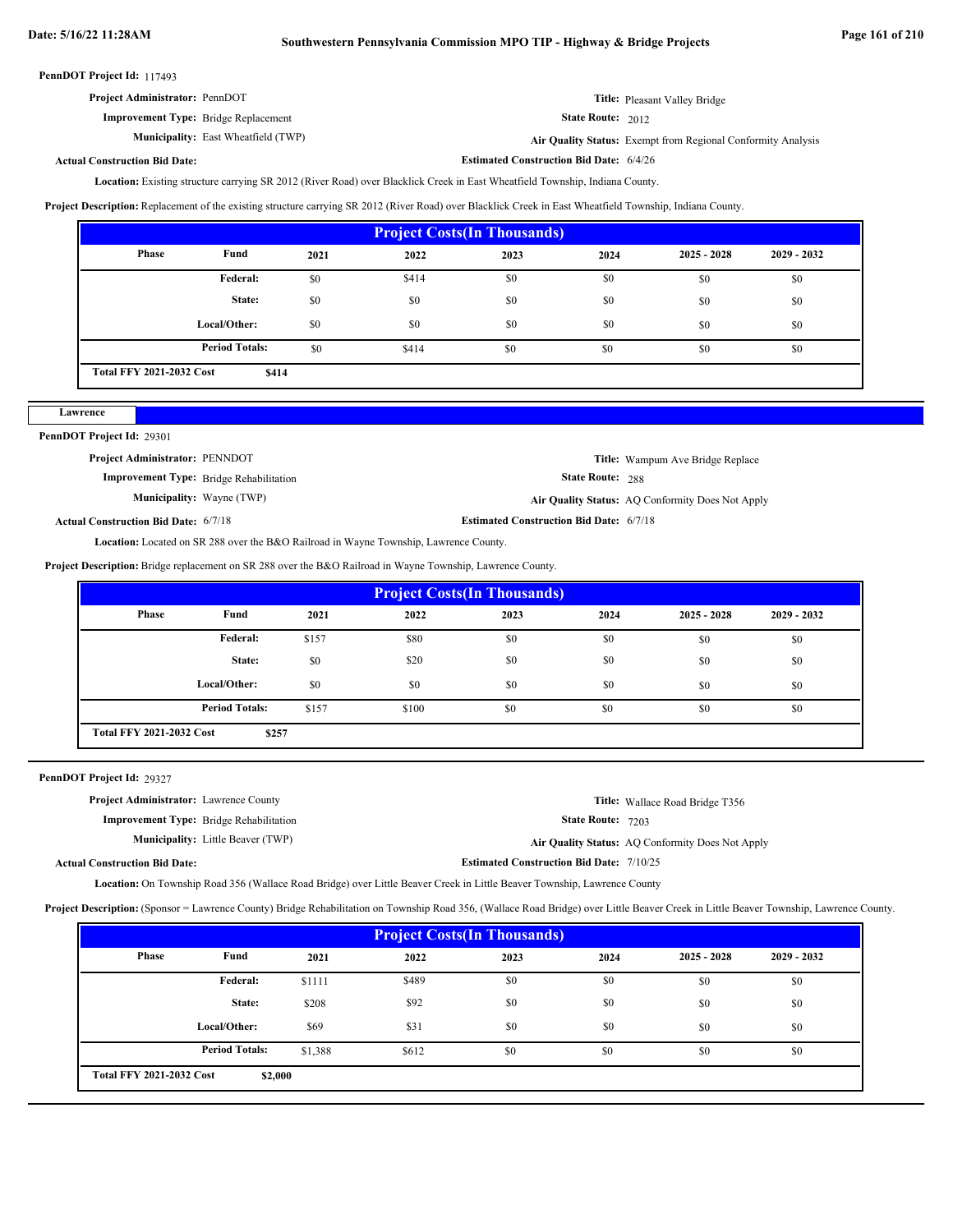**PennDOT Project Id:** 117493

**Project Administrator:** PennDOT

**Title:** Pleasant Valley Bridge

**Improvement Type:** Bridge Replacement

**State Route:** 2012

**Municipality:** East Wheatfield (TWP)

**Air Quality Status:** Exempt from Regional Conformity Analysis

**Actual Construction Bid Date:**

**Estimated Construction Bid Date:** 6/4/26

**Location:** Existing structure carrying SR 2012 (River Road) over Blacklick Creek in East Wheatfield Township, Indiana County.

**Project Description:** Replacement of the existing structure carrying SR 2012 (River Road) over Blacklick Creek in East Wheatfield Township, Indiana County.

| Project Costs(In Thousands) | | | | | | | |
|---|---|---|---|---|---|---|---|
| Phase | Fund | 2021 | 2022 | 2023 | 2024 | 2025 - 2028 | 2029 - 2032 |
| | Federal: | $0 | $414 | $0 | $0 | $0 | $0 |
| | State: | $0 | $0 | $0 | $0 | $0 | $0 |
| | Local/Other: | $0 | $0 | $0 | $0 | $0 | $0 |
| | Period Totals: | $0 | $414 | $0 | $0 | $0 | $0 |
| Total FFY 2021-2032 Cost | $414 | | | | | | |

## Lawrence

**PennDOT Project Id:** 29301

**Project Administrator:** PENNDOT

**Title:** Wampum Ave Bridge Replace

**Improvement Type:** Bridge Rehabilitation

**State Route:** 288

**Municipality:** Wayne (TWP)

**Air Quality Status:** AQ Conformity Does Not Apply

**Actual Construction Bid Date:** 6/7/18

**Estimated Construction Bid Date:** 6/7/18

**Location:** Located on SR 288 over the B&O Railroad in Wayne Township, Lawrence County.

**Project Description:** Bridge replacement on SR 288 over the B&O Railroad in Wayne Township, Lawrence County.

| Project Costs(In Thousands) | | | | | | | |
|---|---|---|---|---|---|---|---|
| Phase | Fund | 2021 | 2022 | 2023 | 2024 | 2025 - 2028 | 2029 - 2032 |
| | Federal: | $157 | $80 | $0 | $0 | $0 | $0 |
| | State: | $0 | $20 | $0 | $0 | $0 | $0 |
| | Local/Other: | $0 | $0 | $0 | $0 | $0 | $0 |
| | Period Totals: | $157 | $100 | $0 | $0 | $0 | $0 |
| Total FFY 2021-2032 Cost | $257 | | | | | | |

**PennDOT Project Id:** 29327

**Project Administrator:** Lawrence County

**Title:** Wallace Road Bridge T356

**Improvement Type:** Bridge Rehabilitation

**State Route:** 7203

**Municipality:** Little Beaver (TWP)

**Air Quality Status:** AQ Conformity Does Not Apply

**Actual Construction Bid Date:**

**Estimated Construction Bid Date:** 7/10/25

**Location:** On Township Road 356 (Wallace Road Bridge) over Little Beaver Creek in Little Beaver Township, Lawrence County

**Project Description:** (Sponsor = Lawrence County) Bridge Rehabilitation on Township Road 356, (Wallace Road Bridge) over Little Beaver Creek in Little Beaver Township, Lawrence County.

| Project Costs(In Thousands) | | | | | | | |
|---|---|---|---|---|---|---|---|
| Phase | Fund | 2021 | 2022 | 2023 | 2024 | 2025 - 2028 | 2029 - 2032 |
| | Federal: | $1111 | $489 | $0 | $0 | $0 | $0 |
| | State: | $208 | $92 | $0 | $0 | $0 | $0 |
| | Local/Other: | $69 | $31 | $0 | $0 | $0 | $0 |
| | Period Totals: | $1,388 | $612 | $0 | $0 | $0 | $0 |
| Total FFY 2021-2032 Cost | $2,000 | | | | | | |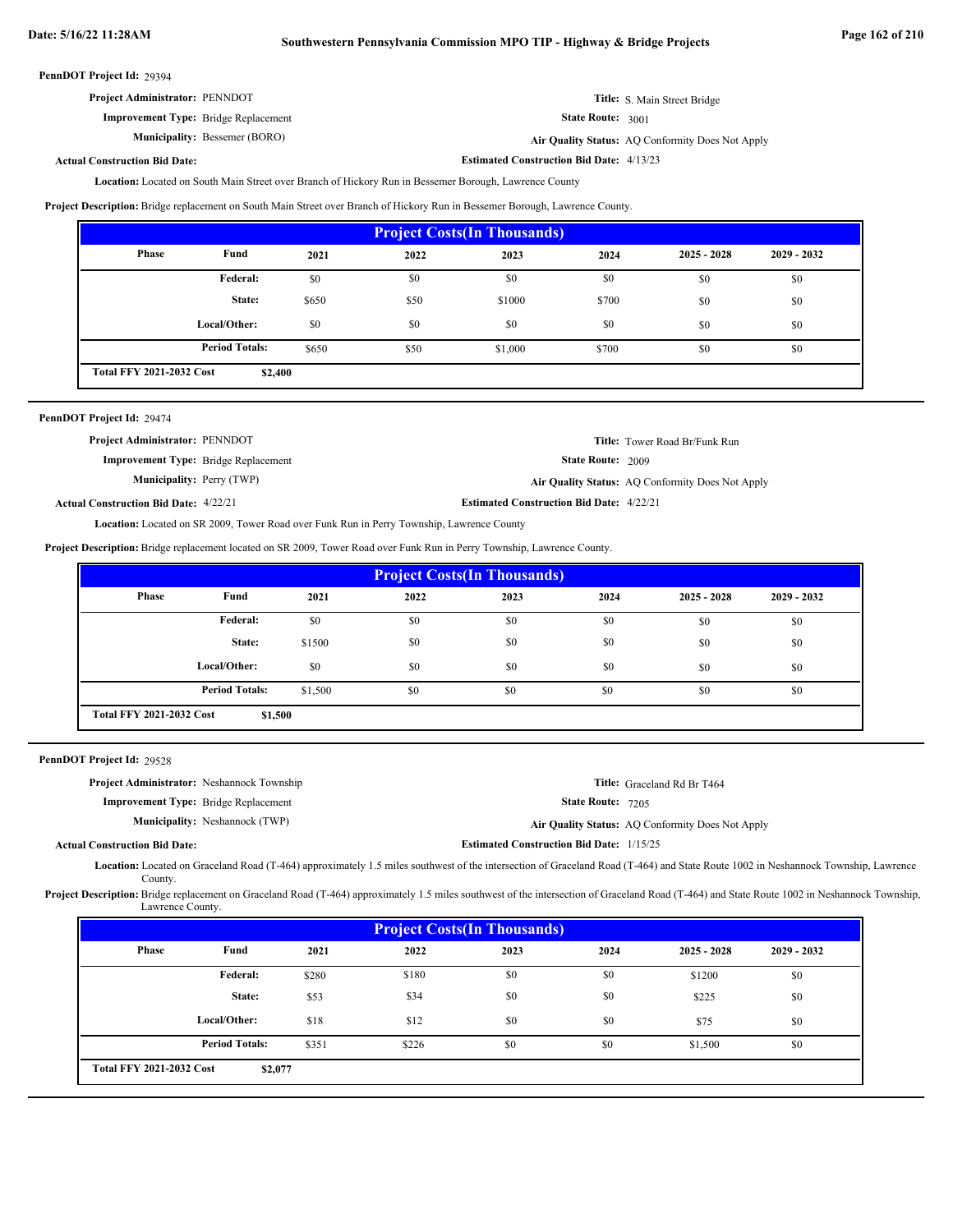**PennDOT Project Id:** 29394

**Project Administrator:** PENNDOT

**Title:** S. Main Street Bridge

**Improvement Type:** Bridge Replacement

**State Route:** 3001

**Municipality:** Bessemer (BORO)

**Air Quality Status:** AQ Conformity Does Not Apply

**Actual Construction Bid Date:**

**Estimated Construction Bid Date:** 4/13/23

**Location:** Located on South Main Street over Branch of Hickory Run in Bessemer Borough, Lawrence County

**Project Description:** Bridge replacement on South Main Street over Branch of Hickory Run in Bessemer Borough, Lawrence County.

| Project Costs(In Thousands) | | | | | | | |
|---|---|---|---|---|---|---|---|
| Phase | Fund | 2021 | 2022 | 2023 | 2024 | 2025 - 2028 | 2029 - 2032 |
| | Federal: | $0 | $0 | $0 | $0 | $0 | $0 |
| | State: | $650 | $50 | $1000 | $700 | $0 | $0 |
| | Local/Other: | $0 | $0 | $0 | $0 | $0 | $0 |
| | Period Totals: | $650 | $50 | $1,000 | $700 | $0 | $0 |
| Total FFY 2021-2032 Cost | $2,400 | | | | | | |

---

**PennDOT Project Id:** 29474

**Project Administrator:** PENNDOT

**Title:** Tower Road Br/Funk Run

**Improvement Type:** Bridge Replacement

**State Route:** 2009

**Municipality:** Perry (TWP)

**Air Quality Status:** AQ Conformity Does Not Apply

**Actual Construction Bid Date:** 4/22/21

**Estimated Construction Bid Date:** 4/22/21

**Location:** Located on SR 2009, Tower Road over Funk Run in Perry Township, Lawrence County

**Project Description:** Bridge replacement located on SR 2009, Tower Road over Funk Run in Perry Township, Lawrence County.

| Project Costs(In Thousands) | | | | | | | |
|---|---|---|---|---|---|---|---|
| Phase | Fund | 2021 | 2022 | 2023 | 2024 | 2025 - 2028 | 2029 - 2032 |
| | Federal: | $0 | $0 | $0 | $0 | $0 | $0 |
| | State: | $1500 | $0 | $0 | $0 | $0 | $0 |
| | Local/Other: | $0 | $0 | $0 | $0 | $0 | $0 |
| | Period Totals: | $1,500 | $0 | $0 | $0 | $0 | $0 |
| Total FFY 2021-2032 Cost | $1,500 | | | | | | |

---

**PennDOT Project Id:** 29528

**Project Administrator:** Neshannock Township

**Title:** Graceland Rd Br T464

**Improvement Type:** Bridge Replacement

**State Route:** 7205

**Municipality:** Neshannock (TWP)

**Air Quality Status:** AQ Conformity Does Not Apply

**Actual Construction Bid Date:**

**Estimated Construction Bid Date:** 1/15/25

**Location:** Located on Graceland Road (T-464) approximately 1.5 miles southwest of the intersection of Graceland Road (T-464) and State Route 1002 in Neshannock Township, Lawrence County.

**Project Description:** Bridge replacement on Graceland Road (T-464) approximately 1.5 miles southwest of the intersection of Graceland Road (T-464) and State Route 1002 in Neshannock Township, Lawrence County.

| Project Costs(In Thousands) | | | | | | | |
|---|---|---|---|---|---|---|---|
| Phase | Fund | 2021 | 2022 | 2023 | 2024 | 2025 - 2028 | 2029 - 2032 |
| | Federal: | $280 | $180 | $0 | $0 | $1200 | $0 |
| | State: | $53 | $34 | $0 | $0 | $225 | $0 |
| | Local/Other: | $18 | $12 | $0 | $0 | $75 | $0 |
| | Period Totals: | $351 | $226 | $0 | $0 | $1,500 | $0 |
| Total FFY 2021-2032 Cost | $2,077 | | | | | | |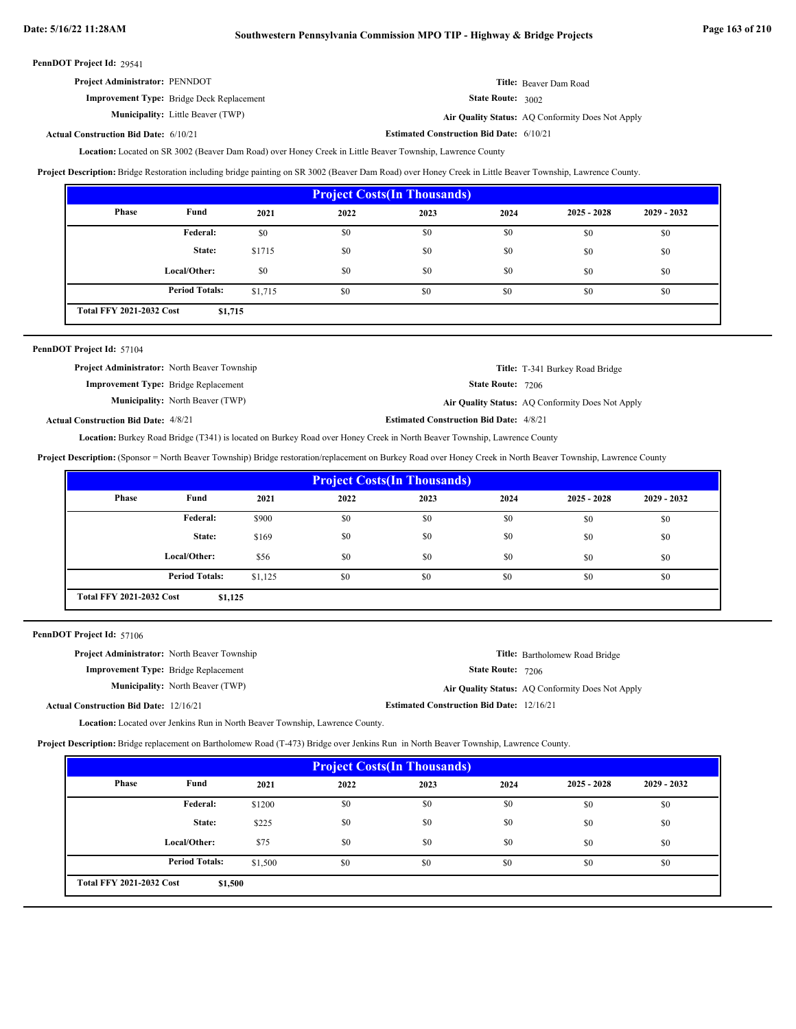**PennDOT Project Id:** 29541

**Project Administrator:** PENNDOT

**Title:** Beaver Dam Road

**Improvement Type:** Bridge Deck Replacement

**State Route:** 3002

**Municipality:** Little Beaver (TWP)

**Air Quality Status:** AQ Conformity Does Not Apply

**Actual Construction Bid Date:** 6/10/21

**Estimated Construction Bid Date:** 6/10/21

**Location:** Located on SR 3002 (Beaver Dam Road) over Honey Creek in Little Beaver Township, Lawrence County

**Project Description:** Bridge Restoration including bridge painting on SR 3002 (Beaver Dam Road) over Honey Creek in Little Beaver Township, Lawrence County.

| Project Costs(In Thousands) | | | | | | | |
|---|---|---|---|---|---|---|---|
| Phase | Fund | 2021 | 2022 | 2023 | 2024 | 2025 - 2028 | 2029 - 2032 |
| | Federal: | $0 | $0 | $0 | $0 | $0 | $0 |
| | State: | $1715 | $0 | $0 | $0 | $0 | $0 |
| | Local/Other: | $0 | $0 | $0 | $0 | $0 | $0 |
| | Period Totals: | $1,715 | $0 | $0 | $0 | $0 | $0 |
| Total FFY 2021-2032 Cost | $1,715 | | | | | | |

---

**PennDOT Project Id:** 57104

**Project Administrator:** North Beaver Township

**Title:** T-341 Burkey Road Bridge

**Improvement Type:** Bridge Replacement

**State Route:** 7206

**Municipality:** North Beaver (TWP)

**Air Quality Status:** AQ Conformity Does Not Apply

**Actual Construction Bid Date:** 4/8/21

**Estimated Construction Bid Date:** 4/8/21

**Location:** Burkey Road Bridge (T341) is located on Burkey Road over Honey Creek in North Beaver Township, Lawrence County

**Project Description:** (Sponsor = North Beaver Township) Bridge restoration/replacement on Burkey Road over Honey Creek in North Beaver Township, Lawrence County

| Project Costs(In Thousands) | | | | | | | |
|---|---|---|---|---|---|---|---|
| Phase | Fund | 2021 | 2022 | 2023 | 2024 | 2025 - 2028 | 2029 - 2032 |
| | Federal: | $900 | $0 | $0 | $0 | $0 | $0 |
| | State: | $169 | $0 | $0 | $0 | $0 | $0 |
| | Local/Other: | $56 | $0 | $0 | $0 | $0 | $0 |
| | Period Totals: | $1,125 | $0 | $0 | $0 | $0 | $0 |
| Total FFY 2021-2032 Cost | $1,125 | | | | | | |

---

**PennDOT Project Id:** 57106

**Project Administrator:** North Beaver Township

**Title:** Bartholomew Road Bridge

**Improvement Type:** Bridge Replacement

**State Route:** 7206

**Municipality:** North Beaver (TWP)

**Air Quality Status:** AQ Conformity Does Not Apply

**Actual Construction Bid Date:** 12/16/21

**Estimated Construction Bid Date:** 12/16/21

**Location:** Located over Jenkins Run in North Beaver Township, Lawrence County.

**Project Description:** Bridge replacement on Bartholomew Road (T-473) Bridge over Jenkins Run in North Beaver Township, Lawrence County.

| Project Costs(In Thousands) | | | | | | | |
|---|---|---|---|---|---|---|---|
| Phase | Fund | 2021 | 2022 | 2023 | 2024 | 2025 - 2028 | 2029 - 2032 |
| | Federal: | $1200 | $0 | $0 | $0 | $0 | $0 |
| | State: | $225 | $0 | $0 | $0 | $0 | $0 |
| | Local/Other: | $75 | $0 | $0 | $0 | $0 | $0 |
| | Period Totals: | $1,500 | $0 | $0 | $0 | $0 | $0 |
| Total FFY 2021-2032 Cost | $1,500 | | | | | | |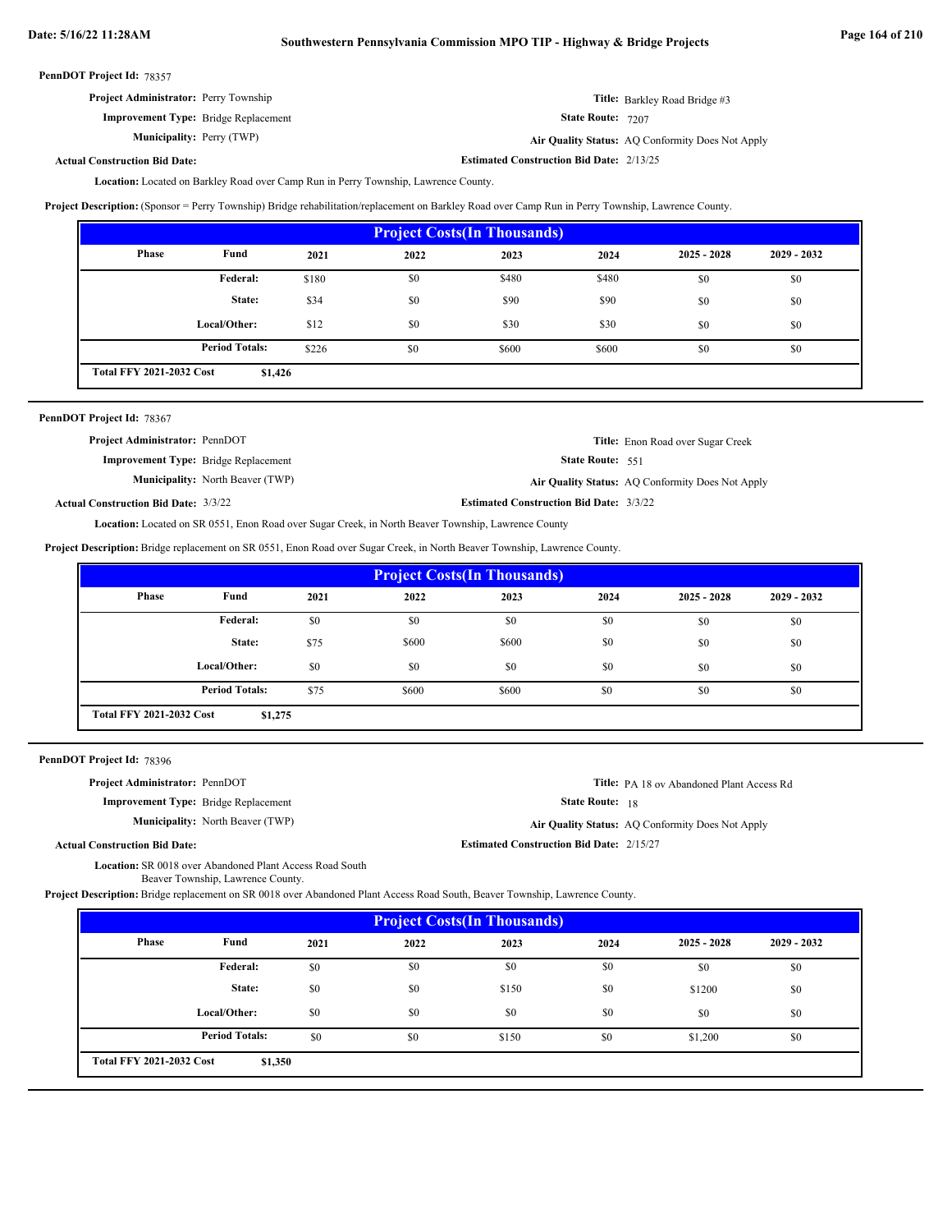**PennDOT Project Id:** 78357

**Project Administrator:** Perry Township

**Improvement Type:** Bridge Replacement

**Municipality:** Perry (TWP)

**Actual Construction Bid Date:**

**Title:** Barkley Road Bridge #3

**State Route:** 7207

**Air Quality Status:** AQ Conformity Does Not Apply

**Estimated Construction Bid Date:** 2/13/25

**Location:** Located on Barkley Road over Camp Run in Perry Township, Lawrence County.

**Project Description:** (Sponsor = Perry Township) Bridge rehabilitation/replacement on Barkley Road over Camp Run in Perry Township, Lawrence County.

**Project Costs(In Thousands)**

| Phase | Fund | 2021 | 2022 | 2023 | 2024 | 2025 - 2028 | 2029 - 2032 |
|---|---|---|---|---|---|---|---|
| | Federal: | $180 | $0 | $480 | $480 | $0 | $0 |
| | State: | $34 | $0 | $90 | $90 | $0 | $0 |
| | Local/Other: | $12 | $0 | $30 | $30 | $0 | $0 |
| | Period Totals: | $226 | $0 | $600 | $600 | $0 | $0 |
| Total FFY 2021-2032 Cost | $1,426 | | | | | | |

---

**PennDOT Project Id:** 78367

**Project Administrator:** PennDOT

**Improvement Type:** Bridge Replacement

**Municipality:** North Beaver (TWP)

**Actual Construction Bid Date:** 3/3/22

**Title:** Enon Road over Sugar Creek

**State Route:** 551

**Air Quality Status:** AQ Conformity Does Not Apply

**Estimated Construction Bid Date:** 3/3/22

**Location:** Located on SR 0551, Enon Road over Sugar Creek, in North Beaver Township, Lawrence County

**Project Description:** Bridge replacement on SR 0551, Enon Road over Sugar Creek, in North Beaver Township, Lawrence County.

**Project Costs(In Thousands)**

| Phase | Fund | 2021 | 2022 | 2023 | 2024 | 2025 - 2028 | 2029 - 2032 |
|---|---|---|---|---|---|---|---|
| | Federal: | $0 | $0 | $0 | $0 | $0 | $0 |
| | State: | $75 | $600 | $600 | $0 | $0 | $0 |
| | Local/Other: | $0 | $0 | $0 | $0 | $0 | $0 |
| | Period Totals: | $75 | $600 | $600 | $0 | $0 | $0 |
| Total FFY 2021-2032 Cost | $1,275 | | | | | | |

---

**PennDOT Project Id:** 78396

**Project Administrator:** PennDOT

**Improvement Type:** Bridge Replacement

**Municipality:** North Beaver (TWP)

**Actual Construction Bid Date:**

**Title:** PA 18 ov Abandoned Plant Access Rd

**State Route:** 18

**Air Quality Status:** AQ Conformity Does Not Apply

**Estimated Construction Bid Date:** 2/15/27

**Location:** SR 0018 over Abandoned Plant Access Road South
Beaver Township, Lawrence County.

**Project Description:** Bridge replacement on SR 0018 over Abandoned Plant Access Road South, Beaver Township, Lawrence County.

**Project Costs(In Thousands)**

| Phase | Fund | 2021 | 2022 | 2023 | 2024 | 2025 - 2028 | 2029 - 2032 |
|---|---|---|---|---|---|---|---|
| | Federal: | $0 | $0 | $0 | $0 | $0 | $0 |
| | State: | $0 | $0 | $150 | $0 | $1200 | $0 |
| | Local/Other: | $0 | $0 | $0 | $0 | $0 | $0 |
| | Period Totals: | $0 | $0 | $150 | $0 | $1,200 | $0 |
| Total FFY 2021-2032 Cost | $1,350 | | | | | | |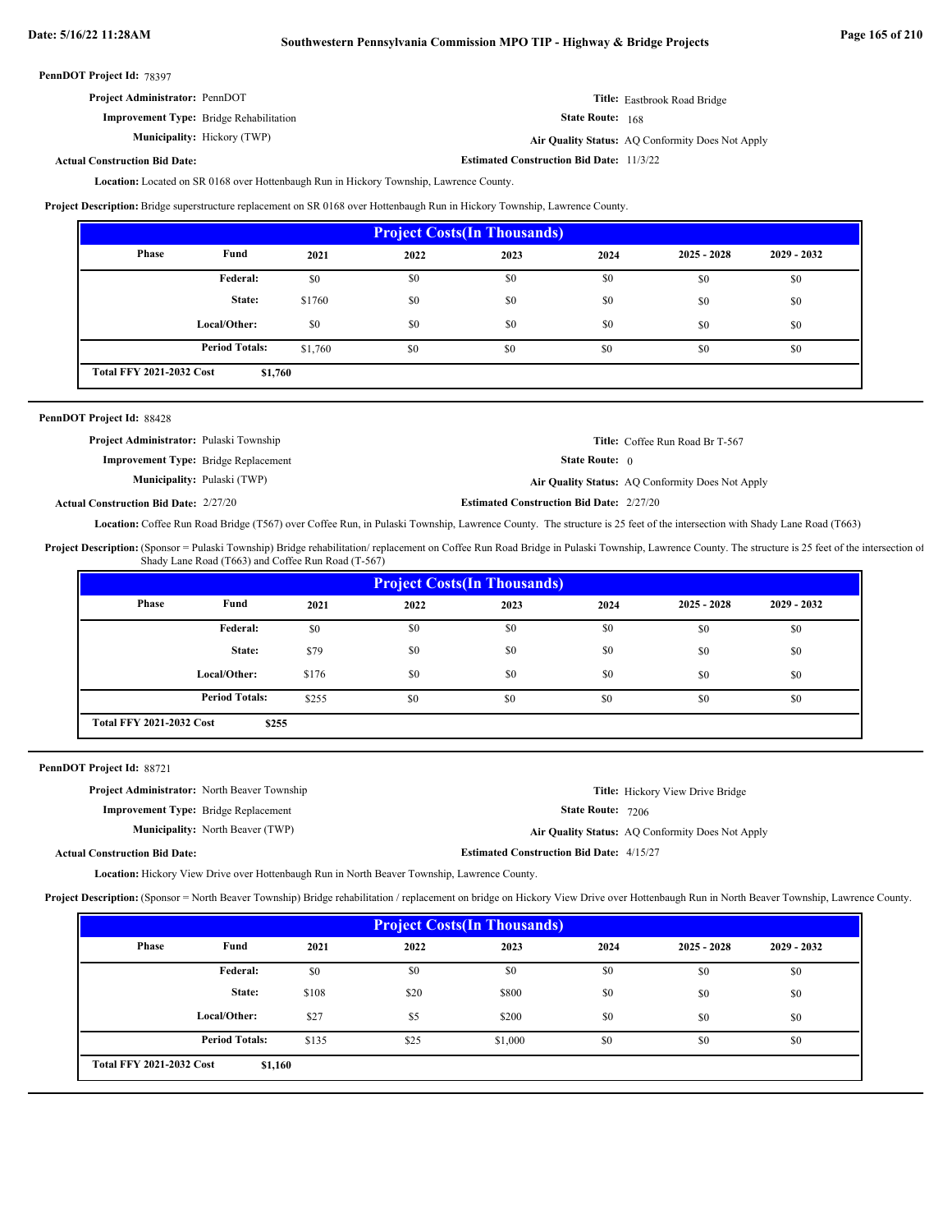**PennDOT Project Id:** 78397

**Project Administrator:** PennDOT

**Title:** Eastbrook Road Bridge

**Improvement Type:** Bridge Rehabilitation

**State Route:** 168

**Municipality:** Hickory (TWP)

**Air Quality Status:** AQ Conformity Does Not Apply

**Actual Construction Bid Date:**

**Estimated Construction Bid Date:** 11/3/22

**Location:** Located on SR 0168 over Hottenbaugh Run in Hickory Township, Lawrence County.

**Project Description:** Bridge superstructure replacement on SR 0168 over Hottenbaugh Run in Hickory Township, Lawrence County.

| Project Costs(In Thousands) | | | | | | | |
|---|---|---|---|---|---|---|---|
| Phase | Fund | 2021 | 2022 | 2023 | 2024 | 2025 - 2028 | 2029 - 2032 |
| | Federal: | $0 | $0 | $0 | $0 | $0 | $0 |
| | State: | $1760 | $0 | $0 | $0 | $0 | $0 |
| | Local/Other: | $0 | $0 | $0 | $0 | $0 | $0 |
| | Period Totals: | $1,760 | $0 | $0 | $0 | $0 | $0 |
| Total FFY 2021-2032 Cost | $1,760 | | | | | | |

---

**PennDOT Project Id:** 88428

**Project Administrator:** Pulaski Township

**Title:** Coffee Run Road Br T-567

**Improvement Type:** Bridge Replacement

**State Route:** 0

**Municipality:** Pulaski (TWP)

**Air Quality Status:** AQ Conformity Does Not Apply

**Actual Construction Bid Date:** 2/27/20

**Estimated Construction Bid Date:** 2/27/20

**Location:** Coffee Run Road Bridge (T567) over Coffee Run, in Pulaski Township, Lawrence County. The structure is 25 feet of the intersection with Shady Lane Road (T663)

**Project Description:** (Sponsor = Pulaski Township) Bridge rehabilitation/ replacement on Coffee Run Road Bridge in Pulaski Township, Lawrence County. The structure is 25 feet of the intersection of Shady Lane Road (T663) and Coffee Run Road (T-567)

| Project Costs(In Thousands) | | | | | | | |
|---|---|---|---|---|---|---|---|
| Phase | Fund | 2021 | 2022 | 2023 | 2024 | 2025 - 2028 | 2029 - 2032 |
| | Federal: | $0 | $0 | $0 | $0 | $0 | $0 |
| | State: | $79 | $0 | $0 | $0 | $0 | $0 |
| | Local/Other: | $176 | $0 | $0 | $0 | $0 | $0 |
| | Period Totals: | $255 | $0 | $0 | $0 | $0 | $0 |
| Total FFY 2021-2032 Cost | $255 | | | | | | |

---

**PennDOT Project Id:** 88721

**Project Administrator:** North Beaver Township

**Title:** Hickory View Drive Bridge

**Improvement Type:** Bridge Replacement

**State Route:** 7206

**Municipality:** North Beaver (TWP)

**Air Quality Status:** AQ Conformity Does Not Apply

**Actual Construction Bid Date:**

**Estimated Construction Bid Date:** 4/15/27

**Location:** Hickory View Drive over Hottenbaugh Run in North Beaver Township, Lawrence County.

**Project Description:** (Sponsor = North Beaver Township) Bridge rehabilitation / replacement on bridge on Hickory View Drive over Hottenbaugh Run in North Beaver Township, Lawrence County.

| Project Costs(In Thousands) | | | | | | | |
|---|---|---|---|---|---|---|---|
| Phase | Fund | 2021 | 2022 | 2023 | 2024 | 2025 - 2028 | 2029 - 2032 |
| | Federal: | $0 | $0 | $0 | $0 | $0 | $0 |
| | State: | $108 | $20 | $800 | $0 | $0 | $0 |
| | Local/Other: | $27 | $5 | $200 | $0 | $0 | $0 |
| | Period Totals: | $135 | $25 | $1,000 | $0 | $0 | $0 |
| Total FFY 2021-2032 Cost | $1,160 | | | | | | |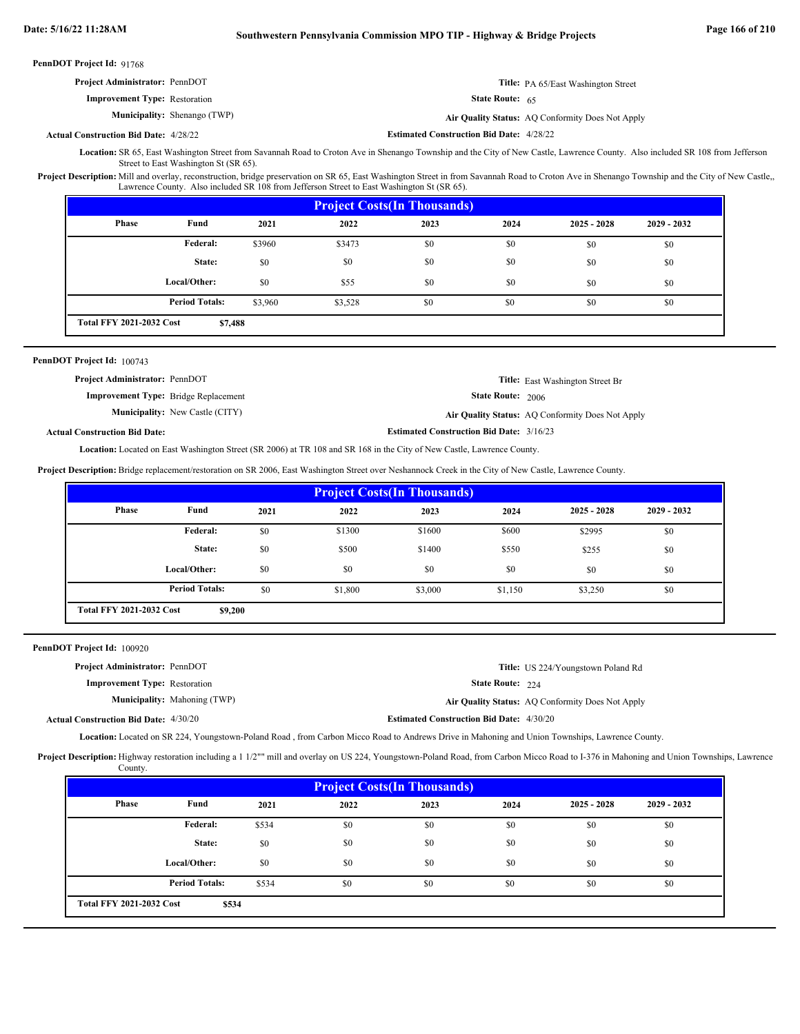**PennDOT Project Id:** 91768

**Project Administrator:** PennDOT

**Title:** PA 65/East Washington Street

**Improvement Type:** Restoration

**State Route:** 65

**Municipality:** Shenango (TWP)

**Air Quality Status:** AQ Conformity Does Not Apply

**Actual Construction Bid Date:** 4/28/22

**Estimated Construction Bid Date:** 4/28/22

**Location:** SR 65, East Washington Street from Savannah Road to Croton Ave in Shenango Township and the City of New Castle, Lawrence County. Also included SR 108 from Jefferson Street to East Washington St (SR 65).

**Project Description:** Mill and overlay, reconstruction, bridge preservation on SR 65, East Washington Street in from Savannah Road to Croton Ave in Shenango Township and the City of New Castle,, Lawrence County. Also included SR 108 from Jefferson Street to East Washington St (SR 65).

| Project Costs(In Thousands) | | | | | | | |
|---|---|---|---|---|---|---|---|
| Phase | Fund | 2021 | 2022 | 2023 | 2024 | 2025 - 2028 | 2029 - 2032 |
| | Federal: | $3960 | $3473 | $0 | $0 | $0 | $0 |
| | State: | $0 | $0 | $0 | $0 | $0 | $0 |
| | Local/Other: | $0 | $55 | $0 | $0 | $0 | $0 |
| | Period Totals: | $3,960 | $3,528 | $0 | $0 | $0 | $0 |
| Total FFY 2021-2032 Cost | $7,488 | | | | | | |

---

**PennDOT Project Id:** 100743

**Project Administrator:** PennDOT

**Title:** East Washington Street Br

**Improvement Type:** Bridge Replacement

**State Route:** 2006

**Municipality:** New Castle (CITY)

**Air Quality Status:** AQ Conformity Does Not Apply

**Actual Construction Bid Date:**

**Estimated Construction Bid Date:** 3/16/23

**Location:** Located on East Washington Street (SR 2006) at TR 108 and SR 168 in the City of New Castle, Lawrence County.

**Project Description:** Bridge replacement/restoration on SR 2006, East Washington Street over Neshannock Creek in the City of New Castle, Lawrence County.

| Project Costs(In Thousands) | | | | | | | |
|---|---|---|---|---|---|---|---|
| Phase | Fund | 2021 | 2022 | 2023 | 2024 | 2025 - 2028 | 2029 - 2032 |
| | Federal: | $0 | $1300 | $1600 | $600 | $2995 | $0 |
| | State: | $0 | $500 | $1400 | $550 | $255 | $0 |
| | Local/Other: | $0 | $0 | $0 | $0 | $0 | $0 |
| | Period Totals: | $0 | $1,800 | $3,000 | $1,150 | $3,250 | $0 |
| Total FFY 2021-2032 Cost | $9,200 | | | | | | |

---

**PennDOT Project Id:** 100920

**Project Administrator:** PennDOT

**Title:** US 224/Youngstown Poland Rd

**Improvement Type:** Restoration

**State Route:** 224

**Municipality:** Mahoning (TWP)

**Air Quality Status:** AQ Conformity Does Not Apply

**Actual Construction Bid Date:** 4/30/20

**Estimated Construction Bid Date:** 4/30/20

**Location:** Located on SR 224, Youngstown-Poland Road , from Carbon Micco Road to Andrews Drive in Mahoning and Union Townships, Lawrence County.

**Project Description:** Highway restoration including a 1 1/2"" mill and overlay on US 224, Youngstown-Poland Road, from Carbon Micco Road to I-376 in Mahoning and Union Townships, Lawrence County.

| Project Costs(In Thousands) | | | | | | | |
|---|---|---|---|---|---|---|---|
| Phase | Fund | 2021 | 2022 | 2023 | 2024 | 2025 - 2028 | 2029 - 2032 |
| | Federal: | $534 | $0 | $0 | $0 | $0 | $0 |
| | State: | $0 | $0 | $0 | $0 | $0 | $0 |
| | Local/Other: | $0 | $0 | $0 | $0 | $0 | $0 |
| | Period Totals: | $534 | $0 | $0 | $0 | $0 | $0 |
| Total FFY 2021-2032 Cost | $534 | | | | | | |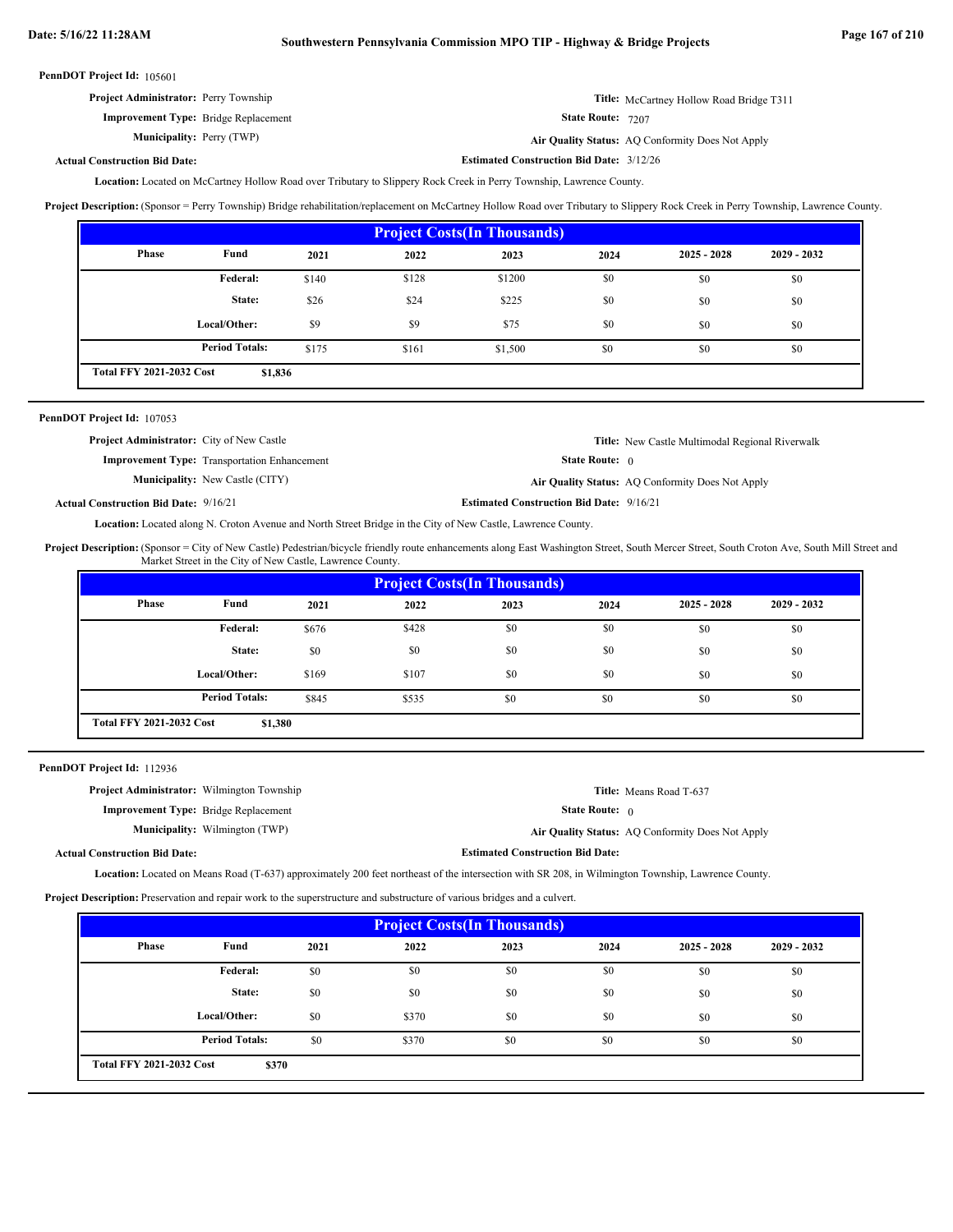**PennDOT Project Id:** 105601

**Project Administrator:** Perry Township

**Improvement Type:** Bridge Replacement

**Municipality:** Perry (TWP)

**Actual Construction Bid Date:**

**Title:** McCartney Hollow Road Bridge T311

**State Route:** 7207

**Air Quality Status:** AQ Conformity Does Not Apply

**Estimated Construction Bid Date:** 3/12/26

**Location:** Located on McCartney Hollow Road over Tributary to Slippery Rock Creek in Perry Township, Lawrence County.

**Project Description:** (Sponsor = Perry Township) Bridge rehabilitation/replacement on McCartney Hollow Road over Tributary to Slippery Rock Creek in Perry Township, Lawrence County.

| Project Costs(In Thousands) | | | | | | | |
|---|---|---|---|---|---|---|---|
| Phase | Fund | 2021 | 2022 | 2023 | 2024 | 2025 - 2028 | 2029 - 2032 |
| | Federal: | $140 | $128 | $1200 | $0 | $0 | $0 |
| | State: | $26 | $24 | $225 | $0 | $0 | $0 |
| | Local/Other: | $9 | $9 | $75 | $0 | $0 | $0 |
| | Period Totals: | $175 | $161 | $1,500 | $0 | $0 | $0 |
| Total FFY 2021-2032 Cost | $1,836 | | | | | | |

---

**PennDOT Project Id:** 107053

**Project Administrator:** City of New Castle

**Improvement Type:** Transportation Enhancement

**Municipality:** New Castle (CITY)

**Actual Construction Bid Date:** 9/16/21

**Title:** New Castle Multimodal Regional Riverwalk

**State Route:** 0

**Air Quality Status:** AQ Conformity Does Not Apply

**Estimated Construction Bid Date:** 9/16/21

**Location:** Located along N. Croton Avenue and North Street Bridge in the City of New Castle, Lawrence County.

**Project Description:** (Sponsor = City of New Castle) Pedestrian/bicycle friendly route enhancements along East Washington Street, South Mercer Street, South Croton Ave, South Mill Street and Market Street in the City of New Castle, Lawrence County.

| Project Costs(In Thousands) | | | | | | | |
|---|---|---|---|---|---|---|---|
| Phase | Fund | 2021 | 2022 | 2023 | 2024 | 2025 - 2028 | 2029 - 2032 |
| | Federal: | $676 | $428 | $0 | $0 | $0 | $0 |
| | State: | $0 | $0 | $0 | $0 | $0 | $0 |
| | Local/Other: | $169 | $107 | $0 | $0 | $0 | $0 |
| | Period Totals: | $845 | $535 | $0 | $0 | $0 | $0 |
| Total FFY 2021-2032 Cost | $1,380 | | | | | | |

---

**PennDOT Project Id:** 112936

**Project Administrator:** Wilmington Township

**Improvement Type:** Bridge Replacement

**Municipality:** Wilmington (TWP)

**Actual Construction Bid Date:**

**Title:** Means Road T-637

**State Route:** 0

**Air Quality Status:** AQ Conformity Does Not Apply

**Estimated Construction Bid Date:**

**Location:** Located on Means Road (T-637) approximately 200 feet northeast of the intersection with SR 208, in Wilmington Township, Lawrence County.

**Project Description:** Preservation and repair work to the superstructure and substructure of various bridges and a culvert.

| Project Costs(In Thousands) | | | | | | | |
|---|---|---|---|---|---|---|---|
| Phase | Fund | 2021 | 2022 | 2023 | 2024 | 2025 - 2028 | 2029 - 2032 |
| | Federal: | $0 | $0 | $0 | $0 | $0 | $0 |
| | State: | $0 | $0 | $0 | $0 | $0 | $0 |
| | Local/Other: | $0 | $370 | $0 | $0 | $0 | $0 |
| | Period Totals: | $0 | $370 | $0 | $0 | $0 | $0 |
| Total FFY 2021-2032 Cost | $370 | | | | | | |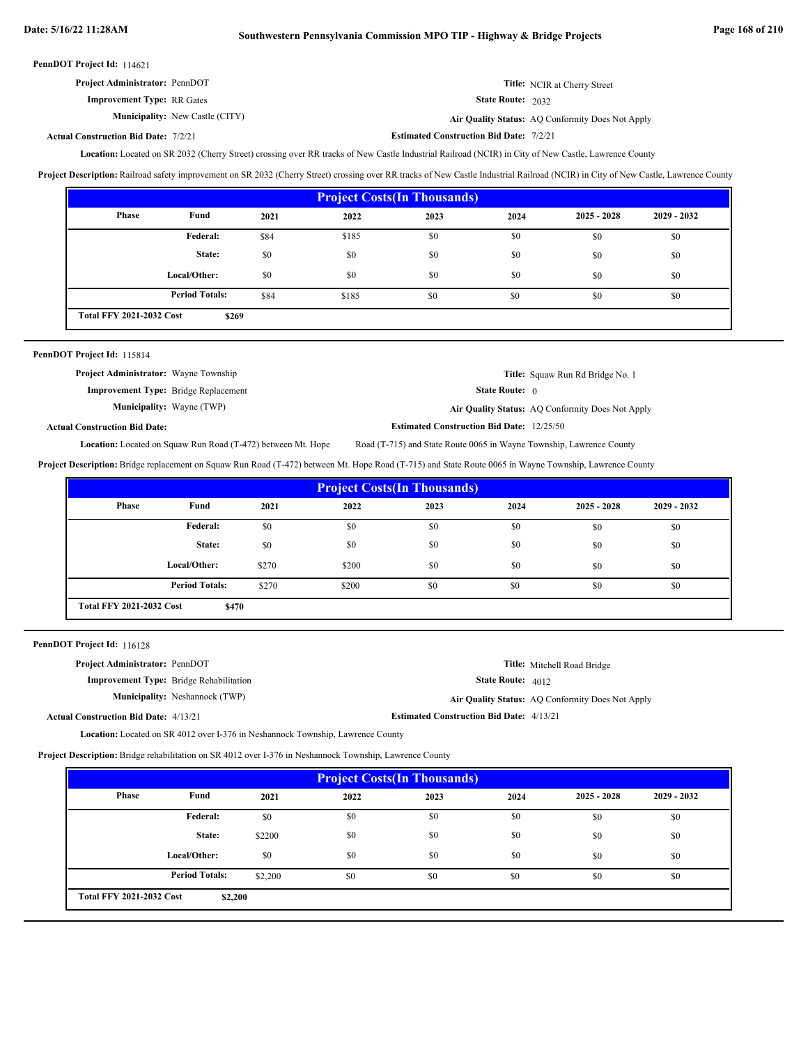**PennDOT Project Id:** 114621

**Project Administrator:** PennDOT

**Title:** NCIR at Cherry Street

**Improvement Type:** RR Gates

**State Route:** 2032

**Municipality:** New Castle (CITY)

**Air Quality Status:** AQ Conformity Does Not Apply

**Actual Construction Bid Date:** 7/2/21

**Estimated Construction Bid Date:** 7/2/21

**Location:** Located on SR 2032 (Cherry Street) crossing over RR tracks of New Castle Industrial Railroad (NCIR) in City of New Castle, Lawrence County

**Project Description:** Railroad safety improvement on SR 2032 (Cherry Street) crossing over RR tracks of New Castle Industrial Railroad (NCIR) in City of New Castle, Lawrence County

**Project Costs(In Thousands)**

| Phase | Fund | 2021 | 2022 | 2023 | 2024 | 2025 - 2028 | 2029 - 2032 |
|---|---|---|---|---|---|---|---|
| | Federal: | $84 | $185 | $0 | $0 | $0 | $0 |
| | State: | $0 | $0 | $0 | $0 | $0 | $0 |
| | Local/Other: | $0 | $0 | $0 | $0 | $0 | $0 |
| | Period Totals: | $84 | $185 | $0 | $0 | $0 | $0 |
| Total FFY 2021-2032 Cost | $269 | | | | | | |

---

**PennDOT Project Id:** 115814

**Project Administrator:** Wayne Township

**Title:** Squaw Run Rd Bridge No. 1

**Improvement Type:** Bridge Replacement

**State Route:** 0

**Municipality:** Wayne (TWP)

**Air Quality Status:** AQ Conformity Does Not Apply

**Actual Construction Bid Date:**

**Estimated Construction Bid Date:** 12/25/50

**Location:** Located on Squaw Run Road (T-472) between Mt. Hope Road (T-715) and State Route 0065 in Wayne Township, Lawrence County

**Project Description:** Bridge replacement on Squaw Run Road (T-472) between Mt. Hope Road (T-715) and State Route 0065 in Wayne Township, Lawrence County

**Project Costs(In Thousands)**

| Phase | Fund | 2021 | 2022 | 2023 | 2024 | 2025 - 2028 | 2029 - 2032 |
|---|---|---|---|---|---|---|---|
| | Federal: | $0 | $0 | $0 | $0 | $0 | $0 |
| | State: | $0 | $0 | $0 | $0 | $0 | $0 |
| | Local/Other: | $270 | $200 | $0 | $0 | $0 | $0 |
| | Period Totals: | $270 | $200 | $0 | $0 | $0 | $0 |
| Total FFY 2021-2032 Cost | $470 | | | | | | |

---

**PennDOT Project Id:** 116128

**Project Administrator:** PennDOT

**Title:** Mitchell Road Bridge

**Improvement Type:** Bridge Rehabilitation

**State Route:** 4012

**Municipality:** Neshannock (TWP)

**Air Quality Status:** AQ Conformity Does Not Apply

**Actual Construction Bid Date:** 4/13/21

**Estimated Construction Bid Date:** 4/13/21

**Location:** Located on SR 4012 over I-376 in Neshannock Township, Lawrence County

**Project Description:** Bridge rehabilitation on SR 4012 over I-376 in Neshannock Township, Lawrence County

**Project Costs(In Thousands)**

| Phase | Fund | 2021 | 2022 | 2023 | 2024 | 2025 - 2028 | 2029 - 2032 |
|---|---|---|---|---|---|---|---|
| | Federal: | $0 | $0 | $0 | $0 | $0 | $0 |
| | State: | $2200 | $0 | $0 | $0 | $0 | $0 |
| | Local/Other: | $0 | $0 | $0 | $0 | $0 | $0 |
| | Period Totals: | $2,200 | $0 | $0 | $0 | $0 | $0 |
| Total FFY 2021-2032 Cost | $2,200 | | | | | | |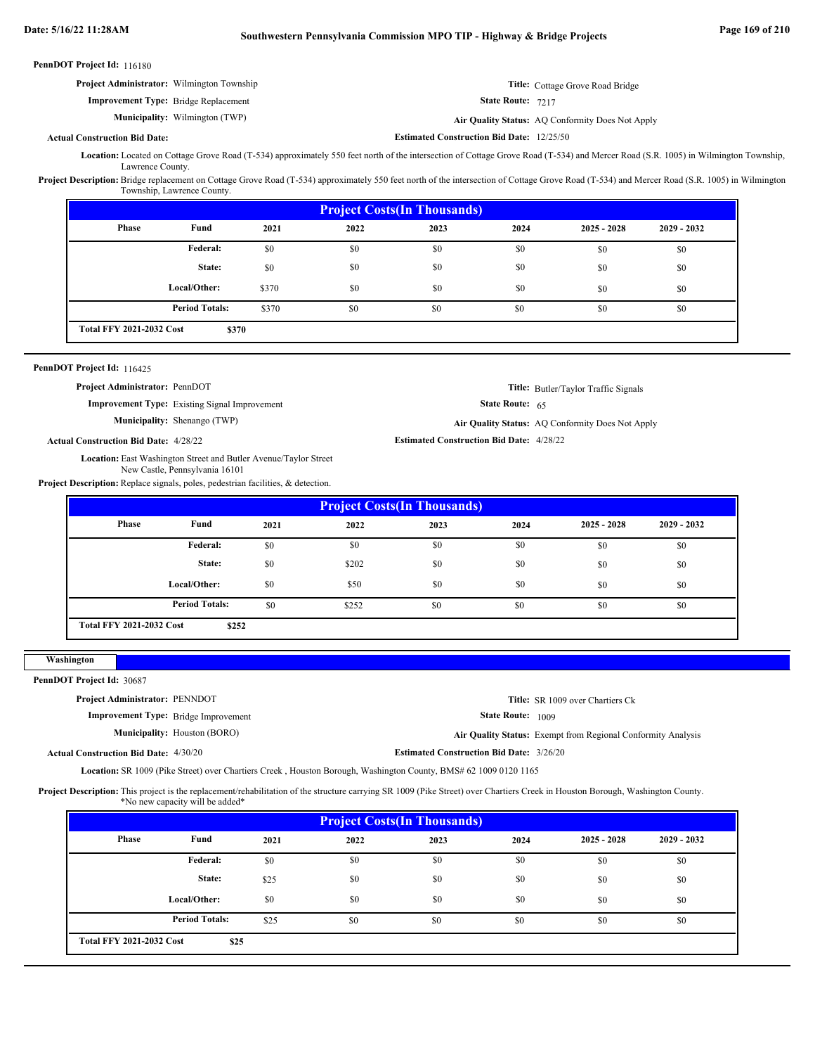**PennDOT Project Id:** 116180

**Project Administrator:** Wilmington Township

**Title:** Cottage Grove Road Bridge

**Improvement Type:** Bridge Replacement

**State Route:** 7217

**Municipality:** Wilmington (TWP)

**Air Quality Status:** AQ Conformity Does Not Apply

**Actual Construction Bid Date:**

**Estimated Construction Bid Date:** 12/25/50

**Location:** Located on Cottage Grove Road (T-534) approximately 550 feet north of the intersection of Cottage Grove Road (T-534) and Mercer Road (S.R. 1005) in Wilmington Township, Lawrence County.

**Project Description:** Bridge replacement on Cottage Grove Road (T-534) approximately 550 feet north of the intersection of Cottage Grove Road (T-534) and Mercer Road (S.R. 1005) in Wilmington Township, Lawrence County.

| Project Costs(In Thousands) | | | | | | | |
|---|---|---|---|---|---|---|---|
| Phase | Fund | 2021 | 2022 | 2023 | 2024 | 2025 - 2028 | 2029 - 2032 |
| | Federal: | $0 | $0 | $0 | $0 | $0 | $0 |
| | State: | $0 | $0 | $0 | $0 | $0 | $0 |
| | Local/Other: | $370 | $0 | $0 | $0 | $0 | $0 |
| | Period Totals: | $370 | $0 | $0 | $0 | $0 | $0 |
| Total FFY 2021-2032 Cost | $370 | | | | | | |

**PennDOT Project Id:** 116425

**Project Administrator:** PennDOT

**Title:** Butler/Taylor Traffic Signals

**Improvement Type:** Existing Signal Improvement

**State Route:** 65

**Municipality:** Shenango (TWP)

**Air Quality Status:** AQ Conformity Does Not Apply

**Actual Construction Bid Date:** 4/28/22

**Estimated Construction Bid Date:** 4/28/22

**Location:** East Washington Street and Butler Avenue/Taylor Street
New Castle, Pennsylvania 16101

**Project Description:** Replace signals, poles, pedestrian facilities, & detection.

| Project Costs(In Thousands) | | | | | | | |
|---|---|---|---|---|---|---|---|
| Phase | Fund | 2021 | 2022 | 2023 | 2024 | 2025 - 2028 | 2029 - 2032 |
| | Federal: | $0 | $0 | $0 | $0 | $0 | $0 |
| | State: | $0 | $202 | $0 | $0 | $0 | $0 |
| | Local/Other: | $0 | $50 | $0 | $0 | $0 | $0 |
| | Period Totals: | $0 | $252 | $0 | $0 | $0 | $0 |
| Total FFY 2021-2032 Cost | $252 | | | | | | |

## Washington

**PennDOT Project Id:** 30687

**Project Administrator:** PENNDOT

**Title:** SR 1009 over Chartiers Ck

**Improvement Type:** Bridge Improvement

**State Route:** 1009

**Municipality:** Houston (BORO)

**Air Quality Status:** Exempt from Regional Conformity Analysis

**Actual Construction Bid Date:** 4/30/20

**Estimated Construction Bid Date:** 3/26/20

**Location:** SR 1009 (Pike Street) over Chartiers Creek , Houston Borough, Washington County, BMS# 62 1009 0120 1165

**Project Description:** This project is the replacement/rehabilitation of the structure carrying SR 1009 (Pike Street) over Chartiers Creek in Houston Borough, Washington County. *No new capacity will be added*

| Project Costs(In Thousands) | | | | | | | |
|---|---|---|---|---|---|---|---|
| Phase | Fund | 2021 | 2022 | 2023 | 2024 | 2025 - 2028 | 2029 - 2032 |
| | Federal: | $0 | $0 | $0 | $0 | $0 | $0 |
| | State: | $25 | $0 | $0 | $0 | $0 | $0 |
| | Local/Other: | $0 | $0 | $0 | $0 | $0 | $0 |
| | Period Totals: | $25 | $0 | $0 | $0 | $0 | $0 |
| Total FFY 2021-2032 Cost | $25 | | | | | | |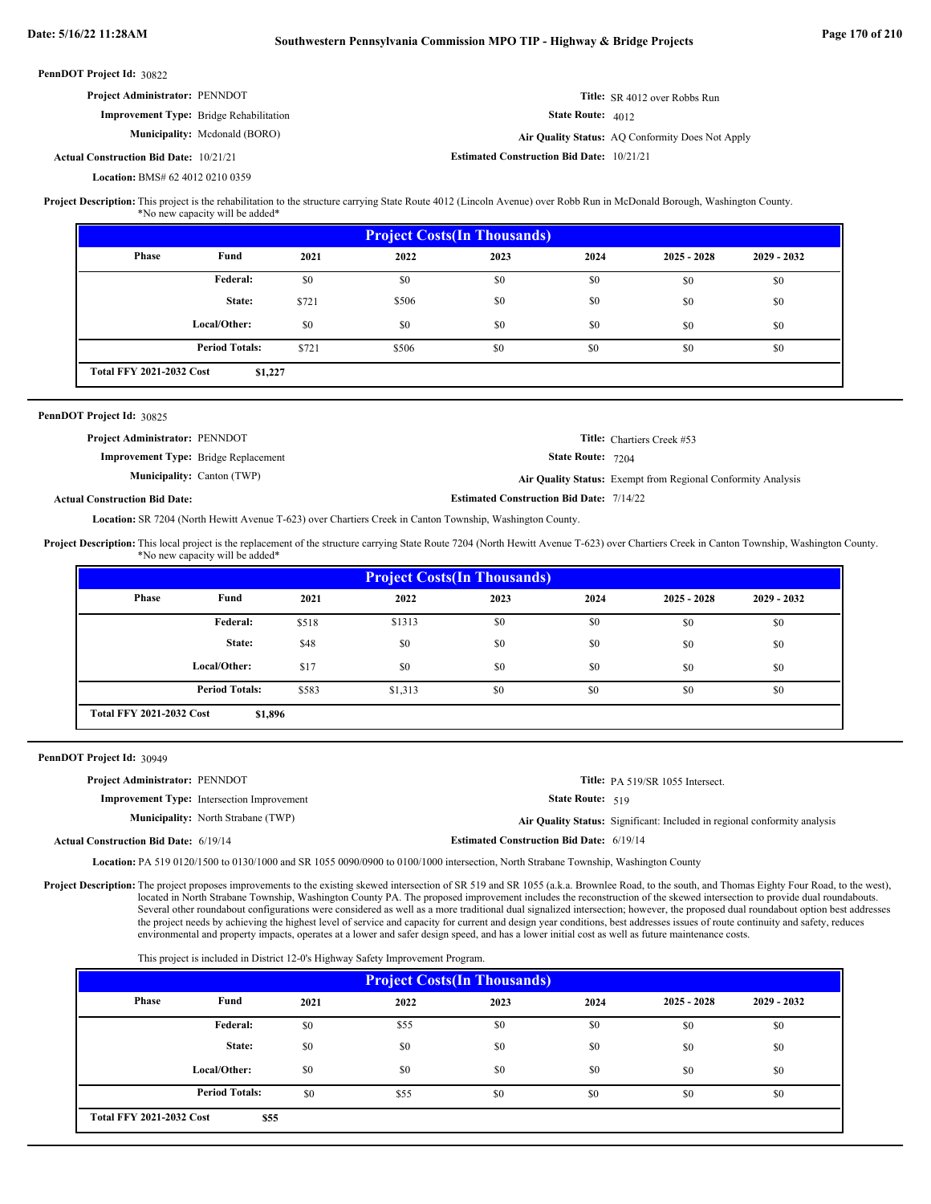**PennDOT Project Id:** 30822

**Project Administrator:** PENNDOT

**Title:** SR 4012 over Robbs Run

**Improvement Type:** Bridge Rehabilitation

**State Route:** 4012

**Municipality:** Mcdonald (BORO)

**Air Quality Status:** AQ Conformity Does Not Apply

**Actual Construction Bid Date:** 10/21/21

**Estimated Construction Bid Date:** 10/21/21

**Location:** BMS# 62 4012 0210 0359

**Project Description:** This project is the rehabilitation to the structure carrying State Route 4012 (Lincoln Avenue) over Robb Run in McDonald Borough, Washington County.
*No new capacity will be added*

| Project Costs(In Thousands) | | | | | | | |
|---|---|---|---|---|---|---|---|
| Phase | Fund | 2021 | 2022 | 2023 | 2024 | 2025 - 2028 | 2029 - 2032 |
| | Federal: | $0 | $0 | $0 | $0 | $0 | $0 |
| | State: | $721 | $506 | $0 | $0 | $0 | $0 |
| | Local/Other: | $0 | $0 | $0 | $0 | $0 | $0 |
| | Period Totals: | $721 | $506 | $0 | $0 | $0 | $0 |
| Total FFY 2021-2032 Cost | $1,227 | | | | | | |

---

**PennDOT Project Id:** 30825

**Project Administrator:** PENNDOT

**Title:** Chartiers Creek #53

**Improvement Type:** Bridge Replacement

**State Route:** 7204

**Municipality:** Canton (TWP)

**Air Quality Status:** Exempt from Regional Conformity Analysis

**Actual Construction Bid Date:**

**Estimated Construction Bid Date:** 7/14/22

**Location:** SR 7204 (North Hewitt Avenue T-623) over Chartiers Creek in Canton Township, Washington County.

**Project Description:** This local project is the replacement of the structure carrying State Route 7204 (North Hewitt Avenue T-623) over Chartiers Creek in Canton Township, Washington County.
*No new capacity will be added*

| Project Costs(In Thousands) | | | | | | | |
|---|---|---|---|---|---|---|---|
| Phase | Fund | 2021 | 2022 | 2023 | 2024 | 2025 - 2028 | 2029 - 2032 |
| | Federal: | $518 | $1313 | $0 | $0 | $0 | $0 |
| | State: | $48 | $0 | $0 | $0 | $0 | $0 |
| | Local/Other: | $17 | $0 | $0 | $0 | $0 | $0 |
| | Period Totals: | $583 | $1,313 | $0 | $0 | $0 | $0 |
| Total FFY 2021-2032 Cost | $1,896 | | | | | | |

---

**PennDOT Project Id:** 30949

**Project Administrator:** PENNDOT

**Title:** PA 519/SR 1055 Intersect.

**Improvement Type:** Intersection Improvement

**State Route:** 519

**Municipality:** North Strabane (TWP)

**Air Quality Status:** Significant: Included in regional conformity analysis

**Actual Construction Bid Date:** 6/19/14

**Estimated Construction Bid Date:** 6/19/14

**Location:** PA 519 0120/1500 to 0130/1000 and SR 1055 0090/0900 to 0100/1000 intersection, North Strabane Township, Washington County

**Project Description:** The project proposes improvements to the existing skewed intersection of SR 519 and SR 1055 (a.k.a. Brownlee Road, to the south, and Thomas Eighty Four Road, to the west), located in North Strabane Township, Washington County PA. The proposed improvement includes the reconstruction of the skewed intersection to provide dual roundabouts. Several other roundabout configurations were considered as well as a more traditional dual signalized intersection; however, the proposed dual roundabout option best addresses the project needs by achieving the highest level of service and capacity for current and design year conditions, best addresses issues of route continuity and safety, reduces environmental and property impacts, operates at a lower and safer design speed, and has a lower initial cost as well as future maintenance costs.

This project is included in District 12-0's Highway Safety Improvement Program.

| Project Costs(In Thousands) | | | | | | | |
|---|---|---|---|---|---|---|---|
| Phase | Fund | 2021 | 2022 | 2023 | 2024 | 2025 - 2028 | 2029 - 2032 |
| | Federal: | $0 | $55 | $0 | $0 | $0 | $0 |
| | State: | $0 | $0 | $0 | $0 | $0 | $0 |
| | Local/Other: | $0 | $0 | $0 | $0 | $0 | $0 |
| | Period Totals: | $0 | $55 | $0 | $0 | $0 | $0 |
| Total FFY 2021-2032 Cost | $55 | | | | | | |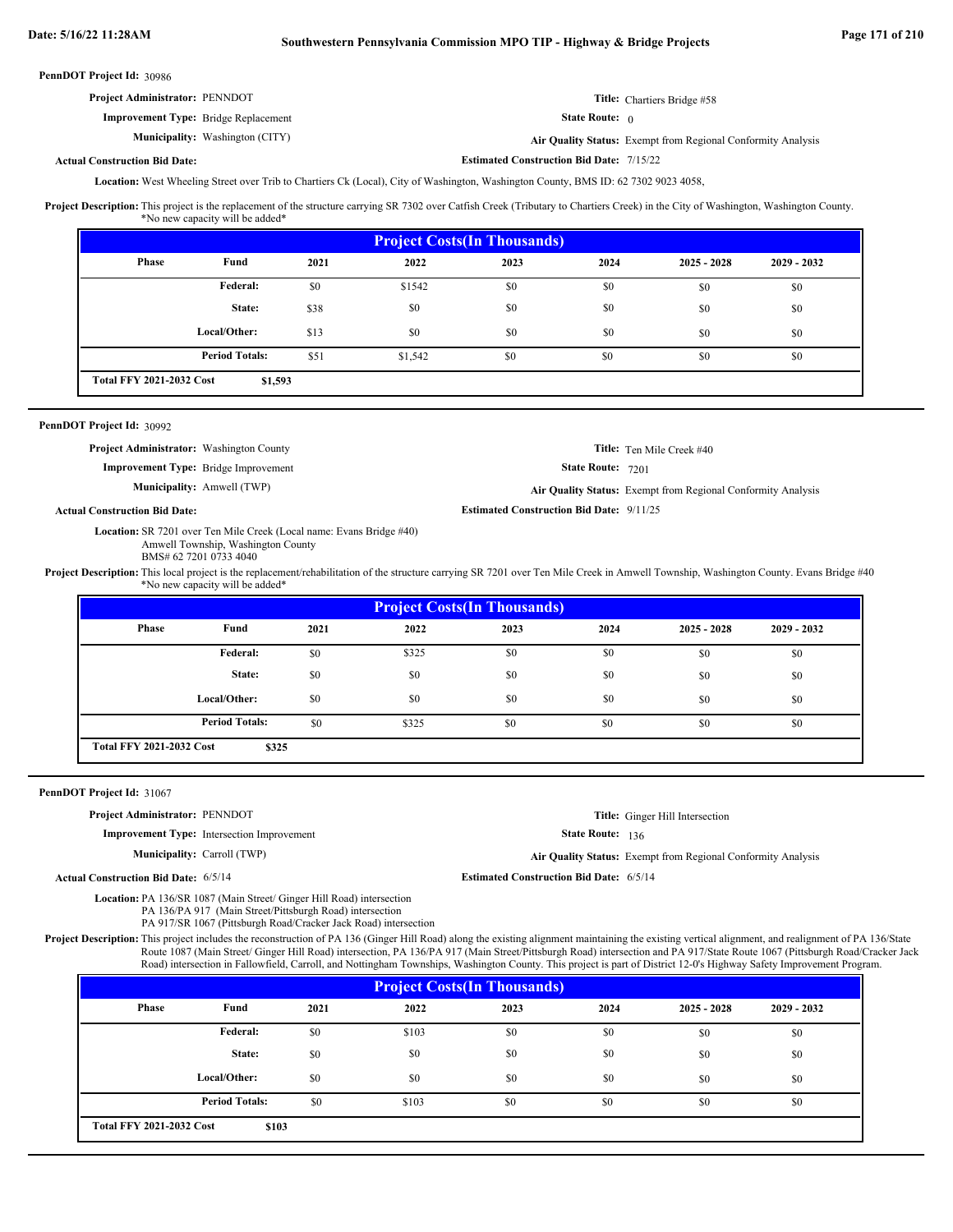**PennDOT Project Id:** 30986

**Project Administrator:** PENNDOT

**Title:** Chartiers Bridge #58

**Improvement Type:** Bridge Replacement

**State Route:** 0

**Municipality:** Washington (CITY)

**Air Quality Status:** Exempt from Regional Conformity Analysis

**Actual Construction Bid Date:**

**Estimated Construction Bid Date:** 7/15/22

**Location:** West Wheeling Street over Trib to Chartiers Ck (Local), City of Washington, Washington County, BMS ID: 62 7302 9023 4058,

**Project Description:** This project is the replacement of the structure carrying SR 7302 over Catfish Creek (Tributary to Chartiers Creek) in the City of Washington, Washington County.
*No new capacity will be added*

| Project Costs(In Thousands) | | | | | | | |
|---|---|---|---|---|---|---|---|
| Phase | Fund | 2021 | 2022 | 2023 | 2024 | 2025 - 2028 | 2029 - 2032 |
| | Federal: | $0 | $1542 | $0 | $0 | $0 | $0 |
| | State: | $38 | $0 | $0 | $0 | $0 | $0 |
| | Local/Other: | $13 | $0 | $0 | $0 | $0 | $0 |
| | Period Totals: | $51 | $1,542 | $0 | $0 | $0 | $0 |
| Total FFY 2021-2032 Cost | $1,593 | | | | | | |

---

**PennDOT Project Id:** 30992

**Project Administrator:** Washington County

**Title:** Ten Mile Creek #40

**Improvement Type:** Bridge Improvement

**State Route:** 7201

**Municipality:** Amwell (TWP)

**Air Quality Status:** Exempt from Regional Conformity Analysis

**Actual Construction Bid Date:**

**Estimated Construction Bid Date:** 9/11/25

**Location:** SR 7201 over Ten Mile Creek (Local name: Evans Bridge #40)
Amwell Township, Washington County
BMS# 62 7201 0733 4040

**Project Description:** This local project is the replacement/rehabilitation of the structure carrying SR 7201 over Ten Mile Creek in Amwell Township, Washington County. Evans Bridge #40
*No new capacity will be added*

| Project Costs(In Thousands) | | | | | | | |
|---|---|---|---|---|---|---|---|
| Phase | Fund | 2021 | 2022 | 2023 | 2024 | 2025 - 2028 | 2029 - 2032 |
| | Federal: | $0 | $325 | $0 | $0 | $0 | $0 |
| | State: | $0 | $0 | $0 | $0 | $0 | $0 |
| | Local/Other: | $0 | $0 | $0 | $0 | $0 | $0 |
| | Period Totals: | $0 | $325 | $0 | $0 | $0 | $0 |
| Total FFY 2021-2032 Cost | $325 | | | | | | |

---

**PennDOT Project Id:** 31067

**Project Administrator:** PENNDOT

**Title:** Ginger Hill Intersection

**Improvement Type:** Intersection Improvement

**State Route:** 136

**Municipality:** Carroll (TWP)

**Air Quality Status:** Exempt from Regional Conformity Analysis

**Actual Construction Bid Date:** 6/5/14

**Estimated Construction Bid Date:** 6/5/14

**Location:** PA 136/SR 1087 (Main Street/ Ginger Hill Road) intersection
PA 136/PA 917 (Main Street/Pittsburgh Road) intersection
PA 917/SR 1067 (Pittsburgh Road/Cracker Jack Road) intersection

**Project Description:** This project includes the reconstruction of PA 136 (Ginger Hill Road) along the existing alignment maintaining the existing vertical alignment, and realignment of PA 136/State Route 1087 (Main Street/ Ginger Hill Road) intersection, PA 136/PA 917 (Main Street/Pittsburgh Road) intersection and PA 917/State Route 1067 (Pittsburgh Road/Cracker Jack Road) intersection in Fallowfield, Carroll, and Nottingham Townships, Washington County. This project is part of District 12-0's Highway Safety Improvement Program.

| Project Costs(In Thousands) | | | | | | | |
|---|---|---|---|---|---|---|---|
| Phase | Fund | 2021 | 2022 | 2023 | 2024 | 2025 - 2028 | 2029 - 2032 |
| | Federal: | $0 | $103 | $0 | $0 | $0 | $0 |
| | State: | $0 | $0 | $0 | $0 | $0 | $0 |
| | Local/Other: | $0 | $0 | $0 | $0 | $0 | $0 |
| | Period Totals: | $0 | $103 | $0 | $0 | $0 | $0 |
| Total FFY 2021-2032 Cost | $103 | | | | | | |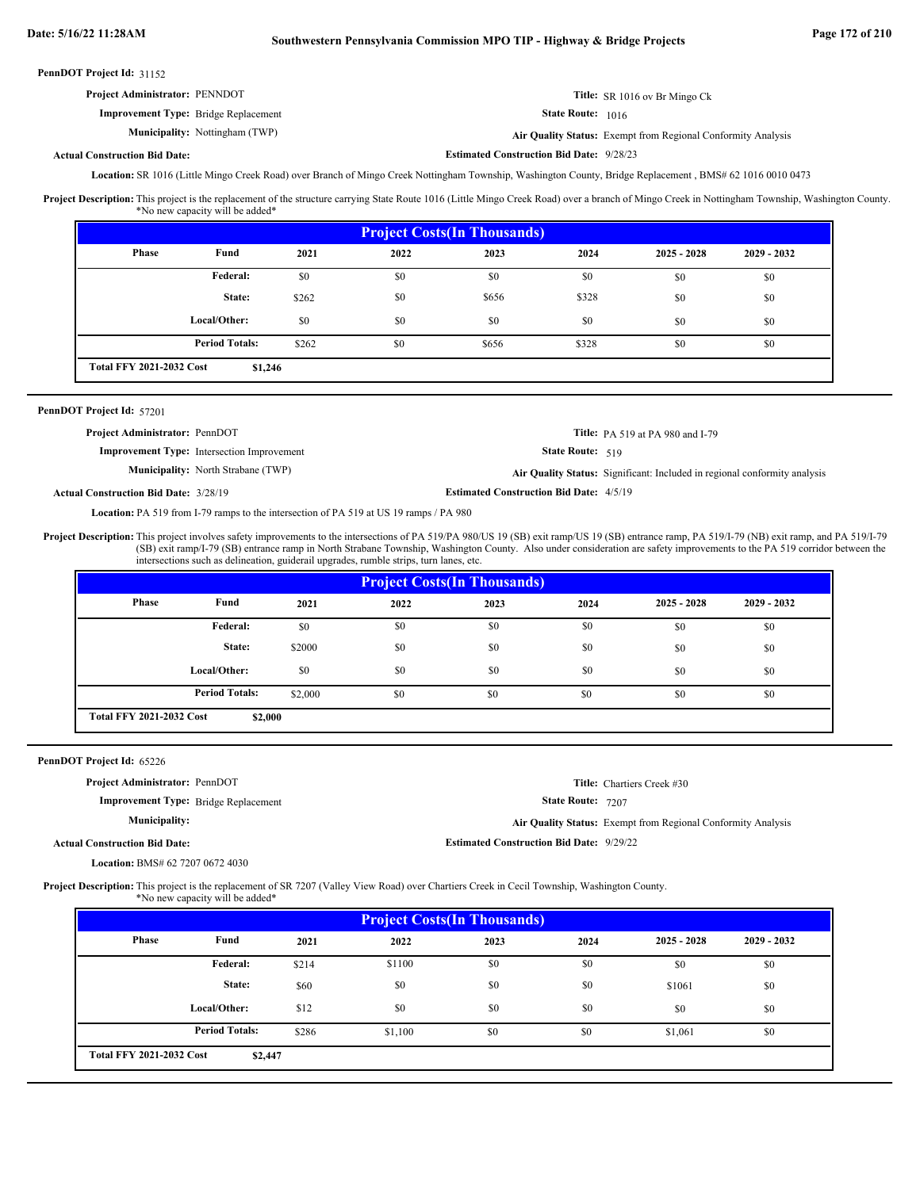**PennDOT Project Id:** 31152

**Project Administrator:** PENNDOT

**Title:** SR 1016 ov Br Mingo Ck

**Improvement Type:** Bridge Replacement

**State Route:** 1016

**Municipality:** Nottingham (TWP)

**Air Quality Status:** Exempt from Regional Conformity Analysis

**Actual Construction Bid Date:**

**Estimated Construction Bid Date:** 9/28/23

**Location:** SR 1016 (Little Mingo Creek Road) over Branch of Mingo Creek Nottingham Township, Washington County, Bridge Replacement , BMS# 62 1016 0010 0473

**Project Description:** This project is the replacement of the structure carrying State Route 1016 (Little Mingo Creek Road) over a branch of Mingo Creek in Nottingham Township, Washington County. *No new capacity will be added*

| Project Costs(In Thousands) | | | | | | | |
|---|---|---|---|---|---|---|---|
| Phase | Fund | 2021 | 2022 | 2023 | 2024 | 2025 - 2028 | 2029 - 2032 |
| | Federal: | $0 | $0 | $0 | $0 | $0 | $0 |
| | State: | $262 | $0 | $656 | $328 | $0 | $0 |
| | Local/Other: | $0 | $0 | $0 | $0 | $0 | $0 |
| | Period Totals: | $262 | $0 | $656 | $328 | $0 | $0 |
| Total FFY 2021-2032 Cost | $1,246 | | | | | | |

**PennDOT Project Id:** 57201

**Project Administrator:** PennDOT

**Title:** PA 519 at PA 980 and I-79

**Improvement Type:** Intersection Improvement

**State Route:** 519

**Municipality:** North Strabane (TWP)

**Air Quality Status:** Significant: Included in regional conformity analysis

**Actual Construction Bid Date:** 3/28/19

**Estimated Construction Bid Date:** 4/5/19

**Location:** PA 519 from I-79 ramps to the intersection of PA 519 at US 19 ramps / PA 980

**Project Description:** This project involves safety improvements to the intersections of PA 519/PA 980/US 19 (SB) exit ramp/US 19 (SB) entrance ramp, PA 519/I-79 (NB) exit ramp, and PA 519/I-79 (SB) exit ramp/I-79 (SB) entrance ramp in North Strabane Township, Washington County. Also under consideration are safety improvements to the PA 519 corridor between the intersections such as delineation, guiderail upgrades, rumble strips, turn lanes, etc.

| Project Costs(In Thousands) | | | | | | | |
|---|---|---|---|---|---|---|---|
| Phase | Fund | 2021 | 2022 | 2023 | 2024 | 2025 - 2028 | 2029 - 2032 |
| | Federal: | $0 | $0 | $0 | $0 | $0 | $0 |
| | State: | $2000 | $0 | $0 | $0 | $0 | $0 |
| | Local/Other: | $0 | $0 | $0 | $0 | $0 | $0 |
| | Period Totals: | $2,000 | $0 | $0 | $0 | $0 | $0 |
| Total FFY 2021-2032 Cost | $2,000 | | | | | | |

**PennDOT Project Id:** 65226

**Project Administrator:** PennDOT

**Title:** Chartiers Creek #30

**Improvement Type:** Bridge Replacement

**State Route:** 7207

**Municipality:**

**Air Quality Status:** Exempt from Regional Conformity Analysis

**Actual Construction Bid Date:**

**Estimated Construction Bid Date:** 9/29/22

**Location:** BMS# 62 7207 0672 4030

**Project Description:** This project is the replacement of SR 7207 (Valley View Road) over Chartiers Creek in Cecil Township, Washington County. *No new capacity will be added*

| Project Costs(In Thousands) | | | | | | | |
|---|---|---|---|---|---|---|---|
| Phase | Fund | 2021 | 2022 | 2023 | 2024 | 2025 - 2028 | 2029 - 2032 |
| | Federal: | $214 | $1100 | $0 | $0 | $0 | $0 |
| | State: | $60 | $0 | $0 | $0 | $1061 | $0 |
| | Local/Other: | $12 | $0 | $0 | $0 | $0 | $0 |
| | Period Totals: | $286 | $1,100 | $0 | $0 | $1,061 | $0 |
| Total FFY 2021-2032 Cost | $2,447 | | | | | | |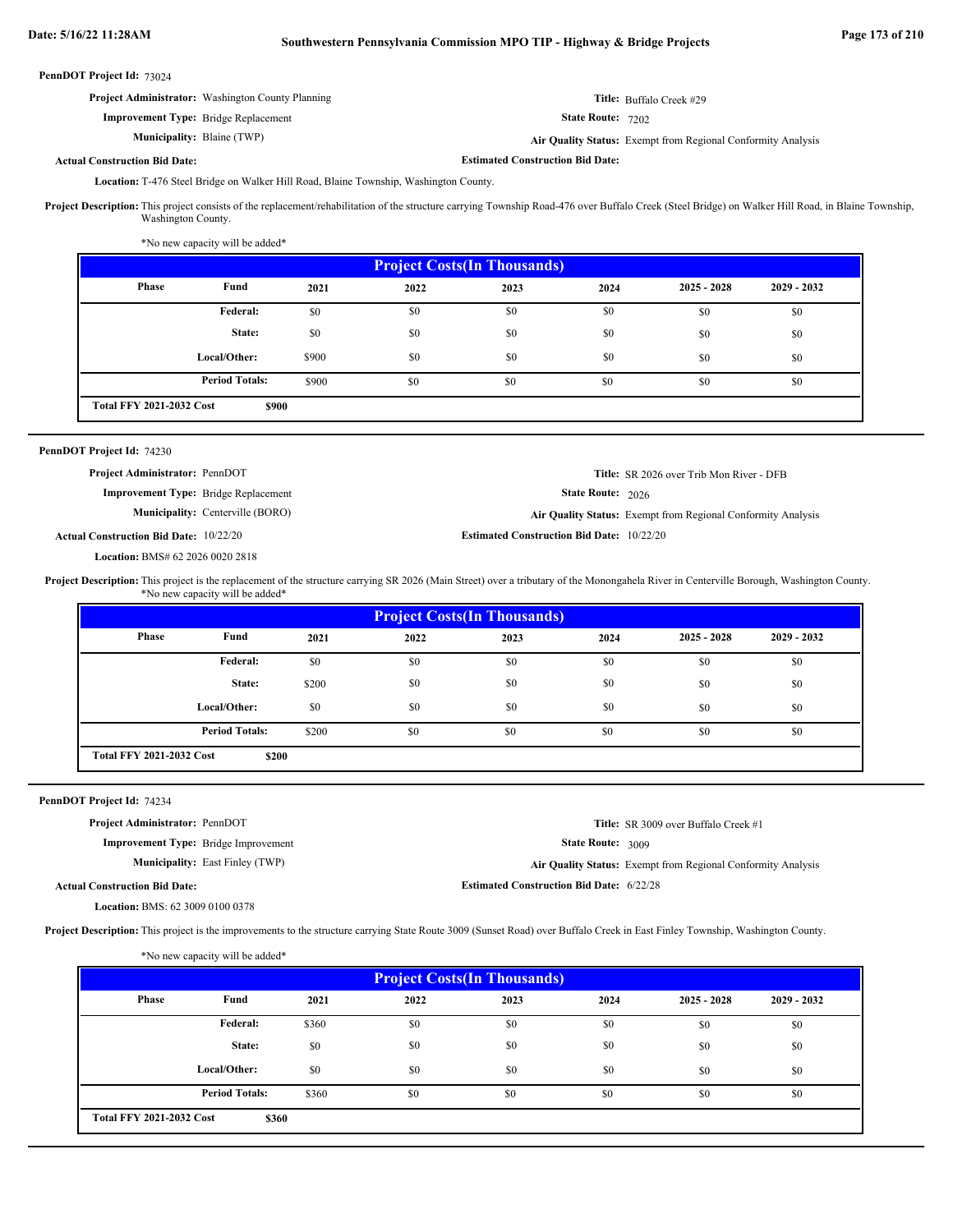**PennDOT Project Id:** 73024

**Project Administrator:** Washington County Planning

**Title:** Buffalo Creek #29

**Improvement Type:** Bridge Replacement

**State Route:** 7202

**Municipality:** Blaine (TWP)

**Air Quality Status:** Exempt from Regional Conformity Analysis

**Actual Construction Bid Date:**

**Estimated Construction Bid Date:**

**Location:** T-476 Steel Bridge on Walker Hill Road, Blaine Township, Washington County.

**Project Description:** This project consists of the replacement/rehabilitation of the structure carrying Township Road-476 over Buffalo Creek (Steel Bridge) on Walker Hill Road, in Blaine Township, Washington County.

*No new capacity will be added*

| Project Costs(In Thousands) | | | | | | | |
|---|---|---|---|---|---|---|---|
| Phase | Fund | 2021 | 2022 | 2023 | 2024 | 2025 - 2028 | 2029 - 2032 |
| | Federal: | $0 | $0 | $0 | $0 | $0 | $0 |
| | State: | $0 | $0 | $0 | $0 | $0 | $0 |
| | Local/Other: | $900 | $0 | $0 | $0 | $0 | $0 |
| | Period Totals: | $900 | $0 | $0 | $0 | $0 | $0 |
| Total FFY 2021-2032 Cost | $900 | | | | | | |

---

**PennDOT Project Id:** 74230

**Project Administrator:** PennDOT

**Title:** SR 2026 over Trib Mon River - DFB

**Improvement Type:** Bridge Replacement

**State Route:** 2026

**Municipality:** Centerville (BORO)

**Air Quality Status:** Exempt from Regional Conformity Analysis

**Actual Construction Bid Date:** 10/22/20

**Estimated Construction Bid Date:** 10/22/20

**Location:** BMS# 62 2026 0020 2818

**Project Description:** This project is the replacement of the structure carrying SR 2026 (Main Street) over a tributary of the Monongahela River in Centerville Borough, Washington County.
*No new capacity will be added*

| Project Costs(In Thousands) | | | | | | | |
|---|---|---|---|---|---|---|---|
| Phase | Fund | 2021 | 2022 | 2023 | 2024 | 2025 - 2028 | 2029 - 2032 |
| | Federal: | $0 | $0 | $0 | $0 | $0 | $0 |
| | State: | $200 | $0 | $0 | $0 | $0 | $0 |
| | Local/Other: | $0 | $0 | $0 | $0 | $0 | $0 |
| | Period Totals: | $200 | $0 | $0 | $0 | $0 | $0 |
| Total FFY 2021-2032 Cost | $200 | | | | | | |

---

**PennDOT Project Id:** 74234

**Project Administrator:** PennDOT

**Title:** SR 3009 over Buffalo Creek #1

**Improvement Type:** Bridge Improvement

**State Route:** 3009

**Municipality:** East Finley (TWP)

**Air Quality Status:** Exempt from Regional Conformity Analysis

**Actual Construction Bid Date:**

**Estimated Construction Bid Date:** 6/22/28

**Location:** BMS: 62 3009 0100 0378

**Project Description:** This project is the improvements to the structure carrying State Route 3009 (Sunset Road) over Buffalo Creek in East Finley Township, Washington County.

*No new capacity will be added*

| Project Costs(In Thousands) | | | | | | | |
|---|---|---|---|---|---|---|---|
| Phase | Fund | 2021 | 2022 | 2023 | 2024 | 2025 - 2028 | 2029 - 2032 |
| | Federal: | $360 | $0 | $0 | $0 | $0 | $0 |
| | State: | $0 | $0 | $0 | $0 | $0 | $0 |
| | Local/Other: | $0 | $0 | $0 | $0 | $0 | $0 |
| | Period Totals: | $360 | $0 | $0 | $0 | $0 | $0 |
| Total FFY 2021-2032 Cost | $360 | | | | | | |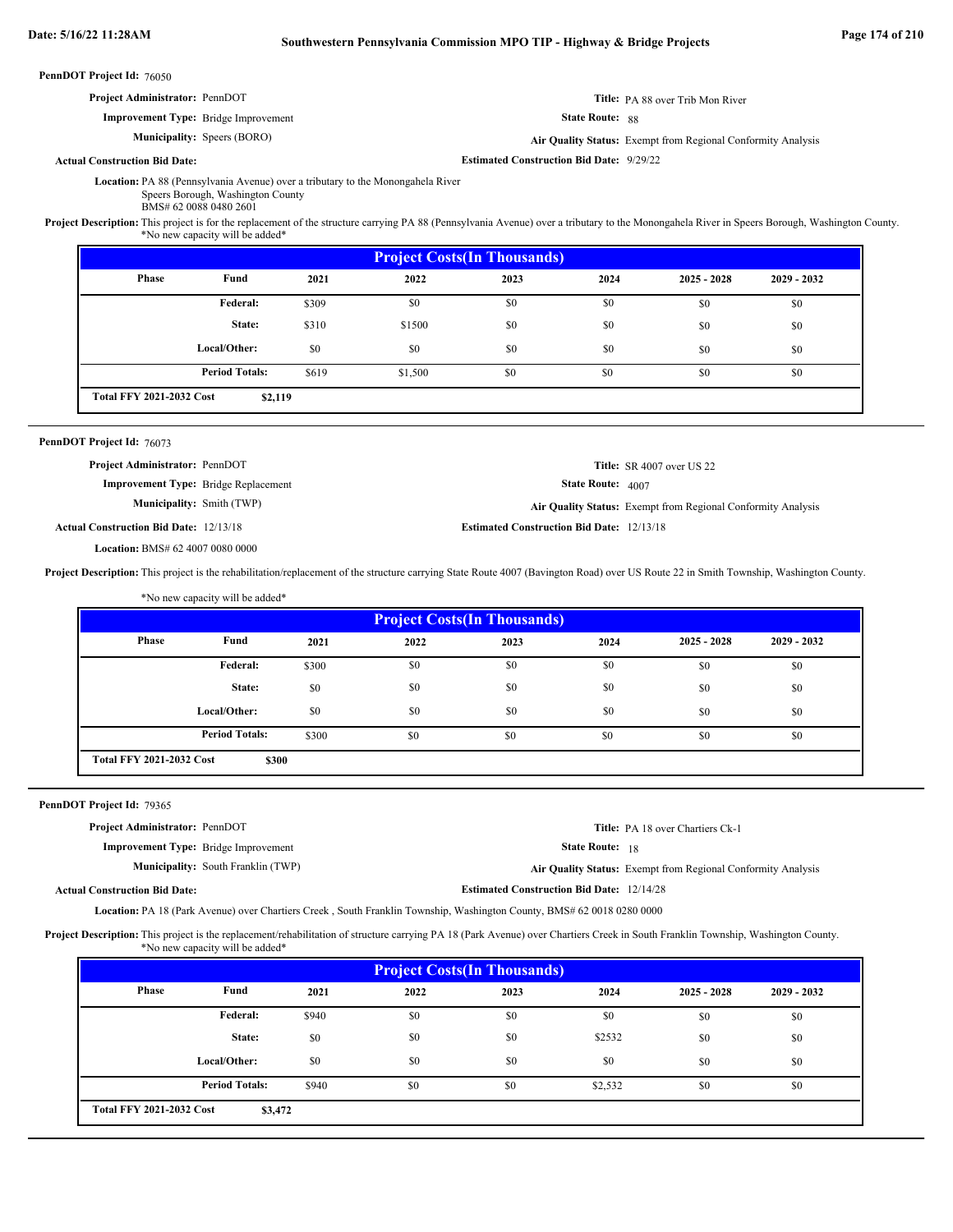**PennDOT Project Id:** 76050

**Project Administrator:** PennDOT

**Title:** PA 88 over Trib Mon River

**Improvement Type:** Bridge Improvement

**State Route:** 88

**Municipality:** Speers (BORO)

**Air Quality Status:** Exempt from Regional Conformity Analysis

**Actual Construction Bid Date:**

**Estimated Construction Bid Date:** 9/29/22

**Location:** PA 88 (Pennsylvania Avenue) over a tributary to the Monongahela River
Speers Borough, Washington County
BMS# 62 0088 0480 2601

**Project Description:** This project is for the replacement of the structure carrying PA 88 (Pennsylvania Avenue) over a tributary to the Monongahela River in Speers Borough, Washington County.
*No new capacity will be added*

**Project Costs(In Thousands)**

| Phase | Fund | 2021 | 2022 | 2023 | 2024 | 2025 - 2028 | 2029 - 2032 |
|---|---|---|---|---|---|---|---|
| | Federal: | $309 | $0 | $0 | $0 | $0 | $0 |
| | State: | $310 | $1500 | $0 | $0 | $0 | $0 |
| | Local/Other: | $0 | $0 | $0 | $0 | $0 | $0 |
| | Period Totals: | $619 | $1,500 | $0 | $0 | $0 | $0 |

**Total FFY 2021-2032 Cost** $2,119

---

**PennDOT Project Id:** 76073

**Project Administrator:** PennDOT

**Title:** SR 4007 over US 22

**Improvement Type:** Bridge Replacement

**State Route:** 4007

**Municipality:** Smith (TWP)

**Air Quality Status:** Exempt from Regional Conformity Analysis

**Actual Construction Bid Date:** 12/13/18

**Estimated Construction Bid Date:** 12/13/18

**Location:** BMS# 62 4007 0080 0000

**Project Description:** This project is the rehabilitation/replacement of the structure carrying State Route 4007 (Bavington Road) over US Route 22 in Smith Township, Washington County.

*No new capacity will be added*

**Project Costs(In Thousands)**

| Phase | Fund | 2021 | 2022 | 2023 | 2024 | 2025 - 2028 | 2029 - 2032 |
|---|---|---|---|---|---|---|---|
| | Federal: | $300 | $0 | $0 | $0 | $0 | $0 |
| | State: | $0 | $0 | $0 | $0 | $0 | $0 |
| | Local/Other: | $0 | $0 | $0 | $0 | $0 | $0 |
| | Period Totals: | $300 | $0 | $0 | $0 | $0 | $0 |

**Total FFY 2021-2032 Cost** $300

---

**PennDOT Project Id:** 79365

**Project Administrator:** PennDOT

**Title:** PA 18 over Chartiers Ck-1

**Improvement Type:** Bridge Improvement

**State Route:** 18

**Municipality:** South Franklin (TWP)

**Air Quality Status:** Exempt from Regional Conformity Analysis

**Actual Construction Bid Date:**

**Estimated Construction Bid Date:** 12/14/28

**Location:** PA 18 (Park Avenue) over Chartiers Creek , South Franklin Township, Washington County, BMS# 62 0018 0280 0000

**Project Description:** This project is the replacement/rehabilitation of structure carrying PA 18 (Park Avenue) over Chartiers Creek in South Franklin Township, Washington County.
*No new capacity will be added*

**Project Costs(In Thousands)**

| Phase | Fund | 2021 | 2022 | 2023 | 2024 | 2025 - 2028 | 2029 - 2032 |
|---|---|---|---|---|---|---|---|
| | Federal: | $940 | $0 | $0 | $0 | $0 | $0 |
| | State: | $0 | $0 | $0 | $2532 | $0 | $0 |
| | Local/Other: | $0 | $0 | $0 | $0 | $0 | $0 |
| | Period Totals: | $940 | $0 | $0 | $2,532 | $0 | $0 |

**Total FFY 2021-2032 Cost** $3,472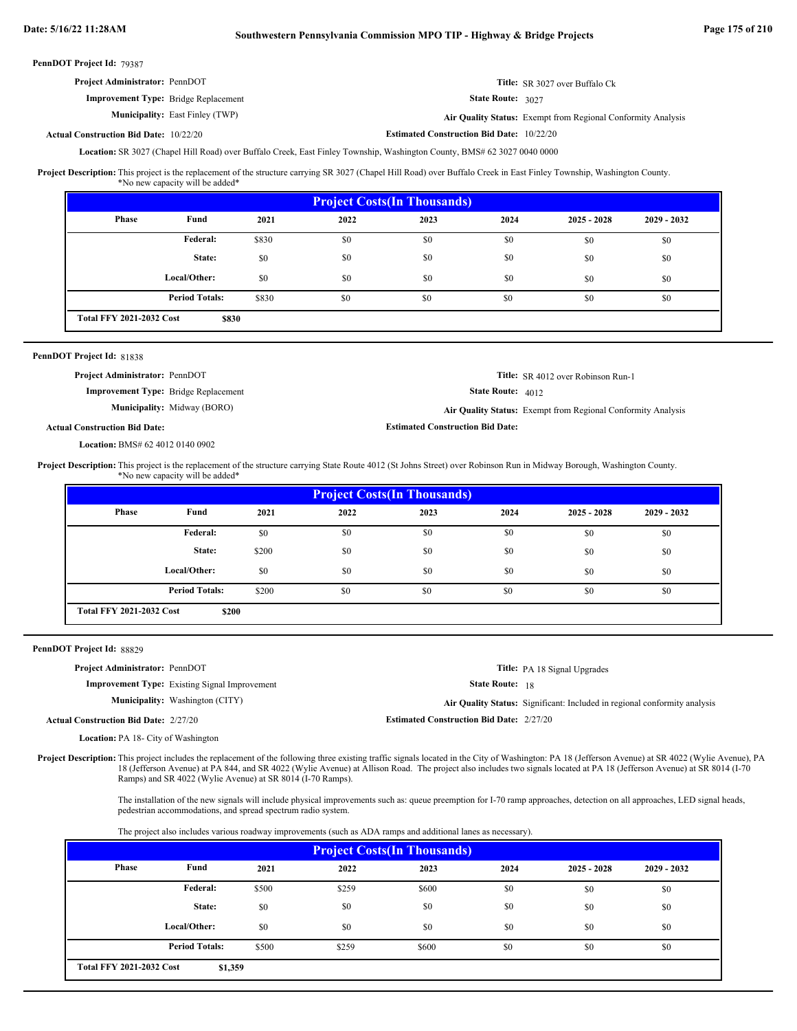**PennDOT Project Id:** 79387

**Project Administrator:** PennDOT

**Title:** SR 3027 over Buffalo Ck

**Improvement Type:** Bridge Replacement

**State Route:** 3027

**Municipality:** East Finley (TWP)

**Air Quality Status:** Exempt from Regional Conformity Analysis

**Actual Construction Bid Date:** 10/22/20

**Estimated Construction Bid Date:** 10/22/20

**Location:** SR 3027 (Chapel Hill Road) over Buffalo Creek, East Finley Township, Washington County, BMS# 62 3027 0040 0000

**Project Description:** This project is the replacement of the structure carrying SR 3027 (Chapel Hill Road) over Buffalo Creek in East Finley Township, Washington County. *No new capacity will be added*

| Phase | Fund | 2021 | 2022 | 2023 | 2024 | 2025 - 2028 | 2029 - 2032 |
|---|---|---|---|---|---|---|---|
| | Federal: | $830 | $0 | $0 | $0 | $0 | $0 |
| | State: | $0 | $0 | $0 | $0 | $0 | $0 |
| | Local/Other: | $0 | $0 | $0 | $0 | $0 | $0 |
| | Period Totals: | $830 | $0 | $0 | $0 | $0 | $0 |

**Total FFY 2021-2032 Cost** $830

---

**PennDOT Project Id:** 81838

**Project Administrator:** PennDOT

**Title:** SR 4012 over Robinson Run-1

**Improvement Type:** Bridge Replacement

**State Route:** 4012

**Municipality:** Midway (BORO)

**Air Quality Status:** Exempt from Regional Conformity Analysis

**Actual Construction Bid Date:**

**Estimated Construction Bid Date:**

**Location:** BMS# 62 4012 0140 0902

**Project Description:** This project is the replacement of the structure carrying State Route 4012 (St Johns Street) over Robinson Run in Midway Borough, Washington County. *No new capacity will be added*

| Phase | Fund | 2021 | 2022 | 2023 | 2024 | 2025 - 2028 | 2029 - 2032 |
|---|---|---|---|---|---|---|---|
| | Federal: | $0 | $0 | $0 | $0 | $0 | $0 |
| | State: | $200 | $0 | $0 | $0 | $0 | $0 |
| | Local/Other: | $0 | $0 | $0 | $0 | $0 | $0 |
| | Period Totals: | $200 | $0 | $0 | $0 | $0 | $0 |

**Total FFY 2021-2032 Cost** $200

---

**PennDOT Project Id:** 88829

**Project Administrator:** PennDOT

**Title:** PA 18 Signal Upgrades

**Improvement Type:** Existing Signal Improvement

**State Route:** 18

**Municipality:** Washington (CITY)

**Air Quality Status:** Significant: Included in regional conformity analysis

**Actual Construction Bid Date:** 2/27/20

**Estimated Construction Bid Date:** 2/27/20

**Location:** PA 18- City of Washington

**Project Description:** This project includes the replacement of the following three existing traffic signals located in the City of Washington: PA 18 (Jefferson Avenue) at SR 4022 (Wylie Avenue), PA 18 (Jefferson Avenue) at PA 844, and SR 4022 (Wylie Avenue) at Allison Road. The project also includes two signals located at PA 18 (Jefferson Avenue) at SR 8014 (I-70 Ramps) and SR 4022 (Wylie Avenue) at SR 8014 (I-70 Ramps).

The installation of the new signals will include physical improvements such as: queue preemption for I-70 ramp approaches, detection on all approaches, LED signal heads, pedestrian accommodations, and spread spectrum radio system.

The project also includes various roadway improvements (such as ADA ramps and additional lanes as necessary).

| Phase | Fund | 2021 | 2022 | 2023 | 2024 | 2025 - 2028 | 2029 - 2032 |
|---|---|---|---|---|---|---|---|
| | Federal: | $500 | $259 | $600 | $0 | $0 | $0 |
| | State: | $0 | $0 | $0 | $0 | $0 | $0 |
| | Local/Other: | $0 | $0 | $0 | $0 | $0 | $0 |
| | Period Totals: | $500 | $259 | $600 | $0 | $0 | $0 |

**Total FFY 2021-2032 Cost** $1,359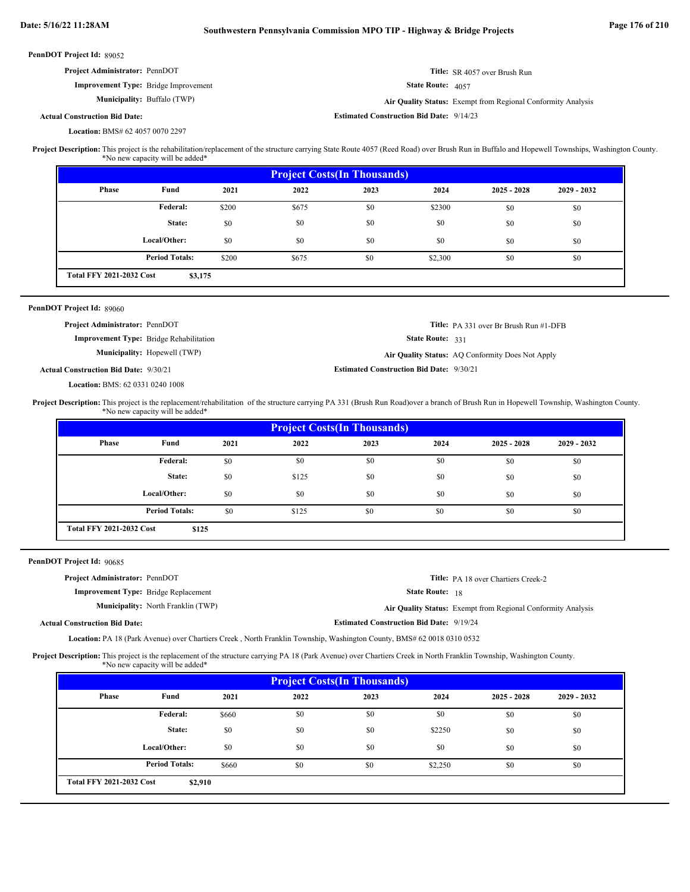**PennDOT Project Id:** 89052

**Project Administrator:** PennDOT

**Title:** SR 4057 over Brush Run

**Improvement Type:** Bridge Improvement

**State Route:** 4057

**Municipality:** Buffalo (TWP)

**Air Quality Status:** Exempt from Regional Conformity Analysis

**Actual Construction Bid Date:**

**Estimated Construction Bid Date:** 9/14/23

**Location:** BMS# 62 4057 0070 2297

**Project Description:** This project is the rehabilitation/replacement of the structure carrying State Route 4057 (Reed Road) over Brush Run in Buffalo and Hopewell Townships, Washington County. *No new capacity will be added*

| Project Costs(In Thousands) | | | | | | | |
|---|---|---|---|---|---|---|---|
| Phase | Fund | 2021 | 2022 | 2023 | 2024 | 2025 - 2028 | 2029 - 2032 |
| | Federal: | $200 | $675 | $0 | $2300 | $0 | $0 |
| | State: | $0 | $0 | $0 | $0 | $0 | $0 |
| | Local/Other: | $0 | $0 | $0 | $0 | $0 | $0 |
| | Period Totals: | $200 | $675 | $0 | $2,300 | $0 | $0 |
| Total FFY 2021-2032 Cost | $3,175 | | | | | | |

---

**PennDOT Project Id:** 89060

**Project Administrator:** PennDOT

**Title:** PA 331 over Br Brush Run #1-DFB

**Improvement Type:** Bridge Rehabilitation

**State Route:** 331

**Municipality:** Hopewell (TWP)

**Air Quality Status:** AQ Conformity Does Not Apply

**Actual Construction Bid Date:** 9/30/21

**Estimated Construction Bid Date:** 9/30/21

**Location:** BMS: 62 0331 0240 1008

**Project Description:** This project is the replacement/rehabilitation of the structure carrying PA 331 (Brush Run Road)over a branch of Brush Run in Hopewell Township, Washington County. *No new capacity will be added*

| Project Costs(In Thousands) | | | | | | | |
|---|---|---|---|---|---|---|---|
| Phase | Fund | 2021 | 2022 | 2023 | 2024 | 2025 - 2028 | 2029 - 2032 |
| | Federal: | $0 | $0 | $0 | $0 | $0 | $0 |
| | State: | $0 | $125 | $0 | $0 | $0 | $0 |
| | Local/Other: | $0 | $0 | $0 | $0 | $0 | $0 |
| | Period Totals: | $0 | $125 | $0 | $0 | $0 | $0 |
| Total FFY 2021-2032 Cost | $125 | | | | | | |

---

**PennDOT Project Id:** 90685

**Project Administrator:** PennDOT

**Title:** PA 18 over Chartiers Creek-2

**Improvement Type:** Bridge Replacement

**State Route:** 18

**Municipality:** North Franklin (TWP)

**Air Quality Status:** Exempt from Regional Conformity Analysis

**Actual Construction Bid Date:**

**Estimated Construction Bid Date:** 9/19/24

**Location:** PA 18 (Park Avenue) over Chartiers Creek , North Franklin Township, Washington County, BMS# 62 0018 0310 0532

**Project Description:** This project is the replacement of the structure carrying PA 18 (Park Avenue) over Chartiers Creek in North Franklin Township, Washington County. *No new capacity will be added*

| Project Costs(In Thousands) | | | | | | | |
|---|---|---|---|---|---|---|---|
| Phase | Fund | 2021 | 2022 | 2023 | 2024 | 2025 - 2028 | 2029 - 2032 |
| | Federal: | $660 | $0 | $0 | $0 | $0 | $0 |
| | State: | $0 | $0 | $0 | $2250 | $0 | $0 |
| | Local/Other: | $0 | $0 | $0 | $0 | $0 | $0 |
| | Period Totals: | $660 | $0 | $0 | $2,250 | $0 | $0 |
| Total FFY 2021-2032 Cost | $2,910 | | | | | | |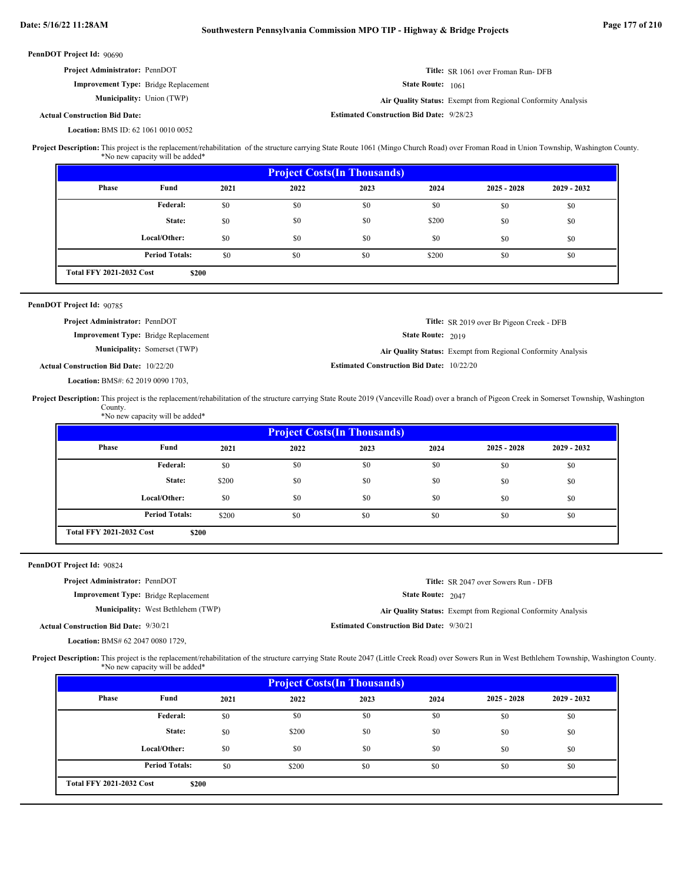**PennDOT Project Id:** 90690

**Project Administrator:** PennDOT

**Improvement Type:** Bridge Replacement

**Municipality:** Union (TWP)

**Actual Construction Bid Date:**

**Location:** BMS ID: 62 1061 0010 0052

**Title:** SR 1061 over Froman Run- DFB

**State Route:** 1061

**Air Quality Status:** Exempt from Regional Conformity Analysis

**Estimated Construction Bid Date:** 9/28/23

**Project Description:** This project is the replacement/rehabilitation of the structure carrying State Route 1061 (Mingo Church Road) over Froman Road in Union Township, Washington County.
*No new capacity will be added*

| Project Costs(In Thousands) | | | | | | | |
|---|---|---|---|---|---|---|---|
| Phase | Fund | 2021 | 2022 | 2023 | 2024 | 2025 - 2028 | 2029 - 2032 |
| | Federal: | $0 | $0 | $0 | $0 | $0 | $0 |
| | State: | $0 | $0 | $0 | $200 | $0 | $0 |
| | Local/Other: | $0 | $0 | $0 | $0 | $0 | $0 |
| | Period Totals: | $0 | $0 | $0 | $200 | $0 | $0 |
| Total FFY 2021-2032 Cost | $200 | | | | | | |

**PennDOT Project Id:** 90785

**Project Administrator:** PennDOT

**Improvement Type:** Bridge Replacement

**Municipality:** Somerset (TWP)

**Actual Construction Bid Date:** 10/22/20

**Location:** BMS#: 62 2019 0090 1703,

**Title:** SR 2019 over Br Pigeon Creek - DFB

**State Route:** 2019

**Air Quality Status:** Exempt from Regional Conformity Analysis

**Estimated Construction Bid Date:** 10/22/20

**Project Description:** This project is the replacement/rehabilitation of the structure carrying State Route 2019 (Vanceville Road) over a branch of Pigeon Creek in Somerset Township, Washington County.
*No new capacity will be added*

| Project Costs(In Thousands) | | | | | | | |
|---|---|---|---|---|---|---|---|
| Phase | Fund | 2021 | 2022 | 2023 | 2024 | 2025 - 2028 | 2029 - 2032 |
| | Federal: | $0 | $0 | $0 | $0 | $0 | $0 |
| | State: | $200 | $0 | $0 | $0 | $0 | $0 |
| | Local/Other: | $0 | $0 | $0 | $0 | $0 | $0 |
| | Period Totals: | $200 | $0 | $0 | $0 | $0 | $0 |
| Total FFY 2021-2032 Cost | $200 | | | | | | |

**PennDOT Project Id:** 90824

**Project Administrator:** PennDOT

**Improvement Type:** Bridge Replacement

**Municipality:** West Bethlehem (TWP)

**Actual Construction Bid Date:** 9/30/21

**Location:** BMS# 62 2047 0080 1729,

**Title:** SR 2047 over Sowers Run - DFB

**State Route:** 2047

**Air Quality Status:** Exempt from Regional Conformity Analysis

**Estimated Construction Bid Date:** 9/30/21

**Project Description:** This project is the replacement/rehabilitation of the structure carrying State Route 2047 (Little Creek Road) over Sowers Run in West Bethlehem Township, Washington County.
*No new capacity will be added*

| Project Costs(In Thousands) | | | | | | | |
|---|---|---|---|---|---|---|---|
| Phase | Fund | 2021 | 2022 | 2023 | 2024 | 2025 - 2028 | 2029 - 2032 |
| | Federal: | $0 | $0 | $0 | $0 | $0 | $0 |
| | State: | $0 | $200 | $0 | $0 | $0 | $0 |
| | Local/Other: | $0 | $0 | $0 | $0 | $0 | $0 |
| | Period Totals: | $0 | $200 | $0 | $0 | $0 | $0 |
| Total FFY 2021-2032 Cost | $200 | | | | | | |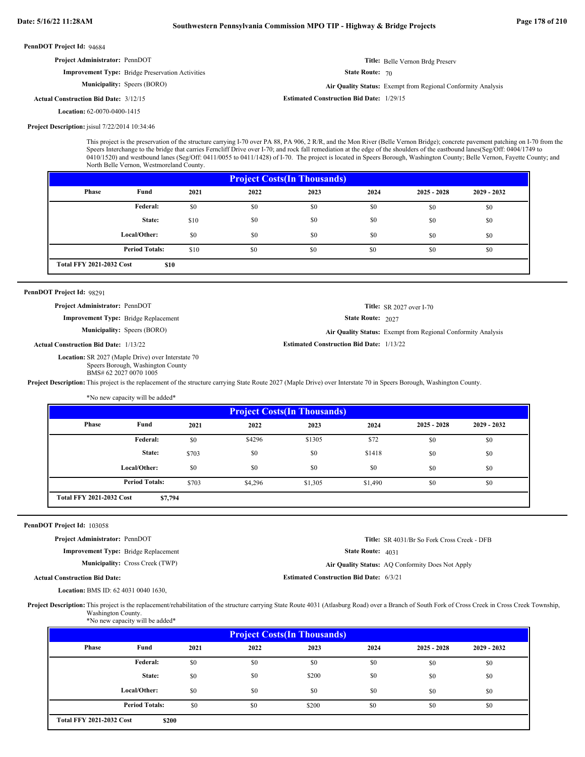**PennDOT Project Id:** 94684

**Project Administrator:** PennDOT

**Title:** Belle Vernon Brdg Preserv

**Improvement Type:** Bridge Preservation Activities

**State Route:** 70

**Municipality:** Speers (BORO)

**Air Quality Status:** Exempt from Regional Conformity Analysis

**Actual Construction Bid Date:** 3/12/15

**Estimated Construction Bid Date:** 1/29/15

**Location:** 62-0070-0400-1415

**Project Description:** jsisul 7/22/2014 10:34:46

This project is the preservation of the structure carrying I-70 over PA 88, PA 906, 2 R/R, and the Mon River (Belle Vernon Bridge); concrete pavement patching on I-70 from the Speers Interchange to the bridge that carries Ferncliff Drive over I-70; and rock fall remediation at the edge of the shoulders of the eastbound lanes(Seg/Off: 0404/1749 to 0410/1520) and westbound lanes (Seg/Off: 0411/0055 to 0411/1428) of I-70. The project is located in Speers Borough, Washington County; Belle Vernon, Fayette County; and North Belle Vernon, Westmoreland County.

**Project Costs(In Thousands)**

| Phase | Fund | 2021 | 2022 | 2023 | 2024 | 2025 - 2028 | 2029 - 2032 |
|---|---|---|---|---|---|---|---|
| | Federal: | $0 | $0 | $0 | $0 | $0 | $0 |
| | State: | $10 | $0 | $0 | $0 | $0 | $0 |
| | Local/Other: | $0 | $0 | $0 | $0 | $0 | $0 |
| | Period Totals: | $10 | $0 | $0 | $0 | $0 | $0 |
| Total FFY 2021-2032 Cost | $10 | | | | | | |

---

**PennDOT Project Id:** 98291

**Project Administrator:** PennDOT

**Title:** SR 2027 over I-70

**Improvement Type:** Bridge Replacement

**State Route:** 2027

**Municipality:** Speers (BORO)

**Air Quality Status:** Exempt from Regional Conformity Analysis

**Actual Construction Bid Date:** 1/13/22

**Estimated Construction Bid Date:** 1/13/22

**Location:** SR 2027 (Maple Drive) over Interstate 70
Speers Borough, Washington County
BMS# 62 2027 0070 1005

**Project Description:** This project is the replacement of the structure carrying State Route 2027 (Maple Drive) over Interstate 70 in Speers Borough, Washington County.

\*No new capacity will be added\*

**Project Costs(In Thousands)**

| Phase | Fund | 2021 | 2022 | 2023 | 2024 | 2025 - 2028 | 2029 - 2032 |
|---|---|---|---|---|---|---|---|
| | Federal: | $0 | $4296 | $1305 | $72 | $0 | $0 |
| | State: | $703 | $0 | $0 | $1418 | $0 | $0 |
| | Local/Other: | $0 | $0 | $0 | $0 | $0 | $0 |
| | Period Totals: | $703 | $4,296 | $1,305 | $1,490 | $0 | $0 |
| Total FFY 2021-2032 Cost | $7,794 | | | | | | |

---

**PennDOT Project Id:** 103058

**Project Administrator:** PennDOT

**Title:** SR 4031/Br So Fork Cross Creek - DFB

**Improvement Type:** Bridge Replacement

**State Route:** 4031

**Municipality:** Cross Creek (TWP)

**Air Quality Status:** AQ Conformity Does Not Apply

**Actual Construction Bid Date:**

**Estimated Construction Bid Date:** 6/3/21

**Location:** BMS ID: 62 4031 0040 1630,

**Project Description:** This project is the replacement/rehabilitation of the structure carrying State Route 4031 (Atlasburg Road) over a Branch of South Fork of Cross Creek in Cross Creek Township, Washington County.
\*No new capacity will be added\*

**Project Costs(In Thousands)**

| Phase | Fund | 2021 | 2022 | 2023 | 2024 | 2025 - 2028 | 2029 - 2032 |
|---|---|---|---|---|---|---|---|
| | Federal: | $0 | $0 | $0 | $0 | $0 | $0 |
| | State: | $0 | $0 | $200 | $0 | $0 | $0 |
| | Local/Other: | $0 | $0 | $0 | $0 | $0 | $0 |
| | Period Totals: | $0 | $0 | $200 | $0 | $0 | $0 |
| Total FFY 2021-2032 Cost | $200 | | | | | | |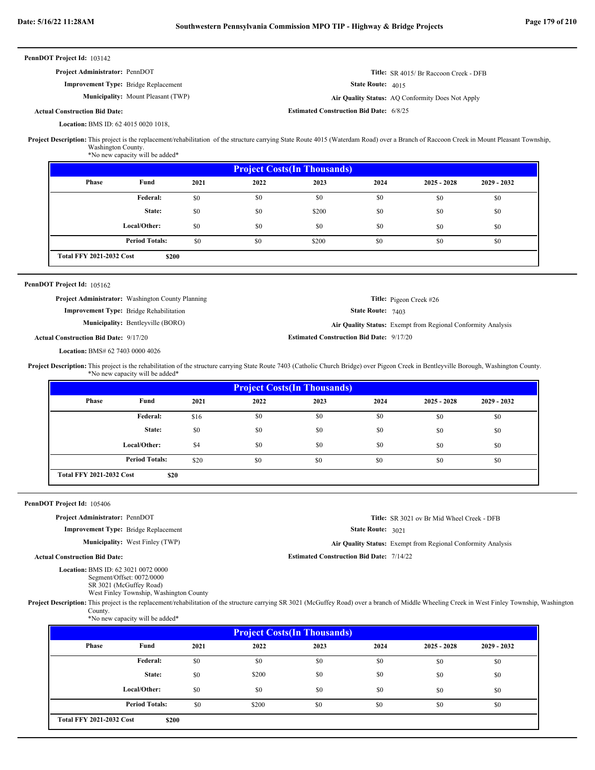**PennDOT Project Id:** 103142

**Project Administrator:** PennDOT

**Improvement Type:** Bridge Replacement

**Municipality:** Mount Pleasant (TWP)

**Actual Construction Bid Date:**

**Location:** BMS ID: 62 4015 0020 1018,

**Title:** SR 4015/ Br Raccoon Creek - DFB

**State Route:** 4015

**Air Quality Status:** AQ Conformity Does Not Apply

**Estimated Construction Bid Date:** 6/8/25

**Project Description:** This project is the replacement/rehabilitation of the structure carrying State Route 4015 (Waterdam Road) over a Branch of Raccoon Creek in Mount Pleasant Township, Washington County.
*No new capacity will be added*

| Project Costs(In Thousands) | | | | | | | |
|---|---|---|---|---|---|---|---|
| Phase | Fund | 2021 | 2022 | 2023 | 2024 | 2025 - 2028 | 2029 - 2032 |
| | Federal: | $0 | $0 | $0 | $0 | $0 | $0 |
| | State: | $0 | $0 | $200 | $0 | $0 | $0 |
| | Local/Other: | $0 | $0 | $0 | $0 | $0 | $0 |
| | Period Totals: | $0 | $0 | $200 | $0 | $0 | $0 |
| Total FFY 2021-2032 Cost | $200 | | | | | | |

---

**PennDOT Project Id:** 105162

**Project Administrator:** Washington County Planning

**Improvement Type:** Bridge Rehabilitation

**Municipality:** Bentleyville (BORO)

**Actual Construction Bid Date:** 9/17/20

**Location:** BMS# 62 7403 0000 4026

**Title:** Pigeon Creek #26

**State Route:** 7403

**Air Quality Status:** Exempt from Regional Conformity Analysis

**Estimated Construction Bid Date:** 9/17/20

**Project Description:** This project is the rehabilitation of the structure carrying State Route 7403 (Catholic Church Bridge) over Pigeon Creek in Bentleyville Borough, Washington County.
*No new capacity will be added*

| Project Costs(In Thousands) | | | | | | | |
|---|---|---|---|---|---|---|---|
| Phase | Fund | 2021 | 2022 | 2023 | 2024 | 2025 - 2028 | 2029 - 2032 |
| | Federal: | $16 | $0 | $0 | $0 | $0 | $0 |
| | State: | $0 | $0 | $0 | $0 | $0 | $0 |
| | Local/Other: | $4 | $0 | $0 | $0 | $0 | $0 |
| | Period Totals: | $20 | $0 | $0 | $0 | $0 | $0 |
| Total FFY 2021-2032 Cost | $20 | | | | | | |

---

**PennDOT Project Id:** 105406

**Project Administrator:** PennDOT

**Improvement Type:** Bridge Replacement

**Municipality:** West Finley (TWP)

**Actual Construction Bid Date:**

**Location:** BMS ID: 62 3021 0072 0000
Segment/Offset: 0072/0000
SR 3021 (McGuffey Road)
West Finley Township, Washington County

**Title:** SR 3021 ov Br Mid Wheel Creek - DFB

**State Route:** 3021

**Air Quality Status:** Exempt from Regional Conformity Analysis

**Estimated Construction Bid Date:** 7/14/22

**Project Description:** This project is the replacement/rehabilitation of the structure carrying SR 3021 (McGuffey Road) over a branch of Middle Wheeling Creek in West Finley Township, Washington County.
*No new capacity will be added*

| Project Costs(In Thousands) | | | | | | | |
|---|---|---|---|---|---|---|---|
| Phase | Fund | 2021 | 2022 | 2023 | 2024 | 2025 - 2028 | 2029 - 2032 |
| | Federal: | $0 | $0 | $0 | $0 | $0 | $0 |
| | State: | $0 | $200 | $0 | $0 | $0 | $0 |
| | Local/Other: | $0 | $0 | $0 | $0 | $0 | $0 |
| | Period Totals: | $0 | $200 | $0 | $0 | $0 | $0 |
| Total FFY 2021-2032 Cost | $200 | | | | | | |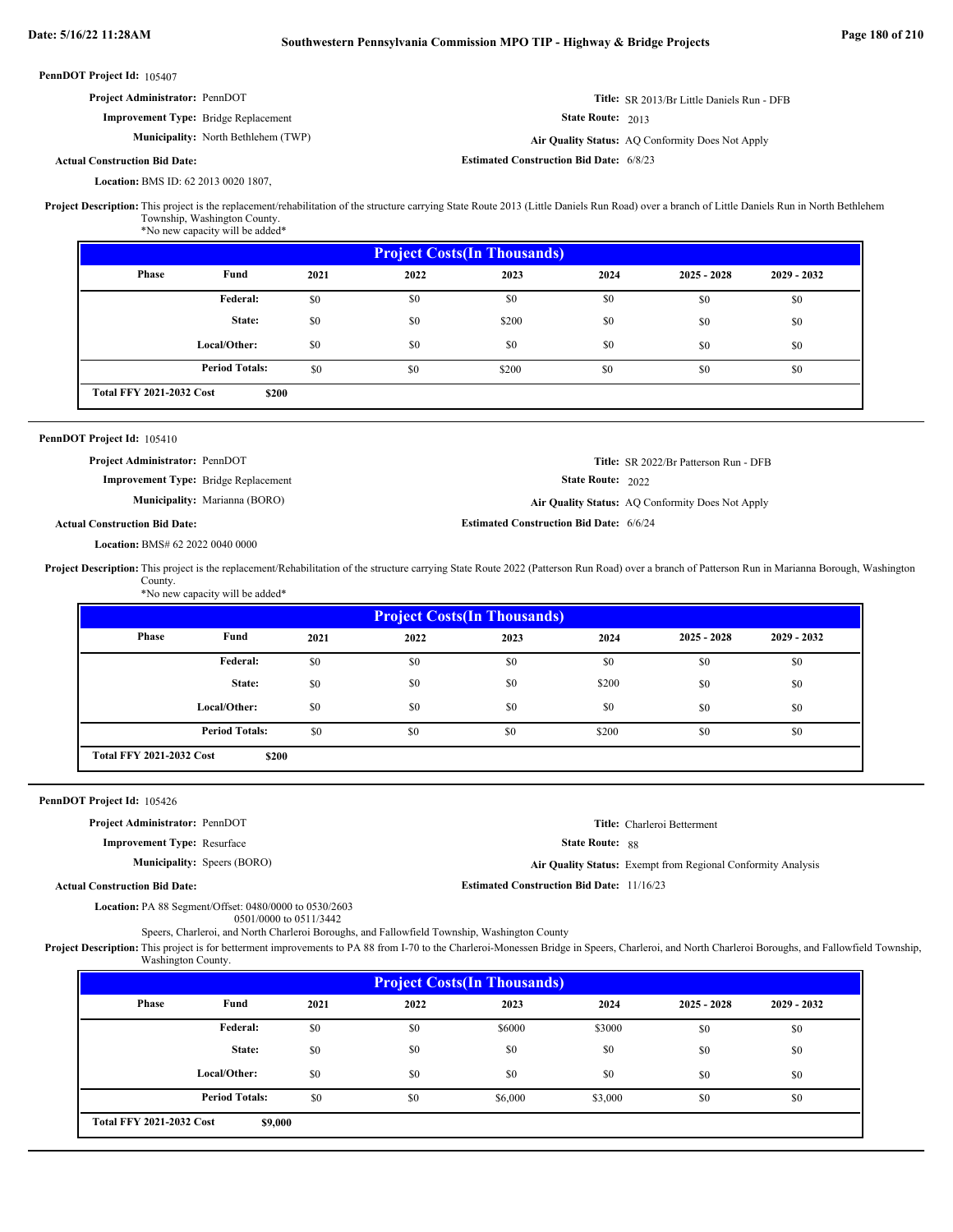**PennDOT Project Id:** 105407

**Project Administrator:** PennDOT

**Improvement Type:** Bridge Replacement

**Municipality:** North Bethlehem (TWP)

**Actual Construction Bid Date:**

**Location:** BMS ID: 62 2013 0020 1807,

**Title:** SR 2013/Br Little Daniels Run - DFB

**State Route:** 2013

**Air Quality Status:** AQ Conformity Does Not Apply

**Estimated Construction Bid Date:** 6/8/23

**Project Description:** This project is the replacement/rehabilitation of the structure carrying State Route 2013 (Little Daniels Run Road) over a branch of Little Daniels Run in North Bethlehem Township, Washington County.
*No new capacity will be added*

| Project Costs(In Thousands) | | | | | | | |
|---|---|---|---|---|---|---|---|
| Phase | Fund | 2021 | 2022 | 2023 | 2024 | 2025 - 2028 | 2029 - 2032 |
| | Federal: | $0 | $0 | $0 | $0 | $0 | $0 |
| | State: | $0 | $0 | $200 | $0 | $0 | $0 |
| | Local/Other: | $0 | $0 | $0 | $0 | $0 | $0 |
| | Period Totals: | $0 | $0 | $200 | $0 | $0 | $0 |
| Total FFY 2021-2032 Cost | $200 | | | | | | |

**PennDOT Project Id:** 105410

**Project Administrator:** PennDOT

**Improvement Type:** Bridge Replacement

**Municipality:** Marianna (BORO)

**Actual Construction Bid Date:**

**Location:** BMS# 62 2022 0040 0000

**Title:** SR 2022/Br Patterson Run - DFB

**State Route:** 2022

**Air Quality Status:** AQ Conformity Does Not Apply

**Estimated Construction Bid Date:** 6/6/24

**Project Description:** This project is the replacement/Rehabilitation of the structure carrying State Route 2022 (Patterson Run Road) over a branch of Patterson Run in Marianna Borough, Washington County.
*No new capacity will be added*

| Project Costs(In Thousands) | | | | | | | |
|---|---|---|---|---|---|---|---|
| Phase | Fund | 2021 | 2022 | 2023 | 2024 | 2025 - 2028 | 2029 - 2032 |
| | Federal: | $0 | $0 | $0 | $0 | $0 | $0 |
| | State: | $0 | $0 | $0 | $200 | $0 | $0 |
| | Local/Other: | $0 | $0 | $0 | $0 | $0 | $0 |
| | Period Totals: | $0 | $0 | $0 | $200 | $0 | $0 |
| Total FFY 2021-2032 Cost | $200 | | | | | | |

**PennDOT Project Id:** 105426

**Project Administrator:** PennDOT

**Improvement Type:** Resurface

**Municipality:** Speers (BORO)

**Actual Construction Bid Date:**

**Location:** PA 88 Segment/Offset: 0480/0000 to 0530/2603
0501/0000 to 0511/3442
Speers, Charleroi, and North Charleroi Boroughs, and Fallowfield Township, Washington County

**Title:** Charleroi Betterment

**State Route:** 88

**Air Quality Status:** Exempt from Regional Conformity Analysis

**Estimated Construction Bid Date:** 11/16/23

**Project Description:** This project is for betterment improvements to PA 88 from I-70 to the Charleroi-Monessen Bridge in Speers, Charleroi, and North Charleroi Boroughs, and Fallowfield Township, Washington County.

| Project Costs(In Thousands) | | | | | | | |
|---|---|---|---|---|---|---|---|
| Phase | Fund | 2021 | 2022 | 2023 | 2024 | 2025 - 2028 | 2029 - 2032 |
| | Federal: | $0 | $0 | $6000 | $3000 | $0 | $0 |
| | State: | $0 | $0 | $0 | $0 | $0 | $0 |
| | Local/Other: | $0 | $0 | $0 | $0 | $0 | $0 |
| | Period Totals: | $0 | $0 | $6,000 | $3,000 | $0 | $0 |
| Total FFY 2021-2032 Cost | $9,000 | | | | | | |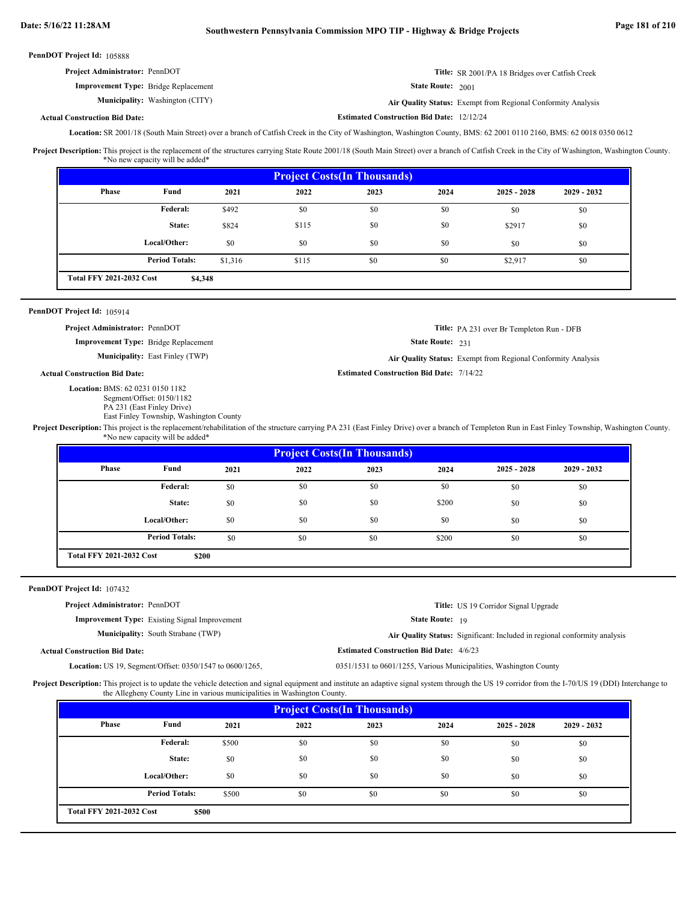**PennDOT Project Id:** 105888

**Project Administrator:** PennDOT

**Title:** SR 2001/PA 18 Bridges over Catfish Creek

**Improvement Type:** Bridge Replacement

**State Route:** 2001

**Municipality:** Washington (CITY)

**Air Quality Status:** Exempt from Regional Conformity Analysis

**Actual Construction Bid Date:**

**Estimated Construction Bid Date:** 12/12/24

**Location:** SR 2001/18 (South Main Street) over a branch of Catfish Creek in the City of Washington, Washington County, BMS: 62 2001 0110 2160, BMS: 62 0018 0350 0612

**Project Description:** This project is the replacement of the structures carrying State Route 2001/18 (South Main Street) over a branch of Catfish Creek in the City of Washington, Washington County. *No new capacity will be added*

| Phase | Fund | 2021 | 2022 | 2023 | 2024 | 2025 - 2028 | 2029 - 2032 |
|---|---|---|---|---|---|---|---|
| | Federal: | $492 | $0 | $0 | $0 | $0 | $0 |
| | State: | $824 | $115 | $0 | $0 | $2917 | $0 |
| | Local/Other: | $0 | $0 | $0 | $0 | $0 | $0 |
| | Period Totals: | $1,316 | $115 | $0 | $0 | $2,917 | $0 |

**Total FFY 2021-2032 Cost** $4,348

---

**PennDOT Project Id:** 105914

**Project Administrator:** PennDOT

**Title:** PA 231 over Br Templeton Run - DFB

**Improvement Type:** Bridge Replacement

**State Route:** 231

**Municipality:** East Finley (TWP)

**Air Quality Status:** Exempt from Regional Conformity Analysis

**Actual Construction Bid Date:**

**Estimated Construction Bid Date:** 7/14/22

**Location:** BMS: 62 0231 0150 1182
Segment/Offset: 0150/1182
PA 231 (East Finley Drive)
East Finley Township, Washington County

**Project Description:** This project is the replacement/rehabilitation of the structure carrying PA 231 (East Finley Drive) over a branch of Templeton Run in East Finley Township, Washington County. *No new capacity will be added*

| Phase | Fund | 2021 | 2022 | 2023 | 2024 | 2025 - 2028 | 2029 - 2032 |
|---|---|---|---|---|---|---|---|
| | Federal: | $0 | $0 | $0 | $0 | $0 | $0 |
| | State: | $0 | $0 | $0 | $200 | $0 | $0 |
| | Local/Other: | $0 | $0 | $0 | $0 | $0 | $0 |
| | Period Totals: | $0 | $0 | $0 | $200 | $0 | $0 |

**Total FFY 2021-2032 Cost** $200

---

**PennDOT Project Id:** 107432

**Project Administrator:** PennDOT

**Title:** US 19 Corridor Signal Upgrade

**Improvement Type:** Existing Signal Improvement

**State Route:** 19

**Municipality:** South Strabane (TWP)

**Air Quality Status:** Significant: Included in regional conformity analysis

**Actual Construction Bid Date:**

**Estimated Construction Bid Date:** 4/6/23

**Location:** US 19, Segment/Offset: 0350/1547 to 0600/1265, 0351/1531 to 0601/1255, Various Municipalities, Washington County

**Project Description:** This project is to update the vehicle detection and signal equipment and institute an adaptive signal system through the US 19 corridor from the I-70/US 19 (DDI) Interchange to the Allegheny County Line in various municipalities in Washington County.

| Phase | Fund | 2021 | 2022 | 2023 | 2024 | 2025 - 2028 | 2029 - 2032 |
|---|---|---|---|---|---|---|---|
| | Federal: | $500 | $0 | $0 | $0 | $0 | $0 |
| | State: | $0 | $0 | $0 | $0 | $0 | $0 |
| | Local/Other: | $0 | $0 | $0 | $0 | $0 | $0 |
| | Period Totals: | $500 | $0 | $0 | $0 | $0 | $0 |

**Total FFY 2021-2032 Cost** $500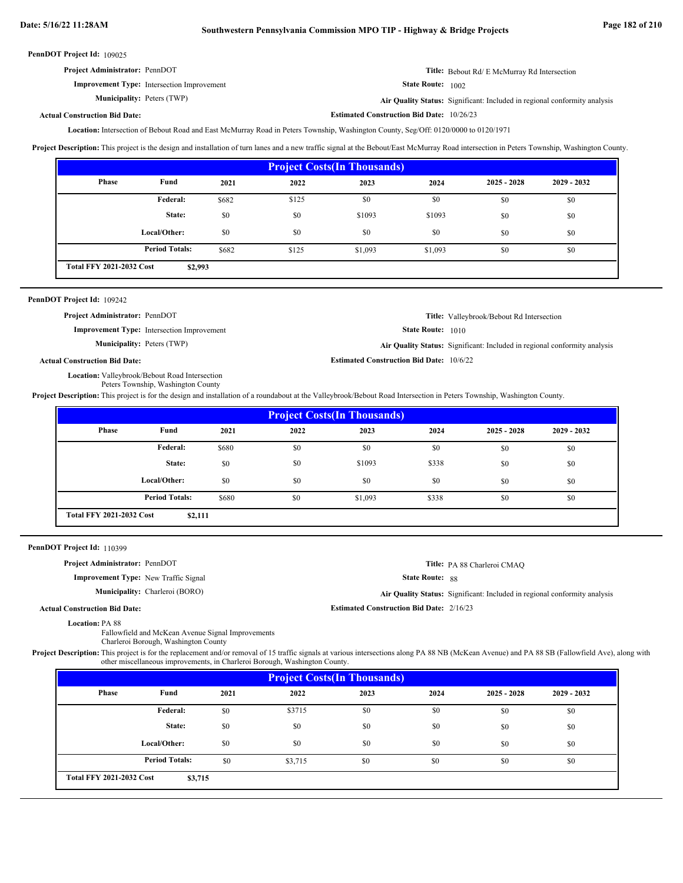**PennDOT Project Id:** 109025

**Project Administrator:** PennDOT

**Title:** Bebout Rd/ E McMurray Rd Intersection

**Improvement Type:** Intersection Improvement

**State Route:** 1002

**Municipality:** Peters (TWP)

**Air Quality Status:** Significant: Included in regional conformity analysis

**Actual Construction Bid Date:**

**Estimated Construction Bid Date:** 10/26/23

**Location:** Intersection of Bebout Road and East McMurray Road in Peters Township, Washington County, Seg/Off: 0120/0000 to 0120/1971

**Project Description:** This project is the design and installation of turn lanes and a new traffic signal at the Bebout/East McMurray Road intersection in Peters Township, Washington County.

| Project Costs(In Thousands) | | | | | | | |
|---|---|---|---|---|---|---|---|
| Phase | Fund | 2021 | 2022 | 2023 | 2024 | 2025 - 2028 | 2029 - 2032 |
| | Federal: | $682 | $125 | $0 | $0 | $0 | $0 |
| | State: | $0 | $0 | $1093 | $1093 | $0 | $0 |
| | Local/Other: | $0 | $0 | $0 | $0 | $0 | $0 |
| | Period Totals: | $682 | $125 | $1,093 | $1,093 | $0 | $0 |
| Total FFY 2021-2032 Cost | $2,993 | | | | | | |

**PennDOT Project Id:** 109242

**Project Administrator:** PennDOT

**Title:** Valleybrook/Bebout Rd Intersection

**Improvement Type:** Intersection Improvement

**State Route:** 1010

**Municipality:** Peters (TWP)

**Air Quality Status:** Significant: Included in regional conformity analysis

**Actual Construction Bid Date:**

**Estimated Construction Bid Date:** 10/6/22

**Location:** Valleybrook/Bebout Road Intersection
Peters Township, Washington County

**Project Description:** This project is for the design and installation of a roundabout at the Valleybrook/Bebout Road Intersection in Peters Township, Washington County.

| Project Costs(In Thousands) | | | | | | | |
|---|---|---|---|---|---|---|---|
| Phase | Fund | 2021 | 2022 | 2023 | 2024 | 2025 - 2028 | 2029 - 2032 |
| | Federal: | $680 | $0 | $0 | $0 | $0 | $0 |
| | State: | $0 | $0 | $1093 | $338 | $0 | $0 |
| | Local/Other: | $0 | $0 | $0 | $0 | $0 | $0 |
| | Period Totals: | $680 | $0 | $1,093 | $338 | $0 | $0 |
| Total FFY 2021-2032 Cost | $2,111 | | | | | | |

**PennDOT Project Id:** 110399

**Project Administrator:** PennDOT

**Title:** PA 88 Charleroi CMAQ

**Improvement Type:** New Traffic Signal

**State Route:** 88

**Municipality:** Charleroi (BORO)

**Air Quality Status:** Significant: Included in regional conformity analysis

**Actual Construction Bid Date:**

**Estimated Construction Bid Date:** 2/16/23

**Location:** PA 88
Fallowfield and McKean Avenue Signal Improvements
Charleroi Borough, Washington County

**Project Description:** This project is for the replacement and/or removal of 15 traffic signals at various intersections along PA 88 NB (McKean Avenue) and PA 88 SB (Fallowfield Ave), along with other miscellaneous improvements, in Charleroi Borough, Washington County.

| Project Costs(In Thousands) | | | | | | | |
|---|---|---|---|---|---|---|---|
| Phase | Fund | 2021 | 2022 | 2023 | 2024 | 2025 - 2028 | 2029 - 2032 |
| | Federal: | $0 | $3715 | $0 | $0 | $0 | $0 |
| | State: | $0 | $0 | $0 | $0 | $0 | $0 |
| | Local/Other: | $0 | $0 | $0 | $0 | $0 | $0 |
| | Period Totals: | $0 | $3,715 | $0 | $0 | $0 | $0 |
| Total FFY 2021-2032 Cost | $3,715 | | | | | | |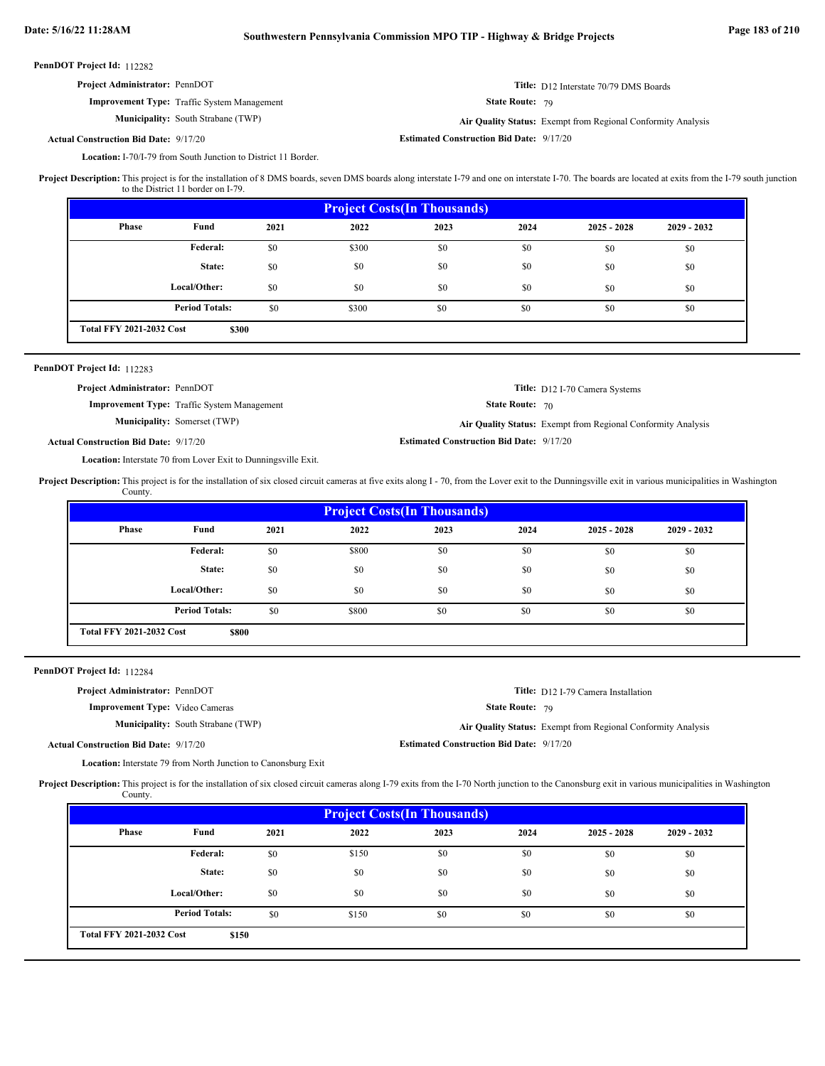**PennDOT Project Id:** 112282

**Project Administrator:** PennDOT

**Title:** D12 Interstate 70/79 DMS Boards

**Improvement Type:** Traffic System Management

**State Route:** 79

**Municipality:** South Strabane (TWP)

**Air Quality Status:** Exempt from Regional Conformity Analysis

**Actual Construction Bid Date:** 9/17/20

**Estimated Construction Bid Date:** 9/17/20

**Location:** I-70/I-79 from South Junction to District 11 Border.

**Project Description:** This project is for the installation of 8 DMS boards, seven DMS boards along interstate I-79 and one on interstate I-70. The boards are located at exits from the I-79 south junction to the District 11 border on I-79.

**Project Costs(In Thousands)**

| Phase | Fund | 2021 | 2022 | 2023 | 2024 | 2025 - 2028 | 2029 - 2032 |
|---|---|---|---|---|---|---|---|
| | Federal: | $0 | $300 | $0 | $0 | $0 | $0 |
| | State: | $0 | $0 | $0 | $0 | $0 | $0 |
| | Local/Other: | $0 | $0 | $0 | $0 | $0 | $0 |
| | Period Totals: | $0 | $300 | $0 | $0 | $0 | $0 |
| Total FFY 2021-2032 Cost | $300 | | | | | | |

---

**PennDOT Project Id:** 112283

**Project Administrator:** PennDOT

**Title:** D12 I-70 Camera Systems

**Improvement Type:** Traffic System Management

**State Route:** 70

**Municipality:** Somerset (TWP)

**Air Quality Status:** Exempt from Regional Conformity Analysis

**Actual Construction Bid Date:** 9/17/20

**Estimated Construction Bid Date:** 9/17/20

**Location:** Interstate 70 from Lover Exit to Dunningsville Exit.

**Project Description:** This project is for the installation of six closed circuit cameras at five exits along I - 70, from the Lover exit to the Dunningsville exit in various municipalities in Washington County.

**Project Costs(In Thousands)**

| Phase | Fund | 2021 | 2022 | 2023 | 2024 | 2025 - 2028 | 2029 - 2032 |
|---|---|---|---|---|---|---|---|
| | Federal: | $0 | $800 | $0 | $0 | $0 | $0 |
| | State: | $0 | $0 | $0 | $0 | $0 | $0 |
| | Local/Other: | $0 | $0 | $0 | $0 | $0 | $0 |
| | Period Totals: | $0 | $800 | $0 | $0 | $0 | $0 |
| Total FFY 2021-2032 Cost | $800 | | | | | | |

---

**PennDOT Project Id:** 112284

**Project Administrator:** PennDOT

**Title:** D12 I-79 Camera Installation

**Improvement Type:** Video Cameras

**State Route:** 79

**Municipality:** South Strabane (TWP)

**Air Quality Status:** Exempt from Regional Conformity Analysis

**Actual Construction Bid Date:** 9/17/20

**Estimated Construction Bid Date:** 9/17/20

**Location:** Interstate 79 from North Junction to Canonsburg Exit

**Project Description:** This project is for the installation of six closed circuit cameras along I-79 exits from the I-70 North junction to the Canonsburg exit in various municipalities in Washington County.

**Project Costs(In Thousands)**

| Phase | Fund | 2021 | 2022 | 2023 | 2024 | 2025 - 2028 | 2029 - 2032 |
|---|---|---|---|---|---|---|---|
| | Federal: | $0 | $150 | $0 | $0 | $0 | $0 |
| | State: | $0 | $0 | $0 | $0 | $0 | $0 |
| | Local/Other: | $0 | $0 | $0 | $0 | $0 | $0 |
| | Period Totals: | $0 | $150 | $0 | $0 | $0 | $0 |
| Total FFY 2021-2032 Cost | $150 | | | | | | |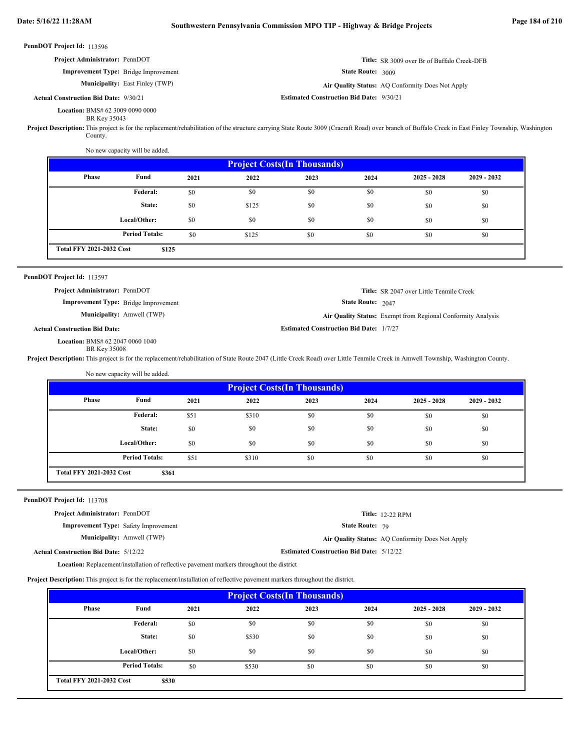**PennDOT Project Id:** 113596

**Project Administrator:** PennDOT

**Title:** SR 3009 over Br of Buffalo Creek-DFB

**Improvement Type:** Bridge Improvement

**State Route:** 3009

**Municipality:** East Finley (TWP)

**Air Quality Status:** AQ Conformity Does Not Apply

**Actual Construction Bid Date:** 9/30/21

**Estimated Construction Bid Date:** 9/30/21

**Location:** BMS# 62 3009 0090 0000
BR Key 35043

**Project Description:** This project is for the replacement/rehabilitation of the structure carrying State Route 3009 (Cracraft Road) over branch of Buffalo Creek in East Finley Township, Washington County.

No new capacity will be added.

| Project Costs(In Thousands) | | | | | | | |
|---|---|---|---|---|---|---|---|
| Phase | Fund | 2021 | 2022 | 2023 | 2024 | 2025 - 2028 | 2029 - 2032 |
| | Federal: | $0 | $0 | $0 | $0 | $0 | $0 |
| | State: | $0 | $125 | $0 | $0 | $0 | $0 |
| | Local/Other: | $0 | $0 | $0 | $0 | $0 | $0 |
| | Period Totals: | $0 | $125 | $0 | $0 | $0 | $0 |
| Total FFY 2021-2032 Cost | $125 | | | | | | |

---

**PennDOT Project Id:** 113597

**Project Administrator:** PennDOT

**Title:** SR 2047 over Little Tenmile Creek

**Improvement Type:** Bridge Improvement

**State Route:** 2047

**Municipality:** Amwell (TWP)

**Air Quality Status:** Exempt from Regional Conformity Analysis

**Actual Construction Bid Date:**

**Estimated Construction Bid Date:** 1/7/27

**Location:** BMS# 62 2047 0060 1040
BR Key 35008

**Project Description:** This project is for the replacement/rehabilitation of State Route 2047 (Little Creek Road) over Little Tenmile Creek in Amwell Township, Washington County.

No new capacity will be added.

| Project Costs(In Thousands) | | | | | | | |
|---|---|---|---|---|---|---|---|
| Phase | Fund | 2021 | 2022 | 2023 | 2024 | 2025 - 2028 | 2029 - 2032 |
| | Federal: | $51 | $310 | $0 | $0 | $0 | $0 |
| | State: | $0 | $0 | $0 | $0 | $0 | $0 |
| | Local/Other: | $0 | $0 | $0 | $0 | $0 | $0 |
| | Period Totals: | $51 | $310 | $0 | $0 | $0 | $0 |
| Total FFY 2021-2032 Cost | $361 | | | | | | |

---

**PennDOT Project Id:** 113708

**Project Administrator:** PennDOT

**Title:** 12-22 RPM

**Improvement Type:** Safety Improvement

**State Route:** 79

**Municipality:** Amwell (TWP)

**Air Quality Status:** AQ Conformity Does Not Apply

**Actual Construction Bid Date:** 5/12/22

**Estimated Construction Bid Date:** 5/12/22

**Location:** Replacement/installation of reflective pavement markers throughout the district

**Project Description:** This project is for the replacement/installation of reflective pavement markers throughout the district.

| Project Costs(In Thousands) | | | | | | | |
|---|---|---|---|---|---|---|---|
| Phase | Fund | 2021 | 2022 | 2023 | 2024 | 2025 - 2028 | 2029 - 2032 |
| | Federal: | $0 | $0 | $0 | $0 | $0 | $0 |
| | State: | $0 | $530 | $0 | $0 | $0 | $0 |
| | Local/Other: | $0 | $0 | $0 | $0 | $0 | $0 |
| | Period Totals: | $0 | $530 | $0 | $0 | $0 | $0 |
| Total FFY 2021-2032 Cost | $530 | | | | | | |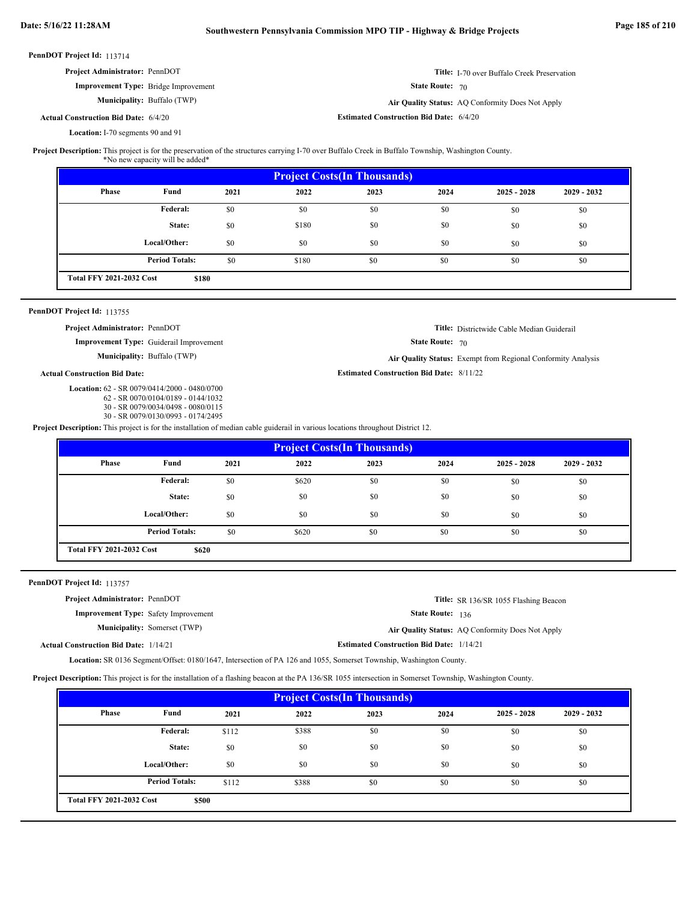**PennDOT Project Id:** 113714

**Project Administrator:** PennDOT

**Title:** I-70 over Buffalo Creek Preservation

**Improvement Type:** Bridge Improvement

**State Route:** 70

**Municipality:** Buffalo (TWP)

**Air Quality Status:** AQ Conformity Does Not Apply

**Actual Construction Bid Date:** 6/4/20

**Estimated Construction Bid Date:** 6/4/20

**Location:** I-70 segments 90 and 91

**Project Description:** This project is for the preservation of the structures carrying I-70 over Buffalo Creek in Buffalo Township, Washington County.
*No new capacity will be added*

| Project Costs(In Thousands) | | | | | | | |
|---|---|---|---|---|---|---|---|
| Phase | Fund | 2021 | 2022 | 2023 | 2024 | 2025 - 2028 | 2029 - 2032 |
| | Federal: | $0 | $0 | $0 | $0 | $0 | $0 |
| | State: | $0 | $180 | $0 | $0 | $0 | $0 |
| | Local/Other: | $0 | $0 | $0 | $0 | $0 | $0 |
| | Period Totals: | $0 | $180 | $0 | $0 | $0 | $0 |
| Total FFY 2021-2032 Cost | $180 | | | | | | |

---

**PennDOT Project Id:** 113755

**Project Administrator:** PennDOT

**Title:** Districtwide Cable Median Guiderail

**Improvement Type:** Guiderail Improvement

**State Route:** 70

**Municipality:** Buffalo (TWP)

**Air Quality Status:** Exempt from Regional Conformity Analysis

**Actual Construction Bid Date:**

**Estimated Construction Bid Date:** 8/11/22

**Location:** 62 - SR 0079/0414/2000 - 0480/0700
62 - SR 0070/0104/0189 - 0144/1032
30 - SR 0079/0034/0498 - 0080/0115
30 - SR 0079/0130/0993 - 0174/2495

**Project Description:** This project is for the installation of median cable guiderail in various locations throughout District 12.

| Project Costs(In Thousands) | | | | | | | |
|---|---|---|---|---|---|---|---|
| Phase | Fund | 2021 | 2022 | 2023 | 2024 | 2025 - 2028 | 2029 - 2032 |
| | Federal: | $0 | $620 | $0 | $0 | $0 | $0 |
| | State: | $0 | $0 | $0 | $0 | $0 | $0 |
| | Local/Other: | $0 | $0 | $0 | $0 | $0 | $0 |
| | Period Totals: | $0 | $620 | $0 | $0 | $0 | $0 |
| Total FFY 2021-2032 Cost | $620 | | | | | | |

---

**PennDOT Project Id:** 113757

**Project Administrator:** PennDOT

**Title:** SR 136/SR 1055 Flashing Beacon

**Improvement Type:** Safety Improvement

**State Route:** 136

**Municipality:** Somerset (TWP)

**Air Quality Status:** AQ Conformity Does Not Apply

**Actual Construction Bid Date:** 1/14/21

**Estimated Construction Bid Date:** 1/14/21

**Location:** SR 0136 Segment/Offset: 0180/1647, Intersection of PA 126 and 1055, Somerset Township, Washington County.

**Project Description:** This project is for the installation of a flashing beacon at the PA 136/SR 1055 intersection in Somerset Township, Washington County.

| Project Costs(In Thousands) | | | | | | | |
|---|---|---|---|---|---|---|---|
| Phase | Fund | 2021 | 2022 | 2023 | 2024 | 2025 - 2028 | 2029 - 2032 |
| | Federal: | $112 | $388 | $0 | $0 | $0 | $0 |
| | State: | $0 | $0 | $0 | $0 | $0 | $0 |
| | Local/Other: | $0 | $0 | $0 | $0 | $0 | $0 |
| | Period Totals: | $112 | $388 | $0 | $0 | $0 | $0 |
| Total FFY 2021-2032 Cost | $500 | | | | | | |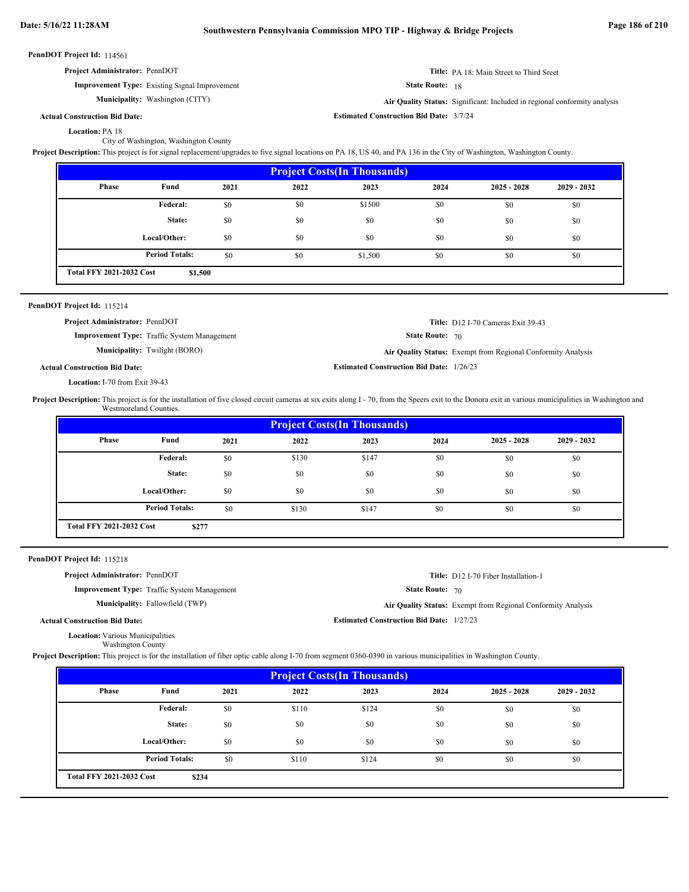**PennDOT Project Id:** 114561

**Project Administrator:** PennDOT

**Title:** PA 18: Main Street to Third Sreet

**Improvement Type:** Existing Signal Improvement

**State Route:** 18

**Municipality:** Washington (CITY)

**Air Quality Status:** Significant: Included in regional conformity analysis

**Actual Construction Bid Date:**

**Estimated Construction Bid Date:** 3/7/24

**Location:** PA 18
City of Washington, Washington County

**Project Description:** This project is for signal replacement/upgrades to five signal locations on PA 18, US 40, and PA 136 in the City of Washington, Washington County.

| Project Costs(In Thousands) | | | | | | | |
|---|---|---|---|---|---|---|---|
| Phase | Fund | 2021 | 2022 | 2023 | 2024 | 2025 - 2028 | 2029 - 2032 |
| | Federal: | $0 | $0 | $1500 | $0 | $0 | $0 |
| | State: | $0 | $0 | $0 | $0 | $0 | $0 |
| | Local/Other: | $0 | $0 | $0 | $0 | $0 | $0 |
| | Period Totals: | $0 | $0 | $1,500 | $0 | $0 | $0 |
| Total FFY 2021-2032 Cost | $1,500 | | | | | | |

---

**PennDOT Project Id:** 115214

**Project Administrator:** PennDOT

**Title:** D12 I-70 Cameras Exit 39-43

**Improvement Type:** Traffic System Management

**State Route:** 70

**Municipality:** Twilight (BORO)

**Air Quality Status:** Exempt from Regional Conformity Analysis

**Actual Construction Bid Date:**

**Estimated Construction Bid Date:** 1/26/23

**Location:** I-70 from Exit 39-43

**Project Description:** This project is for the installation of five closed circuit cameras at six exits along I - 70, from the Speers exit to the Donora exit in various municipalities in Washington and Westmoreland Counties.

| Project Costs(In Thousands) | | | | | | | |
|---|---|---|---|---|---|---|---|
| Phase | Fund | 2021 | 2022 | 2023 | 2024 | 2025 - 2028 | 2029 - 2032 |
| | Federal: | $0 | $130 | $147 | $0 | $0 | $0 |
| | State: | $0 | $0 | $0 | $0 | $0 | $0 |
| | Local/Other: | $0 | $0 | $0 | $0 | $0 | $0 |
| | Period Totals: | $0 | $130 | $147 | $0 | $0 | $0 |
| Total FFY 2021-2032 Cost | $277 | | | | | | |

---

**PennDOT Project Id:** 115218

**Project Administrator:** PennDOT

**Title:** D12 I-70 Fiber Installation-1

**Improvement Type:** Traffic System Management

**State Route:** 70

**Municipality:** Fallowfield (TWP)

**Air Quality Status:** Exempt from Regional Conformity Analysis

**Actual Construction Bid Date:**

**Estimated Construction Bid Date:** 1/27/23

**Location:** Various Municipalities
Washington County

**Project Description:** This project is for the installation of fiber optic cable along I-70 from segment 0360-0390 in various municipalities in Washington County.

| Project Costs(In Thousands) | | | | | | | |
|---|---|---|---|---|---|---|---|
| Phase | Fund | 2021 | 2022 | 2023 | 2024 | 2025 - 2028 | 2029 - 2032 |
| | Federal: | $0 | $110 | $124 | $0 | $0 | $0 |
| | State: | $0 | $0 | $0 | $0 | $0 | $0 |
| | Local/Other: | $0 | $0 | $0 | $0 | $0 | $0 |
| | Period Totals: | $0 | $110 | $124 | $0 | $0 | $0 |
| Total FFY 2021-2032 Cost | $234 | | | | | | |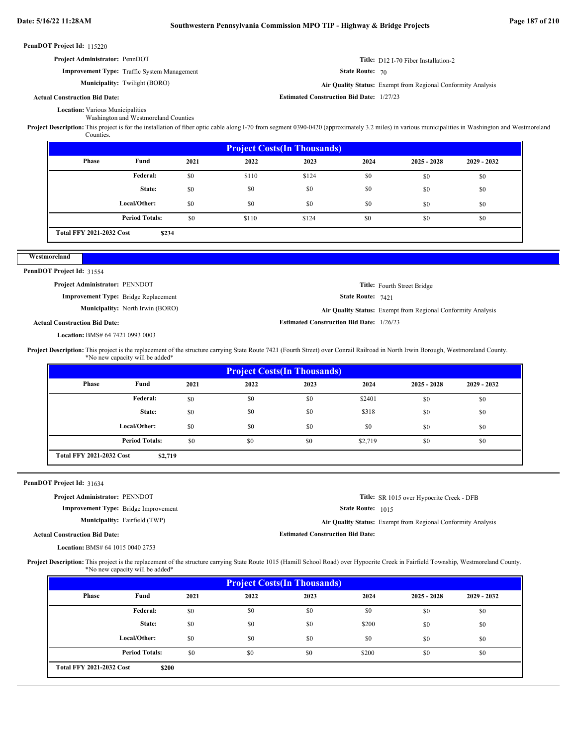**PennDOT Project Id:** 115220

**Project Administrator:** PennDOT

**Title:** D12 I-70 Fiber Installation-2

**Improvement Type:** Traffic System Management

**State Route:** 70

**Municipality:** Twilight (BORO)

**Air Quality Status:** Exempt from Regional Conformity Analysis

**Actual Construction Bid Date:**

**Estimated Construction Bid Date:** 1/27/23

**Location:** Various Municipalities
Washington and Westmoreland Counties

**Project Description:** This project is for the installation of fiber optic cable along I-70 from segment 0390-0420 (approximately 3.2 miles) in various municipalities in Washington and Westmoreland Counties.

| Project Costs(In Thousands) | | | | | | | |
|---|---|---|---|---|---|---|---|
| Phase | Fund | 2021 | 2022 | 2023 | 2024 | 2025 - 2028 | 2029 - 2032 |
| | Federal: | $0 | $110 | $124 | $0 | $0 | $0 |
| | State: | $0 | $0 | $0 | $0 | $0 | $0 |
| | Local/Other: | $0 | $0 | $0 | $0 | $0 | $0 |
| | Period Totals: | $0 | $110 | $124 | $0 | $0 | $0 |
| Total FFY 2021-2032 Cost | $234 | | | | | | |

## Westmoreland

**PennDOT Project Id:** 31554

**Project Administrator:** PENNDOT

**Title:** Fourth Street Bridge

**Improvement Type:** Bridge Replacement

**State Route:** 7421

**Municipality:** North Irwin (BORO)

**Air Quality Status:** Exempt from Regional Conformity Analysis

**Actual Construction Bid Date:**

**Estimated Construction Bid Date:** 1/26/23

**Location:** BMS# 64 7421 0993 0003

**Project Description:** This project is the replacement of the structure carrying State Route 7421 (Fourth Street) over Conrail Railroad in North Irwin Borough, Westmoreland County.
*No new capacity will be added*

| Project Costs(In Thousands) | | | | | | | |
|---|---|---|---|---|---|---|---|
| Phase | Fund | 2021 | 2022 | 2023 | 2024 | 2025 - 2028 | 2029 - 2032 |
| | Federal: | $0 | $0 | $0 | $2401 | $0 | $0 |
| | State: | $0 | $0 | $0 | $318 | $0 | $0 |
| | Local/Other: | $0 | $0 | $0 | $0 | $0 | $0 |
| | Period Totals: | $0 | $0 | $0 | $2,719 | $0 | $0 |
| Total FFY 2021-2032 Cost | $2,719 | | | | | | |

**PennDOT Project Id:** 31634

**Project Administrator:** PENNDOT

**Title:** SR 1015 over Hypocrite Creek - DFB

**Improvement Type:** Bridge Improvement

**State Route:** 1015

**Municipality:** Fairfield (TWP)

**Air Quality Status:** Exempt from Regional Conformity Analysis

**Actual Construction Bid Date:**

**Estimated Construction Bid Date:**

**Location:** BMS# 64 1015 0040 2753

**Project Description:** This project is the replacement of the structure carrying State Route 1015 (Hamill School Road) over Hypocrite Creek in Fairfield Township, Westmoreland County.
*No new capacity will be added*

| Project Costs(In Thousands) | | | | | | | |
|---|---|---|---|---|---|---|---|
| Phase | Fund | 2021 | 2022 | 2023 | 2024 | 2025 - 2028 | 2029 - 2032 |
| | Federal: | $0 | $0 | $0 | $0 | $0 | $0 |
| | State: | $0 | $0 | $0 | $200 | $0 | $0 |
| | Local/Other: | $0 | $0 | $0 | $0 | $0 | $0 |
| | Period Totals: | $0 | $0 | $0 | $200 | $0 | $0 |
| Total FFY 2021-2032 Cost | $200 | | | | | | |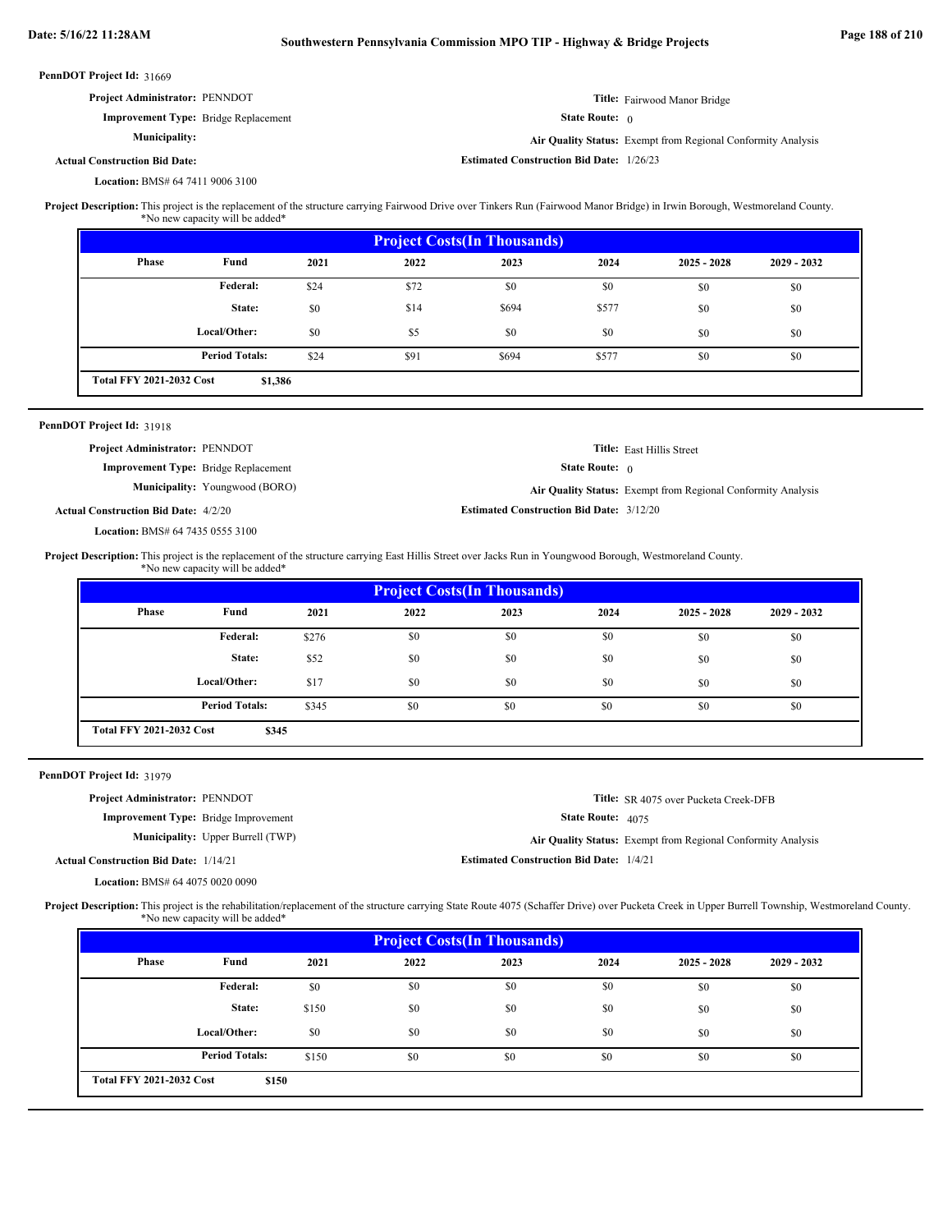**PennDOT Project Id:** 31669

**Project Administrator:** PENNDOT

**Title:** Fairwood Manor Bridge

**Improvement Type:** Bridge Replacement

**State Route:** 0

**Municipality:**

**Air Quality Status:** Exempt from Regional Conformity Analysis

**Actual Construction Bid Date:**

**Estimated Construction Bid Date:** 1/26/23

**Location:** BMS# 64 7411 9006 3100

**Project Description:** This project is the replacement of the structure carrying Fairwood Drive over Tinkers Run (Fairwood Manor Bridge) in Irwin Borough, Westmoreland County. *No new capacity will be added*

| Project Costs(In Thousands) | | | | | | | |
|---|---|---|---|---|---|---|---|
| Phase | Fund | 2021 | 2022 | 2023 | 2024 | 2025 - 2028 | 2029 - 2032 |
| | Federal: | $24 | $72 | $0 | $0 | $0 | $0 |
| | State: | $0 | $14 | $694 | $577 | $0 | $0 |
| | Local/Other: | $0 | $5 | $0 | $0 | $0 | $0 |
| | Period Totals: | $24 | $91 | $694 | $577 | $0 | $0 |
| Total FFY 2021-2032 Cost | $1,386 | | | | | | |

---

**PennDOT Project Id:** 31918

**Project Administrator:** PENNDOT

**Title:** East Hillis Street

**Improvement Type:** Bridge Replacement

**State Route:** 0

**Municipality:** Youngwood (BORO)

**Air Quality Status:** Exempt from Regional Conformity Analysis

**Actual Construction Bid Date:** 4/2/20

**Estimated Construction Bid Date:** 3/12/20

**Location:** BMS# 64 7435 0555 3100

**Project Description:** This project is the replacement of the structure carrying East Hillis Street over Jacks Run in Youngwood Borough, Westmoreland County. *No new capacity will be added*

| Project Costs(In Thousands) | | | | | | | |
|---|---|---|---|---|---|---|---|
| Phase | Fund | 2021 | 2022 | 2023 | 2024 | 2025 - 2028 | 2029 - 2032 |
| | Federal: | $276 | $0 | $0 | $0 | $0 | $0 |
| | State: | $52 | $0 | $0 | $0 | $0 | $0 |
| | Local/Other: | $17 | $0 | $0 | $0 | $0 | $0 |
| | Period Totals: | $345 | $0 | $0 | $0 | $0 | $0 |
| Total FFY 2021-2032 Cost | $345 | | | | | | |

---

**PennDOT Project Id:** 31979

**Project Administrator:** PENNDOT

**Title:** SR 4075 over Pucketa Creek-DFB

**Improvement Type:** Bridge Improvement

**State Route:** 4075

**Municipality:** Upper Burrell (TWP)

**Air Quality Status:** Exempt from Regional Conformity Analysis

**Actual Construction Bid Date:** 1/14/21

**Estimated Construction Bid Date:** 1/4/21

**Location:** BMS# 64 4075 0020 0090

**Project Description:** This project is the rehabilitation/replacement of the structure carrying State Route 4075 (Schaffer Drive) over Pucketa Creek in Upper Burrell Township, Westmoreland County. *No new capacity will be added*

| Project Costs(In Thousands) | | | | | | | |
|---|---|---|---|---|---|---|---|
| Phase | Fund | 2021 | 2022 | 2023 | 2024 | 2025 - 2028 | 2029 - 2032 |
| | Federal: | $0 | $0 | $0 | $0 | $0 | $0 |
| | State: | $150 | $0 | $0 | $0 | $0 | $0 |
| | Local/Other: | $0 | $0 | $0 | $0 | $0 | $0 |
| | Period Totals: | $150 | $0 | $0 | $0 | $0 | $0 |
| Total FFY 2021-2032 Cost | $150 | | | | | | |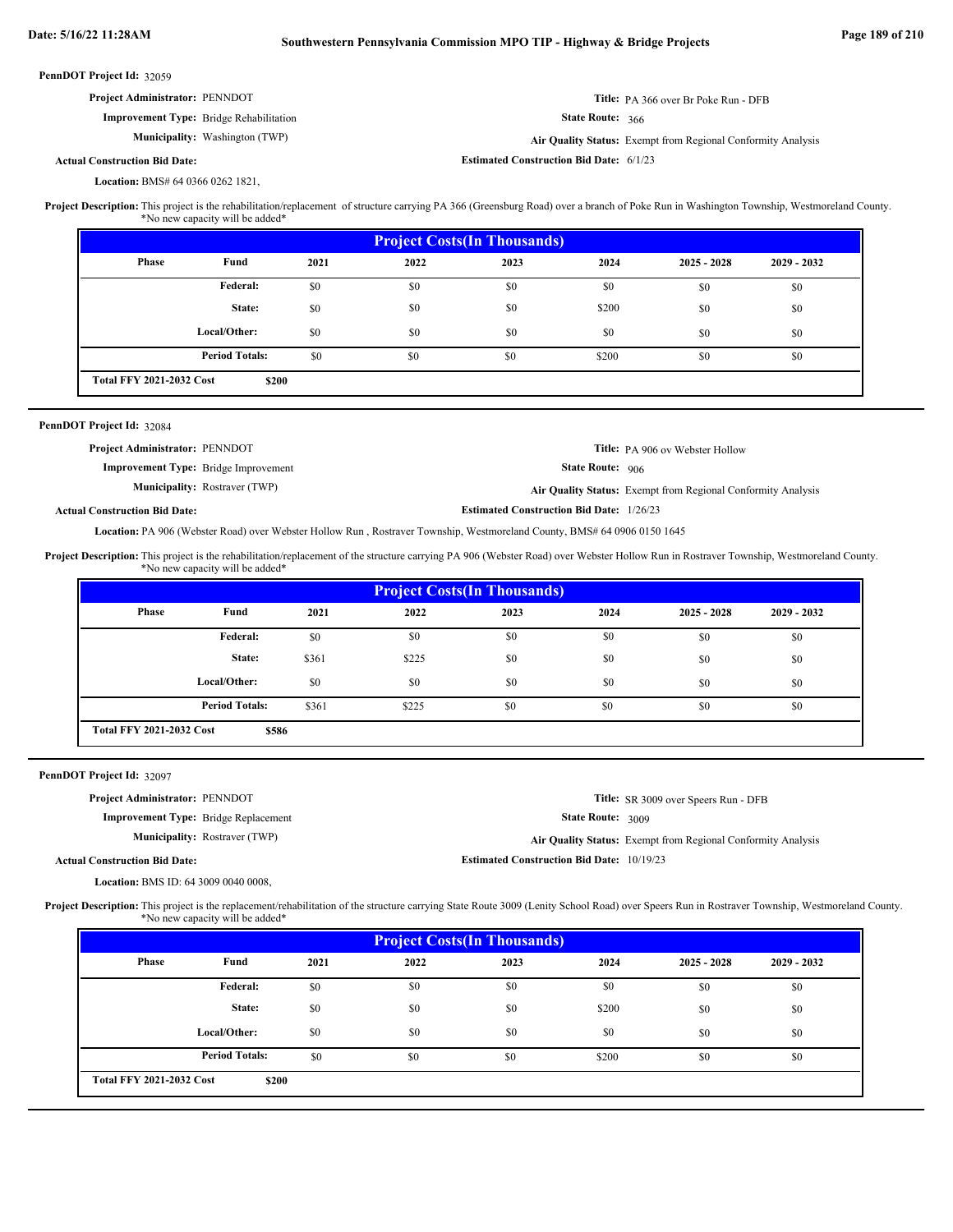**PennDOT Project Id:** 32059

**Project Administrator:** PENNDOT

**Title:** PA 366 over Br Poke Run - DFB

**Improvement Type:** Bridge Rehabilitation

**State Route:** 366

**Municipality:** Washington (TWP)

**Air Quality Status:** Exempt from Regional Conformity Analysis

**Actual Construction Bid Date:**

**Estimated Construction Bid Date:** 6/1/23

**Location:** BMS# 64 0366 0262 1821,

**Project Description:** This project is the rehabilitation/replacement of structure carrying PA 366 (Greensburg Road) over a branch of Poke Run in Washington Township, Westmoreland County. *No new capacity will be added*

| Project Costs(In Thousands) | | | | | | | |
|---|---|---|---|---|---|---|---|
| Phase | Fund | 2021 | 2022 | 2023 | 2024 | 2025 - 2028 | 2029 - 2032 |
| | Federal: | $0 | $0 | $0 | $0 | $0 | $0 |
| | State: | $0 | $0 | $0 | $200 | $0 | $0 |
| | Local/Other: | $0 | $0 | $0 | $0 | $0 | $0 |
| | Period Totals: | $0 | $0 | $0 | $200 | $0 | $0 |
| Total FFY 2021-2032 Cost | $200 | | | | | | |

---

**PennDOT Project Id:** 32084

**Project Administrator:** PENNDOT

**Title:** PA 906 ov Webster Hollow

**Improvement Type:** Bridge Improvement

**State Route:** 906

**Municipality:** Rostraver (TWP)

**Air Quality Status:** Exempt from Regional Conformity Analysis

**Actual Construction Bid Date:**

**Estimated Construction Bid Date:** 1/26/23

**Location:** PA 906 (Webster Road) over Webster Hollow Run , Rostraver Township, Westmoreland County, BMS# 64 0906 0150 1645

**Project Description:** This project is the rehabilitation/replacement of the structure carrying PA 906 (Webster Road) over Webster Hollow Run in Rostraver Township, Westmoreland County. *No new capacity will be added*

| Project Costs(In Thousands) | | | | | | | |
|---|---|---|---|---|---|---|---|
| Phase | Fund | 2021 | 2022 | 2023 | 2024 | 2025 - 2028 | 2029 - 2032 |
| | Federal: | $0 | $0 | $0 | $0 | $0 | $0 |
| | State: | $361 | $225 | $0 | $0 | $0 | $0 |
| | Local/Other: | $0 | $0 | $0 | $0 | $0 | $0 |
| | Period Totals: | $361 | $225 | $0 | $0 | $0 | $0 |
| Total FFY 2021-2032 Cost | $586 | | | | | | |

---

**PennDOT Project Id:** 32097

**Project Administrator:** PENNDOT

**Title:** SR 3009 over Speers Run - DFB

**Improvement Type:** Bridge Replacement

**State Route:** 3009

**Municipality:** Rostraver (TWP)

**Air Quality Status:** Exempt from Regional Conformity Analysis

**Actual Construction Bid Date:**

**Estimated Construction Bid Date:** 10/19/23

**Location:** BMS ID: 64 3009 0040 0008,

**Project Description:** This project is the replacement/rehabilitation of the structure carrying State Route 3009 (Lenity School Road) over Speers Run in Rostraver Township, Westmoreland County. *No new capacity will be added*

| Project Costs(In Thousands) | | | | | | | |
|---|---|---|---|---|---|---|---|
| Phase | Fund | 2021 | 2022 | 2023 | 2024 | 2025 - 2028 | 2029 - 2032 |
| | Federal: | $0 | $0 | $0 | $0 | $0 | $0 |
| | State: | $0 | $0 | $0 | $200 | $0 | $0 |
| | Local/Other: | $0 | $0 | $0 | $0 | $0 | $0 |
| | Period Totals: | $0 | $0 | $0 | $200 | $0 | $0 |
| Total FFY 2021-2032 Cost | $200 | | | | | | |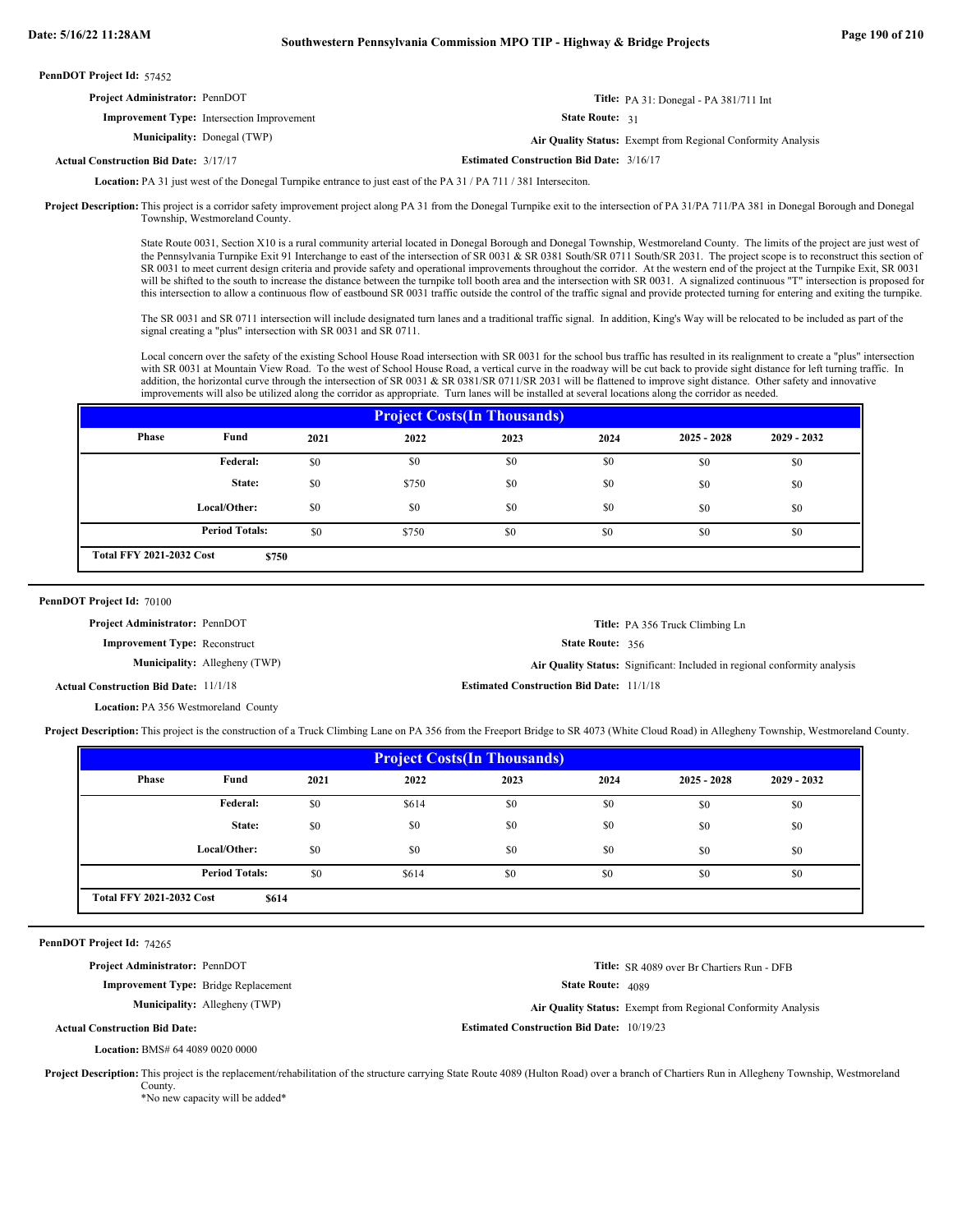**PennDOT Project Id:** 57452

**Project Administrator:** PennDOT

**Title:** PA 31: Donegal - PA 381/711 Int

**Improvement Type:** Intersection Improvement

**State Route:** 31

**Municipality:** Donegal (TWP)

**Air Quality Status:** Exempt from Regional Conformity Analysis

**Actual Construction Bid Date:** 3/17/17

**Estimated Construction Bid Date:** 3/16/17

**Location:** PA 31 just west of the Donegal Turnpike entrance to just east of the PA 31 / PA 711 / 381 Interseciton.

**Project Description:** This project is a corridor safety improvement project along PA 31 from the Donegal Turnpike exit to the intersection of PA 31/PA 711/PA 381 in Donegal Borough and Donegal Township, Westmoreland County.

State Route 0031, Section X10 is a rural community arterial located in Donegal Borough and Donegal Township, Westmoreland County. The limits of the project are just west of the Pennsylvania Turnpike Exit 91 Interchange to east of the intersection of SR 0031 & SR 0381 South/SR 0711 South/SR 2031. The project scope is to reconstruct this section of SR 0031 to meet current design criteria and provide safety and operational improvements throughout the corridor. At the western end of the project at the Turnpike Exit, SR 0031 will be shifted to the south to increase the distance between the turnpike toll booth area and the intersection with SR 0031. A signalized continuous "T" intersection is proposed for this intersection to allow a continuous flow of eastbound SR 0031 traffic outside the control of the traffic signal and provide protected turning for entering and exiting the turnpike.

The SR 0031 and SR 0711 intersection will include designated turn lanes and a traditional traffic signal. In addition, King's Way will be relocated to be included as part of the signal creating a "plus" intersection with SR 0031 and SR 0711.

Local concern over the safety of the existing School House Road intersection with SR 0031 for the school bus traffic has resulted in its realignment to create a "plus" intersection with SR 0031 at Mountain View Road. To the west of School House Road, a vertical curve in the roadway will be cut back to provide sight distance for left turning traffic. In addition, the horizontal curve through the intersection of SR 0031 & SR 0381/SR 0711/SR 2031 will be flattened to improve sight distance. Other safety and innovative improvements will also be utilized along the corridor as appropriate. Turn lanes will be installed at several locations along the corridor as needed.

**Project Costs(In Thousands)**

| Phase | Fund | 2021 | 2022 | 2023 | 2024 | 2025 - 2028 | 2029 - 2032 |
|---|---|---|---|---|---|---|---|
| | Federal: | $0 | $0 | $0 | $0 | $0 | $0 |
| | State: | $0 | $750 | $0 | $0 | $0 | $0 |
| | Local/Other: | $0 | $0 | $0 | $0 | $0 | $0 |
| | Period Totals: | $0 | $750 | $0 | $0 | $0 | $0 |

**Total FFY 2021-2032 Cost** $750

---

**PennDOT Project Id:** 70100

**Project Administrator:** PennDOT

**Title:** PA 356 Truck Climbing Ln

**Improvement Type:** Reconstruct

**State Route:** 356

**Municipality:** Allegheny (TWP)

**Air Quality Status:** Significant: Included in regional conformity analysis

**Actual Construction Bid Date:** 11/1/18

**Estimated Construction Bid Date:** 11/1/18

**Location:** PA 356 Westmoreland County

**Project Description:** This project is the construction of a Truck Climbing Lane on PA 356 from the Freeport Bridge to SR 4073 (White Cloud Road) in Allegheny Township, Westmoreland County.

**Project Costs(In Thousands)**

| Phase | Fund | 2021 | 2022 | 2023 | 2024 | 2025 - 2028 | 2029 - 2032 |
|---|---|---|---|---|---|---|---|
| | Federal: | $0 | $614 | $0 | $0 | $0 | $0 |
| | State: | $0 | $0 | $0 | $0 | $0 | $0 |
| | Local/Other: | $0 | $0 | $0 | $0 | $0 | $0 |
| | Period Totals: | $0 | $614 | $0 | $0 | $0 | $0 |

**Total FFY 2021-2032 Cost** $614

---

**PennDOT Project Id:** 74265

**Project Administrator:** PennDOT

**Title:** SR 4089 over Br Chartiers Run - DFB

**Improvement Type:** Bridge Replacement

**State Route:** 4089

**Municipality:** Allegheny (TWP)

**Air Quality Status:** Exempt from Regional Conformity Analysis

**Actual Construction Bid Date:**

**Estimated Construction Bid Date:** 10/19/23

**Location:** BMS# 64 4089 0020 0000

**Project Description:** This project is the replacement/rehabilitation of the structure carrying State Route 4089 (Hulton Road) over a branch of Chartiers Run in Allegheny Township, Westmoreland County.

*No new capacity will be added*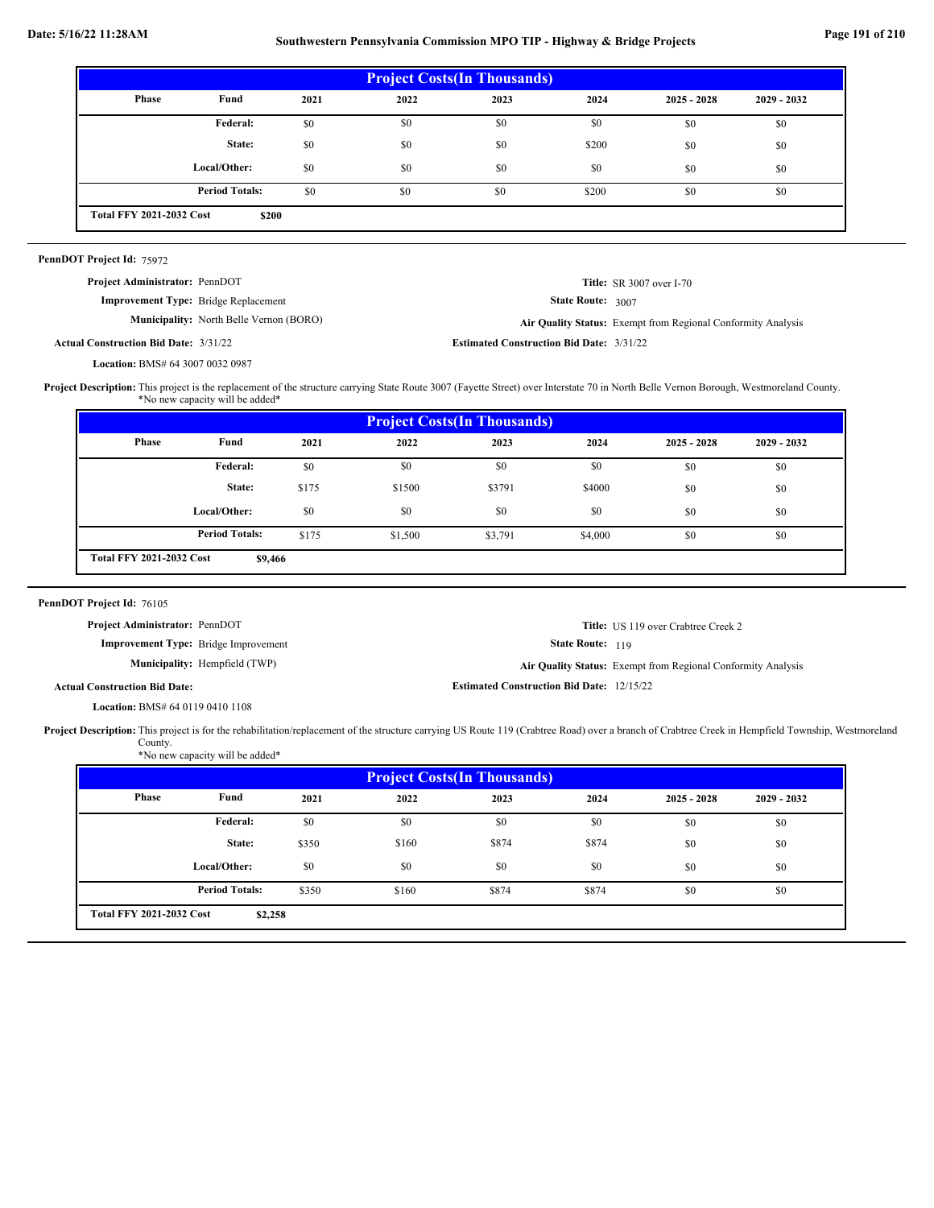| Project Costs(In Thousands) | | | | | | | |
|---|---|---|---|---|---|---|---|
| Phase | Fund | 2021 | 2022 | 2023 | 2024 | 2025 - 2028 | 2029 - 2032 |
| | Federal: | $0 | $0 | $0 | $0 | $0 | $0 |
| | State: | $0 | $0 | $0 | $200 | $0 | $0 |
| | Local/Other: | $0 | $0 | $0 | $0 | $0 | $0 |
| | Period Totals: | $0 | $0 | $0 | $200 | $0 | $0 |
| Total FFY 2021-2032 Cost | $200 | | | | | | |

**PennDOT Project Id:** 75972

**Project Administrator:** PennDOT

**Title:** SR 3007 over I-70

**Improvement Type:** Bridge Replacement

**State Route:** 3007

**Municipality:** North Belle Vernon (BORO)

**Air Quality Status:** Exempt from Regional Conformity Analysis

**Actual Construction Bid Date:** 3/31/22

**Estimated Construction Bid Date:** 3/31/22

**Location:** BMS# 64 3007 0032 0987

**Project Description:** This project is the replacement of the structure carrying State Route 3007 (Fayette Street) over Interstate 70 in North Belle Vernon Borough, Westmoreland County.
*No new capacity will be added*

| Project Costs(In Thousands) | | | | | | | |
|---|---|---|---|---|---|---|---|
| Phase | Fund | 2021 | 2022 | 2023 | 2024 | 2025 - 2028 | 2029 - 2032 |
| | Federal: | $0 | $0 | $0 | $0 | $0 | $0 |
| | State: | $175 | $1500 | $3791 | $4000 | $0 | $0 |
| | Local/Other: | $0 | $0 | $0 | $0 | $0 | $0 |
| | Period Totals: | $175 | $1,500 | $3,791 | $4,000 | $0 | $0 |
| Total FFY 2021-2032 Cost | $9,466 | | | | | | |

**PennDOT Project Id:** 76105

**Project Administrator:** PennDOT

**Title:** US 119 over Crabtree Creek 2

**Improvement Type:** Bridge Improvement

**State Route:** 119

**Municipality:** Hempfield (TWP)

**Air Quality Status:** Exempt from Regional Conformity Analysis

**Actual Construction Bid Date:**

**Estimated Construction Bid Date:** 12/15/22

**Location:** BMS# 64 0119 0410 1108

**Project Description:** This project is for the rehabilitation/replacement of the structure carrying US Route 119 (Crabtree Road) over a branch of Crabtree Creek in Hempfield Township, Westmoreland County.
*No new capacity will be added*

| Project Costs(In Thousands) | | | | | | | |
|---|---|---|---|---|---|---|---|
| Phase | Fund | 2021 | 2022 | 2023 | 2024 | 2025 - 2028 | 2029 - 2032 |
| | Federal: | $0 | $0 | $0 | $0 | $0 | $0 |
| | State: | $350 | $160 | $874 | $874 | $0 | $0 |
| | Local/Other: | $0 | $0 | $0 | $0 | $0 | $0 |
| | Period Totals: | $350 | $160 | $874 | $874 | $0 | $0 |
| Total FFY 2021-2032 Cost | $2,258 | | | | | | |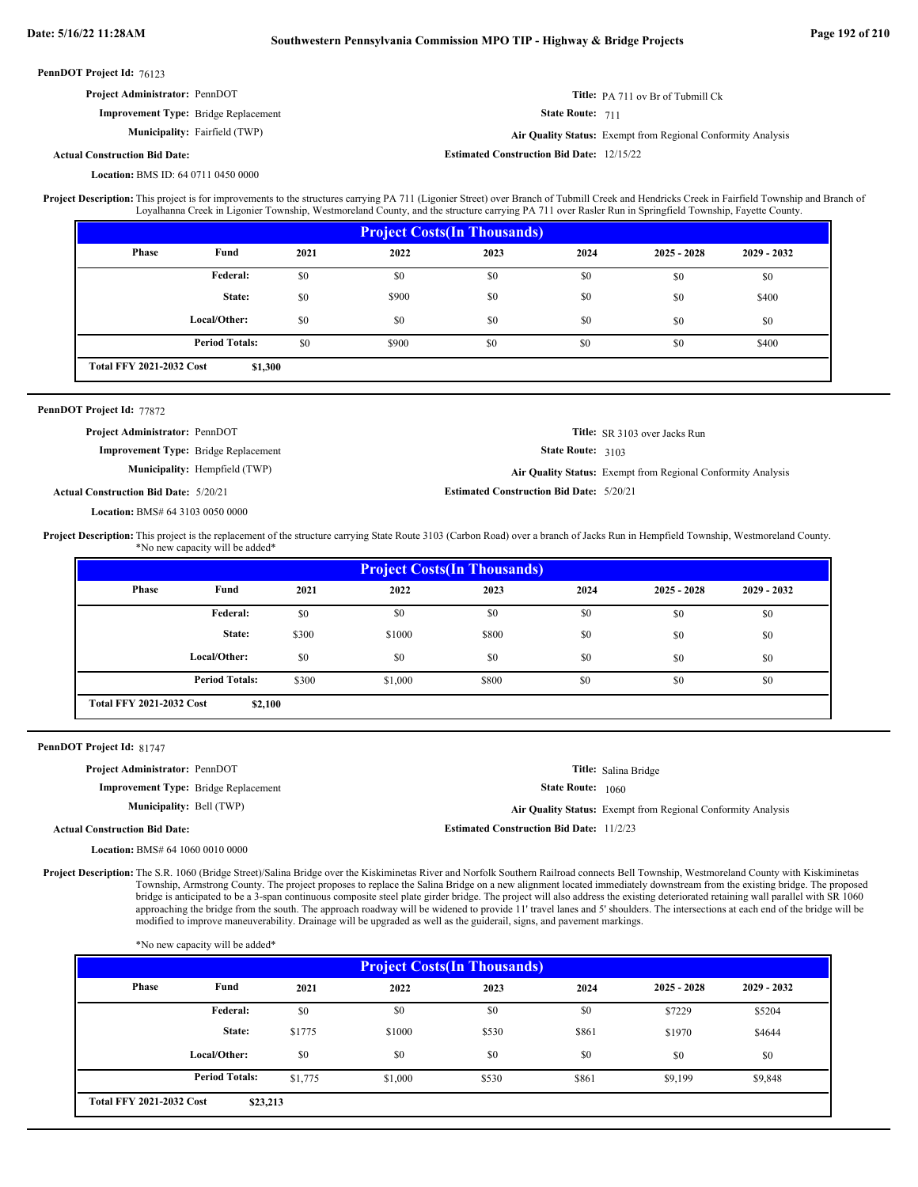**PennDOT Project Id:** 76123

**Project Administrator:** PennDOT

**Improvement Type:** Bridge Replacement

**Municipality:** Fairfield (TWP)

**Actual Construction Bid Date:**

**Location:** BMS ID: 64 0711 0450 0000

**Title:** PA 711 ov Br of Tubmill Ck

**State Route:** 711

**Air Quality Status:** Exempt from Regional Conformity Analysis

**Estimated Construction Bid Date:** 12/15/22

**Project Description:** This project is for improvements to the structures carrying PA 711 (Ligonier Street) over Branch of Tubmill Creek and Hendricks Creek in Fairfield Township and Branch of Loyalhanna Creek in Ligonier Township, Westmoreland County, and the structure carrying PA 711 over Rasler Run in Springfield Township, Fayette County.

| Project Costs(In Thousands) | | | | | | | |
|---|---|---|---|---|---|---|---|
| Phase | Fund | 2021 | 2022 | 2023 | 2024 | 2025 - 2028 | 2029 - 2032 |
| | Federal: | $0 | $0 | $0 | $0 | $0 | $0 |
| | State: | $0 | $900 | $0 | $0 | $0 | $400 |
| | Local/Other: | $0 | $0 | $0 | $0 | $0 | $0 |
| | Period Totals: | $0 | $900 | $0 | $0 | $0 | $400 |
| Total FFY 2021-2032 Cost | $1,300 | | | | | | |

---

**PennDOT Project Id:** 77872

**Project Administrator:** PennDOT

**Improvement Type:** Bridge Replacement

**Municipality:** Hempfield (TWP)

**Actual Construction Bid Date:** 5/20/21

**Location:** BMS# 64 3103 0050 0000

**Title:** SR 3103 over Jacks Run

**State Route:** 3103

**Air Quality Status:** Exempt from Regional Conformity Analysis

**Estimated Construction Bid Date:** 5/20/21

**Project Description:** This project is the replacement of the structure carrying State Route 3103 (Carbon Road) over a branch of Jacks Run in Hempfield Township, Westmoreland County.
*No new capacity will be added*

| Project Costs(In Thousands) | | | | | | | |
|---|---|---|---|---|---|---|---|
| Phase | Fund | 2021 | 2022 | 2023 | 2024 | 2025 - 2028 | 2029 - 2032 |
| | Federal: | $0 | $0 | $0 | $0 | $0 | $0 |
| | State: | $300 | $1000 | $800 | $0 | $0 | $0 |
| | Local/Other: | $0 | $0 | $0 | $0 | $0 | $0 |
| | Period Totals: | $300 | $1,000 | $800 | $0 | $0 | $0 |
| Total FFY 2021-2032 Cost | $2,100 | | | | | | |

---

**PennDOT Project Id:** 81747

**Project Administrator:** PennDOT

**Improvement Type:** Bridge Replacement

**Municipality:** Bell (TWP)

**Actual Construction Bid Date:**

**Location:** BMS# 64 1060 0010 0000

**Title:** Salina Bridge

**State Route:** 1060

**Air Quality Status:** Exempt from Regional Conformity Analysis

**Estimated Construction Bid Date:** 11/2/23

**Project Description:** The S.R. 1060 (Bridge Street)/Salina Bridge over the Kiskiminetas River and Norfolk Southern Railroad connects Bell Township, Westmoreland County with Kiskiminetas Township, Armstrong County. The project proposes to replace the Salina Bridge on a new alignment located immediately downstream from the existing bridge. The proposed bridge is anticipated to be a 3-span continuous composite steel plate girder bridge. The project will also address the existing deteriorated retaining wall parallel with SR 1060 approaching the bridge from the south. The approach roadway will be widened to provide 11' travel lanes and 5' shoulders. The intersections at each end of the bridge will be modified to improve maneuverability. Drainage will be upgraded as well as the guiderail, signs, and pavement markings.

*No new capacity will be added*

| Project Costs(In Thousands) | | | | | | | |
|---|---|---|---|---|---|---|---|
| Phase | Fund | 2021 | 2022 | 2023 | 2024 | 2025 - 2028 | 2029 - 2032 |
| | Federal: | $0 | $0 | $0 | $0 | $7229 | $5204 |
| | State: | $1775 | $1000 | $530 | $861 | $1970 | $4644 |
| | Local/Other: | $0 | $0 | $0 | $0 | $0 | $0 |
| | Period Totals: | $1,775 | $1,000 | $530 | $861 | $9,199 | $9,848 |
| Total FFY 2021-2032 Cost | $23,213 | | | | | | |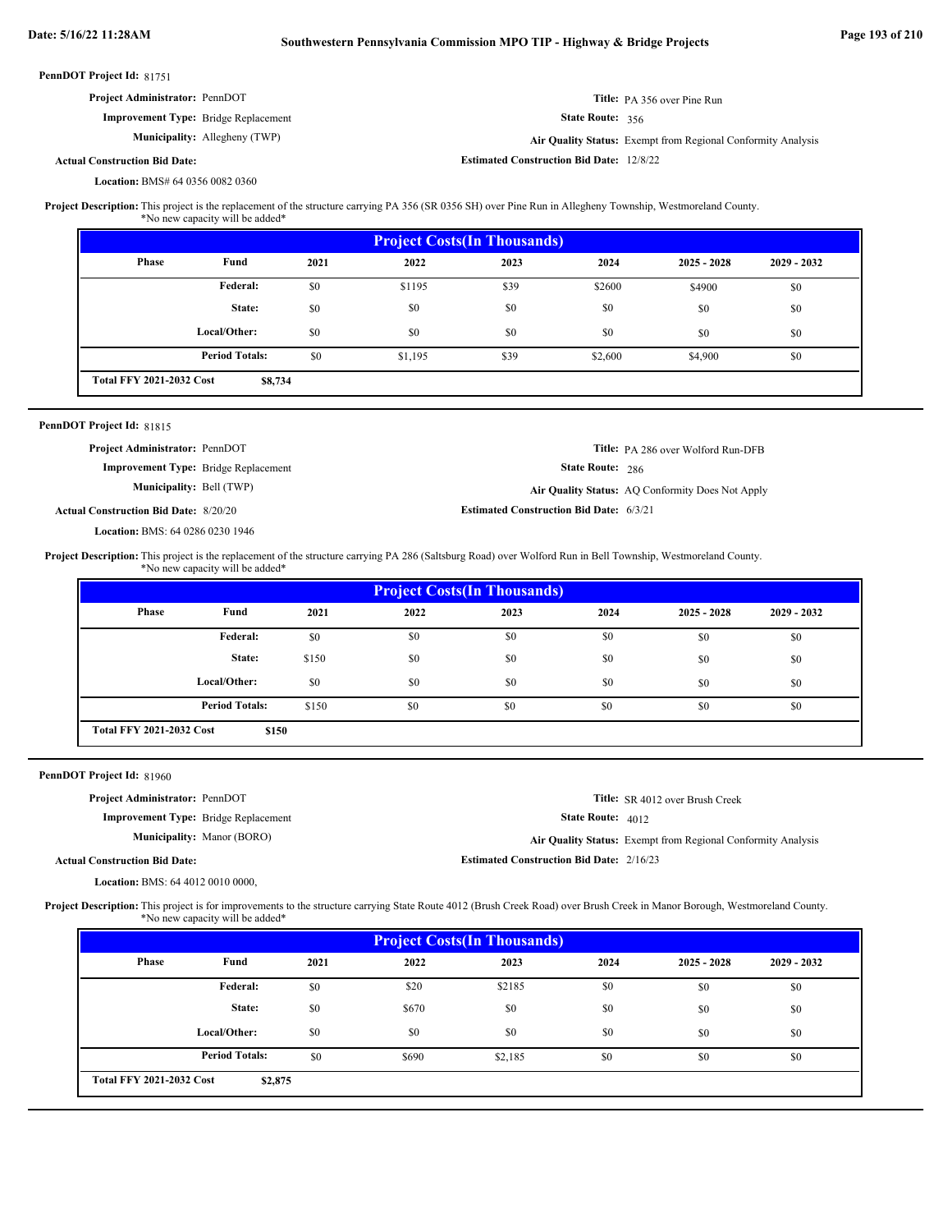**PennDOT Project Id:** 81751

**Project Administrator:** PennDOT

**Improvement Type:** Bridge Replacement

**Municipality:** Allegheny (TWP)

**Actual Construction Bid Date:**

**Location:** BMS# 64 0356 0082 0360

**Title:** PA 356 over Pine Run

**State Route:** 356

**Air Quality Status:** Exempt from Regional Conformity Analysis

**Estimated Construction Bid Date:** 12/8/22

**Project Description:** This project is the replacement of the structure carrying PA 356 (SR 0356 SH) over Pine Run in Allegheny Township, Westmoreland County. *No new capacity will be added*

| Project Costs(In Thousands) | | | | | | | |
|---|---|---|---|---|---|---|---|
| Phase | Fund | 2021 | 2022 | 2023 | 2024 | 2025 - 2028 | 2029 - 2032 |
| | Federal: | $0 | $1195 | $39 | $2600 | $4900 | $0 |
| | State: | $0 | $0 | $0 | $0 | $0 | $0 |
| | Local/Other: | $0 | $0 | $0 | $0 | $0 | $0 |
| | Period Totals: | $0 | $1,195 | $39 | $2,600 | $4,900 | $0 |
| Total FFY 2021-2032 Cost | $8,734 | | | | | | |

---

**PennDOT Project Id:** 81815

**Project Administrator:** PennDOT

**Improvement Type:** Bridge Replacement

**Municipality:** Bell (TWP)

**Actual Construction Bid Date:** 8/20/20

**Location:** BMS: 64 0286 0230 1946

**Title:** PA 286 over Wolford Run-DFB

**State Route:** 286

**Air Quality Status:** AQ Conformity Does Not Apply

**Estimated Construction Bid Date:** 6/3/21

**Project Description:** This project is the replacement of the structure carrying PA 286 (Saltsburg Road) over Wolford Run in Bell Township, Westmoreland County. *No new capacity will be added*

| Project Costs(In Thousands) | | | | | | | |
|---|---|---|---|---|---|---|---|
| Phase | Fund | 2021 | 2022 | 2023 | 2024 | 2025 - 2028 | 2029 - 2032 |
| | Federal: | $0 | $0 | $0 | $0 | $0 | $0 |
| | State: | $150 | $0 | $0 | $0 | $0 | $0 |
| | Local/Other: | $0 | $0 | $0 | $0 | $0 | $0 |
| | Period Totals: | $150 | $0 | $0 | $0 | $0 | $0 |
| Total FFY 2021-2032 Cost | $150 | | | | | | |

---

**PennDOT Project Id:** 81960

**Project Administrator:** PennDOT

**Improvement Type:** Bridge Replacement

**Municipality:** Manor (BORO)

**Actual Construction Bid Date:**

**Location:** BMS: 64 4012 0010 0000,

**Title:** SR 4012 over Brush Creek

**State Route:** 4012

**Air Quality Status:** Exempt from Regional Conformity Analysis

**Estimated Construction Bid Date:** 2/16/23

**Project Description:** This project is for improvements to the structure carrying State Route 4012 (Brush Creek Road) over Brush Creek in Manor Borough, Westmoreland County. *No new capacity will be added*

| Project Costs(In Thousands) | | | | | | | |
|---|---|---|---|---|---|---|---|
| Phase | Fund | 2021 | 2022 | 2023 | 2024 | 2025 - 2028 | 2029 - 2032 |
| | Federal: | $0 | $20 | $2185 | $0 | $0 | $0 |
| | State: | $0 | $670 | $0 | $0 | $0 | $0 |
| | Local/Other: | $0 | $0 | $0 | $0 | $0 | $0 |
| | Period Totals: | $0 | $690 | $2,185 | $0 | $0 | $0 |
| Total FFY 2021-2032 Cost | $2,875 | | | | | | |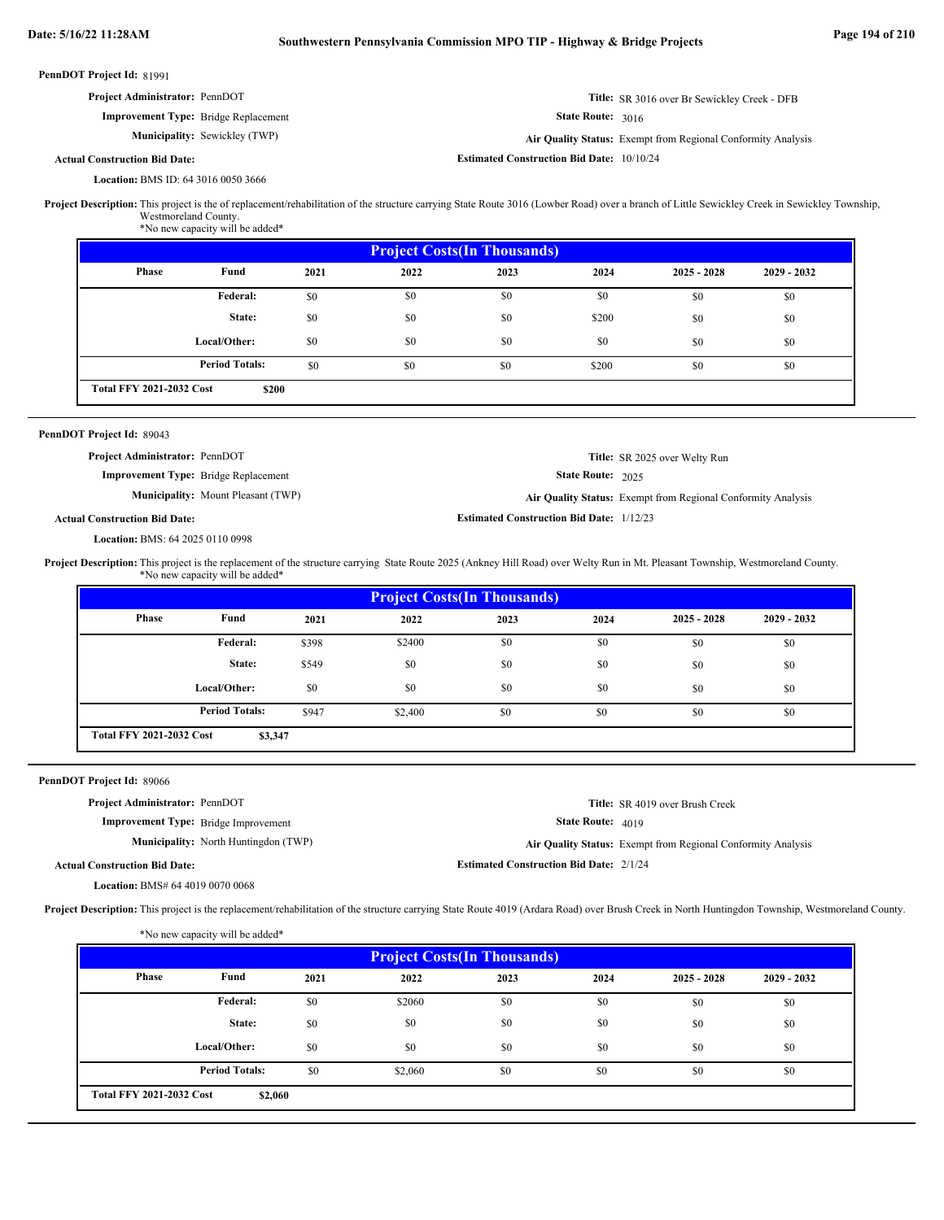**PennDOT Project Id:** 81991

**Project Administrator:** PennDOT

**Title:** SR 3016 over Br Sewickley Creek - DFB

**Improvement Type:** Bridge Replacement

**State Route:** 3016

**Municipality:** Sewickley (TWP)

**Air Quality Status:** Exempt from Regional Conformity Analysis

**Actual Construction Bid Date:**

**Estimated Construction Bid Date:** 10/10/24

**Location:** BMS ID: 64 3016 0050 3666

**Project Description:** This project is the of replacement/rehabilitation of the structure carrying State Route 3016 (Lowber Road) over a branch of Little Sewickley Creek in Sewickley Township, Westmoreland County.
*No new capacity will be added*

| Project Costs(In Thousands) | | | | | | | |
|---|---|---|---|---|---|---|---|
| Phase | Fund | 2021 | 2022 | 2023 | 2024 | 2025 - 2028 | 2029 - 2032 |
| | Federal: | $0 | $0 | $0 | $0 | $0 | $0 |
| | State: | $0 | $0 | $0 | $200 | $0 | $0 |
| | Local/Other: | $0 | $0 | $0 | $0 | $0 | $0 |
| | Period Totals: | $0 | $0 | $0 | $200 | $0 | $0 |
| Total FFY 2021-2032 Cost | $200 | | | | | | |

---

**PennDOT Project Id:** 89043

**Project Administrator:** PennDOT

**Title:** SR 2025 over Welty Run

**Improvement Type:** Bridge Replacement

**State Route:** 2025

**Municipality:** Mount Pleasant (TWP)

**Air Quality Status:** Exempt from Regional Conformity Analysis

**Actual Construction Bid Date:**

**Estimated Construction Bid Date:** 1/12/23

**Location:** BMS: 64 2025 0110 0998

**Project Description:** This project is the replacement of the structure carrying State Route 2025 (Ankney Hill Road) over Welty Run in Mt. Pleasant Township, Westmoreland County.
*No new capacity will be added*

| Project Costs(In Thousands) | | | | | | | |
|---|---|---|---|---|---|---|---|
| Phase | Fund | 2021 | 2022 | 2023 | 2024 | 2025 - 2028 | 2029 - 2032 |
| | Federal: | $398 | $2400 | $0 | $0 | $0 | $0 |
| | State: | $549 | $0 | $0 | $0 | $0 | $0 |
| | Local/Other: | $0 | $0 | $0 | $0 | $0 | $0 |
| | Period Totals: | $947 | $2,400 | $0 | $0 | $0 | $0 |
| Total FFY 2021-2032 Cost | $3,347 | | | | | | |

---

**PennDOT Project Id:** 89066

**Project Administrator:** PennDOT

**Title:** SR 4019 over Brush Creek

**Improvement Type:** Bridge Improvement

**State Route:** 4019

**Municipality:** North Huntingdon (TWP)

**Air Quality Status:** Exempt from Regional Conformity Analysis

**Actual Construction Bid Date:**

**Estimated Construction Bid Date:** 2/1/24

**Location:** BMS# 64 4019 0070 0068

**Project Description:** This project is the replacement/rehabilitation of the structure carrying State Route 4019 (Ardara Road) over Brush Creek in North Huntingdon Township, Westmoreland County.

*No new capacity will be added*

| Project Costs(In Thousands) | | | | | | | |
|---|---|---|---|---|---|---|---|
| Phase | Fund | 2021 | 2022 | 2023 | 2024 | 2025 - 2028 | 2029 - 2032 |
| | Federal: | $0 | $2060 | $0 | $0 | $0 | $0 |
| | State: | $0 | $0 | $0 | $0 | $0 | $0 |
| | Local/Other: | $0 | $0 | $0 | $0 | $0 | $0 |
| | Period Totals: | $0 | $2,060 | $0 | $0 | $0 | $0 |
| Total FFY 2021-2032 Cost | $2,060 | | | | | | |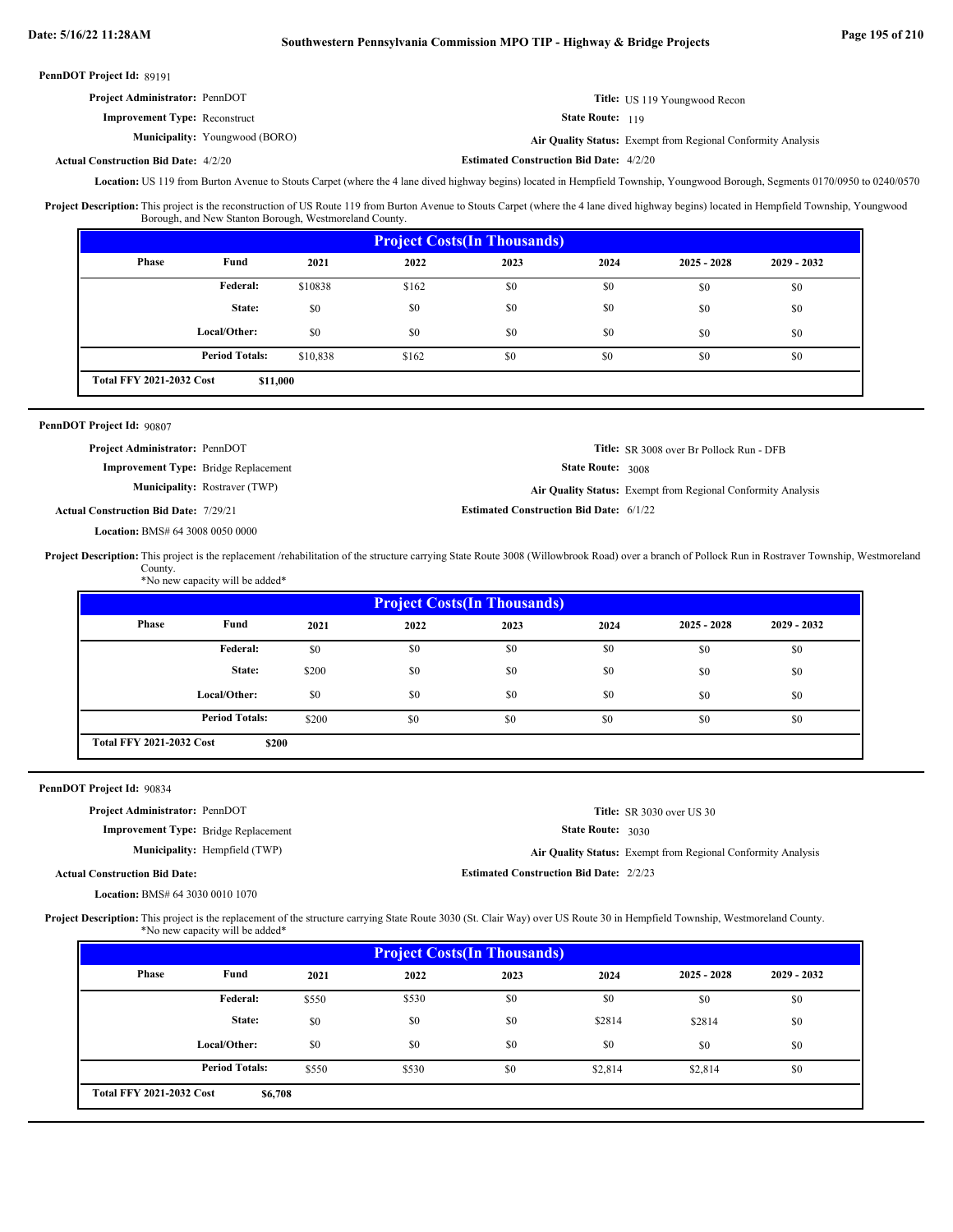**PennDOT Project Id:** 89191

**Project Administrator:** PennDOT

**Improvement Type:** Reconstruct

**Municipality:** Youngwood (BORO)

**Actual Construction Bid Date:** 4/2/20

**Title:** US 119 Youngwood Recon

**State Route:** 119

**Air Quality Status:** Exempt from Regional Conformity Analysis

**Estimated Construction Bid Date:** 4/2/20

**Location:** US 119 from Burton Avenue to Stouts Carpet (where the 4 lane dived highway begins) located in Hempfield Township, Youngwood Borough, Segments 0170/0950 to 0240/0570

**Project Description:** This project is the reconstruction of US Route 119 from Burton Avenue to Stouts Carpet (where the 4 lane dived highway begins) located in Hempfield Township, Youngwood Borough, and New Stanton Borough, Westmoreland County.

| Project Costs(In Thousands) | | | | | | | |
|---|---|---|---|---|---|---|---|
| Phase | Fund | 2021 | 2022 | 2023 | 2024 | 2025 - 2028 | 2029 - 2032 |
| | Federal: | $10838 | $162 | $0 | $0 | $0 | $0 |
| | State: | $0 | $0 | $0 | $0 | $0 | $0 |
| | Local/Other: | $0 | $0 | $0 | $0 | $0 | $0 |
| | Period Totals: | $10,838 | $162 | $0 | $0 | $0 | $0 |
| Total FFY 2021-2032 Cost | $11,000 | | | | | | |

---

**PennDOT Project Id:** 90807

**Project Administrator:** PennDOT

**Improvement Type:** Bridge Replacement

**Municipality:** Rostraver (TWP)

**Actual Construction Bid Date:** 7/29/21

**Title:** SR 3008 over Br Pollock Run - DFB

**State Route:** 3008

**Air Quality Status:** Exempt from Regional Conformity Analysis

**Estimated Construction Bid Date:** 6/1/22

**Location:** BMS# 64 3008 0050 0000

**Project Description:** This project is the replacement /rehabilitation of the structure carrying State Route 3008 (Willowbrook Road) over a branch of Pollock Run in Rostraver Township, Westmoreland County.
*No new capacity will be added*

| Project Costs(In Thousands) | | | | | | | |
|---|---|---|---|---|---|---|---|
| Phase | Fund | 2021 | 2022 | 2023 | 2024 | 2025 - 2028 | 2029 - 2032 |
| | Federal: | $0 | $0 | $0 | $0 | $0 | $0 |
| | State: | $200 | $0 | $0 | $0 | $0 | $0 |
| | Local/Other: | $0 | $0 | $0 | $0 | $0 | $0 |
| | Period Totals: | $200 | $0 | $0 | $0 | $0 | $0 |
| Total FFY 2021-2032 Cost | $200 | | | | | | |

---

**PennDOT Project Id:** 90834

**Project Administrator:** PennDOT

**Improvement Type:** Bridge Replacement

**Municipality:** Hempfield (TWP)

**Actual Construction Bid Date:**

**Title:** SR 3030 over US 30

**State Route:** 3030

**Air Quality Status:** Exempt from Regional Conformity Analysis

**Estimated Construction Bid Date:** 2/2/23

**Location:** BMS# 64 3030 0010 1070

**Project Description:** This project is the replacement of the structure carrying State Route 3030 (St. Clair Way) over US Route 30 in Hempfield Township, Westmoreland County.
*No new capacity will be added*

| Project Costs(In Thousands) | | | | | | | |
|---|---|---|---|---|---|---|---|
| Phase | Fund | 2021 | 2022 | 2023 | 2024 | 2025 - 2028 | 2029 - 2032 |
| | Federal: | $550 | $530 | $0 | $0 | $0 | $0 |
| | State: | $0 | $0 | $0 | $2814 | $2814 | $0 |
| | Local/Other: | $0 | $0 | $0 | $0 | $0 | $0 |
| | Period Totals: | $550 | $530 | $0 | $2,814 | $2,814 | $0 |
| Total FFY 2021-2032 Cost | $6,708 | | | | | | |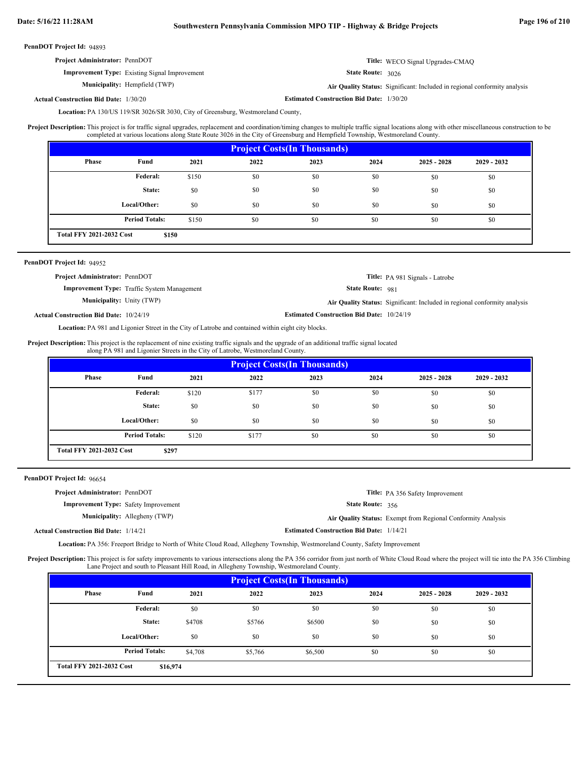**PennDOT Project Id:** 94893

**Project Administrator:** PennDOT

**Title:** WECO Signal Upgrades-CMAQ

**Improvement Type:** Existing Signal Improvement

**State Route:** 3026

**Municipality:** Hempfield (TWP)

**Air Quality Status:** Significant: Included in regional conformity analysis

**Actual Construction Bid Date:** 1/30/20

**Estimated Construction Bid Date:** 1/30/20

**Location:** PA 130/US 119/SR 3026/SR 3030, City of Greensburg, Westmoreland County,

**Project Description:** This project is for traffic signal upgrades, replacement and coordination/timing changes to multiple traffic signal locations along with other miscellaneous construction to be completed at various locations along State Route 3026 in the City of Greensburg and Hempfield Township, Westmoreland County.

| Project Costs(In Thousands) | | | | | | | |
|---|---|---|---|---|---|---|---|
| Phase | Fund | 2021 | 2022 | 2023 | 2024 | 2025 - 2028 | 2029 - 2032 |
| | Federal: | $150 | $0 | $0 | $0 | $0 | $0 |
| | State: | $0 | $0 | $0 | $0 | $0 | $0 |
| | Local/Other: | $0 | $0 | $0 | $0 | $0 | $0 |
| | Period Totals: | $150 | $0 | $0 | $0 | $0 | $0 |
| Total FFY 2021-2032 Cost | $150 | | | | | | |

---

**PennDOT Project Id:** 94952

**Project Administrator:** PennDOT

**Title:** PA 981 Signals - Latrobe

**Improvement Type:** Traffic System Management

**State Route:** 981

**Municipality:** Unity (TWP)

**Air Quality Status:** Significant: Included in regional conformity analysis

**Actual Construction Bid Date:** 10/24/19

**Estimated Construction Bid Date:** 10/24/19

**Location:** PA 981 and Ligonier Street in the City of Latrobe and contained within eight city blocks.

**Project Description:** This project is the replacement of nine existing traffic signals and the upgrade of an additional traffic signal located along PA 981 and Ligonier Streets in the City of Latrobe, Westmoreland County.

| Project Costs(In Thousands) | | | | | | | |
|---|---|---|---|---|---|---|---|
| Phase | Fund | 2021 | 2022 | 2023 | 2024 | 2025 - 2028 | 2029 - 2032 |
| | Federal: | $120 | $177 | $0 | $0 | $0 | $0 |
| | State: | $0 | $0 | $0 | $0 | $0 | $0 |
| | Local/Other: | $0 | $0 | $0 | $0 | $0 | $0 |
| | Period Totals: | $120 | $177 | $0 | $0 | $0 | $0 |
| Total FFY 2021-2032 Cost | $297 | | | | | | |

---

**PennDOT Project Id:** 96654

**Project Administrator:** PennDOT

**Title:** PA 356 Safety Improvement

**Improvement Type:** Safety Improvement

**State Route:** 356

**Municipality:** Allegheny (TWP)

**Air Quality Status:** Exempt from Regional Conformity Analysis

**Actual Construction Bid Date:** 1/14/21

**Estimated Construction Bid Date:** 1/14/21

**Location:** PA 356: Freeport Bridge to North of White Cloud Road, Allegheny Township, Westmoreland County, Safety Improvement

**Project Description:** This project is for safety improvements to various intersections along the PA 356 corridor from just north of White Cloud Road where the project will tie into the PA 356 Climbing Lane Project and south to Pleasant Hill Road, in Allegheny Township, Westmoreland County.

| Project Costs(In Thousands) | | | | | | | |
|---|---|---|---|---|---|---|---|
| Phase | Fund | 2021 | 2022 | 2023 | 2024 | 2025 - 2028 | 2029 - 2032 |
| | Federal: | $0 | $0 | $0 | $0 | $0 | $0 |
| | State: | $4708 | $5766 | $6500 | $0 | $0 | $0 |
| | Local/Other: | $0 | $0 | $0 | $0 | $0 | $0 |
| | Period Totals: | $4,708 | $5,766 | $6,500 | $0 | $0 | $0 |
| Total FFY 2021-2032 Cost | $16,974 | | | | | | |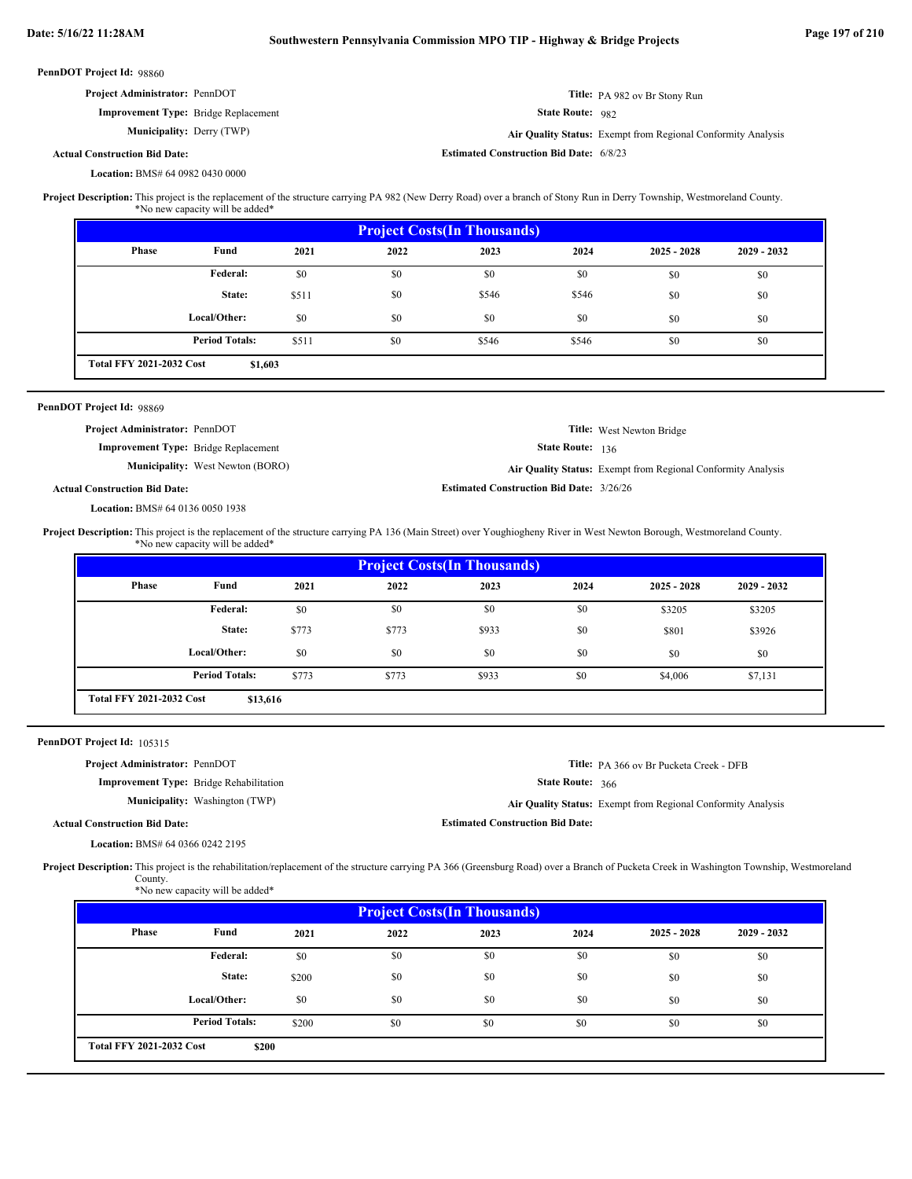**PennDOT Project Id:** 98860

**Project Administrator:** PennDOT
**Title:** PA 982 ov Br Stony Run
**Improvement Type:** Bridge Replacement
**State Route:** 982
**Municipality:** Derry (TWP)
**Air Quality Status:** Exempt from Regional Conformity Analysis
**Actual Construction Bid Date:**
**Estimated Construction Bid Date:** 6/8/23
**Location:** BMS# 64 0982 0430 0000

**Project Description:** This project is the replacement of the structure carrying PA 982 (New Derry Road) over a branch of Stony Run in Derry Township, Westmoreland County.
*No new capacity will be added*

| Phase | Fund | 2021 | 2022 | 2023 | 2024 | 2025 - 2028 | 2029 - 2032 |
|---|---|---|---|---|---|---|---|
| | Federal: | $0 | $0 | $0 | $0 | $0 | $0 |
| | State: | $511 | $0 | $546 | $546 | $0 | $0 |
| | Local/Other: | $0 | $0 | $0 | $0 | $0 | $0 |
| | Period Totals: | $511 | $0 | $546 | $546 | $0 | $0 |

**Total FFY 2021-2032 Cost** $1,603

---

**PennDOT Project Id:** 98869

**Project Administrator:** PennDOT
**Title:** West Newton Bridge
**Improvement Type:** Bridge Replacement
**State Route:** 136
**Municipality:** West Newton (BORO)
**Air Quality Status:** Exempt from Regional Conformity Analysis
**Actual Construction Bid Date:**
**Estimated Construction Bid Date:** 3/26/26
**Location:** BMS# 64 0136 0050 1938

**Project Description:** This project is the replacement of the structure carrying PA 136 (Main Street) over Youghiogheny River in West Newton Borough, Westmoreland County.
*No new capacity will be added*

| Phase | Fund | 2021 | 2022 | 2023 | 2024 | 2025 - 2028 | 2029 - 2032 |
|---|---|---|---|---|---|---|---|
| | Federal: | $0 | $0 | $0 | $0 | $3205 | $3205 |
| | State: | $773 | $773 | $933 | $0 | $801 | $3926 |
| | Local/Other: | $0 | $0 | $0 | $0 | $0 | $0 |
| | Period Totals: | $773 | $773 | $933 | $0 | $4,006 | $7,131 |

**Total FFY 2021-2032 Cost** $13,616

---

**PennDOT Project Id:** 105315

**Project Administrator:** PennDOT
**Title:** PA 366 ov Br Pucketa Creek - DFB
**Improvement Type:** Bridge Rehabilitation
**State Route:** 366
**Municipality:** Washington (TWP)
**Air Quality Status:** Exempt from Regional Conformity Analysis
**Actual Construction Bid Date:**
**Estimated Construction Bid Date:**
**Location:** BMS# 64 0366 0242 2195

**Project Description:** This project is the rehabilitation/replacement of the structure carrying PA 366 (Greensburg Road) over a Branch of Pucketa Creek in Washington Township, Westmoreland County.
*No new capacity will be added*

| Phase | Fund | 2021 | 2022 | 2023 | 2024 | 2025 - 2028 | 2029 - 2032 |
|---|---|---|---|---|---|---|---|
| | Federal: | $0 | $0 | $0 | $0 | $0 | $0 |
| | State: | $200 | $0 | $0 | $0 | $0 | $0 |
| | Local/Other: | $0 | $0 | $0 | $0 | $0 | $0 |
| | Period Totals: | $200 | $0 | $0 | $0 | $0 | $0 |

**Total FFY 2021-2032 Cost** $200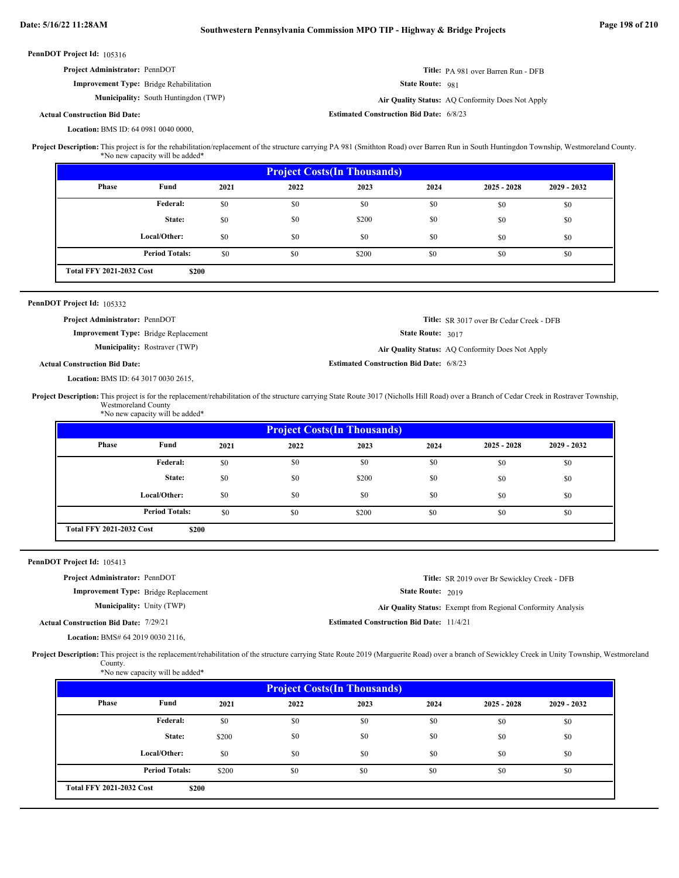**PennDOT Project Id:** 105316

**Project Administrator:** PennDOT

**Improvement Type:** Bridge Rehabilitation

**Municipality:** South Huntingdon (TWP)

**Actual Construction Bid Date:**

**Location:** BMS ID: 64 0981 0040 0000,

**Title:** PA 981 over Barren Run - DFB

**State Route:** 981

**Air Quality Status:** AQ Conformity Does Not Apply

**Estimated Construction Bid Date:** 6/8/23

**Project Description:** This project is for the rehabilitation/replacement of the structure carrying PA 981 (Smithton Road) over Barren Run in South Huntingdon Township, Westmoreland County.
*No new capacity will be added*

| Project Costs(In Thousands) | | | | | | | |
|---|---|---|---|---|---|---|---|
| Phase | Fund | 2021 | 2022 | 2023 | 2024 | 2025 - 2028 | 2029 - 2032 |
| | Federal: | $0 | $0 | $0 | $0 | $0 | $0 |
| | State: | $0 | $0 | $200 | $0 | $0 | $0 |
| | Local/Other: | $0 | $0 | $0 | $0 | $0 | $0 |
| | Period Totals: | $0 | $0 | $200 | $0 | $0 | $0 |
| Total FFY 2021-2032 Cost | $200 | | | | | | |

---

**PennDOT Project Id:** 105332

**Project Administrator:** PennDOT

**Improvement Type:** Bridge Replacement

**Municipality:** Rostraver (TWP)

**Actual Construction Bid Date:**

**Location:** BMS ID: 64 3017 0030 2615,

**Title:** SR 3017 over Br Cedar Creek - DFB

**State Route:** 3017

**Air Quality Status:** AQ Conformity Does Not Apply

**Estimated Construction Bid Date:** 6/8/23

**Project Description:** This project is for the replacement/rehabilitation of the structure carrying State Route 3017 (Nicholls Hill Road) over a Branch of Cedar Creek in Rostraver Township, Westmoreland County
*No new capacity will be added*

| Project Costs(In Thousands) | | | | | | | |
|---|---|---|---|---|---|---|---|
| Phase | Fund | 2021 | 2022 | 2023 | 2024 | 2025 - 2028 | 2029 - 2032 |
| | Federal: | $0 | $0 | $0 | $0 | $0 | $0 |
| | State: | $0 | $0 | $200 | $0 | $0 | $0 |
| | Local/Other: | $0 | $0 | $0 | $0 | $0 | $0 |
| | Period Totals: | $0 | $0 | $200 | $0 | $0 | $0 |
| Total FFY 2021-2032 Cost | $200 | | | | | | |

---

**PennDOT Project Id:** 105413

**Project Administrator:** PennDOT

**Improvement Type:** Bridge Replacement

**Municipality:** Unity (TWP)

**Actual Construction Bid Date:** 7/29/21

**Location:** BMS# 64 2019 0030 2116,

**Title:** SR 2019 over Br Sewickley Creek - DFB

**State Route:** 2019

**Air Quality Status:** Exempt from Regional Conformity Analysis

**Estimated Construction Bid Date:** 11/4/21

**Project Description:** This project is the replacement/rehabilitation of the structure carrying State Route 2019 (Marguerite Road) over a branch of Sewickley Creek in Unity Township, Westmoreland County.
*No new capacity will be added*

| Project Costs(In Thousands) | | | | | | | |
|---|---|---|---|---|---|---|---|
| Phase | Fund | 2021 | 2022 | 2023 | 2024 | 2025 - 2028 | 2029 - 2032 |
| | Federal: | $0 | $0 | $0 | $0 | $0 | $0 |
| | State: | $200 | $0 | $0 | $0 | $0 | $0 |
| | Local/Other: | $0 | $0 | $0 | $0 | $0 | $0 |
| | Period Totals: | $200 | $0 | $0 | $0 | $0 | $0 |
| Total FFY 2021-2032 Cost | $200 | | | | | | |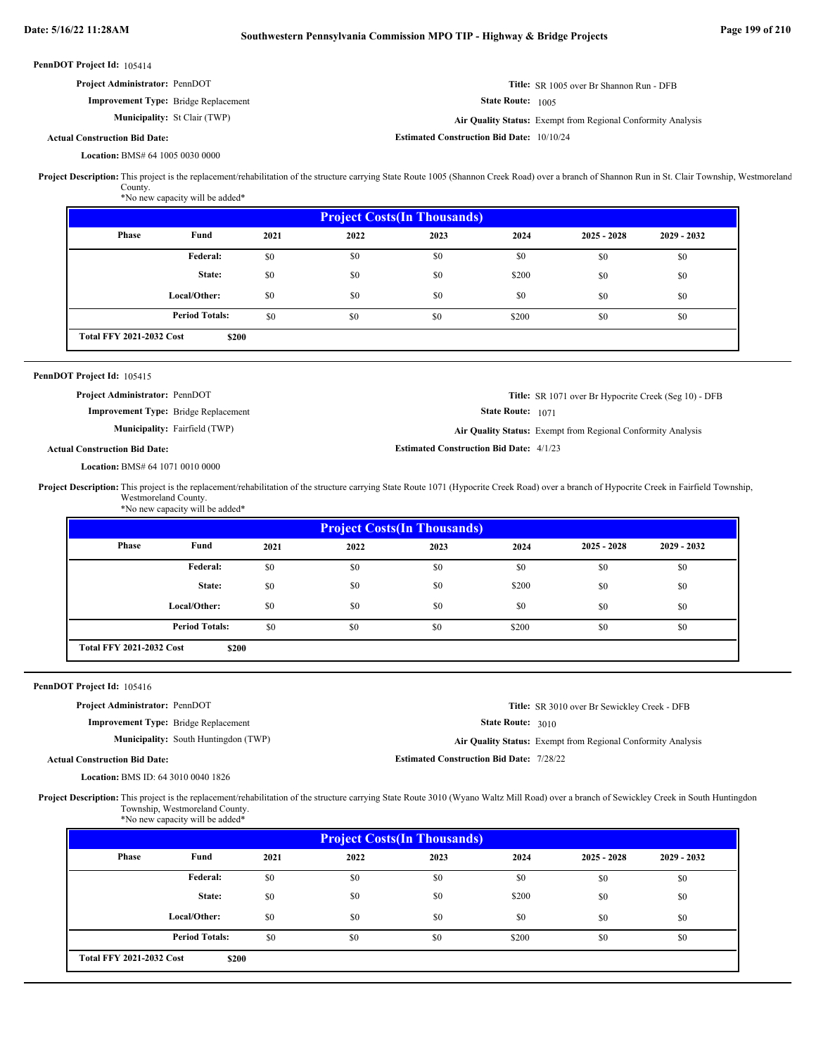**PennDOT Project Id:** 105414

**Project Administrator:** PennDOT

**Title:** SR 1005 over Br Shannon Run - DFB

**Improvement Type:** Bridge Replacement

**State Route:** 1005

**Municipality:** St Clair (TWP)

**Air Quality Status:** Exempt from Regional Conformity Analysis

**Actual Construction Bid Date:**

**Estimated Construction Bid Date:** 10/10/24

**Location:** BMS# 64 1005 0030 0000

**Project Description:** This project is the replacement/rehabilitation of the structure carrying State Route 1005 (Shannon Creek Road) over a branch of Shannon Run in St. Clair Township, Westmoreland County.
*No new capacity will be added*

| Project Costs(In Thousands) | | | | | | | |
|---|---|---|---|---|---|---|---|
| Phase | Fund | 2021 | 2022 | 2023 | 2024 | 2025 - 2028 | 2029 - 2032 |
| | Federal: | $0 | $0 | $0 | $0 | $0 | $0 |
| | State: | $0 | $0 | $0 | $200 | $0 | $0 |
| | Local/Other: | $0 | $0 | $0 | $0 | $0 | $0 |
| | Period Totals: | $0 | $0 | $0 | $200 | $0 | $0 |
| Total FFY 2021-2032 Cost | $200 | | | | | | |

---

**PennDOT Project Id:** 105415

**Project Administrator:** PennDOT

**Title:** SR 1071 over Br Hypocrite Creek (Seg 10) - DFB

**Improvement Type:** Bridge Replacement

**State Route:** 1071

**Municipality:** Fairfield (TWP)

**Air Quality Status:** Exempt from Regional Conformity Analysis

**Actual Construction Bid Date:**

**Estimated Construction Bid Date:** 4/1/23

**Location:** BMS# 64 1071 0010 0000

**Project Description:** This project is the replacement/rehabilitation of the structure carrying State Route 1071 (Hypocrite Creek Road) over a branch of Hypocrite Creek in Fairfield Township, Westmoreland County.
*No new capacity will be added*

| Project Costs(In Thousands) | | | | | | | |
|---|---|---|---|---|---|---|---|
| Phase | Fund | 2021 | 2022 | 2023 | 2024 | 2025 - 2028 | 2029 - 2032 |
| | Federal: | $0 | $0 | $0 | $0 | $0 | $0 |
| | State: | $0 | $0 | $0 | $200 | $0 | $0 |
| | Local/Other: | $0 | $0 | $0 | $0 | $0 | $0 |
| | Period Totals: | $0 | $0 | $0 | $200 | $0 | $0 |
| Total FFY 2021-2032 Cost | $200 | | | | | | |

---

**PennDOT Project Id:** 105416

**Project Administrator:** PennDOT

**Title:** SR 3010 over Br Sewickley Creek - DFB

**Improvement Type:** Bridge Replacement

**State Route:** 3010

**Municipality:** South Huntingdon (TWP)

**Air Quality Status:** Exempt from Regional Conformity Analysis

**Actual Construction Bid Date:**

**Estimated Construction Bid Date:** 7/28/22

**Location:** BMS ID: 64 3010 0040 1826

**Project Description:** This project is the replacement/rehabilitation of the structure carrying State Route 3010 (Wyano Waltz Mill Road) over a branch of Sewickley Creek in South Huntingdon Township, Westmoreland County.
*No new capacity will be added*

| Project Costs(In Thousands) | | | | | | | |
|---|---|---|---|---|---|---|---|
| Phase | Fund | 2021 | 2022 | 2023 | 2024 | 2025 - 2028 | 2029 - 2032 |
| | Federal: | $0 | $0 | $0 | $0 | $0 | $0 |
| | State: | $0 | $0 | $0 | $200 | $0 | $0 |
| | Local/Other: | $0 | $0 | $0 | $0 | $0 | $0 |
| | Period Totals: | $0 | $0 | $0 | $200 | $0 | $0 |
| Total FFY 2021-2032 Cost | $200 | | | | | | |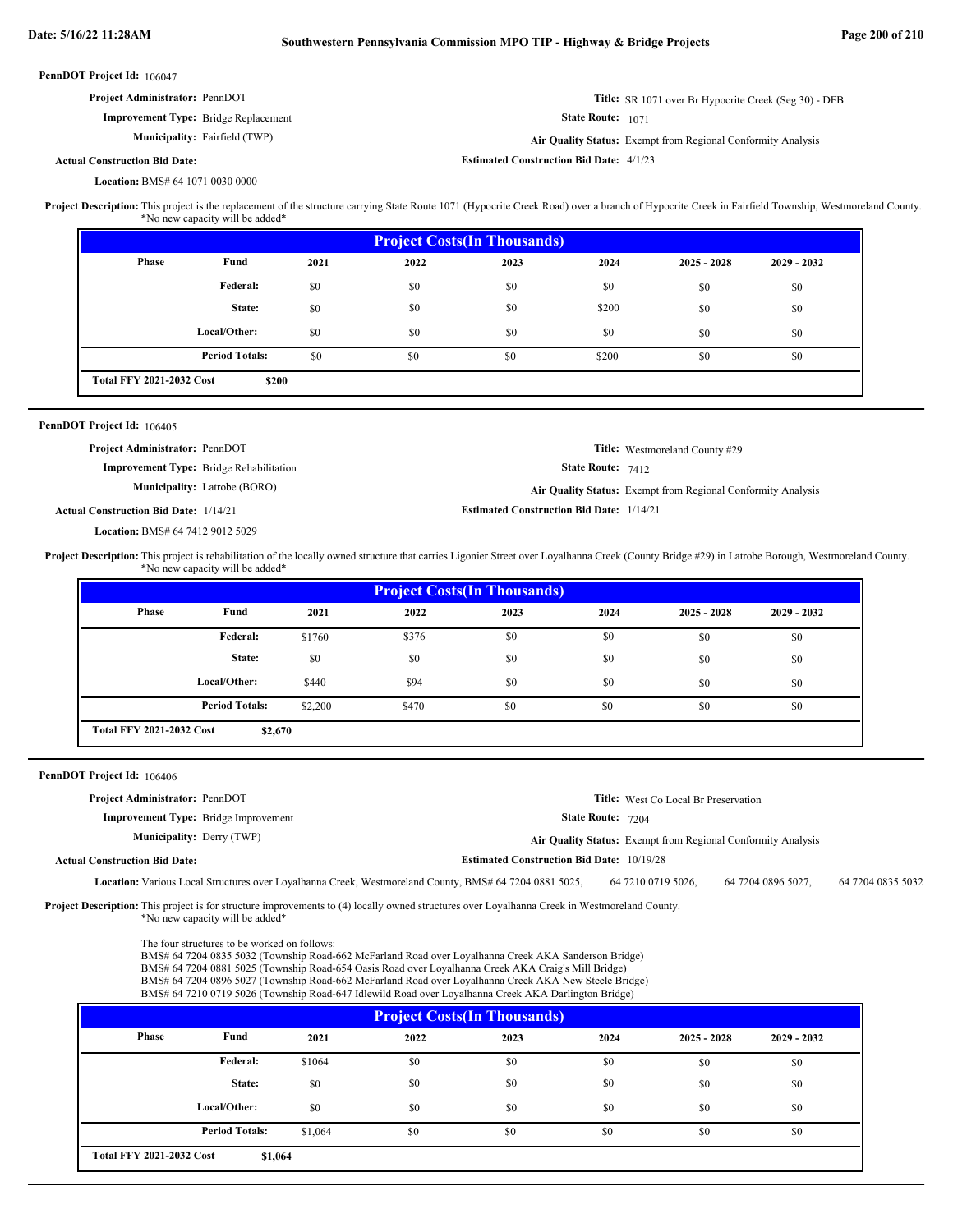**PennDOT Project Id:** 106047

**Project Administrator:** PennDOT

**Improvement Type:** Bridge Replacement

**Municipality:** Fairfield (TWP)

**Actual Construction Bid Date:**

**Location:** BMS# 64 1071 0030 0000

**Title:** SR 1071 over Br Hypocrite Creek (Seg 30) - DFB

**State Route:** 1071

**Air Quality Status:** Exempt from Regional Conformity Analysis

**Estimated Construction Bid Date:** 4/1/23

**Project Description:** This project is the replacement of the structure carrying State Route 1071 (Hypocrite Creek Road) over a branch of Hypocrite Creek in Fairfield Township, Westmoreland County. *No new capacity will be added*

| Phase | Fund | 2021 | 2022 | 2023 | 2024 | 2025 - 2028 | 2029 - 2032 |
|---|---|---|---|---|---|---|---|
| | Federal: | $0 | $0 | $0 | $0 | $0 | $0 |
| | State: | $0 | $0 | $0 | $200 | $0 | $0 |
| | Local/Other: | $0 | $0 | $0 | $0 | $0 | $0 |
| | Period Totals: | $0 | $0 | $0 | $200 | $0 | $0 |

**Total FFY 2021-2032 Cost** $200

---

**PennDOT Project Id:** 106405

**Project Administrator:** PennDOT

**Improvement Type:** Bridge Rehabilitation

**Municipality:** Latrobe (BORO)

**Actual Construction Bid Date:** 1/14/21

**Location:** BMS# 64 7412 9012 5029

**Title:** Westmoreland County #29

**State Route:** 7412

**Air Quality Status:** Exempt from Regional Conformity Analysis

**Estimated Construction Bid Date:** 1/14/21

**Project Description:** This project is rehabilitation of the locally owned structure that carries Ligonier Street over Loyalhanna Creek (County Bridge #29) in Latrobe Borough, Westmoreland County. *No new capacity will be added*

| Phase | Fund | 2021 | 2022 | 2023 | 2024 | 2025 - 2028 | 2029 - 2032 |
|---|---|---|---|---|---|---|---|
| | Federal: | $1760 | $376 | $0 | $0 | $0 | $0 |
| | State: | $0 | $0 | $0 | $0 | $0 | $0 |
| | Local/Other: | $440 | $94 | $0 | $0 | $0 | $0 |
| | Period Totals: | $2,200 | $470 | $0 | $0 | $0 | $0 |

**Total FFY 2021-2032 Cost** $2,670

---

**PennDOT Project Id:** 106406

**Project Administrator:** PennDOT

**Improvement Type:** Bridge Improvement

**Municipality:** Derry (TWP)

**Actual Construction Bid Date:**

**Location:** Various Local Structures over Loyalhanna Creek, Westmoreland County, BMS# 64 7204 0881 5025, 64 7210 0719 5026, 64 7204 0896 5027, 64 7204 0835 5032

**Title:** West Co Local Br Preservation

**State Route:** 7204

**Air Quality Status:** Exempt from Regional Conformity Analysis

**Estimated Construction Bid Date:** 10/19/28

**Project Description:** This project is for structure improvements to (4) locally owned structures over Loyalhanna Creek in Westmoreland County. *No new capacity will be added*

The four structures to be worked on follows:
BMS# 64 7204 0835 5032 (Township Road-662 McFarland Road over Loyalhanna Creek AKA Sanderson Bridge)
BMS# 64 7204 0881 5025 (Township Road-654 Oasis Road over Loyalhanna Creek AKA Craig's Mill Bridge)
BMS# 64 7204 0896 5027 (Township Road-662 McFarland Road over Loyalhanna Creek AKA New Steele Bridge)
BMS# 64 7210 0719 5026 (Township Road-647 Idlewild Road over Loyalhanna Creek AKA Darlington Bridge)

| Phase | Fund | 2021 | 2022 | 2023 | 2024 | 2025 - 2028 | 2029 - 2032 |
|---|---|---|---|---|---|---|---|
| | Federal: | $1064 | $0 | $0 | $0 | $0 | $0 |
| | State: | $0 | $0 | $0 | $0 | $0 | $0 |
| | Local/Other: | $0 | $0 | $0 | $0 | $0 | $0 |
| | Period Totals: | $1,064 | $0 | $0 | $0 | $0 | $0 |

**Total FFY 2021-2032 Cost** $1,064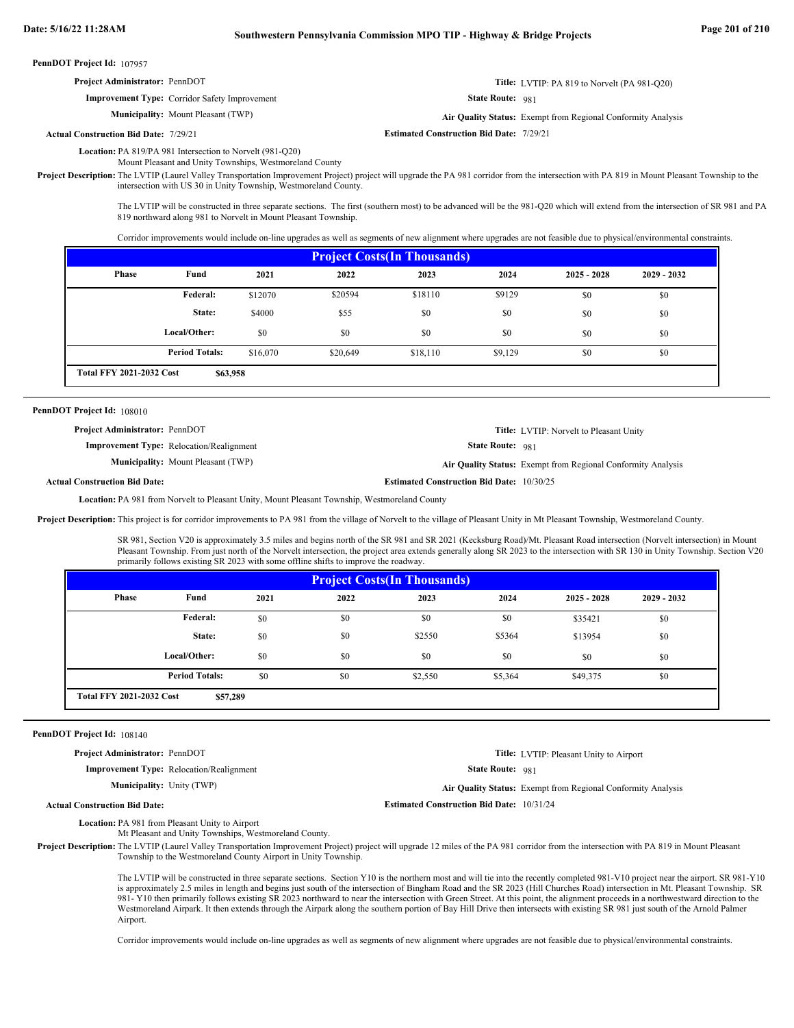**PennDOT Project Id:** 107957

**Project Administrator:** PennDOT

**Title:** LVTIP: PA 819 to Norvelt (PA 981-Q20)

**Improvement Type:** Corridor Safety Improvement

**State Route:** 981

**Municipality:** Mount Pleasant (TWP)

**Air Quality Status:** Exempt from Regional Conformity Analysis

**Actual Construction Bid Date:** 7/29/21

**Estimated Construction Bid Date:** 7/29/21

**Location:** PA 819/PA 981 Intersection to Norvelt (981-Q20)
Mount Pleasant and Unity Townships, Westmoreland County

**Project Description:** The LVTIP (Laurel Valley Transportation Improvement Project) project will upgrade the PA 981 corridor from the intersection with PA 819 in Mount Pleasant Township to the intersection with US 30 in Unity Township, Westmoreland County.

The LVTIP will be constructed in three separate sections. The first (southern most) to be advanced will be the 981-Q20 which will extend from the intersection of SR 981 and PA 819 northward along 981 to Norvelt in Mount Pleasant Township.

Corridor improvements would include on-line upgrades as well as segments of new alignment where upgrades are not feasible due to physical/environmental constraints.

**Project Costs(In Thousands)**

| Phase | Fund | 2021 | 2022 | 2023 | 2024 | 2025 - 2028 | 2029 - 2032 |
|---|---|---|---|---|---|---|---|
| | Federal: | $12070 | $20594 | $18110 | $9129 | $0 | $0 |
| | State: | $4000 | $55 | $0 | $0 | $0 | $0 |
| | Local/Other: | $0 | $0 | $0 | $0 | $0 | $0 |
| | Period Totals: | $16,070 | $20,649 | $18,110 | $9,129 | $0 | $0 |

**Total FFY 2021-2032 Cost** $63,958

---

**PennDOT Project Id:** 108010

**Project Administrator:** PennDOT

**Title:** LVTIP: Norvelt to Pleasant Unity

**Improvement Type:** Relocation/Realignment

**State Route:** 981

**Municipality:** Mount Pleasant (TWP)

**Air Quality Status:** Exempt from Regional Conformity Analysis

**Actual Construction Bid Date:**

**Estimated Construction Bid Date:** 10/30/25

**Location:** PA 981 from Norvelt to Pleasant Unity, Mount Pleasant Township, Westmoreland County

**Project Description:** This project is for corridor improvements to PA 981 from the village of Norvelt to the village of Pleasant Unity in Mt Pleasant Township, Westmoreland County.

SR 981, Section V20 is approximately 3.5 miles and begins north of the SR 981 and SR 2021 (Kecksburg Road)/Mt. Pleasant Road intersection (Norvelt intersection) in Mount Pleasant Township. From just north of the Norvelt intersection, the project area extends generally along SR 2023 to the intersection with SR 130 in Unity Township. Section V20 primarily follows existing SR 2023 with some offline shifts to improve the roadway.

**Project Costs(In Thousands)**

| Phase | Fund | 2021 | 2022 | 2023 | 2024 | 2025 - 2028 | 2029 - 2032 |
|---|---|---|---|---|---|---|---|
| | Federal: | $0 | $0 | $0 | $0 | $35421 | $0 |
| | State: | $0 | $0 | $2550 | $5364 | $13954 | $0 |
| | Local/Other: | $0 | $0 | $0 | $0 | $0 | $0 |
| | Period Totals: | $0 | $0 | $2,550 | $5,364 | $49,375 | $0 |

**Total FFY 2021-2032 Cost** $57,289

---

**PennDOT Project Id:** 108140

**Project Administrator:** PennDOT

**Title:** LVTIP: Pleasant Unity to Airport

**Improvement Type:** Relocation/Realignment

**State Route:** 981

**Municipality:** Unity (TWP)

**Air Quality Status:** Exempt from Regional Conformity Analysis

**Actual Construction Bid Date:**

**Estimated Construction Bid Date:** 10/31/24

**Location:** PA 981 from Pleasant Unity to Airport
Mt Pleasant and Unity Townships, Westmoreland County.

**Project Description:** The LVTIP (Laurel Valley Transportation Improvement Project) project will upgrade 12 miles of the PA 981 corridor from the intersection with PA 819 in Mount Pleasant Township to the Westmoreland County Airport in Unity Township.

The LVTIP will be constructed in three separate sections. Section Y10 is the northern most and will tie into the recently completed 981-V10 project near the airport. SR 981-Y10 is approximately 2.5 miles in length and begins just south of the intersection of Bingham Road and the SR 2023 (Hill Churches Road) intersection in Mt. Pleasant Township. SR 981- Y10 then primarily follows existing SR 2023 northward to near the intersection with Green Street. At this point, the alignment proceeds in a northwestward direction to the Westmoreland Airpark. It then extends through the Airpark along the southern portion of Bay Hill Drive then intersects with existing SR 981 just south of the Arnold Palmer Airport.

Corridor improvements would include on-line upgrades as well as segments of new alignment where upgrades are not feasible due to physical/environmental constraints.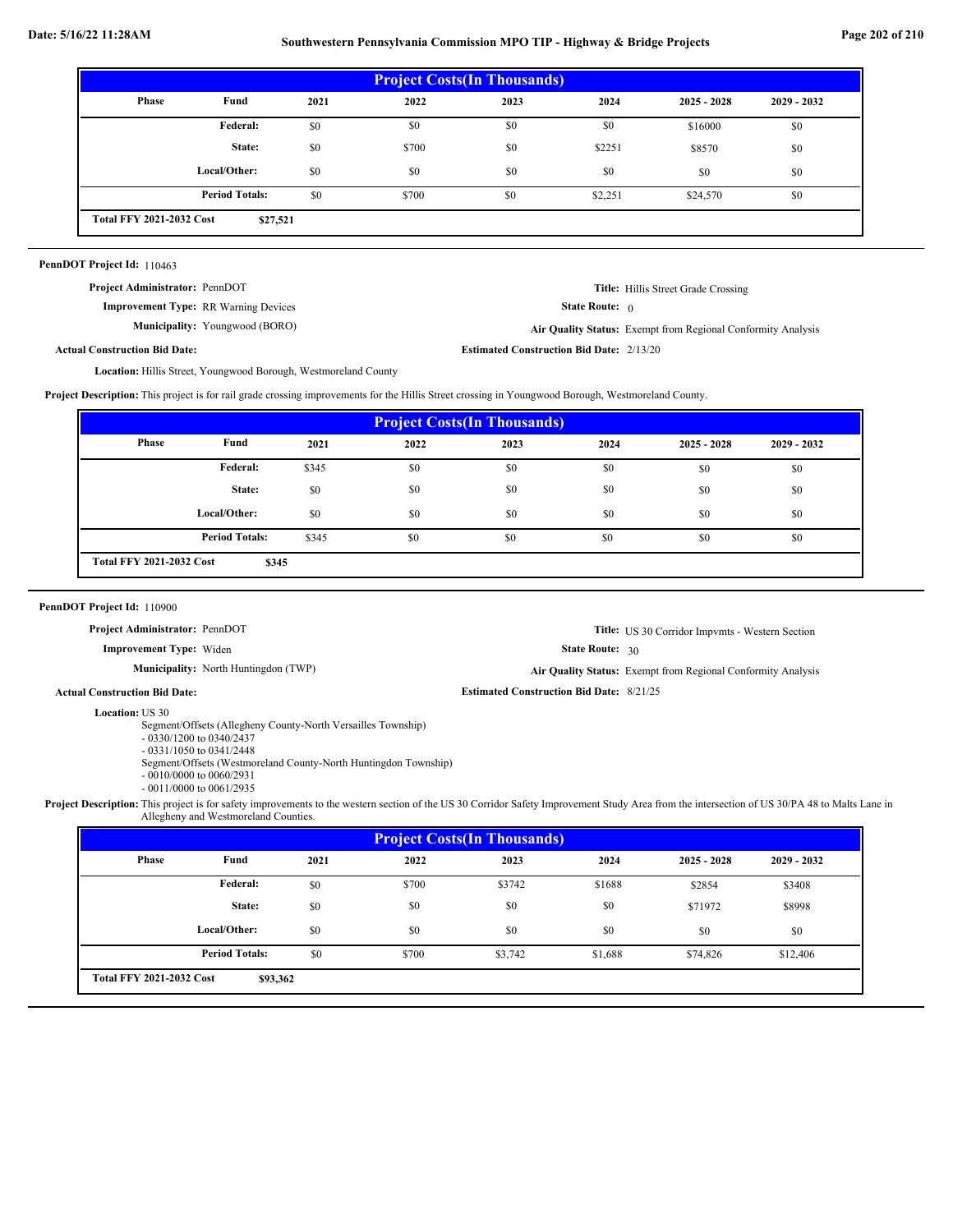| Project Costs(In Thousands) | | | | | | | |
|---|---|---|---|---|---|---|---|
| Phase | Fund | 2021 | 2022 | 2023 | 2024 | 2025 - 2028 | 2029 - 2032 |
| | Federal: | $0 | $0 | $0 | $0 | $16000 | $0 |
| | State: | $0 | $700 | $0 | $2251 | $8570 | $0 |
| | Local/Other: | $0 | $0 | $0 | $0 | $0 | $0 |
| | Period Totals: | $0 | $700 | $0 | $2,251 | $24,570 | $0 |

**Total FFY 2021-2032 Cost** $27,521

---

**PennDOT Project Id:** 110463

**Project Administrator:** PennDOT

**Title:** Hillis Street Grade Crossing

**Improvement Type:** RR Warning Devices

**State Route:** 0

**Municipality:** Youngwood (BORO)

**Air Quality Status:** Exempt from Regional Conformity Analysis

**Actual Construction Bid Date:**

**Estimated Construction Bid Date:** 2/13/20

**Location:** Hillis Street, Youngwood Borough, Westmoreland County

**Project Description:** This project is for rail grade crossing improvements for the Hillis Street crossing in Youngwood Borough, Westmoreland County.

| Project Costs(In Thousands) | | | | | | | |
|---|---|---|---|---|---|---|---|
| Phase | Fund | 2021 | 2022 | 2023 | 2024 | 2025 - 2028 | 2029 - 2032 |
| | Federal: | $345 | $0 | $0 | $0 | $0 | $0 |
| | State: | $0 | $0 | $0 | $0 | $0 | $0 |
| | Local/Other: | $0 | $0 | $0 | $0 | $0 | $0 |
| | Period Totals: | $345 | $0 | $0 | $0 | $0 | $0 |

**Total FFY 2021-2032 Cost** $345

---

**PennDOT Project Id:** 110900

**Project Administrator:** PennDOT

**Title:** US 30 Corridor Impvmts - Western Section

**Improvement Type:** Widen

**State Route:** 30

**Municipality:** North Huntingdon (TWP)

**Air Quality Status:** Exempt from Regional Conformity Analysis

**Actual Construction Bid Date:**

**Estimated Construction Bid Date:** 8/21/25

**Location:** US 30
Segment/Offsets (Allegheny County-North Versailles Township)
- 0330/1200 to 0340/2437
- 0331/1050 to 0341/2448
Segment/Offsets (Westmoreland County-North Huntingdon Township)
- 0010/0000 to 0060/2931
- 0011/0000 to 0061/2935

**Project Description:** This project is for safety improvements to the western section of the US 30 Corridor Safety Improvement Study Area from the intersection of US 30/PA 48 to Malts Lane in Allegheny and Westmoreland Counties.

| Project Costs(In Thousands) | | | | | | | |
|---|---|---|---|---|---|---|---|
| Phase | Fund | 2021 | 2022 | 2023 | 2024 | 2025 - 2028 | 2029 - 2032 |
| | Federal: | $0 | $700 | $3742 | $1688 | $2854 | $3408 |
| | State: | $0 | $0 | $0 | $0 | $71972 | $8998 |
| | Local/Other: | $0 | $0 | $0 | $0 | $0 | $0 |
| | Period Totals: | $0 | $700 | $3,742 | $1,688 | $74,826 | $12,406 |

**Total FFY 2021-2032 Cost** $93,362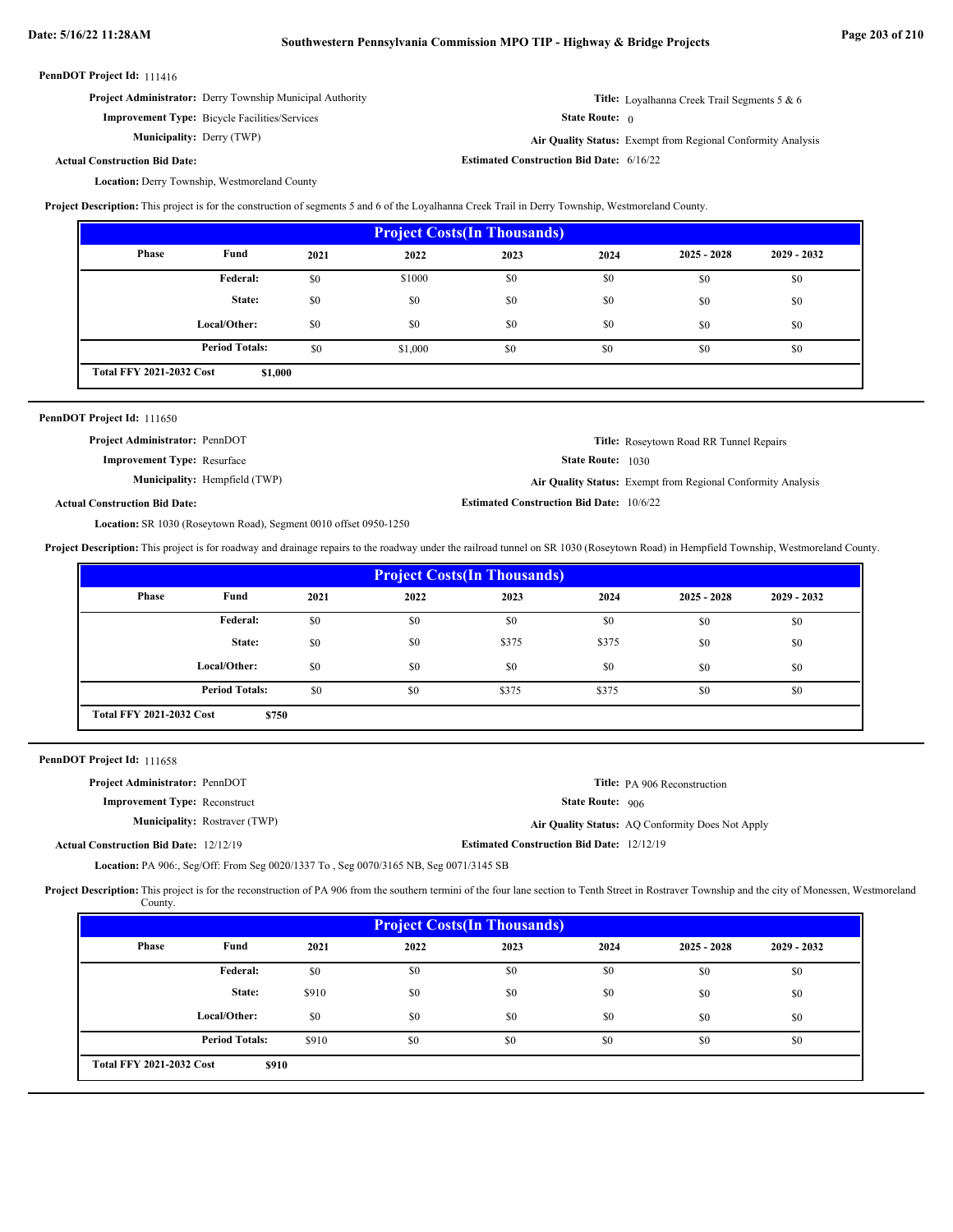**PennDOT Project Id:** 111416

**Project Administrator:** Derry Township Municipal Authority
**Title:** Loyalhanna Creek Trail Segments 5 & 6
**Improvement Type:** Bicycle Facilities/Services
**State Route:** 0
**Municipality:** Derry (TWP)
**Air Quality Status:** Exempt from Regional Conformity Analysis
**Actual Construction Bid Date:**
**Estimated Construction Bid Date:** 6/16/22
**Location:** Derry Township, Westmoreland County

**Project Description:** This project is for the construction of segments 5 and 6 of the Loyalhanna Creek Trail in Derry Township, Westmoreland County.

| Project Costs(In Thousands) | | | | | | | |
|---|---|---|---|---|---|---|---|
| Phase | Fund | 2021 | 2022 | 2023 | 2024 | 2025 - 2028 | 2029 - 2032 |
| | Federal: | $0 | $1000 | $0 | $0 | $0 | $0 |
| | State: | $0 | $0 | $0 | $0 | $0 | $0 |
| | Local/Other: | $0 | $0 | $0 | $0 | $0 | $0 |
| | Period Totals: | $0 | $1,000 | $0 | $0 | $0 | $0 |
| Total FFY 2021-2032 Cost | $1,000 | | | | | | |

---

**PennDOT Project Id:** 111650

**Project Administrator:** PennDOT
**Title:** Roseytown Road RR Tunnel Repairs
**Improvement Type:** Resurface
**State Route:** 1030
**Municipality:** Hempfield (TWP)
**Air Quality Status:** Exempt from Regional Conformity Analysis
**Actual Construction Bid Date:**
**Estimated Construction Bid Date:** 10/6/22
**Location:** SR 1030 (Roseytown Road), Segment 0010 offset 0950-1250

**Project Description:** This project is for roadway and drainage repairs to the roadway under the railroad tunnel on SR 1030 (Roseytown Road) in Hempfield Township, Westmoreland County.

| Project Costs(In Thousands) | | | | | | | |
|---|---|---|---|---|---|---|---|
| Phase | Fund | 2021 | 2022 | 2023 | 2024 | 2025 - 2028 | 2029 - 2032 |
| | Federal: | $0 | $0 | $0 | $0 | $0 | $0 |
| | State: | $0 | $0 | $375 | $375 | $0 | $0 |
| | Local/Other: | $0 | $0 | $0 | $0 | $0 | $0 |
| | Period Totals: | $0 | $0 | $375 | $375 | $0 | $0 |
| Total FFY 2021-2032 Cost | $750 | | | | | | |

---

**PennDOT Project Id:** 111658

**Project Administrator:** PennDOT
**Title:** PA 906 Reconstruction
**Improvement Type:** Reconstruct
**State Route:** 906
**Municipality:** Rostraver (TWP)
**Air Quality Status:** AQ Conformity Does Not Apply
**Actual Construction Bid Date:** 12/12/19
**Estimated Construction Bid Date:** 12/12/19
**Location:** PA 906:, Seg/Off: From Seg 0020/1337 To , Seg 0070/3165 NB, Seg 0071/3145 SB

**Project Description:** This project is for the reconstruction of PA 906 from the southern termini of the four lane section to Tenth Street in Rostraver Township and the city of Monessen, Westmoreland County.

| Project Costs(In Thousands) | | | | | | | |
|---|---|---|---|---|---|---|---|
| Phase | Fund | 2021 | 2022 | 2023 | 2024 | 2025 - 2028 | 2029 - 2032 |
| | Federal: | $0 | $0 | $0 | $0 | $0 | $0 |
| | State: | $910 | $0 | $0 | $0 | $0 | $0 |
| | Local/Other: | $0 | $0 | $0 | $0 | $0 | $0 |
| | Period Totals: | $910 | $0 | $0 | $0 | $0 | $0 |
| Total FFY 2021-2032 Cost | $910 | | | | | | |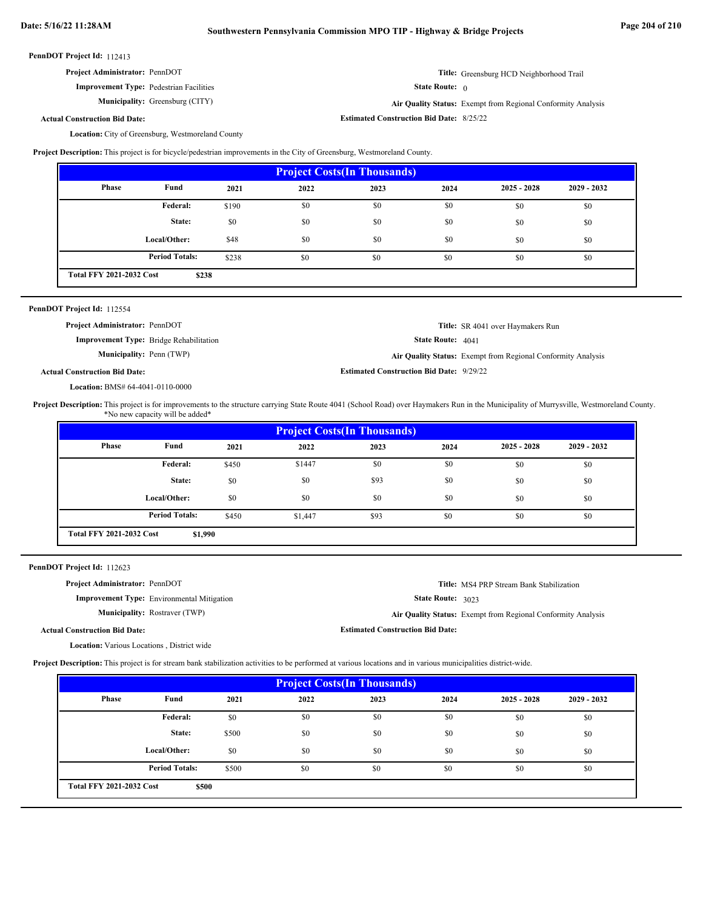**PennDOT Project Id:** 112413

**Project Administrator:** PennDOT

**Improvement Type:** Pedestrian Facilities

**Municipality:** Greensburg (CITY)

**Actual Construction Bid Date:**

**Location:** City of Greensburg, Westmoreland County

**Title:** Greensburg HCD Neighborhood Trail

**State Route:** 0

**Air Quality Status:** Exempt from Regional Conformity Analysis

**Estimated Construction Bid Date:** 8/25/22

**Project Description:** This project is for bicycle/pedestrian improvements in the City of Greensburg, Westmoreland County.

| Project Costs(In Thousands) | | | | | | | |
|---|---|---|---|---|---|---|---|
| Phase | Fund | 2021 | 2022 | 2023 | 2024 | 2025 - 2028 | 2029 - 2032 |
| | Federal: | $190 | $0 | $0 | $0 | $0 | $0 |
| | State: | $0 | $0 | $0 | $0 | $0 | $0 |
| | Local/Other: | $48 | $0 | $0 | $0 | $0 | $0 |
| | Period Totals: | $238 | $0 | $0 | $0 | $0 | $0 |
| Total FFY 2021-2032 Cost | $238 | | | | | | |

---

**PennDOT Project Id:** 112554

**Project Administrator:** PennDOT

**Improvement Type:** Bridge Rehabilitation

**Municipality:** Penn (TWP)

**Actual Construction Bid Date:**

**Location:** BMS# 64-4041-0110-0000

**Title:** SR 4041 over Haymakers Run

**State Route:** 4041

**Air Quality Status:** Exempt from Regional Conformity Analysis

**Estimated Construction Bid Date:** 9/29/22

**Project Description:** This project is for improvements to the structure carrying State Route 4041 (School Road) over Haymakers Run in the Municipality of Murrysville, Westmoreland County. *No new capacity will be added*

| Project Costs(In Thousands) | | | | | | | |
|---|---|---|---|---|---|---|---|
| Phase | Fund | 2021 | 2022 | 2023 | 2024 | 2025 - 2028 | 2029 - 2032 |
| | Federal: | $450 | $1447 | $0 | $0 | $0 | $0 |
| | State: | $0 | $0 | $93 | $0 | $0 | $0 |
| | Local/Other: | $0 | $0 | $0 | $0 | $0 | $0 |
| | Period Totals: | $450 | $1,447 | $93 | $0 | $0 | $0 |
| Total FFY 2021-2032 Cost | $1,990 | | | | | | |

---

**PennDOT Project Id:** 112623

**Project Administrator:** PennDOT

**Improvement Type:** Environmental Mitigation

**Municipality:** Rostraver (TWP)

**Actual Construction Bid Date:**

**Location:** Various Locations , District wide

**Title:** MS4 PRP Stream Bank Stabilization

**State Route:** 3023

**Air Quality Status:** Exempt from Regional Conformity Analysis

**Estimated Construction Bid Date:**

**Project Description:** This project is for stream bank stabilization activities to be performed at various locations and in various municipalities district-wide.

| Project Costs(In Thousands) | | | | | | | |
|---|---|---|---|---|---|---|---|
| Phase | Fund | 2021 | 2022 | 2023 | 2024 | 2025 - 2028 | 2029 - 2032 |
| | Federal: | $0 | $0 | $0 | $0 | $0 | $0 |
| | State: | $500 | $0 | $0 | $0 | $0 | $0 |
| | Local/Other: | $0 | $0 | $0 | $0 | $0 | $0 |
| | Period Totals: | $500 | $0 | $0 | $0 | $0 | $0 |
| Total FFY 2021-2032 Cost | $500 | | | | | | |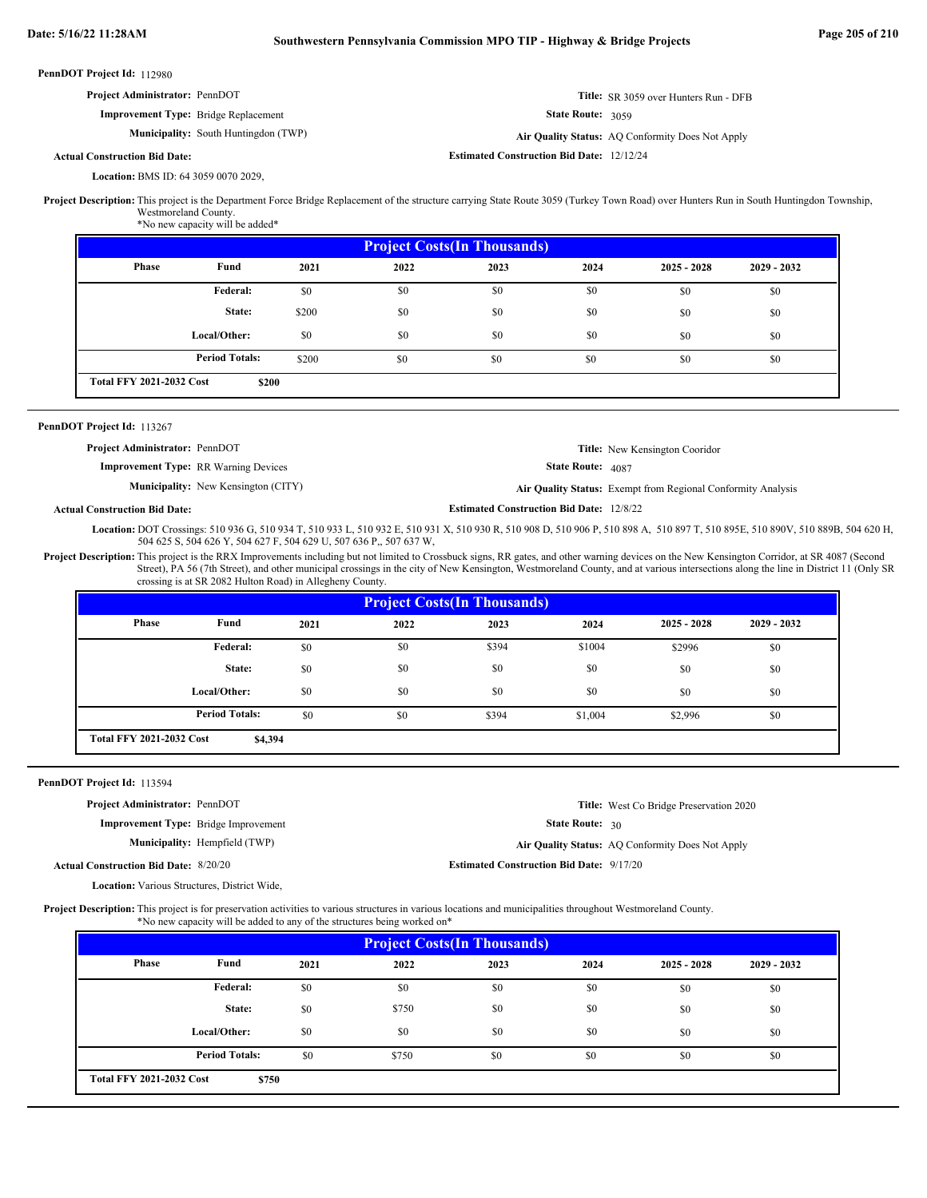**PennDOT Project Id:** 112980

**Project Administrator:** PennDOT

**Title:** SR 3059 over Hunters Run - DFB

**Improvement Type:** Bridge Replacement

**State Route:** 3059

**Municipality:** South Huntingdon (TWP)

**Air Quality Status:** AQ Conformity Does Not Apply

**Actual Construction Bid Date:**

**Estimated Construction Bid Date:** 12/12/24

**Location:** BMS ID: 64 3059 0070 2029,

**Project Description:** This project is the Department Force Bridge Replacement of the structure carrying State Route 3059 (Turkey Town Road) over Hunters Run in South Huntingdon Township, Westmoreland County.
*No new capacity will be added*

| Project Costs(In Thousands) | | | | | | | |
|---|---|---|---|---|---|---|---|
| Phase | Fund | 2021 | 2022 | 2023 | 2024 | 2025 - 2028 | 2029 - 2032 |
| | Federal: | $0 | $0 | $0 | $0 | $0 | $0 |
| | State: | $200 | $0 | $0 | $0 | $0 | $0 |
| | Local/Other: | $0 | $0 | $0 | $0 | $0 | $0 |
| | Period Totals: | $200 | $0 | $0 | $0 | $0 | $0 |
| Total FFY 2021-2032 Cost | $200 | | | | | | |

**PennDOT Project Id:** 113267

**Project Administrator:** PennDOT

**Title:** New Kensington Cooridor

**Improvement Type:** RR Warning Devices

**State Route:** 4087

**Municipality:** New Kensington (CITY)

**Air Quality Status:** Exempt from Regional Conformity Analysis

**Actual Construction Bid Date:**

**Estimated Construction Bid Date:** 12/8/22

**Location:** DOT Crossings: 510 936 G, 510 934 T, 510 933 L, 510 932 E, 510 931 X, 510 930 R, 510 908 D, 510 906 P, 510 898 A, 510 897 T, 510 895E, 510 890V, 510 889B, 504 620 H, 504 625 S, 504 626 Y, 504 627 F, 504 629 U, 507 636 P,, 507 637 W,

**Project Description:** This project is the RRX Improvements including but not limited to Crossbuck signs, RR gates, and other warning devices on the New Kensington Corridor, at SR 4087 (Second Street), PA 56 (7th Street), and other municipal crossings in the city of New Kensington, Westmoreland County, and at various intersections along the line in District 11 (Only SR crossing is at SR 2082 Hulton Road) in Allegheny County.

| Project Costs(In Thousands) | | | | | | | |
|---|---|---|---|---|---|---|---|
| Phase | Fund | 2021 | 2022 | 2023 | 2024 | 2025 - 2028 | 2029 - 2032 |
| | Federal: | $0 | $0 | $394 | $1004 | $2996 | $0 |
| | State: | $0 | $0 | $0 | $0 | $0 | $0 |
| | Local/Other: | $0 | $0 | $0 | $0 | $0 | $0 |
| | Period Totals: | $0 | $0 | $394 | $1,004 | $2,996 | $0 |
| Total FFY 2021-2032 Cost | $4,394 | | | | | | |

**PennDOT Project Id:** 113594

**Project Administrator:** PennDOT

**Title:** West Co Bridge Preservation 2020

**Improvement Type:** Bridge Improvement

**State Route:** 30

**Municipality:** Hempfield (TWP)

**Air Quality Status:** AQ Conformity Does Not Apply

**Actual Construction Bid Date:** 8/20/20

**Estimated Construction Bid Date:** 9/17/20

**Location:** Various Structures, District Wide,

**Project Description:** This project is for preservation activities to various structures in various locations and municipalities throughout Westmoreland County.
*No new capacity will be added to any of the structures being worked on*

| Project Costs(In Thousands) | | | | | | | |
|---|---|---|---|---|---|---|---|
| Phase | Fund | 2021 | 2022 | 2023 | 2024 | 2025 - 2028 | 2029 - 2032 |
| | Federal: | $0 | $0 | $0 | $0 | $0 | $0 |
| | State: | $0 | $750 | $0 | $0 | $0 | $0 |
| | Local/Other: | $0 | $0 | $0 | $0 | $0 | $0 |
| | Period Totals: | $0 | $750 | $0 | $0 | $0 | $0 |
| Total FFY 2021-2032 Cost | $750 | | | | | | |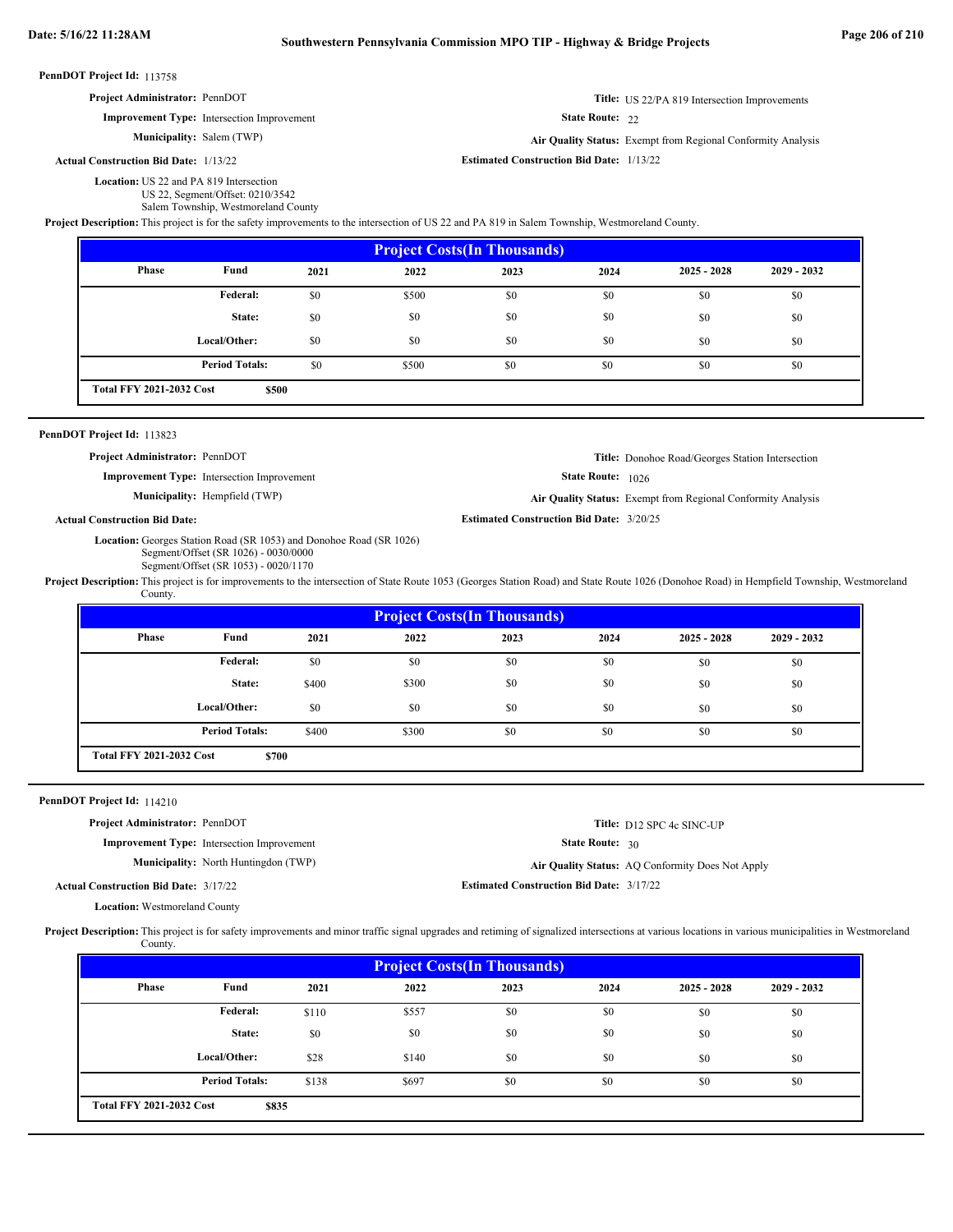**PennDOT Project Id:** 113758

**Project Administrator:** PennDOT

**Title:** US 22/PA 819 Intersection Improvements

**Improvement Type:** Intersection Improvement

**State Route:** 22

**Municipality:** Salem (TWP)

**Air Quality Status:** Exempt from Regional Conformity Analysis

**Actual Construction Bid Date:** 1/13/22

**Estimated Construction Bid Date:** 1/13/22

**Location:** US 22 and PA 819 Intersection
US 22, Segment/Offset: 0210/3542
Salem Township, Westmoreland County

**Project Description:** This project is for the safety improvements to the intersection of US 22 and PA 819 in Salem Township, Westmoreland County.

| Project Costs(In Thousands) | | | | | | | |
|---|---|---|---|---|---|---|---|
| Phase | Fund | 2021 | 2022 | 2023 | 2024 | 2025 - 2028 | 2029 - 2032 |
| | Federal: | $0 | $500 | $0 | $0 | $0 | $0 |
| | State: | $0 | $0 | $0 | $0 | $0 | $0 |
| | Local/Other: | $0 | $0 | $0 | $0 | $0 | $0 |
| | Period Totals: | $0 | $500 | $0 | $0 | $0 | $0 |
| Total FFY 2021-2032 Cost | $500 | | | | | | |

---

**PennDOT Project Id:** 113823

**Project Administrator:** PennDOT

**Title:** Donohoe Road/Georges Station Intersection

**Improvement Type:** Intersection Improvement

**State Route:** 1026

**Municipality:** Hempfield (TWP)

**Air Quality Status:** Exempt from Regional Conformity Analysis

**Actual Construction Bid Date:**

**Estimated Construction Bid Date:** 3/20/25

**Location:** Georges Station Road (SR 1053) and Donohoe Road (SR 1026)
Segment/Offset (SR 1026) - 0030/0000
Segment/Offset (SR 1053) - 0020/1170

**Project Description:** This project is for improvements to the intersection of State Route 1053 (Georges Station Road) and State Route 1026 (Donohoe Road) in Hempfield Township, Westmoreland County.

| Project Costs(In Thousands) | | | | | | | |
|---|---|---|---|---|---|---|---|
| Phase | Fund | 2021 | 2022 | 2023 | 2024 | 2025 - 2028 | 2029 - 2032 |
| | Federal: | $0 | $0 | $0 | $0 | $0 | $0 |
| | State: | $400 | $300 | $0 | $0 | $0 | $0 |
| | Local/Other: | $0 | $0 | $0 | $0 | $0 | $0 |
| | Period Totals: | $400 | $300 | $0 | $0 | $0 | $0 |
| Total FFY 2021-2032 Cost | $700 | | | | | | |

---

**PennDOT Project Id:** 114210

**Project Administrator:** PennDOT

**Title:** D12 SPC 4c SINC-UP

**Improvement Type:** Intersection Improvement

**State Route:** 30

**Municipality:** North Huntingdon (TWP)

**Air Quality Status:** AQ Conformity Does Not Apply

**Actual Construction Bid Date:** 3/17/22

**Estimated Construction Bid Date:** 3/17/22

**Location:** Westmoreland County

**Project Description:** This project is for safety improvements and minor traffic signal upgrades and retiming of signalized intersections at various locations in various municipalities in Westmoreland County.

| Project Costs(In Thousands) | | | | | | | |
|---|---|---|---|---|---|---|---|
| Phase | Fund | 2021 | 2022 | 2023 | 2024 | 2025 - 2028 | 2029 - 2032 |
| | Federal: | $110 | $557 | $0 | $0 | $0 | $0 |
| | State: | $0 | $0 | $0 | $0 | $0 | $0 |
| | Local/Other: | $28 | $140 | $0 | $0 | $0 | $0 |
| | Period Totals: | $138 | $697 | $0 | $0 | $0 | $0 |
| Total FFY 2021-2032 Cost | $835 | | | | | | |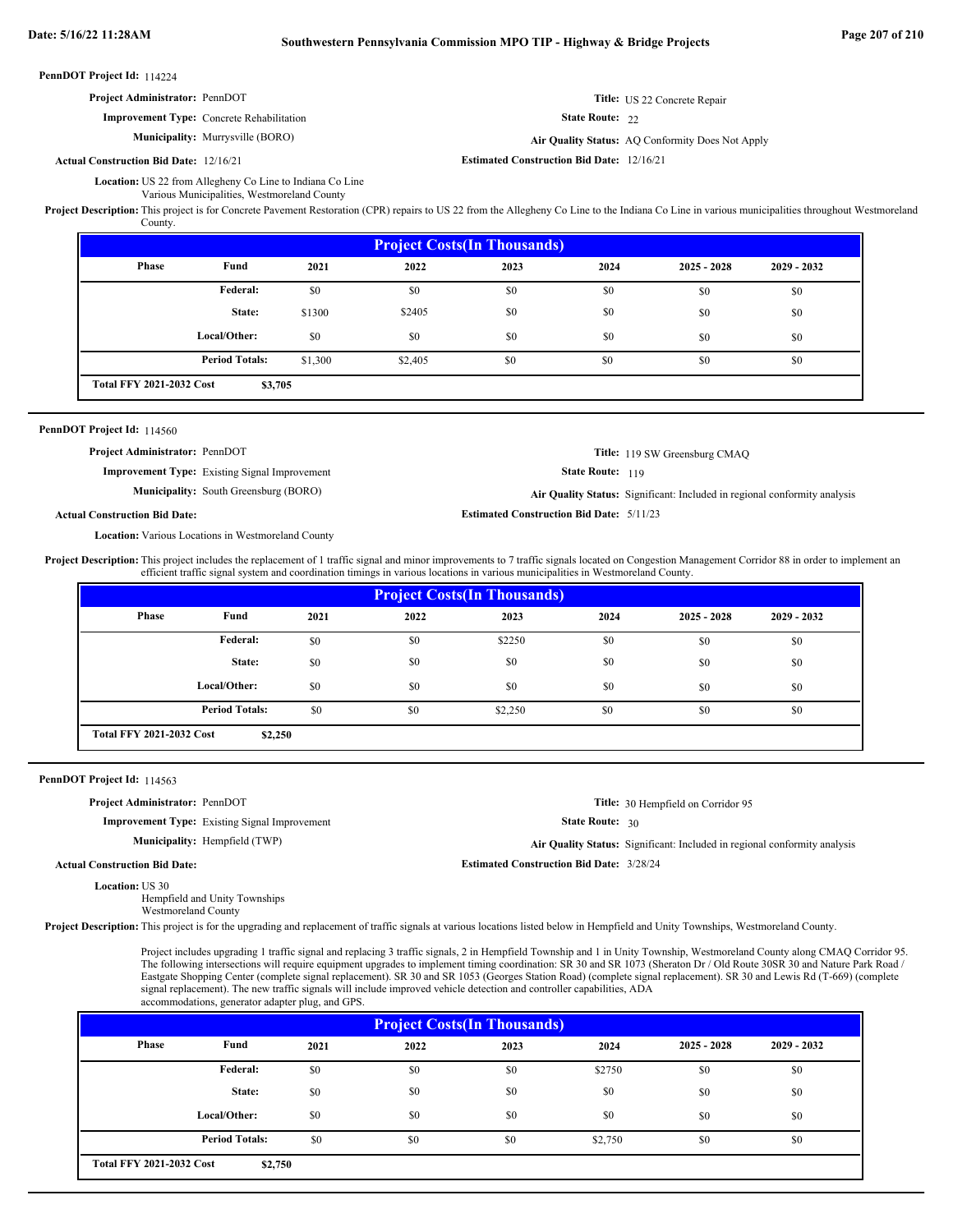**PennDOT Project Id:** 114224

**Project Administrator:** PennDOT

**Title:** US 22 Concrete Repair

**Improvement Type:** Concrete Rehabilitation

**State Route:** 22

**Municipality:** Murrysville (BORO)

**Air Quality Status:** AQ Conformity Does Not Apply

**Actual Construction Bid Date:** 12/16/21

**Estimated Construction Bid Date:** 12/16/21

**Location:** US 22 from Allegheny Co Line to Indiana Co Line
Various Municipalities, Westmoreland County

**Project Description:** This project is for Concrete Pavement Restoration (CPR) repairs to US 22 from the Allegheny Co Line to the Indiana Co Line in various municipalities throughout Westmoreland County.

**Project Costs(In Thousands)**

| Phase | Fund | 2021 | 2022 | 2023 | 2024 | 2025 - 2028 | 2029 - 2032 |
|---|---|---|---|---|---|---|---|
| | Federal: | $0 | $0 | $0 | $0 | $0 | $0 |
| | State: | $1300 | $2405 | $0 | $0 | $0 | $0 |
| | Local/Other: | $0 | $0 | $0 | $0 | $0 | $0 |
| | Period Totals: | $1,300 | $2,405 | $0 | $0 | $0 | $0 |
| Total FFY 2021-2032 Cost | $3,705 | | | | | | |

---

**PennDOT Project Id:** 114560

**Project Administrator:** PennDOT

**Title:** 119 SW Greensburg CMAQ

**Improvement Type:** Existing Signal Improvement

**State Route:** 119

**Municipality:** South Greensburg (BORO)

**Air Quality Status:** Significant: Included in regional conformity analysis

**Actual Construction Bid Date:**

**Estimated Construction Bid Date:** 5/11/23

**Location:** Various Locations in Westmoreland County

**Project Description:** This project includes the replacement of 1 traffic signal and minor improvements to 7 traffic signals located on Congestion Management Corridor 88 in order to implement an efficient traffic signal system and coordination timings in various locations in various municipalities in Westmoreland County.

**Project Costs(In Thousands)**

| Phase | Fund | 2021 | 2022 | 2023 | 2024 | 2025 - 2028 | 2029 - 2032 |
|---|---|---|---|---|---|---|---|
| | Federal: | $0 | $0 | $2250 | $0 | $0 | $0 |
| | State: | $0 | $0 | $0 | $0 | $0 | $0 |
| | Local/Other: | $0 | $0 | $0 | $0 | $0 | $0 |
| | Period Totals: | $0 | $0 | $2,250 | $0 | $0 | $0 |
| Total FFY 2021-2032 Cost | $2,250 | | | | | | |

---

**PennDOT Project Id:** 114563

**Project Administrator:** PennDOT

**Title:** 30 Hempfield on Corridor 95

**Improvement Type:** Existing Signal Improvement

**State Route:** 30

**Municipality:** Hempfield (TWP)

**Air Quality Status:** Significant: Included in regional conformity analysis

**Actual Construction Bid Date:**

**Estimated Construction Bid Date:** 3/28/24

**Location:** US 30
Hempfield and Unity Townships
Westmoreland County

**Project Description:** This project is for the upgrading and replacement of traffic signals at various locations listed below in Hempfield and Unity Townships, Westmoreland County.

Project includes upgrading 1 traffic signal and replacing 3 traffic signals, 2 in Hempfield Township and 1 in Unity Township, Westmoreland County along CMAQ Corridor 95. The following intersections will require equipment upgrades to implement timing coordination: SR 30 and SR 1073 (Sheraton Dr / Old Route 30SR 30 and Nature Park Road / Eastgate Shopping Center (complete signal replacement). SR 30 and SR 1053 (Georges Station Road) (complete signal replacement). SR 30 and Lewis Rd (T-669) (complete signal replacement). The new traffic signals will include improved vehicle detection and controller capabilities, ADA accommodations, generator adapter plug, and GPS.

**Project Costs(In Thousands)**

| Phase | Fund | 2021 | 2022 | 2023 | 2024 | 2025 - 2028 | 2029 - 2032 |
|---|---|---|---|---|---|---|---|
| | Federal: | $0 | $0 | $0 | $2750 | $0 | $0 |
| | State: | $0 | $0 | $0 | $0 | $0 | $0 |
| | Local/Other: | $0 | $0 | $0 | $0 | $0 | $0 |
| | Period Totals: | $0 | $0 | $0 | $2,750 | $0 | $0 |
| Total FFY 2021-2032 Cost | $2,750 | | | | | | |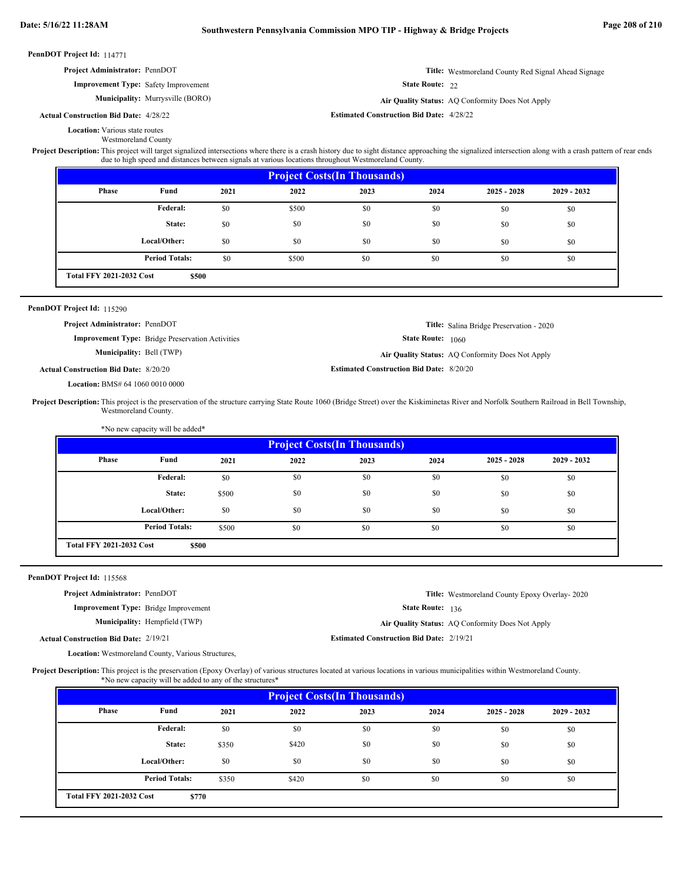**PennDOT Project Id:** 114771

**Project Administrator:** PennDOT

**Title:** Westmoreland County Red Signal Ahead Signage

**Improvement Type:** Safety Improvement

**State Route:** 22

**Municipality:** Murrysville (BORO)

**Air Quality Status:** AQ Conformity Does Not Apply

**Actual Construction Bid Date:** 4/28/22

**Estimated Construction Bid Date:** 4/28/22

**Location:** Various state routes
Westmoreland County

**Project Description:** This project will target signalized intersections where there is a crash history due to sight distance approaching the signalized intersection along with a crash pattern of rear ends due to high speed and distances between signals at various locations throughout Westmoreland County.

| Project Costs(In Thousands) | | | | | | | |
|---|---|---|---|---|---|---|---|
| Phase | Fund | 2021 | 2022 | 2023 | 2024 | 2025 - 2028 | 2029 - 2032 |
| | Federal: | $0 | $500 | $0 | $0 | $0 | $0 |
| | State: | $0 | $0 | $0 | $0 | $0 | $0 |
| | Local/Other: | $0 | $0 | $0 | $0 | $0 | $0 |
| | Period Totals: | $0 | $500 | $0 | $0 | $0 | $0 |
| Total FFY 2021-2032 Cost | $500 | | | | | | |

---

**PennDOT Project Id:** 115290

**Project Administrator:** PennDOT

**Title:** Salina Bridge Preservation - 2020

**Improvement Type:** Bridge Preservation Activities

**State Route:** 1060

**Municipality:** Bell (TWP)

**Air Quality Status:** AQ Conformity Does Not Apply

**Actual Construction Bid Date:** 8/20/20

**Estimated Construction Bid Date:** 8/20/20

**Location:** BMS# 64 1060 0010 0000

**Project Description:** This project is the preservation of the structure carrying State Route 1060 (Bridge Street) over the Kiskiminetas River and Norfolk Southern Railroad in Bell Township, Westmoreland County.

*No new capacity will be added*

| Project Costs(In Thousands) | | | | | | | |
|---|---|---|---|---|---|---|---|
| Phase | Fund | 2021 | 2022 | 2023 | 2024 | 2025 - 2028 | 2029 - 2032 |
| | Federal: | $0 | $0 | $0 | $0 | $0 | $0 |
| | State: | $500 | $0 | $0 | $0 | $0 | $0 |
| | Local/Other: | $0 | $0 | $0 | $0 | $0 | $0 |
| | Period Totals: | $500 | $0 | $0 | $0 | $0 | $0 |
| Total FFY 2021-2032 Cost | $500 | | | | | | |

---

**PennDOT Project Id:** 115568

**Project Administrator:** PennDOT

**Title:** Westmoreland County Epoxy Overlay- 2020

**Improvement Type:** Bridge Improvement

**State Route:** 136

**Municipality:** Hempfield (TWP)

**Air Quality Status:** AQ Conformity Does Not Apply

**Actual Construction Bid Date:** 2/19/21

**Estimated Construction Bid Date:** 2/19/21

**Location:** Westmoreland County, Various Structures,

**Project Description:** This project is the preservation (Epoxy Overlay) of various structures located at various locations in various municipalities within Westmoreland County.
*No new capacity will be added to any of the structures*

| Project Costs(In Thousands) | | | | | | | |
|---|---|---|---|---|---|---|---|
| Phase | Fund | 2021 | 2022 | 2023 | 2024 | 2025 - 2028 | 2029 - 2032 |
| | Federal: | $0 | $0 | $0 | $0 | $0 | $0 |
| | State: | $350 | $420 | $0 | $0 | $0 | $0 |
| | Local/Other: | $0 | $0 | $0 | $0 | $0 | $0 |
| | Period Totals: | $350 | $420 | $0 | $0 | $0 | $0 |
| Total FFY 2021-2032 Cost | $770 | | | | | | |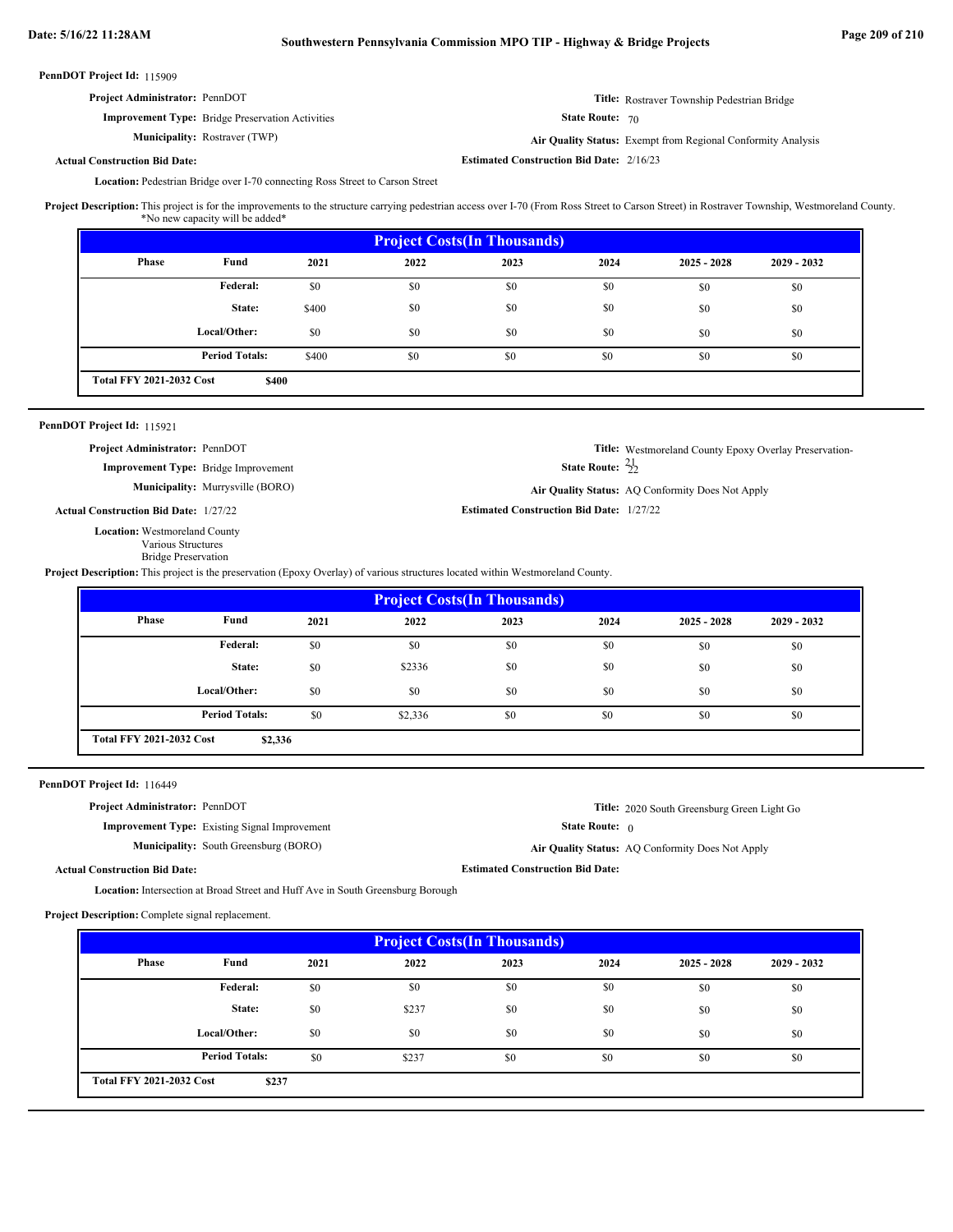**PennDOT Project Id:** 115909

**Project Administrator:** PennDOT

**Title:** Rostraver Township Pedestrian Bridge

**Improvement Type:** Bridge Preservation Activities

**State Route:** 70

**Municipality:** Rostraver (TWP)

**Air Quality Status:** Exempt from Regional Conformity Analysis

**Actual Construction Bid Date:**

**Estimated Construction Bid Date:** 2/16/23

**Location:** Pedestrian Bridge over I-70 connecting Ross Street to Carson Street

**Project Description:** This project is for the improvements to the structure carrying pedestrian access over I-70 (From Ross Street to Carson Street) in Rostraver Township, Westmoreland County. *No new capacity will be added*

| Project Costs(In Thousands) | | | | | | | |
|---|---|---|---|---|---|---|---|
| Phase | Fund | 2021 | 2022 | 2023 | 2024 | 2025 - 2028 | 2029 - 2032 |
| | Federal: | $0 | $0 | $0 | $0 | $0 | $0 |
| | State: | $400 | $0 | $0 | $0 | $0 | $0 |
| | Local/Other: | $0 | $0 | $0 | $0 | $0 | $0 |
| | Period Totals: | $400 | $0 | $0 | $0 | $0 | $0 |
| Total FFY 2021-2032 Cost | $400 | | | | | | |

---

**PennDOT Project Id:** 115921

**Project Administrator:** PennDOT

**Title:** Westmoreland County Epoxy Overlay Preservation-21/22

**Improvement Type:** Bridge Improvement

**State Route:**

**Municipality:** Murrysville (BORO)

**Air Quality Status:** AQ Conformity Does Not Apply

**Actual Construction Bid Date:** 1/27/22

**Estimated Construction Bid Date:** 1/27/22

**Location:** Westmoreland County
Various Structures
Bridge Preservation

**Project Description:** This project is the preservation (Epoxy Overlay) of various structures located within Westmoreland County.

| Project Costs(In Thousands) | | | | | | | |
|---|---|---|---|---|---|---|---|
| Phase | Fund | 2021 | 2022 | 2023 | 2024 | 2025 - 2028 | 2029 - 2032 |
| | Federal: | $0 | $0 | $0 | $0 | $0 | $0 |
| | State: | $0 | $2336 | $0 | $0 | $0 | $0 |
| | Local/Other: | $0 | $0 | $0 | $0 | $0 | $0 |
| | Period Totals: | $0 | $2,336 | $0 | $0 | $0 | $0 |
| Total FFY 2021-2032 Cost | $2,336 | | | | | | |

---

**PennDOT Project Id:** 116449

**Project Administrator:** PennDOT

**Title:** 2020 South Greensburg Green Light Go

**Improvement Type:** Existing Signal Improvement

**State Route:** 0

**Municipality:** South Greensburg (BORO)

**Air Quality Status:** AQ Conformity Does Not Apply

**Actual Construction Bid Date:**

**Estimated Construction Bid Date:**

**Location:** Intersection at Broad Street and Huff Ave in South Greensburg Borough

**Project Description:** Complete signal replacement.

| Project Costs(In Thousands) | | | | | | | |
|---|---|---|---|---|---|---|---|
| Phase | Fund | 2021 | 2022 | 2023 | 2024 | 2025 - 2028 | 2029 - 2032 |
| | Federal: | $0 | $0 | $0 | $0 | $0 | $0 |
| | State: | $0 | $237 | $0 | $0 | $0 | $0 |
| | Local/Other: | $0 | $0 | $0 | $0 | $0 | $0 |
| | Period Totals: | $0 | $237 | $0 | $0 | $0 | $0 |
| Total FFY 2021-2032 Cost | $237 | | | | | | |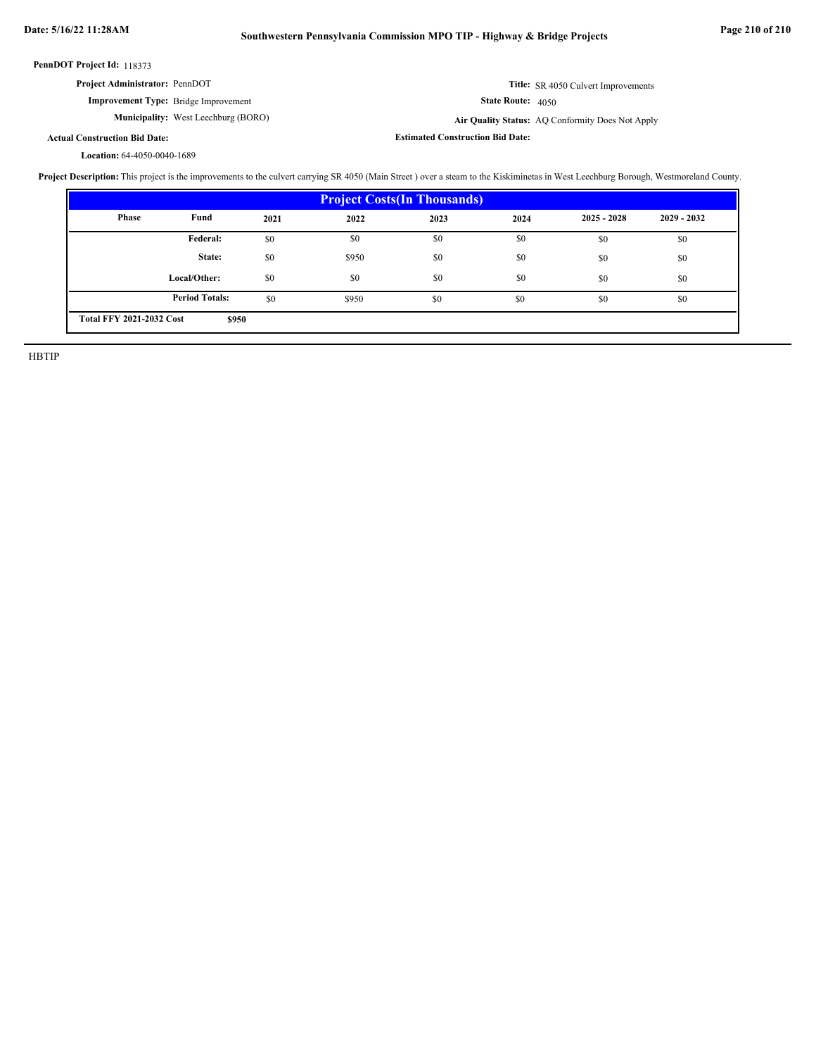**PennDOT Project Id:** 118373

**Project Administrator:** PennDOT

**Title:** SR 4050 Culvert Improvements

**Improvement Type:** Bridge Improvement

**State Route:** 4050

**Municipality:** West Leechburg (BORO)

**Air Quality Status:** AQ Conformity Does Not Apply

**Actual Construction Bid Date:**

**Estimated Construction Bid Date:**

**Location:** 64-4050-0040-1689

**Project Description:** This project is the improvements to the culvert carrying SR 4050 (Main Street ) over a steam to the Kiskiminetas in West Leechburg Borough, Westmoreland County.

| Project Costs(In Thousands) | | | | | | | |
|---|---|---|---|---|---|---|---|
| Phase | Fund | 2021 | 2022 | 2023 | 2024 | 2025 - 2028 | 2029 - 2032 |
| | Federal: | $0 | $0 | $0 | $0 | $0 | $0 |
| | State: | $0 | $950 | $0 | $0 | $0 | $0 |
| | Local/Other: | $0 | $0 | $0 | $0 | $0 | $0 |
| | Period Totals: | $0 | $950 | $0 | $0 | $0 | $0 |
| Total FFY 2021-2032 Cost | $950 | | | | | | |

HBTIP